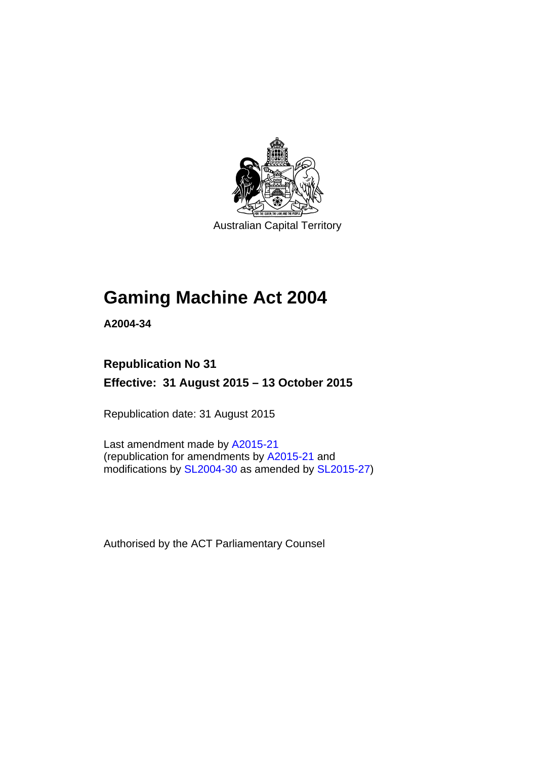Australian Capital Territory

# Gaming Machine Act 2004

**A2004-34**

## Republication No 31

**Effective: 31 August 2015 – 13 October 2015**

Republication date: 31 August 2015

Last amendment made by A2015-21
(republication for amendments by A2015-21 and modifications by SL2004-30 as amended by SL2015-27)

Authorised by the ACT Parliamentary Counsel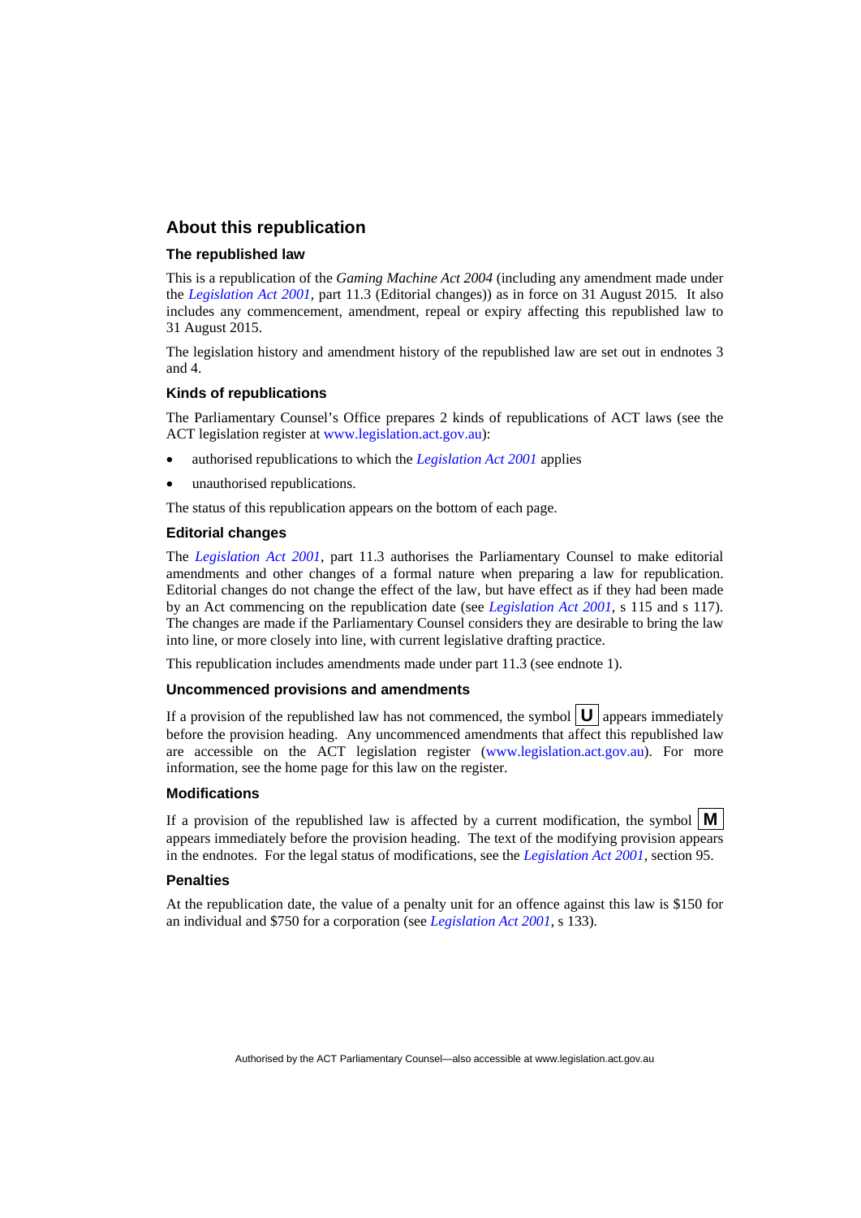## About this republication

### The republished law

This is a republication of the *Gaming Machine Act 2004* (including any amendment made under the *Legislation Act 2001*, part 11.3 (Editorial changes)) as in force on 31 August 2015*.* It also includes any commencement, amendment, repeal or expiry affecting this republished law to 31 August 2015.

The legislation history and amendment history of the republished law are set out in endnotes 3 and 4.

### Kinds of republications

The Parliamentary Counsel's Office prepares 2 kinds of republications of ACT laws (see the ACT legislation register at www.legislation.act.gov.au):

- authorised republications to which the *Legislation Act 2001* applies
- unauthorised republications.

The status of this republication appears on the bottom of each page.

### Editorial changes

The *Legislation Act 2001*, part 11.3 authorises the Parliamentary Counsel to make editorial amendments and other changes of a formal nature when preparing a law for republication. Editorial changes do not change the effect of the law, but have effect as if they had been made by an Act commencing on the republication date (see *Legislation Act 2001*, s 115 and s 117). The changes are made if the Parliamentary Counsel considers they are desirable to bring the law into line, or more closely into line, with current legislative drafting practice.

This republication includes amendments made under part 11.3 (see endnote 1).

### Uncommenced provisions and amendments

If a provision of the republished law has not commenced, the symbol **U** appears immediately before the provision heading. Any uncommenced amendments that affect this republished law are accessible on the ACT legislation register (www.legislation.act.gov.au). For more information, see the home page for this law on the register.

### Modifications

If a provision of the republished law is affected by a current modification, the symbol **M** appears immediately before the provision heading. The text of the modifying provision appears in the endnotes. For the legal status of modifications, see the *Legislation Act 2001*, section 95.

### Penalties

At the republication date, the value of a penalty unit for an offence against this law is $150 for an individual and $750 for a corporation (see *Legislation Act 2001*, s 133).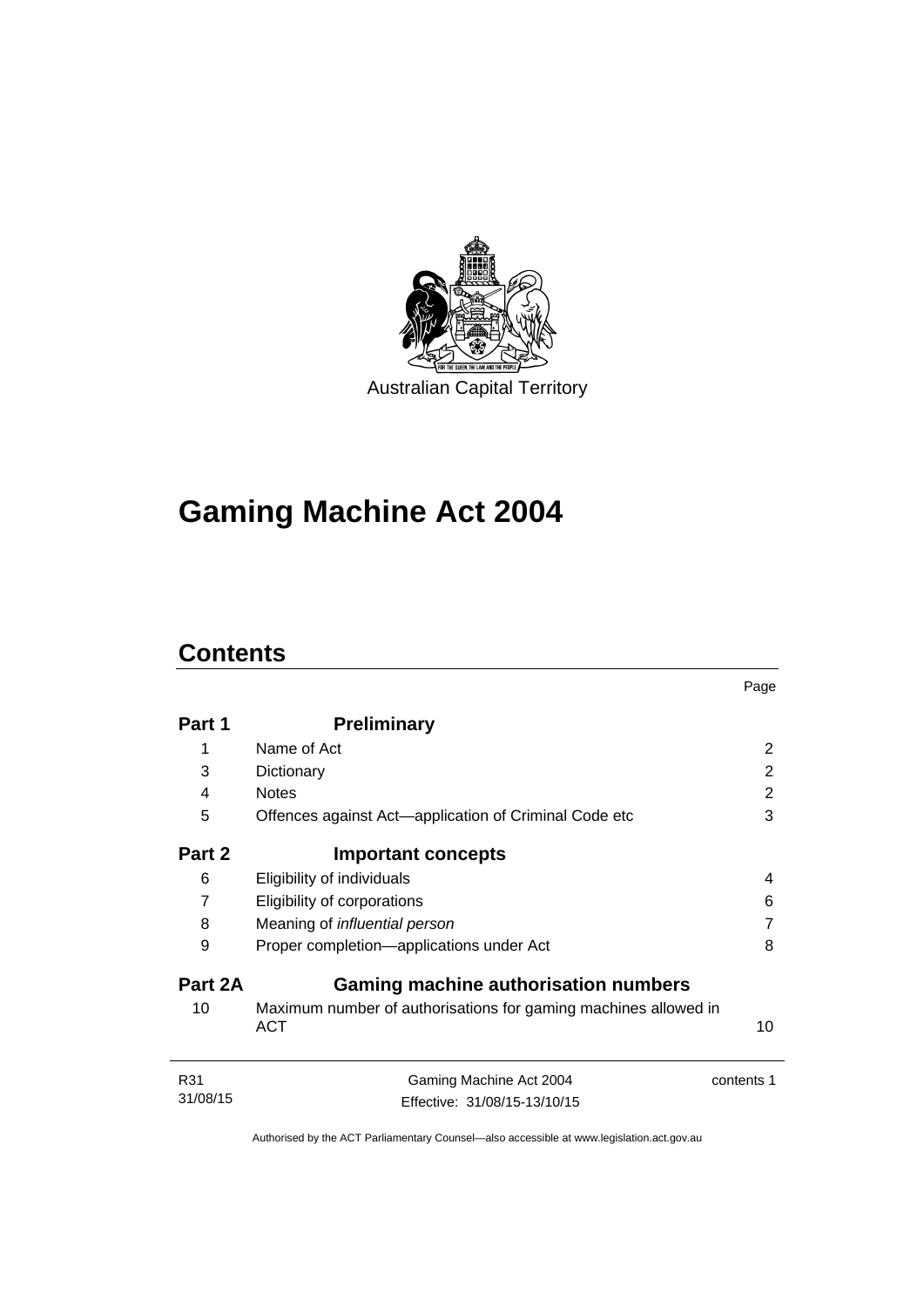Australian Capital Territory

# Gaming Machine Act 2004

## Contents

| | | Page |
|---|---|---|
| **Part 1** | **Preliminary** | |
| 1 | Name of Act | 2 |
| 3 | Dictionary | 2 |
| 4 | Notes | 2 |
| 5 | Offences against Act—application of Criminal Code etc | 3 |
| **Part 2** | **Important concepts** | |
| 6 | Eligibility of individuals | 4 |
| 7 | Eligibility of corporations | 6 |
| 8 | Meaning of *influential person* | 7 |
| 9 | Proper completion—applications under Act | 8 |
| **Part 2A** | **Gaming machine authorisation numbers** | |
| 10 | Maximum number of authorisations for gaming machines allowed in ACT | 10 |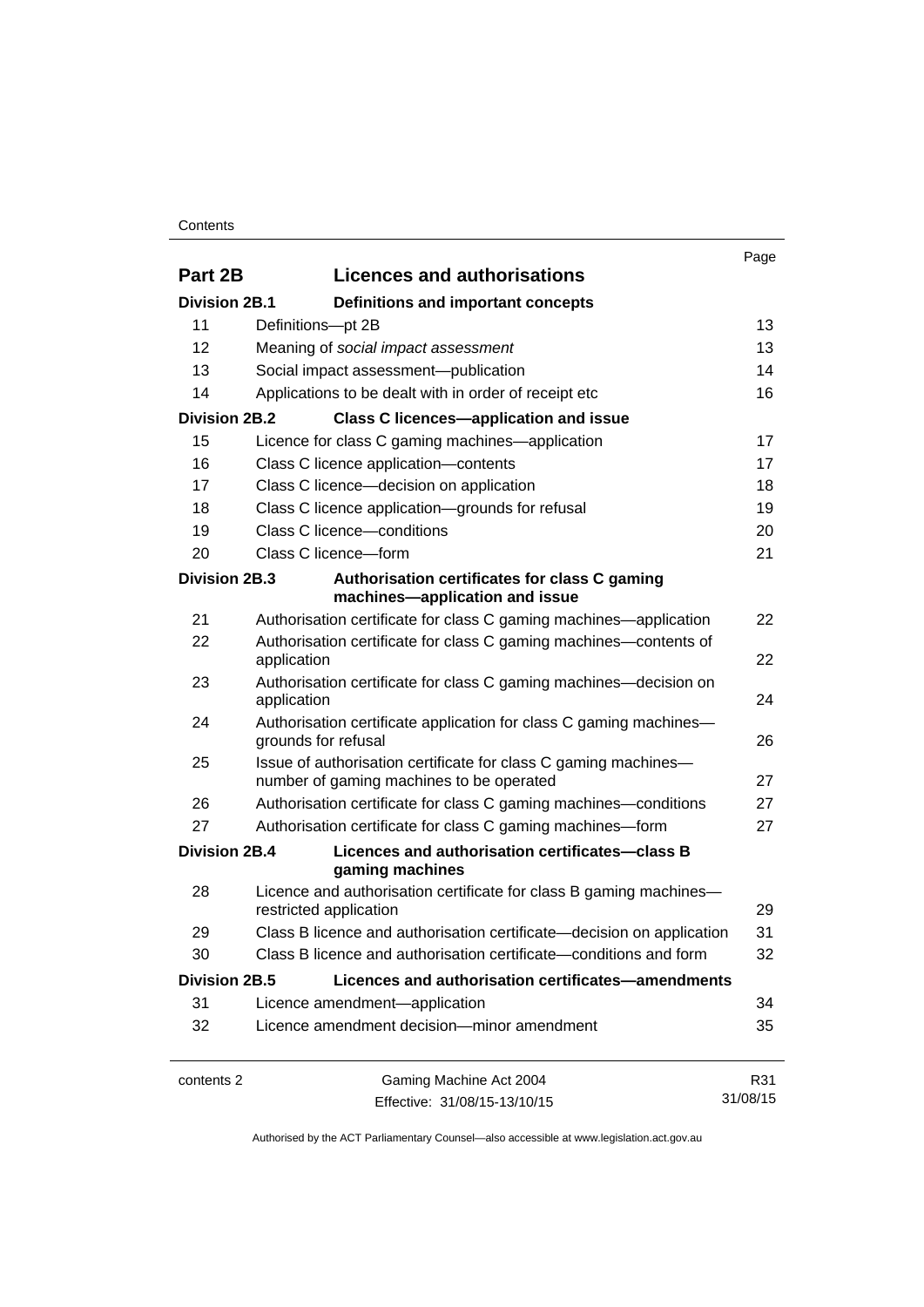| | | Page |
|---|---|---|
| **Part 2B** | **Licences and authorisations** | |
| **Division 2B.1** | **Definitions and important concepts** | |
| 11 | Definitions—pt 2B | 13 |
| 12 | Meaning of *social impact assessment* | 13 |
| 13 | Social impact assessment—publication | 14 |
| 14 | Applications to be dealt with in order of receipt etc | 16 |
| **Division 2B.2** | **Class C licences—application and issue** | |
| 15 | Licence for class C gaming machines—application | 17 |
| 16 | Class C licence application—contents | 17 |
| 17 | Class C licence—decision on application | 18 |
| 18 | Class C licence application—grounds for refusal | 19 |
| 19 | Class C licence—conditions | 20 |
| 20 | Class C licence—form | 21 |
| **Division 2B.3** | **Authorisation certificates for class C gaming machines—application and issue** | |
| 21 | Authorisation certificate for class C gaming machines—application | 22 |
| 22 | Authorisation certificate for class C gaming machines—contents of application | 22 |
| 23 | Authorisation certificate for class C gaming machines—decision on application | 24 |
| 24 | Authorisation certificate application for class C gaming machines—grounds for refusal | 26 |
| 25 | Issue of authorisation certificate for class C gaming machines—number of gaming machines to be operated | 27 |
| 26 | Authorisation certificate for class C gaming machines—conditions | 27 |
| 27 | Authorisation certificate for class C gaming machines—form | 27 |
| **Division 2B.4** | **Licences and authorisation certificates—class B gaming machines** | |
| 28 | Licence and authorisation certificate for class B gaming machines—restricted application | 29 |
| 29 | Class B licence and authorisation certificate—decision on application | 31 |
| 30 | Class B licence and authorisation certificate—conditions and form | 32 |
| **Division 2B.5** | **Licences and authorisation certificates—amendments** | |
| 31 | Licence amendment—application | 34 |
| 32 | Licence amendment decision—minor amendment | 35 |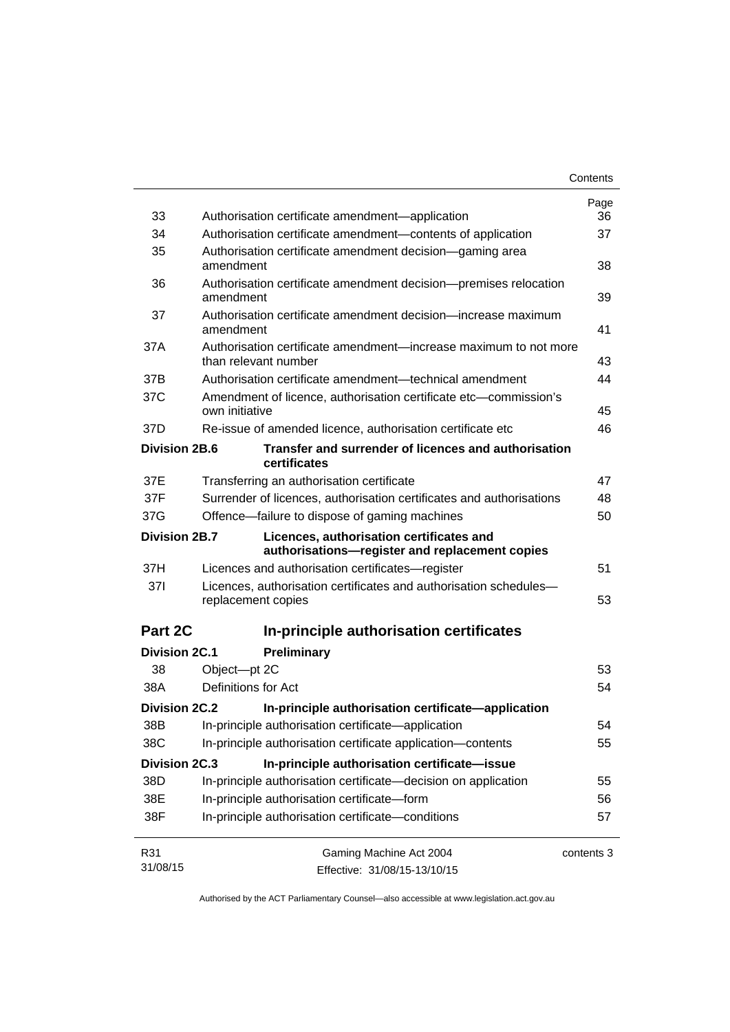| | | Page |
|---|---|---|
| 33 | Authorisation certificate amendment—application | 36 |
| 34 | Authorisation certificate amendment—contents of application | 37 |
| 35 | Authorisation certificate amendment decision—gaming area amendment | 38 |
| 36 | Authorisation certificate amendment decision—premises relocation amendment | 39 |
| 37 | Authorisation certificate amendment decision—increase maximum amendment | 41 |
| 37A | Authorisation certificate amendment—increase maximum to not more than relevant number | 43 |
| 37B | Authorisation certificate amendment—technical amendment | 44 |
| 37C | Amendment of licence, authorisation certificate etc—commission's own initiative | 45 |
| 37D | Re-issue of amended licence, authorisation certificate etc | 46 |
| **Division 2B.6** | **Transfer and surrender of licences and authorisation certificates** | |
| 37E | Transferring an authorisation certificate | 47 |
| 37F | Surrender of licences, authorisation certificates and authorisations | 48 |
| 37G | Offence—failure to dispose of gaming machines | 50 |
| **Division 2B.7** | **Licences, authorisation certificates and authorisations—register and replacement copies** | |
| 37H | Licences and authorisation certificates—register | 51 |
| 37I | Licences, authorisation certificates and authorisation schedules—replacement copies | 53 |
| **Part 2C** | **In-principle authorisation certificates** | |
| **Division 2C.1** | **Preliminary** | |
| 38 | Object—pt 2C | 53 |
| 38A | Definitions for Act | 54 |
| **Division 2C.2** | **In-principle authorisation certificate—application** | |
| 38B | In-principle authorisation certificate—application | 54 |
| 38C | In-principle authorisation certificate application—contents | 55 |
| **Division 2C.3** | **In-principle authorisation certificate—issue** | |
| 38D | In-principle authorisation certificate—decision on application | 55 |
| 38E | In-principle authorisation certificate—form | 56 |
| 38F | In-principle authorisation certificate—conditions | 57 |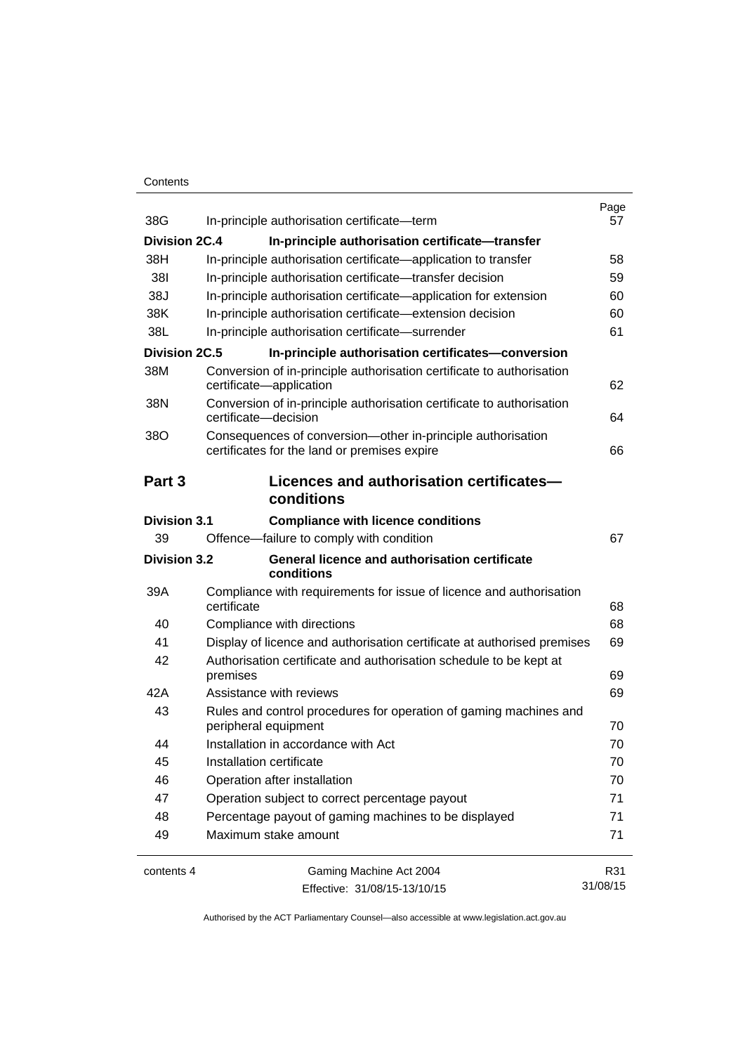| | | Page |
|---|---|---|
| 38G | In-principle authorisation certificate—term | 57 |
| **Division 2C.4** | **In-principle authorisation certificate—transfer** | |
| 38H | In-principle authorisation certificate—application to transfer | 58 |
| 38I | In-principle authorisation certificate—transfer decision | 59 |
| 38J | In-principle authorisation certificate—application for extension | 60 |
| 38K | In-principle authorisation certificate—extension decision | 60 |
| 38L | In-principle authorisation certificate—surrender | 61 |
| **Division 2C.5** | **In-principle authorisation certificates—conversion** | |
| 38M | Conversion of in-principle authorisation certificate to authorisation certificate—application | 62 |
| 38N | Conversion of in-principle authorisation certificate to authorisation certificate—decision | 64 |
| 38O | Consequences of conversion—other in-principle authorisation certificates for the land or premises expire | 66 |
| **Part 3** | **Licences and authorisation certificates—conditions** | |
| **Division 3.1** | **Compliance with licence conditions** | |
| 39 | Offence—failure to comply with condition | 67 |
| **Division 3.2** | **General licence and authorisation certificate conditions** | |
| 39A | Compliance with requirements for issue of licence and authorisation certificate | 68 |
| 40 | Compliance with directions | 68 |
| 41 | Display of licence and authorisation certificate at authorised premises | 69 |
| 42 | Authorisation certificate and authorisation schedule to be kept at premises | 69 |
| 42A | Assistance with reviews | 69 |
| 43 | Rules and control procedures for operation of gaming machines and peripheral equipment | 70 |
| 44 | Installation in accordance with Act | 70 |
| 45 | Installation certificate | 70 |
| 46 | Operation after installation | 70 |
| 47 | Operation subject to correct percentage payout | 71 |
| 48 | Percentage payout of gaming machines to be displayed | 71 |
| 49 | Maximum stake amount | 71 |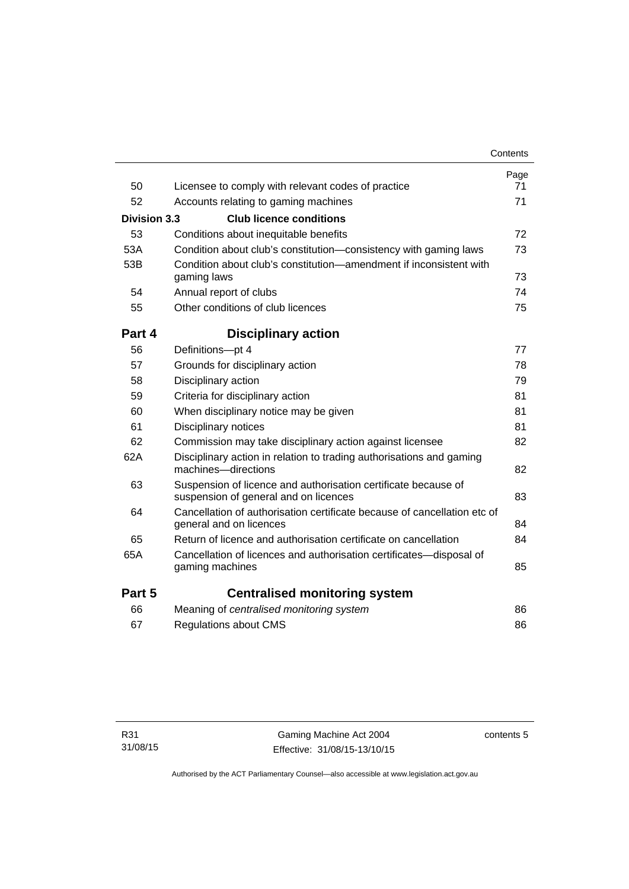| | | Page |
|---|---|---|
| 50 | Licensee to comply with relevant codes of practice | 71 |
| 52 | Accounts relating to gaming machines | 71 |
| **Division 3.3** | **Club licence conditions** | |
| 53 | Conditions about inequitable benefits | 72 |
| 53A | Condition about club's constitution—consistency with gaming laws | 73 |
| 53B | Condition about club's constitution—amendment if inconsistent with gaming laws | 73 |
| 54 | Annual report of clubs | 74 |
| 55 | Other conditions of club licences | 75 |
| **Part 4** | **Disciplinary action** | |
| 56 | Definitions—pt 4 | 77 |
| 57 | Grounds for disciplinary action | 78 |
| 58 | Disciplinary action | 79 |
| 59 | Criteria for disciplinary action | 81 |
| 60 | When disciplinary notice may be given | 81 |
| 61 | Disciplinary notices | 81 |
| 62 | Commission may take disciplinary action against licensee | 82 |
| 62A | Disciplinary action in relation to trading authorisations and gaming machines—directions | 82 |
| 63 | Suspension of licence and authorisation certificate because of suspension of general and on licences | 83 |
| 64 | Cancellation of authorisation certificate because of cancellation etc of general and on licences | 84 |
| 65 | Return of licence and authorisation certificate on cancellation | 84 |
| 65A | Cancellation of licences and authorisation certificates—disposal of gaming machines | 85 |
| **Part 5** | **Centralised monitoring system** | |
| 66 | Meaning of *centralised monitoring system* | 86 |
| 67 | Regulations about CMS | 86 |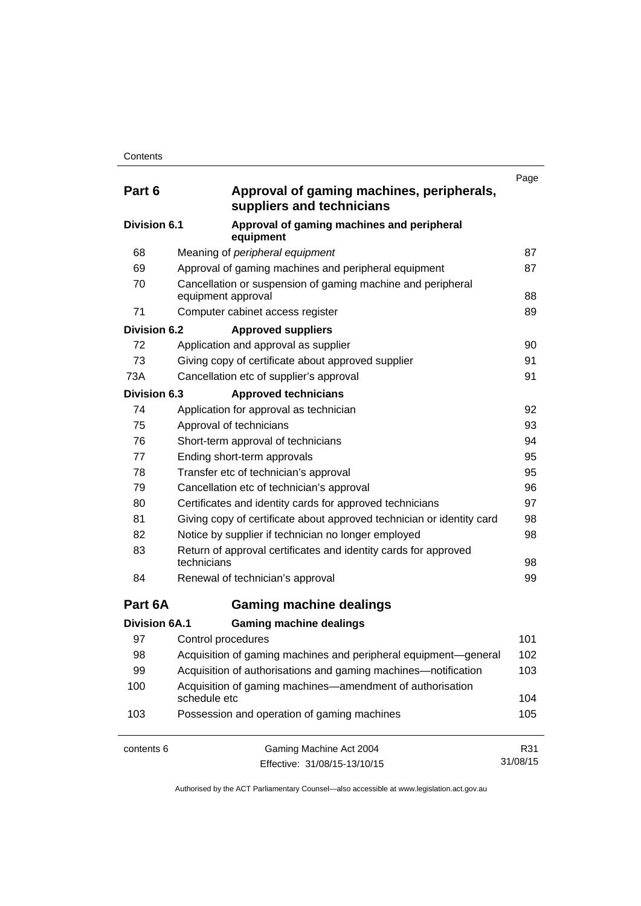| | | Page |
|---|---|---|
| **Part 6** | **Approval of gaming machines, peripherals, suppliers and technicians** | |
| **Division 6.1** | **Approval of gaming machines and peripheral equipment** | |
| 68 | Meaning of *peripheral equipment* | 87 |
| 69 | Approval of gaming machines and peripheral equipment | 87 |
| 70 | Cancellation or suspension of gaming machine and peripheral equipment approval | 88 |
| 71 | Computer cabinet access register | 89 |
| **Division 6.2** | **Approved suppliers** | |
| 72 | Application and approval as supplier | 90 |
| 73 | Giving copy of certificate about approved supplier | 91 |
| 73A | Cancellation etc of supplier's approval | 91 |
| **Division 6.3** | **Approved technicians** | |
| 74 | Application for approval as technician | 92 |
| 75 | Approval of technicians | 93 |
| 76 | Short-term approval of technicians | 94 |
| 77 | Ending short-term approvals | 95 |
| 78 | Transfer etc of technician's approval | 95 |
| 79 | Cancellation etc of technician's approval | 96 |
| 80 | Certificates and identity cards for approved technicians | 97 |
| 81 | Giving copy of certificate about approved technician or identity card | 98 |
| 82 | Notice by supplier if technician no longer employed | 98 |
| 83 | Return of approval certificates and identity cards for approved technicians | 98 |
| 84 | Renewal of technician's approval | 99 |
| **Part 6A** | **Gaming machine dealings** | |
| **Division 6A.1** | **Gaming machine dealings** | |
| 97 | Control procedures | 101 |
| 98 | Acquisition of gaming machines and peripheral equipment—general | 102 |
| 99 | Acquisition of authorisations and gaming machines—notification | 103 |
| 100 | Acquisition of gaming machines—amendment of authorisation schedule etc | 104 |
| 103 | Possession and operation of gaming machines | 105 |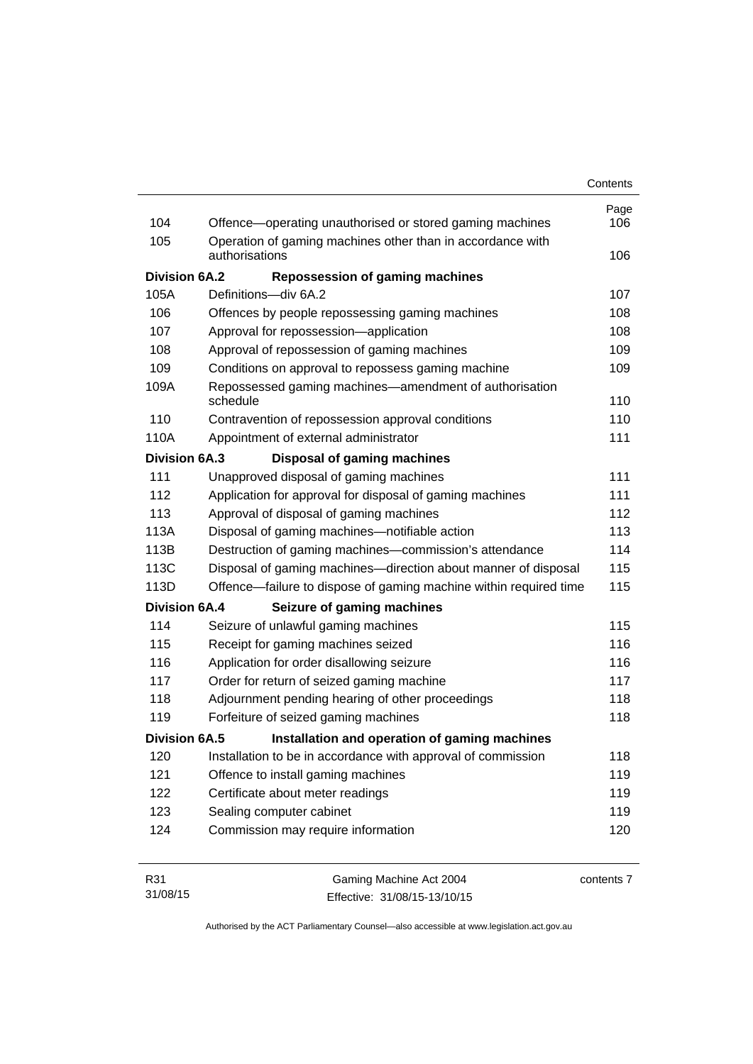| | | Page |
|---|---|---|
| 104 | Offence—operating unauthorised or stored gaming machines | 106 |
| 105 | Operation of gaming machines other than in accordance with authorisations | 106 |
| **Division 6A.2** | **Repossession of gaming machines** | |
| 105A | Definitions—div 6A.2 | 107 |
| 106 | Offences by people repossessing gaming machines | 108 |
| 107 | Approval for repossession—application | 108 |
| 108 | Approval of repossession of gaming machines | 109 |
| 109 | Conditions on approval to repossess gaming machine | 109 |
| 109A | Repossessed gaming machines—amendment of authorisation schedule | 110 |
| 110 | Contravention of repossession approval conditions | 110 |
| 110A | Appointment of external administrator | 111 |
| **Division 6A.3** | **Disposal of gaming machines** | |
| 111 | Unapproved disposal of gaming machines | 111 |
| 112 | Application for approval for disposal of gaming machines | 111 |
| 113 | Approval of disposal of gaming machines | 112 |
| 113A | Disposal of gaming machines—notifiable action | 113 |
| 113B | Destruction of gaming machines—commission's attendance | 114 |
| 113C | Disposal of gaming machines—direction about manner of disposal | 115 |
| 113D | Offence—failure to dispose of gaming machine within required time | 115 |
| **Division 6A.4** | **Seizure of gaming machines** | |
| 114 | Seizure of unlawful gaming machines | 115 |
| 115 | Receipt for gaming machines seized | 116 |
| 116 | Application for order disallowing seizure | 116 |
| 117 | Order for return of seized gaming machine | 117 |
| 118 | Adjournment pending hearing of other proceedings | 118 |
| 119 | Forfeiture of seized gaming machines | 118 |
| **Division 6A.5** | **Installation and operation of gaming machines** | |
| 120 | Installation to be in accordance with approval of commission | 118 |
| 121 | Offence to install gaming machines | 119 |
| 122 | Certificate about meter readings | 119 |
| 123 | Sealing computer cabinet | 119 |
| 124 | Commission may require information | 120 |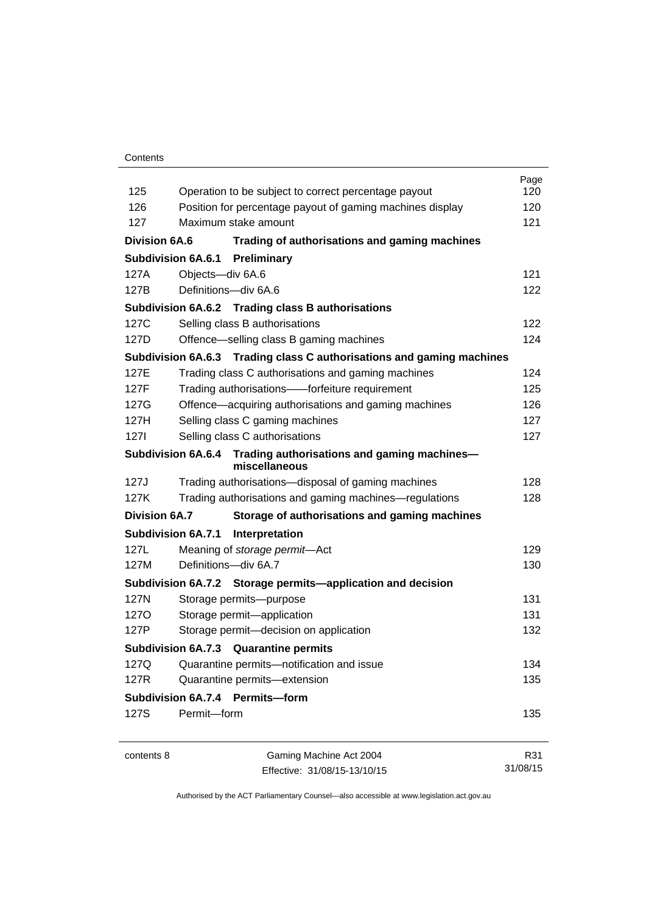| | | Page |
|---|---|---|
| 125 | Operation to be subject to correct percentage payout | 120 |
| 126 | Position for percentage payout of gaming machines display | 120 |
| 127 | Maximum stake amount | 121 |
| **Division 6A.6** | **Trading of authorisations and gaming machines** | |
| **Subdivision 6A.6.1** | **Preliminary** | |
| 127A | Objects—div 6A.6 | 121 |
| 127B | Definitions—div 6A.6 | 122 |
| **Subdivision 6A.6.2** | **Trading class B authorisations** | |
| 127C | Selling class B authorisations | 122 |
| 127D | Offence—selling class B gaming machines | 124 |
| **Subdivision 6A.6.3** | **Trading class C authorisations and gaming machines** | |
| 127E | Trading class C authorisations and gaming machines | 124 |
| 127F | Trading authorisations——forfeiture requirement | 125 |
| 127G | Offence—acquiring authorisations and gaming machines | 126 |
| 127H | Selling class C gaming machines | 127 |
| 127I | Selling class C authorisations | 127 |
| **Subdivision 6A.6.4** | **Trading authorisations and gaming machines—miscellaneous** | |
| 127J | Trading authorisations—disposal of gaming machines | 128 |
| 127K | Trading authorisations and gaming machines—regulations | 128 |
| **Division 6A.7** | **Storage of authorisations and gaming machines** | |
| **Subdivision 6A.7.1** | **Interpretation** | |
| 127L | Meaning of *storage permit*—Act | 129 |
| 127M | Definitions—div 6A.7 | 130 |
| **Subdivision 6A.7.2** | **Storage permits—application and decision** | |
| 127N | Storage permits—purpose | 131 |
| 127O | Storage permit—application | 131 |
| 127P | Storage permit—decision on application | 132 |
| **Subdivision 6A.7.3** | **Quarantine permits** | |
| 127Q | Quarantine permits—notification and issue | 134 |
| 127R | Quarantine permits—extension | 135 |
| **Subdivision 6A.7.4** | **Permits—form** | |
| 127S | Permit—form | 135 |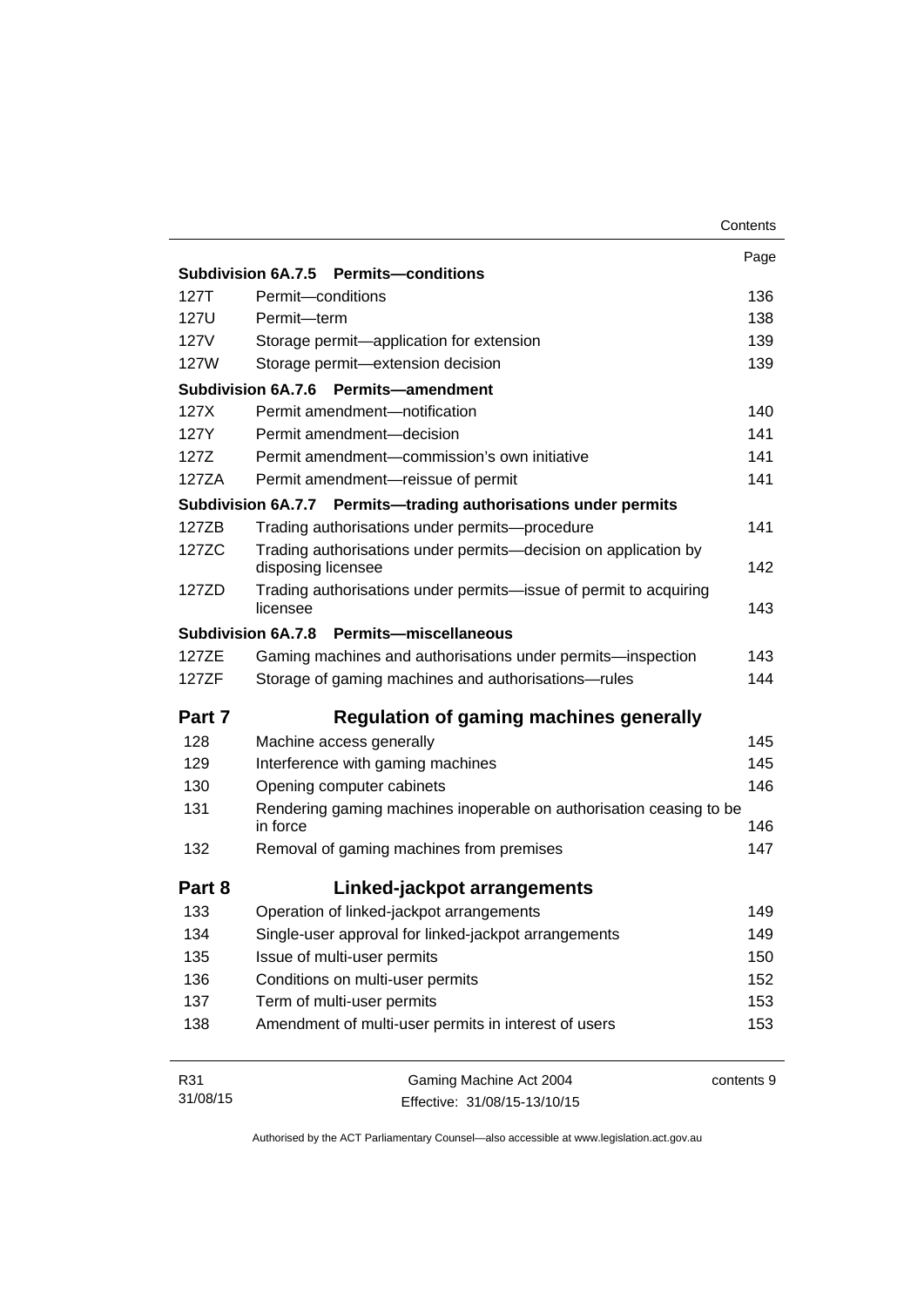| | | Page |
|---|---|---|
| **Subdivision 6A.7.5** | **Permits—conditions** | |
| 127T | Permit—conditions | 136 |
| 127U | Permit—term | 138 |
| 127V | Storage permit—application for extension | 139 |
| 127W | Storage permit—extension decision | 139 |
| **Subdivision 6A.7.6** | **Permits—amendment** | |
| 127X | Permit amendment—notification | 140 |
| 127Y | Permit amendment—decision | 141 |
| 127Z | Permit amendment—commission's own initiative | 141 |
| 127ZA | Permit amendment—reissue of permit | 141 |
| **Subdivision 6A.7.7** | **Permits—trading authorisations under permits** | |
| 127ZB | Trading authorisations under permits—procedure | 141 |
| 127ZC | Trading authorisations under permits—decision on application by disposing licensee | 142 |
| 127ZD | Trading authorisations under permits—issue of permit to acquiring licensee | 143 |
| **Subdivision 6A.7.8** | **Permits—miscellaneous** | |
| 127ZE | Gaming machines and authorisations under permits—inspection | 143 |
| 127ZF | Storage of gaming machines and authorisations—rules | 144 |
| **Part 7** | **Regulation of gaming machines generally** | |
| 128 | Machine access generally | 145 |
| 129 | Interference with gaming machines | 145 |
| 130 | Opening computer cabinets | 146 |
| 131 | Rendering gaming machines inoperable on authorisation ceasing to be in force | 146 |
| 132 | Removal of gaming machines from premises | 147 |
| **Part 8** | **Linked-jackpot arrangements** | |
| 133 | Operation of linked-jackpot arrangements | 149 |
| 134 | Single-user approval for linked-jackpot arrangements | 149 |
| 135 | Issue of multi-user permits | 150 |
| 136 | Conditions on multi-user permits | 152 |
| 137 | Term of multi-user permits | 153 |
| 138 | Amendment of multi-user permits in interest of users | 153 |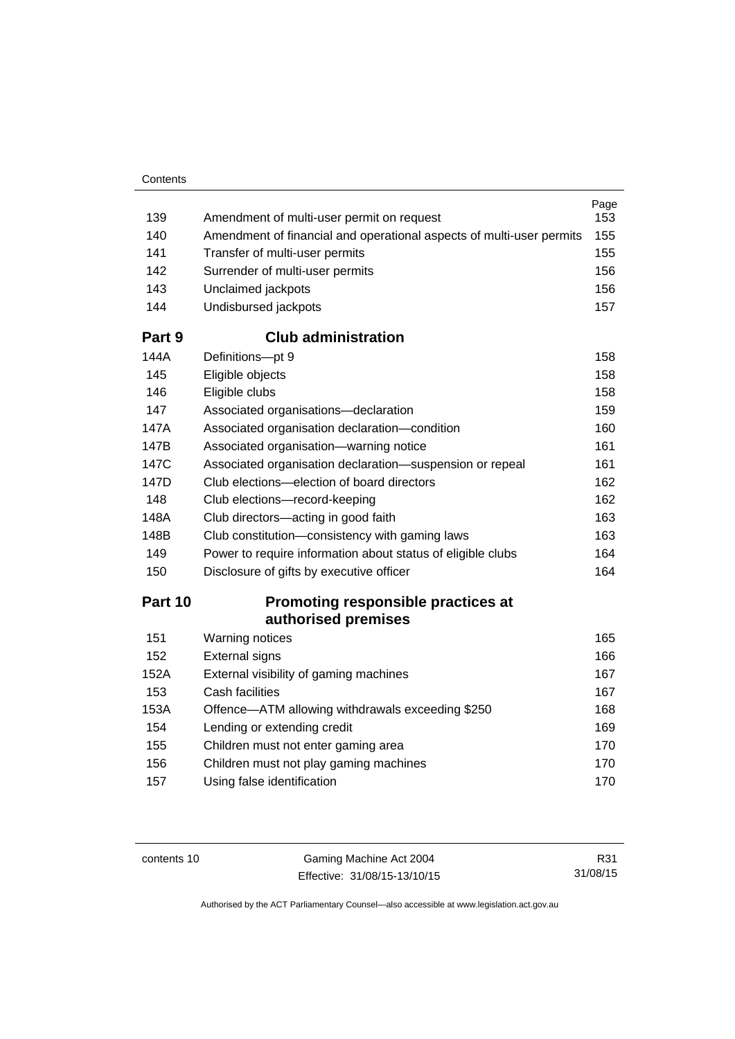| | | Page |
|---|---|---|
| 139 | Amendment of multi-user permit on request | 153 |
| 140 | Amendment of financial and operational aspects of multi-user permits | 155 |
| 141 | Transfer of multi-user permits | 155 |
| 142 | Surrender of multi-user permits | 156 |
| 143 | Unclaimed jackpots | 156 |
| 144 | Undisbursed jackpots | 157 |

## Part 9 Club administration

| | | |
|---|---|---|
| 144A | Definitions—pt 9 | 158 |
| 145 | Eligible objects | 158 |
| 146 | Eligible clubs | 158 |
| 147 | Associated organisations—declaration | 159 |
| 147A | Associated organisation declaration—condition | 160 |
| 147B | Associated organisation—warning notice | 161 |
| 147C | Associated organisation declaration—suspension or repeal | 161 |
| 147D | Club elections—election of board directors | 162 |
| 148 | Club elections—record-keeping | 162 |
| 148A | Club directors—acting in good faith | 163 |
| 148B | Club constitution—consistency with gaming laws | 163 |
| 149 | Power to require information about status of eligible clubs | 164 |
| 150 | Disclosure of gifts by executive officer | 164 |

## Part 10 Promoting responsible practices at authorised premises

| | | |
|---|---|---|
| 151 | Warning notices | 165 |
| 152 | External signs | 166 |
| 152A | External visibility of gaming machines | 167 |
| 153 | Cash facilities | 167 |
| 153A | Offence—ATM allowing withdrawals exceeding $250 | 168 |
| 154 | Lending or extending credit | 169 |
| 155 | Children must not enter gaming area | 170 |
| 156 | Children must not play gaming machines | 170 |
| 157 | Using false identification | 170 |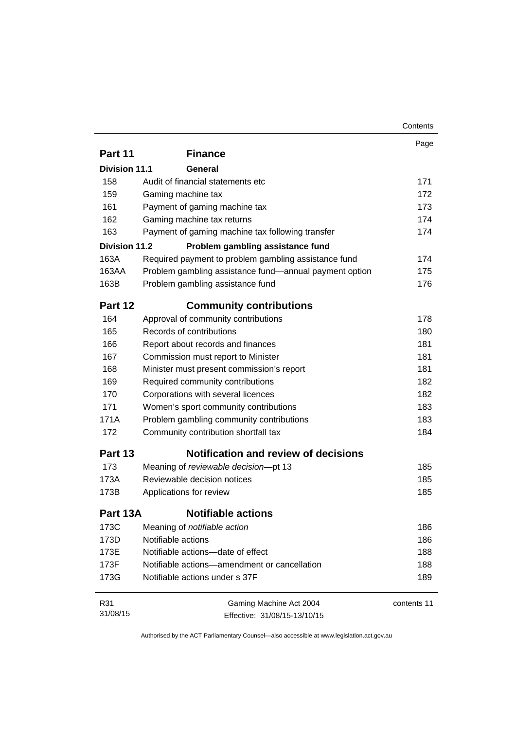| | | Page |
|---|---|---|
| **Part 11** | **Finance** | |
| **Division 11.1** | **General** | |
| 158 | Audit of financial statements etc | 171 |
| 159 | Gaming machine tax | 172 |
| 161 | Payment of gaming machine tax | 173 |
| 162 | Gaming machine tax returns | 174 |
| 163 | Payment of gaming machine tax following transfer | 174 |
| **Division 11.2** | **Problem gambling assistance fund** | |
| 163A | Required payment to problem gambling assistance fund | 174 |
| 163AA | Problem gambling assistance fund—annual payment option | 175 |
| 163B | Problem gambling assistance fund | 176 |
| **Part 12** | **Community contributions** | |
| 164 | Approval of community contributions | 178 |
| 165 | Records of contributions | 180 |
| 166 | Report about records and finances | 181 |
| 167 | Commission must report to Minister | 181 |
| 168 | Minister must present commission's report | 181 |
| 169 | Required community contributions | 182 |
| 170 | Corporations with several licences | 182 |
| 171 | Women's sport community contributions | 183 |
| 171A | Problem gambling community contributions | 183 |
| 172 | Community contribution shortfall tax | 184 |
| **Part 13** | **Notification and review of decisions** | |
| 173 | Meaning of *reviewable decision*—pt 13 | 185 |
| 173A | Reviewable decision notices | 185 |
| 173B | Applications for review | 185 |
| **Part 13A** | **Notifiable actions** | |
| 173C | Meaning of *notifiable action* | 186 |
| 173D | Notifiable actions | 186 |
| 173E | Notifiable actions—date of effect | 188 |
| 173F | Notifiable actions—amendment or cancellation | 188 |
| 173G | Notifiable actions under s 37F | 189 |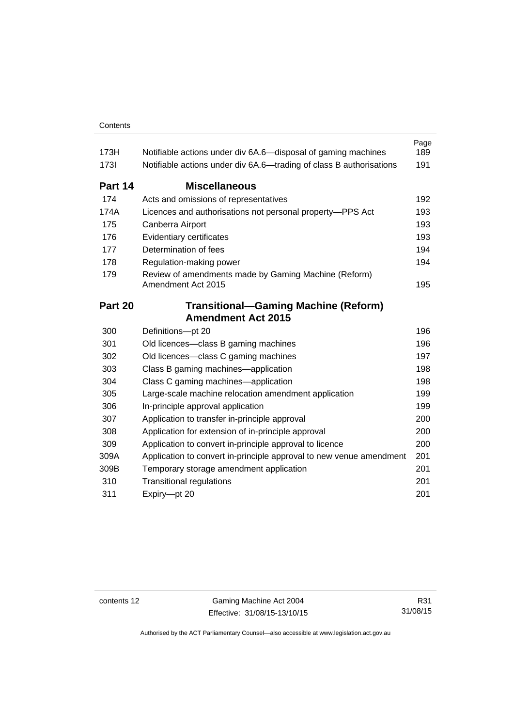| | | Page |
|---|---|---|
| 173H | Notifiable actions under div 6A.6—disposal of gaming machines | 189 |
| 173I | Notifiable actions under div 6A.6—trading of class B authorisations | 191 |
| **Part 14** | **Miscellaneous** | |
| 174 | Acts and omissions of representatives | 192 |
| 174A | Licences and authorisations not personal property—PPS Act | 193 |
| 175 | Canberra Airport | 193 |
| 176 | Evidentiary certificates | 193 |
| 177 | Determination of fees | 194 |
| 178 | Regulation-making power | 194 |
| 179 | Review of amendments made by Gaming Machine (Reform) Amendment Act 2015 | 195 |
| **Part 20** | **Transitional—Gaming Machine (Reform) Amendment Act 2015** | |
| 300 | Definitions—pt 20 | 196 |
| 301 | Old licences—class B gaming machines | 196 |
| 302 | Old licences—class C gaming machines | 197 |
| 303 | Class B gaming machines—application | 198 |
| 304 | Class C gaming machines—application | 198 |
| 305 | Large-scale machine relocation amendment application | 199 |
| 306 | In-principle approval application | 199 |
| 307 | Application to transfer in-principle approval | 200 |
| 308 | Application for extension of in-principle approval | 200 |
| 309 | Application to convert in-principle approval to licence | 200 |
| 309A | Application to convert in-principle approval to new venue amendment | 201 |
| 309B | Temporary storage amendment application | 201 |
| 310 | Transitional regulations | 201 |
| 311 | Expiry—pt 20 | 201 |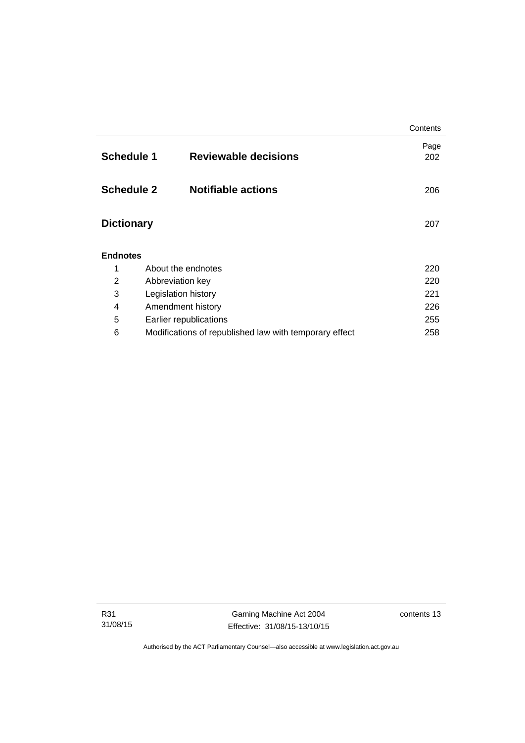| | | Page |
|---|---|---|
| **Schedule 1** | **Reviewable decisions** | 202 |
| **Schedule 2** | **Notifiable actions** | 206 |
| **Dictionary** | | 207 |

**Endnotes**

| | | |
|---|---|---|
| 1 | About the endnotes | 220 |
| 2 | Abbreviation key | 220 |
| 3 | Legislation history | 221 |
| 4 | Amendment history | 226 |
| 5 | Earlier republications | 255 |
| 6 | Modifications of republished law with temporary effect | 258 |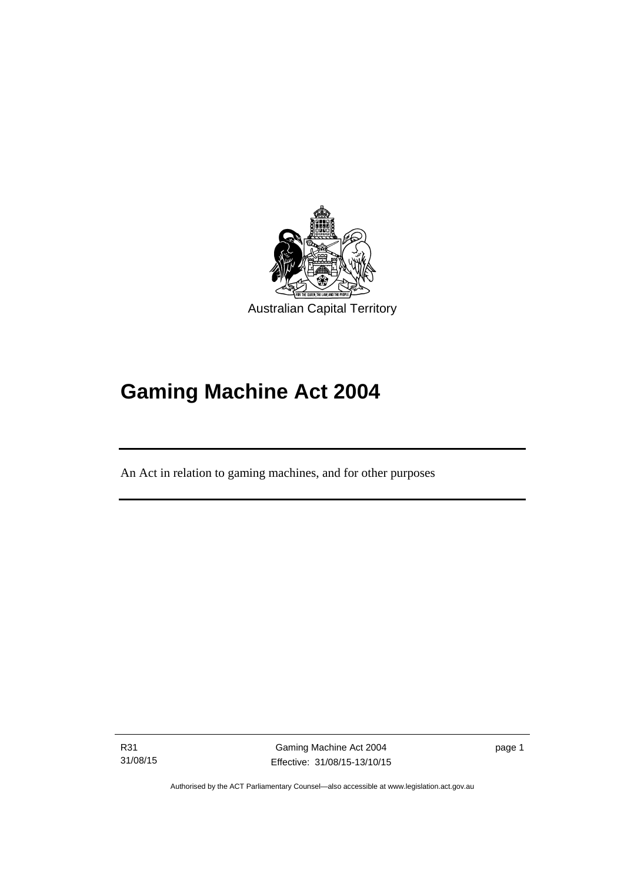Australian Capital Territory

# Gaming Machine Act 2004

An Act in relation to gaming machines, and for other purposes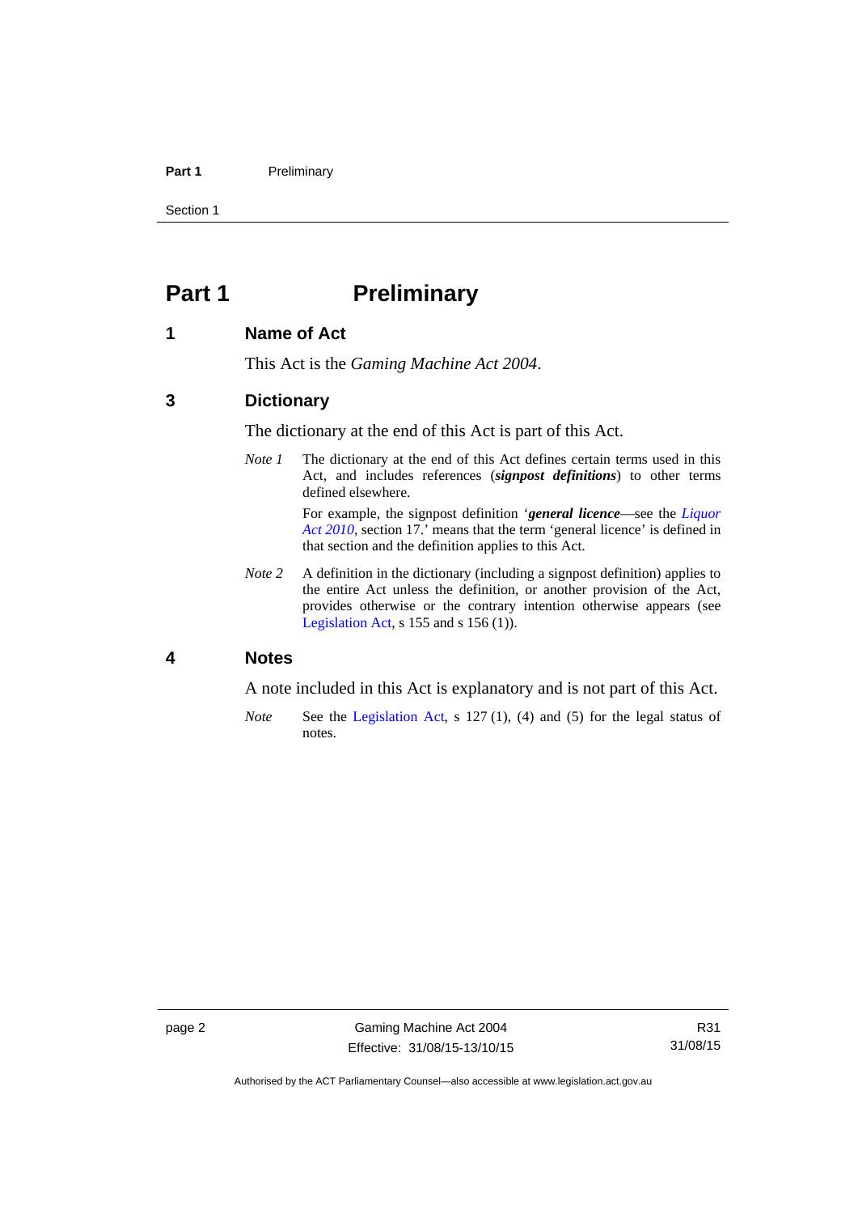# Part 1 Preliminary

## 1 Name of Act

This Act is the *Gaming Machine Act 2004*.

## 3 Dictionary

The dictionary at the end of this Act is part of this Act.

*Note 1* The dictionary at the end of this Act defines certain terms used in this Act, and includes references (***signpost definitions***) to other terms defined elsewhere.

For example, the signpost definition '***general licence***—see the *Liquor Act 2010*, section 17.' means that the term 'general licence' is defined in that section and the definition applies to this Act.

*Note 2* A definition in the dictionary (including a signpost definition) applies to the entire Act unless the definition, or another provision of the Act, provides otherwise or the contrary intention otherwise appears (see Legislation Act, s 155 and s 156 (1)).

## 4 Notes

A note included in this Act is explanatory and is not part of this Act.

*Note* See the Legislation Act, s 127 (1), (4) and (5) for the legal status of notes.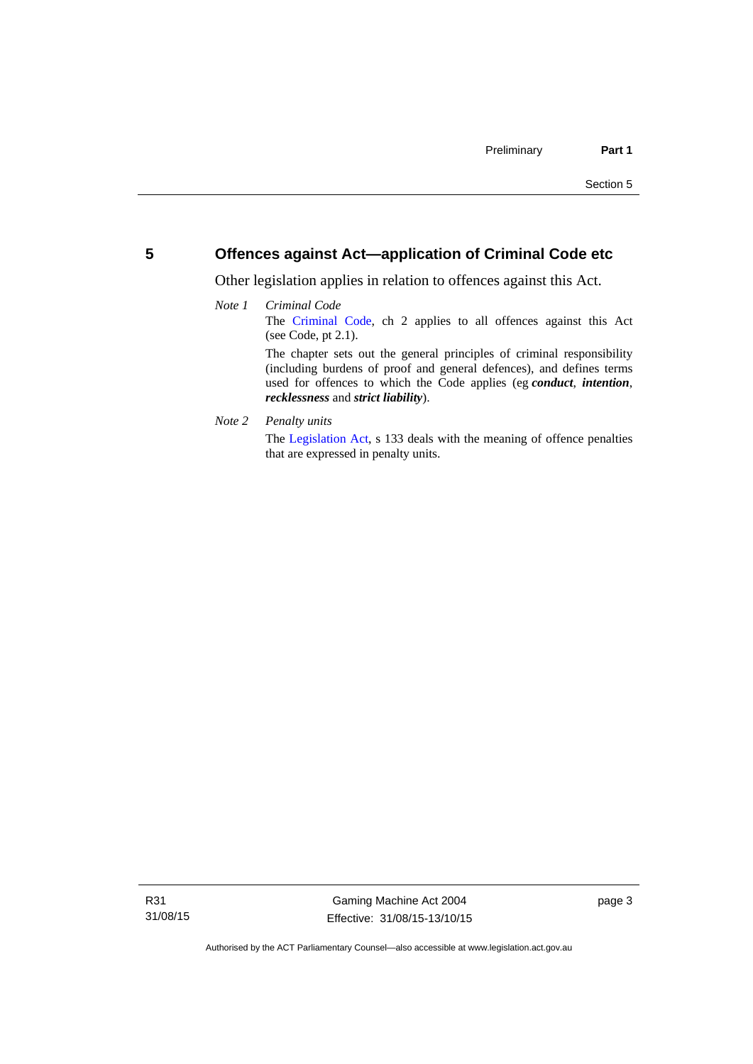## 5 Offences against Act—application of Criminal Code etc

Other legislation applies in relation to offences against this Act.

*Note 1* *Criminal Code*

The Criminal Code, ch 2 applies to all offences against this Act (see Code, pt 2.1).

The chapter sets out the general principles of criminal responsibility (including burdens of proof and general defences), and defines terms used for offences to which the Code applies (eg ***conduct***, ***intention***, ***recklessness*** and ***strict liability***).

*Note 2* *Penalty units*

The Legislation Act, s 133 deals with the meaning of offence penalties that are expressed in penalty units.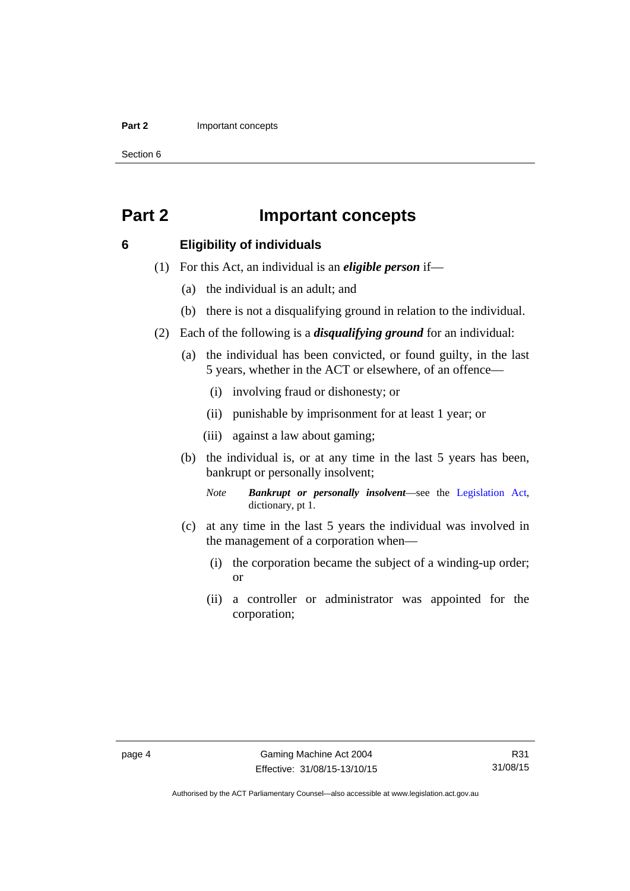# Part 2 Important concepts

## 6 Eligibility of individuals

(1) For this Act, an individual is an ***eligible person*** if—

(a) the individual is an adult; and

(b) there is not a disqualifying ground in relation to the individual.

(2) Each of the following is a ***disqualifying ground*** for an individual:

(a) the individual has been convicted, or found guilty, in the last 5 years, whether in the ACT or elsewhere, of an offence—

(i) involving fraud or dishonesty; or

(ii) punishable by imprisonment for at least 1 year; or

(iii) against a law about gaming;

(b) the individual is, or at any time in the last 5 years has been, bankrupt or personally insolvent;

*Note* ***Bankrupt or personally insolvent***—see the Legislation Act, dictionary, pt 1.

(c) at any time in the last 5 years the individual was involved in the management of a corporation when—

(i) the corporation became the subject of a winding-up order; or

(ii) a controller or administrator was appointed for the corporation;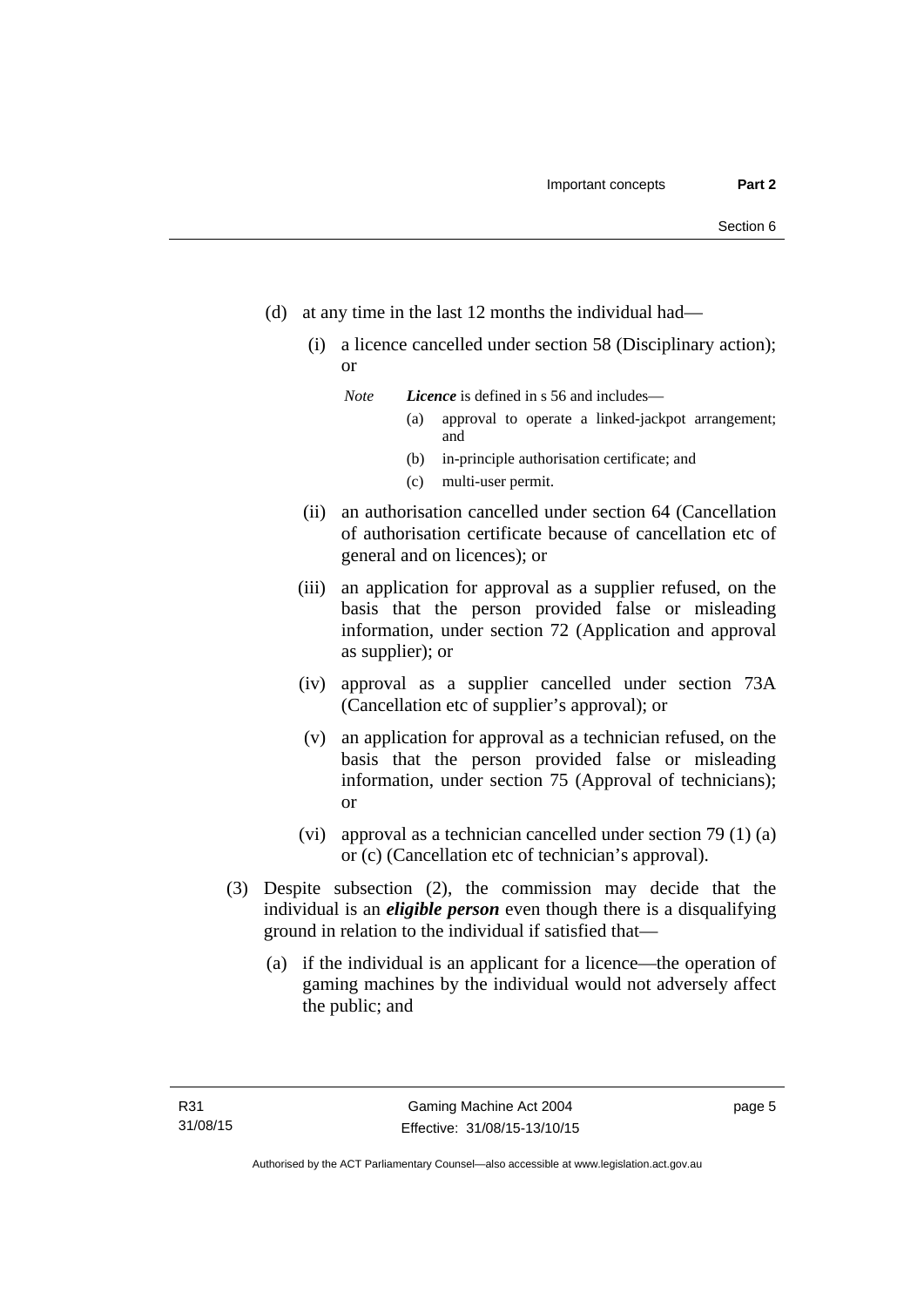(d) at any time in the last 12 months the individual had—

   (i) a licence cancelled under section 58 (Disciplinary action); or

   *Note* ***Licence*** is defined in s 56 and includes—

   (a) approval to operate a linked-jackpot arrangement; and

   (b) in-principle authorisation certificate; and

   (c) multi-user permit.

   (ii) an authorisation cancelled under section 64 (Cancellation of authorisation certificate because of cancellation etc of general and on licences); or

   (iii) an application for approval as a supplier refused, on the basis that the person provided false or misleading information, under section 72 (Application and approval as supplier); or

   (iv) approval as a supplier cancelled under section 73A (Cancellation etc of supplier's approval); or

   (v) an application for approval as a technician refused, on the basis that the person provided false or misleading information, under section 75 (Approval of technicians); or

   (vi) approval as a technician cancelled under section 79 (1) (a) or (c) (Cancellation etc of technician's approval).

(3) Despite subsection (2), the commission may decide that the individual is an ***eligible person*** even though there is a disqualifying ground in relation to the individual if satisfied that—

   (a) if the individual is an applicant for a licence—the operation of gaming machines by the individual would not adversely affect the public; and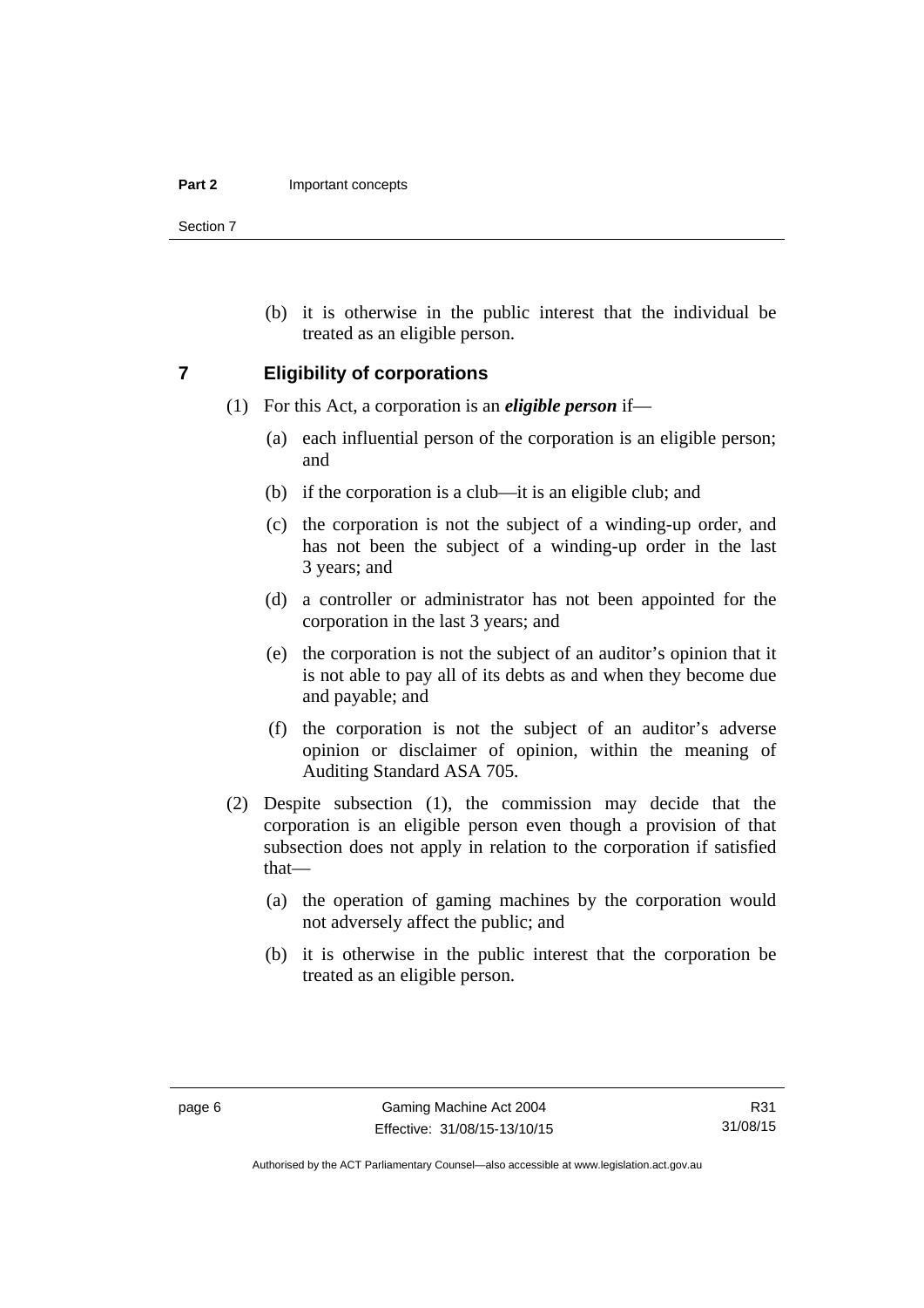(b) it is otherwise in the public interest that the individual be treated as an eligible person.

## 7 Eligibility of corporations

(1) For this Act, a corporation is an ***eligible person*** if—

(a) each influential person of the corporation is an eligible person; and

(b) if the corporation is a club—it is an eligible club; and

(c) the corporation is not the subject of a winding-up order, and has not been the subject of a winding-up order in the last 3 years; and

(d) a controller or administrator has not been appointed for the corporation in the last 3 years; and

(e) the corporation is not the subject of an auditor's opinion that it is not able to pay all of its debts as and when they become due and payable; and

(f) the corporation is not the subject of an auditor's adverse opinion or disclaimer of opinion, within the meaning of Auditing Standard ASA 705.

(2) Despite subsection (1), the commission may decide that the corporation is an eligible person even though a provision of that subsection does not apply in relation to the corporation if satisfied that—

(a) the operation of gaming machines by the corporation would not adversely affect the public; and

(b) it is otherwise in the public interest that the corporation be treated as an eligible person.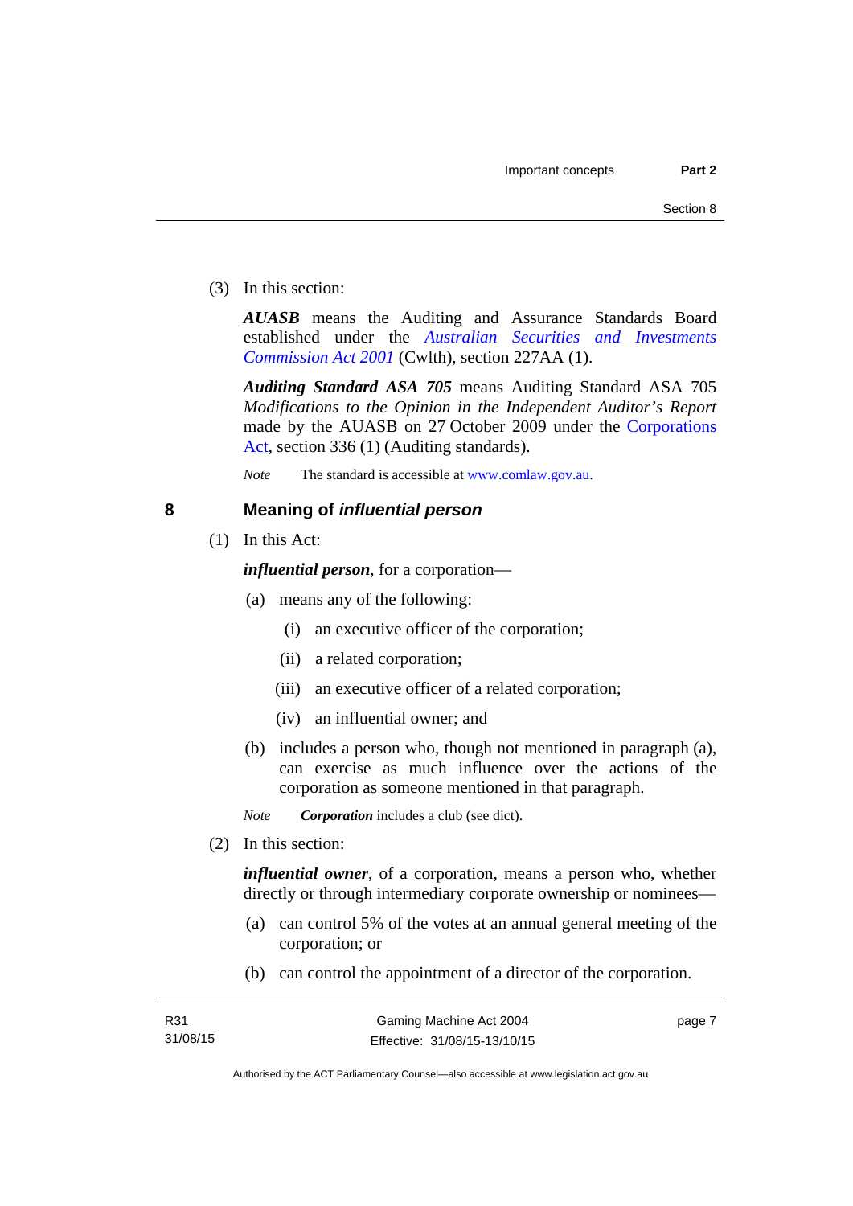(3) In this section:

***AUASB*** means the Auditing and Assurance Standards Board established under the *Australian Securities and Investments Commission Act 2001* (Cwlth), section 227AA (1).

***Auditing Standard ASA 705*** means Auditing Standard ASA 705 *Modifications to the Opinion in the Independent Auditor's Report* made by the AUASB on 27 October 2009 under the Corporations Act, section 336 (1) (Auditing standards).

*Note* The standard is accessible at www.comlaw.gov.au.

## 8 Meaning of *influential person*

(1) In this Act:

***influential person***, for a corporation—

(a) means any of the following:

(i) an executive officer of the corporation;

(ii) a related corporation;

(iii) an executive officer of a related corporation;

(iv) an influential owner; and

(b) includes a person who, though not mentioned in paragraph (a), can exercise as much influence over the actions of the corporation as someone mentioned in that paragraph.

*Note* ***Corporation*** includes a club (see dict).

(2) In this section:

***influential owner***, of a corporation, means a person who, whether directly or through intermediary corporate ownership or nominees—

(a) can control 5% of the votes at an annual general meeting of the corporation; or

(b) can control the appointment of a director of the corporation.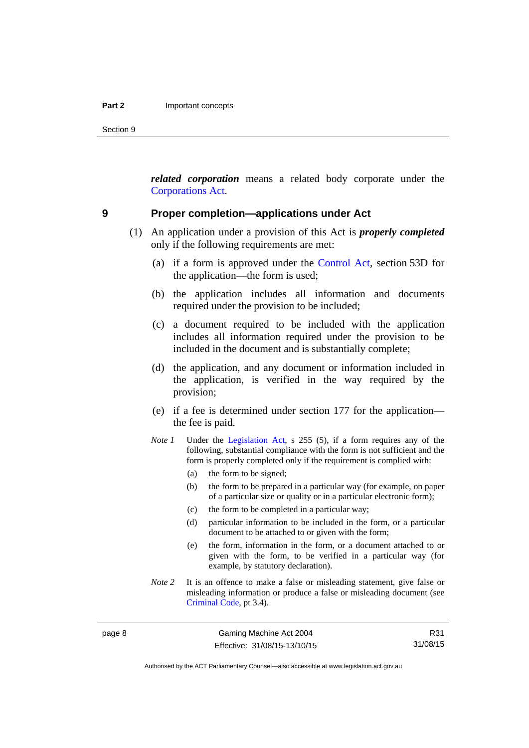***related corporation*** means a related body corporate under the Corporations Act.

## 9 Proper completion—applications under Act

(1) An application under a provision of this Act is ***properly completed*** only if the following requirements are met:

(a) if a form is approved under the Control Act, section 53D for the application—the form is used;

(b) the application includes all information and documents required under the provision to be included;

(c) a document required to be included with the application includes all information required under the provision to be included in the document and is substantially complete;

(d) the application, and any document or information included in the application, is verified in the way required by the provision;

(e) if a fee is determined under section 177 for the application—the fee is paid.

*Note 1* Under the Legislation Act, s 255 (5), if a form requires any of the following, substantial compliance with the form is not sufficient and the form is properly completed only if the requirement is complied with:

(a) the form to be signed;

(b) the form to be prepared in a particular way (for example, on paper of a particular size or quality or in a particular electronic form);

(c) the form to be completed in a particular way;

(d) particular information to be included in the form, or a particular document to be attached to or given with the form;

(e) the form, information in the form, or a document attached to or given with the form, to be verified in a particular way (for example, by statutory declaration).

*Note 2* It is an offence to make a false or misleading statement, give false or misleading information or produce a false or misleading document (see Criminal Code, pt 3.4).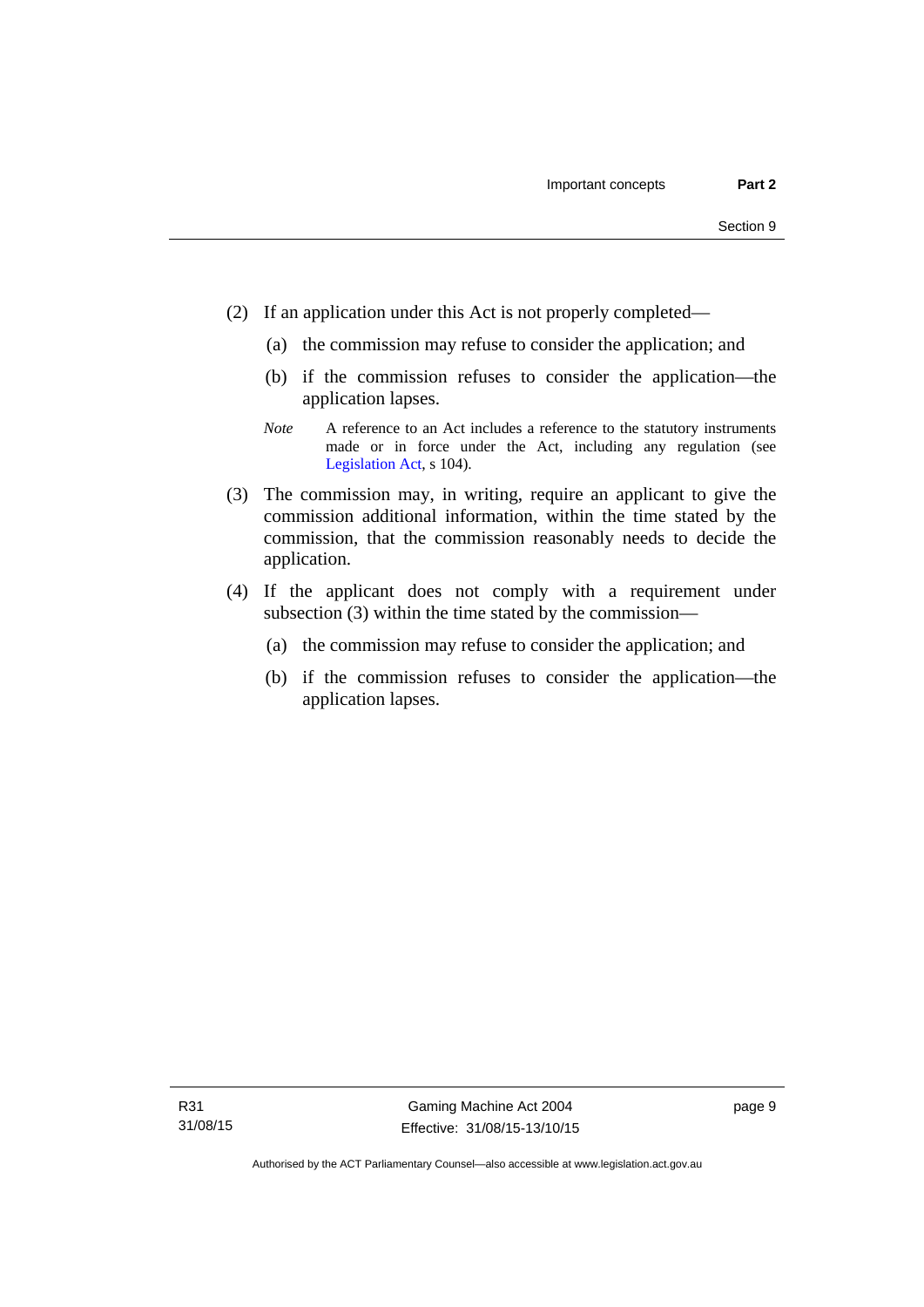(2) If an application under this Act is not properly completed—

(a) the commission may refuse to consider the application; and

(b) if the commission refuses to consider the application—the application lapses.

*Note* A reference to an Act includes a reference to the statutory instruments made or in force under the Act, including any regulation (see Legislation Act, s 104).

(3) The commission may, in writing, require an applicant to give the commission additional information, within the time stated by the commission, that the commission reasonably needs to decide the application.

(4) If the applicant does not comply with a requirement under subsection (3) within the time stated by the commission—

(a) the commission may refuse to consider the application; and

(b) if the commission refuses to consider the application—the application lapses.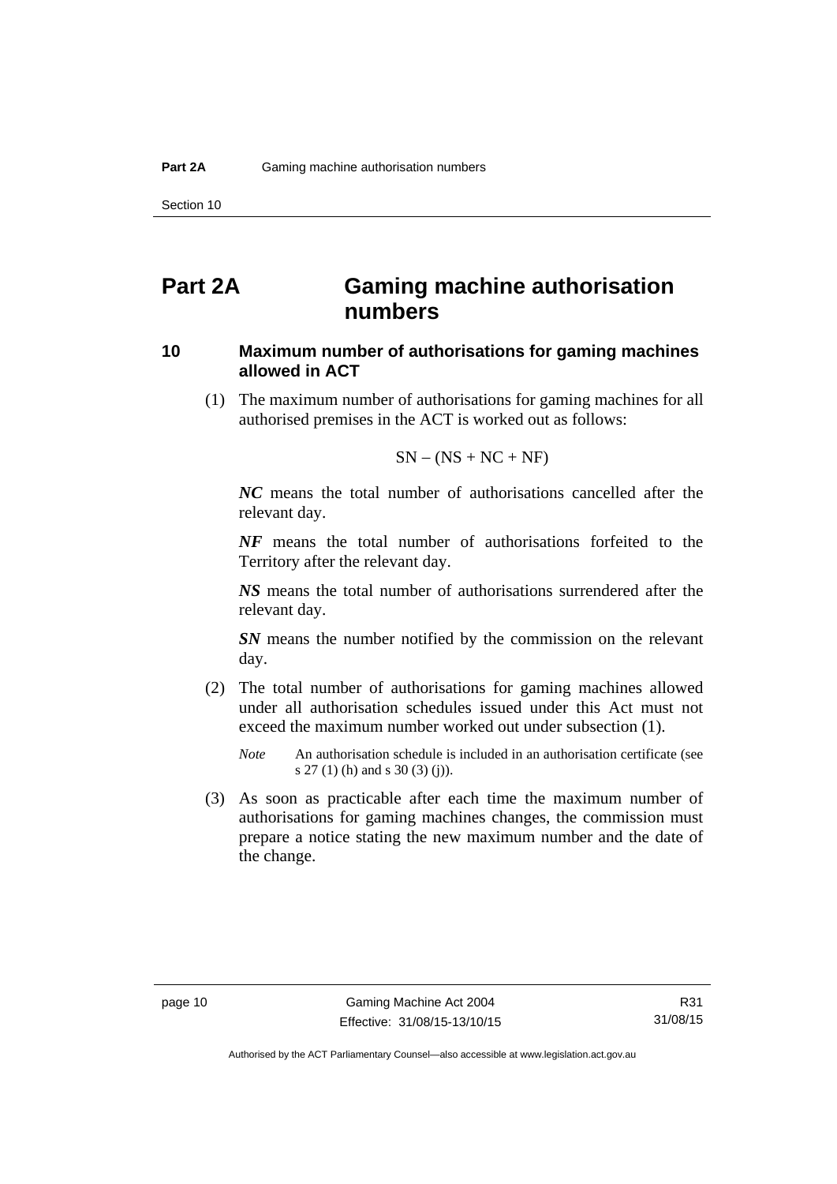# Part 2A Gaming machine authorisation numbers

## 10 Maximum number of authorisations for gaming machines allowed in ACT

(1) The maximum number of authorisations for gaming machines for all authorised premises in the ACT is worked out as follows:

$$SN - (NS + NC + NF)$$

***NC*** means the total number of authorisations cancelled after the relevant day.

***NF*** means the total number of authorisations forfeited to the Territory after the relevant day.

***NS*** means the total number of authorisations surrendered after the relevant day.

***SN*** means the number notified by the commission on the relevant day.

(2) The total number of authorisations for gaming machines allowed under all authorisation schedules issued under this Act must not exceed the maximum number worked out under subsection (1).

*Note* An authorisation schedule is included in an authorisation certificate (see s 27 (1) (h) and s 30 (3) (j)).

(3) As soon as practicable after each time the maximum number of authorisations for gaming machines changes, the commission must prepare a notice stating the new maximum number and the date of the change.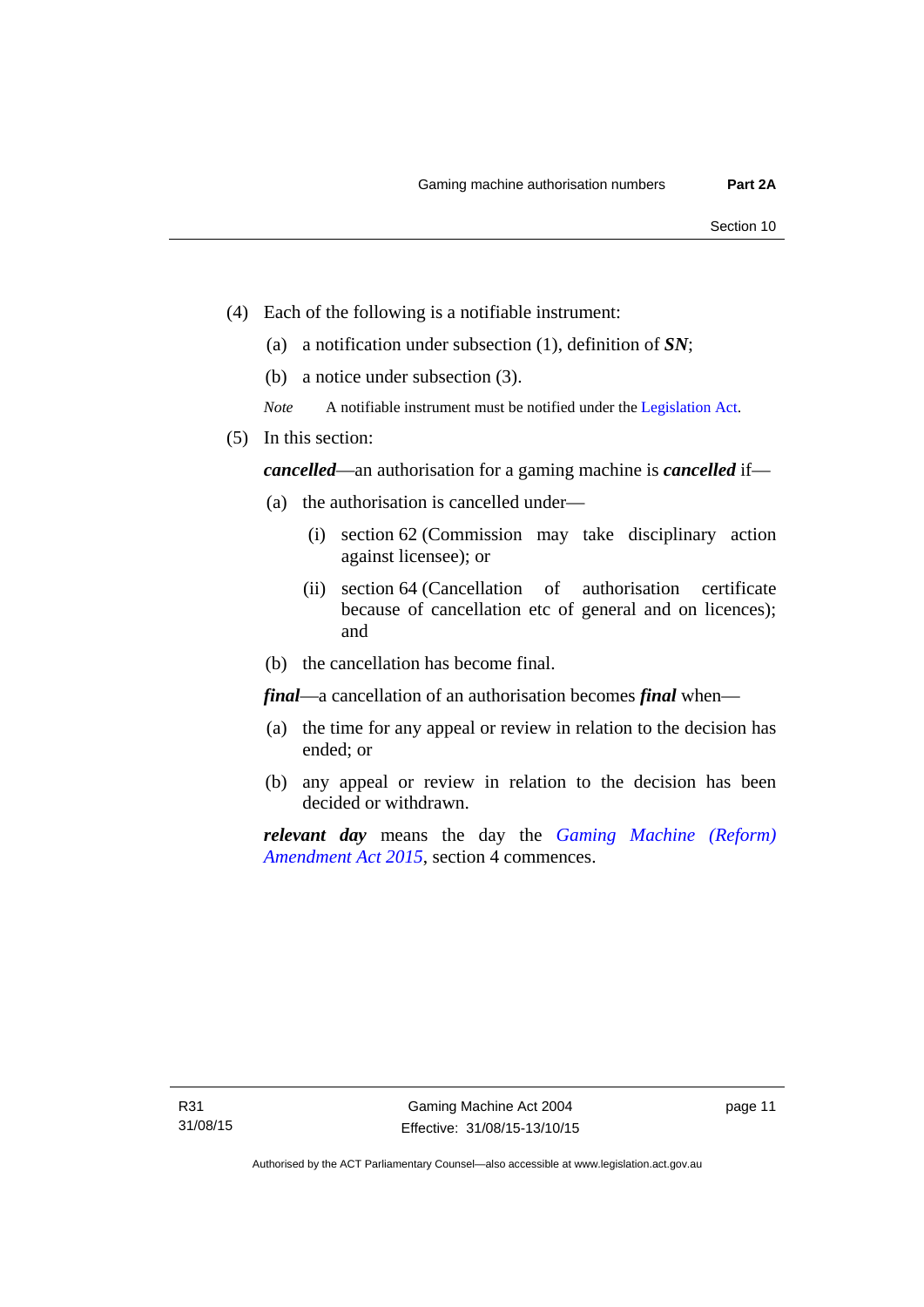(4) Each of the following is a notifiable instrument:

(a) a notification under subsection (1), definition of ***SN***;

(b) a notice under subsection (3).

*Note* A notifiable instrument must be notified under the Legislation Act.

(5) In this section:

***cancelled***—an authorisation for a gaming machine is ***cancelled*** if—

(a) the authorisation is cancelled under—

(i) section 62 (Commission may take disciplinary action against licensee); or

(ii) section 64 (Cancellation of authorisation certificate because of cancellation etc of general and on licences); and

(b) the cancellation has become final.

***final***—a cancellation of an authorisation becomes ***final*** when—

(a) the time for any appeal or review in relation to the decision has ended; or

(b) any appeal or review in relation to the decision has been decided or withdrawn.

***relevant day*** means the day the *Gaming Machine (Reform) Amendment Act 2015*, section 4 commences.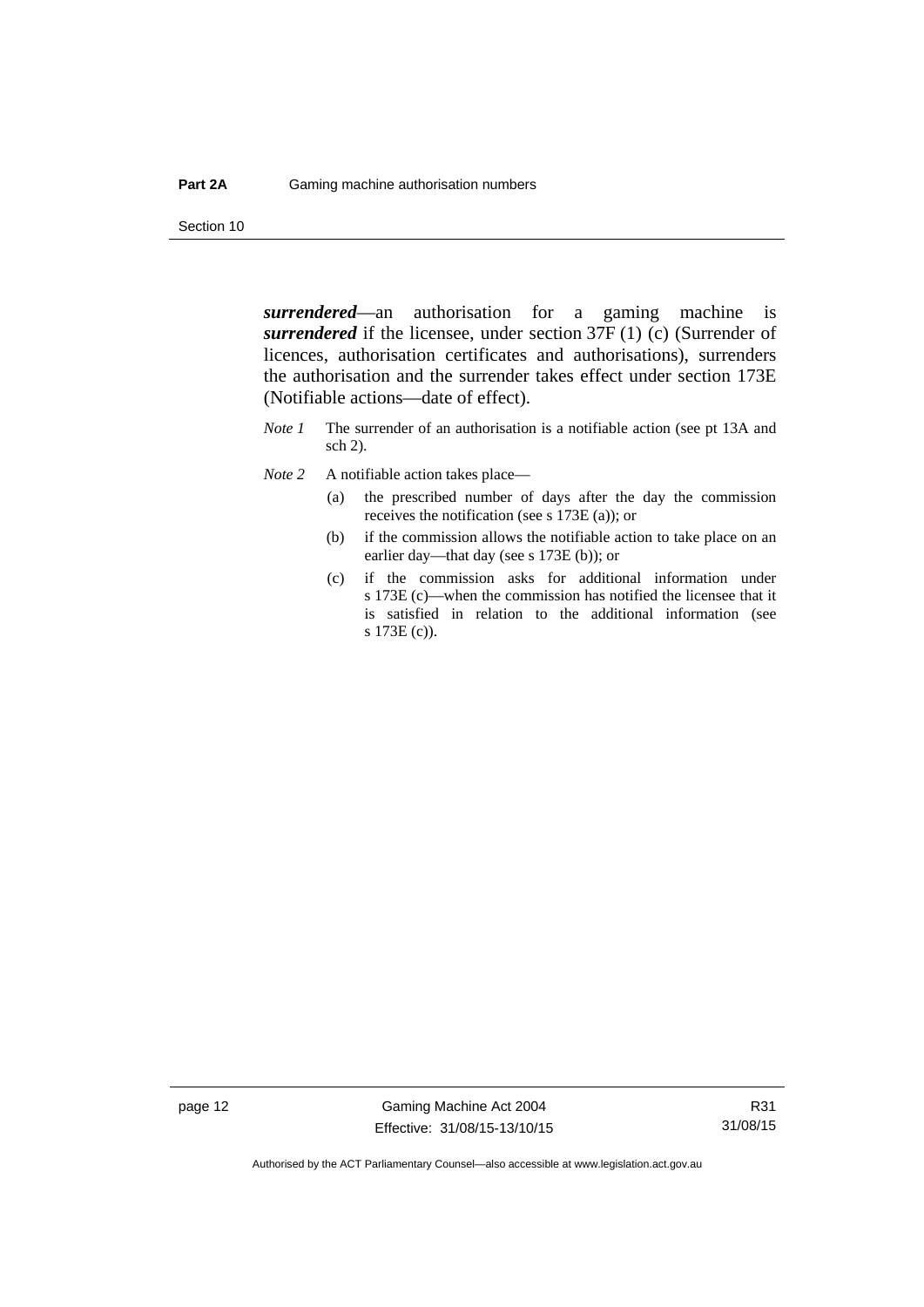***surrendered***—an authorisation for a gaming machine is ***surrendered*** if the licensee, under section 37F (1) (c) (Surrender of licences, authorisation certificates and authorisations), surrenders the authorisation and the surrender takes effect under section 173E (Notifiable actions—date of effect).

*Note 1* The surrender of an authorisation is a notifiable action (see pt 13A and sch 2).

*Note 2* A notifiable action takes place—

(a) the prescribed number of days after the day the commission receives the notification (see s 173E (a)); or

(b) if the commission allows the notifiable action to take place on an earlier day—that day (see s 173E (b)); or

(c) if the commission asks for additional information under s 173E (c)—when the commission has notified the licensee that it is satisfied in relation to the additional information (see s 173E (c)).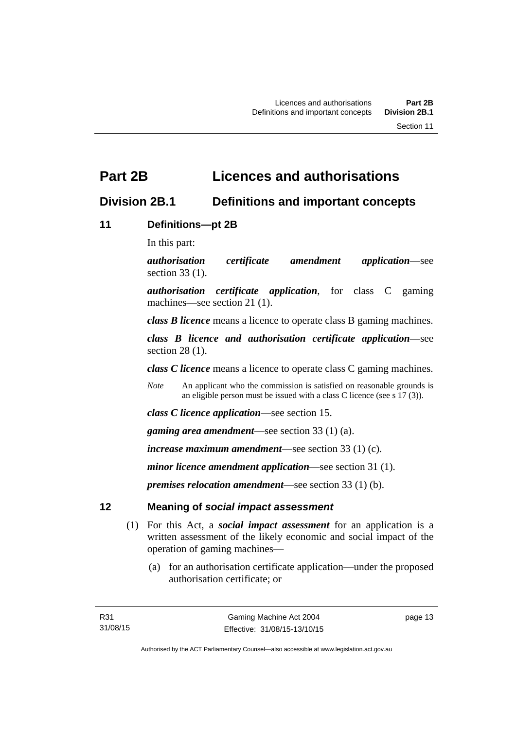# Part 2B Licences and authorisations

## Division 2B.1 Definitions and important concepts

### 11 Definitions—pt 2B

In this part:

***authorisation certificate amendment application***—see section 33 (1).

***authorisation certificate application***, for class C gaming machines—see section 21 (1).

***class B licence*** means a licence to operate class B gaming machines.

***class B licence and authorisation certificate application***—see section 28 (1).

***class C licence*** means a licence to operate class C gaming machines.

*Note* An applicant who the commission is satisfied on reasonable grounds is an eligible person must be issued with a class C licence (see s 17 (3)).

***class C licence application***—see section 15.

***gaming area amendment***—see section 33 (1) (a).

***increase maximum amendment***—see section 33 (1) (c).

***minor licence amendment application***—see section 31 (1).

***premises relocation amendment***—see section 33 (1) (b).

### 12 Meaning of *social impact assessment*

(1) For this Act, a ***social impact assessment*** for an application is a written assessment of the likely economic and social impact of the operation of gaming machines—

(a) for an authorisation certificate application—under the proposed authorisation certificate; or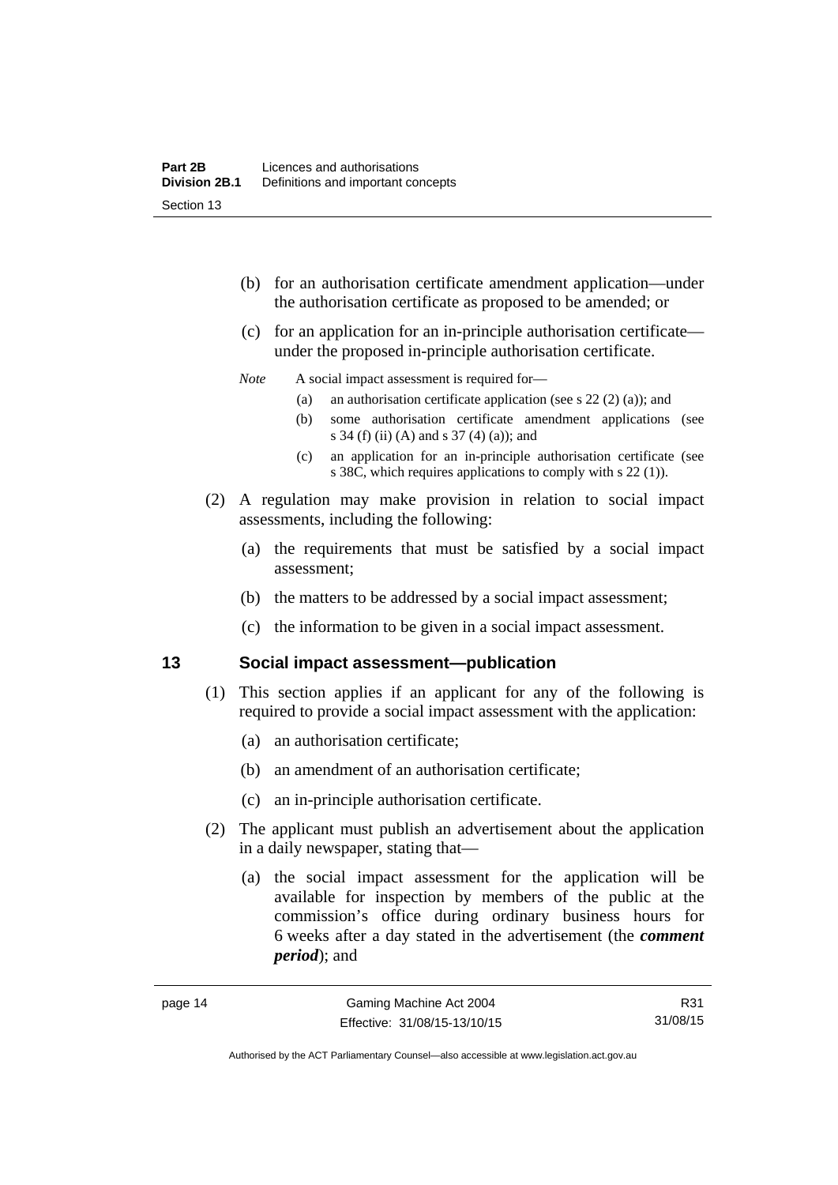(b) for an authorisation certificate amendment application—under the authorisation certificate as proposed to be amended; or

(c) for an application for an in-principle authorisation certificate—under the proposed in-principle authorisation certificate.

*Note* A social impact assessment is required for—

(a) an authorisation certificate application (see s 22 (2) (a)); and

(b) some authorisation certificate amendment applications (see s 34 (f) (ii) (A) and s 37 (4) (a)); and

(c) an application for an in-principle authorisation certificate (see s 38C, which requires applications to comply with s 22 (1)).

(2) A regulation may make provision in relation to social impact assessments, including the following:

(a) the requirements that must be satisfied by a social impact assessment;

(b) the matters to be addressed by a social impact assessment;

(c) the information to be given in a social impact assessment.

## 13 Social impact assessment—publication

(1) This section applies if an applicant for any of the following is required to provide a social impact assessment with the application:

(a) an authorisation certificate;

(b) an amendment of an authorisation certificate;

(c) an in-principle authorisation certificate.

(2) The applicant must publish an advertisement about the application in a daily newspaper, stating that—

(a) the social impact assessment for the application will be available for inspection by members of the public at the commission's office during ordinary business hours for 6 weeks after a day stated in the advertisement (the ***comment period***); and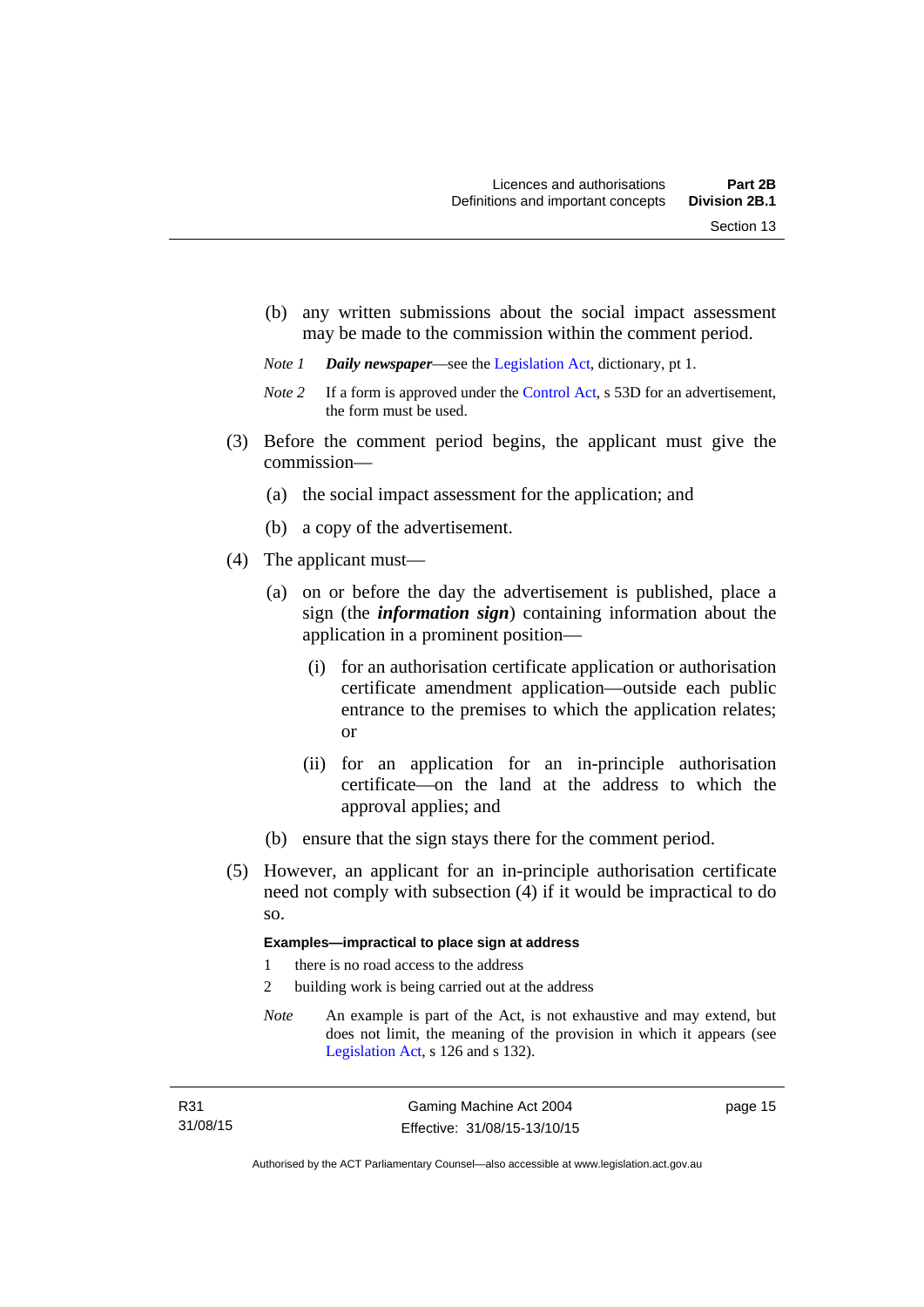(b) any written submissions about the social impact assessment may be made to the commission within the comment period.

*Note 1* ***Daily newspaper***—see the Legislation Act, dictionary, pt 1.

*Note 2* If a form is approved under the Control Act, s 53D for an advertisement, the form must be used.

(3) Before the comment period begins, the applicant must give the commission—

(a) the social impact assessment for the application; and

(b) a copy of the advertisement.

(4) The applicant must—

(a) on or before the day the advertisement is published, place a sign (the ***information sign***) containing information about the application in a prominent position—

(i) for an authorisation certificate application or authorisation certificate amendment application—outside each public entrance to the premises to which the application relates; or

(ii) for an application for an in-principle authorisation certificate—on the land at the address to which the approval applies; and

(b) ensure that the sign stays there for the comment period.

(5) However, an applicant for an in-principle authorisation certificate need not comply with subsection (4) if it would be impractical to do so.

**Examples—impractical to place sign at address**

1 there is no road access to the address

2 building work is being carried out at the address

*Note* An example is part of the Act, is not exhaustive and may extend, but does not limit, the meaning of the provision in which it appears (see Legislation Act, s 126 and s 132).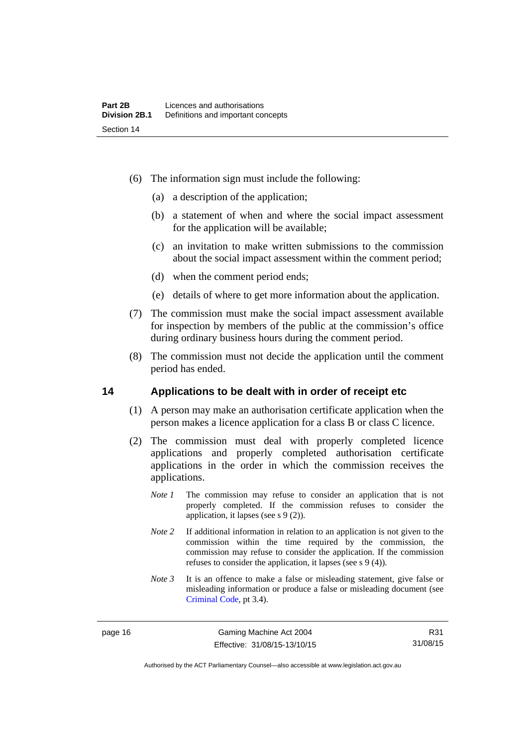(6) The information sign must include the following:

(a) a description of the application;

(b) a statement of when and where the social impact assessment for the application will be available;

(c) an invitation to make written submissions to the commission about the social impact assessment within the comment period;

(d) when the comment period ends;

(e) details of where to get more information about the application.

(7) The commission must make the social impact assessment available for inspection by members of the public at the commission's office during ordinary business hours during the comment period.

(8) The commission must not decide the application until the comment period has ended.

## 14 Applications to be dealt with in order of receipt etc

(1) A person may make an authorisation certificate application when the person makes a licence application for a class B or class C licence.

(2) The commission must deal with properly completed licence applications and properly completed authorisation certificate applications in the order in which the commission receives the applications.

*Note 1* The commission may refuse to consider an application that is not properly completed. If the commission refuses to consider the application, it lapses (see s 9 (2)).

*Note 2* If additional information in relation to an application is not given to the commission within the time required by the commission, the commission may refuse to consider the application. If the commission refuses to consider the application, it lapses (see s 9 (4)).

*Note 3* It is an offence to make a false or misleading statement, give false or misleading information or produce a false or misleading document (see Criminal Code, pt 3.4).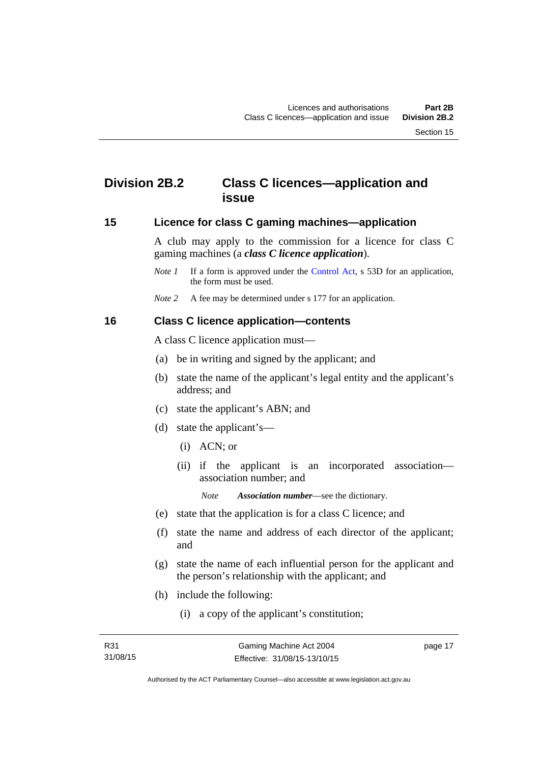## Division 2B.2 Class C licences—application and issue

### 15 Licence for class C gaming machines—application

A club may apply to the commission for a licence for class C gaming machines (a ***class C licence application***).

*Note 1* If a form is approved under the Control Act, s 53D for an application, the form must be used.

*Note 2* A fee may be determined under s 177 for an application.

### 16 Class C licence application—contents

A class C licence application must—

(a) be in writing and signed by the applicant; and

(b) state the name of the applicant's legal entity and the applicant's address; and

(c) state the applicant's ABN; and

(d) state the applicant's—

(i) ACN; or

(ii) if the applicant is an incorporated association—association number; and

*Note* ***Association number***—see the dictionary.

(e) state that the application is for a class C licence; and

(f) state the name and address of each director of the applicant; and

(g) state the name of each influential person for the applicant and the person's relationship with the applicant; and

(h) include the following:

(i) a copy of the applicant's constitution;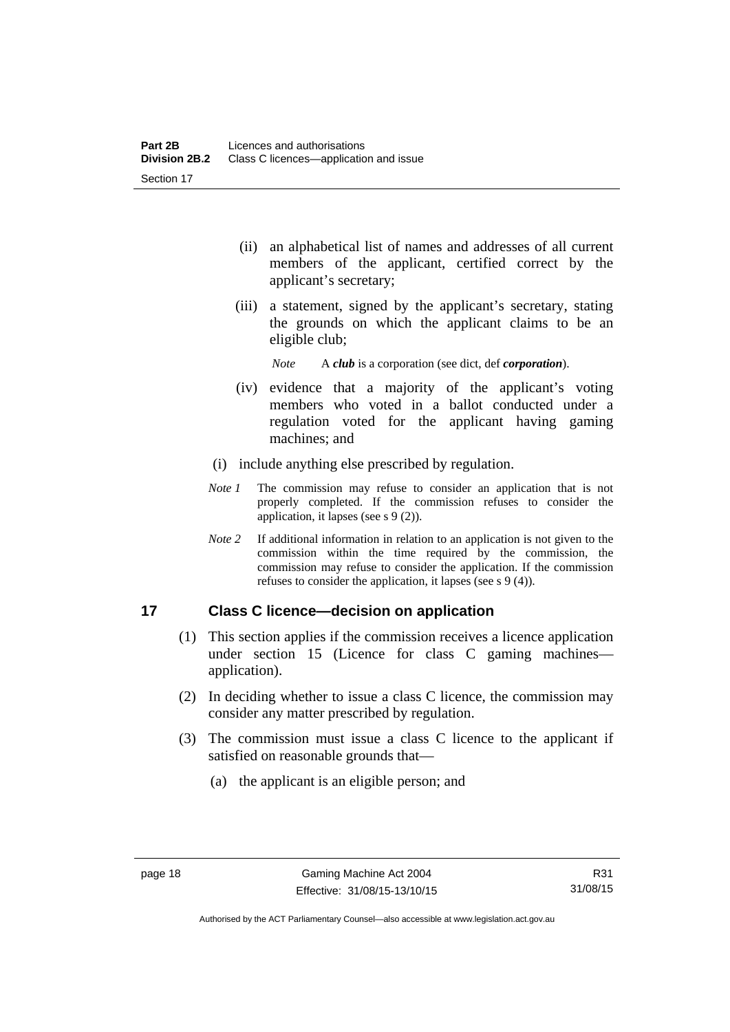(ii) an alphabetical list of names and addresses of all current members of the applicant, certified correct by the applicant's secretary;

(iii) a statement, signed by the applicant's secretary, stating the grounds on which the applicant claims to be an eligible club;

*Note* A ***club*** is a corporation (see dict, def ***corporation***).

(iv) evidence that a majority of the applicant's voting members who voted in a ballot conducted under a regulation voted for the applicant having gaming machines; and

(i) include anything else prescribed by regulation.

*Note 1* The commission may refuse to consider an application that is not properly completed. If the commission refuses to consider the application, it lapses (see s 9 (2)).

*Note 2* If additional information in relation to an application is not given to the commission within the time required by the commission, the commission may refuse to consider the application. If the commission refuses to consider the application, it lapses (see s 9 (4)).

## 17 Class C licence—decision on application

(1) This section applies if the commission receives a licence application under section 15 (Licence for class C gaming machines—application).

(2) In deciding whether to issue a class C licence, the commission may consider any matter prescribed by regulation.

(3) The commission must issue a class C licence to the applicant if satisfied on reasonable grounds that—

(a) the applicant is an eligible person; and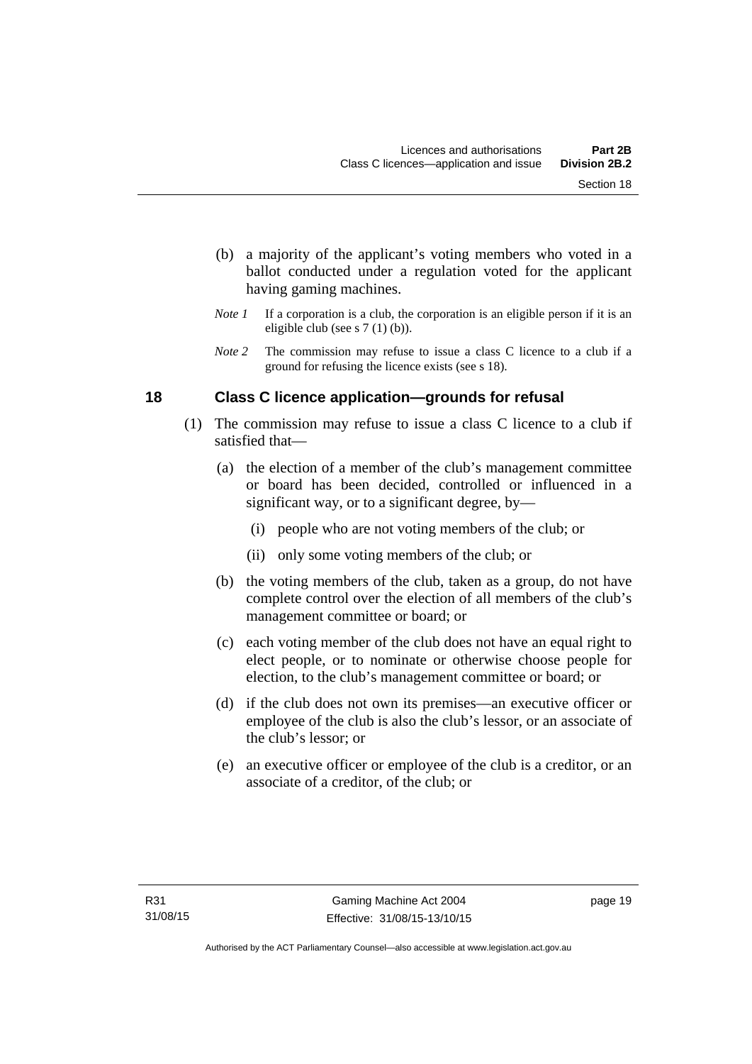(b) a majority of the applicant's voting members who voted in a ballot conducted under a regulation voted for the applicant having gaming machines.

*Note 1* If a corporation is a club, the corporation is an eligible person if it is an eligible club (see s 7 (1) (b)).

*Note 2* The commission may refuse to issue a class C licence to a club if a ground for refusing the licence exists (see s 18).

## 18 Class C licence application—grounds for refusal

(1) The commission may refuse to issue a class C licence to a club if satisfied that—

(a) the election of a member of the club's management committee or board has been decided, controlled or influenced in a significant way, or to a significant degree, by—

(i) people who are not voting members of the club; or

(ii) only some voting members of the club; or

(b) the voting members of the club, taken as a group, do not have complete control over the election of all members of the club's management committee or board; or

(c) each voting member of the club does not have an equal right to elect people, or to nominate or otherwise choose people for election, to the club's management committee or board; or

(d) if the club does not own its premises—an executive officer or employee of the club is also the club's lessor, or an associate of the club's lessor; or

(e) an executive officer or employee of the club is a creditor, or an associate of a creditor, of the club; or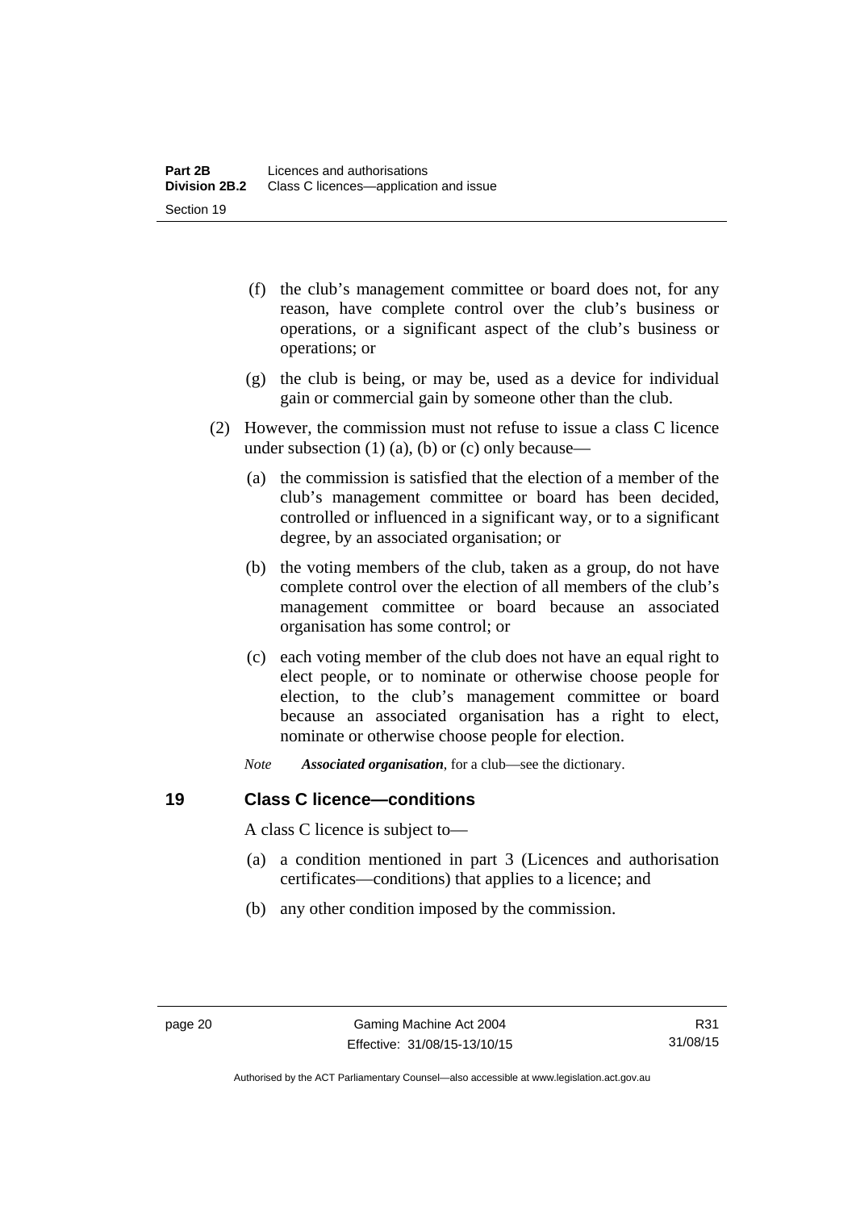(f) the club's management committee or board does not, for any reason, have complete control over the club's business or operations, or a significant aspect of the club's business or operations; or

(g) the club is being, or may be, used as a device for individual gain or commercial gain by someone other than the club.

(2) However, the commission must not refuse to issue a class C licence under subsection (1) (a), (b) or (c) only because—

(a) the commission is satisfied that the election of a member of the club's management committee or board has been decided, controlled or influenced in a significant way, or to a significant degree, by an associated organisation; or

(b) the voting members of the club, taken as a group, do not have complete control over the election of all members of the club's management committee or board because an associated organisation has some control; or

(c) each voting member of the club does not have an equal right to elect people, or to nominate or otherwise choose people for election, to the club's management committee or board because an associated organisation has a right to elect, nominate or otherwise choose people for election.

*Note* ***Associated organisation***, for a club—see the dictionary.

## 19 Class C licence—conditions

A class C licence is subject to—

(a) a condition mentioned in part 3 (Licences and authorisation certificates—conditions) that applies to a licence; and

(b) any other condition imposed by the commission.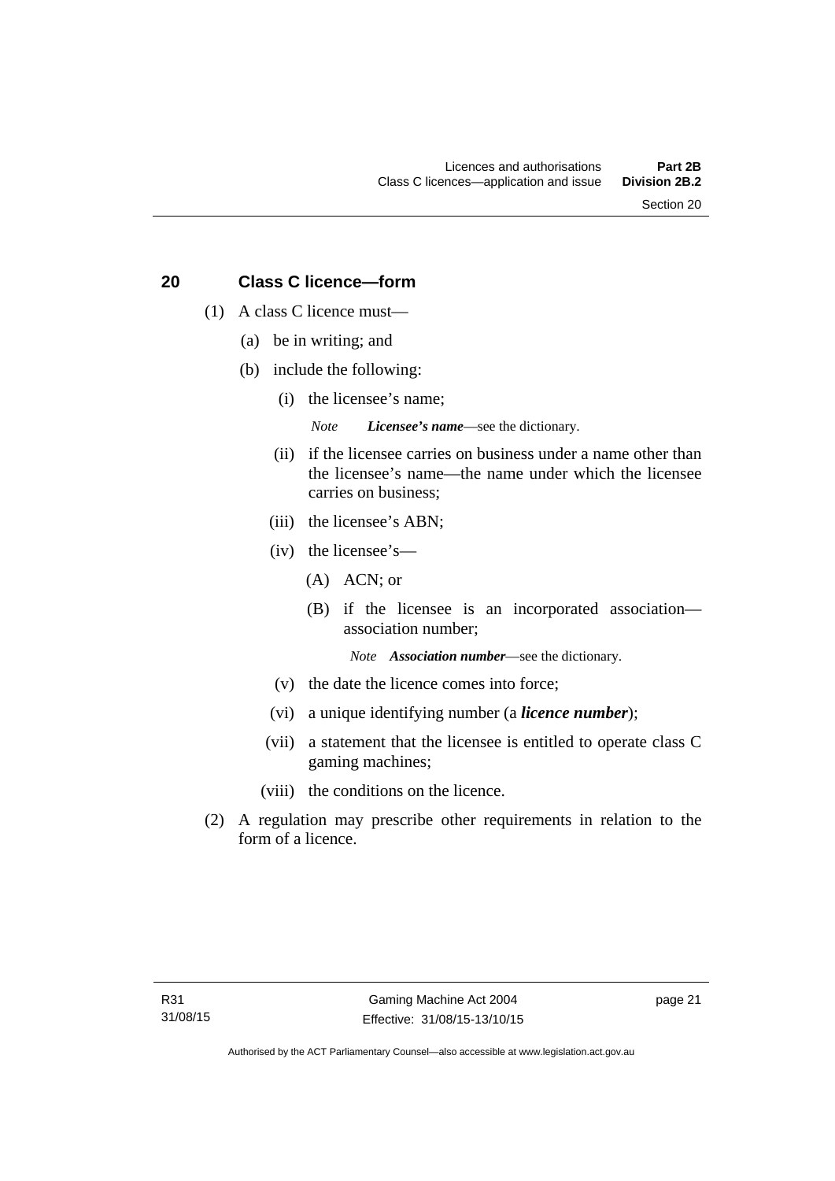## 20 Class C licence—form

(1) A class C licence must—

(a) be in writing; and

(b) include the following:

(i) the licensee's name;

*Note* ***Licensee's name***—see the dictionary.

(ii) if the licensee carries on business under a name other than the licensee's name—the name under which the licensee carries on business;

(iii) the licensee's ABN;

(iv) the licensee's—

(A) ACN; or

(B) if the licensee is an incorporated association—association number;

*Note* ***Association number***—see the dictionary.

(v) the date the licence comes into force;

(vi) a unique identifying number (a ***licence number***);

(vii) a statement that the licensee is entitled to operate class C gaming machines;

(viii) the conditions on the licence.

(2) A regulation may prescribe other requirements in relation to the form of a licence.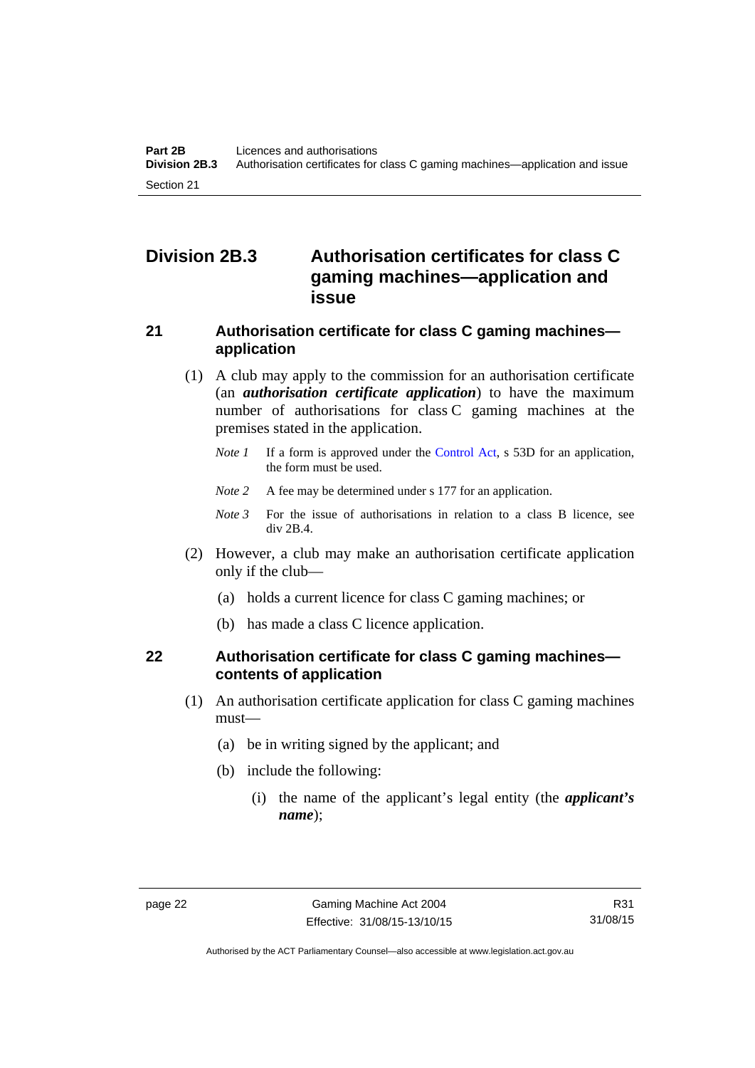## Division 2B.3 Authorisation certificates for class C gaming machines—application and issue

### 21 Authorisation certificate for class C gaming machines—application

(1) A club may apply to the commission for an authorisation certificate (an ***authorisation certificate application***) to have the maximum number of authorisations for class C gaming machines at the premises stated in the application.

*Note 1* If a form is approved under the Control Act, s 53D for an application, the form must be used.

*Note 2* A fee may be determined under s 177 for an application.

*Note 3* For the issue of authorisations in relation to a class B licence, see div 2B.4.

(2) However, a club may make an authorisation certificate application only if the club—

(a) holds a current licence for class C gaming machines; or

(b) has made a class C licence application.

### 22 Authorisation certificate for class C gaming machines—contents of application

(1) An authorisation certificate application for class C gaming machines must—

(a) be in writing signed by the applicant; and

(b) include the following:

(i) the name of the applicant's legal entity (the ***applicant's name***);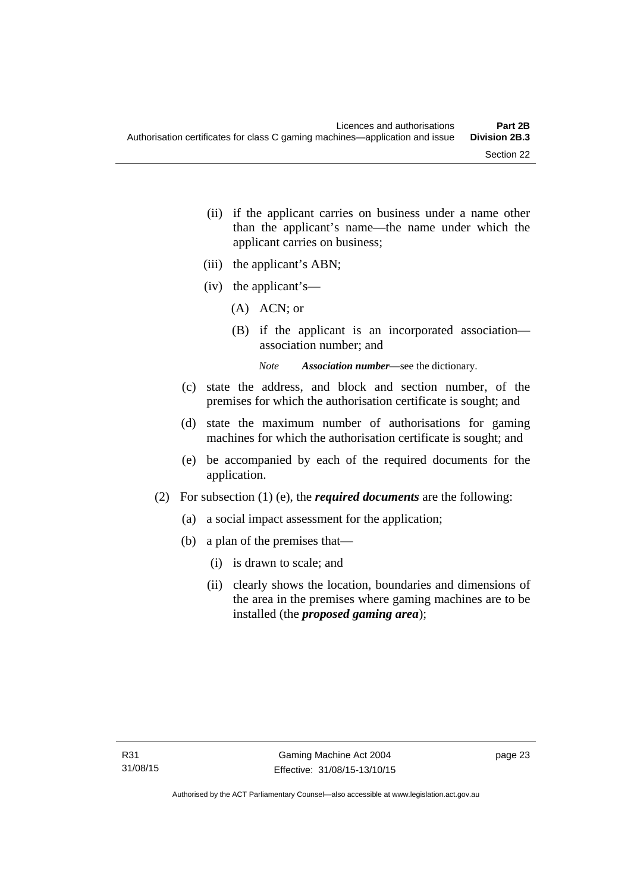(ii) if the applicant carries on business under a name other than the applicant's name—the name under which the applicant carries on business;

(iii) the applicant's ABN;

(iv) the applicant's—

(A) ACN; or

(B) if the applicant is an incorporated association—association number; and

*Note* ***Association number***—see the dictionary.

(c) state the address, and block and section number, of the premises for which the authorisation certificate is sought; and

(d) state the maximum number of authorisations for gaming machines for which the authorisation certificate is sought; and

(e) be accompanied by each of the required documents for the application.

(2) For subsection (1) (e), the ***required documents*** are the following:

(a) a social impact assessment for the application;

(b) a plan of the premises that—

(i) is drawn to scale; and

(ii) clearly shows the location, boundaries and dimensions of the area in the premises where gaming machines are to be installed (the ***proposed gaming area***);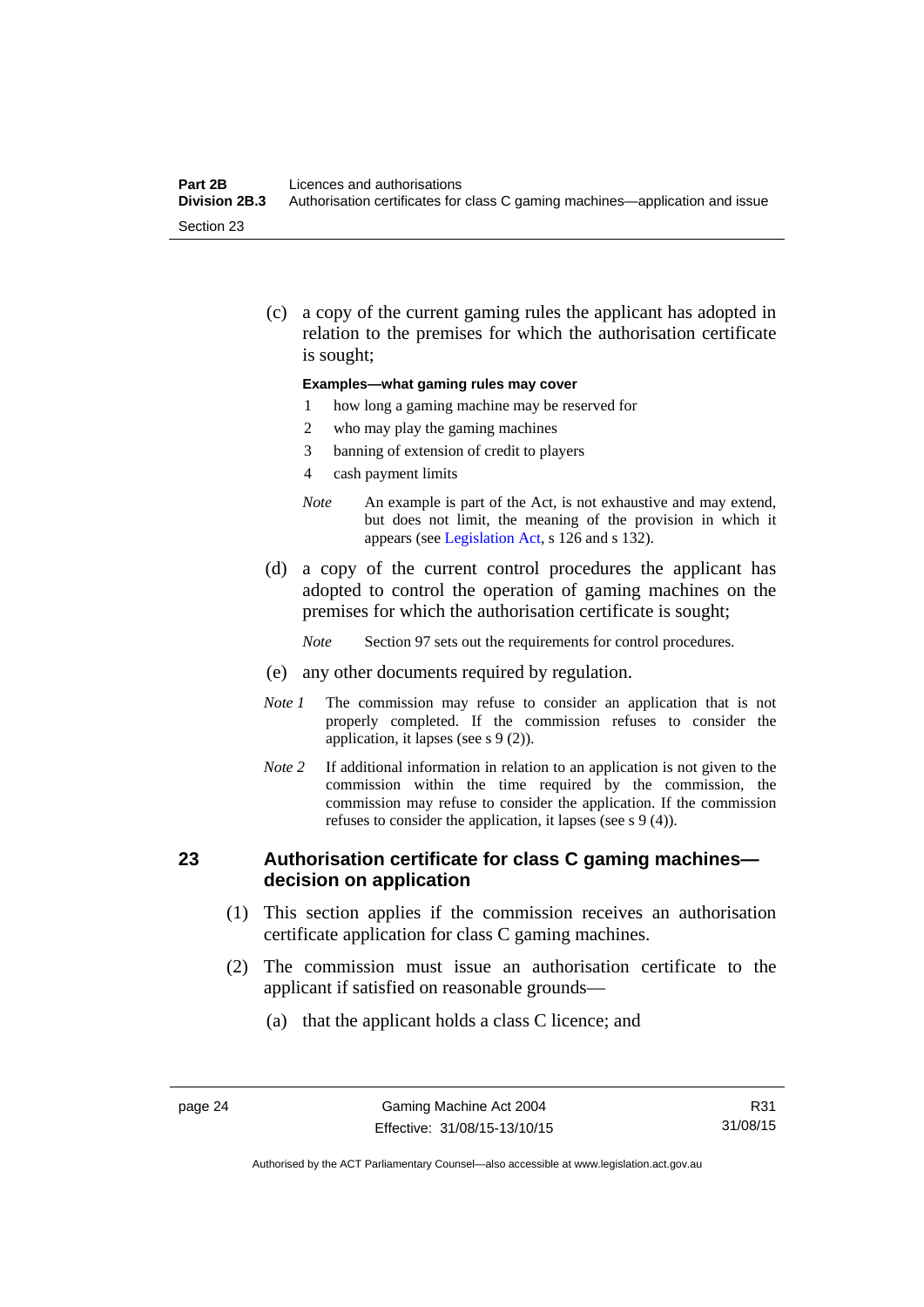(c) a copy of the current gaming rules the applicant has adopted in relation to the premises for which the authorisation certificate is sought;

**Examples—what gaming rules may cover**

1 how long a gaming machine may be reserved for
2 who may play the gaming machines
3 banning of extension of credit to players
4 cash payment limits

*Note* An example is part of the Act, is not exhaustive and may extend, but does not limit, the meaning of the provision in which it appears (see Legislation Act, s 126 and s 132).

(d) a copy of the current control procedures the applicant has adopted to control the operation of gaming machines on the premises for which the authorisation certificate is sought;

*Note* Section 97 sets out the requirements for control procedures.

(e) any other documents required by regulation.

*Note 1* The commission may refuse to consider an application that is not properly completed. If the commission refuses to consider the application, it lapses (see s 9 (2)).

*Note 2* If additional information in relation to an application is not given to the commission within the time required by the commission, the commission may refuse to consider the application. If the commission refuses to consider the application, it lapses (see s 9 (4)).

## 23 Authorisation certificate for class C gaming machines—decision on application

(1) This section applies if the commission receives an authorisation certificate application for class C gaming machines.

(2) The commission must issue an authorisation certificate to the applicant if satisfied on reasonable grounds—

(a) that the applicant holds a class C licence; and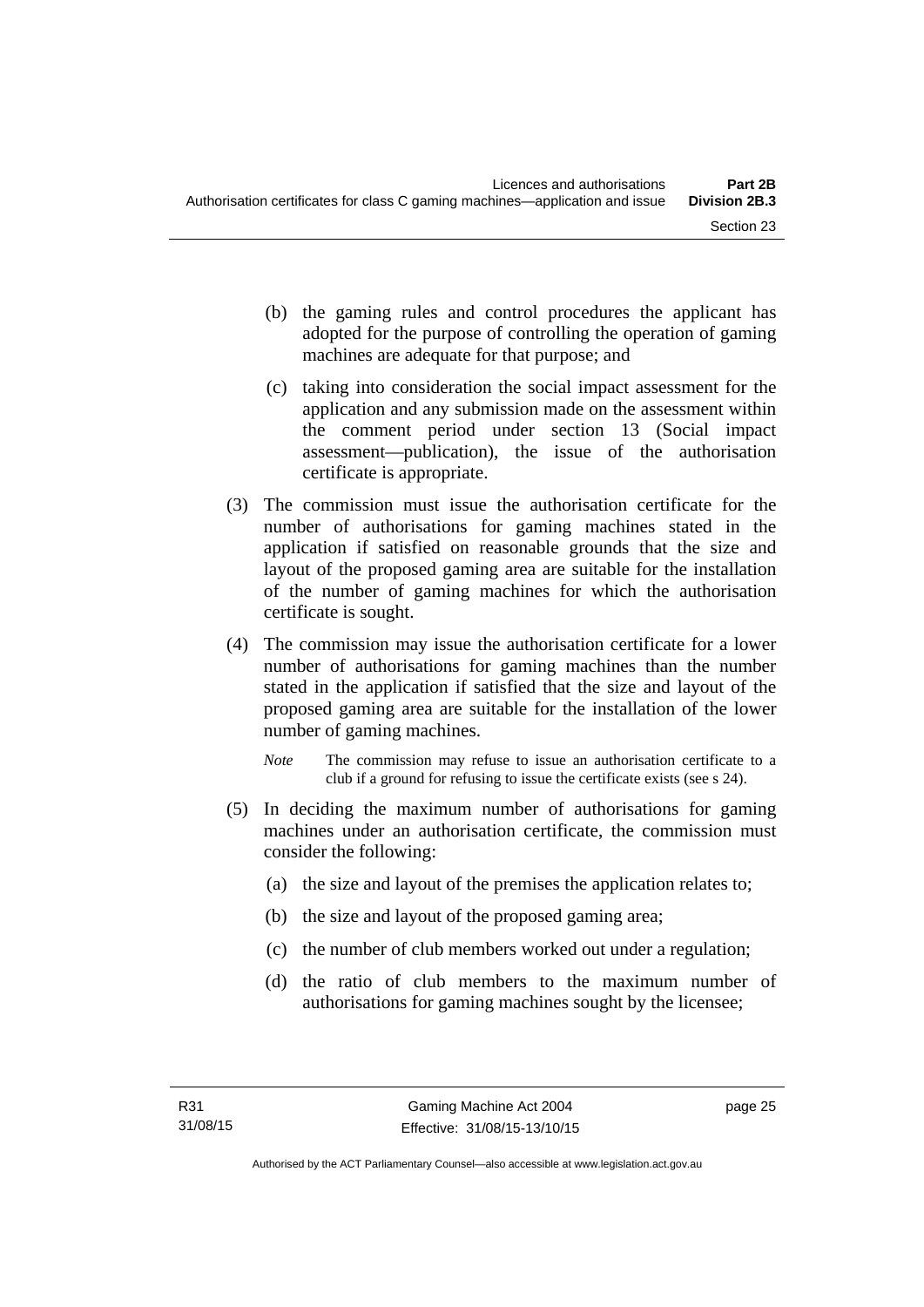(b) the gaming rules and control procedures the applicant has adopted for the purpose of controlling the operation of gaming machines are adequate for that purpose; and

(c) taking into consideration the social impact assessment for the application and any submission made on the assessment within the comment period under section 13 (Social impact assessment—publication), the issue of the authorisation certificate is appropriate.

(3) The commission must issue the authorisation certificate for the number of authorisations for gaming machines stated in the application if satisfied on reasonable grounds that the size and layout of the proposed gaming area are suitable for the installation of the number of gaming machines for which the authorisation certificate is sought.

(4) The commission may issue the authorisation certificate for a lower number of authorisations for gaming machines than the number stated in the application if satisfied that the size and layout of the proposed gaming area are suitable for the installation of the lower number of gaming machines.

*Note* The commission may refuse to issue an authorisation certificate to a club if a ground for refusing to issue the certificate exists (see s 24).

(5) In deciding the maximum number of authorisations for gaming machines under an authorisation certificate, the commission must consider the following:

(a) the size and layout of the premises the application relates to;

(b) the size and layout of the proposed gaming area;

(c) the number of club members worked out under a regulation;

(d) the ratio of club members to the maximum number of authorisations for gaming machines sought by the licensee;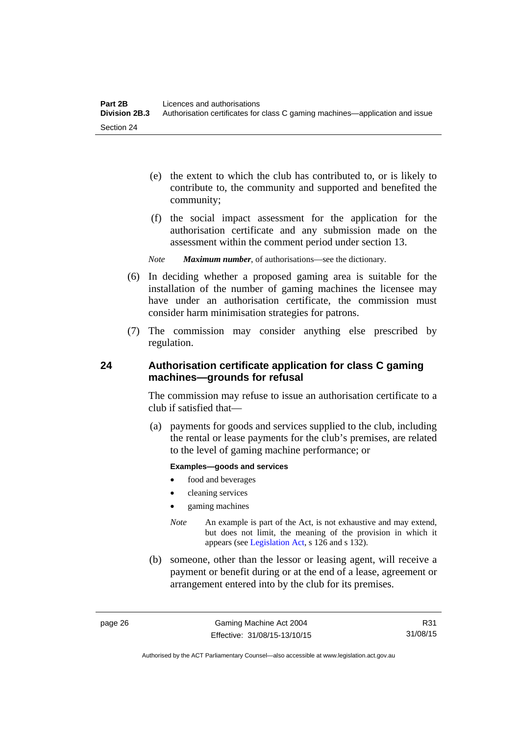(e) the extent to which the club has contributed to, or is likely to contribute to, the community and supported and benefited the community;

(f) the social impact assessment for the application for the authorisation certificate and any submission made on the assessment within the comment period under section 13.

*Note* ***Maximum number***, of authorisations—see the dictionary.

(6) In deciding whether a proposed gaming area is suitable for the installation of the number of gaming machines the licensee may have under an authorisation certificate, the commission must consider harm minimisation strategies for patrons.

(7) The commission may consider anything else prescribed by regulation.

## 24 Authorisation certificate application for class C gaming machines—grounds for refusal

The commission may refuse to issue an authorisation certificate to a club if satisfied that—

(a) payments for goods and services supplied to the club, including the rental or lease payments for the club's premises, are related to the level of gaming machine performance; or

**Examples—goods and services**

- food and beverages
- cleaning services
- gaming machines

*Note* An example is part of the Act, is not exhaustive and may extend, but does not limit, the meaning of the provision in which it appears (see Legislation Act, s 126 and s 132).

(b) someone, other than the lessor or leasing agent, will receive a payment or benefit during or at the end of a lease, agreement or arrangement entered into by the club for its premises.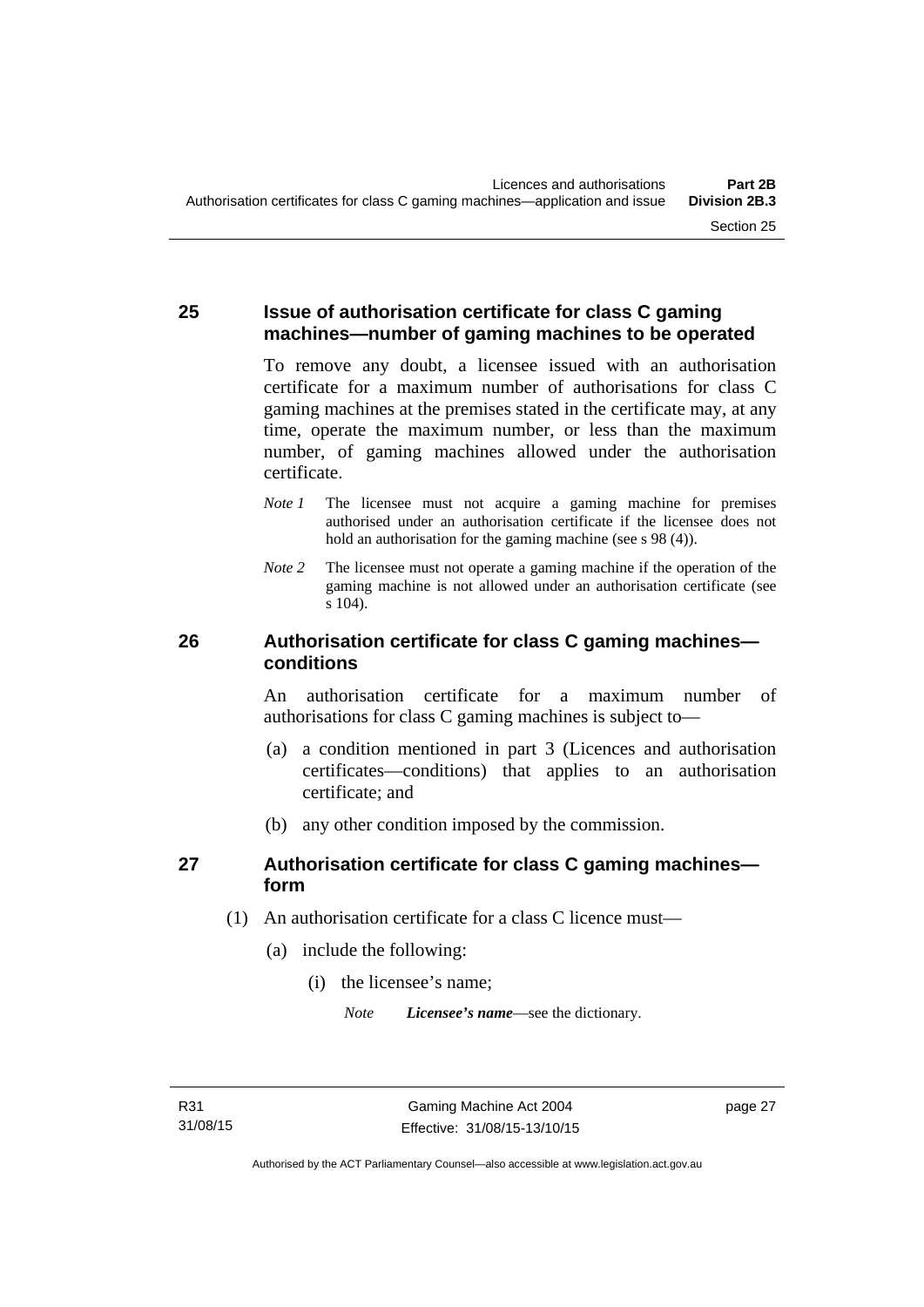## 25 Issue of authorisation certificate for class C gaming machines—number of gaming machines to be operated

To remove any doubt, a licensee issued with an authorisation certificate for a maximum number of authorisations for class C gaming machines at the premises stated in the certificate may, at any time, operate the maximum number, or less than the maximum number, of gaming machines allowed under the authorisation certificate.

*Note 1* The licensee must not acquire a gaming machine for premises authorised under an authorisation certificate if the licensee does not hold an authorisation for the gaming machine (see s 98 (4)).

*Note 2* The licensee must not operate a gaming machine if the operation of the gaming machine is not allowed under an authorisation certificate (see s 104).

## 26 Authorisation certificate for class C gaming machines—conditions

An authorisation certificate for a maximum number of authorisations for class C gaming machines is subject to—

(a) a condition mentioned in part 3 (Licences and authorisation certificates—conditions) that applies to an authorisation certificate; and

(b) any other condition imposed by the commission.

## 27 Authorisation certificate for class C gaming machines—form

(1) An authorisation certificate for a class C licence must—

(a) include the following:

(i) the licensee's name;

*Note* ***Licensee's name***—see the dictionary.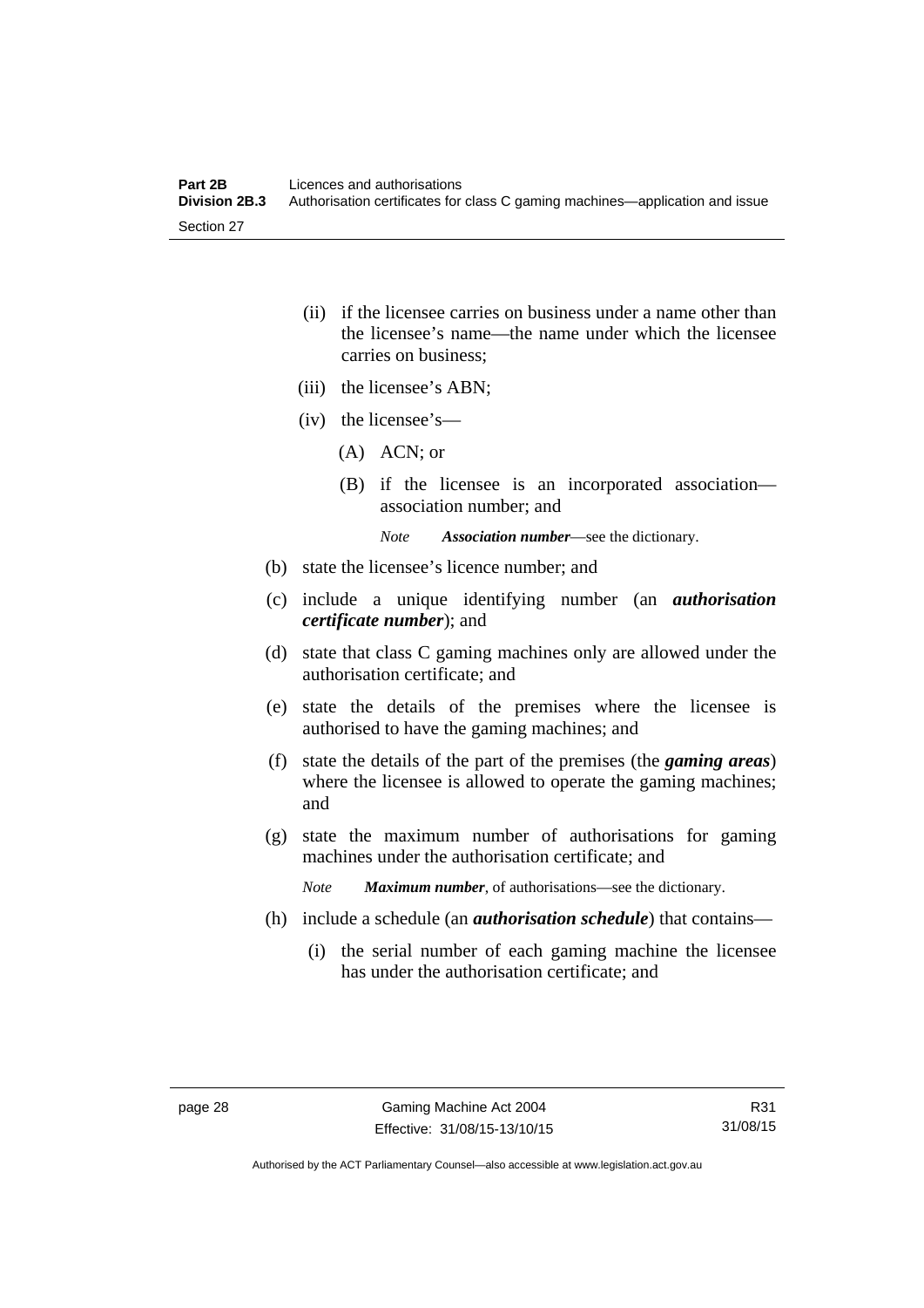(ii) if the licensee carries on business under a name other than the licensee's name—the name under which the licensee carries on business;

(iii) the licensee's ABN;

(iv) the licensee's—

(A) ACN; or

(B) if the licensee is an incorporated association—association number; and

*Note* ***Association number***—see the dictionary.

(b) state the licensee's licence number; and

(c) include a unique identifying number (an ***authorisation certificate number***); and

(d) state that class C gaming machines only are allowed under the authorisation certificate; and

(e) state the details of the premises where the licensee is authorised to have the gaming machines; and

(f) state the details of the part of the premises (the ***gaming areas***) where the licensee is allowed to operate the gaming machines; and

(g) state the maximum number of authorisations for gaming machines under the authorisation certificate; and

*Note* ***Maximum number***, of authorisations—see the dictionary.

(h) include a schedule (an ***authorisation schedule***) that contains—

(i) the serial number of each gaming machine the licensee has under the authorisation certificate; and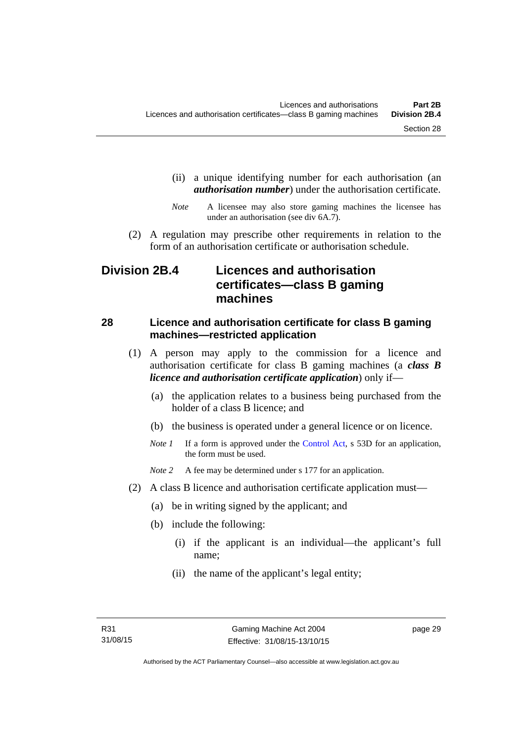(ii) a unique identifying number for each authorisation (an ***authorisation number***) under the authorisation certificate.

*Note* A licensee may also store gaming machines the licensee has under an authorisation (see div 6A.7).

(2) A regulation may prescribe other requirements in relation to the form of an authorisation certificate or authorisation schedule.

## Division 2B.4 Licences and authorisation certificates—class B gaming machines

### 28 Licence and authorisation certificate for class B gaming machines—restricted application

(1) A person may apply to the commission for a licence and authorisation certificate for class B gaming machines (a ***class B licence and authorisation certificate application***) only if—

(a) the application relates to a business being purchased from the holder of a class B licence; and

(b) the business is operated under a general licence or on licence.

*Note 1* If a form is approved under the Control Act, s 53D for an application, the form must be used.

*Note 2* A fee may be determined under s 177 for an application.

(2) A class B licence and authorisation certificate application must—

(a) be in writing signed by the applicant; and

(b) include the following:

(i) if the applicant is an individual—the applicant's full name;

(ii) the name of the applicant's legal entity;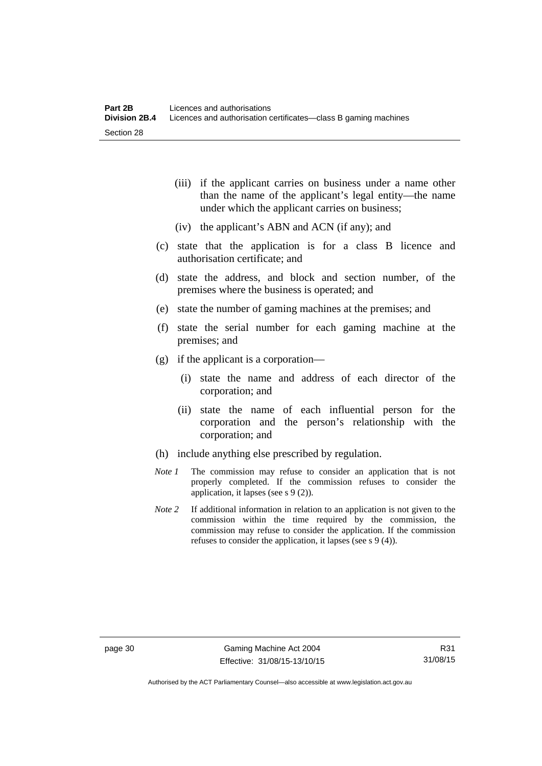(iii) if the applicant carries on business under a name other than the name of the applicant's legal entity—the name under which the applicant carries on business;

(iv) the applicant's ABN and ACN (if any); and

(c) state that the application is for a class B licence and authorisation certificate; and

(d) state the address, and block and section number, of the premises where the business is operated; and

(e) state the number of gaming machines at the premises; and

(f) state the serial number for each gaming machine at the premises; and

(g) if the applicant is a corporation—

(i) state the name and address of each director of the corporation; and

(ii) state the name of each influential person for the corporation and the person's relationship with the corporation; and

(h) include anything else prescribed by regulation.

*Note 1* The commission may refuse to consider an application that is not properly completed. If the commission refuses to consider the application, it lapses (see s 9 (2)).

*Note 2* If additional information in relation to an application is not given to the commission within the time required by the commission, the commission may refuse to consider the application. If the commission refuses to consider the application, it lapses (see s 9 (4)).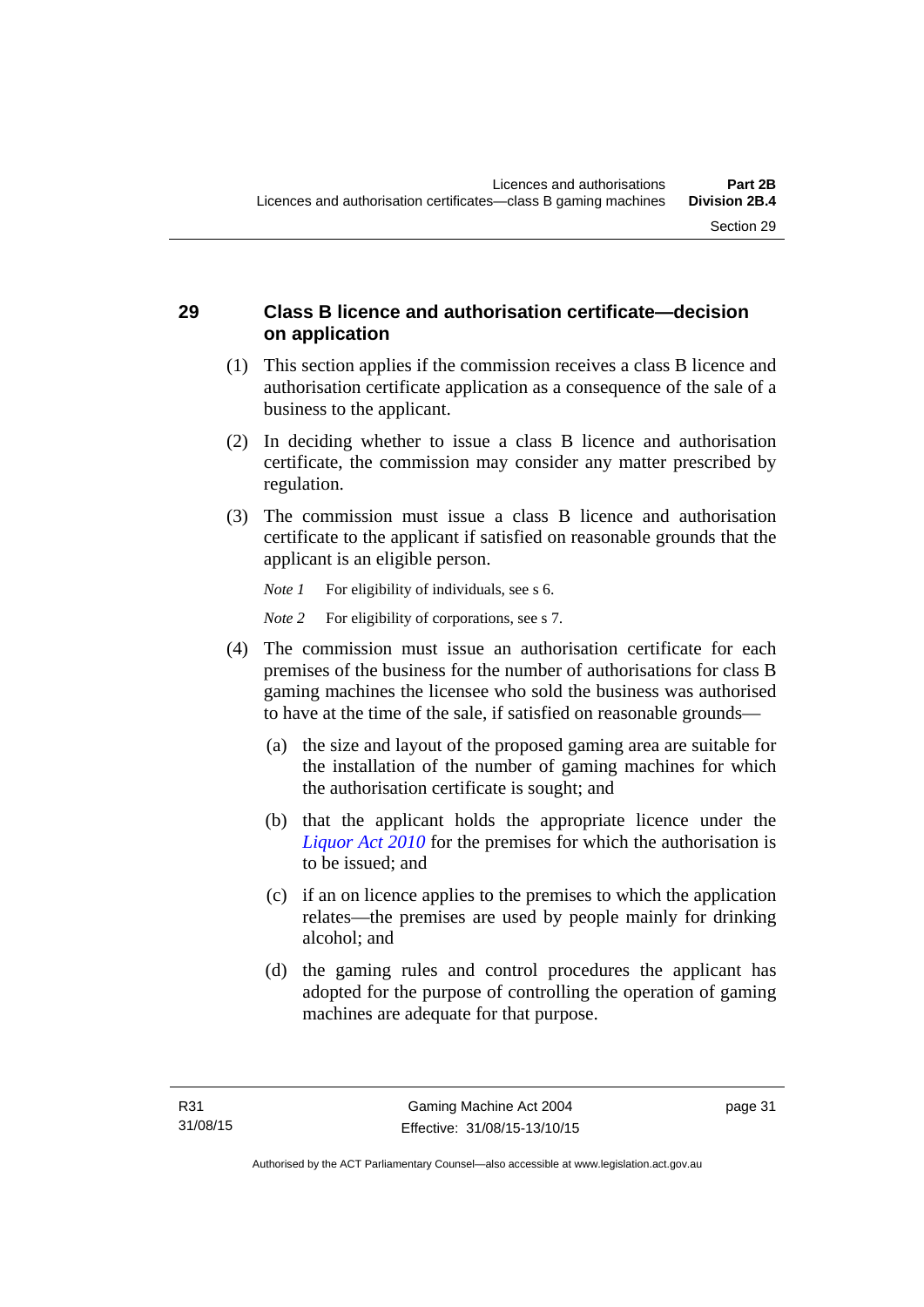## 29 Class B licence and authorisation certificate—decision on application

(1) This section applies if the commission receives a class B licence and authorisation certificate application as a consequence of the sale of a business to the applicant.

(2) In deciding whether to issue a class B licence and authorisation certificate, the commission may consider any matter prescribed by regulation.

(3) The commission must issue a class B licence and authorisation certificate to the applicant if satisfied on reasonable grounds that the applicant is an eligible person.

*Note 1* For eligibility of individuals, see s 6.

*Note 2* For eligibility of corporations, see s 7.

(4) The commission must issue an authorisation certificate for each premises of the business for the number of authorisations for class B gaming machines the licensee who sold the business was authorised to have at the time of the sale, if satisfied on reasonable grounds—

(a) the size and layout of the proposed gaming area are suitable for the installation of the number of gaming machines for which the authorisation certificate is sought; and

(b) that the applicant holds the appropriate licence under the *Liquor Act 2010* for the premises for which the authorisation is to be issued; and

(c) if an on licence applies to the premises to which the application relates—the premises are used by people mainly for drinking alcohol; and

(d) the gaming rules and control procedures the applicant has adopted for the purpose of controlling the operation of gaming machines are adequate for that purpose.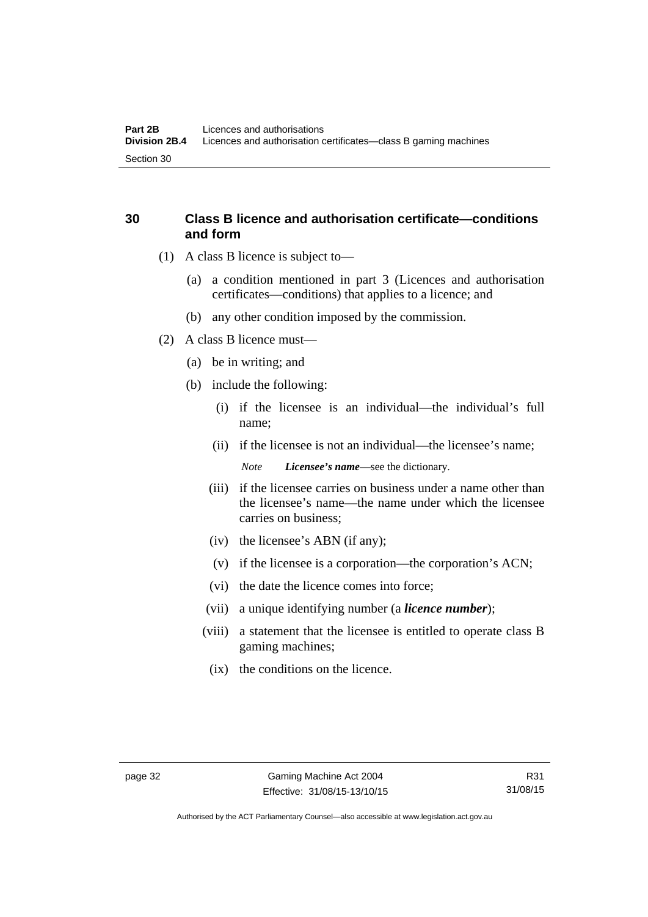## 30 Class B licence and authorisation certificate—conditions and form

(1) A class B licence is subject to—

(a) a condition mentioned in part 3 (Licences and authorisation certificates—conditions) that applies to a licence; and

(b) any other condition imposed by the commission.

(2) A class B licence must—

(a) be in writing; and

(b) include the following:

(i) if the licensee is an individual—the individual's full name;

(ii) if the licensee is not an individual—the licensee's name;

*Note* ***Licensee's name***—see the dictionary.

(iii) if the licensee carries on business under a name other than the licensee's name—the name under which the licensee carries on business;

(iv) the licensee's ABN (if any);

(v) if the licensee is a corporation—the corporation's ACN;

(vi) the date the licence comes into force;

(vii) a unique identifying number (a ***licence number***);

(viii) a statement that the licensee is entitled to operate class B gaming machines;

(ix) the conditions on the licence.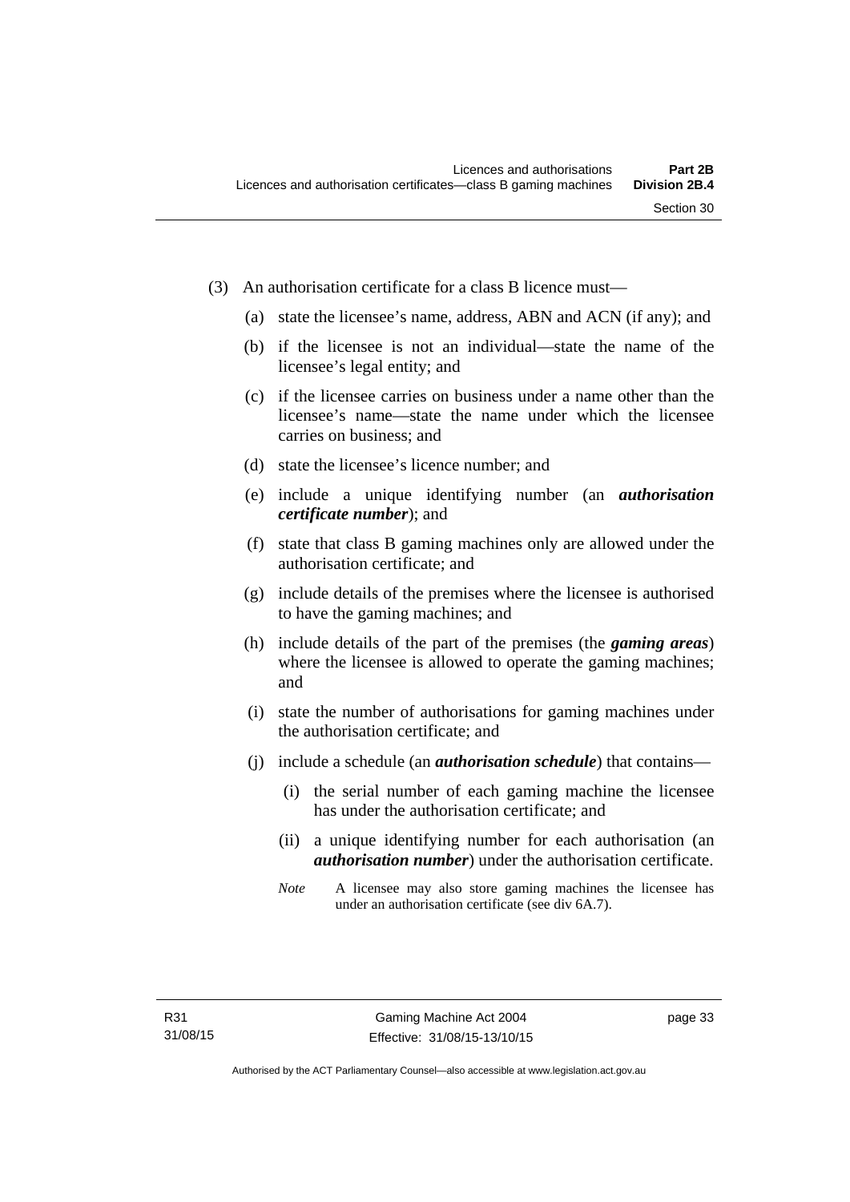(3) An authorisation certificate for a class B licence must—

(a) state the licensee's name, address, ABN and ACN (if any); and

(b) if the licensee is not an individual—state the name of the licensee's legal entity; and

(c) if the licensee carries on business under a name other than the licensee's name—state the name under which the licensee carries on business; and

(d) state the licensee's licence number; and

(e) include a unique identifying number (an ***authorisation certificate number***); and

(f) state that class B gaming machines only are allowed under the authorisation certificate; and

(g) include details of the premises where the licensee is authorised to have the gaming machines; and

(h) include details of the part of the premises (the ***gaming areas***) where the licensee is allowed to operate the gaming machines; and

(i) state the number of authorisations for gaming machines under the authorisation certificate; and

(j) include a schedule (an ***authorisation schedule***) that contains—

(i) the serial number of each gaming machine the licensee has under the authorisation certificate; and

(ii) a unique identifying number for each authorisation (an ***authorisation number***) under the authorisation certificate.

*Note* A licensee may also store gaming machines the licensee has under an authorisation certificate (see div 6A.7).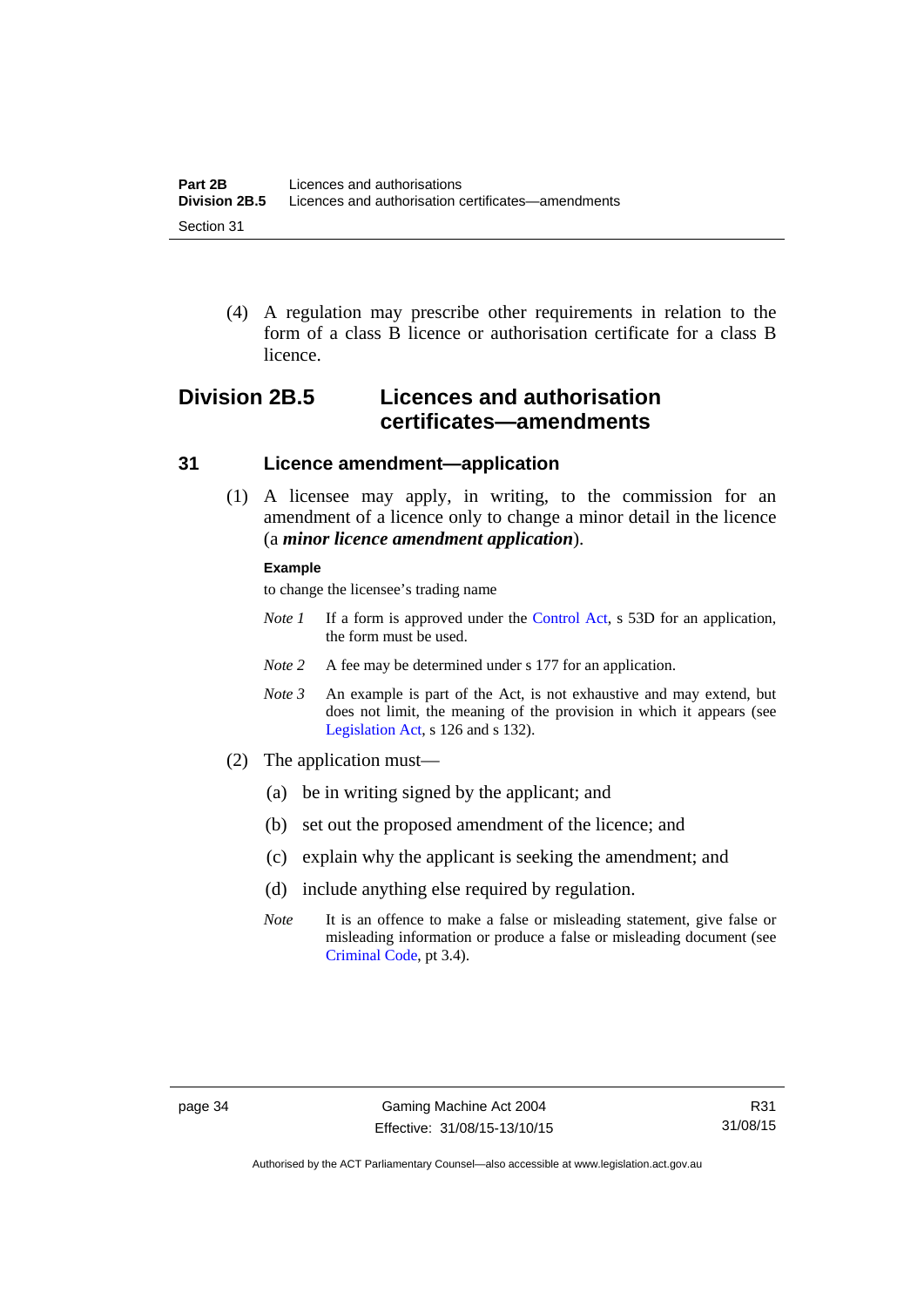(4) A regulation may prescribe other requirements in relation to the form of a class B licence or authorisation certificate for a class B licence.

## Division 2B.5 Licences and authorisation certificates—amendments

### 31 Licence amendment—application

(1) A licensee may apply, in writing, to the commission for an amendment of a licence only to change a minor detail in the licence (a ***minor licence amendment application***).

**Example**

to change the licensee's trading name

*Note 1* If a form is approved under the Control Act, s 53D for an application, the form must be used.

*Note 2* A fee may be determined under s 177 for an application.

*Note 3* An example is part of the Act, is not exhaustive and may extend, but does not limit, the meaning of the provision in which it appears (see Legislation Act, s 126 and s 132).

(2) The application must—

(a) be in writing signed by the applicant; and

(b) set out the proposed amendment of the licence; and

(c) explain why the applicant is seeking the amendment; and

(d) include anything else required by regulation.

*Note* It is an offence to make a false or misleading statement, give false or misleading information or produce a false or misleading document (see Criminal Code, pt 3.4).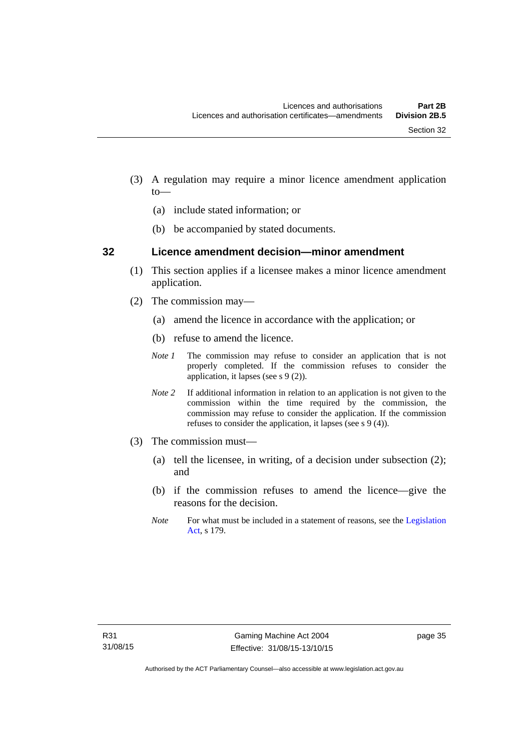(3) A regulation may require a minor licence amendment application to—

(a) include stated information; or

(b) be accompanied by stated documents.

## 32 Licence amendment decision—minor amendment

(1) This section applies if a licensee makes a minor licence amendment application.

(2) The commission may—

(a) amend the licence in accordance with the application; or

(b) refuse to amend the licence.

*Note 1* The commission may refuse to consider an application that is not properly completed. If the commission refuses to consider the application, it lapses (see s 9 (2)).

*Note 2* If additional information in relation to an application is not given to the commission within the time required by the commission, the commission may refuse to consider the application. If the commission refuses to consider the application, it lapses (see s 9 (4)).

(3) The commission must—

(a) tell the licensee, in writing, of a decision under subsection (2); and

(b) if the commission refuses to amend the licence—give the reasons for the decision.

*Note* For what must be included in a statement of reasons, see the Legislation Act, s 179.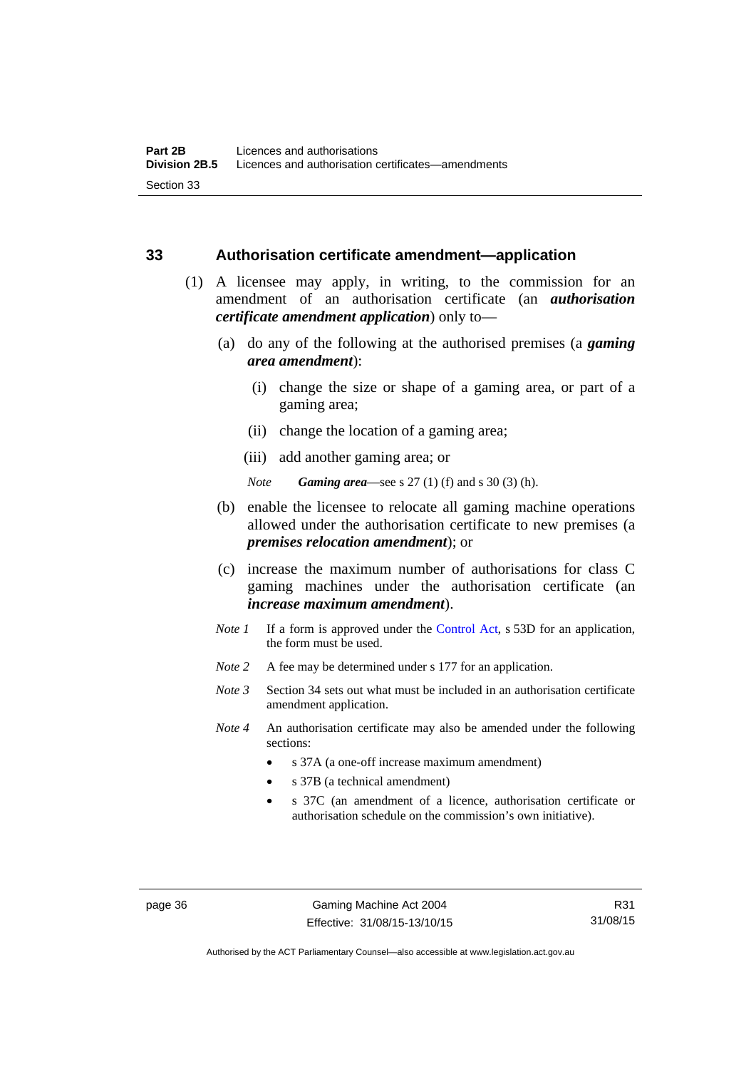## 33 Authorisation certificate amendment—application

(1) A licensee may apply, in writing, to the commission for an amendment of an authorisation certificate (an ***authorisation certificate amendment application***) only to—

(a) do any of the following at the authorised premises (a ***gaming area amendment***):

(i) change the size or shape of a gaming area, or part of a gaming area;

(ii) change the location of a gaming area;

(iii) add another gaming area; or

*Note* ***Gaming area***—see s 27 (1) (f) and s 30 (3) (h).

(b) enable the licensee to relocate all gaming machine operations allowed under the authorisation certificate to new premises (a ***premises relocation amendment***); or

(c) increase the maximum number of authorisations for class C gaming machines under the authorisation certificate (an ***increase maximum amendment***).

*Note 1* If a form is approved under the Control Act, s 53D for an application, the form must be used.

*Note 2* A fee may be determined under s 177 for an application.

*Note 3* Section 34 sets out what must be included in an authorisation certificate amendment application.

*Note 4* An authorisation certificate may also be amended under the following sections:

- s 37A (a one-off increase maximum amendment)
- s 37B (a technical amendment)
- s 37C (an amendment of a licence, authorisation certificate or authorisation schedule on the commission's own initiative).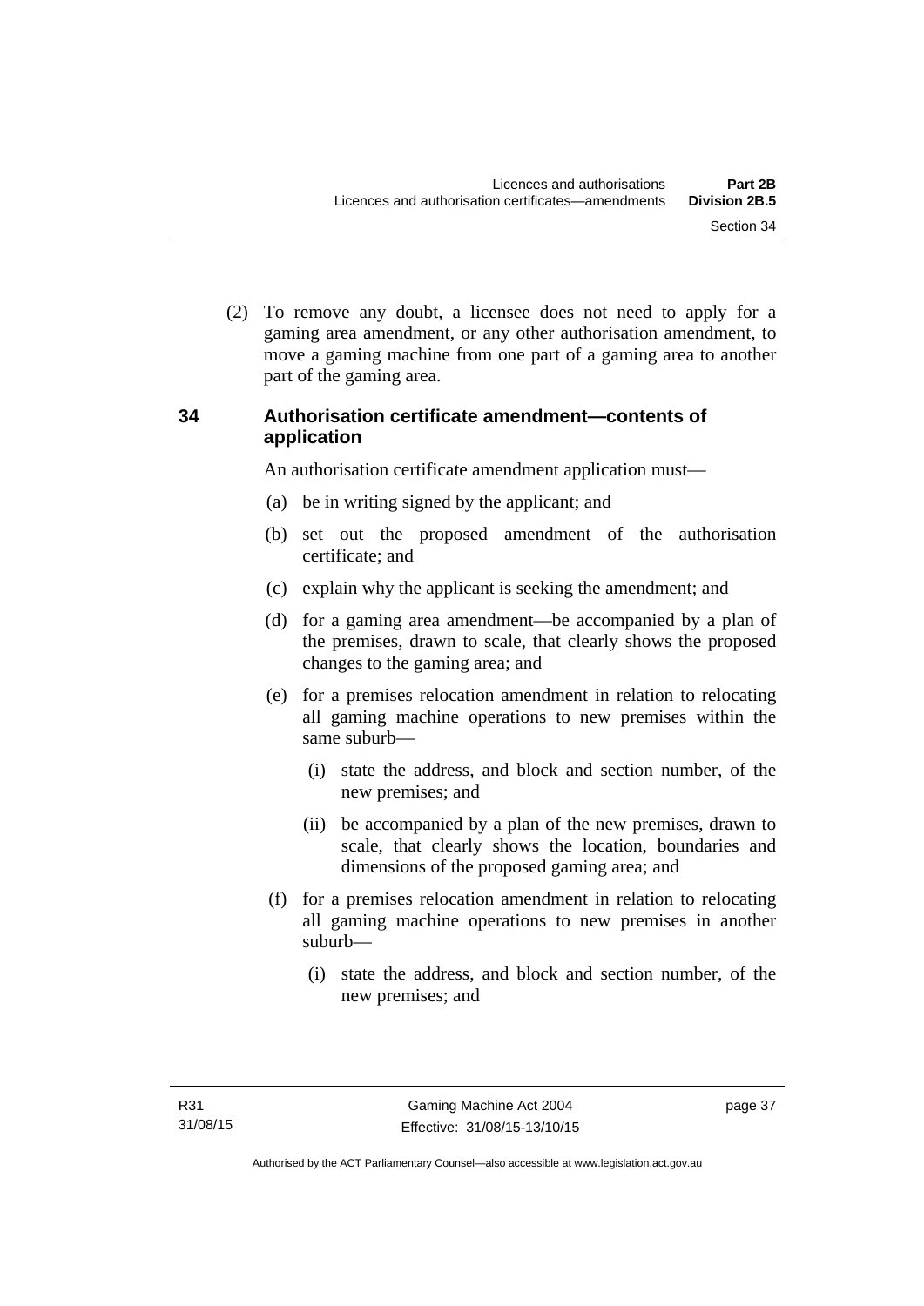(2) To remove any doubt, a licensee does not need to apply for a gaming area amendment, or any other authorisation amendment, to move a gaming machine from one part of a gaming area to another part of the gaming area.

## 34 Authorisation certificate amendment—contents of application

An authorisation certificate amendment application must—

(a) be in writing signed by the applicant; and

(b) set out the proposed amendment of the authorisation certificate; and

(c) explain why the applicant is seeking the amendment; and

(d) for a gaming area amendment—be accompanied by a plan of the premises, drawn to scale, that clearly shows the proposed changes to the gaming area; and

(e) for a premises relocation amendment in relation to relocating all gaming machine operations to new premises within the same suburb—

   (i) state the address, and block and section number, of the new premises; and

   (ii) be accompanied by a plan of the new premises, drawn to scale, that clearly shows the location, boundaries and dimensions of the proposed gaming area; and

(f) for a premises relocation amendment in relation to relocating all gaming machine operations to new premises in another suburb—

   (i) state the address, and block and section number, of the new premises; and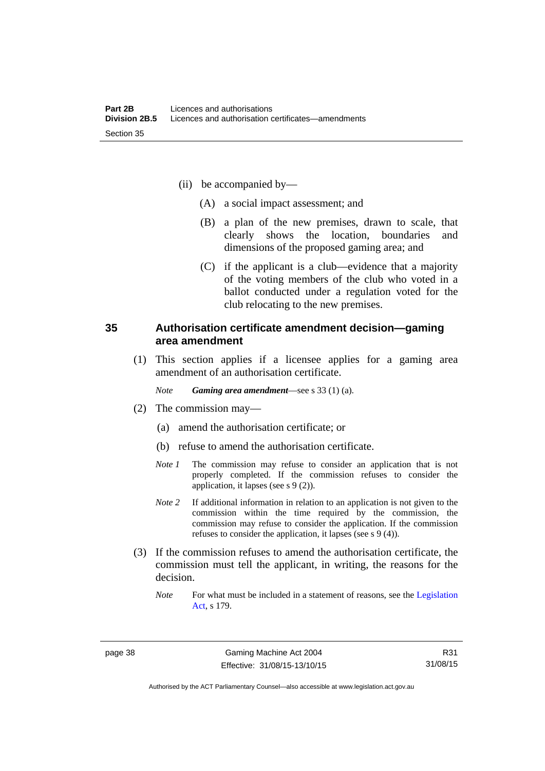(ii) be accompanied by—

(A) a social impact assessment; and

(B) a plan of the new premises, drawn to scale, that clearly shows the location, boundaries and dimensions of the proposed gaming area; and

(C) if the applicant is a club—evidence that a majority of the voting members of the club who voted in a ballot conducted under a regulation voted for the club relocating to the new premises.

## 35 Authorisation certificate amendment decision—gaming area amendment

(1) This section applies if a licensee applies for a gaming area amendment of an authorisation certificate.

*Note* ***Gaming area amendment***—see s 33 (1) (a).

(2) The commission may—

(a) amend the authorisation certificate; or

(b) refuse to amend the authorisation certificate.

*Note 1* The commission may refuse to consider an application that is not properly completed. If the commission refuses to consider the application, it lapses (see s 9 (2)).

*Note 2* If additional information in relation to an application is not given to the commission within the time required by the commission, the commission may refuse to consider the application. If the commission refuses to consider the application, it lapses (see s 9 (4)).

(3) If the commission refuses to amend the authorisation certificate, the commission must tell the applicant, in writing, the reasons for the decision.

*Note* For what must be included in a statement of reasons, see the Legislation Act, s 179.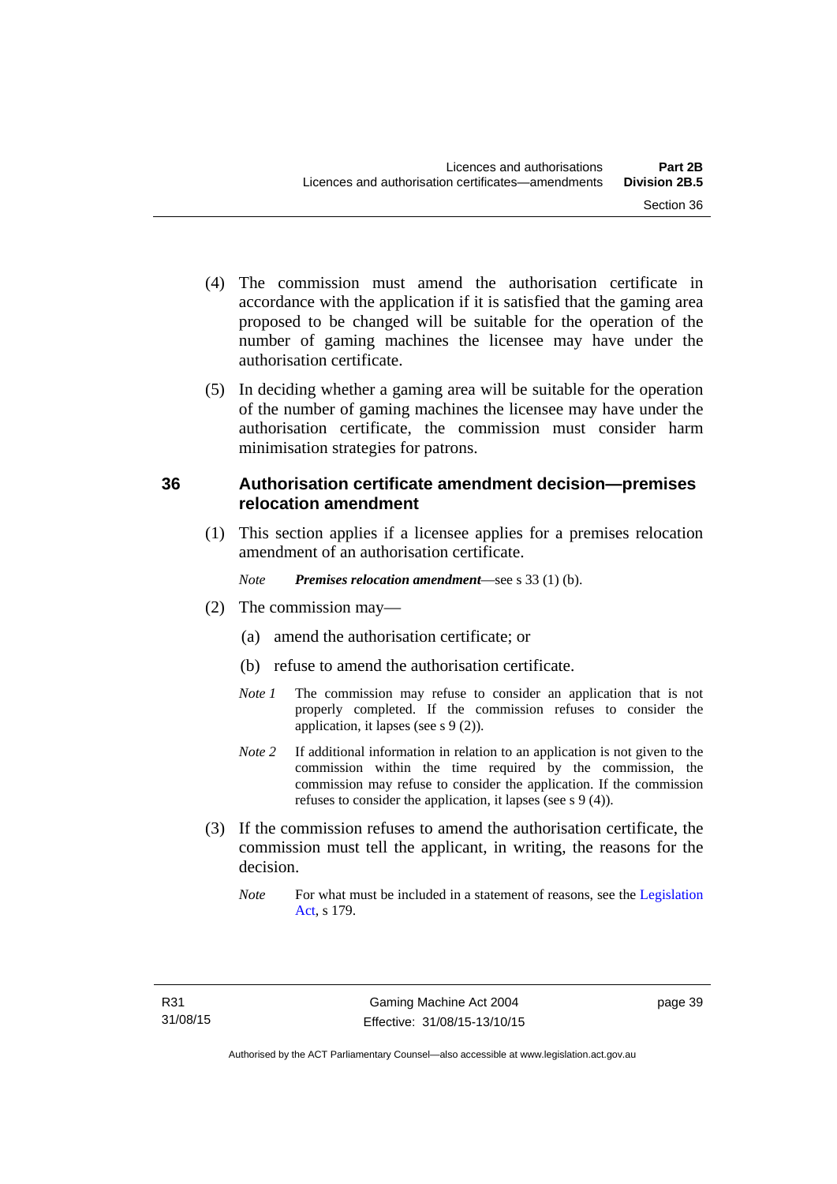(4) The commission must amend the authorisation certificate in accordance with the application if it is satisfied that the gaming area proposed to be changed will be suitable for the operation of the number of gaming machines the licensee may have under the authorisation certificate.

(5) In deciding whether a gaming area will be suitable for the operation of the number of gaming machines the licensee may have under the authorisation certificate, the commission must consider harm minimisation strategies for patrons.

## 36 Authorisation certificate amendment decision—premises relocation amendment

(1) This section applies if a licensee applies for a premises relocation amendment of an authorisation certificate.

*Note* ***Premises relocation amendment***—see s 33 (1) (b).

(2) The commission may—

(a) amend the authorisation certificate; or

(b) refuse to amend the authorisation certificate.

*Note 1* The commission may refuse to consider an application that is not properly completed. If the commission refuses to consider the application, it lapses (see s 9 (2)).

*Note 2* If additional information in relation to an application is not given to the commission within the time required by the commission, the commission may refuse to consider the application. If the commission refuses to consider the application, it lapses (see s 9 (4)).

(3) If the commission refuses to amend the authorisation certificate, the commission must tell the applicant, in writing, the reasons for the decision.

*Note* For what must be included in a statement of reasons, see the Legislation Act, s 179.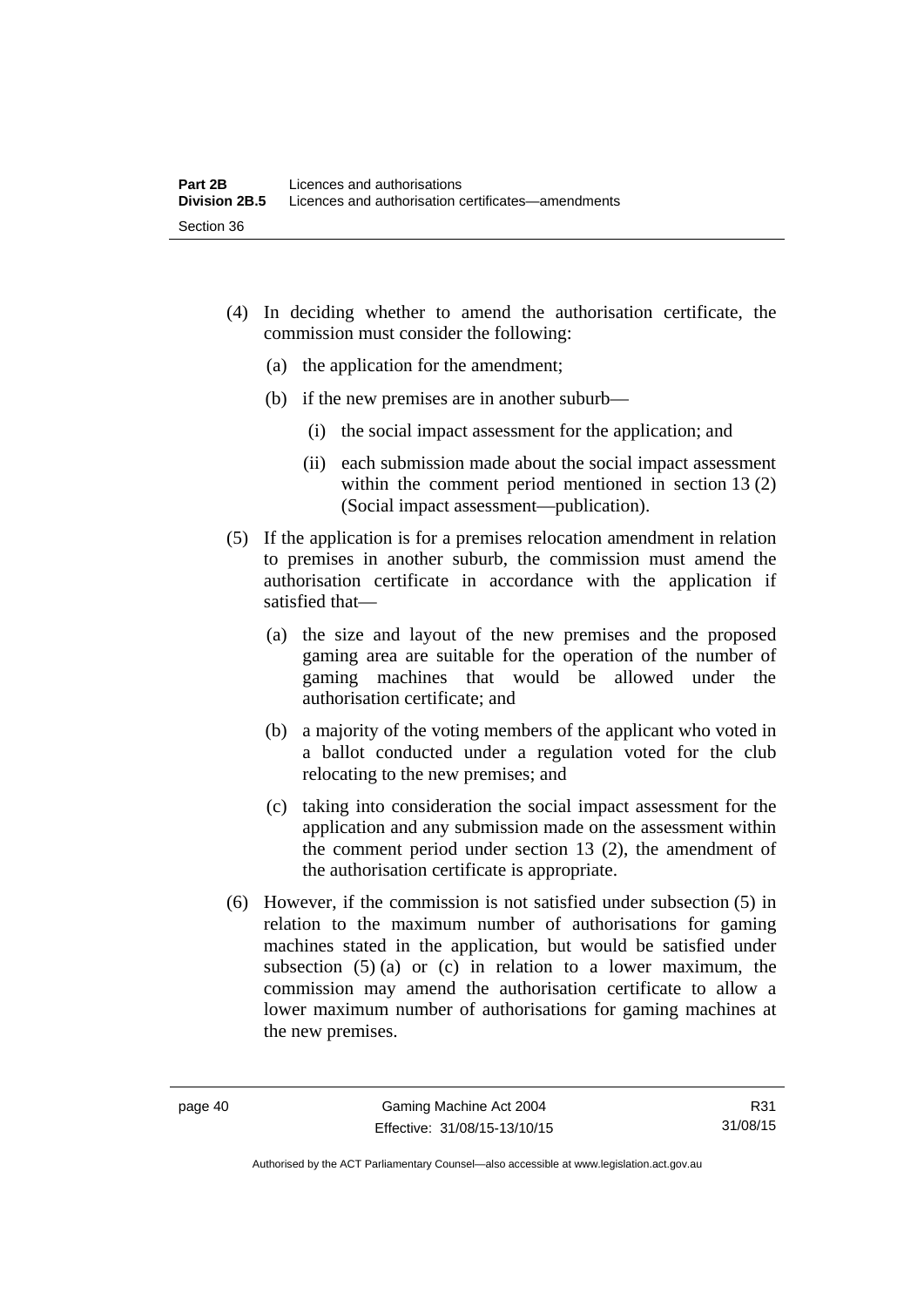(4) In deciding whether to amend the authorisation certificate, the commission must consider the following:

(a) the application for the amendment;

(b) if the new premises are in another suburb—

(i) the social impact assessment for the application; and

(ii) each submission made about the social impact assessment within the comment period mentioned in section 13 (2) (Social impact assessment—publication).

(5) If the application is for a premises relocation amendment in relation to premises in another suburb, the commission must amend the authorisation certificate in accordance with the application if satisfied that—

(a) the size and layout of the new premises and the proposed gaming area are suitable for the operation of the number of gaming machines that would be allowed under the authorisation certificate; and

(b) a majority of the voting members of the applicant who voted in a ballot conducted under a regulation voted for the club relocating to the new premises; and

(c) taking into consideration the social impact assessment for the application and any submission made on the assessment within the comment period under section 13 (2), the amendment of the authorisation certificate is appropriate.

(6) However, if the commission is not satisfied under subsection (5) in relation to the maximum number of authorisations for gaming machines stated in the application, but would be satisfied under subsection (5) (a) or (c) in relation to a lower maximum, the commission may amend the authorisation certificate to allow a lower maximum number of authorisations for gaming machines at the new premises.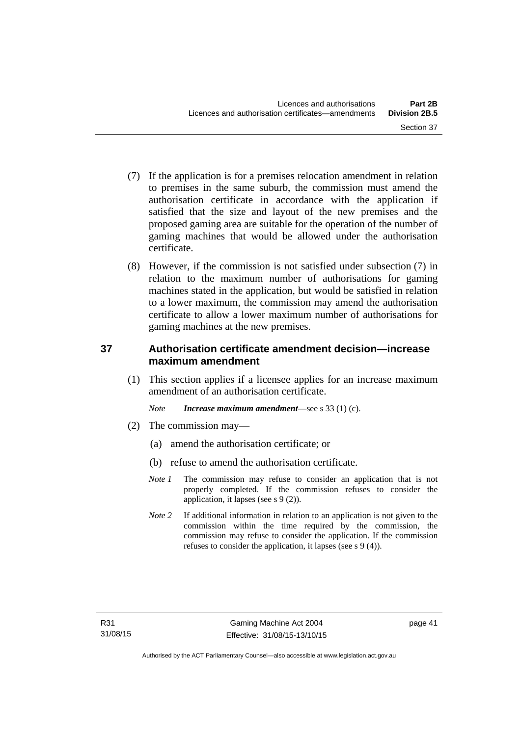(7) If the application is for a premises relocation amendment in relation to premises in the same suburb, the commission must amend the authorisation certificate in accordance with the application if satisfied that the size and layout of the new premises and the proposed gaming area are suitable for the operation of the number of gaming machines that would be allowed under the authorisation certificate.

(8) However, if the commission is not satisfied under subsection (7) in relation to the maximum number of authorisations for gaming machines stated in the application, but would be satisfied in relation to a lower maximum, the commission may amend the authorisation certificate to allow a lower maximum number of authorisations for gaming machines at the new premises.

## 37 Authorisation certificate amendment decision—increase maximum amendment

(1) This section applies if a licensee applies for an increase maximum amendment of an authorisation certificate.

*Note* ***Increase maximum amendment***—see s 33 (1) (c).

(2) The commission may—

(a) amend the authorisation certificate; or

(b) refuse to amend the authorisation certificate.

*Note 1* The commission may refuse to consider an application that is not properly completed. If the commission refuses to consider the application, it lapses (see s 9 (2)).

*Note 2* If additional information in relation to an application is not given to the commission within the time required by the commission, the commission may refuse to consider the application. If the commission refuses to consider the application, it lapses (see s 9 (4)).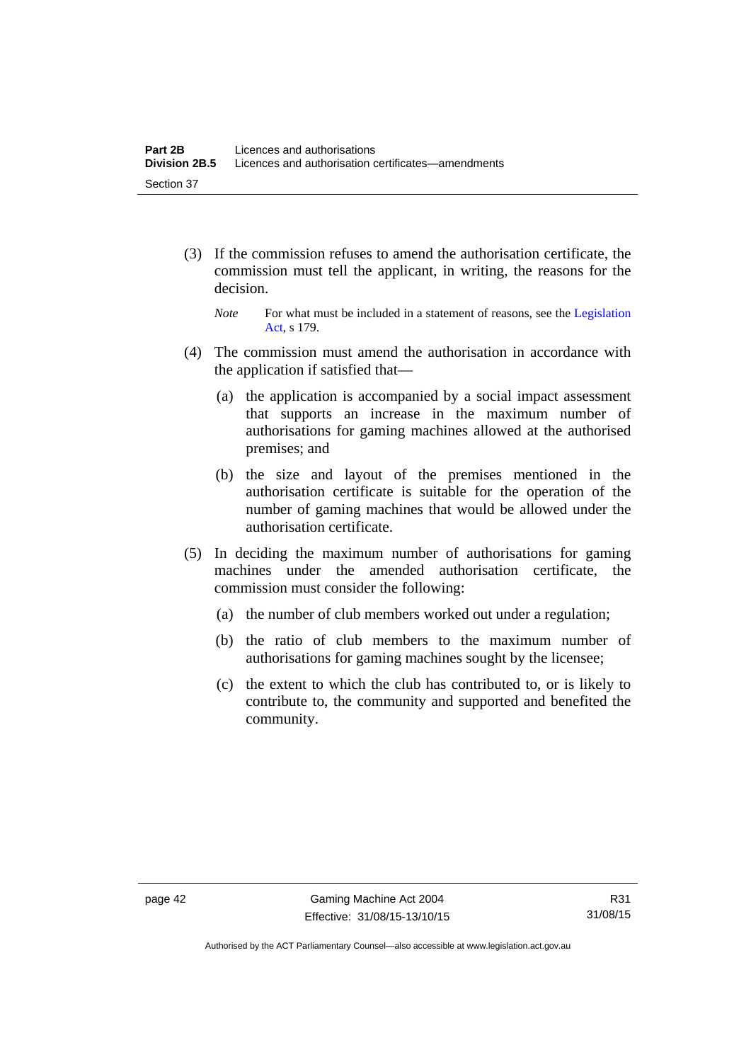(3) If the commission refuses to amend the authorisation certificate, the commission must tell the applicant, in writing, the reasons for the decision.

*Note* For what must be included in a statement of reasons, see the Legislation Act, s 179.

(4) The commission must amend the authorisation in accordance with the application if satisfied that—

(a) the application is accompanied by a social impact assessment that supports an increase in the maximum number of authorisations for gaming machines allowed at the authorised premises; and

(b) the size and layout of the premises mentioned in the authorisation certificate is suitable for the operation of the number of gaming machines that would be allowed under the authorisation certificate.

(5) In deciding the maximum number of authorisations for gaming machines under the amended authorisation certificate, the commission must consider the following:

(a) the number of club members worked out under a regulation;

(b) the ratio of club members to the maximum number of authorisations for gaming machines sought by the licensee;

(c) the extent to which the club has contributed to, or is likely to contribute to, the community and supported and benefited the community.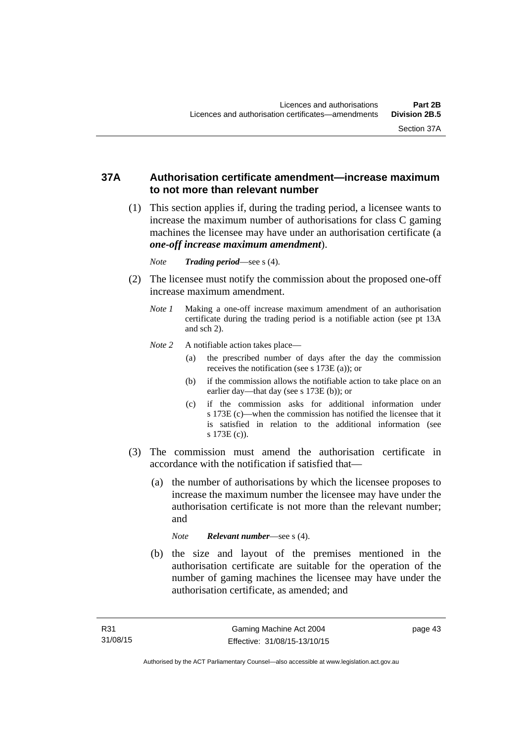### 37A Authorisation certificate amendment—increase maximum to not more than relevant number

(1) This section applies if, during the trading period, a licensee wants to increase the maximum number of authorisations for class C gaming machines the licensee may have under an authorisation certificate (a ***one-off increase maximum amendment***).

*Note* ***Trading period***—see s (4).

(2) The licensee must notify the commission about the proposed one-off increase maximum amendment.

*Note 1* Making a one-off increase maximum amendment of an authorisation certificate during the trading period is a notifiable action (see pt 13A and sch 2).

*Note 2* A notifiable action takes place—

(a) the prescribed number of days after the day the commission receives the notification (see s 173E (a)); or

(b) if the commission allows the notifiable action to take place on an earlier day—that day (see s 173E (b)); or

(c) if the commission asks for additional information under s 173E (c)—when the commission has notified the licensee that it is satisfied in relation to the additional information (see s 173E (c)).

(3) The commission must amend the authorisation certificate in accordance with the notification if satisfied that—

(a) the number of authorisations by which the licensee proposes to increase the maximum number the licensee may have under the authorisation certificate is not more than the relevant number; and

*Note* ***Relevant number***—see s (4).

(b) the size and layout of the premises mentioned in the authorisation certificate are suitable for the operation of the number of gaming machines the licensee may have under the authorisation certificate, as amended; and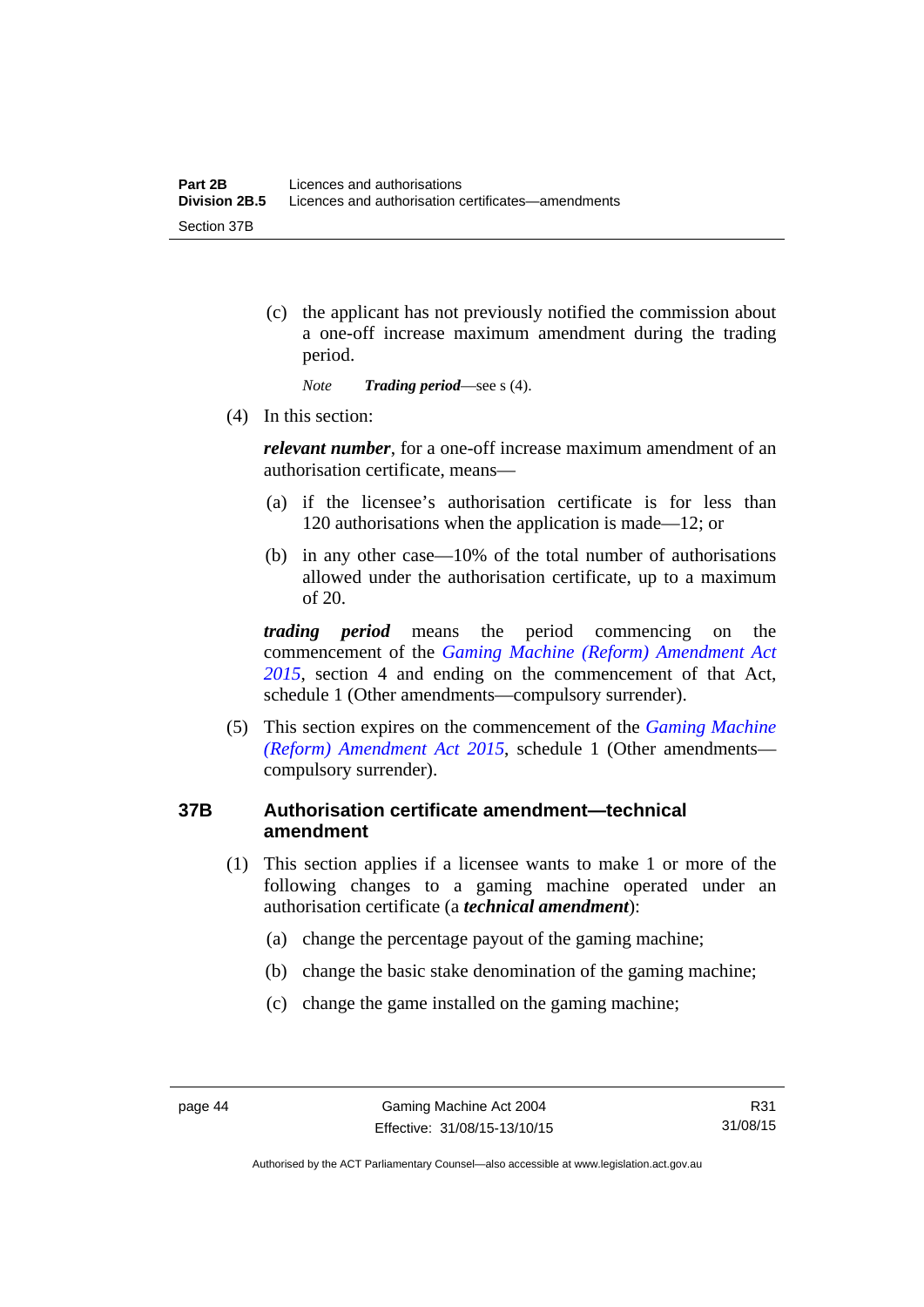(c) the applicant has not previously notified the commission about a one-off increase maximum amendment during the trading period.

*Note* ***Trading period***—see s (4).

(4) In this section:

***relevant number***, for a one-off increase maximum amendment of an authorisation certificate, means—

(a) if the licensee's authorisation certificate is for less than 120 authorisations when the application is made—12; or

(b) in any other case—10% of the total number of authorisations allowed under the authorisation certificate, up to a maximum of 20.

***trading period*** means the period commencing on the commencement of the *Gaming Machine (Reform) Amendment Act 2015*, section 4 and ending on the commencement of that Act, schedule 1 (Other amendments—compulsory surrender).

(5) This section expires on the commencement of the *Gaming Machine (Reform) Amendment Act 2015*, schedule 1 (Other amendments—compulsory surrender).

### 37B Authorisation certificate amendment—technical amendment

(1) This section applies if a licensee wants to make 1 or more of the following changes to a gaming machine operated under an authorisation certificate (a ***technical amendment***):

(a) change the percentage payout of the gaming machine;

(b) change the basic stake denomination of the gaming machine;

(c) change the game installed on the gaming machine;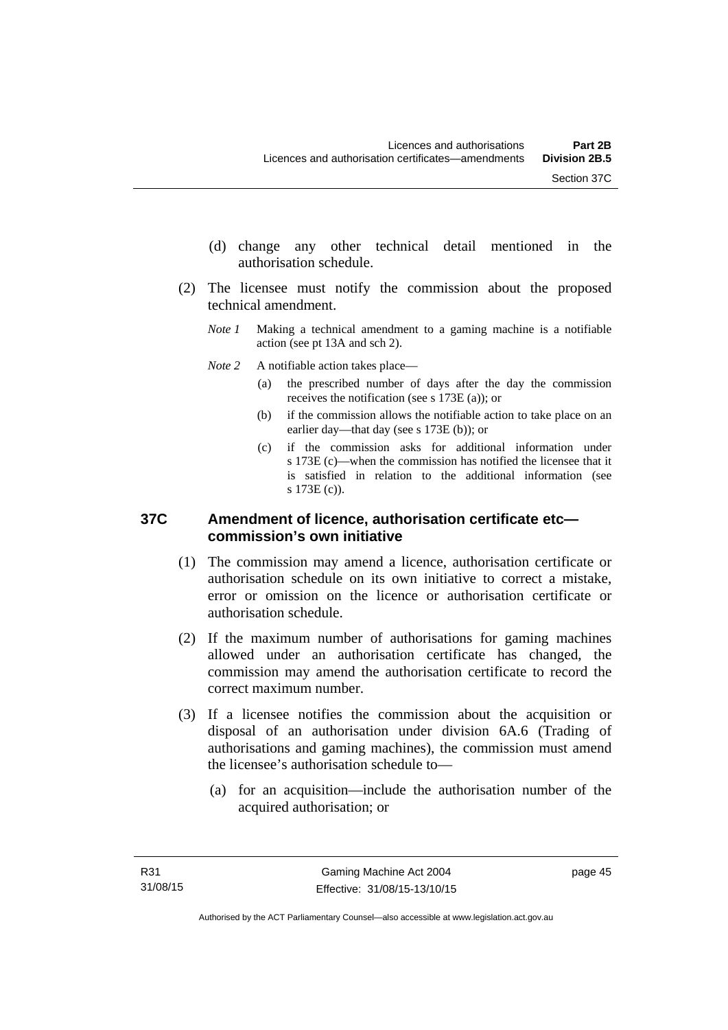(d) change any other technical detail mentioned in the authorisation schedule.

(2) The licensee must notify the commission about the proposed technical amendment.

*Note 1* Making a technical amendment to a gaming machine is a notifiable action (see pt 13A and sch 2).

*Note 2* A notifiable action takes place—

(a) the prescribed number of days after the day the commission receives the notification (see s 173E (a)); or

(b) if the commission allows the notifiable action to take place on an earlier day—that day (see s 173E (b)); or

(c) if the commission asks for additional information under s 173E (c)—when the commission has notified the licensee that it is satisfied in relation to the additional information (see s 173E (c)).

### 37C Amendment of licence, authorisation certificate etc—commission's own initiative

(1) The commission may amend a licence, authorisation certificate or authorisation schedule on its own initiative to correct a mistake, error or omission on the licence or authorisation certificate or authorisation schedule.

(2) If the maximum number of authorisations for gaming machines allowed under an authorisation certificate has changed, the commission may amend the authorisation certificate to record the correct maximum number.

(3) If a licensee notifies the commission about the acquisition or disposal of an authorisation under division 6A.6 (Trading of authorisations and gaming machines), the commission must amend the licensee's authorisation schedule to—

(a) for an acquisition—include the authorisation number of the acquired authorisation; or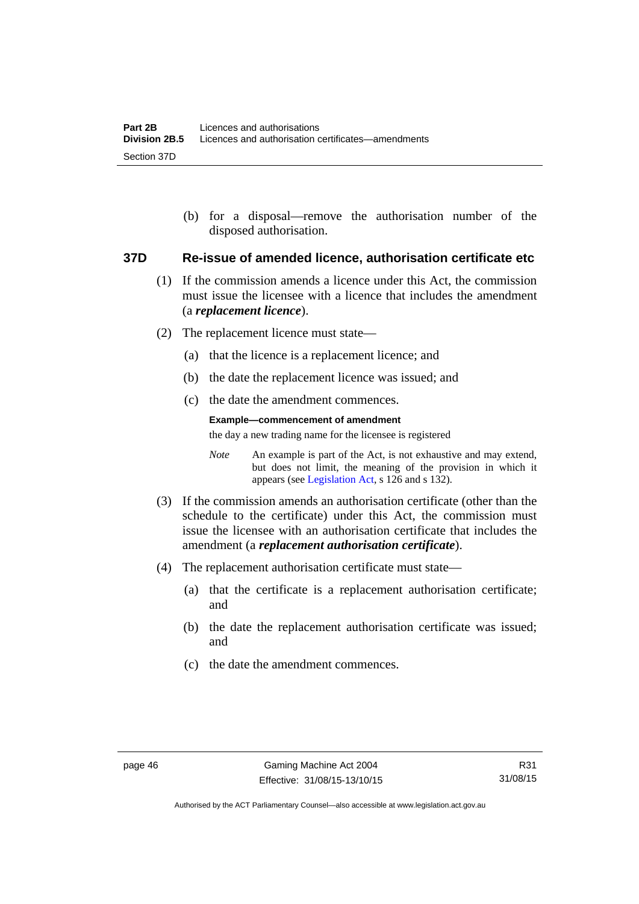(b) for a disposal—remove the authorisation number of the disposed authorisation.

### 37D Re-issue of amended licence, authorisation certificate etc

(1) If the commission amends a licence under this Act, the commission must issue the licensee with a licence that includes the amendment (a ***replacement licence***).

(2) The replacement licence must state—

(a) that the licence is a replacement licence; and

(b) the date the replacement licence was issued; and

(c) the date the amendment commences.

**Example—commencement of amendment**

the day a new trading name for the licensee is registered

*Note* An example is part of the Act, is not exhaustive and may extend, but does not limit, the meaning of the provision in which it appears (see Legislation Act, s 126 and s 132).

(3) If the commission amends an authorisation certificate (other than the schedule to the certificate) under this Act, the commission must issue the licensee with an authorisation certificate that includes the amendment (a ***replacement authorisation certificate***).

(4) The replacement authorisation certificate must state—

(a) that the certificate is a replacement authorisation certificate; and

(b) the date the replacement authorisation certificate was issued; and

(c) the date the amendment commences.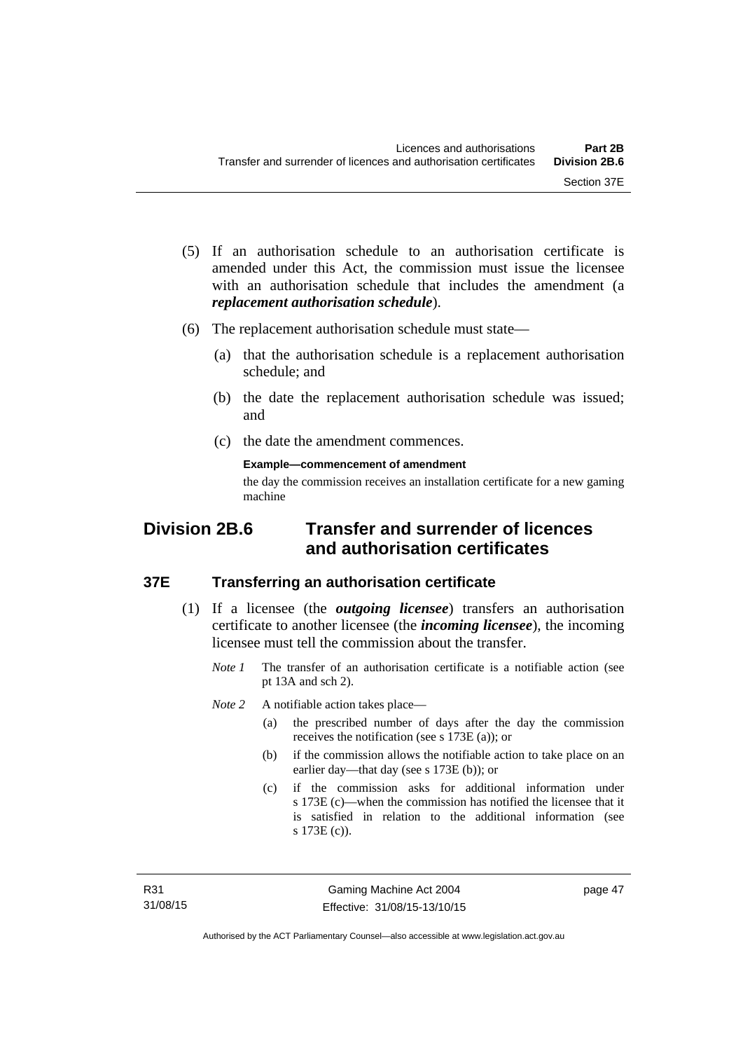(5) If an authorisation schedule to an authorisation certificate is amended under this Act, the commission must issue the licensee with an authorisation schedule that includes the amendment (a ***replacement authorisation schedule***).

(6) The replacement authorisation schedule must state—

(a) that the authorisation schedule is a replacement authorisation schedule; and

(b) the date the replacement authorisation schedule was issued; and

(c) the date the amendment commences.

**Example—commencement of amendment**

the day the commission receives an installation certificate for a new gaming machine

## Division 2B.6 Transfer and surrender of licences and authorisation certificates

### 37E Transferring an authorisation certificate

(1) If a licensee (the ***outgoing licensee***) transfers an authorisation certificate to another licensee (the ***incoming licensee***), the incoming licensee must tell the commission about the transfer.

*Note 1* The transfer of an authorisation certificate is a notifiable action (see pt 13A and sch 2).

*Note 2* A notifiable action takes place—

(a) the prescribed number of days after the day the commission receives the notification (see s 173E (a)); or

(b) if the commission allows the notifiable action to take place on an earlier day—that day (see s 173E (b)); or

(c) if the commission asks for additional information under s 173E (c)—when the commission has notified the licensee that it is satisfied in relation to the additional information (see s 173E (c)).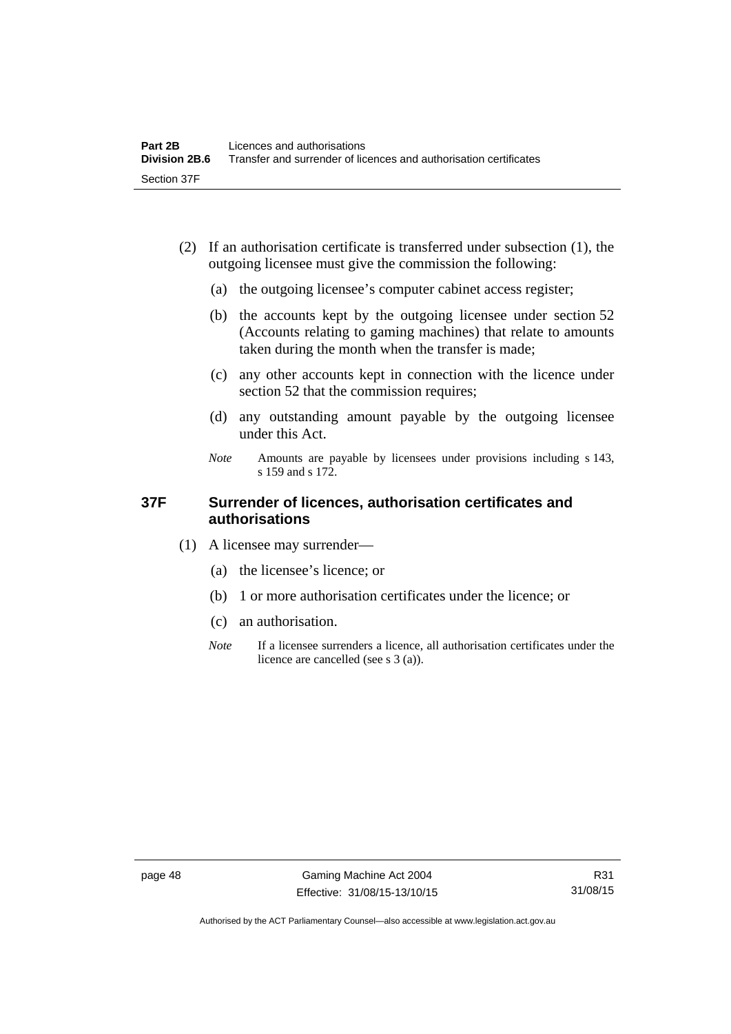(2) If an authorisation certificate is transferred under subsection (1), the outgoing licensee must give the commission the following:

(a) the outgoing licensee's computer cabinet access register;

(b) the accounts kept by the outgoing licensee under section 52 (Accounts relating to gaming machines) that relate to amounts taken during the month when the transfer is made;

(c) any other accounts kept in connection with the licence under section 52 that the commission requires;

(d) any outstanding amount payable by the outgoing licensee under this Act.

*Note* Amounts are payable by licensees under provisions including s 143, s 159 and s 172.

### 37F Surrender of licences, authorisation certificates and authorisations

(1) A licensee may surrender—

(a) the licensee's licence; or

(b) 1 or more authorisation certificates under the licence; or

(c) an authorisation.

*Note* If a licensee surrenders a licence, all authorisation certificates under the licence are cancelled (see s 3 (a)).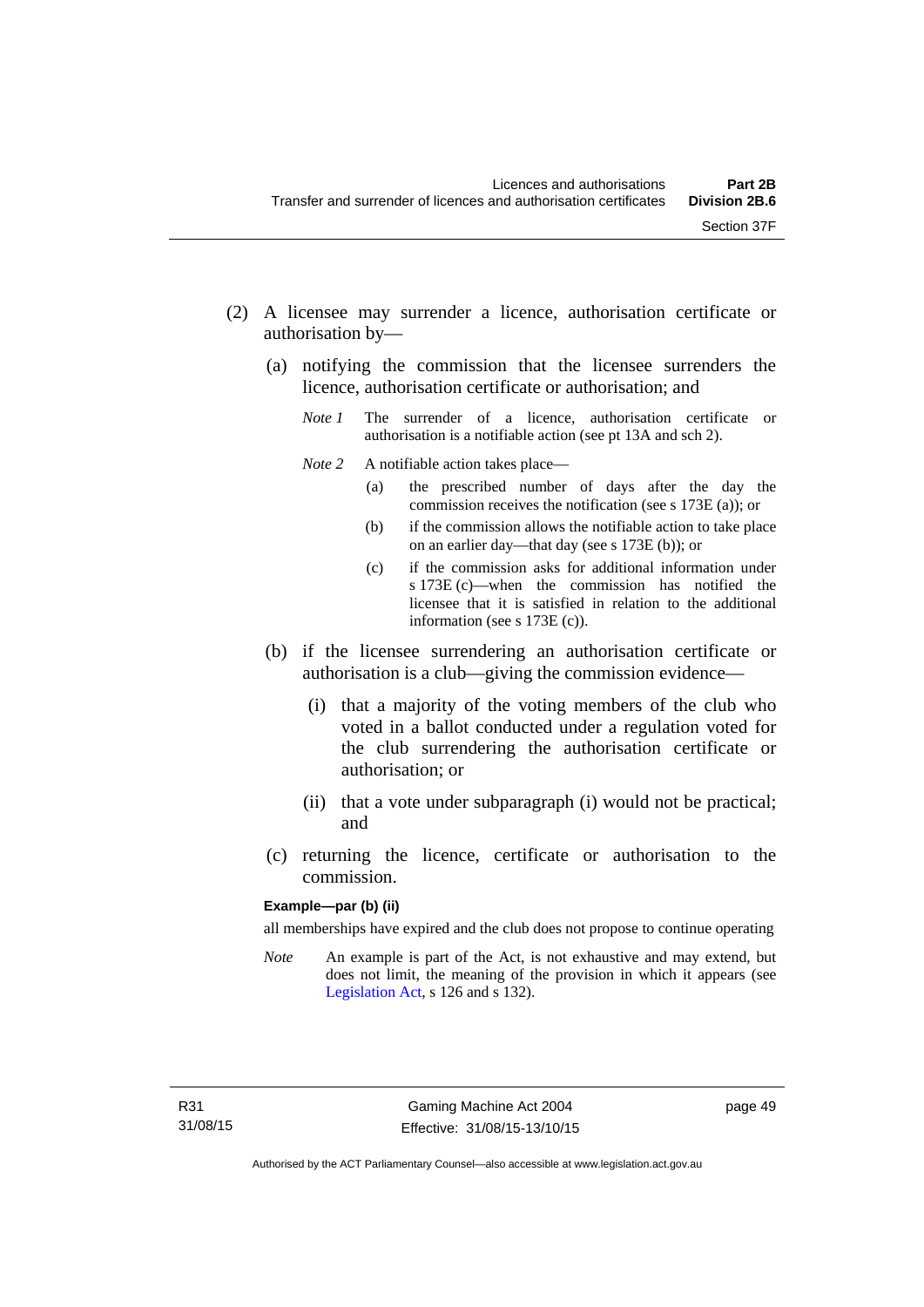(2) A licensee may surrender a licence, authorisation certificate or authorisation by—

(a) notifying the commission that the licensee surrenders the licence, authorisation certificate or authorisation; and

*Note 1* The surrender of a licence, authorisation certificate or authorisation is a notifiable action (see pt 13A and sch 2).

*Note 2* A notifiable action takes place—

(a) the prescribed number of days after the day the commission receives the notification (see s 173E (a)); or

(b) if the commission allows the notifiable action to take place on an earlier day—that day (see s 173E (b)); or

(c) if the commission asks for additional information under s 173E (c)—when the commission has notified the licensee that it is satisfied in relation to the additional information (see s 173E (c)).

(b) if the licensee surrendering an authorisation certificate or authorisation is a club—giving the commission evidence—

(i) that a majority of the voting members of the club who voted in a ballot conducted under a regulation voted for the club surrendering the authorisation certificate or authorisation; or

(ii) that a vote under subparagraph (i) would not be practical; and

(c) returning the licence, certificate or authorisation to the commission.

**Example—par (b) (ii)**

all memberships have expired and the club does not propose to continue operating

*Note* An example is part of the Act, is not exhaustive and may extend, but does not limit, the meaning of the provision in which it appears (see Legislation Act, s 126 and s 132).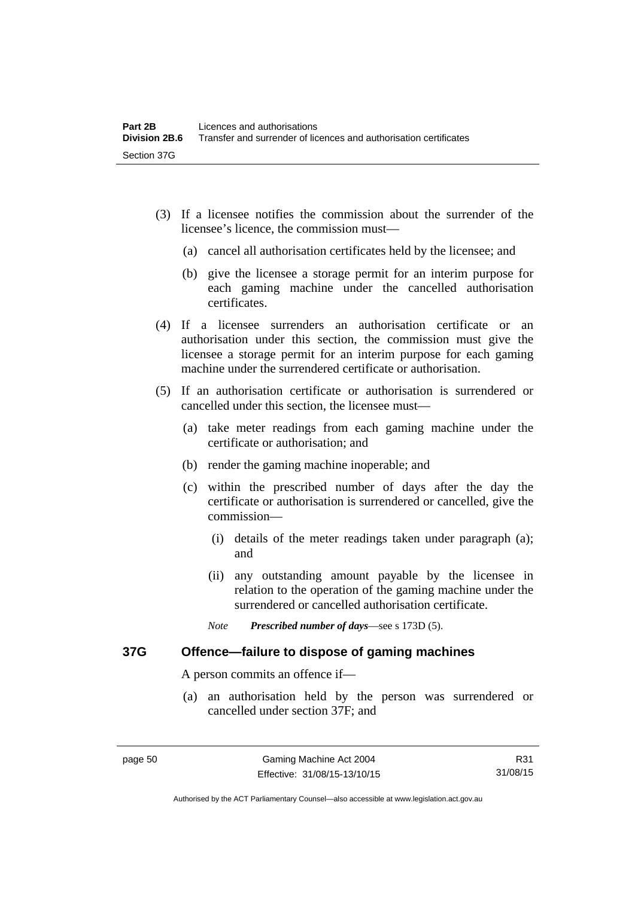(3) If a licensee notifies the commission about the surrender of the licensee's licence, the commission must—

(a) cancel all authorisation certificates held by the licensee; and

(b) give the licensee a storage permit for an interim purpose for each gaming machine under the cancelled authorisation certificates.

(4) If a licensee surrenders an authorisation certificate or an authorisation under this section, the commission must give the licensee a storage permit for an interim purpose for each gaming machine under the surrendered certificate or authorisation.

(5) If an authorisation certificate or authorisation is surrendered or cancelled under this section, the licensee must—

(a) take meter readings from each gaming machine under the certificate or authorisation; and

(b) render the gaming machine inoperable; and

(c) within the prescribed number of days after the day the certificate or authorisation is surrendered or cancelled, give the commission—

(i) details of the meter readings taken under paragraph (a); and

(ii) any outstanding amount payable by the licensee in relation to the operation of the gaming machine under the surrendered or cancelled authorisation certificate.

*Note* ***Prescribed number of days***—see s 173D (5).

## 37G Offence—failure to dispose of gaming machines

A person commits an offence if—

(a) an authorisation held by the person was surrendered or cancelled under section 37F; and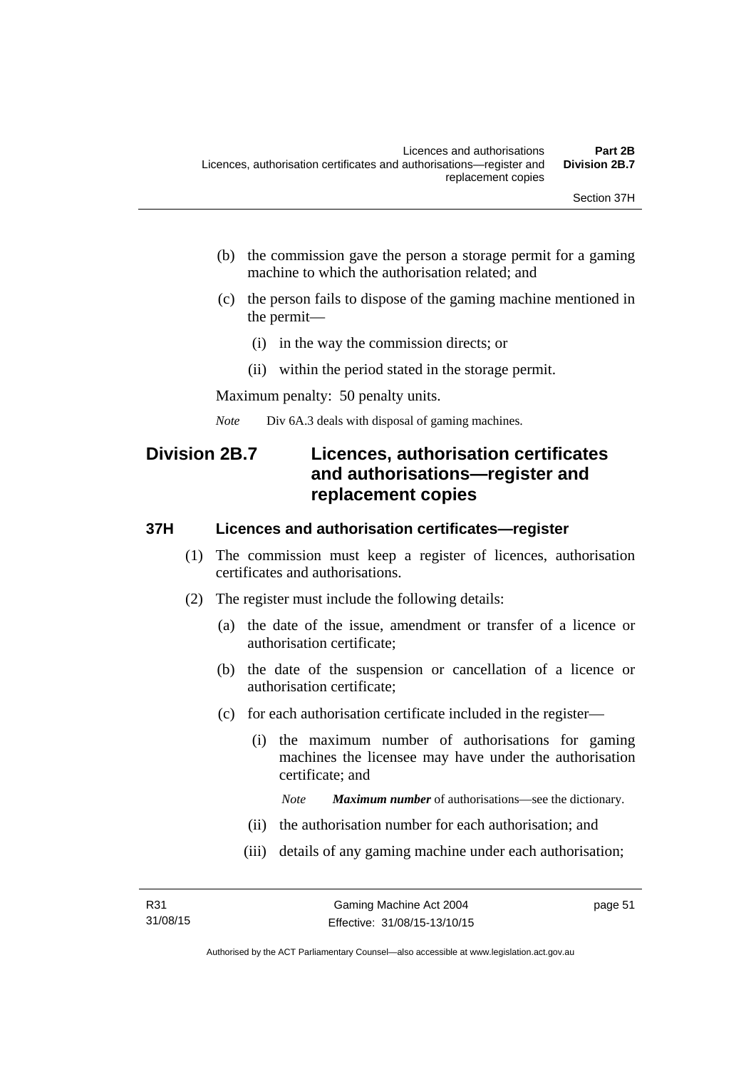(b) the commission gave the person a storage permit for a gaming machine to which the authorisation related; and

(c) the person fails to dispose of the gaming machine mentioned in the permit—

   (i) in the way the commission directs; or

   (ii) within the period stated in the storage permit.

Maximum penalty: 50 penalty units.

*Note* Div 6A.3 deals with disposal of gaming machines.

## Division 2B.7 Licences, authorisation certificates and authorisations—register and replacement copies

### 37H Licences and authorisation certificates—register

(1) The commission must keep a register of licences, authorisation certificates and authorisations.

(2) The register must include the following details:

   (a) the date of the issue, amendment or transfer of a licence or authorisation certificate;

   (b) the date of the suspension or cancellation of a licence or authorisation certificate;

   (c) for each authorisation certificate included in the register—

      (i) the maximum number of authorisations for gaming machines the licensee may have under the authorisation certificate; and

      *Note* ***Maximum number*** of authorisations—see the dictionary.

      (ii) the authorisation number for each authorisation; and

      (iii) details of any gaming machine under each authorisation;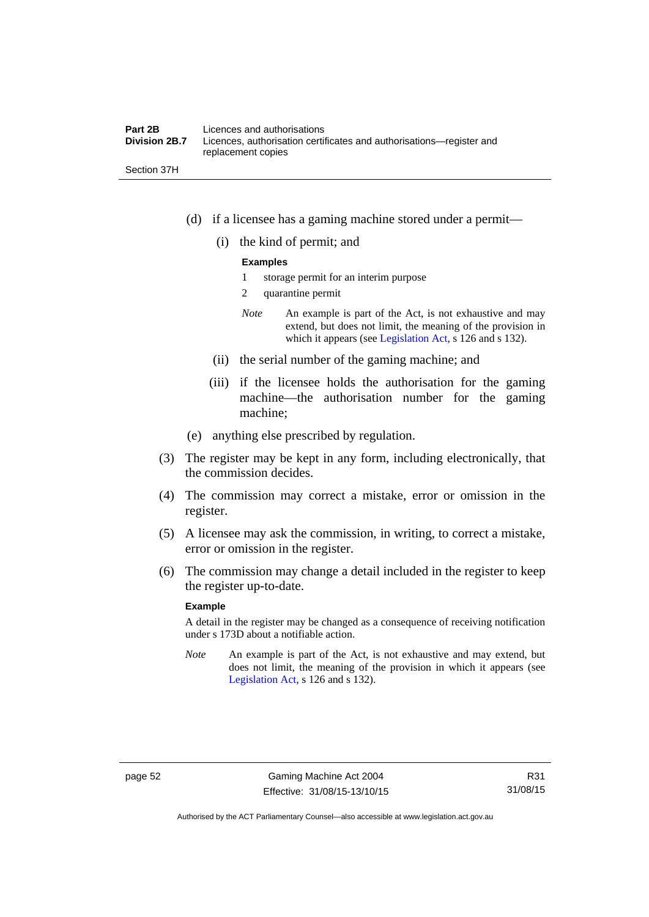(d) if a licensee has a gaming machine stored under a permit—

(i) the kind of permit; and

**Examples**

1 storage permit for an interim purpose

2 quarantine permit

*Note* An example is part of the Act, is not exhaustive and may extend, but does not limit, the meaning of the provision in which it appears (see Legislation Act, s 126 and s 132).

(ii) the serial number of the gaming machine; and

(iii) if the licensee holds the authorisation for the gaming machine—the authorisation number for the gaming machine;

(e) anything else prescribed by regulation.

(3) The register may be kept in any form, including electronically, that the commission decides.

(4) The commission may correct a mistake, error or omission in the register.

(5) A licensee may ask the commission, in writing, to correct a mistake, error or omission in the register.

(6) The commission may change a detail included in the register to keep the register up-to-date.

**Example**

A detail in the register may be changed as a consequence of receiving notification under s 173D about a notifiable action.

*Note* An example is part of the Act, is not exhaustive and may extend, but does not limit, the meaning of the provision in which it appears (see Legislation Act, s 126 and s 132).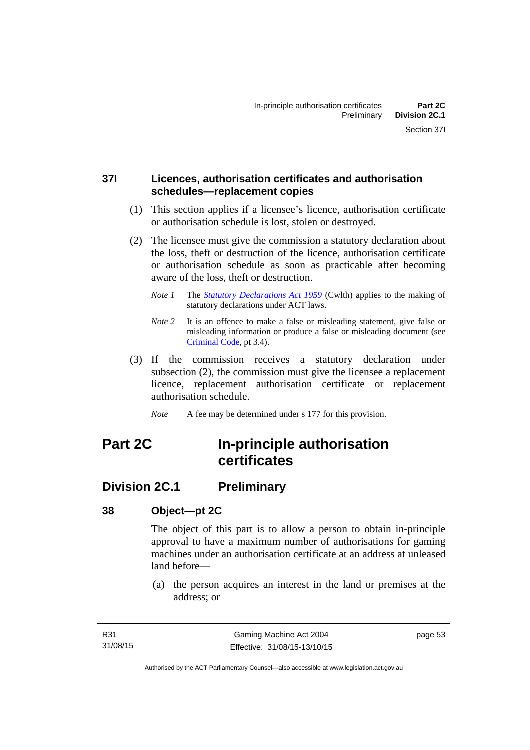### 37I Licences, authorisation certificates and authorisation schedules—replacement copies

(1) This section applies if a licensee's licence, authorisation certificate or authorisation schedule is lost, stolen or destroyed.

(2) The licensee must give the commission a statutory declaration about the loss, theft or destruction of the licence, authorisation certificate or authorisation schedule as soon as practicable after becoming aware of the loss, theft or destruction.

*Note 1* The *Statutory Declarations Act 1959* (Cwlth) applies to the making of statutory declarations under ACT laws.

*Note 2* It is an offence to make a false or misleading statement, give false or misleading information or produce a false or misleading document (see Criminal Code, pt 3.4).

(3) If the commission receives a statutory declaration under subsection (2), the commission must give the licensee a replacement licence, replacement authorisation certificate or replacement authorisation schedule.

*Note* A fee may be determined under s 177 for this provision.

# Part 2C In-principle authorisation certificates

## Division 2C.1 Preliminary

### 38 Object—pt 2C

The object of this part is to allow a person to obtain in-principle approval to have a maximum number of authorisations for gaming machines under an authorisation certificate at an address at unleased land before—

(a) the person acquires an interest in the land or premises at the address; or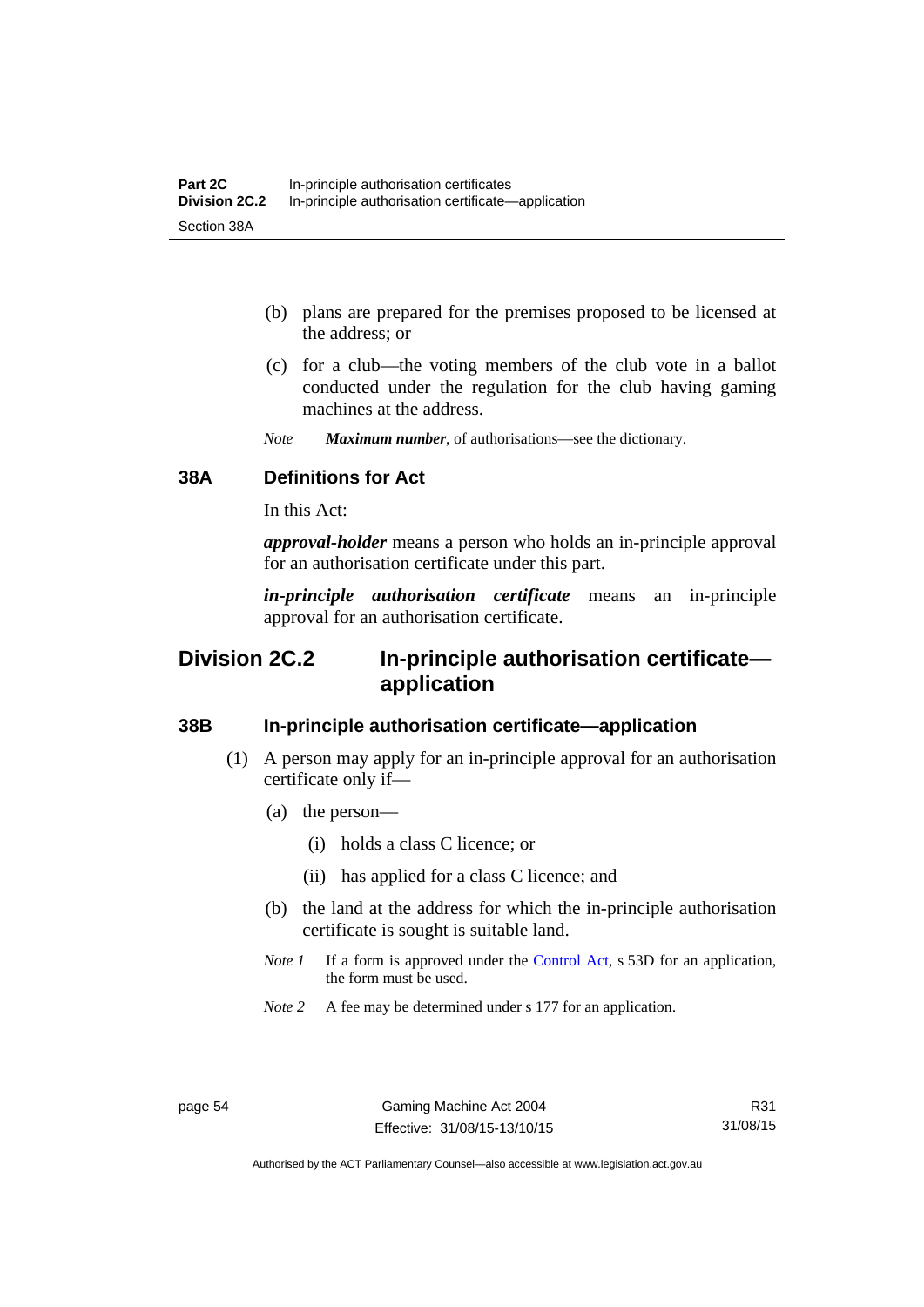(b) plans are prepared for the premises proposed to be licensed at the address; or

(c) for a club—the voting members of the club vote in a ballot conducted under the regulation for the club having gaming machines at the address.

*Note* ***Maximum number***, of authorisations—see the dictionary.

### 38A Definitions for Act

In this Act:

***approval-holder*** means a person who holds an in-principle approval for an authorisation certificate under this part.

***in-principle authorisation certificate*** means an in-principle approval for an authorisation certificate.

## Division 2C.2 In-principle authorisation certificate—application

### 38B In-principle authorisation certificate—application

(1) A person may apply for an in-principle approval for an authorisation certificate only if—

(a) the person—

(i) holds a class C licence; or

(ii) has applied for a class C licence; and

(b) the land at the address for which the in-principle authorisation certificate is sought is suitable land.

*Note 1* If a form is approved under the Control Act, s 53D for an application, the form must be used.

*Note 2* A fee may be determined under s 177 for an application.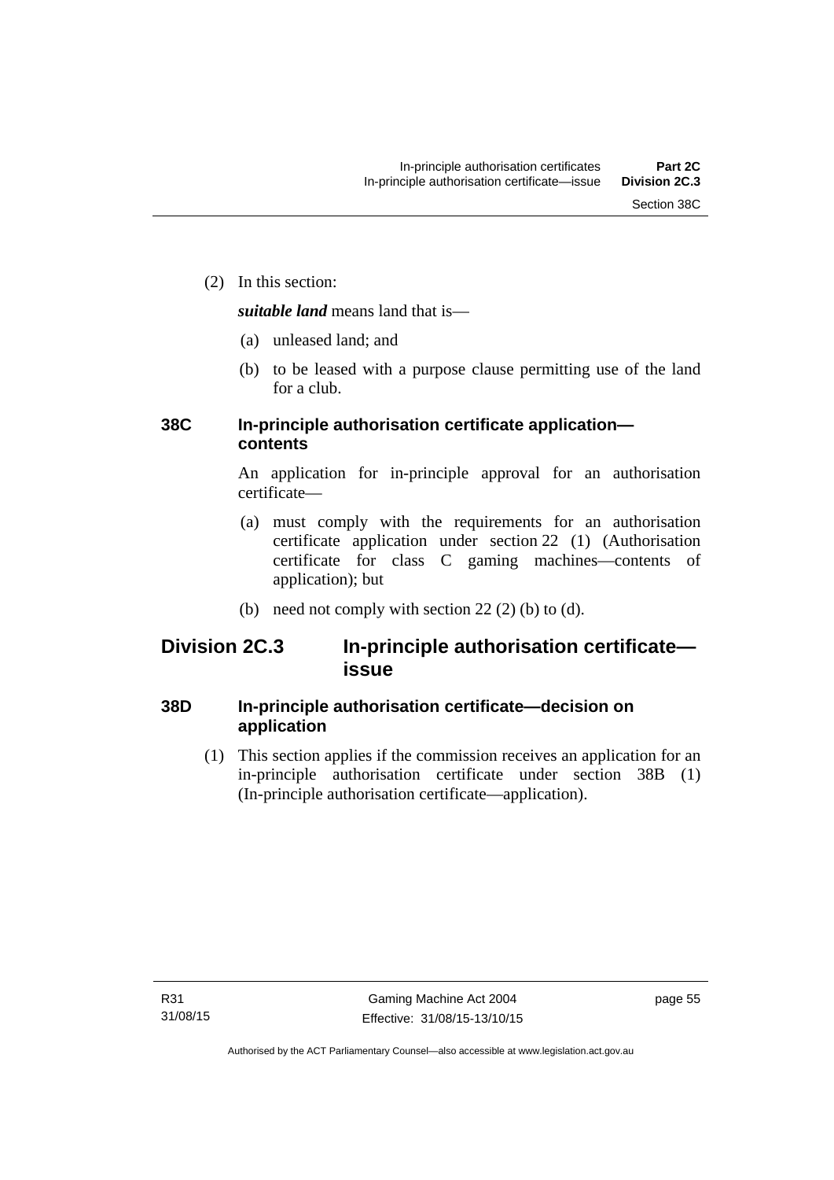(2) In this section:

***suitable land*** means land that is—

(a) unleased land; and

(b) to be leased with a purpose clause permitting use of the land for a club.

### 38C In-principle authorisation certificate application—contents

An application for in-principle approval for an authorisation certificate—

(a) must comply with the requirements for an authorisation certificate application under section 22 (1) (Authorisation certificate for class C gaming machines—contents of application); but

(b) need not comply with section 22 (2) (b) to (d).

## Division 2C.3 In-principle authorisation certificate—issue

### 38D In-principle authorisation certificate—decision on application

(1) This section applies if the commission receives an application for an in-principle authorisation certificate under section 38B (1) (In-principle authorisation certificate—application).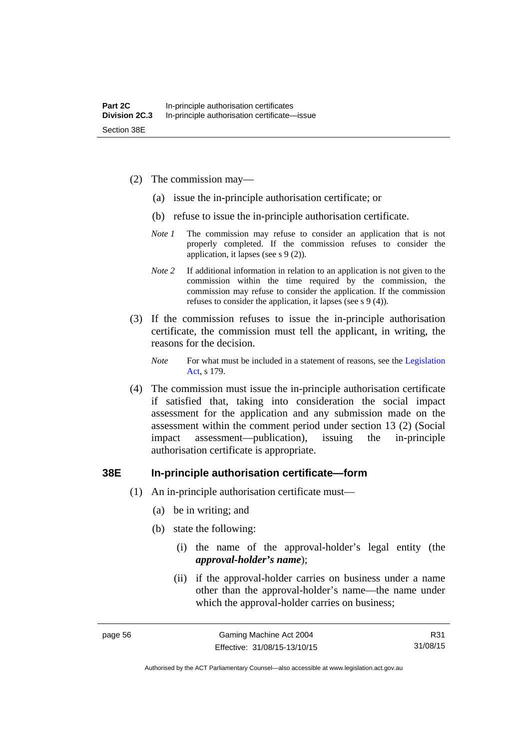(2) The commission may—

(a) issue the in-principle authorisation certificate; or

(b) refuse to issue the in-principle authorisation certificate.

*Note 1* The commission may refuse to consider an application that is not properly completed. If the commission refuses to consider the application, it lapses (see s 9 (2)).

*Note 2* If additional information in relation to an application is not given to the commission within the time required by the commission, the commission may refuse to consider the application. If the commission refuses to consider the application, it lapses (see s 9 (4)).

(3) If the commission refuses to issue the in-principle authorisation certificate, the commission must tell the applicant, in writing, the reasons for the decision.

*Note* For what must be included in a statement of reasons, see the Legislation Act, s 179.

(4) The commission must issue the in-principle authorisation certificate if satisfied that, taking into consideration the social impact assessment for the application and any submission made on the assessment within the comment period under section 13 (2) (Social impact assessment—publication), issuing the in-principle authorisation certificate is appropriate.

### 38E In-principle authorisation certificate—form

(1) An in-principle authorisation certificate must—

(a) be in writing; and

(b) state the following:

(i) the name of the approval-holder's legal entity (the ***approval-holder's name***);

(ii) if the approval-holder carries on business under a name other than the approval-holder's name—the name under which the approval-holder carries on business;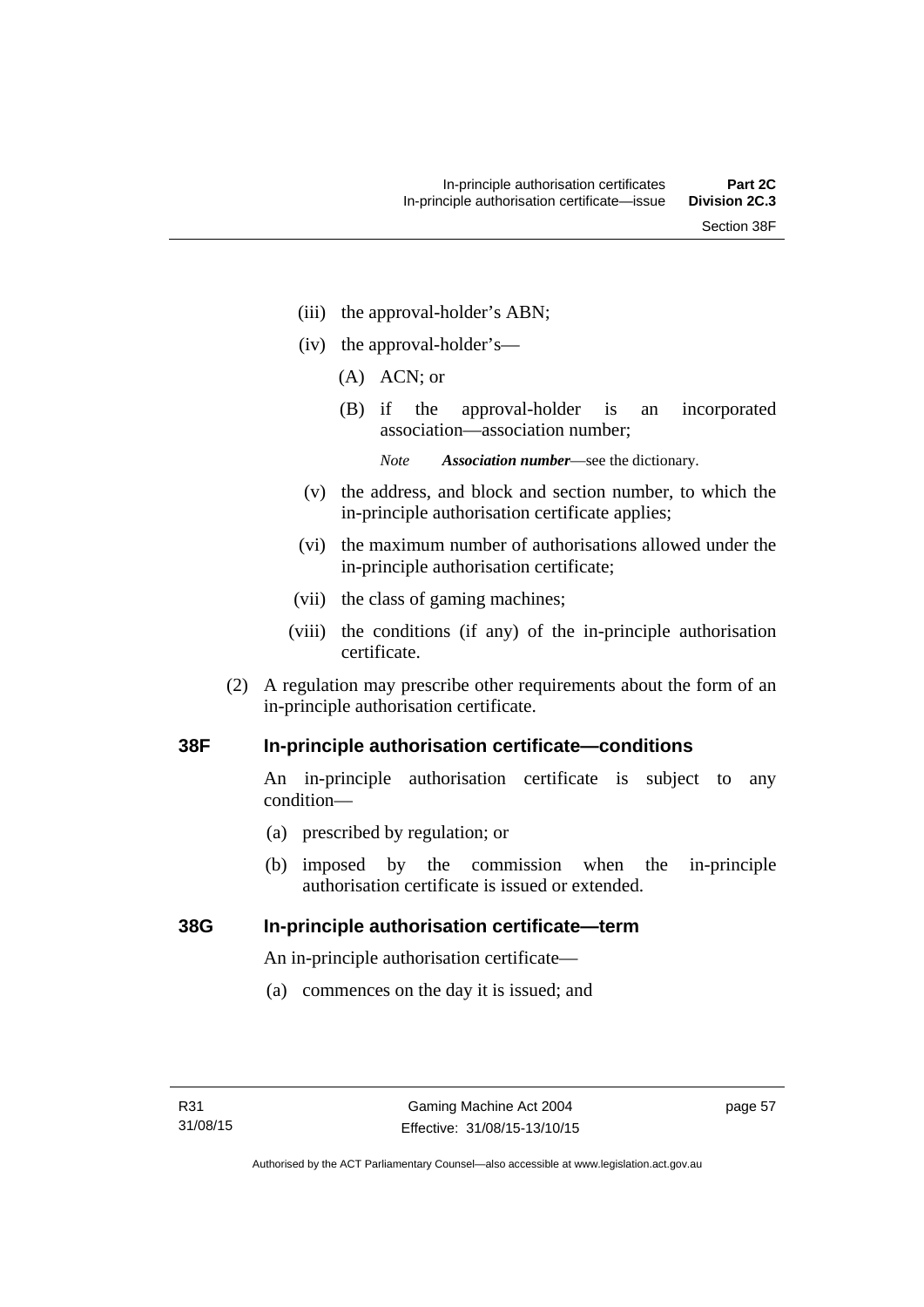(iii) the approval-holder's ABN;

(iv) the approval-holder's—

(A) ACN; or

(B) if the approval-holder is an incorporated association—association number;

*Note* ***Association number***—see the dictionary.

(v) the address, and block and section number, to which the in-principle authorisation certificate applies;

(vi) the maximum number of authorisations allowed under the in-principle authorisation certificate;

(vii) the class of gaming machines;

(viii) the conditions (if any) of the in-principle authorisation certificate.

(2) A regulation may prescribe other requirements about the form of an in-principle authorisation certificate.

### 38F In-principle authorisation certificate—conditions

An in-principle authorisation certificate is subject to any condition—

(a) prescribed by regulation; or

(b) imposed by the commission when the in-principle authorisation certificate is issued or extended.

### 38G In-principle authorisation certificate—term

An in-principle authorisation certificate—

(a) commences on the day it is issued; and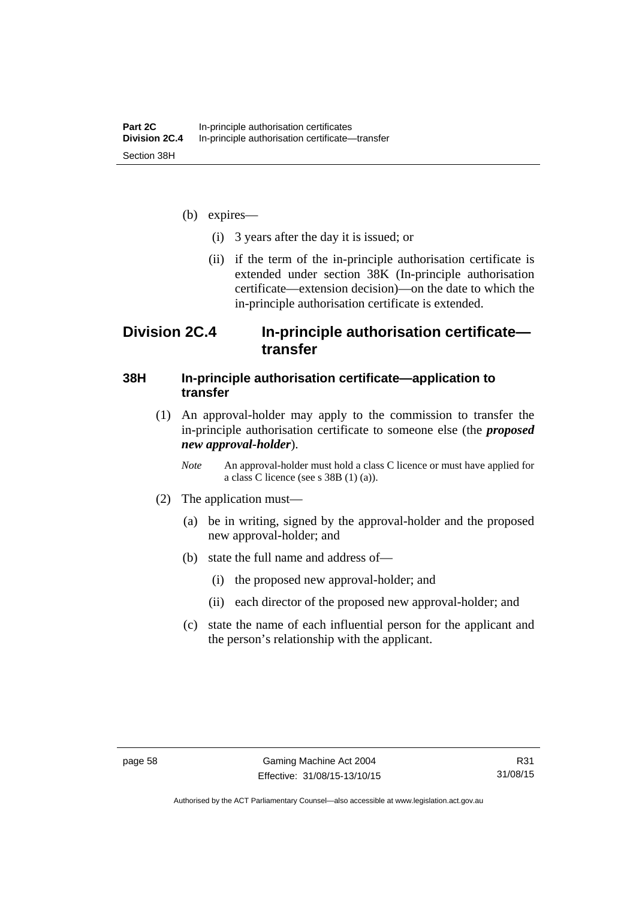(b) expires—

(i) 3 years after the day it is issued; or

(ii) if the term of the in-principle authorisation certificate is extended under section 38K (In-principle authorisation certificate—extension decision)—on the date to which the in-principle authorisation certificate is extended.

## Division 2C.4 In-principle authorisation certificate—transfer

### 38H In-principle authorisation certificate—application to transfer

(1) An approval-holder may apply to the commission to transfer the in-principle authorisation certificate to someone else (the ***proposed new approval-holder***).

*Note* An approval-holder must hold a class C licence or must have applied for a class C licence (see s 38B (1) (a)).

(2) The application must—

(a) be in writing, signed by the approval-holder and the proposed new approval-holder; and

(b) state the full name and address of—

(i) the proposed new approval-holder; and

(ii) each director of the proposed new approval-holder; and

(c) state the name of each influential person for the applicant and the person's relationship with the applicant.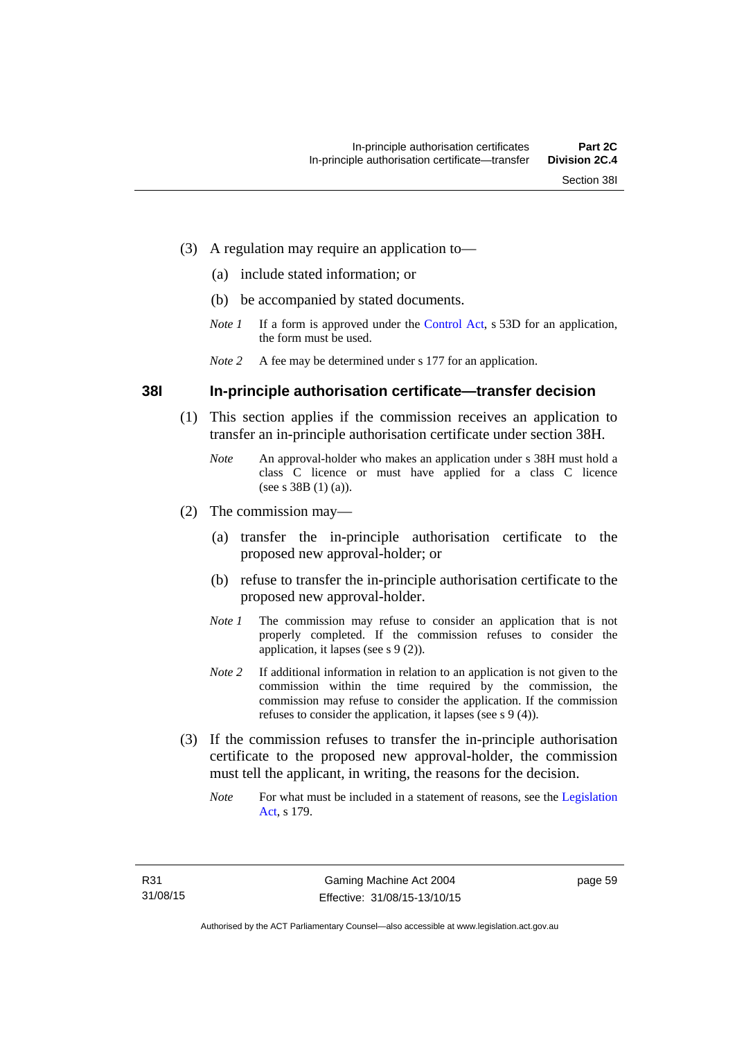(3) A regulation may require an application to—

(a) include stated information; or

(b) be accompanied by stated documents.

*Note 1* If a form is approved under the Control Act, s 53D for an application, the form must be used.

*Note 2* A fee may be determined under s 177 for an application.

### 38I In-principle authorisation certificate—transfer decision

(1) This section applies if the commission receives an application to transfer an in-principle authorisation certificate under section 38H.

*Note* An approval-holder who makes an application under s 38H must hold a class C licence or must have applied for a class C licence (see s 38B (1) (a)).

(2) The commission may—

(a) transfer the in-principle authorisation certificate to the proposed new approval-holder; or

(b) refuse to transfer the in-principle authorisation certificate to the proposed new approval-holder.

*Note 1* The commission may refuse to consider an application that is not properly completed. If the commission refuses to consider the application, it lapses (see s 9 (2)).

*Note 2* If additional information in relation to an application is not given to the commission within the time required by the commission, the commission may refuse to consider the application. If the commission refuses to consider the application, it lapses (see s 9 (4)).

(3) If the commission refuses to transfer the in-principle authorisation certificate to the proposed new approval-holder, the commission must tell the applicant, in writing, the reasons for the decision.

*Note* For what must be included in a statement of reasons, see the Legislation Act, s 179.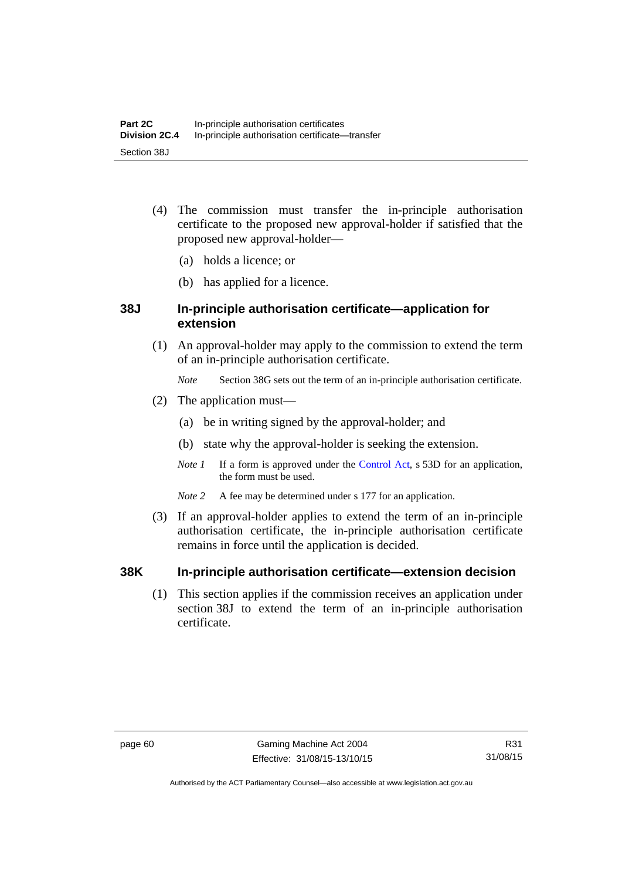(4) The commission must transfer the in-principle authorisation certificate to the proposed new approval-holder if satisfied that the proposed new approval-holder—

(a) holds a licence; or

(b) has applied for a licence.

### 38J In-principle authorisation certificate—application for extension

(1) An approval-holder may apply to the commission to extend the term of an in-principle authorisation certificate.

*Note* Section 38G sets out the term of an in-principle authorisation certificate.

(2) The application must—

(a) be in writing signed by the approval-holder; and

(b) state why the approval-holder is seeking the extension.

*Note 1* If a form is approved under the Control Act, s 53D for an application, the form must be used.

*Note 2* A fee may be determined under s 177 for an application.

(3) If an approval-holder applies to extend the term of an in-principle authorisation certificate, the in-principle authorisation certificate remains in force until the application is decided.

### 38K In-principle authorisation certificate—extension decision

(1) This section applies if the commission receives an application under section 38J to extend the term of an in-principle authorisation certificate.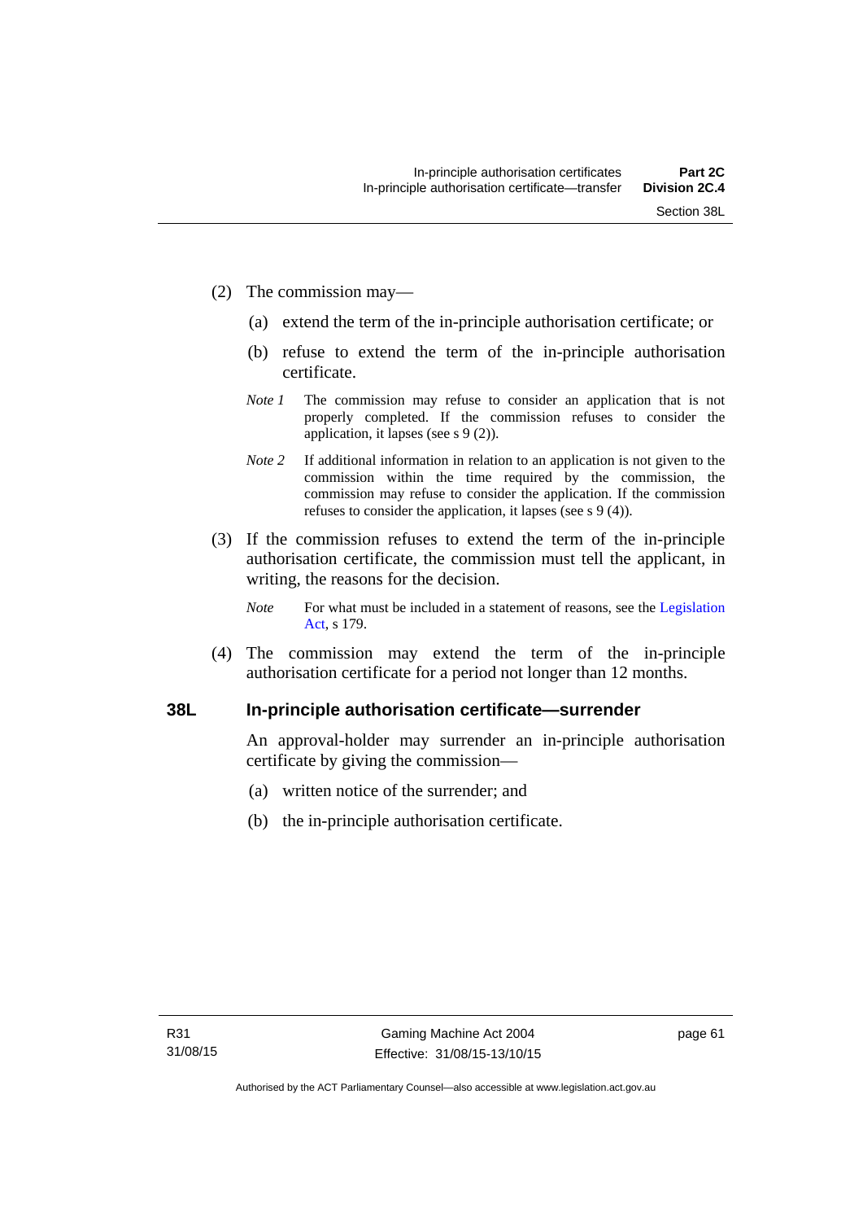(2) The commission may—

(a) extend the term of the in-principle authorisation certificate; or

(b) refuse to extend the term of the in-principle authorisation certificate.

*Note 1* The commission may refuse to consider an application that is not properly completed. If the commission refuses to consider the application, it lapses (see s 9 (2)).

*Note 2* If additional information in relation to an application is not given to the commission within the time required by the commission, the commission may refuse to consider the application. If the commission refuses to consider the application, it lapses (see s 9 (4)).

(3) If the commission refuses to extend the term of the in-principle authorisation certificate, the commission must tell the applicant, in writing, the reasons for the decision.

*Note* For what must be included in a statement of reasons, see the Legislation Act, s 179.

(4) The commission may extend the term of the in-principle authorisation certificate for a period not longer than 12 months.

### 38L In-principle authorisation certificate—surrender

An approval-holder may surrender an in-principle authorisation certificate by giving the commission—

(a) written notice of the surrender; and

(b) the in-principle authorisation certificate.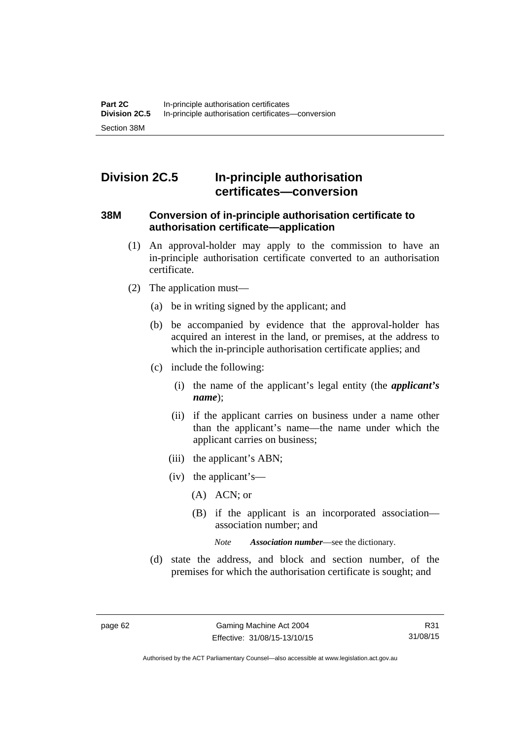## Division 2C.5 In-principle authorisation certificates—conversion

### 38M Conversion of in-principle authorisation certificate to authorisation certificate—application

(1) An approval-holder may apply to the commission to have an in-principle authorisation certificate converted to an authorisation certificate.

(2) The application must—

(a) be in writing signed by the applicant; and

(b) be accompanied by evidence that the approval-holder has acquired an interest in the land, or premises, at the address to which the in-principle authorisation certificate applies; and

(c) include the following:

(i) the name of the applicant's legal entity (the ***applicant's name***);

(ii) if the applicant carries on business under a name other than the applicant's name—the name under which the applicant carries on business;

(iii) the applicant's ABN;

(iv) the applicant's—

(A) ACN; or

(B) if the applicant is an incorporated association—association number; and

*Note* ***Association number***—see the dictionary.

(d) state the address, and block and section number, of the premises for which the authorisation certificate is sought; and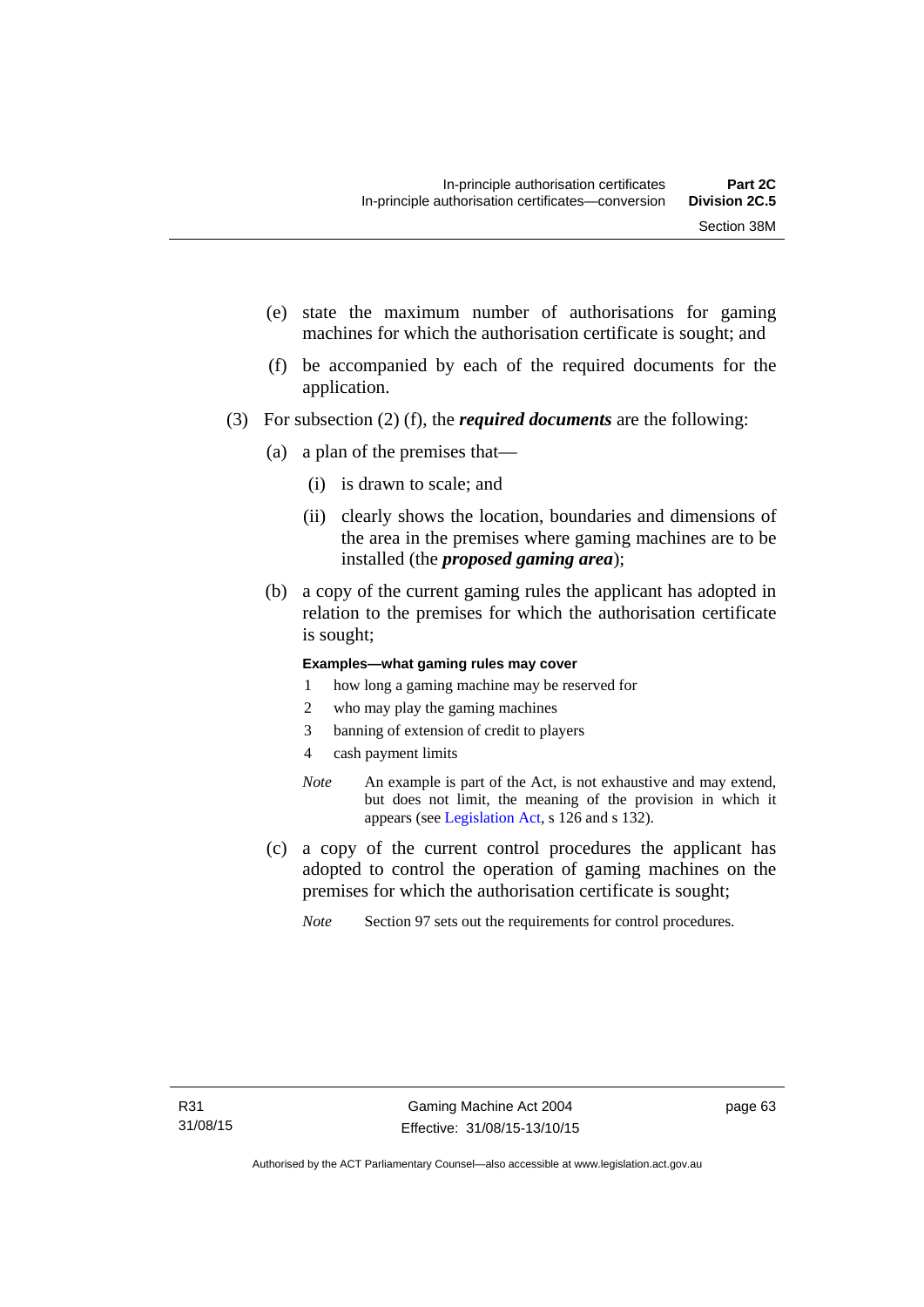(e) state the maximum number of authorisations for gaming machines for which the authorisation certificate is sought; and

(f) be accompanied by each of the required documents for the application.

(3) For subsection (2) (f), the ***required documents*** are the following:

(a) a plan of the premises that—

(i) is drawn to scale; and

(ii) clearly shows the location, boundaries and dimensions of the area in the premises where gaming machines are to be installed (the ***proposed gaming area***);

(b) a copy of the current gaming rules the applicant has adopted in relation to the premises for which the authorisation certificate is sought;

**Examples—what gaming rules may cover**

1 how long a gaming machine may be reserved for

2 who may play the gaming machines

3 banning of extension of credit to players

4 cash payment limits

*Note* An example is part of the Act, is not exhaustive and may extend, but does not limit, the meaning of the provision in which it appears (see Legislation Act, s 126 and s 132).

(c) a copy of the current control procedures the applicant has adopted to control the operation of gaming machines on the premises for which the authorisation certificate is sought;

*Note* Section 97 sets out the requirements for control procedures.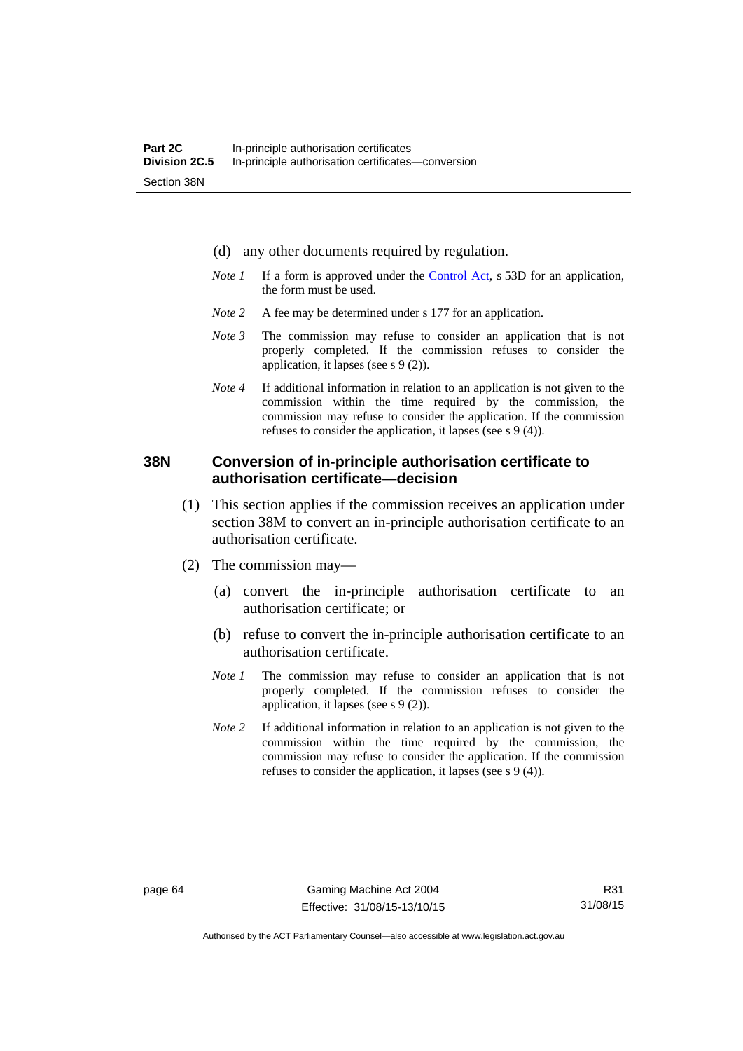(d) any other documents required by regulation.

*Note 1* If a form is approved under the Control Act, s 53D for an application, the form must be used.

*Note 2* A fee may be determined under s 177 for an application.

*Note 3* The commission may refuse to consider an application that is not properly completed. If the commission refuses to consider the application, it lapses (see s 9 (2)).

*Note 4* If additional information in relation to an application is not given to the commission within the time required by the commission, the commission may refuse to consider the application. If the commission refuses to consider the application, it lapses (see s 9 (4)).

## 38N Conversion of in-principle authorisation certificate to authorisation certificate—decision

(1) This section applies if the commission receives an application under section 38M to convert an in-principle authorisation certificate to an authorisation certificate.

(2) The commission may—

(a) convert the in-principle authorisation certificate to an authorisation certificate; or

(b) refuse to convert the in-principle authorisation certificate to an authorisation certificate.

*Note 1* The commission may refuse to consider an application that is not properly completed. If the commission refuses to consider the application, it lapses (see s 9 (2)).

*Note 2* If additional information in relation to an application is not given to the commission within the time required by the commission, the commission may refuse to consider the application. If the commission refuses to consider the application, it lapses (see s 9 (4)).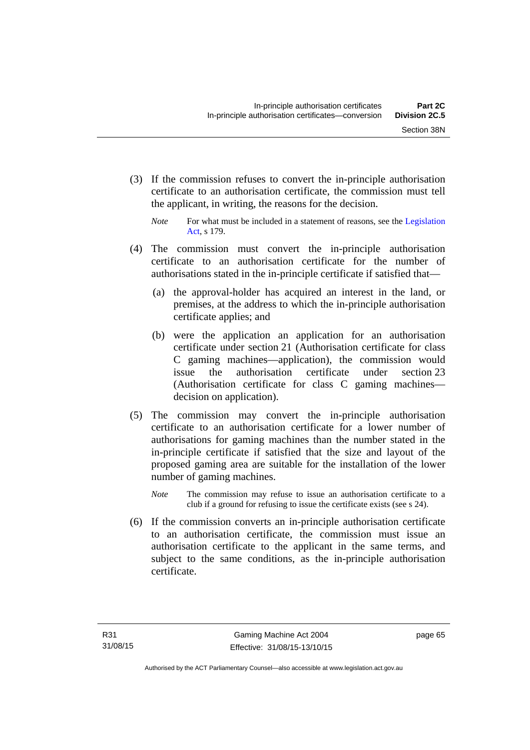(3) If the commission refuses to convert the in-principle authorisation certificate to an authorisation certificate, the commission must tell the applicant, in writing, the reasons for the decision.

*Note* For what must be included in a statement of reasons, see the Legislation Act, s 179.

(4) The commission must convert the in-principle authorisation certificate to an authorisation certificate for the number of authorisations stated in the in-principle certificate if satisfied that—

(a) the approval-holder has acquired an interest in the land, or premises, at the address to which the in-principle authorisation certificate applies; and

(b) were the application an application for an authorisation certificate under section 21 (Authorisation certificate for class C gaming machines—application), the commission would issue the authorisation certificate under section 23 (Authorisation certificate for class C gaming machines—decision on application).

(5) The commission may convert the in-principle authorisation certificate to an authorisation certificate for a lower number of authorisations for gaming machines than the number stated in the in-principle certificate if satisfied that the size and layout of the proposed gaming area are suitable for the installation of the lower number of gaming machines.

*Note* The commission may refuse to issue an authorisation certificate to a club if a ground for refusing to issue the certificate exists (see s 24).

(6) If the commission converts an in-principle authorisation certificate to an authorisation certificate, the commission must issue an authorisation certificate to the applicant in the same terms, and subject to the same conditions, as the in-principle authorisation certificate.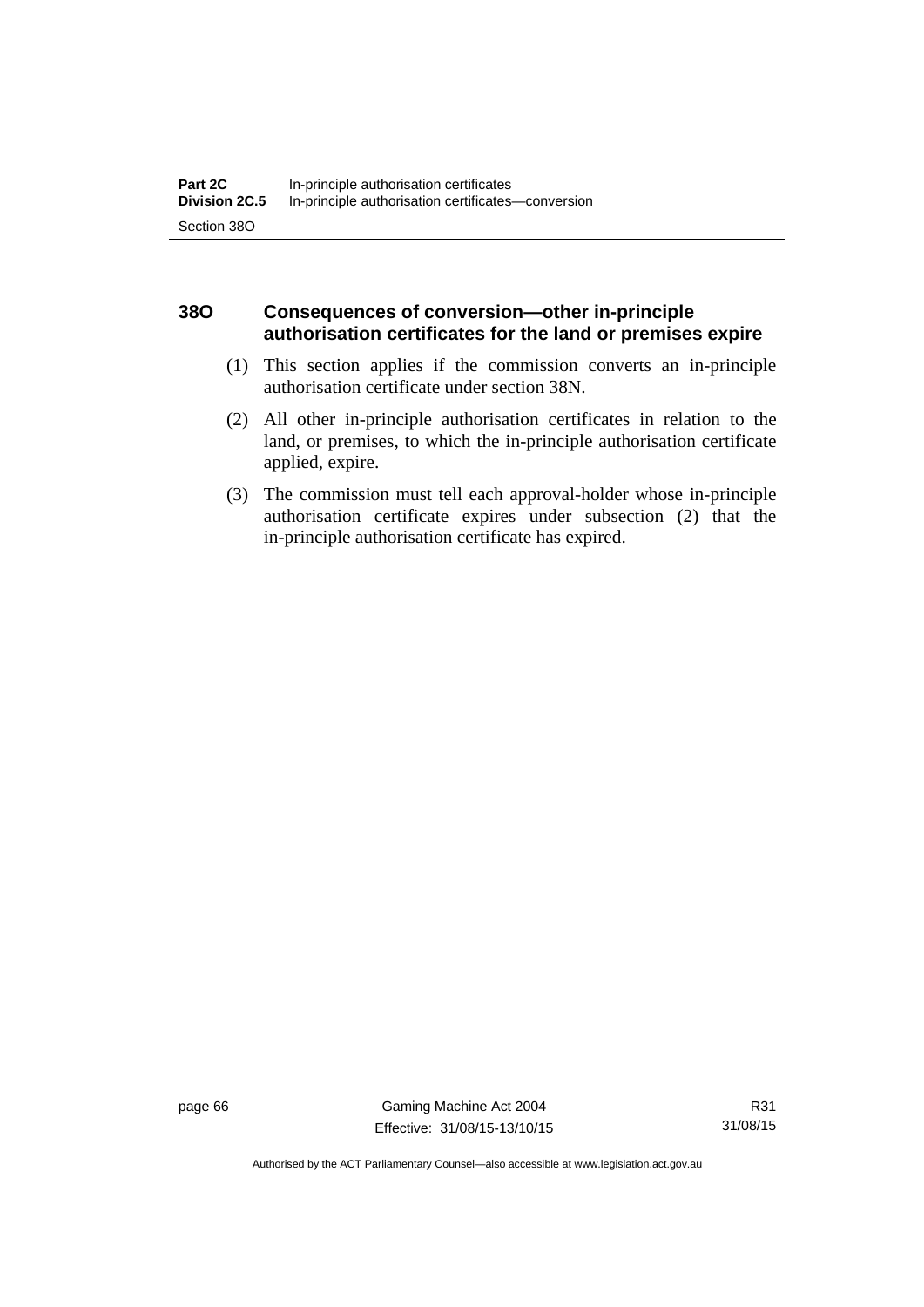## 38O Consequences of conversion—other in-principle authorisation certificates for the land or premises expire

(1) This section applies if the commission converts an in-principle authorisation certificate under section 38N.

(2) All other in-principle authorisation certificates in relation to the land, or premises, to which the in-principle authorisation certificate applied, expire.

(3) The commission must tell each approval-holder whose in-principle authorisation certificate expires under subsection (2) that the in-principle authorisation certificate has expired.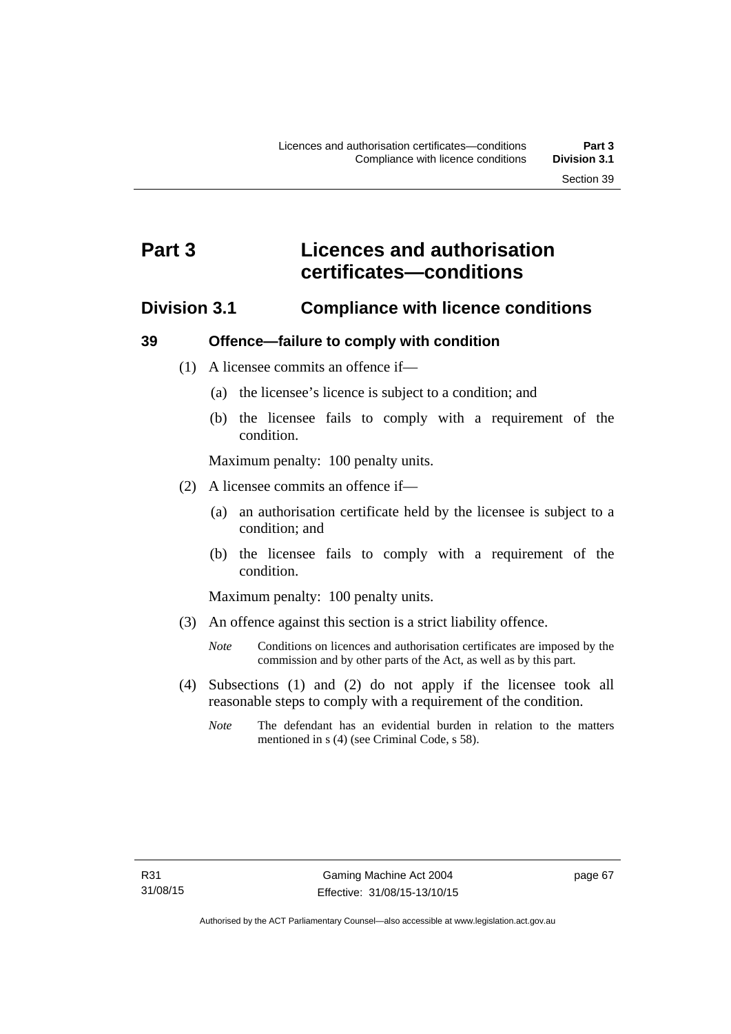# Part 3 Licences and authorisation certificates—conditions

## Division 3.1 Compliance with licence conditions

### 39 Offence—failure to comply with condition

(1) A licensee commits an offence if—

(a) the licensee's licence is subject to a condition; and

(b) the licensee fails to comply with a requirement of the condition.

Maximum penalty: 100 penalty units.

(2) A licensee commits an offence if—

(a) an authorisation certificate held by the licensee is subject to a condition; and

(b) the licensee fails to comply with a requirement of the condition.

Maximum penalty: 100 penalty units.

(3) An offence against this section is a strict liability offence.

*Note* Conditions on licences and authorisation certificates are imposed by the commission and by other parts of the Act, as well as by this part.

(4) Subsections (1) and (2) do not apply if the licensee took all reasonable steps to comply with a requirement of the condition.

*Note* The defendant has an evidential burden in relation to the matters mentioned in s (4) (see Criminal Code, s 58).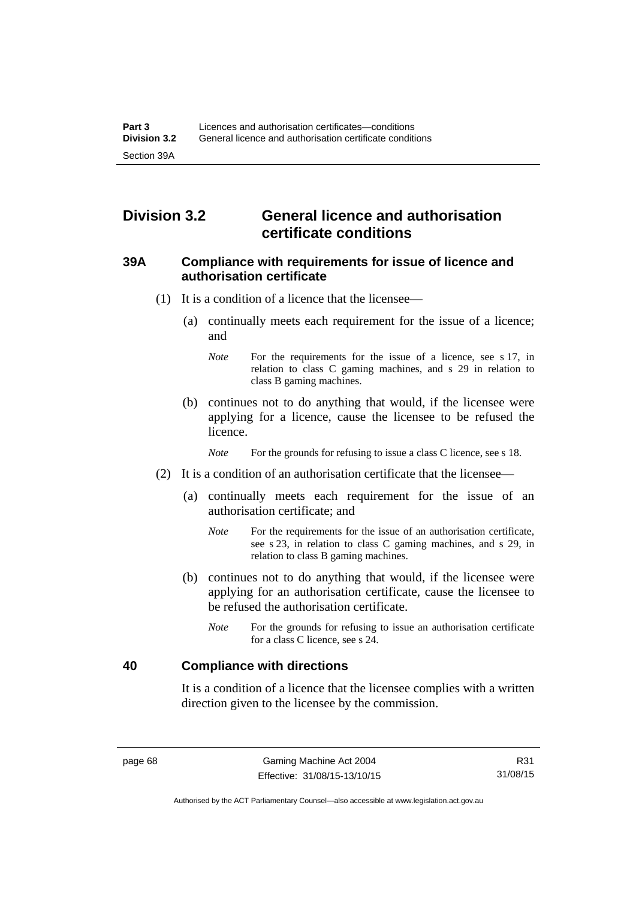## Division 3.2 General licence and authorisation certificate conditions

### 39A Compliance with requirements for issue of licence and authorisation certificate

(1) It is a condition of a licence that the licensee—

(a) continually meets each requirement for the issue of a licence; and

*Note* For the requirements for the issue of a licence, see s 17, in relation to class C gaming machines, and s 29 in relation to class B gaming machines.

(b) continues not to do anything that would, if the licensee were applying for a licence, cause the licensee to be refused the licence.

*Note* For the grounds for refusing to issue a class C licence, see s 18.

(2) It is a condition of an authorisation certificate that the licensee—

(a) continually meets each requirement for the issue of an authorisation certificate; and

*Note* For the requirements for the issue of an authorisation certificate, see s 23, in relation to class C gaming machines, and s 29, in relation to class B gaming machines.

(b) continues not to do anything that would, if the licensee were applying for an authorisation certificate, cause the licensee to be refused the authorisation certificate.

*Note* For the grounds for refusing to issue an authorisation certificate for a class C licence, see s 24.

### 40 Compliance with directions

It is a condition of a licence that the licensee complies with a written direction given to the licensee by the commission.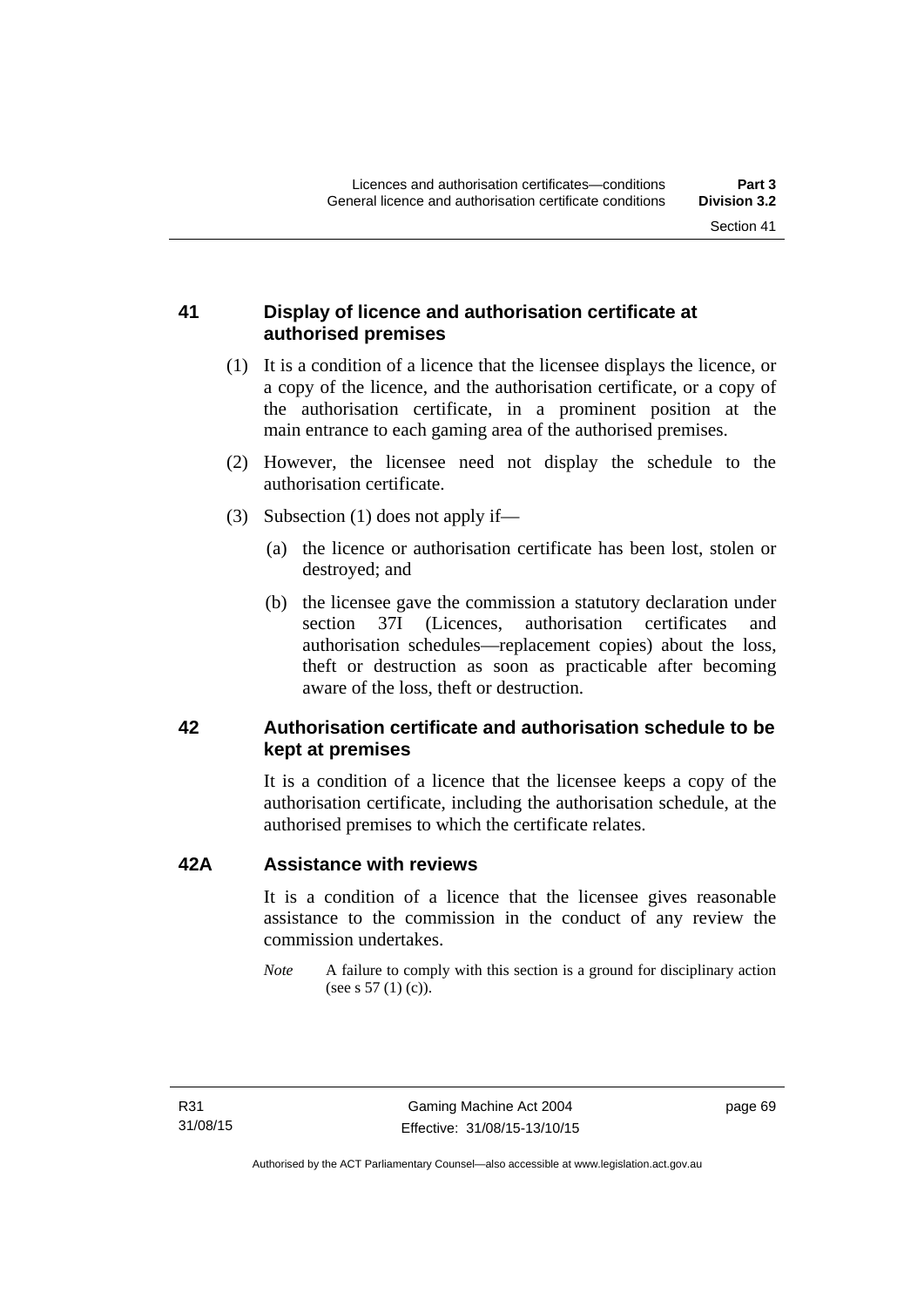## 41 Display of licence and authorisation certificate at authorised premises

(1) It is a condition of a licence that the licensee displays the licence, or a copy of the licence, and the authorisation certificate, or a copy of the authorisation certificate, in a prominent position at the main entrance to each gaming area of the authorised premises.

(2) However, the licensee need not display the schedule to the authorisation certificate.

(3) Subsection (1) does not apply if—

(a) the licence or authorisation certificate has been lost, stolen or destroyed; and

(b) the licensee gave the commission a statutory declaration under section 37I (Licences, authorisation certificates and authorisation schedules—replacement copies) about the loss, theft or destruction as soon as practicable after becoming aware of the loss, theft or destruction.

## 42 Authorisation certificate and authorisation schedule to be kept at premises

It is a condition of a licence that the licensee keeps a copy of the authorisation certificate, including the authorisation schedule, at the authorised premises to which the certificate relates.

## 42A Assistance with reviews

It is a condition of a licence that the licensee gives reasonable assistance to the commission in the conduct of any review the commission undertakes.

*Note* A failure to comply with this section is a ground for disciplinary action (see s 57 (1) (c)).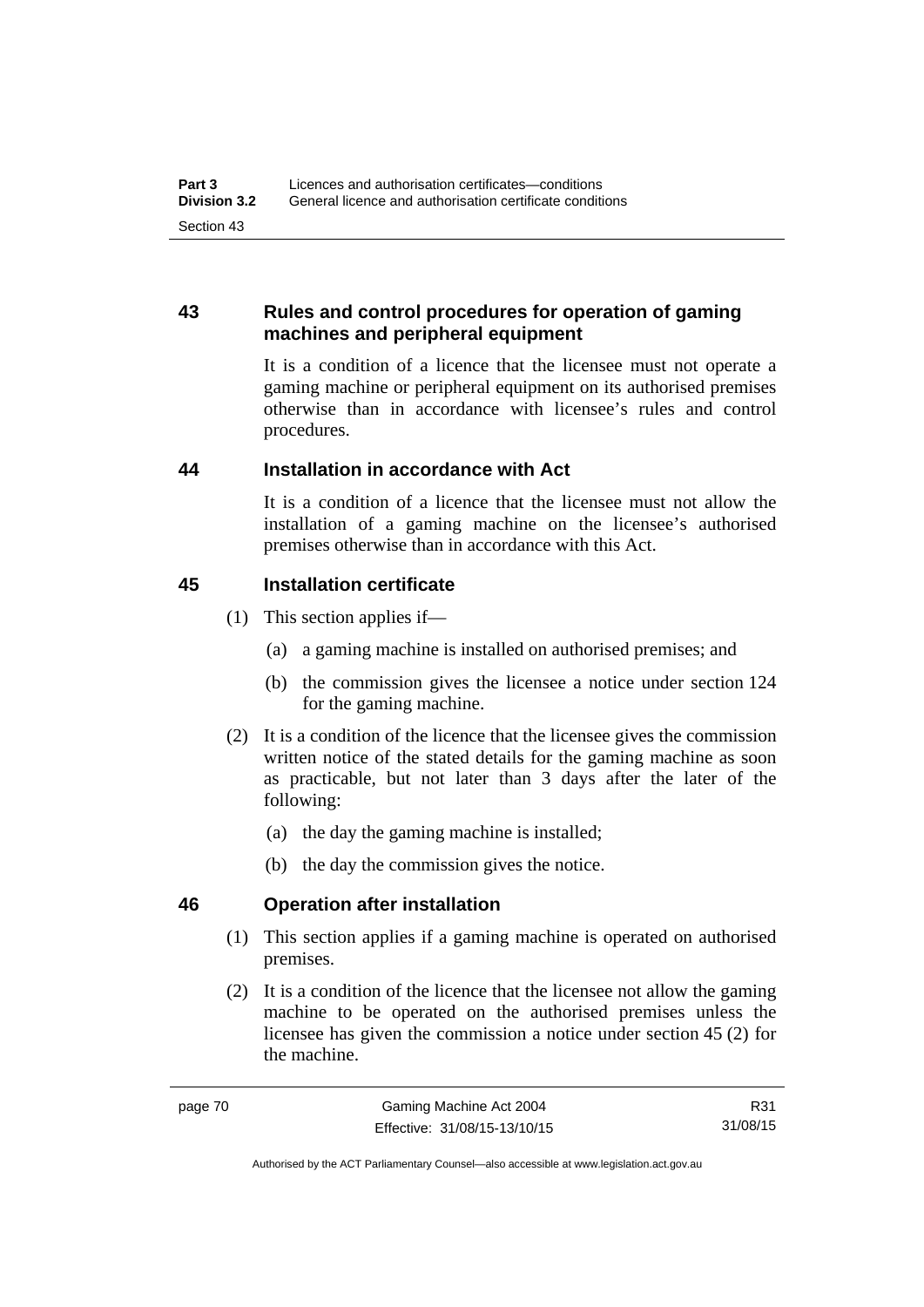## 43 Rules and control procedures for operation of gaming machines and peripheral equipment

It is a condition of a licence that the licensee must not operate a gaming machine or peripheral equipment on its authorised premises otherwise than in accordance with licensee's rules and control procedures.

## 44 Installation in accordance with Act

It is a condition of a licence that the licensee must not allow the installation of a gaming machine on the licensee's authorised premises otherwise than in accordance with this Act.

## 45 Installation certificate

(1) This section applies if—

(a) a gaming machine is installed on authorised premises; and

(b) the commission gives the licensee a notice under section 124 for the gaming machine.

(2) It is a condition of the licence that the licensee gives the commission written notice of the stated details for the gaming machine as soon as practicable, but not later than 3 days after the later of the following:

(a) the day the gaming machine is installed;

(b) the day the commission gives the notice.

## 46 Operation after installation

(1) This section applies if a gaming machine is operated on authorised premises.

(2) It is a condition of the licence that the licensee not allow the gaming machine to be operated on the authorised premises unless the licensee has given the commission a notice under section 45 (2) for the machine.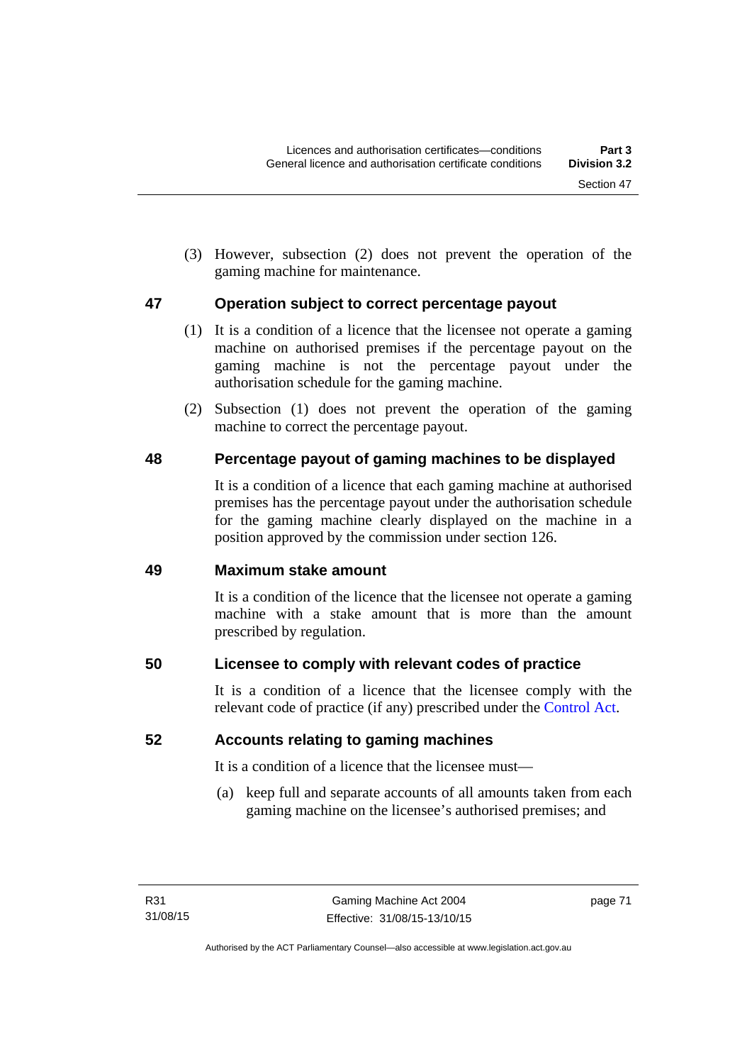(3) However, subsection (2) does not prevent the operation of the gaming machine for maintenance.

## 47 Operation subject to correct percentage payout

(1) It is a condition of a licence that the licensee not operate a gaming machine on authorised premises if the percentage payout on the gaming machine is not the percentage payout under the authorisation schedule for the gaming machine.

(2) Subsection (1) does not prevent the operation of the gaming machine to correct the percentage payout.

## 48 Percentage payout of gaming machines to be displayed

It is a condition of a licence that each gaming machine at authorised premises has the percentage payout under the authorisation schedule for the gaming machine clearly displayed on the machine in a position approved by the commission under section 126.

## 49 Maximum stake amount

It is a condition of the licence that the licensee not operate a gaming machine with a stake amount that is more than the amount prescribed by regulation.

## 50 Licensee to comply with relevant codes of practice

It is a condition of a licence that the licensee comply with the relevant code of practice (if any) prescribed under the Control Act.

## 52 Accounts relating to gaming machines

It is a condition of a licence that the licensee must—

(a) keep full and separate accounts of all amounts taken from each gaming machine on the licensee's authorised premises; and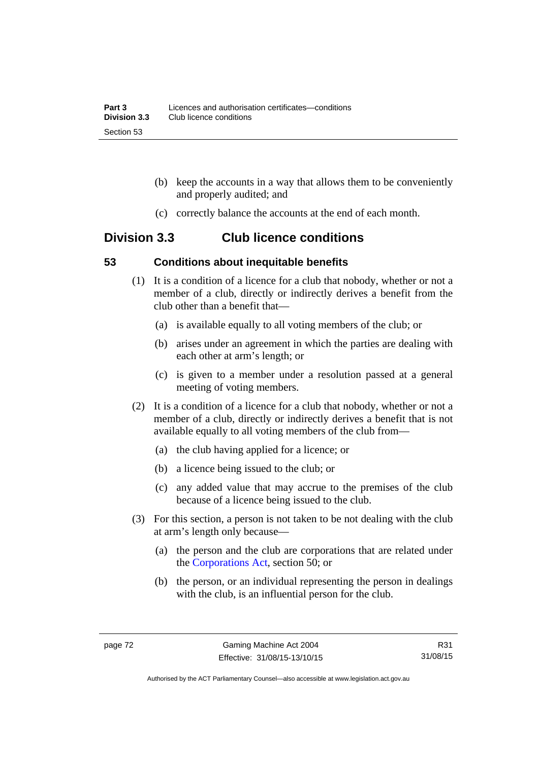(b) keep the accounts in a way that allows them to be conveniently and properly audited; and

(c) correctly balance the accounts at the end of each month.

## Division 3.3 Club licence conditions

### 53 Conditions about inequitable benefits

(1) It is a condition of a licence for a club that nobody, whether or not a member of a club, directly or indirectly derives a benefit from the club other than a benefit that—

(a) is available equally to all voting members of the club; or

(b) arises under an agreement in which the parties are dealing with each other at arm's length; or

(c) is given to a member under a resolution passed at a general meeting of voting members.

(2) It is a condition of a licence for a club that nobody, whether or not a member of a club, directly or indirectly derives a benefit that is not available equally to all voting members of the club from—

(a) the club having applied for a licence; or

(b) a licence being issued to the club; or

(c) any added value that may accrue to the premises of the club because of a licence being issued to the club.

(3) For this section, a person is not taken to be not dealing with the club at arm's length only because—

(a) the person and the club are corporations that are related under the Corporations Act, section 50; or

(b) the person, or an individual representing the person in dealings with the club, is an influential person for the club.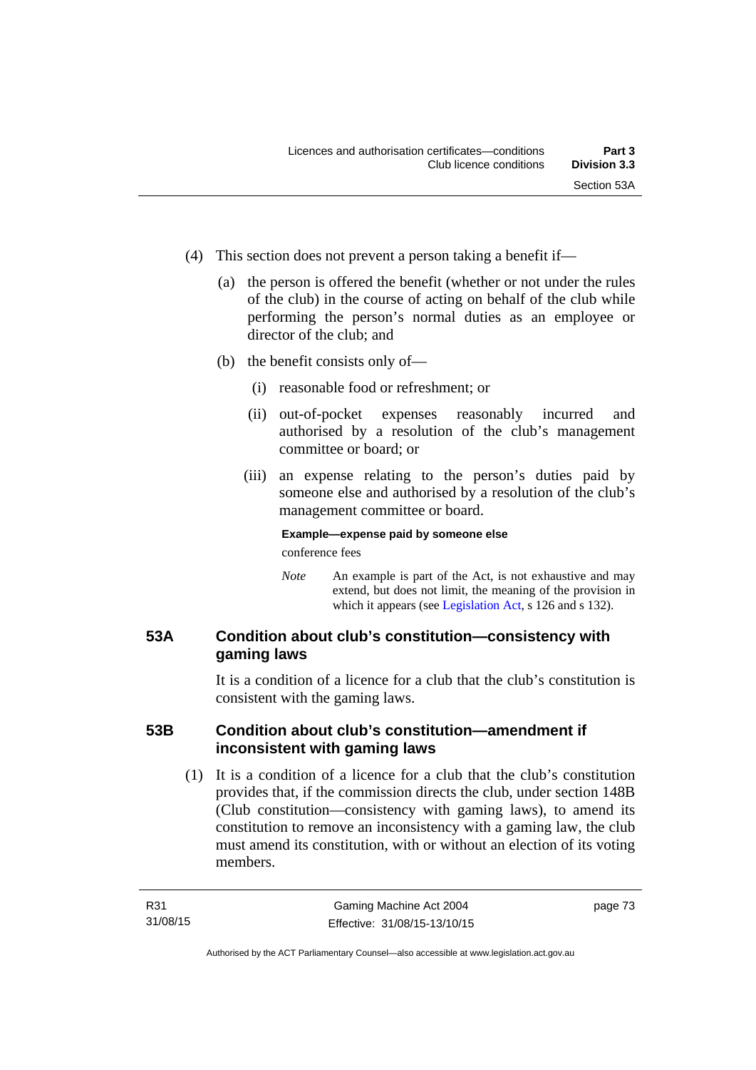(4) This section does not prevent a person taking a benefit if—

(a) the person is offered the benefit (whether or not under the rules of the club) in the course of acting on behalf of the club while performing the person's normal duties as an employee or director of the club; and

(b) the benefit consists only of—

(i) reasonable food or refreshment; or

(ii) out-of-pocket expenses reasonably incurred and authorised by a resolution of the club's management committee or board; or

(iii) an expense relating to the person's duties paid by someone else and authorised by a resolution of the club's management committee or board.

**Example—expense paid by someone else**

conference fees

*Note* An example is part of the Act, is not exhaustive and may extend, but does not limit, the meaning of the provision in which it appears (see Legislation Act, s 126 and s 132).

### 53A Condition about club's constitution—consistency with gaming laws

It is a condition of a licence for a club that the club's constitution is consistent with the gaming laws.

### 53B Condition about club's constitution—amendment if inconsistent with gaming laws

(1) It is a condition of a licence for a club that the club's constitution provides that, if the commission directs the club, under section 148B (Club constitution—consistency with gaming laws), to amend its constitution to remove an inconsistency with a gaming law, the club must amend its constitution, with or without an election of its voting members.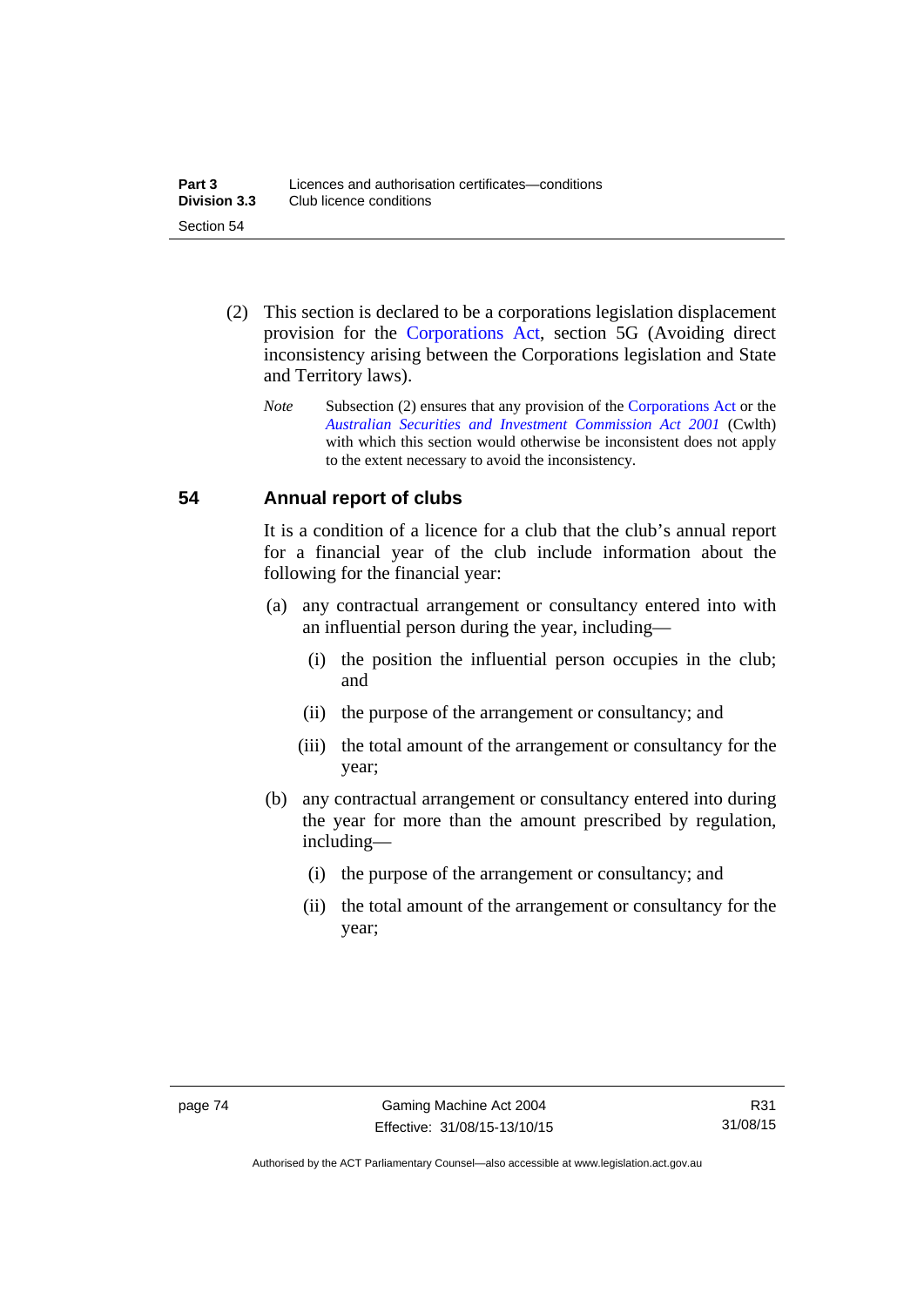(2) This section is declared to be a corporations legislation displacement provision for the Corporations Act, section 5G (Avoiding direct inconsistency arising between the Corporations legislation and State and Territory laws).

*Note* Subsection (2) ensures that any provision of the Corporations Act or the *Australian Securities and Investment Commission Act 2001* (Cwlth) with which this section would otherwise be inconsistent does not apply to the extent necessary to avoid the inconsistency.

## 54 Annual report of clubs

It is a condition of a licence for a club that the club's annual report for a financial year of the club include information about the following for the financial year:

(a) any contractual arrangement or consultancy entered into with an influential person during the year, including—

(i) the position the influential person occupies in the club; and

(ii) the purpose of the arrangement or consultancy; and

(iii) the total amount of the arrangement or consultancy for the year;

(b) any contractual arrangement or consultancy entered into during the year for more than the amount prescribed by regulation, including—

(i) the purpose of the arrangement or consultancy; and

(ii) the total amount of the arrangement or consultancy for the year;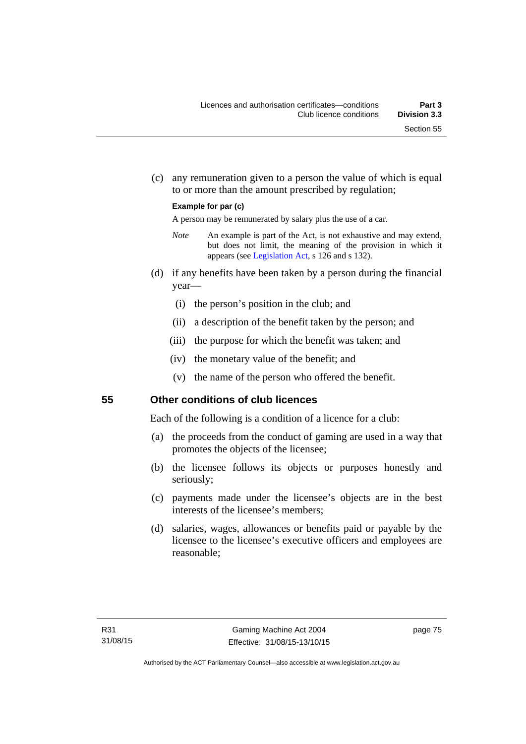(c) any remuneration given to a person the value of which is equal to or more than the amount prescribed by regulation;

**Example for par (c)**

A person may be remunerated by salary plus the use of a car.

*Note* An example is part of the Act, is not exhaustive and may extend, but does not limit, the meaning of the provision in which it appears (see Legislation Act, s 126 and s 132).

(d) if any benefits have been taken by a person during the financial year—

(i) the person's position in the club; and

(ii) a description of the benefit taken by the person; and

(iii) the purpose for which the benefit was taken; and

(iv) the monetary value of the benefit; and

(v) the name of the person who offered the benefit.

## 55 Other conditions of club licences

Each of the following is a condition of a licence for a club:

(a) the proceeds from the conduct of gaming are used in a way that promotes the objects of the licensee;

(b) the licensee follows its objects or purposes honestly and seriously;

(c) payments made under the licensee's objects are in the best interests of the licensee's members;

(d) salaries, wages, allowances or benefits paid or payable by the licensee to the licensee's executive officers and employees are reasonable;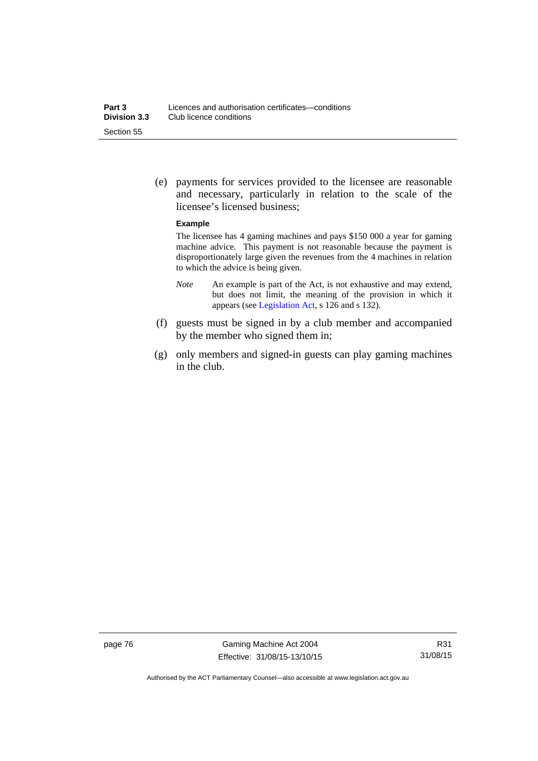(e) payments for services provided to the licensee are reasonable and necessary, particularly in relation to the scale of the licensee's licensed business;

**Example**

The licensee has 4 gaming machines and pays $150 000 a year for gaming machine advice. This payment is not reasonable because the payment is disproportionately large given the revenues from the 4 machines in relation to which the advice is being given.

*Note* An example is part of the Act, is not exhaustive and may extend, but does not limit, the meaning of the provision in which it appears (see Legislation Act, s 126 and s 132).

(f) guests must be signed in by a club member and accompanied by the member who signed them in;

(g) only members and signed-in guests can play gaming machines in the club.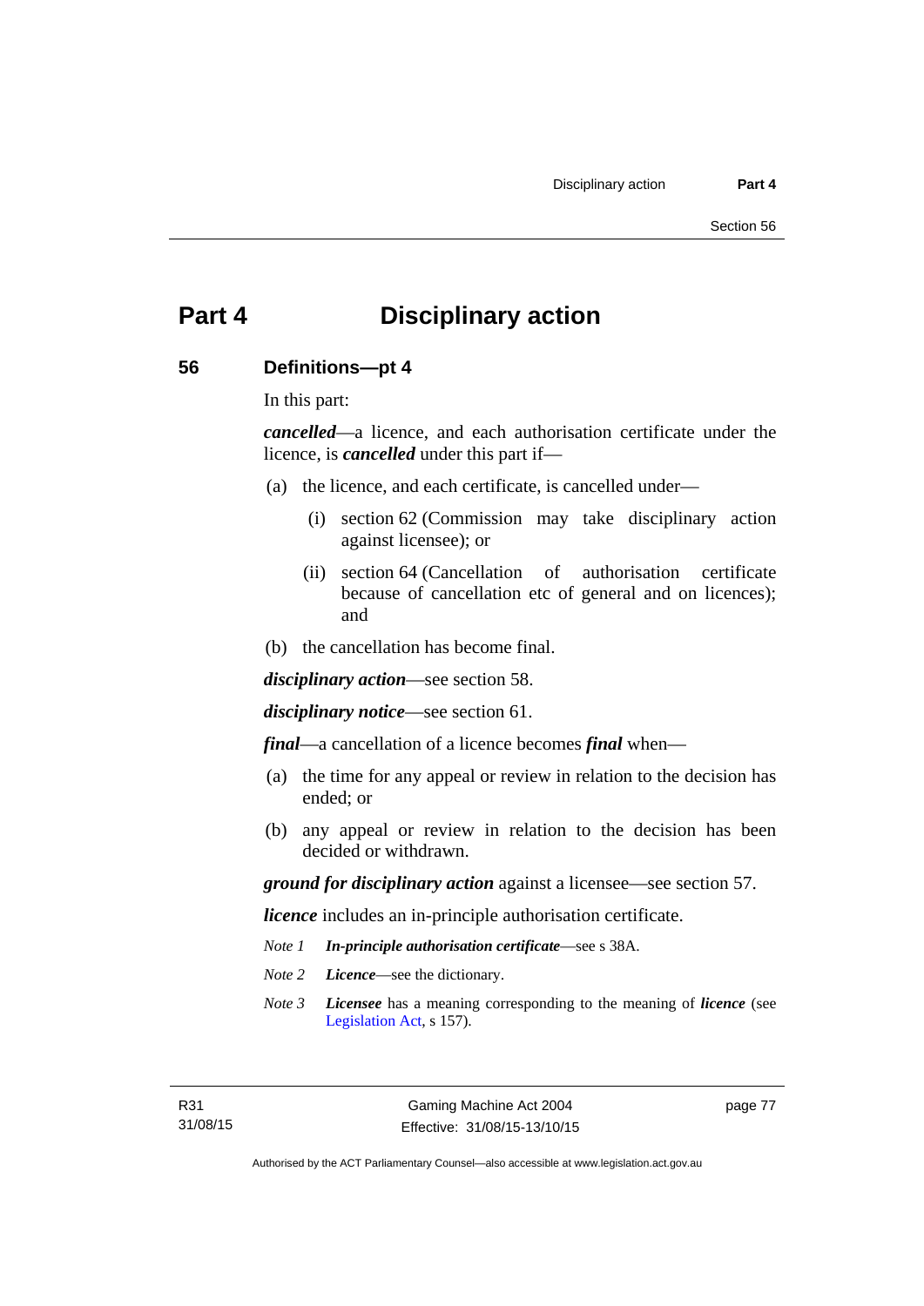# Part 4 Disciplinary action

## 56 Definitions—pt 4

In this part:

***cancelled***—a licence, and each authorisation certificate under the licence, is ***cancelled*** under this part if—

(a) the licence, and each certificate, is cancelled under—

(i) section 62 (Commission may take disciplinary action against licensee); or

(ii) section 64 (Cancellation of authorisation certificate because of cancellation etc of general and on licences); and

(b) the cancellation has become final.

***disciplinary action***—see section 58.

***disciplinary notice***—see section 61.

***final***—a cancellation of a licence becomes ***final*** when—

(a) the time for any appeal or review in relation to the decision has ended; or

(b) any appeal or review in relation to the decision has been decided or withdrawn.

***ground for disciplinary action*** against a licensee—see section 57.

***licence*** includes an in-principle authorisation certificate.

*Note 1* ***In-principle authorisation certificate***—see s 38A.

*Note 2* ***Licence***—see the dictionary.

*Note 3* ***Licensee*** has a meaning corresponding to the meaning of ***licence*** (see Legislation Act, s 157).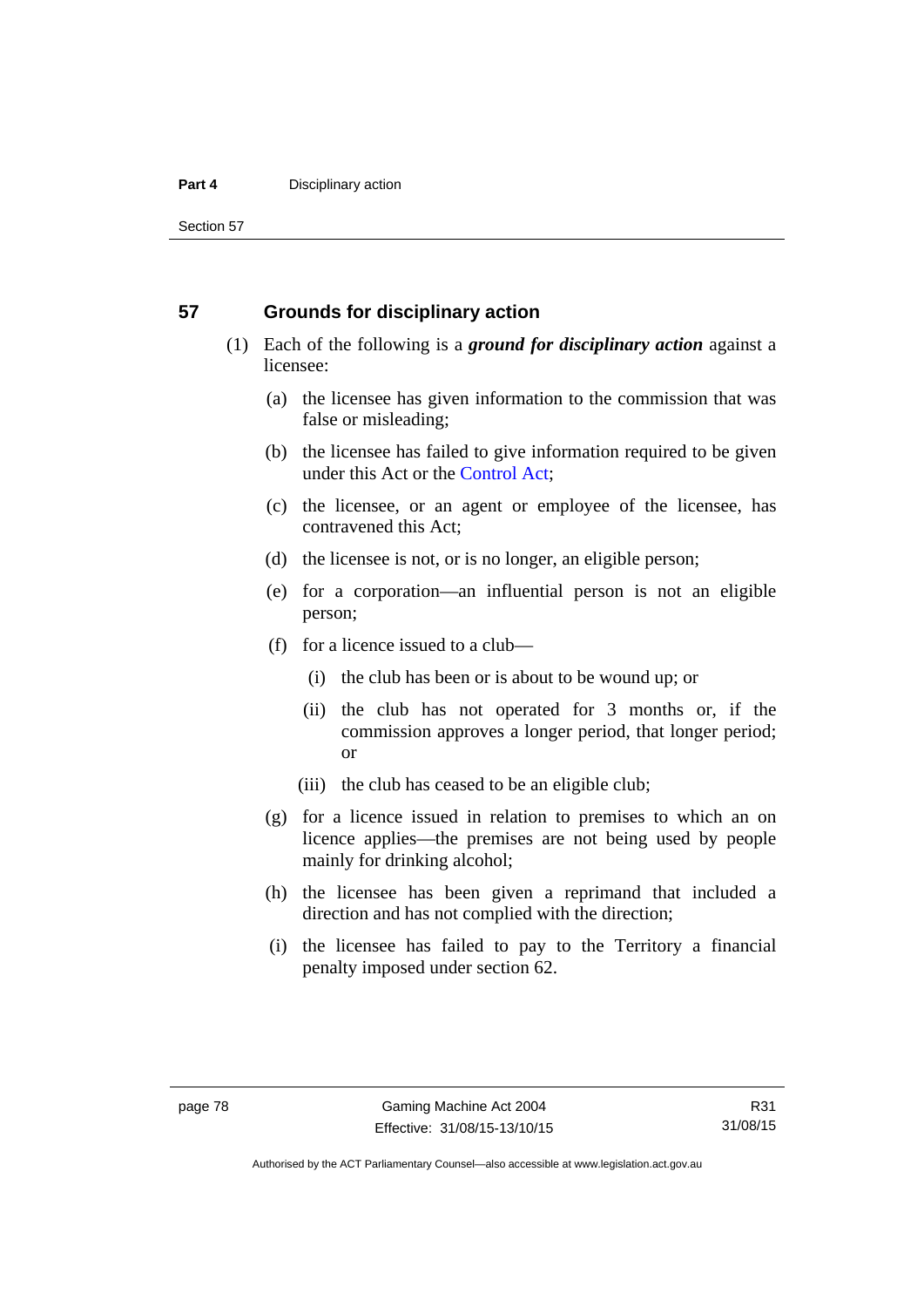## 57 Grounds for disciplinary action

(1) Each of the following is a ***ground for disciplinary action*** against a licensee:

(a) the licensee has given information to the commission that was false or misleading;

(b) the licensee has failed to give information required to be given under this Act or the Control Act;

(c) the licensee, or an agent or employee of the licensee, has contravened this Act;

(d) the licensee is not, or is no longer, an eligible person;

(e) for a corporation—an influential person is not an eligible person;

(f) for a licence issued to a club—

(i) the club has been or is about to be wound up; or

(ii) the club has not operated for 3 months or, if the commission approves a longer period, that longer period; or

(iii) the club has ceased to be an eligible club;

(g) for a licence issued in relation to premises to which an on licence applies—the premises are not being used by people mainly for drinking alcohol;

(h) the licensee has been given a reprimand that included a direction and has not complied with the direction;

(i) the licensee has failed to pay to the Territory a financial penalty imposed under section 62.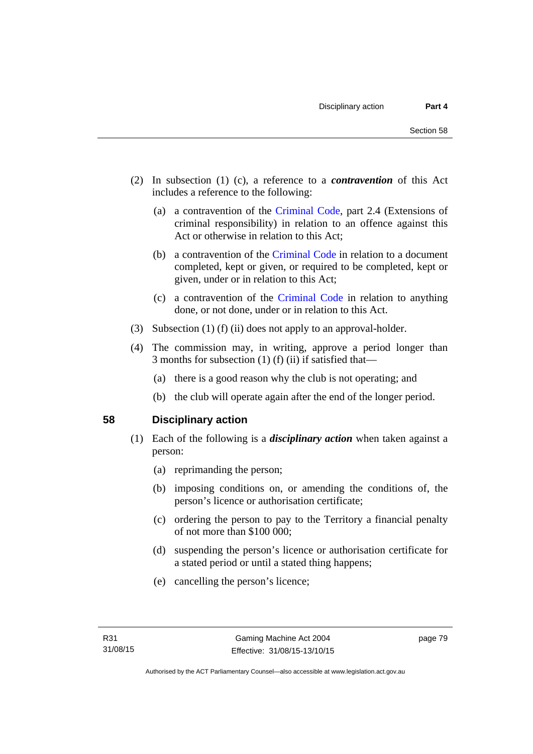(2) In subsection (1) (c), a reference to a ***contravention*** of this Act includes a reference to the following:

(a) a contravention of the Criminal Code, part 2.4 (Extensions of criminal responsibility) in relation to an offence against this Act or otherwise in relation to this Act;

(b) a contravention of the Criminal Code in relation to a document completed, kept or given, or required to be completed, kept or given, under or in relation to this Act;

(c) a contravention of the Criminal Code in relation to anything done, or not done, under or in relation to this Act.

(3) Subsection (1) (f) (ii) does not apply to an approval-holder.

(4) The commission may, in writing, approve a period longer than 3 months for subsection (1) (f) (ii) if satisfied that—

(a) there is a good reason why the club is not operating; and

(b) the club will operate again after the end of the longer period.

## 58 Disciplinary action

(1) Each of the following is a ***disciplinary action*** when taken against a person:

(a) reprimanding the person;

(b) imposing conditions on, or amending the conditions of, the person's licence or authorisation certificate;

(c) ordering the person to pay to the Territory a financial penalty of not more than $100 000;

(d) suspending the person's licence or authorisation certificate for a stated period or until a stated thing happens;

(e) cancelling the person's licence;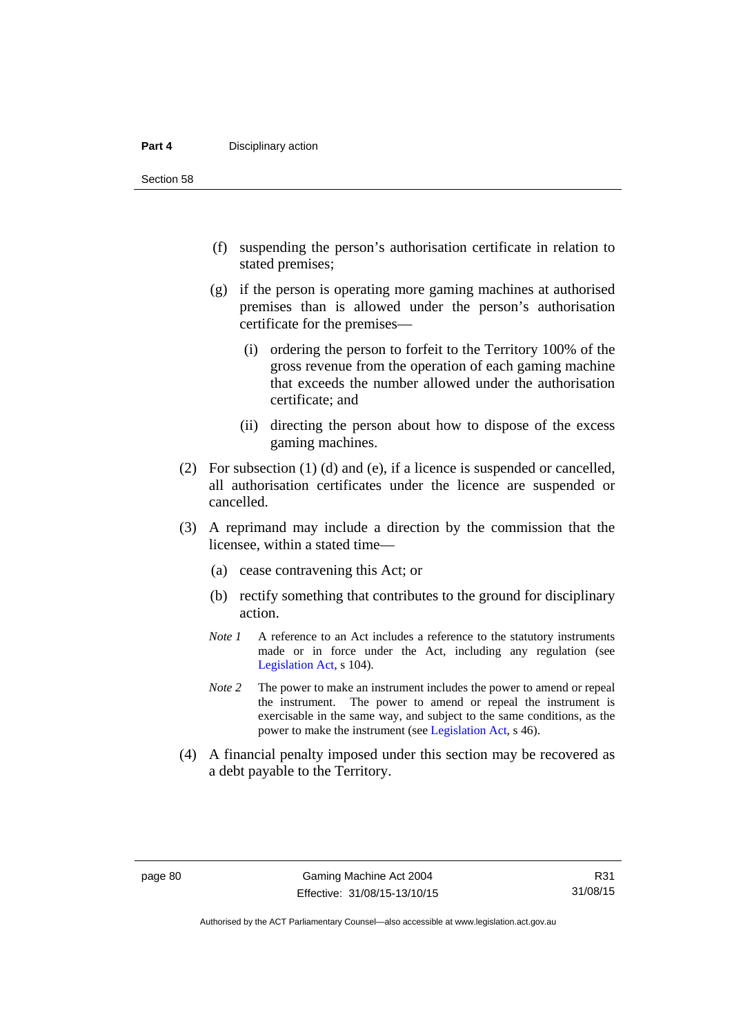(f) suspending the person's authorisation certificate in relation to stated premises;

(g) if the person is operating more gaming machines at authorised premises than is allowed under the person's authorisation certificate for the premises—

(i) ordering the person to forfeit to the Territory 100% of the gross revenue from the operation of each gaming machine that exceeds the number allowed under the authorisation certificate; and

(ii) directing the person about how to dispose of the excess gaming machines.

(2) For subsection (1) (d) and (e), if a licence is suspended or cancelled, all authorisation certificates under the licence are suspended or cancelled.

(3) A reprimand may include a direction by the commission that the licensee, within a stated time—

(a) cease contravening this Act; or

(b) rectify something that contributes to the ground for disciplinary action.

*Note 1* A reference to an Act includes a reference to the statutory instruments made or in force under the Act, including any regulation (see Legislation Act, s 104).

*Note 2* The power to make an instrument includes the power to amend or repeal the instrument. The power to amend or repeal the instrument is exercisable in the same way, and subject to the same conditions, as the power to make the instrument (see Legislation Act, s 46).

(4) A financial penalty imposed under this section may be recovered as a debt payable to the Territory.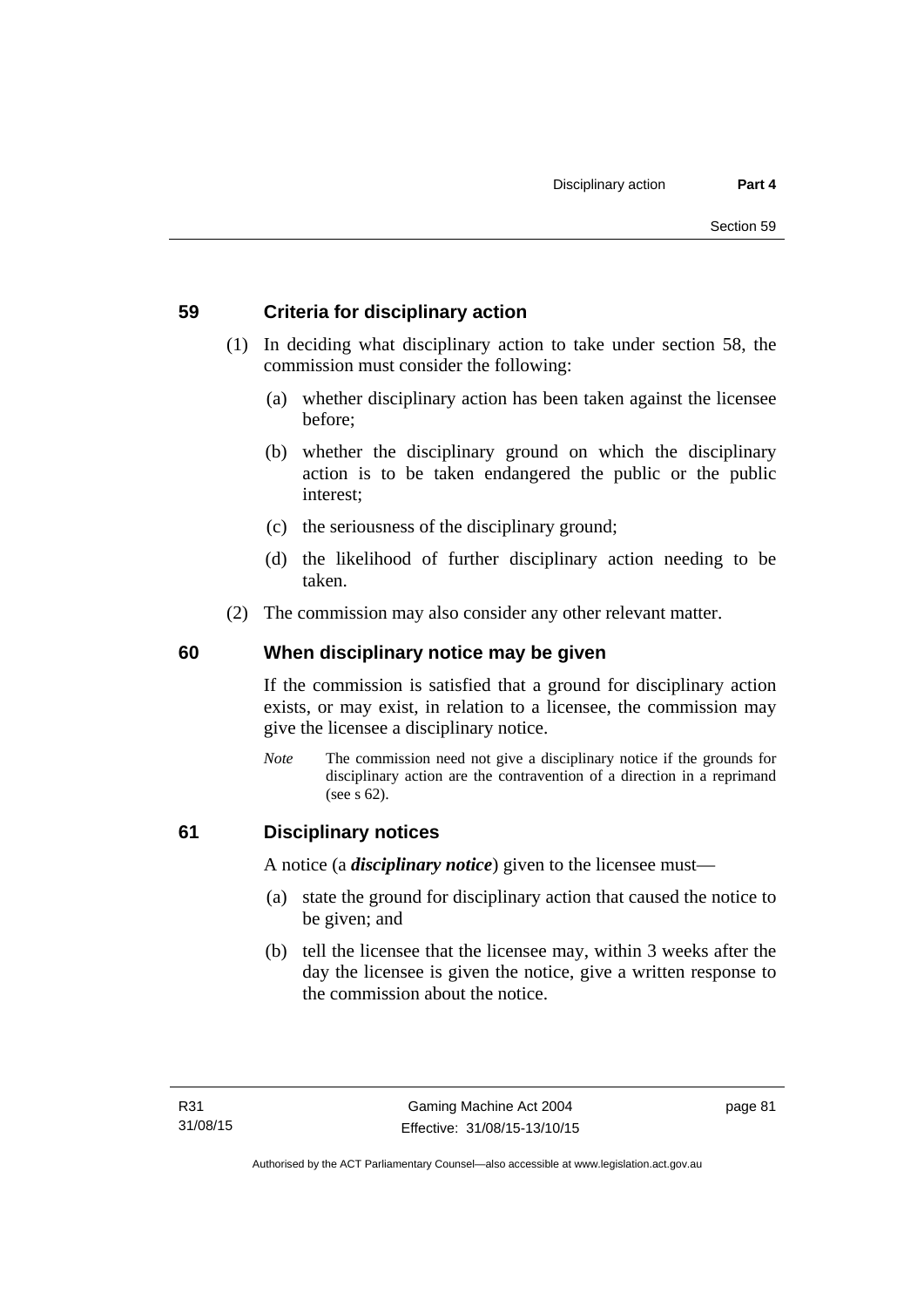## 59 Criteria for disciplinary action

(1) In deciding what disciplinary action to take under section 58, the commission must consider the following:

(a) whether disciplinary action has been taken against the licensee before;

(b) whether the disciplinary ground on which the disciplinary action is to be taken endangered the public or the public interest;

(c) the seriousness of the disciplinary ground;

(d) the likelihood of further disciplinary action needing to be taken.

(2) The commission may also consider any other relevant matter.

## 60 When disciplinary notice may be given

If the commission is satisfied that a ground for disciplinary action exists, or may exist, in relation to a licensee, the commission may give the licensee a disciplinary notice.

*Note* The commission need not give a disciplinary notice if the grounds for disciplinary action are the contravention of a direction in a reprimand (see s 62).

## 61 Disciplinary notices

A notice (a ***disciplinary notice***) given to the licensee must—

(a) state the ground for disciplinary action that caused the notice to be given; and

(b) tell the licensee that the licensee may, within 3 weeks after the day the licensee is given the notice, give a written response to the commission about the notice.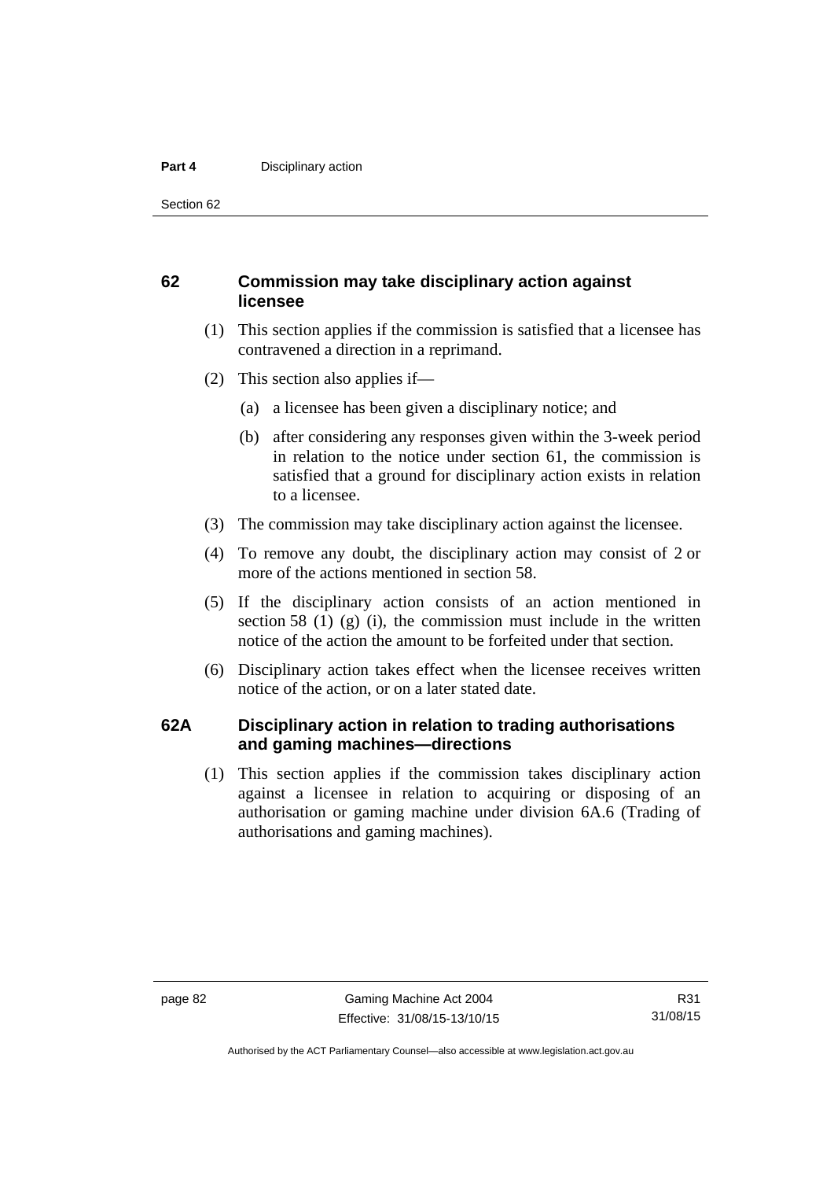## 62 Commission may take disciplinary action against licensee

(1) This section applies if the commission is satisfied that a licensee has contravened a direction in a reprimand.

(2) This section also applies if—

(a) a licensee has been given a disciplinary notice; and

(b) after considering any responses given within the 3-week period in relation to the notice under section 61, the commission is satisfied that a ground for disciplinary action exists in relation to a licensee.

(3) The commission may take disciplinary action against the licensee.

(4) To remove any doubt, the disciplinary action may consist of 2 or more of the actions mentioned in section 58.

(5) If the disciplinary action consists of an action mentioned in section 58 (1) (g) (i), the commission must include in the written notice of the action the amount to be forfeited under that section.

(6) Disciplinary action takes effect when the licensee receives written notice of the action, or on a later stated date.

## 62A Disciplinary action in relation to trading authorisations and gaming machines—directions

(1) This section applies if the commission takes disciplinary action against a licensee in relation to acquiring or disposing of an authorisation or gaming machine under division 6A.6 (Trading of authorisations and gaming machines).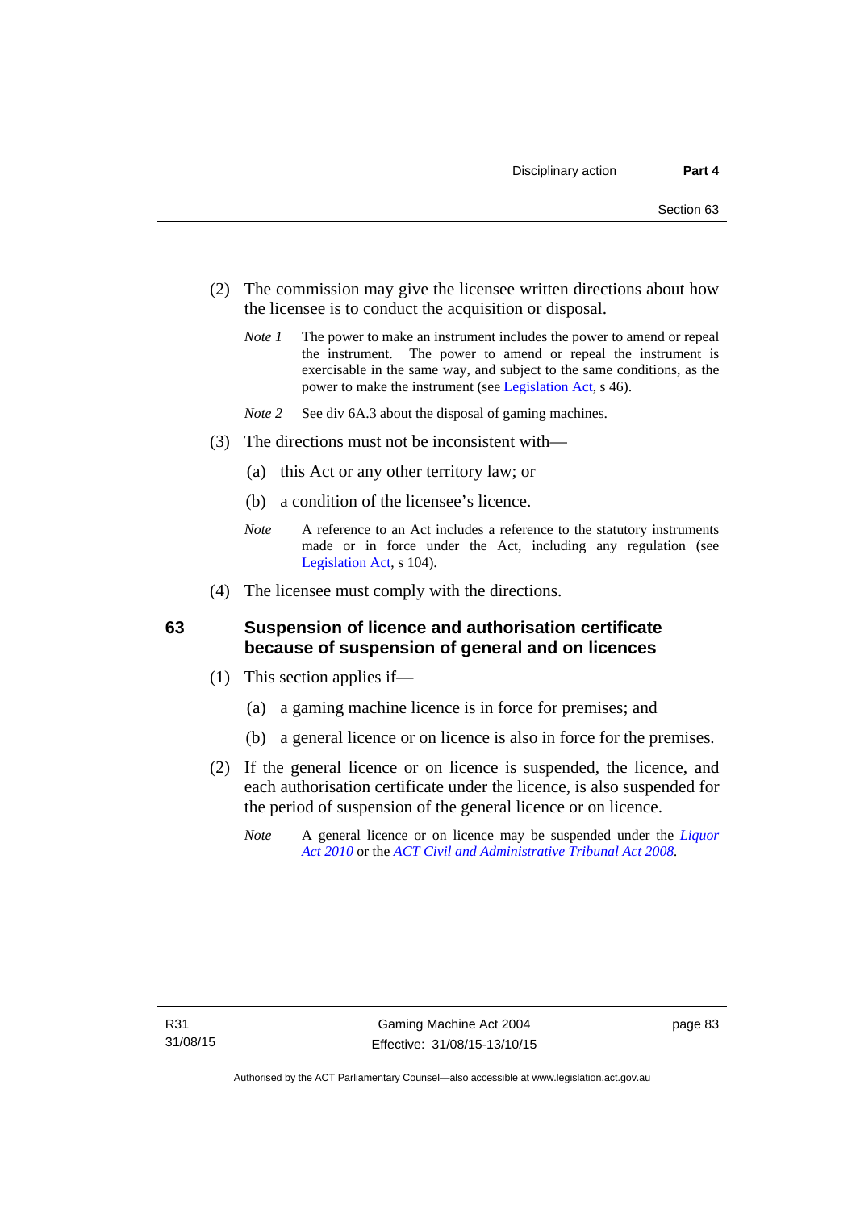(2) The commission may give the licensee written directions about how the licensee is to conduct the acquisition or disposal.

*Note 1* The power to make an instrument includes the power to amend or repeal the instrument. The power to amend or repeal the instrument is exercisable in the same way, and subject to the same conditions, as the power to make the instrument (see Legislation Act, s 46).

*Note 2* See div 6A.3 about the disposal of gaming machines.

(3) The directions must not be inconsistent with—

(a) this Act or any other territory law; or

(b) a condition of the licensee's licence.

*Note* A reference to an Act includes a reference to the statutory instruments made or in force under the Act, including any regulation (see Legislation Act, s 104).

(4) The licensee must comply with the directions.

## 63 Suspension of licence and authorisation certificate because of suspension of general and on licences

(1) This section applies if—

(a) a gaming machine licence is in force for premises; and

(b) a general licence or on licence is also in force for the premises.

(2) If the general licence or on licence is suspended, the licence, and each authorisation certificate under the licence, is also suspended for the period of suspension of the general licence or on licence.

*Note* A general licence or on licence may be suspended under the *Liquor Act 2010* or the *ACT Civil and Administrative Tribunal Act 2008*.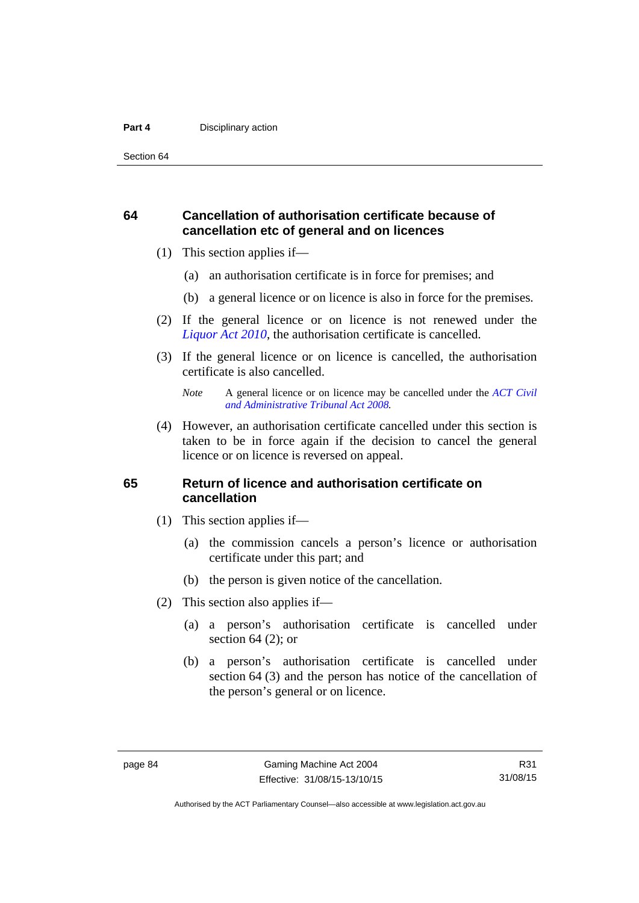## 64 Cancellation of authorisation certificate because of cancellation etc of general and on licences

(1) This section applies if—

(a) an authorisation certificate is in force for premises; and

(b) a general licence or on licence is also in force for the premises.

(2) If the general licence or on licence is not renewed under the *Liquor Act 2010*, the authorisation certificate is cancelled.

(3) If the general licence or on licence is cancelled, the authorisation certificate is also cancelled.

*Note* A general licence or on licence may be cancelled under the *ACT Civil and Administrative Tribunal Act 2008*.

(4) However, an authorisation certificate cancelled under this section is taken to be in force again if the decision to cancel the general licence or on licence is reversed on appeal.

## 65 Return of licence and authorisation certificate on cancellation

(1) This section applies if—

(a) the commission cancels a person's licence or authorisation certificate under this part; and

(b) the person is given notice of the cancellation.

(2) This section also applies if—

(a) a person's authorisation certificate is cancelled under section 64 (2); or

(b) a person's authorisation certificate is cancelled under section 64 (3) and the person has notice of the cancellation of the person's general or on licence.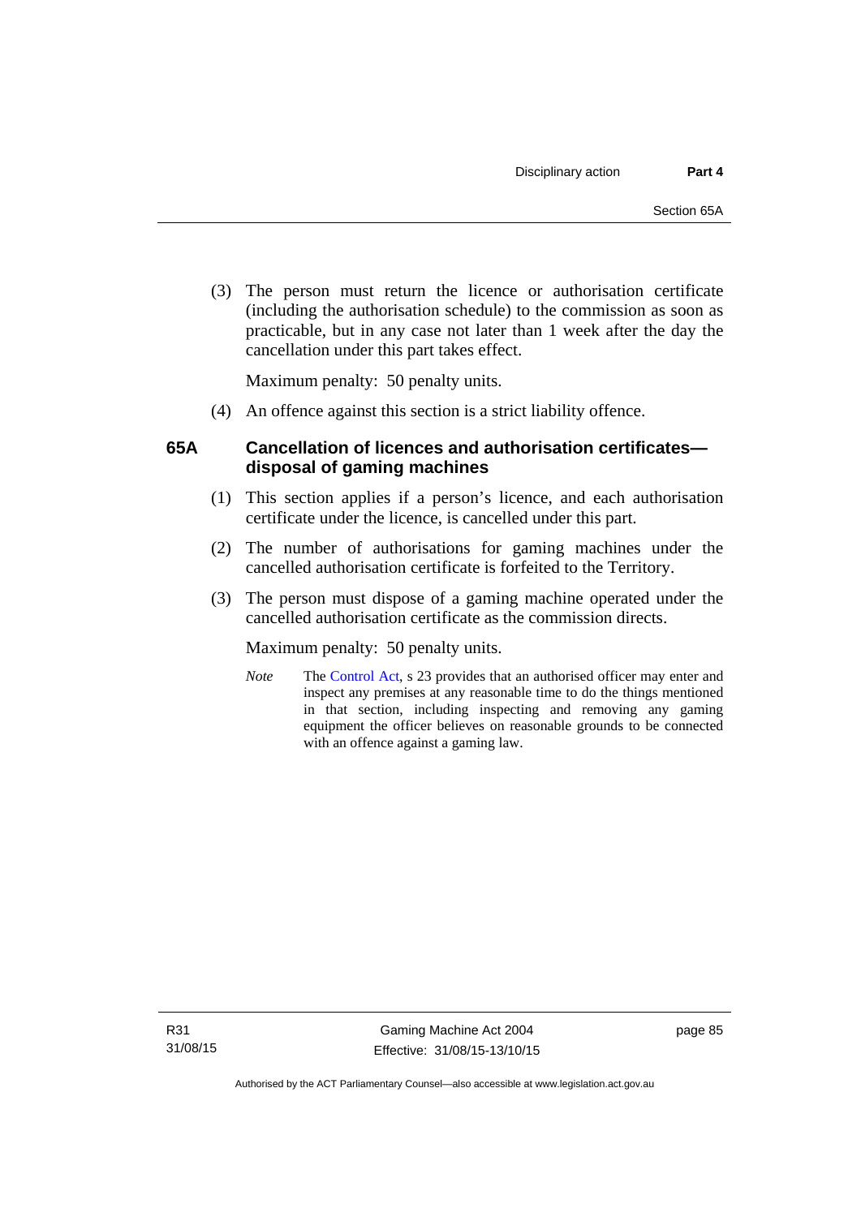(3) The person must return the licence or authorisation certificate (including the authorisation schedule) to the commission as soon as practicable, but in any case not later than 1 week after the day the cancellation under this part takes effect.

Maximum penalty: 50 penalty units.

(4) An offence against this section is a strict liability offence.

### 65A Cancellation of licences and authorisation certificates—disposal of gaming machines

(1) This section applies if a person's licence, and each authorisation certificate under the licence, is cancelled under this part.

(2) The number of authorisations for gaming machines under the cancelled authorisation certificate is forfeited to the Territory.

(3) The person must dispose of a gaming machine operated under the cancelled authorisation certificate as the commission directs.

Maximum penalty: 50 penalty units.

*Note* The Control Act, s 23 provides that an authorised officer may enter and inspect any premises at any reasonable time to do the things mentioned in that section, including inspecting and removing any gaming equipment the officer believes on reasonable grounds to be connected with an offence against a gaming law.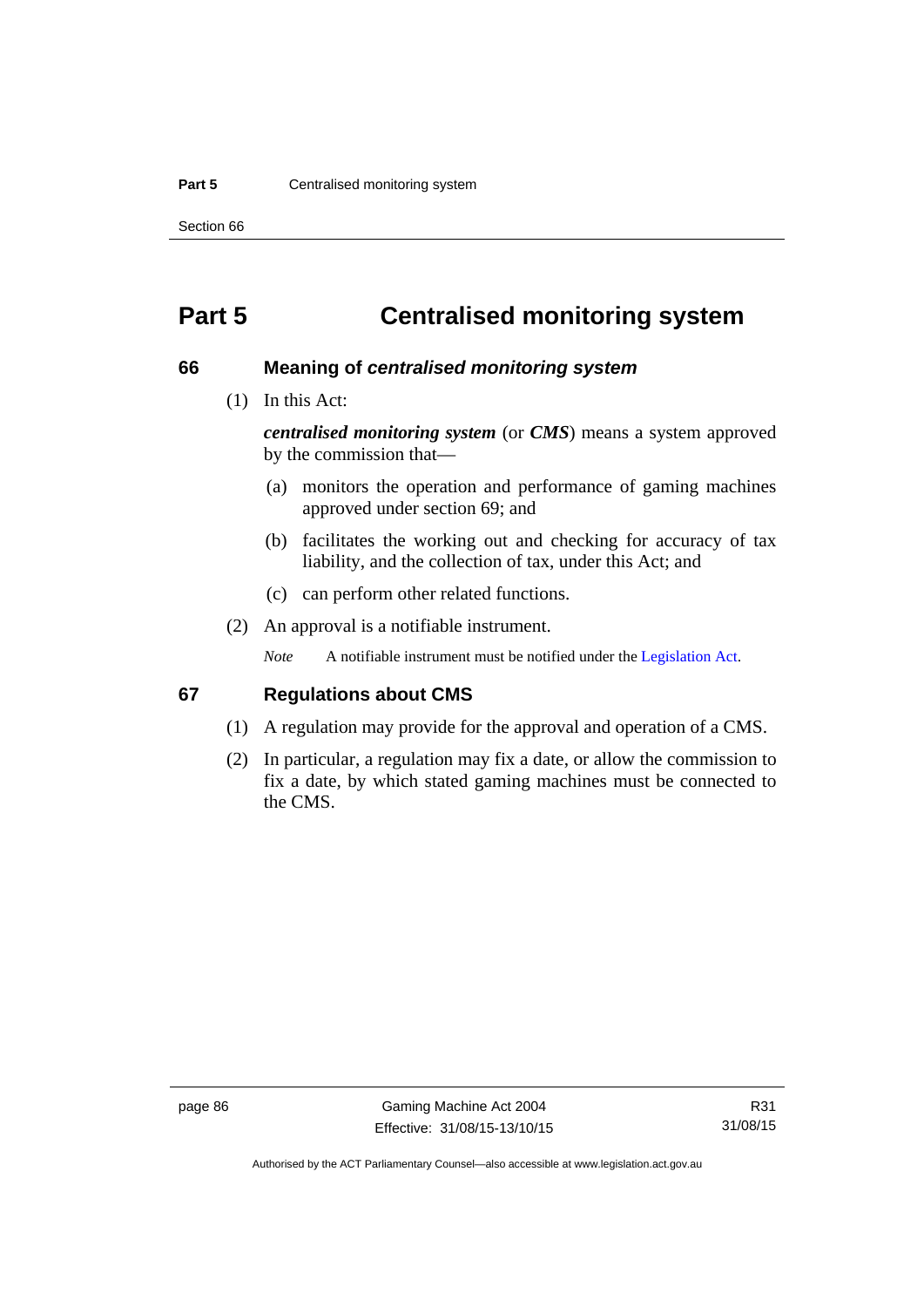# Part 5 Centralised monitoring system

## 66 Meaning of *centralised monitoring system*

(1) In this Act:

***centralised monitoring system*** (or ***CMS***) means a system approved by the commission that—

(a) monitors the operation and performance of gaming machines approved under section 69; and

(b) facilitates the working out and checking for accuracy of tax liability, and the collection of tax, under this Act; and

(c) can perform other related functions.

(2) An approval is a notifiable instrument.

*Note* A notifiable instrument must be notified under the Legislation Act.

## 67 Regulations about CMS

(1) A regulation may provide for the approval and operation of a CMS.

(2) In particular, a regulation may fix a date, or allow the commission to fix a date, by which stated gaming machines must be connected to the CMS.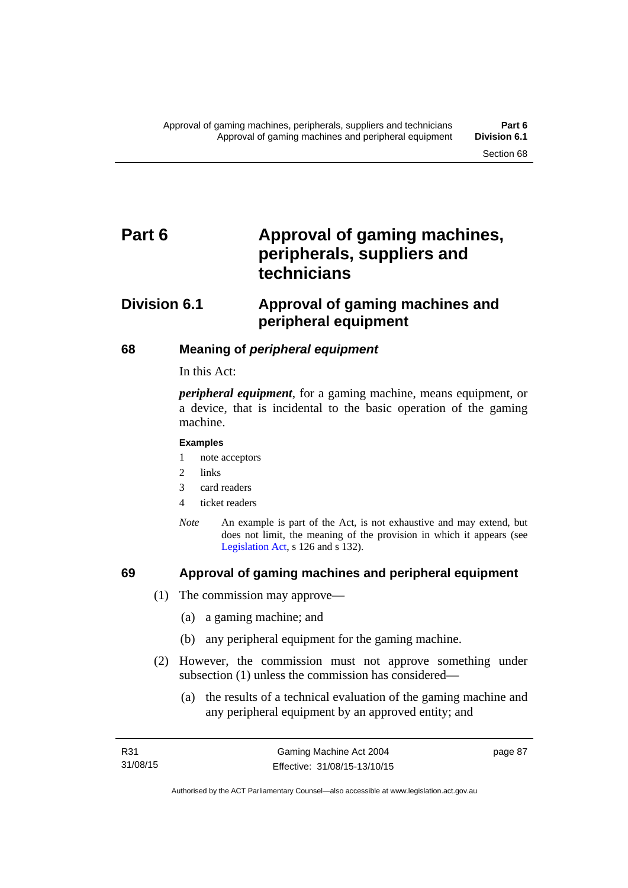# Part 6 Approval of gaming machines, peripherals, suppliers and technicians

## Division 6.1 Approval of gaming machines and peripheral equipment

### 68 Meaning of *peripheral equipment*

In this Act:

***peripheral equipment***, for a gaming machine, means equipment, or a device, that is incidental to the basic operation of the gaming machine.

**Examples**

1. note acceptors
2. links
3. card readers
4. ticket readers

*Note* An example is part of the Act, is not exhaustive and may extend, but does not limit, the meaning of the provision in which it appears (see Legislation Act, s 126 and s 132).

### 69 Approval of gaming machines and peripheral equipment

(1) The commission may approve—

(a) a gaming machine; and

(b) any peripheral equipment for the gaming machine.

(2) However, the commission must not approve something under subsection (1) unless the commission has considered—

(a) the results of a technical evaluation of the gaming machine and any peripheral equipment by an approved entity; and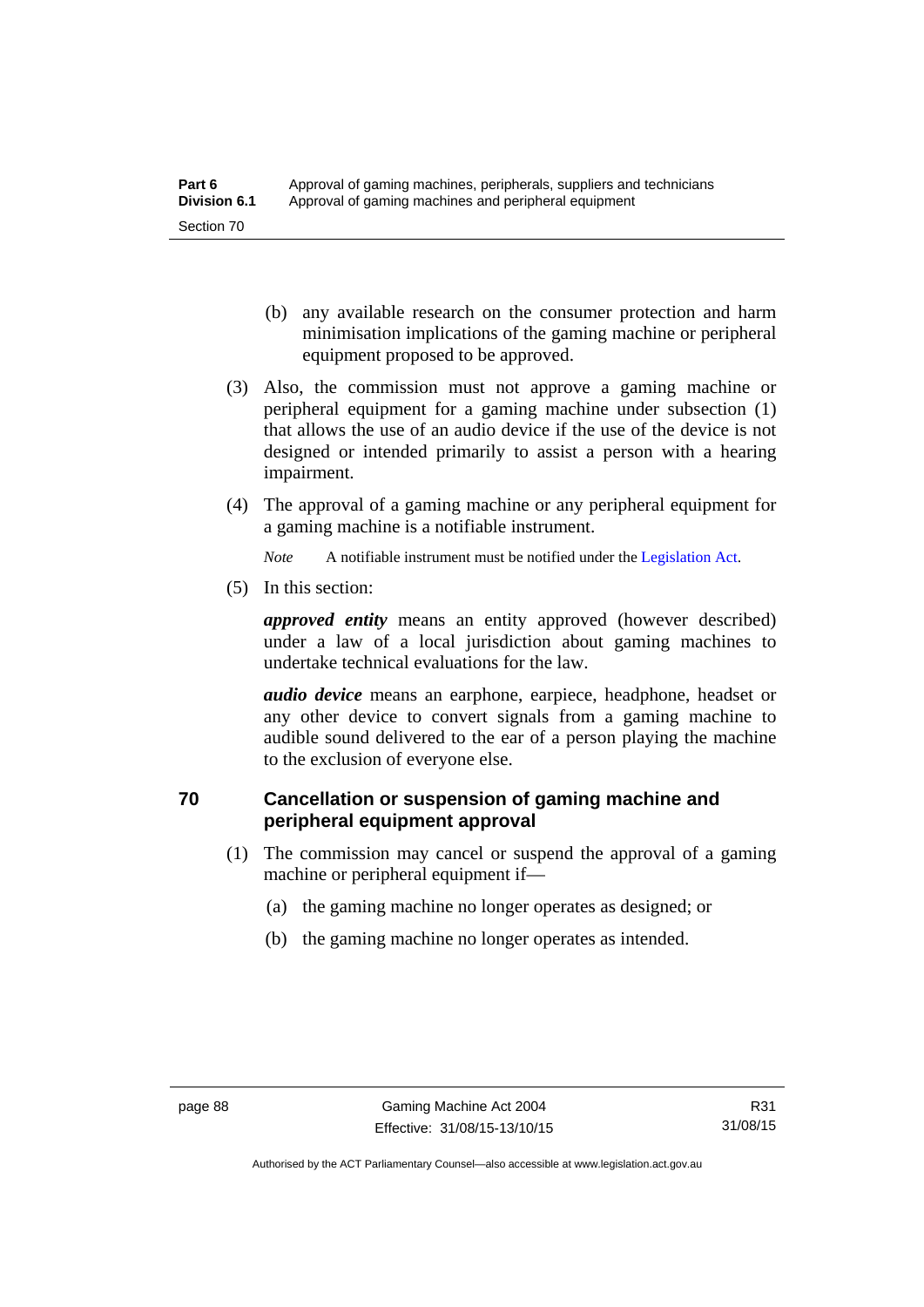(b) any available research on the consumer protection and harm minimisation implications of the gaming machine or peripheral equipment proposed to be approved.

(3) Also, the commission must not approve a gaming machine or peripheral equipment for a gaming machine under subsection (1) that allows the use of an audio device if the use of the device is not designed or intended primarily to assist a person with a hearing impairment.

(4) The approval of a gaming machine or any peripheral equipment for a gaming machine is a notifiable instrument.

*Note* A notifiable instrument must be notified under the Legislation Act.

(5) In this section:

***approved entity*** means an entity approved (however described) under a law of a local jurisdiction about gaming machines to undertake technical evaluations for the law.

***audio device*** means an earphone, earpiece, headphone, headset or any other device to convert signals from a gaming machine to audible sound delivered to the ear of a person playing the machine to the exclusion of everyone else.

## 70 Cancellation or suspension of gaming machine and peripheral equipment approval

(1) The commission may cancel or suspend the approval of a gaming machine or peripheral equipment if—

(a) the gaming machine no longer operates as designed; or

(b) the gaming machine no longer operates as intended.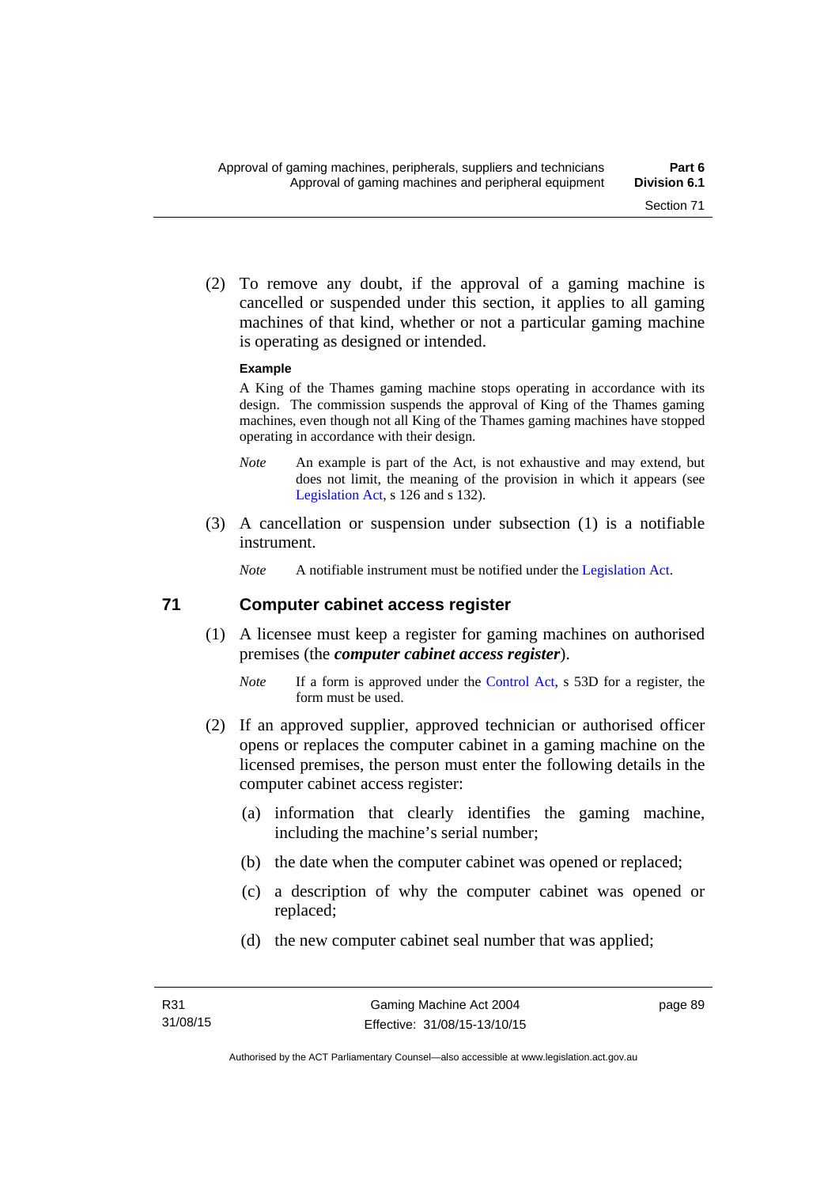(2) To remove any doubt, if the approval of a gaming machine is cancelled or suspended under this section, it applies to all gaming machines of that kind, whether or not a particular gaming machine is operating as designed or intended.

**Example**

A King of the Thames gaming machine stops operating in accordance with its design. The commission suspends the approval of King of the Thames gaming machines, even though not all King of the Thames gaming machines have stopped operating in accordance with their design.

*Note* An example is part of the Act, is not exhaustive and may extend, but does not limit, the meaning of the provision in which it appears (see Legislation Act, s 126 and s 132).

(3) A cancellation or suspension under subsection (1) is a notifiable instrument.

*Note* A notifiable instrument must be notified under the Legislation Act.

## 71 Computer cabinet access register

(1) A licensee must keep a register for gaming machines on authorised premises (the ***computer cabinet access register***).

*Note* If a form is approved under the Control Act, s 53D for a register, the form must be used.

(2) If an approved supplier, approved technician or authorised officer opens or replaces the computer cabinet in a gaming machine on the licensed premises, the person must enter the following details in the computer cabinet access register:

(a) information that clearly identifies the gaming machine, including the machine's serial number;

(b) the date when the computer cabinet was opened or replaced;

(c) a description of why the computer cabinet was opened or replaced;

(d) the new computer cabinet seal number that was applied;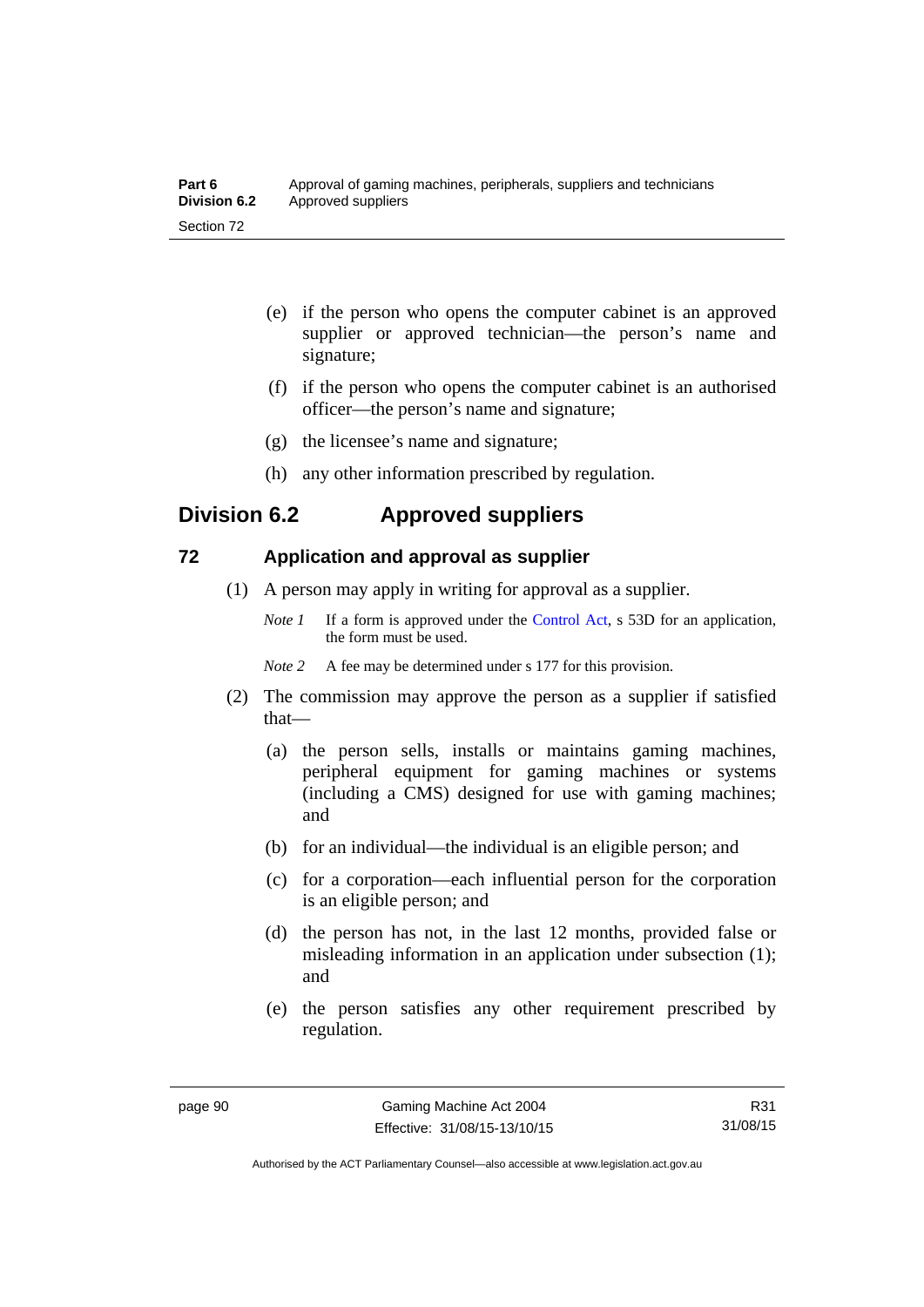(e) if the person who opens the computer cabinet is an approved supplier or approved technician—the person's name and signature;

(f) if the person who opens the computer cabinet is an authorised officer—the person's name and signature;

(g) the licensee's name and signature;

(h) any other information prescribed by regulation.

## Division 6.2 Approved suppliers

### 72 Application and approval as supplier

(1) A person may apply in writing for approval as a supplier.

*Note 1* If a form is approved under the Control Act, s 53D for an application, the form must be used.

*Note 2* A fee may be determined under s 177 for this provision.

(2) The commission may approve the person as a supplier if satisfied that—

(a) the person sells, installs or maintains gaming machines, peripheral equipment for gaming machines or systems (including a CMS) designed for use with gaming machines; and

(b) for an individual—the individual is an eligible person; and

(c) for a corporation—each influential person for the corporation is an eligible person; and

(d) the person has not, in the last 12 months, provided false or misleading information in an application under subsection (1); and

(e) the person satisfies any other requirement prescribed by regulation.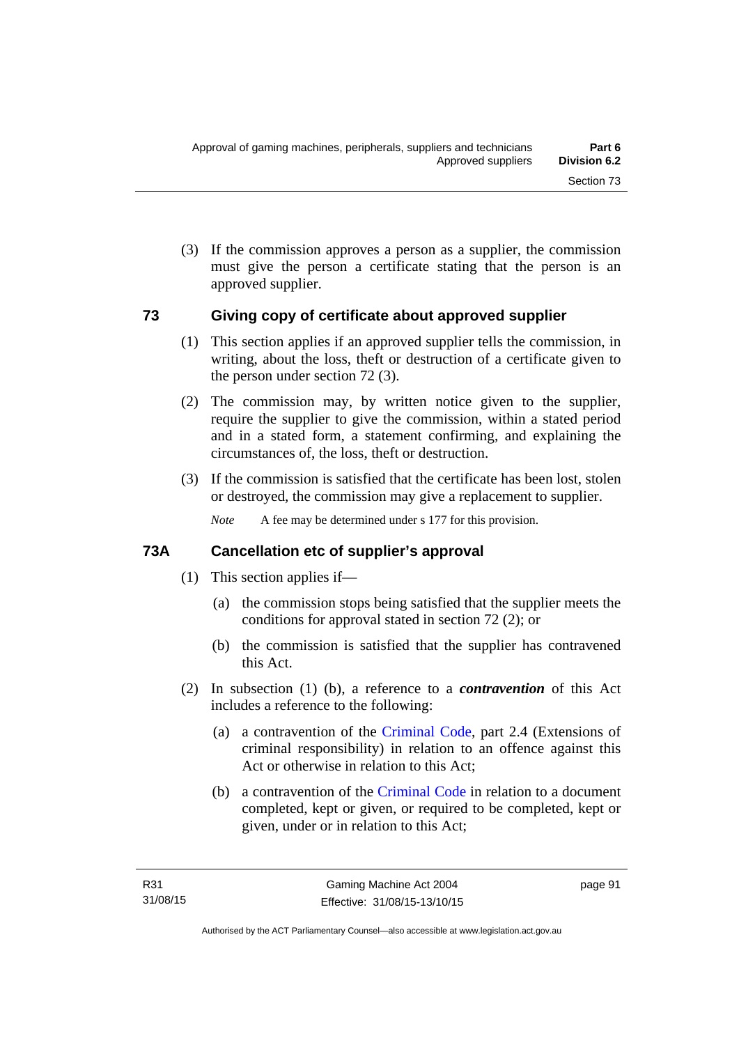(3) If the commission approves a person as a supplier, the commission must give the person a certificate stating that the person is an approved supplier.

## 73 Giving copy of certificate about approved supplier

(1) This section applies if an approved supplier tells the commission, in writing, about the loss, theft or destruction of a certificate given to the person under section 72 (3).

(2) The commission may, by written notice given to the supplier, require the supplier to give the commission, within a stated period and in a stated form, a statement confirming, and explaining the circumstances of, the loss, theft or destruction.

(3) If the commission is satisfied that the certificate has been lost, stolen or destroyed, the commission may give a replacement to supplier.

*Note* A fee may be determined under s 177 for this provision.

## 73A Cancellation etc of supplier's approval

(1) This section applies if—

(a) the commission stops being satisfied that the supplier meets the conditions for approval stated in section 72 (2); or

(b) the commission is satisfied that the supplier has contravened this Act.

(2) In subsection (1) (b), a reference to a ***contravention*** of this Act includes a reference to the following:

(a) a contravention of the Criminal Code, part 2.4 (Extensions of criminal responsibility) in relation to an offence against this Act or otherwise in relation to this Act;

(b) a contravention of the Criminal Code in relation to a document completed, kept or given, or required to be completed, kept or given, under or in relation to this Act;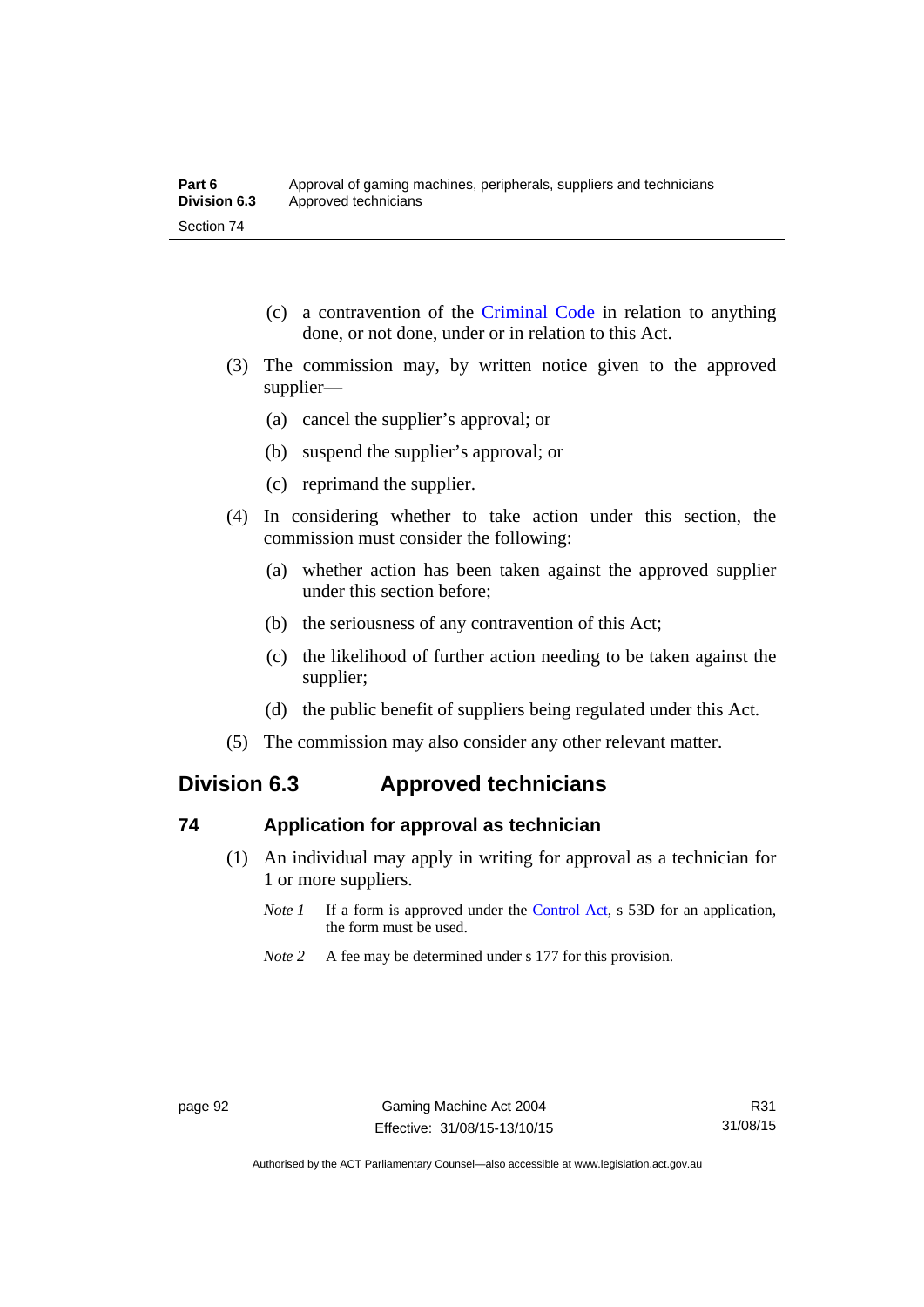(c) a contravention of the Criminal Code in relation to anything done, or not done, under or in relation to this Act.

(3) The commission may, by written notice given to the approved supplier—

(a) cancel the supplier's approval; or

(b) suspend the supplier's approval; or

(c) reprimand the supplier.

(4) In considering whether to take action under this section, the commission must consider the following:

(a) whether action has been taken against the approved supplier under this section before;

(b) the seriousness of any contravention of this Act;

(c) the likelihood of further action needing to be taken against the supplier;

(d) the public benefit of suppliers being regulated under this Act.

(5) The commission may also consider any other relevant matter.

## Division 6.3 Approved technicians

### 74 Application for approval as technician

(1) An individual may apply in writing for approval as a technician for 1 or more suppliers.

*Note 1* If a form is approved under the Control Act, s 53D for an application, the form must be used.

*Note 2* A fee may be determined under s 177 for this provision.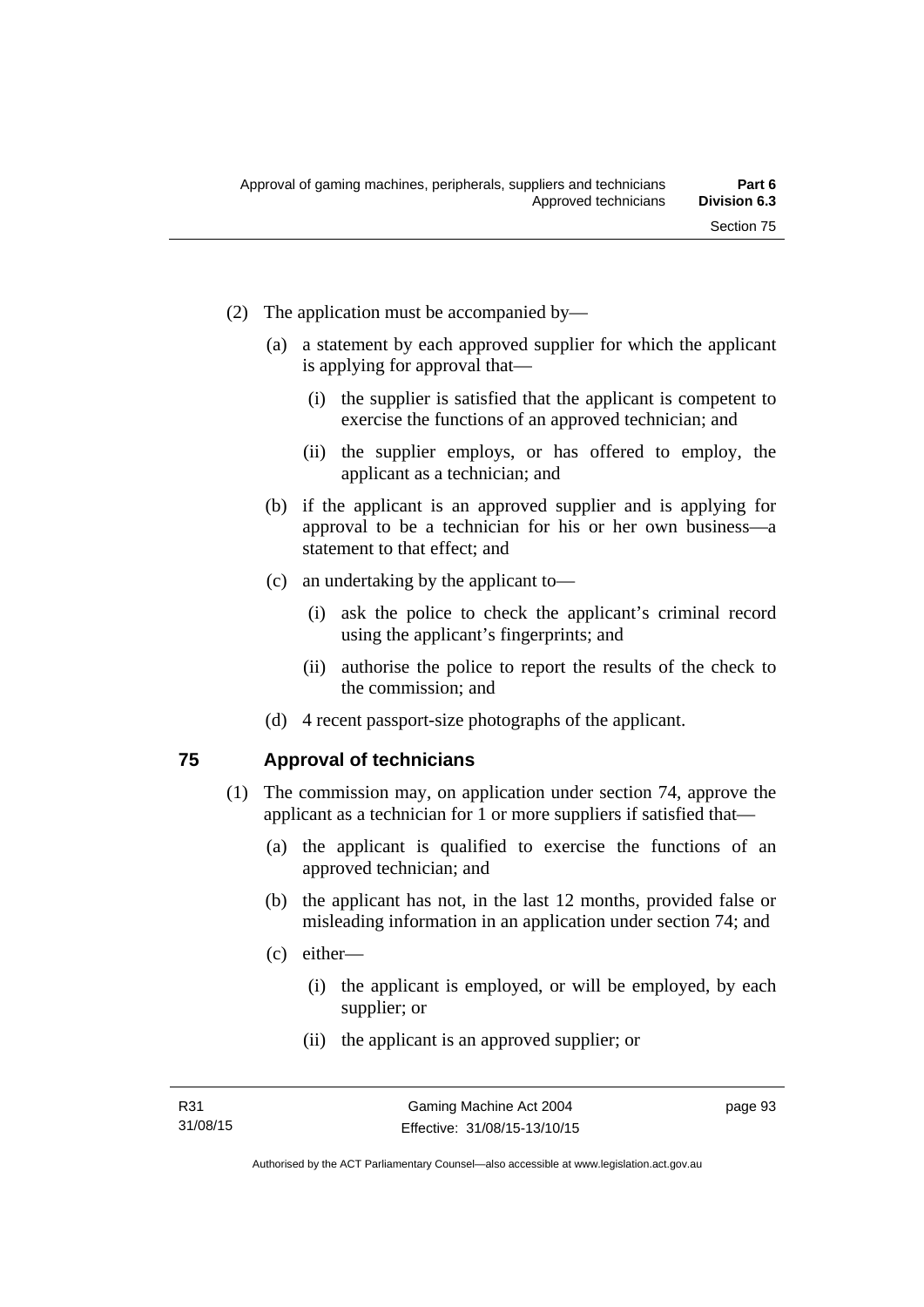(2) The application must be accompanied by—

(a) a statement by each approved supplier for which the applicant is applying for approval that—

(i) the supplier is satisfied that the applicant is competent to exercise the functions of an approved technician; and

(ii) the supplier employs, or has offered to employ, the applicant as a technician; and

(b) if the applicant is an approved supplier and is applying for approval to be a technician for his or her own business—a statement to that effect; and

(c) an undertaking by the applicant to—

(i) ask the police to check the applicant's criminal record using the applicant's fingerprints; and

(ii) authorise the police to report the results of the check to the commission; and

(d) 4 recent passport-size photographs of the applicant.

## 75 Approval of technicians

(1) The commission may, on application under section 74, approve the applicant as a technician for 1 or more suppliers if satisfied that—

(a) the applicant is qualified to exercise the functions of an approved technician; and

(b) the applicant has not, in the last 12 months, provided false or misleading information in an application under section 74; and

(c) either—

(i) the applicant is employed, or will be employed, by each supplier; or

(ii) the applicant is an approved supplier; or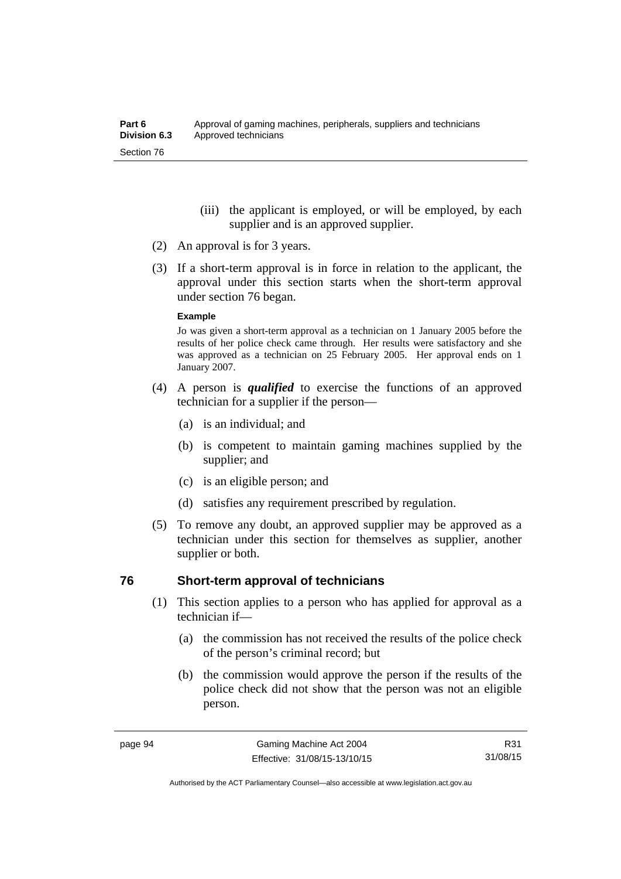(iii) the applicant is employed, or will be employed, by each supplier and is an approved supplier.

(2) An approval is for 3 years.

(3) If a short-term approval is in force in relation to the applicant, the approval under this section starts when the short-term approval under section 76 began.

**Example**

Jo was given a short-term approval as a technician on 1 January 2005 before the results of her police check came through. Her results were satisfactory and she was approved as a technician on 25 February 2005. Her approval ends on 1 January 2007.

(4) A person is ***qualified*** to exercise the functions of an approved technician for a supplier if the person—

(a) is an individual; and

(b) is competent to maintain gaming machines supplied by the supplier; and

(c) is an eligible person; and

(d) satisfies any requirement prescribed by regulation.

(5) To remove any doubt, an approved supplier may be approved as a technician under this section for themselves as supplier, another supplier or both.

## 76 Short-term approval of technicians

(1) This section applies to a person who has applied for approval as a technician if—

(a) the commission has not received the results of the police check of the person's criminal record; but

(b) the commission would approve the person if the results of the police check did not show that the person was not an eligible person.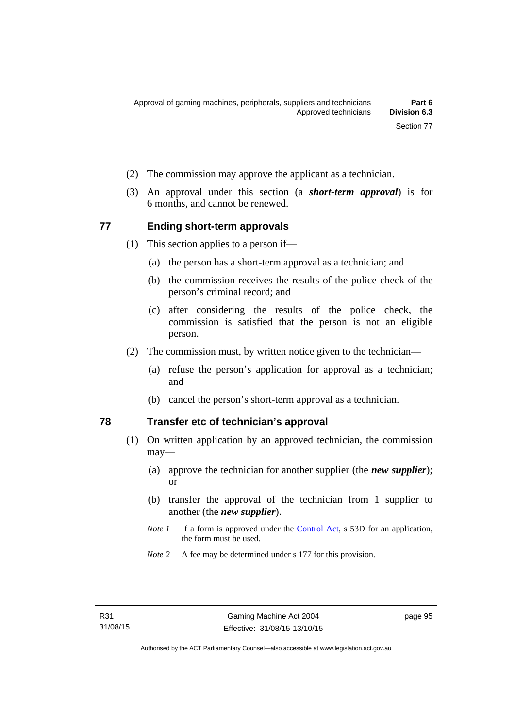(2) The commission may approve the applicant as a technician.

(3) An approval under this section (a ***short-term approval***) is for 6 months, and cannot be renewed.

## 77 Ending short-term approvals

(1) This section applies to a person if—

(a) the person has a short-term approval as a technician; and

(b) the commission receives the results of the police check of the person's criminal record; and

(c) after considering the results of the police check, the commission is satisfied that the person is not an eligible person.

(2) The commission must, by written notice given to the technician—

(a) refuse the person's application for approval as a technician; and

(b) cancel the person's short-term approval as a technician.

## 78 Transfer etc of technician's approval

(1) On written application by an approved technician, the commission may—

(a) approve the technician for another supplier (the ***new supplier***); or

(b) transfer the approval of the technician from 1 supplier to another (the ***new supplier***).

*Note 1* If a form is approved under the Control Act, s 53D for an application, the form must be used.

*Note 2* A fee may be determined under s 177 for this provision.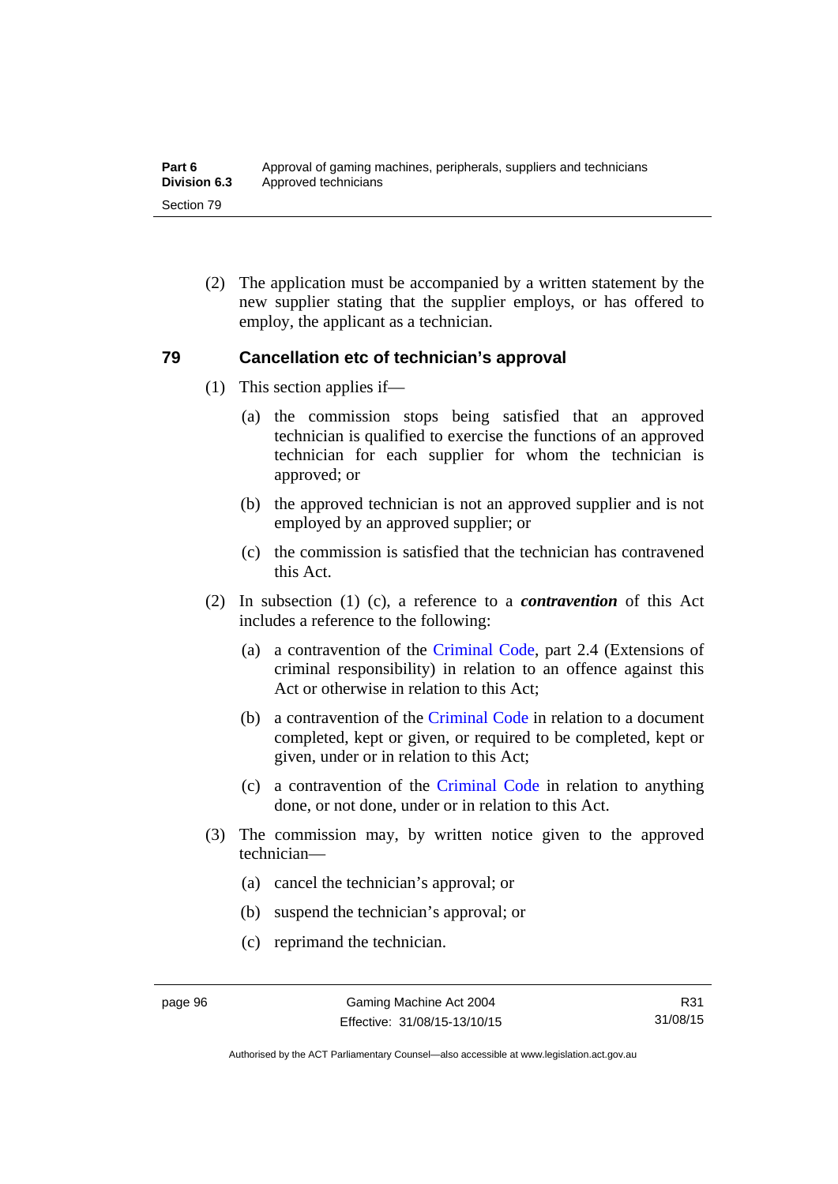(2) The application must be accompanied by a written statement by the new supplier stating that the supplier employs, or has offered to employ, the applicant as a technician.

## 79 Cancellation etc of technician's approval

(1) This section applies if—

(a) the commission stops being satisfied that an approved technician is qualified to exercise the functions of an approved technician for each supplier for whom the technician is approved; or

(b) the approved technician is not an approved supplier and is not employed by an approved supplier; or

(c) the commission is satisfied that the technician has contravened this Act.

(2) In subsection (1) (c), a reference to a ***contravention*** of this Act includes a reference to the following:

(a) a contravention of the Criminal Code, part 2.4 (Extensions of criminal responsibility) in relation to an offence against this Act or otherwise in relation to this Act;

(b) a contravention of the Criminal Code in relation to a document completed, kept or given, or required to be completed, kept or given, under or in relation to this Act;

(c) a contravention of the Criminal Code in relation to anything done, or not done, under or in relation to this Act.

(3) The commission may, by written notice given to the approved technician—

(a) cancel the technician's approval; or

(b) suspend the technician's approval; or

(c) reprimand the technician.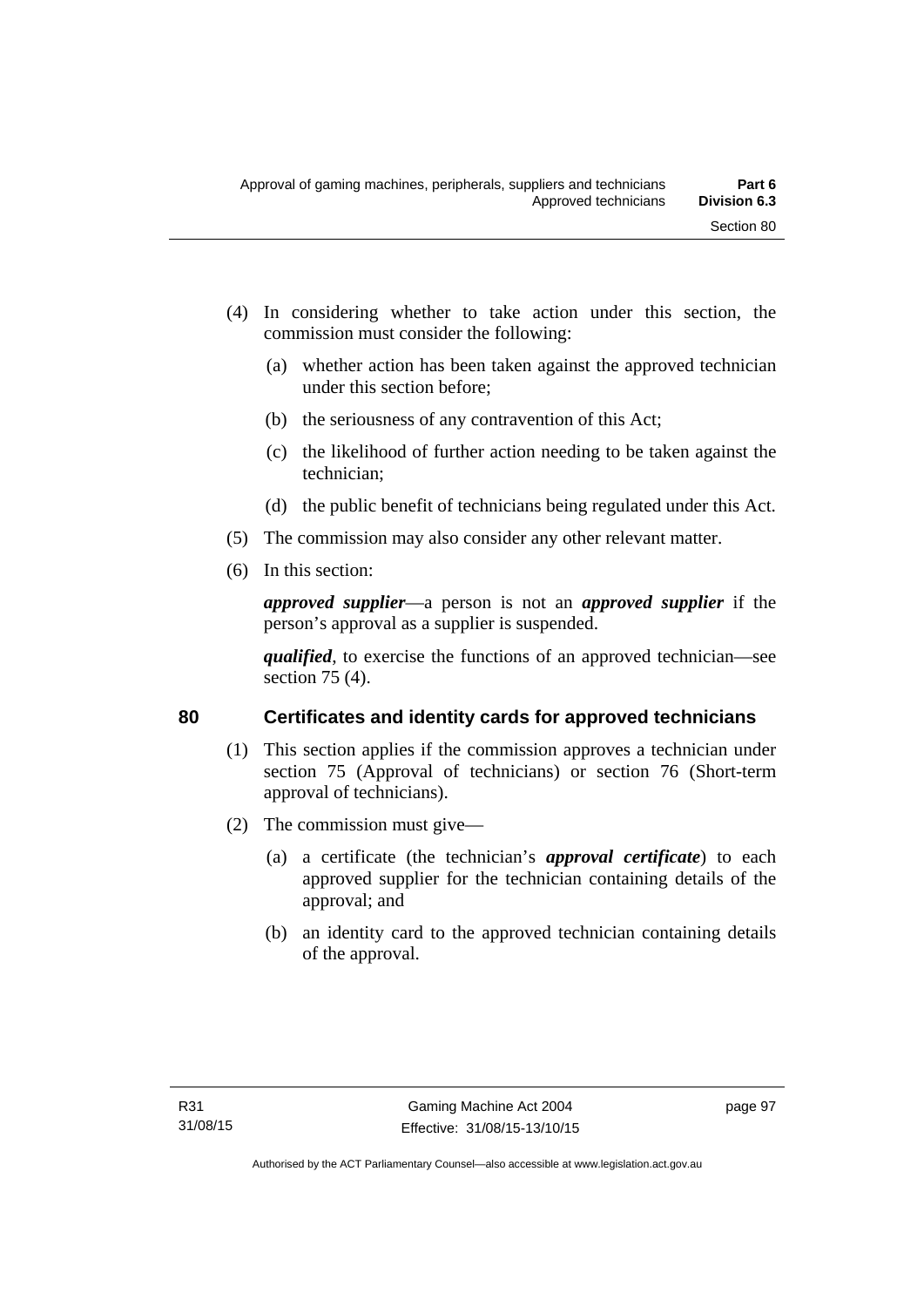(4) In considering whether to take action under this section, the commission must consider the following:

   (a) whether action has been taken against the approved technician under this section before;

   (b) the seriousness of any contravention of this Act;

   (c) the likelihood of further action needing to be taken against the technician;

   (d) the public benefit of technicians being regulated under this Act.

(5) The commission may also consider any other relevant matter.

(6) In this section:

   ***approved supplier***—a person is not an ***approved supplier*** if the person's approval as a supplier is suspended.

   ***qualified***, to exercise the functions of an approved technician—see section 75 (4).

## 80 Certificates and identity cards for approved technicians

(1) This section applies if the commission approves a technician under section 75 (Approval of technicians) or section 76 (Short-term approval of technicians).

(2) The commission must give—

   (a) a certificate (the technician's ***approval certificate***) to each approved supplier for the technician containing details of the approval; and

   (b) an identity card to the approved technician containing details of the approval.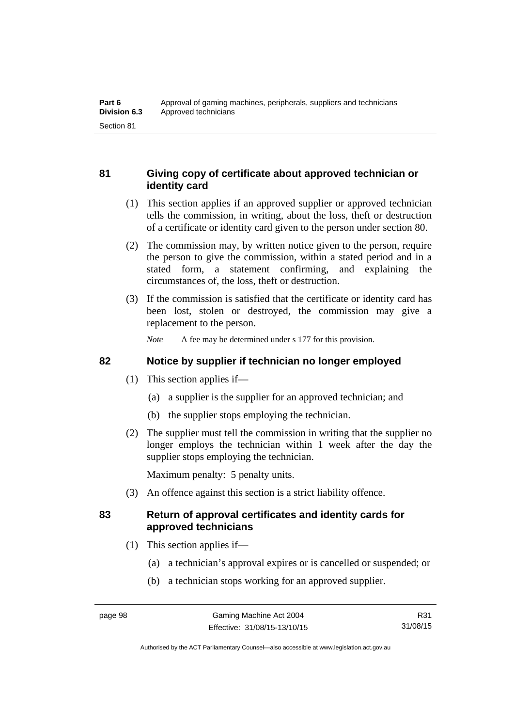### 81 Giving copy of certificate about approved technician or identity card

(1) This section applies if an approved supplier or approved technician tells the commission, in writing, about the loss, theft or destruction of a certificate or identity card given to the person under section 80.

(2) The commission may, by written notice given to the person, require the person to give the commission, within a stated period and in a stated form, a statement confirming, and explaining the circumstances of, the loss, theft or destruction.

(3) If the commission is satisfied that the certificate or identity card has been lost, stolen or destroyed, the commission may give a replacement to the person.

*Note* A fee may be determined under s 177 for this provision.

### 82 Notice by supplier if technician no longer employed

(1) This section applies if—

(a) a supplier is the supplier for an approved technician; and

(b) the supplier stops employing the technician.

(2) The supplier must tell the commission in writing that the supplier no longer employs the technician within 1 week after the day the supplier stops employing the technician.

Maximum penalty: 5 penalty units.

(3) An offence against this section is a strict liability offence.

### 83 Return of approval certificates and identity cards for approved technicians

(1) This section applies if—

(a) a technician's approval expires or is cancelled or suspended; or

(b) a technician stops working for an approved supplier.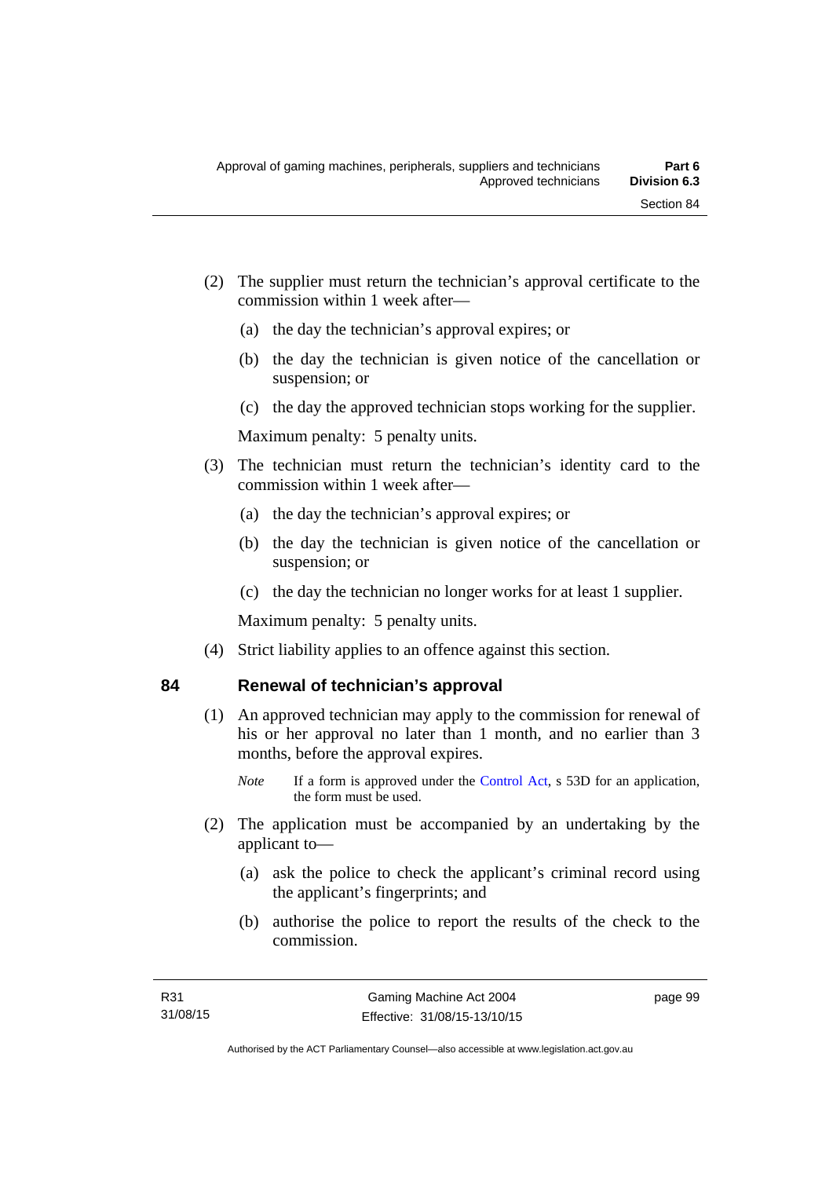(2) The supplier must return the technician's approval certificate to the commission within 1 week after—

   (a) the day the technician's approval expires; or

   (b) the day the technician is given notice of the cancellation or suspension; or

   (c) the day the approved technician stops working for the supplier.

   Maximum penalty: 5 penalty units.

(3) The technician must return the technician's identity card to the commission within 1 week after—

   (a) the day the technician's approval expires; or

   (b) the day the technician is given notice of the cancellation or suspension; or

   (c) the day the technician no longer works for at least 1 supplier.

   Maximum penalty: 5 penalty units.

(4) Strict liability applies to an offence against this section.

## 84 Renewal of technician's approval

(1) An approved technician may apply to the commission for renewal of his or her approval no later than 1 month, and no earlier than 3 months, before the approval expires.

   *Note* If a form is approved under the Control Act, s 53D for an application, the form must be used.

(2) The application must be accompanied by an undertaking by the applicant to—

   (a) ask the police to check the applicant's criminal record using the applicant's fingerprints; and

   (b) authorise the police to report the results of the check to the commission.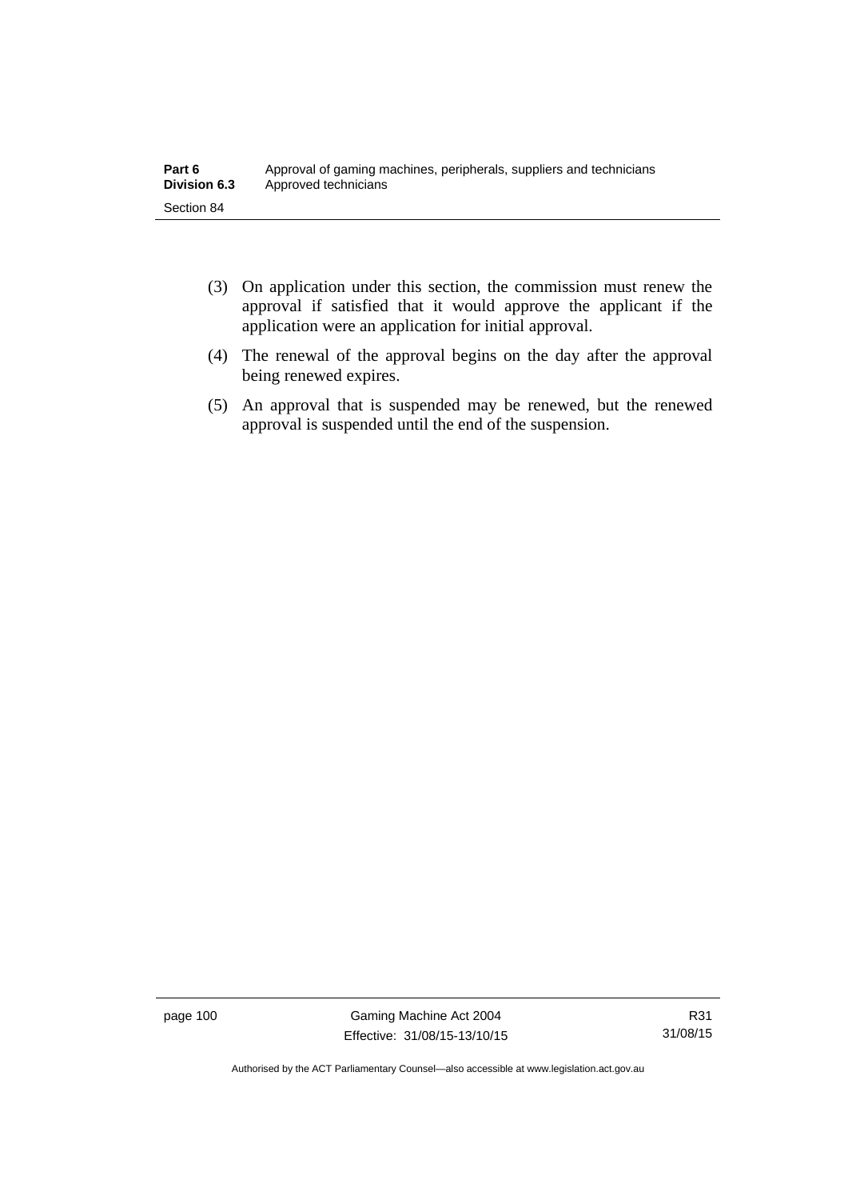(3) On application under this section, the commission must renew the approval if satisfied that it would approve the applicant if the application were an application for initial approval.

(4) The renewal of the approval begins on the day after the approval being renewed expires.

(5) An approval that is suspended may be renewed, but the renewed approval is suspended until the end of the suspension.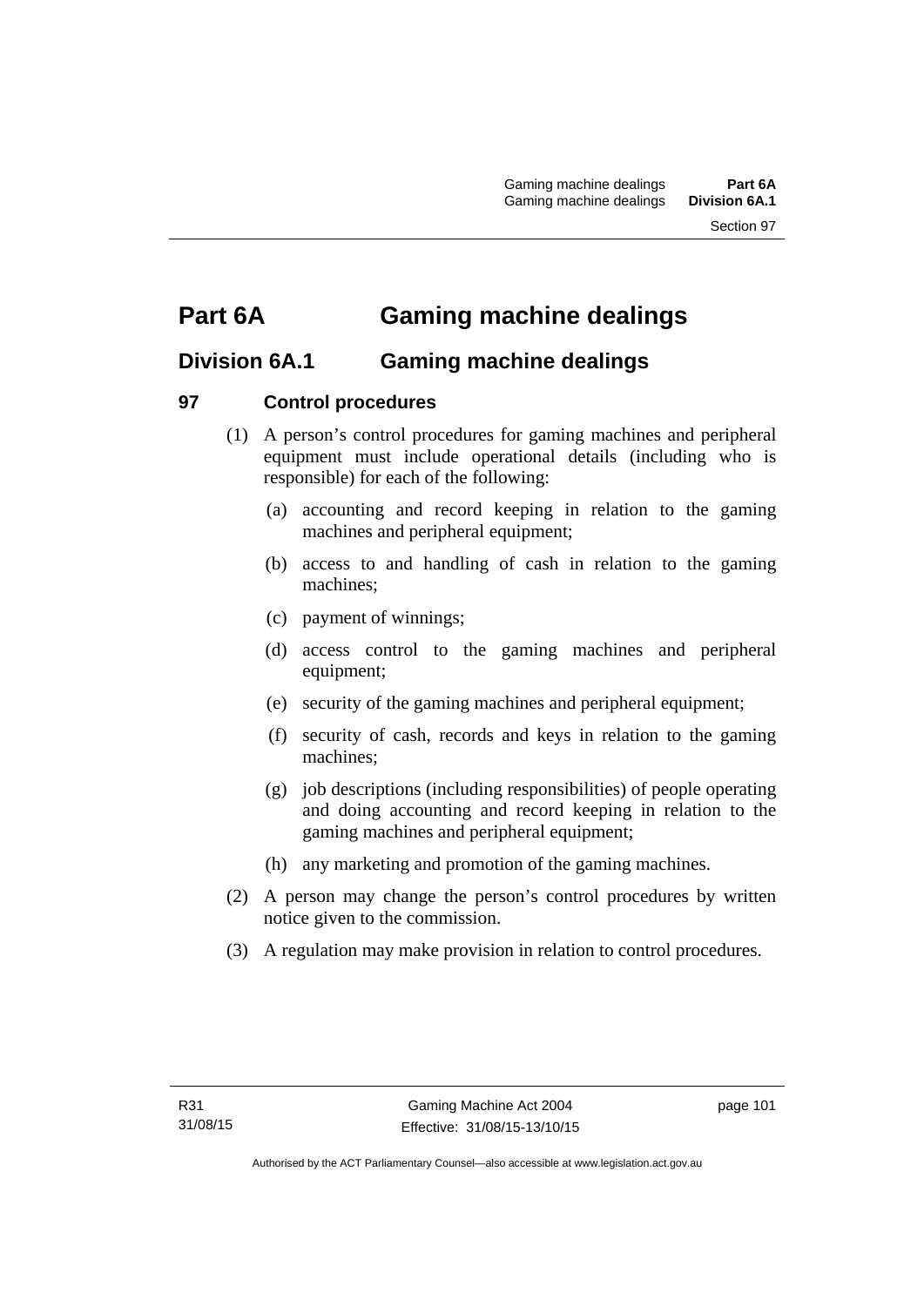# Part 6A Gaming machine dealings

## Division 6A.1 Gaming machine dealings

### 97 Control procedures

(1) A person's control procedures for gaming machines and peripheral equipment must include operational details (including who is responsible) for each of the following:

(a) accounting and record keeping in relation to the gaming machines and peripheral equipment;

(b) access to and handling of cash in relation to the gaming machines;

(c) payment of winnings;

(d) access control to the gaming machines and peripheral equipment;

(e) security of the gaming machines and peripheral equipment;

(f) security of cash, records and keys in relation to the gaming machines;

(g) job descriptions (including responsibilities) of people operating and doing accounting and record keeping in relation to the gaming machines and peripheral equipment;

(h) any marketing and promotion of the gaming machines.

(2) A person may change the person's control procedures by written notice given to the commission.

(3) A regulation may make provision in relation to control procedures.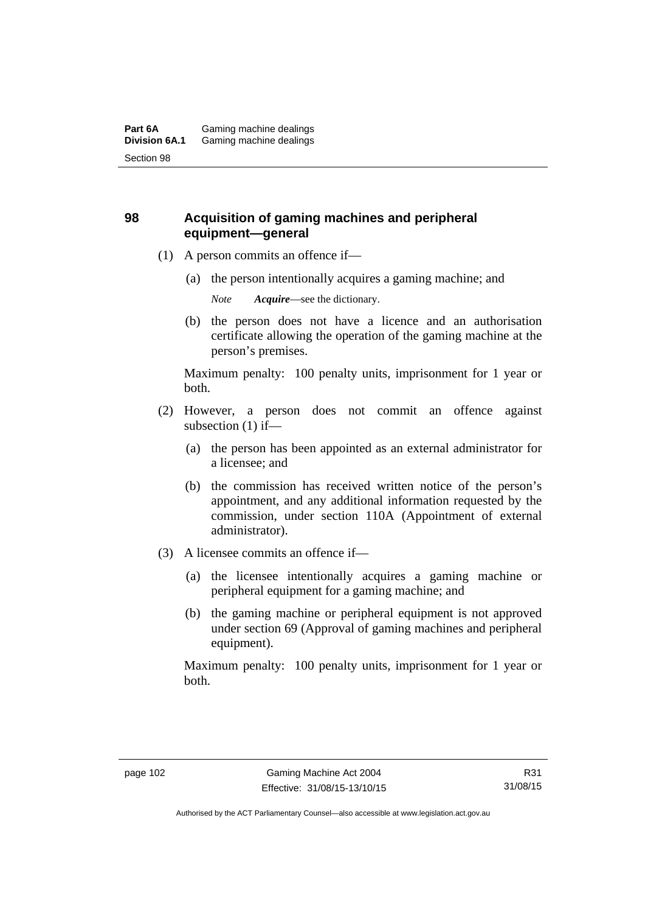## 98 Acquisition of gaming machines and peripheral equipment—general

(1) A person commits an offence if—

(a) the person intentionally acquires a gaming machine; and

*Note* ***Acquire***—see the dictionary.

(b) the person does not have a licence and an authorisation certificate allowing the operation of the gaming machine at the person's premises.

Maximum penalty: 100 penalty units, imprisonment for 1 year or both.

(2) However, a person does not commit an offence against subsection (1) if—

(a) the person has been appointed as an external administrator for a licensee; and

(b) the commission has received written notice of the person's appointment, and any additional information requested by the commission, under section 110A (Appointment of external administrator).

(3) A licensee commits an offence if—

(a) the licensee intentionally acquires a gaming machine or peripheral equipment for a gaming machine; and

(b) the gaming machine or peripheral equipment is not approved under section 69 (Approval of gaming machines and peripheral equipment).

Maximum penalty: 100 penalty units, imprisonment for 1 year or both.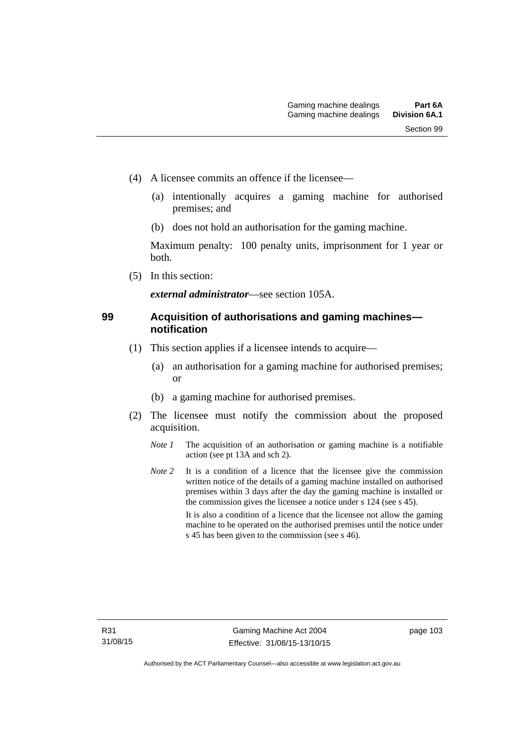(4) A licensee commits an offence if the licensee—

(a) intentionally acquires a gaming machine for authorised premises; and

(b) does not hold an authorisation for the gaming machine.

Maximum penalty: 100 penalty units, imprisonment for 1 year or both.

(5) In this section:

***external administrator***—see section 105A.

## 99 Acquisition of authorisations and gaming machines—notification

(1) This section applies if a licensee intends to acquire—

(a) an authorisation for a gaming machine for authorised premises; or

(b) a gaming machine for authorised premises.

(2) The licensee must notify the commission about the proposed acquisition.

*Note 1* The acquisition of an authorisation or gaming machine is a notifiable action (see pt 13A and sch 2).

*Note 2* It is a condition of a licence that the licensee give the commission written notice of the details of a gaming machine installed on authorised premises within 3 days after the day the gaming machine is installed or the commission gives the licensee a notice under s 124 (see s 45).

It is also a condition of a licence that the licensee not allow the gaming machine to be operated on the authorised premises until the notice under s 45 has been given to the commission (see s 46).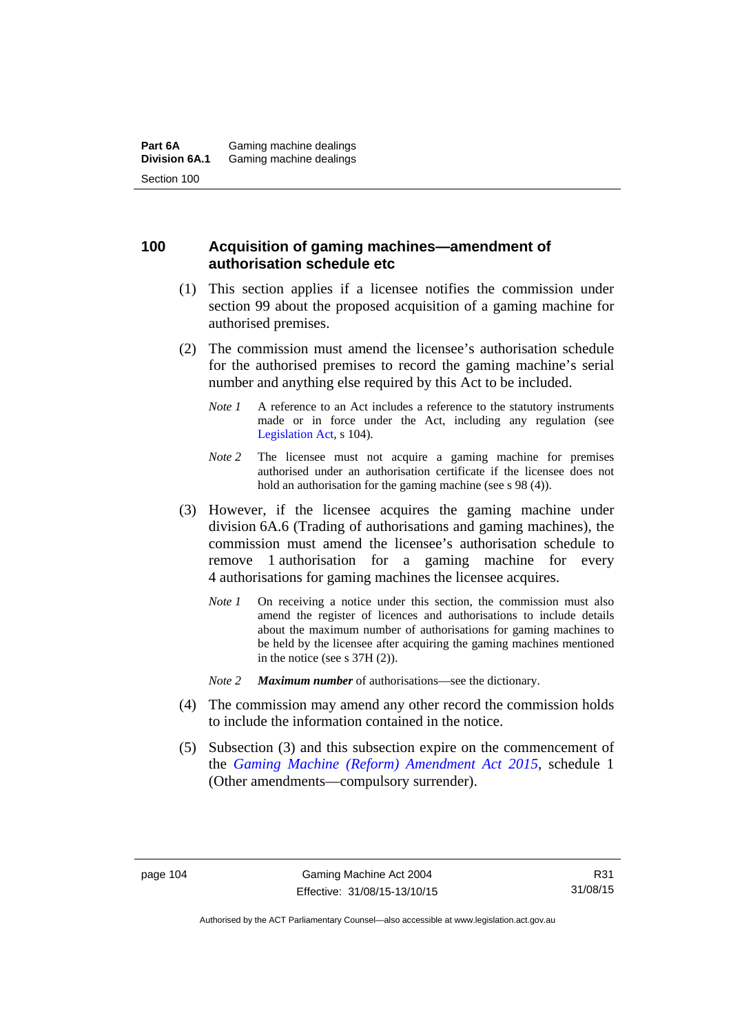## 100 Acquisition of gaming machines—amendment of authorisation schedule etc

(1) This section applies if a licensee notifies the commission under section 99 about the proposed acquisition of a gaming machine for authorised premises.

(2) The commission must amend the licensee's authorisation schedule for the authorised premises to record the gaming machine's serial number and anything else required by this Act to be included.

*Note 1* A reference to an Act includes a reference to the statutory instruments made or in force under the Act, including any regulation (see Legislation Act, s 104).

*Note 2* The licensee must not acquire a gaming machine for premises authorised under an authorisation certificate if the licensee does not hold an authorisation for the gaming machine (see s 98 (4)).

(3) However, if the licensee acquires the gaming machine under division 6A.6 (Trading of authorisations and gaming machines), the commission must amend the licensee's authorisation schedule to remove 1 authorisation for a gaming machine for every 4 authorisations for gaming machines the licensee acquires.

*Note 1* On receiving a notice under this section, the commission must also amend the register of licences and authorisations to include details about the maximum number of authorisations for gaming machines to be held by the licensee after acquiring the gaming machines mentioned in the notice (see s 37H (2)).

*Note 2* ***Maximum number*** of authorisations—see the dictionary.

(4) The commission may amend any other record the commission holds to include the information contained in the notice.

(5) Subsection (3) and this subsection expire on the commencement of the *Gaming Machine (Reform) Amendment Act 2015*, schedule 1 (Other amendments—compulsory surrender).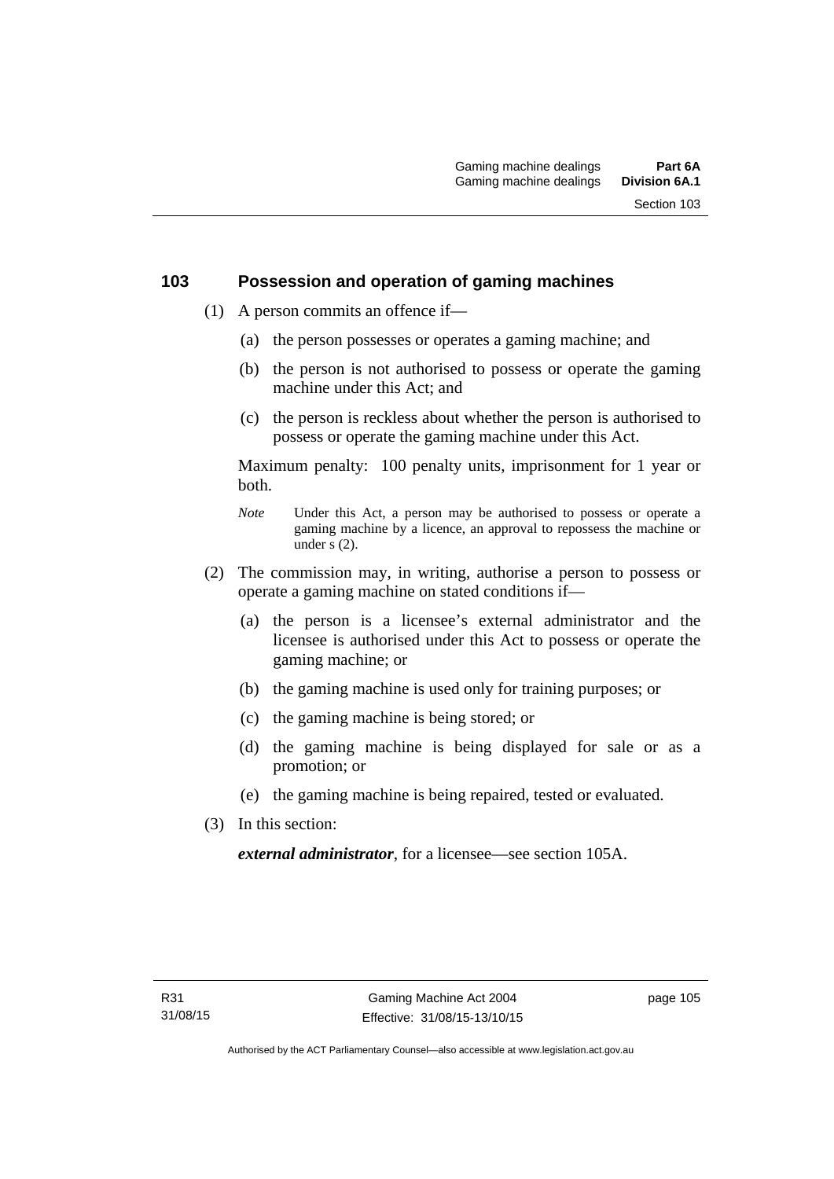## 103 Possession and operation of gaming machines

(1) A person commits an offence if—

(a) the person possesses or operates a gaming machine; and

(b) the person is not authorised to possess or operate the gaming machine under this Act; and

(c) the person is reckless about whether the person is authorised to possess or operate the gaming machine under this Act.

Maximum penalty: 100 penalty units, imprisonment for 1 year or both.

*Note* Under this Act, a person may be authorised to possess or operate a gaming machine by a licence, an approval to repossess the machine or under s (2).

(2) The commission may, in writing, authorise a person to possess or operate a gaming machine on stated conditions if—

(a) the person is a licensee's external administrator and the licensee is authorised under this Act to possess or operate the gaming machine; or

(b) the gaming machine is used only for training purposes; or

(c) the gaming machine is being stored; or

(d) the gaming machine is being displayed for sale or as a promotion; or

(e) the gaming machine is being repaired, tested or evaluated.

(3) In this section:

***external administrator***, for a licensee—see section 105A.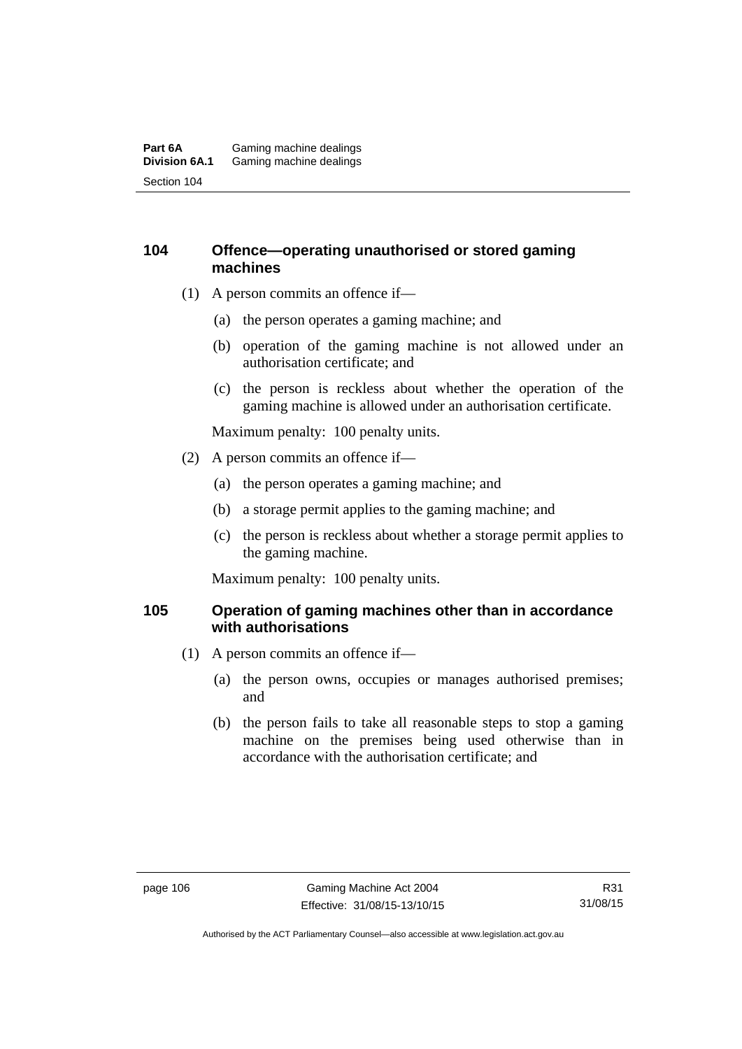### 104 Offence—operating unauthorised or stored gaming machines

(1) A person commits an offence if—

(a) the person operates a gaming machine; and

(b) operation of the gaming machine is not allowed under an authorisation certificate; and

(c) the person is reckless about whether the operation of the gaming machine is allowed under an authorisation certificate.

Maximum penalty: 100 penalty units.

(2) A person commits an offence if—

(a) the person operates a gaming machine; and

(b) a storage permit applies to the gaming machine; and

(c) the person is reckless about whether a storage permit applies to the gaming machine.

Maximum penalty: 100 penalty units.

### 105 Operation of gaming machines other than in accordance with authorisations

(1) A person commits an offence if—

(a) the person owns, occupies or manages authorised premises; and

(b) the person fails to take all reasonable steps to stop a gaming machine on the premises being used otherwise than in accordance with the authorisation certificate; and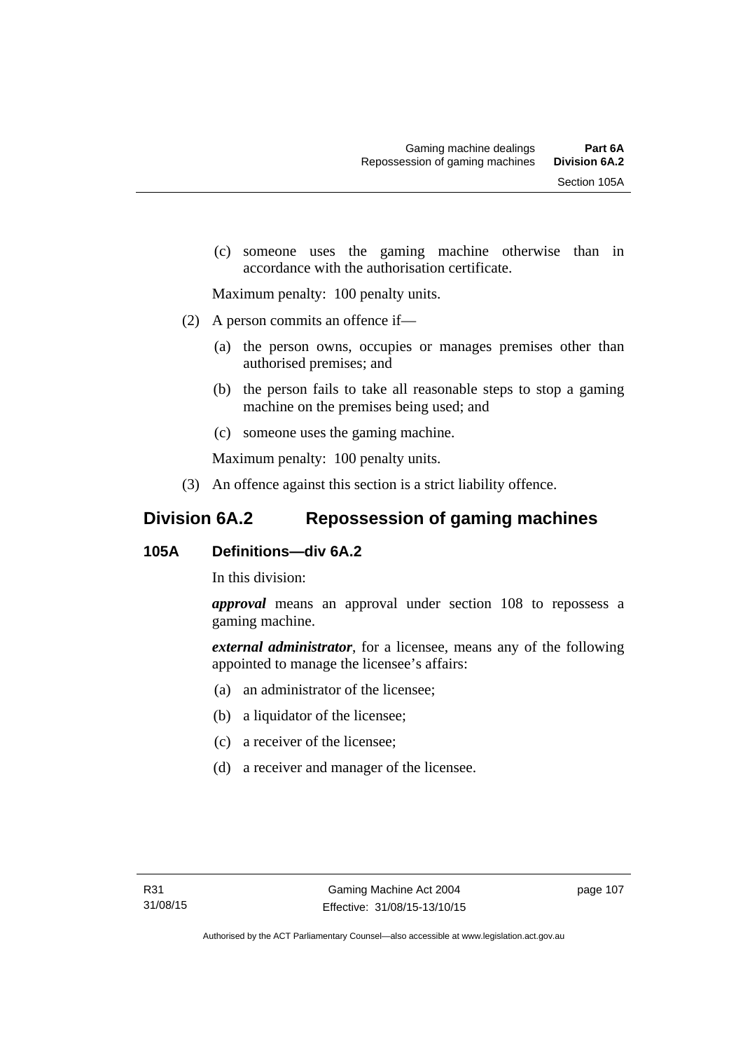(c) someone uses the gaming machine otherwise than in accordance with the authorisation certificate.

Maximum penalty: 100 penalty units.

(2) A person commits an offence if—

(a) the person owns, occupies or manages premises other than authorised premises; and

(b) the person fails to take all reasonable steps to stop a gaming machine on the premises being used; and

(c) someone uses the gaming machine.

Maximum penalty: 100 penalty units.

(3) An offence against this section is a strict liability offence.

## Division 6A.2 Repossession of gaming machines

### 105A Definitions—div 6A.2

In this division:

***approval*** means an approval under section 108 to repossess a gaming machine.

***external administrator***, for a licensee, means any of the following appointed to manage the licensee's affairs:

(a) an administrator of the licensee;

(b) a liquidator of the licensee;

(c) a receiver of the licensee;

(d) a receiver and manager of the licensee.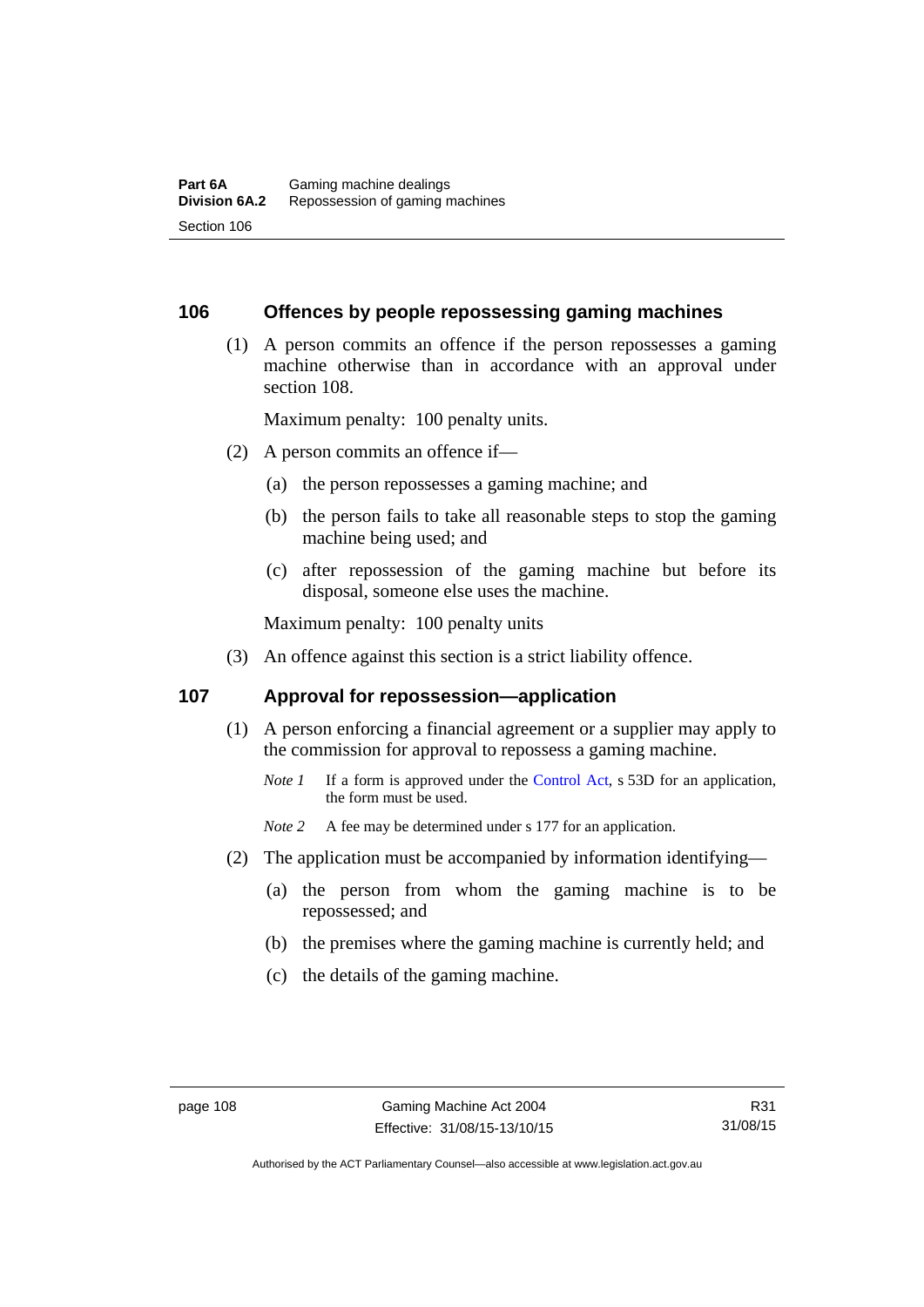## 106 Offences by people repossessing gaming machines

(1) A person commits an offence if the person repossesses a gaming machine otherwise than in accordance with an approval under section 108.

Maximum penalty: 100 penalty units.

(2) A person commits an offence if—

(a) the person repossesses a gaming machine; and

(b) the person fails to take all reasonable steps to stop the gaming machine being used; and

(c) after repossession of the gaming machine but before its disposal, someone else uses the machine.

Maximum penalty: 100 penalty units

(3) An offence against this section is a strict liability offence.

## 107 Approval for repossession—application

(1) A person enforcing a financial agreement or a supplier may apply to the commission for approval to repossess a gaming machine.

*Note 1* If a form is approved under the Control Act, s 53D for an application, the form must be used.

*Note 2* A fee may be determined under s 177 for an application.

(2) The application must be accompanied by information identifying—

(a) the person from whom the gaming machine is to be repossessed; and

(b) the premises where the gaming machine is currently held; and

(c) the details of the gaming machine.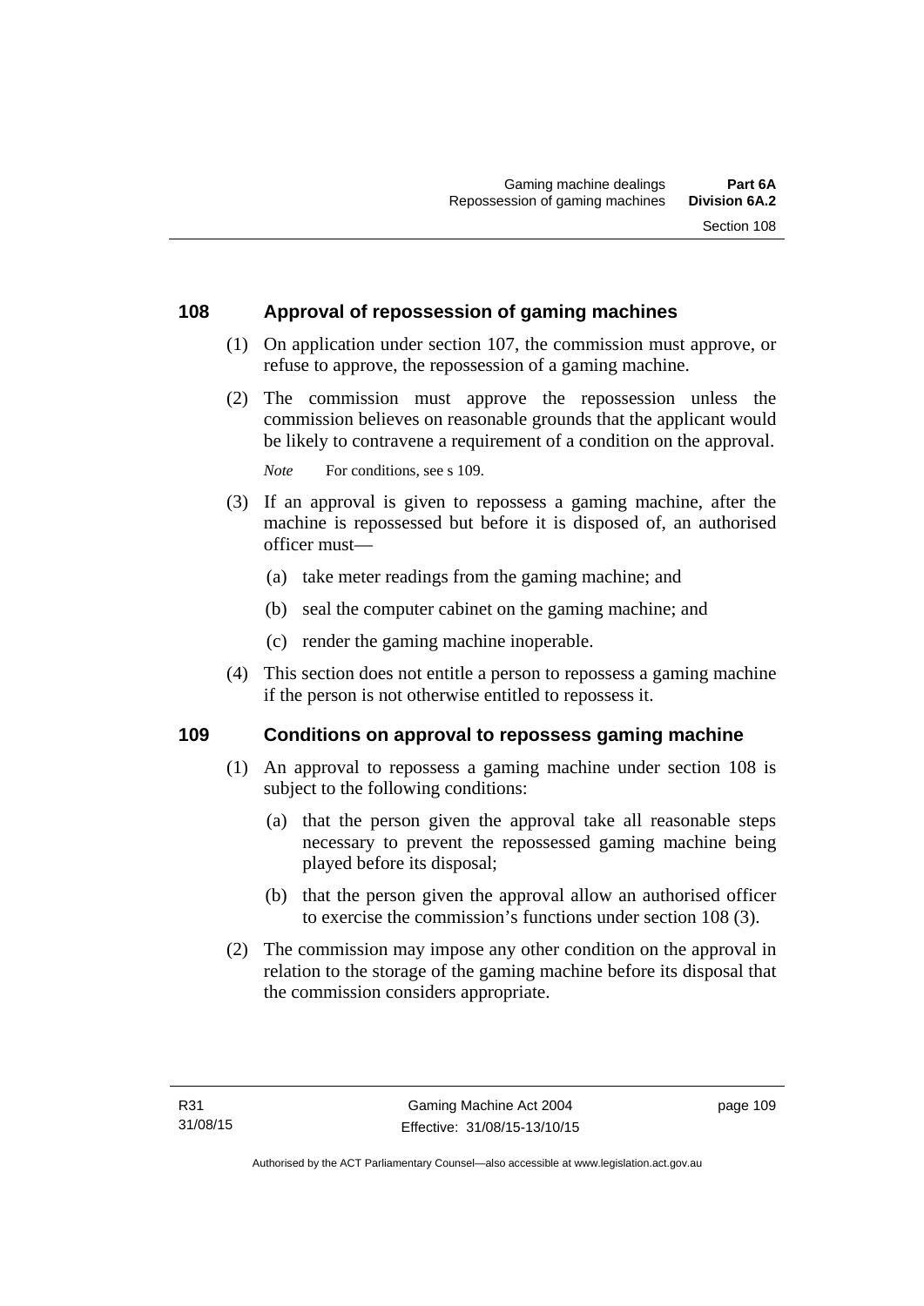## 108 Approval of repossession of gaming machines

(1) On application under section 107, the commission must approve, or refuse to approve, the repossession of a gaming machine.

(2) The commission must approve the repossession unless the commission believes on reasonable grounds that the applicant would be likely to contravene a requirement of a condition on the approval.

*Note* For conditions, see s 109.

(3) If an approval is given to repossess a gaming machine, after the machine is repossessed but before it is disposed of, an authorised officer must—

(a) take meter readings from the gaming machine; and

(b) seal the computer cabinet on the gaming machine; and

(c) render the gaming machine inoperable.

(4) This section does not entitle a person to repossess a gaming machine if the person is not otherwise entitled to repossess it.

## 109 Conditions on approval to repossess gaming machine

(1) An approval to repossess a gaming machine under section 108 is subject to the following conditions:

(a) that the person given the approval take all reasonable steps necessary to prevent the repossessed gaming machine being played before its disposal;

(b) that the person given the approval allow an authorised officer to exercise the commission's functions under section 108 (3).

(2) The commission may impose any other condition on the approval in relation to the storage of the gaming machine before its disposal that the commission considers appropriate.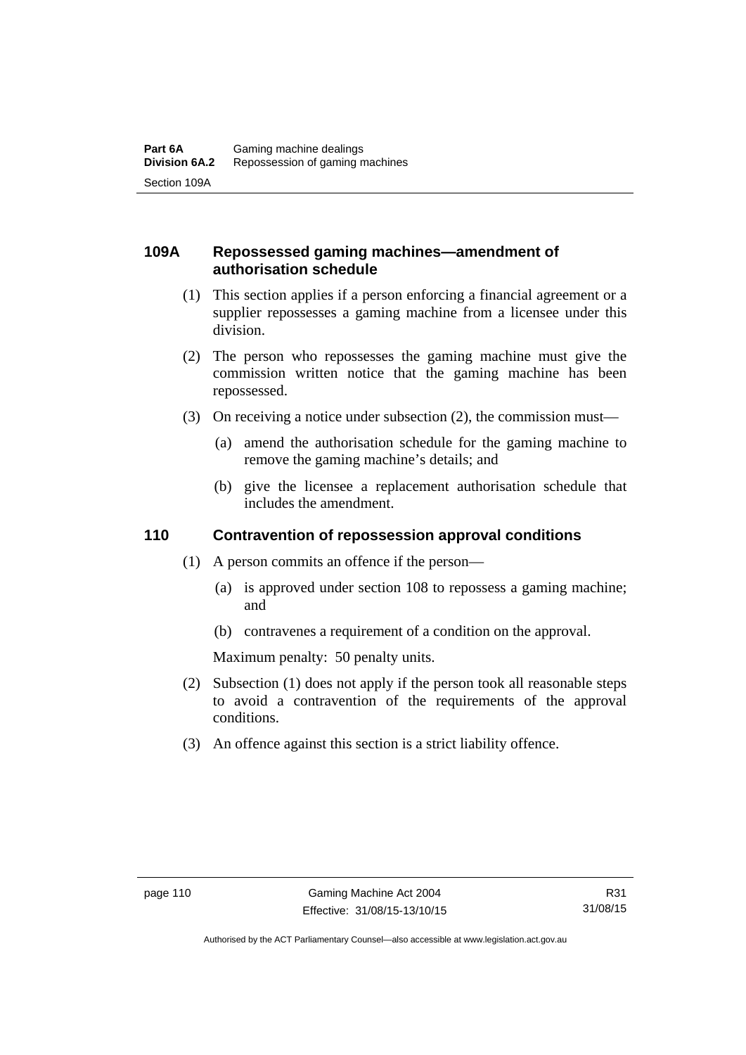### 109A Repossessed gaming machines—amendment of authorisation schedule

(1) This section applies if a person enforcing a financial agreement or a supplier repossesses a gaming machine from a licensee under this division.

(2) The person who repossesses the gaming machine must give the commission written notice that the gaming machine has been repossessed.

(3) On receiving a notice under subsection (2), the commission must—

(a) amend the authorisation schedule for the gaming machine to remove the gaming machine's details; and

(b) give the licensee a replacement authorisation schedule that includes the amendment.

### 110 Contravention of repossession approval conditions

(1) A person commits an offence if the person—

(a) is approved under section 108 to repossess a gaming machine; and

(b) contravenes a requirement of a condition on the approval.

Maximum penalty: 50 penalty units.

(2) Subsection (1) does not apply if the person took all reasonable steps to avoid a contravention of the requirements of the approval conditions.

(3) An offence against this section is a strict liability offence.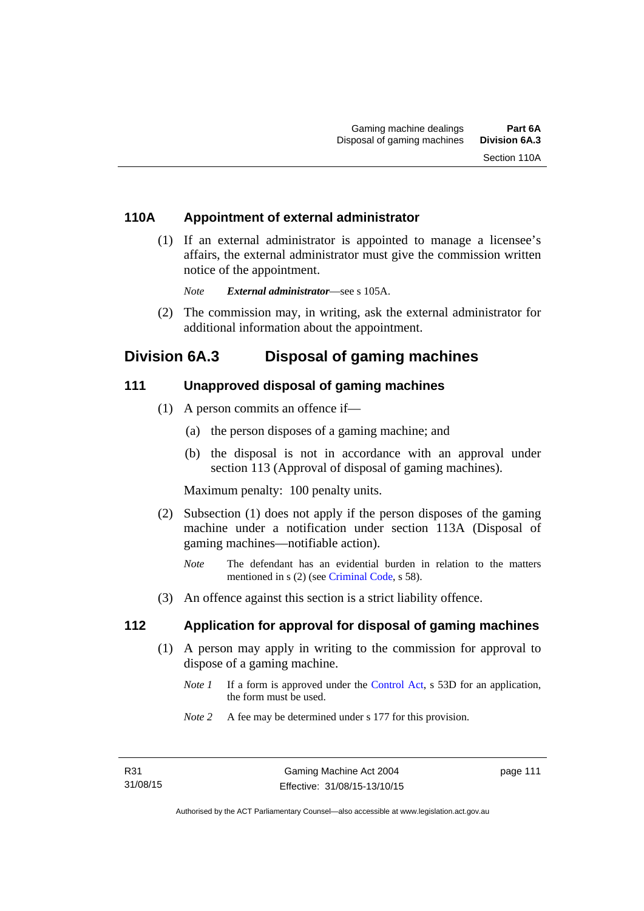### 110A Appointment of external administrator

(1) If an external administrator is appointed to manage a licensee's affairs, the external administrator must give the commission written notice of the appointment.

*Note* ***External administrator***—see s 105A.

(2) The commission may, in writing, ask the external administrator for additional information about the appointment.

## Division 6A.3 Disposal of gaming machines

### 111 Unapproved disposal of gaming machines

(1) A person commits an offence if—

(a) the person disposes of a gaming machine; and

(b) the disposal is not in accordance with an approval under section 113 (Approval of disposal of gaming machines).

Maximum penalty: 100 penalty units.

(2) Subsection (1) does not apply if the person disposes of the gaming machine under a notification under section 113A (Disposal of gaming machines—notifiable action).

*Note* The defendant has an evidential burden in relation to the matters mentioned in s (2) (see Criminal Code, s 58).

(3) An offence against this section is a strict liability offence.

### 112 Application for approval for disposal of gaming machines

(1) A person may apply in writing to the commission for approval to dispose of a gaming machine.

*Note 1* If a form is approved under the Control Act, s 53D for an application, the form must be used.

*Note 2* A fee may be determined under s 177 for this provision.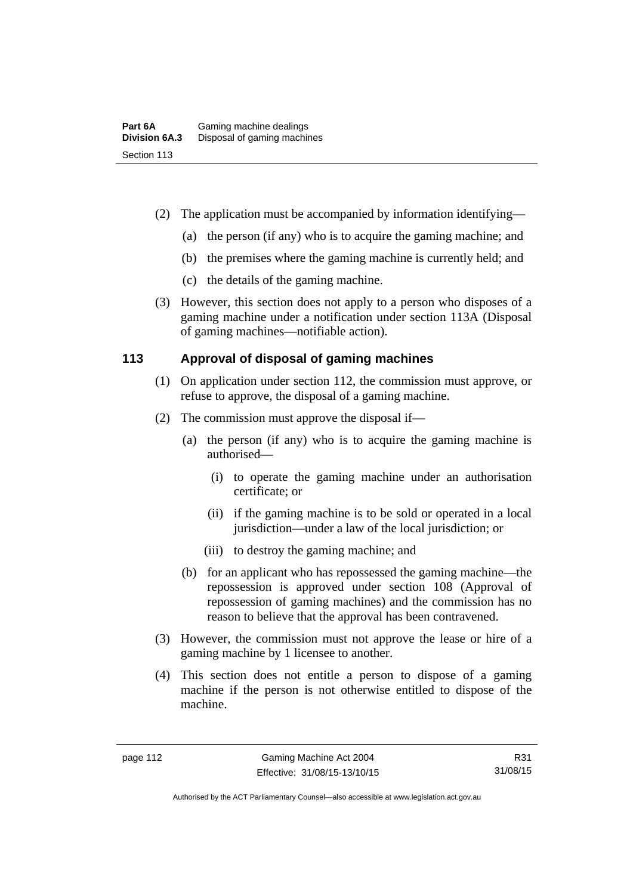(2) The application must be accompanied by information identifying—

(a) the person (if any) who is to acquire the gaming machine; and

(b) the premises where the gaming machine is currently held; and

(c) the details of the gaming machine.

(3) However, this section does not apply to a person who disposes of a gaming machine under a notification under section 113A (Disposal of gaming machines—notifiable action).

## 113 Approval of disposal of gaming machines

(1) On application under section 112, the commission must approve, or refuse to approve, the disposal of a gaming machine.

(2) The commission must approve the disposal if—

(a) the person (if any) who is to acquire the gaming machine is authorised—

(i) to operate the gaming machine under an authorisation certificate; or

(ii) if the gaming machine is to be sold or operated in a local jurisdiction—under a law of the local jurisdiction; or

(iii) to destroy the gaming machine; and

(b) for an applicant who has repossessed the gaming machine—the repossession is approved under section 108 (Approval of repossession of gaming machines) and the commission has no reason to believe that the approval has been contravened.

(3) However, the commission must not approve the lease or hire of a gaming machine by 1 licensee to another.

(4) This section does not entitle a person to dispose of a gaming machine if the person is not otherwise entitled to dispose of the machine.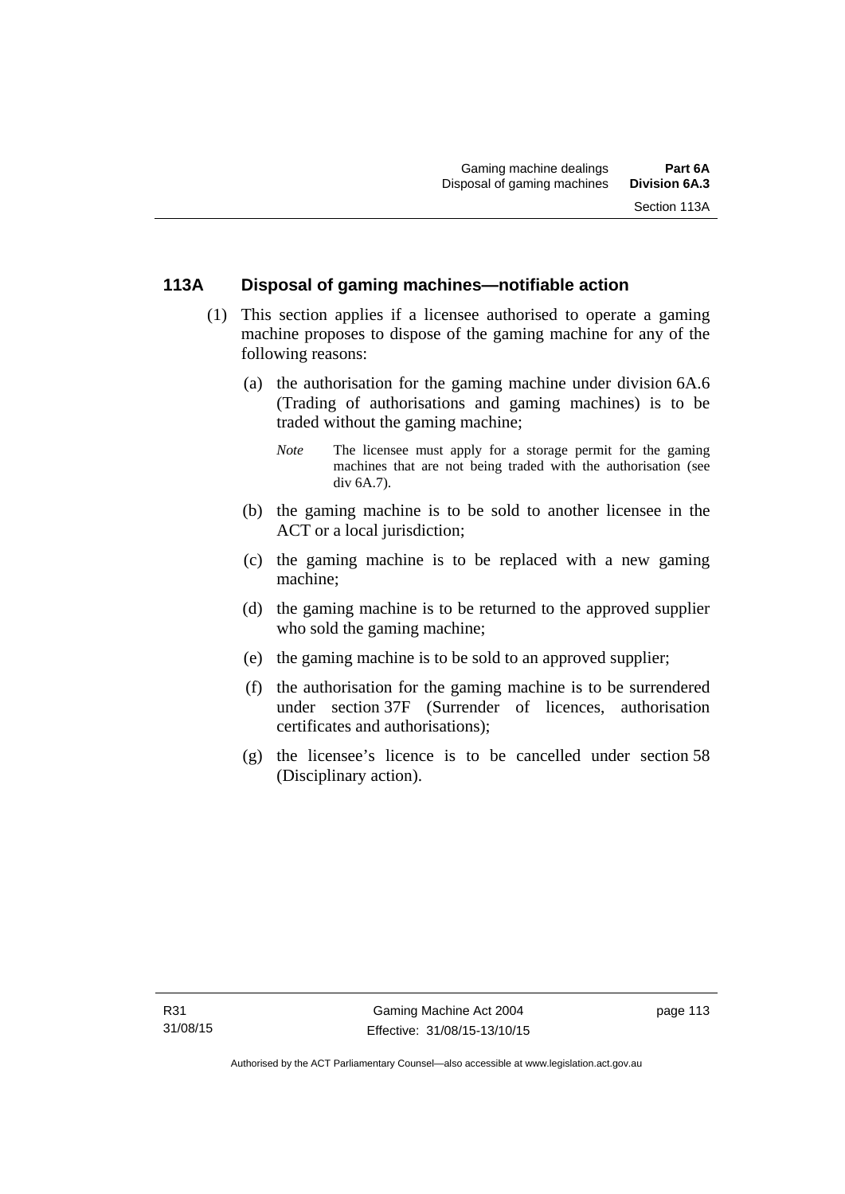## 113A Disposal of gaming machines—notifiable action

(1) This section applies if a licensee authorised to operate a gaming machine proposes to dispose of the gaming machine for any of the following reasons:

(a) the authorisation for the gaming machine under division 6A.6 (Trading of authorisations and gaming machines) is to be traded without the gaming machine;

*Note* The licensee must apply for a storage permit for the gaming machines that are not being traded with the authorisation (see div 6A.7).

(b) the gaming machine is to be sold to another licensee in the ACT or a local jurisdiction;

(c) the gaming machine is to be replaced with a new gaming machine;

(d) the gaming machine is to be returned to the approved supplier who sold the gaming machine;

(e) the gaming machine is to be sold to an approved supplier;

(f) the authorisation for the gaming machine is to be surrendered under section 37F (Surrender of licences, authorisation certificates and authorisations);

(g) the licensee's licence is to be cancelled under section 58 (Disciplinary action).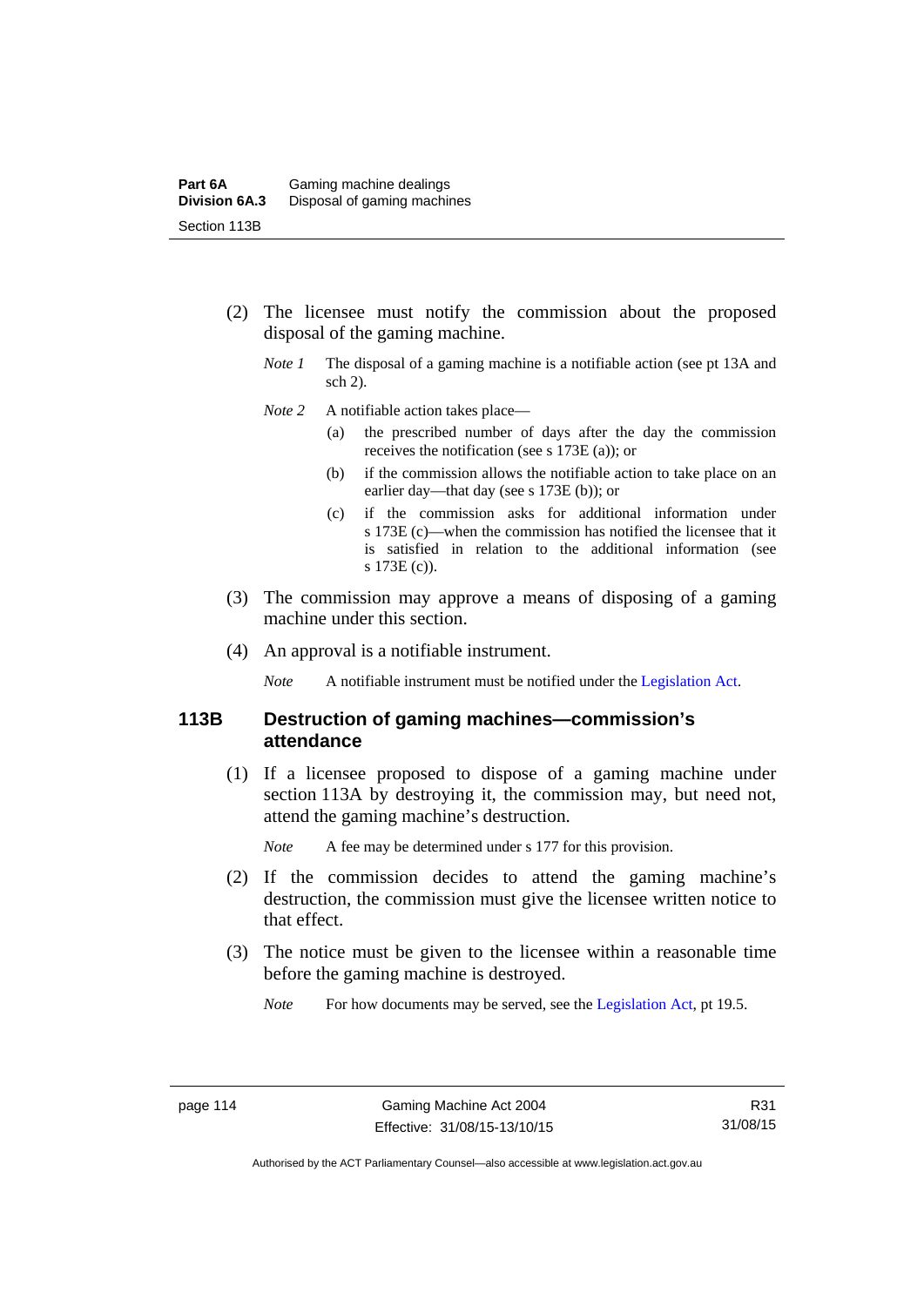(2) The licensee must notify the commission about the proposed disposal of the gaming machine.

*Note 1* The disposal of a gaming machine is a notifiable action (see pt 13A and sch 2).

*Note 2* A notifiable action takes place—

(a) the prescribed number of days after the day the commission receives the notification (see s 173E (a)); or

(b) if the commission allows the notifiable action to take place on an earlier day—that day (see s 173E (b)); or

(c) if the commission asks for additional information under s 173E (c)—when the commission has notified the licensee that it is satisfied in relation to the additional information (see s 173E (c)).

(3) The commission may approve a means of disposing of a gaming machine under this section.

(4) An approval is a notifiable instrument.

*Note* A notifiable instrument must be notified under the Legislation Act.

### 113B Destruction of gaming machines—commission's attendance

(1) If a licensee proposed to dispose of a gaming machine under section 113A by destroying it, the commission may, but need not, attend the gaming machine's destruction.

*Note* A fee may be determined under s 177 for this provision.

(2) If the commission decides to attend the gaming machine's destruction, the commission must give the licensee written notice to that effect.

(3) The notice must be given to the licensee within a reasonable time before the gaming machine is destroyed.

*Note* For how documents may be served, see the Legislation Act, pt 19.5.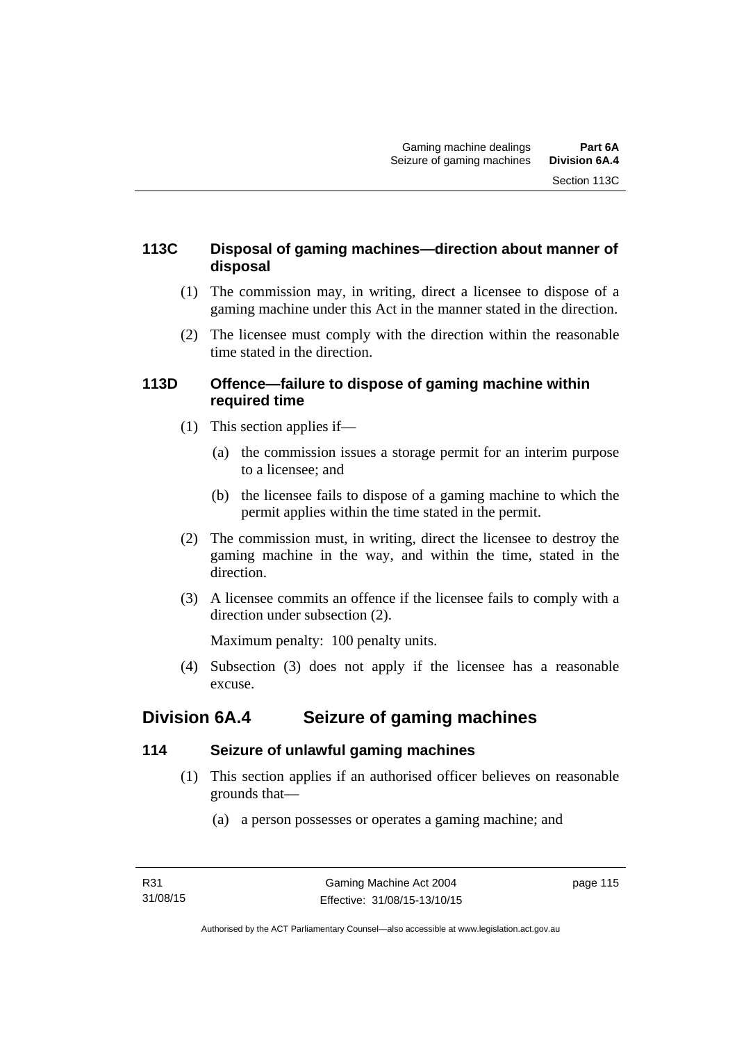### 113C Disposal of gaming machines—direction about manner of disposal

(1) The commission may, in writing, direct a licensee to dispose of a gaming machine under this Act in the manner stated in the direction.

(2) The licensee must comply with the direction within the reasonable time stated in the direction.

### 113D Offence—failure to dispose of gaming machine within required time

(1) This section applies if—

(a) the commission issues a storage permit for an interim purpose to a licensee; and

(b) the licensee fails to dispose of a gaming machine to which the permit applies within the time stated in the permit.

(2) The commission must, in writing, direct the licensee to destroy the gaming machine in the way, and within the time, stated in the direction.

(3) A licensee commits an offence if the licensee fails to comply with a direction under subsection (2).

Maximum penalty: 100 penalty units.

(4) Subsection (3) does not apply if the licensee has a reasonable excuse.

## Division 6A.4 Seizure of gaming machines

### 114 Seizure of unlawful gaming machines

(1) This section applies if an authorised officer believes on reasonable grounds that—

(a) a person possesses or operates a gaming machine; and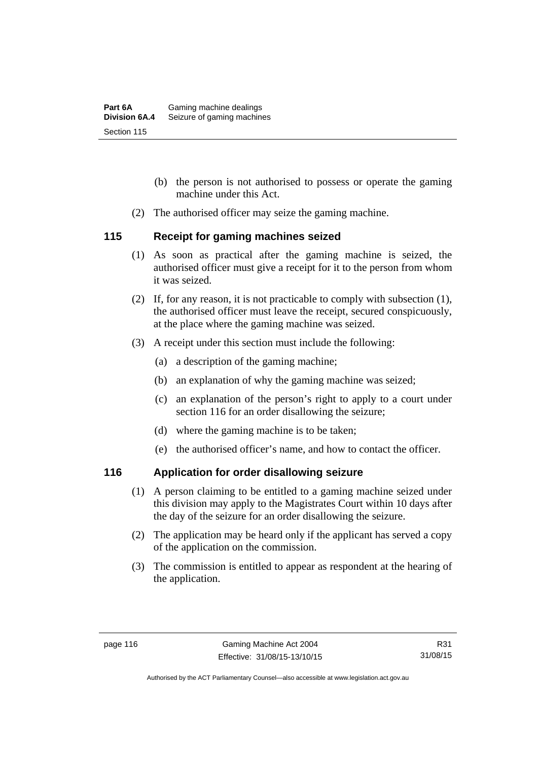(b) the person is not authorised to possess or operate the gaming machine under this Act.

(2) The authorised officer may seize the gaming machine.

## 115 Receipt for gaming machines seized

(1) As soon as practical after the gaming machine is seized, the authorised officer must give a receipt for it to the person from whom it was seized.

(2) If, for any reason, it is not practicable to comply with subsection (1), the authorised officer must leave the receipt, secured conspicuously, at the place where the gaming machine was seized.

(3) A receipt under this section must include the following:

(a) a description of the gaming machine;

(b) an explanation of why the gaming machine was seized;

(c) an explanation of the person's right to apply to a court under section 116 for an order disallowing the seizure;

(d) where the gaming machine is to be taken;

(e) the authorised officer's name, and how to contact the officer.

## 116 Application for order disallowing seizure

(1) A person claiming to be entitled to a gaming machine seized under this division may apply to the Magistrates Court within 10 days after the day of the seizure for an order disallowing the seizure.

(2) The application may be heard only if the applicant has served a copy of the application on the commission.

(3) The commission is entitled to appear as respondent at the hearing of the application.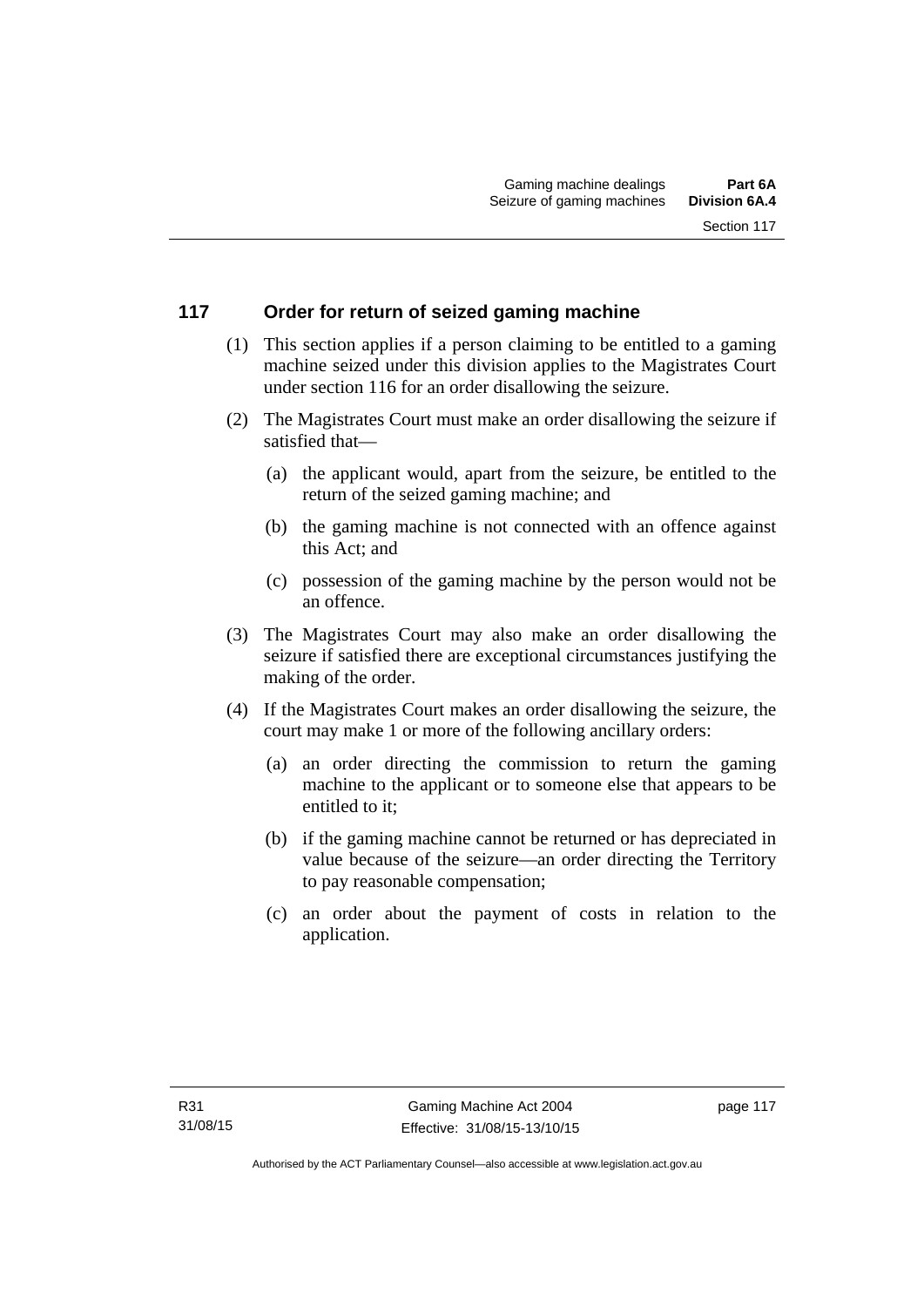## 117 Order for return of seized gaming machine

(1) This section applies if a person claiming to be entitled to a gaming machine seized under this division applies to the Magistrates Court under section 116 for an order disallowing the seizure.

(2) The Magistrates Court must make an order disallowing the seizure if satisfied that—

(a) the applicant would, apart from the seizure, be entitled to the return of the seized gaming machine; and

(b) the gaming machine is not connected with an offence against this Act; and

(c) possession of the gaming machine by the person would not be an offence.

(3) The Magistrates Court may also make an order disallowing the seizure if satisfied there are exceptional circumstances justifying the making of the order.

(4) If the Magistrates Court makes an order disallowing the seizure, the court may make 1 or more of the following ancillary orders:

(a) an order directing the commission to return the gaming machine to the applicant or to someone else that appears to be entitled to it;

(b) if the gaming machine cannot be returned or has depreciated in value because of the seizure—an order directing the Territory to pay reasonable compensation;

(c) an order about the payment of costs in relation to the application.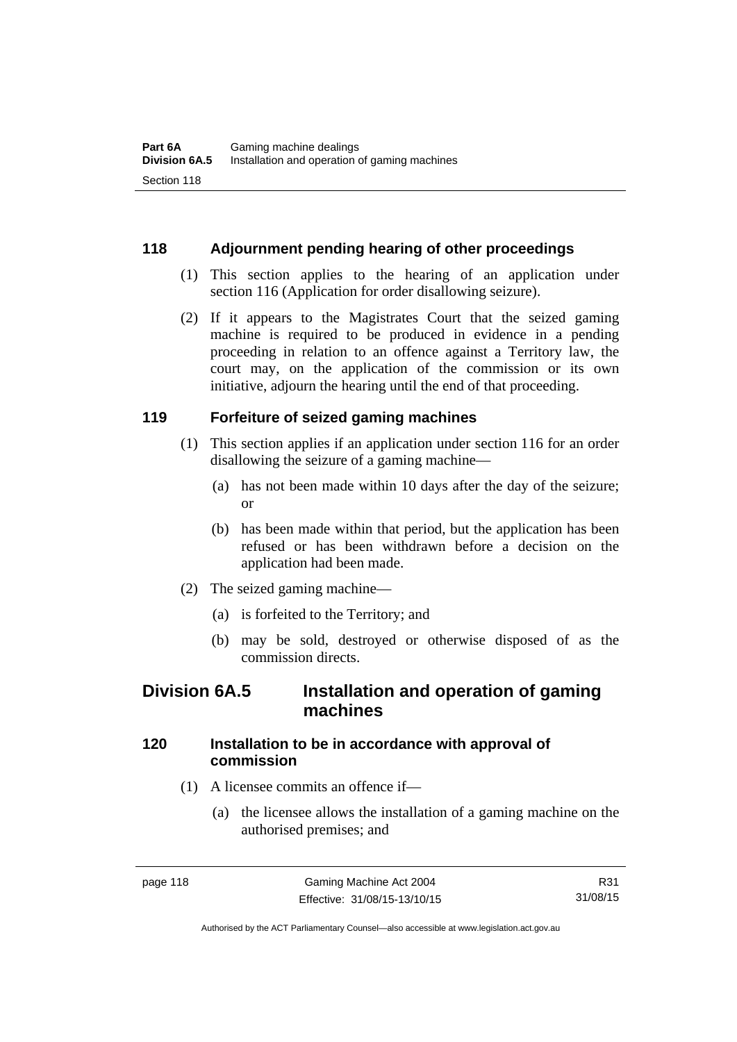### 118 Adjournment pending hearing of other proceedings

(1) This section applies to the hearing of an application under section 116 (Application for order disallowing seizure).

(2) If it appears to the Magistrates Court that the seized gaming machine is required to be produced in evidence in a pending proceeding in relation to an offence against a Territory law, the court may, on the application of the commission or its own initiative, adjourn the hearing until the end of that proceeding.

### 119 Forfeiture of seized gaming machines

(1) This section applies if an application under section 116 for an order disallowing the seizure of a gaming machine—

(a) has not been made within 10 days after the day of the seizure; or

(b) has been made within that period, but the application has been refused or has been withdrawn before a decision on the application had been made.

(2) The seized gaming machine—

(a) is forfeited to the Territory; and

(b) may be sold, destroyed or otherwise disposed of as the commission directs.

## Division 6A.5 Installation and operation of gaming machines

### 120 Installation to be in accordance with approval of commission

(1) A licensee commits an offence if—

(a) the licensee allows the installation of a gaming machine on the authorised premises; and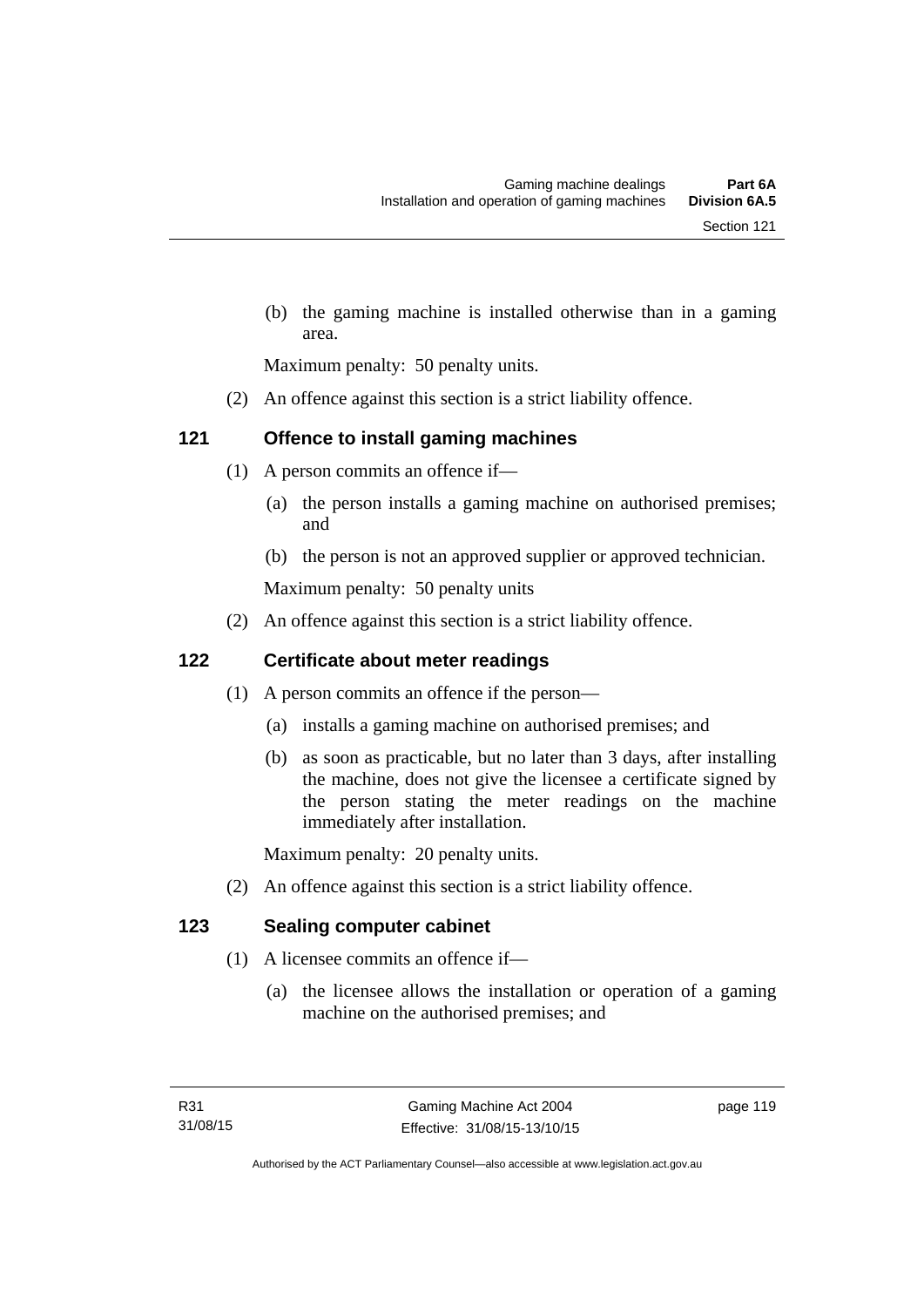(b) the gaming machine is installed otherwise than in a gaming area.

Maximum penalty: 50 penalty units.

(2) An offence against this section is a strict liability offence.

### 121 Offence to install gaming machines

(1) A person commits an offence if—

(a) the person installs a gaming machine on authorised premises; and

(b) the person is not an approved supplier or approved technician.

Maximum penalty: 50 penalty units

(2) An offence against this section is a strict liability offence.

### 122 Certificate about meter readings

(1) A person commits an offence if the person—

(a) installs a gaming machine on authorised premises; and

(b) as soon as practicable, but no later than 3 days, after installing the machine, does not give the licensee a certificate signed by the person stating the meter readings on the machine immediately after installation.

Maximum penalty: 20 penalty units.

(2) An offence against this section is a strict liability offence.

### 123 Sealing computer cabinet

(1) A licensee commits an offence if—

(a) the licensee allows the installation or operation of a gaming machine on the authorised premises; and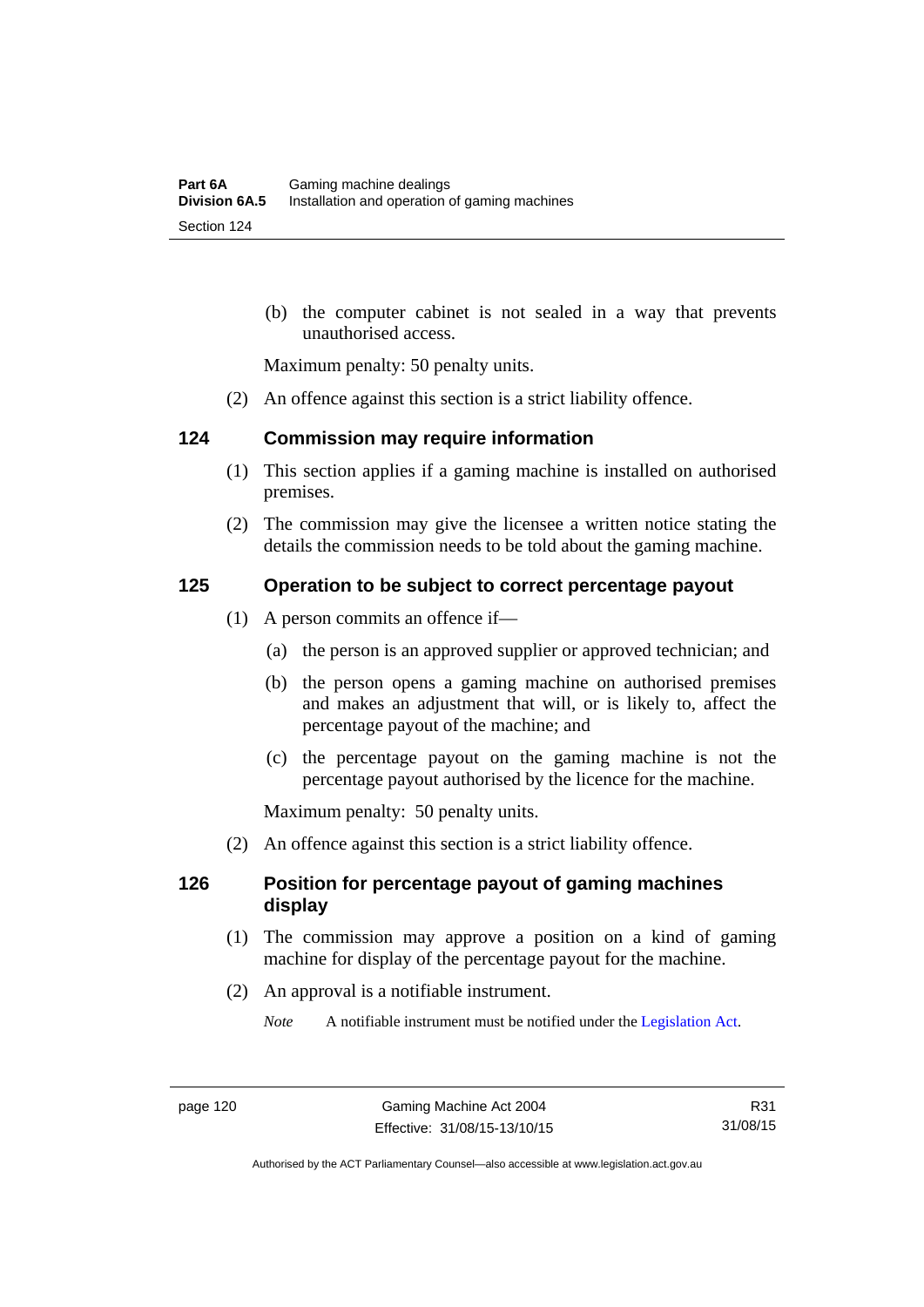(b) the computer cabinet is not sealed in a way that prevents unauthorised access.

Maximum penalty: 50 penalty units.

(2) An offence against this section is a strict liability offence.

### 124 Commission may require information

(1) This section applies if a gaming machine is installed on authorised premises.

(2) The commission may give the licensee a written notice stating the details the commission needs to be told about the gaming machine.

### 125 Operation to be subject to correct percentage payout

(1) A person commits an offence if—

(a) the person is an approved supplier or approved technician; and

(b) the person opens a gaming machine on authorised premises and makes an adjustment that will, or is likely to, affect the percentage payout of the machine; and

(c) the percentage payout on the gaming machine is not the percentage payout authorised by the licence for the machine.

Maximum penalty: 50 penalty units.

(2) An offence against this section is a strict liability offence.

### 126 Position for percentage payout of gaming machines display

(1) The commission may approve a position on a kind of gaming machine for display of the percentage payout for the machine.

(2) An approval is a notifiable instrument.

*Note* A notifiable instrument must be notified under the Legislation Act.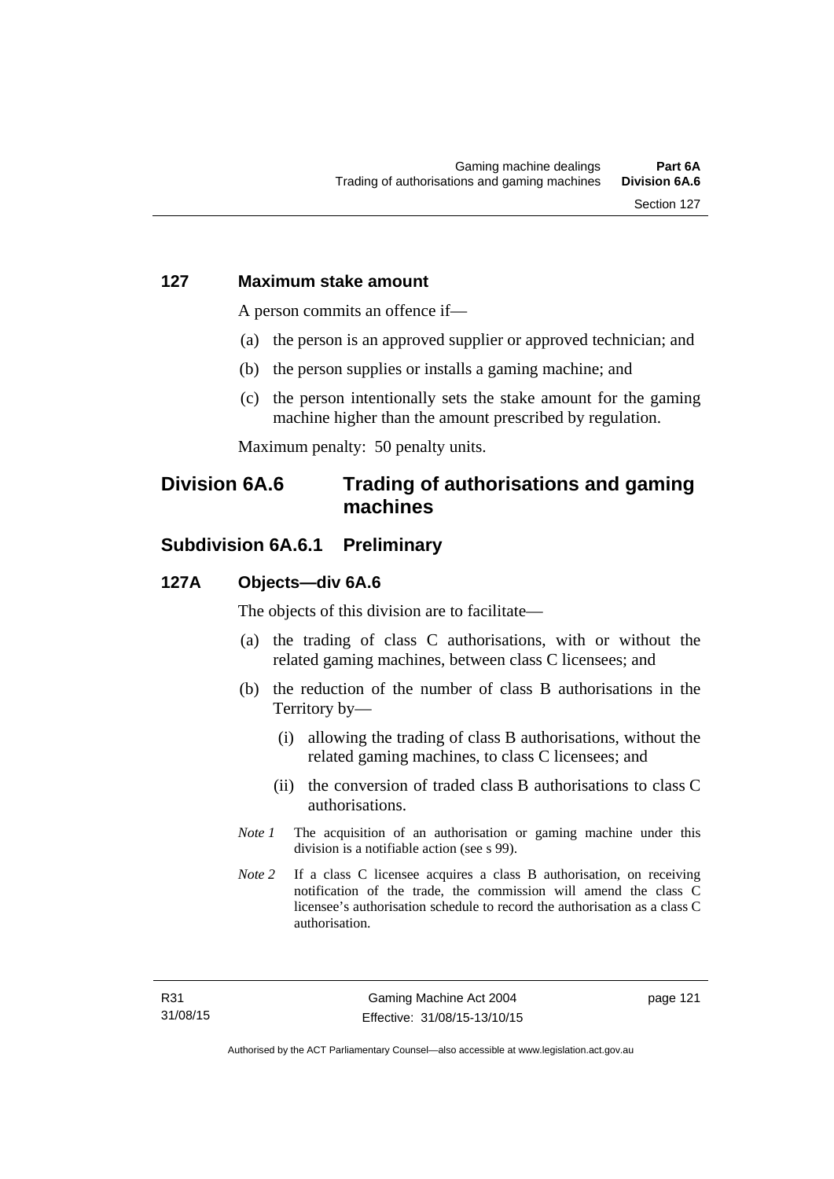### 127 Maximum stake amount

A person commits an offence if—

(a) the person is an approved supplier or approved technician; and

(b) the person supplies or installs a gaming machine; and

(c) the person intentionally sets the stake amount for the gaming machine higher than the amount prescribed by regulation.

Maximum penalty: 50 penalty units.

## Division 6A.6 Trading of authorisations and gaming machines

## Subdivision 6A.6.1 Preliminary

### 127A Objects—div 6A.6

The objects of this division are to facilitate—

(a) the trading of class C authorisations, with or without the related gaming machines, between class C licensees; and

(b) the reduction of the number of class B authorisations in the Territory by—

(i) allowing the trading of class B authorisations, without the related gaming machines, to class C licensees; and

(ii) the conversion of traded class B authorisations to class C authorisations.

*Note 1* The acquisition of an authorisation or gaming machine under this division is a notifiable action (see s 99).

*Note 2* If a class C licensee acquires a class B authorisation, on receiving notification of the trade, the commission will amend the class C licensee's authorisation schedule to record the authorisation as a class C authorisation.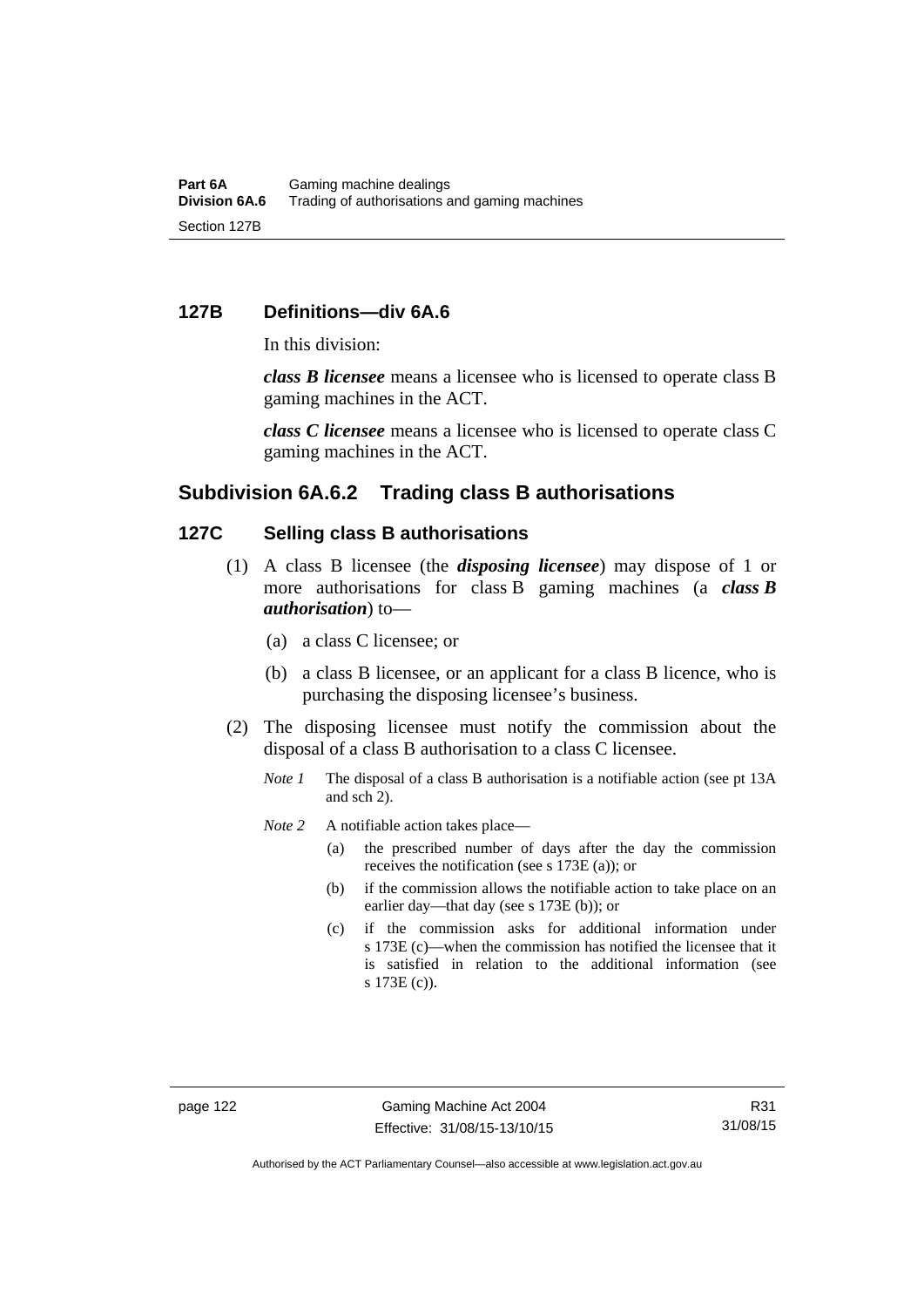## 127B Definitions—div 6A.6

In this division:

***class B licensee*** means a licensee who is licensed to operate class B gaming machines in the ACT.

***class C licensee*** means a licensee who is licensed to operate class C gaming machines in the ACT.

## Subdivision 6A.6.2 Trading class B authorisations

### 127C Selling class B authorisations

(1) A class B licensee (the ***disposing licensee***) may dispose of 1 or more authorisations for class B gaming machines (a ***class B authorisation***) to—

(a) a class C licensee; or

(b) a class B licensee, or an applicant for a class B licence, who is purchasing the disposing licensee's business.

(2) The disposing licensee must notify the commission about the disposal of a class B authorisation to a class C licensee.

*Note 1* The disposal of a class B authorisation is a notifiable action (see pt 13A and sch 2).

*Note 2* A notifiable action takes place—

(a) the prescribed number of days after the day the commission receives the notification (see s 173E (a)); or

(b) if the commission allows the notifiable action to take place on an earlier day—that day (see s 173E (b)); or

(c) if the commission asks for additional information under s 173E (c)—when the commission has notified the licensee that it is satisfied in relation to the additional information (see s 173E (c)).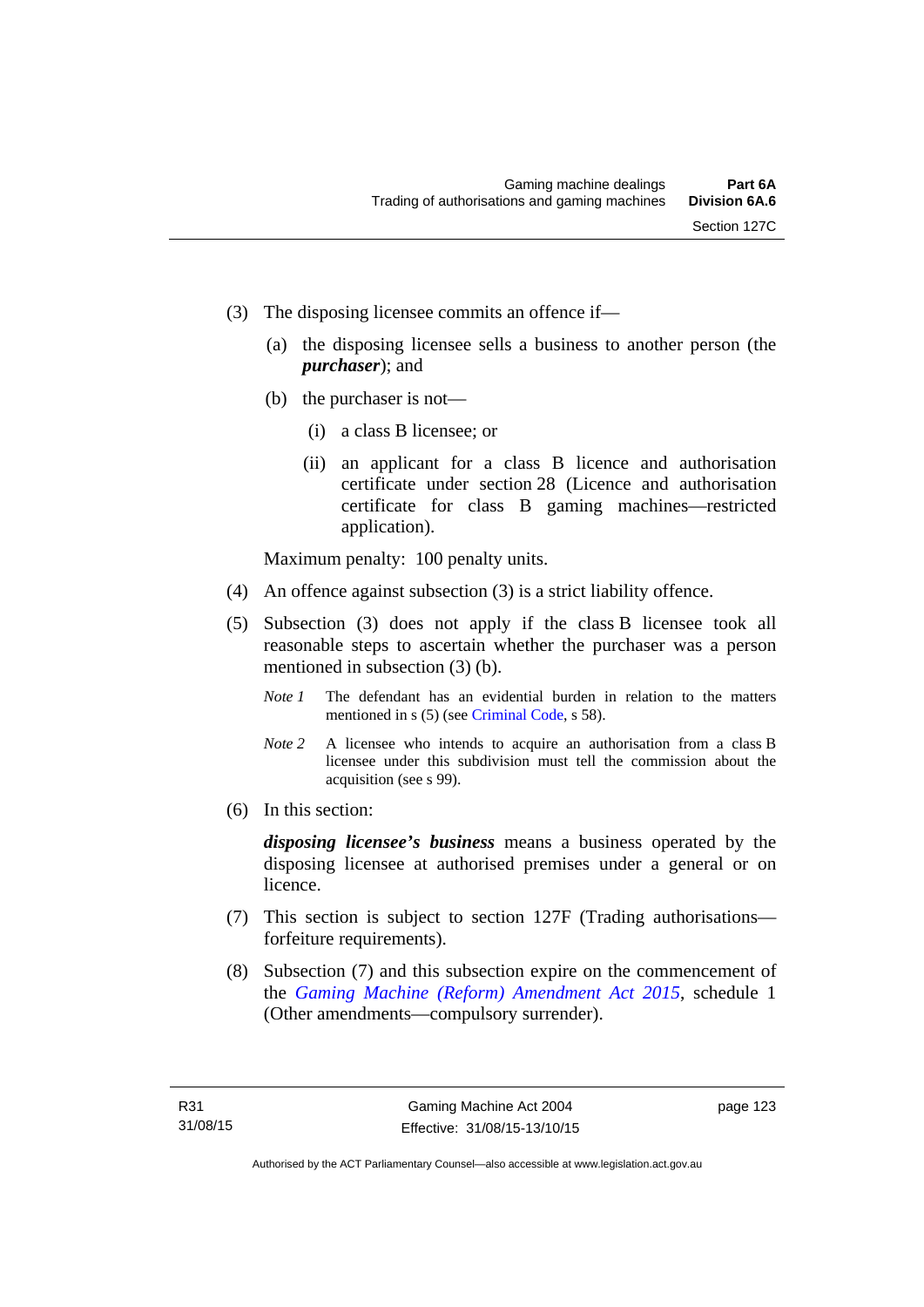(3) The disposing licensee commits an offence if—

(a) the disposing licensee sells a business to another person (the ***purchaser***); and

(b) the purchaser is not—

(i) a class B licensee; or

(ii) an applicant for a class B licence and authorisation certificate under section 28 (Licence and authorisation certificate for class B gaming machines—restricted application).

Maximum penalty: 100 penalty units.

(4) An offence against subsection (3) is a strict liability offence.

(5) Subsection (3) does not apply if the class B licensee took all reasonable steps to ascertain whether the purchaser was a person mentioned in subsection (3) (b).

*Note 1* The defendant has an evidential burden in relation to the matters mentioned in s (5) (see Criminal Code, s 58).

*Note 2* A licensee who intends to acquire an authorisation from a class B licensee under this subdivision must tell the commission about the acquisition (see s 99).

(6) In this section:

***disposing licensee's business*** means a business operated by the disposing licensee at authorised premises under a general or on licence.

(7) This section is subject to section 127F (Trading authorisations—forfeiture requirements).

(8) Subsection (7) and this subsection expire on the commencement of the *Gaming Machine (Reform) Amendment Act 2015*, schedule 1 (Other amendments—compulsory surrender).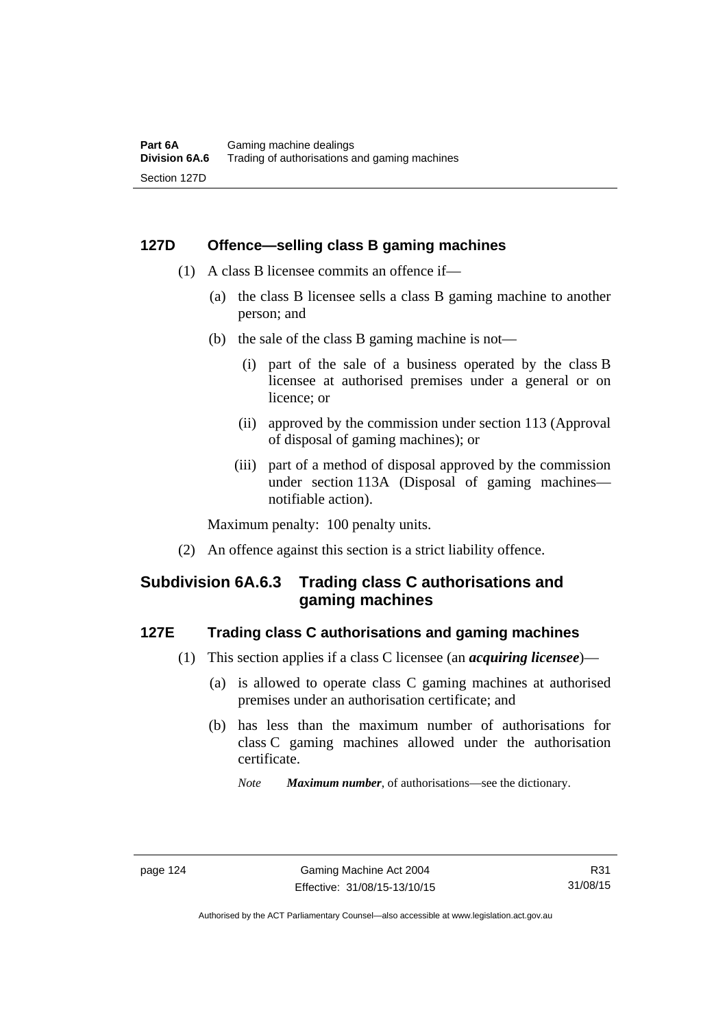## 127D Offence—selling class B gaming machines

(1) A class B licensee commits an offence if—

(a) the class B licensee sells a class B gaming machine to another person; and

(b) the sale of the class B gaming machine is not—

(i) part of the sale of a business operated by the class B licensee at authorised premises under a general or on licence; or

(ii) approved by the commission under section 113 (Approval of disposal of gaming machines); or

(iii) part of a method of disposal approved by the commission under section 113A (Disposal of gaming machines—notifiable action).

Maximum penalty: 100 penalty units.

(2) An offence against this section is a strict liability offence.

### Subdivision 6A.6.3 Trading class C authorisations and gaming machines

## 127E Trading class C authorisations and gaming machines

(1) This section applies if a class C licensee (an ***acquiring licensee***)—

(a) is allowed to operate class C gaming machines at authorised premises under an authorisation certificate; and

(b) has less than the maximum number of authorisations for class C gaming machines allowed under the authorisation certificate.

*Note* ***Maximum number***, of authorisations—see the dictionary.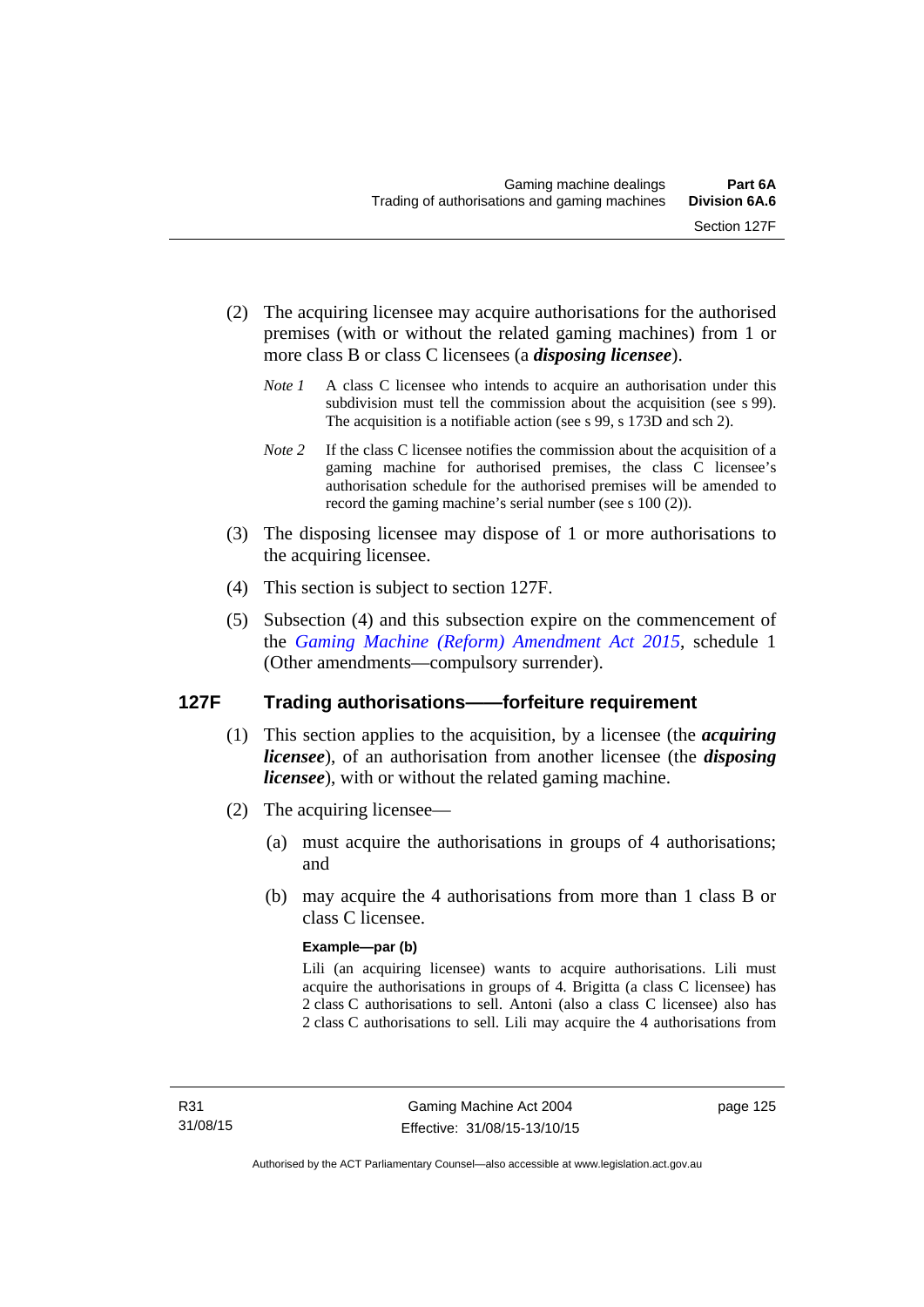(2) The acquiring licensee may acquire authorisations for the authorised premises (with or without the related gaming machines) from 1 or more class B or class C licensees (a ***disposing licensee***).

*Note 1* A class C licensee who intends to acquire an authorisation under this subdivision must tell the commission about the acquisition (see s 99). The acquisition is a notifiable action (see s 99, s 173D and sch 2).

*Note 2* If the class C licensee notifies the commission about the acquisition of a gaming machine for authorised premises, the class C licensee's authorisation schedule for the authorised premises will be amended to record the gaming machine's serial number (see s 100 (2)).

(3) The disposing licensee may dispose of 1 or more authorisations to the acquiring licensee.

(4) This section is subject to section 127F.

(5) Subsection (4) and this subsection expire on the commencement of the *Gaming Machine (Reform) Amendment Act 2015*, schedule 1 (Other amendments—compulsory surrender).

## 127F Trading authorisations——forfeiture requirement

(1) This section applies to the acquisition, by a licensee (the ***acquiring licensee***), of an authorisation from another licensee (the ***disposing licensee***), with or without the related gaming machine.

(2) The acquiring licensee—

(a) must acquire the authorisations in groups of 4 authorisations; and

(b) may acquire the 4 authorisations from more than 1 class B or class C licensee.

**Example—par (b)**

Lili (an acquiring licensee) wants to acquire authorisations. Lili must acquire the authorisations in groups of 4. Brigitta (a class C licensee) has 2 class C authorisations to sell. Antoni (also a class C licensee) also has 2 class C authorisations to sell. Lili may acquire the 4 authorisations from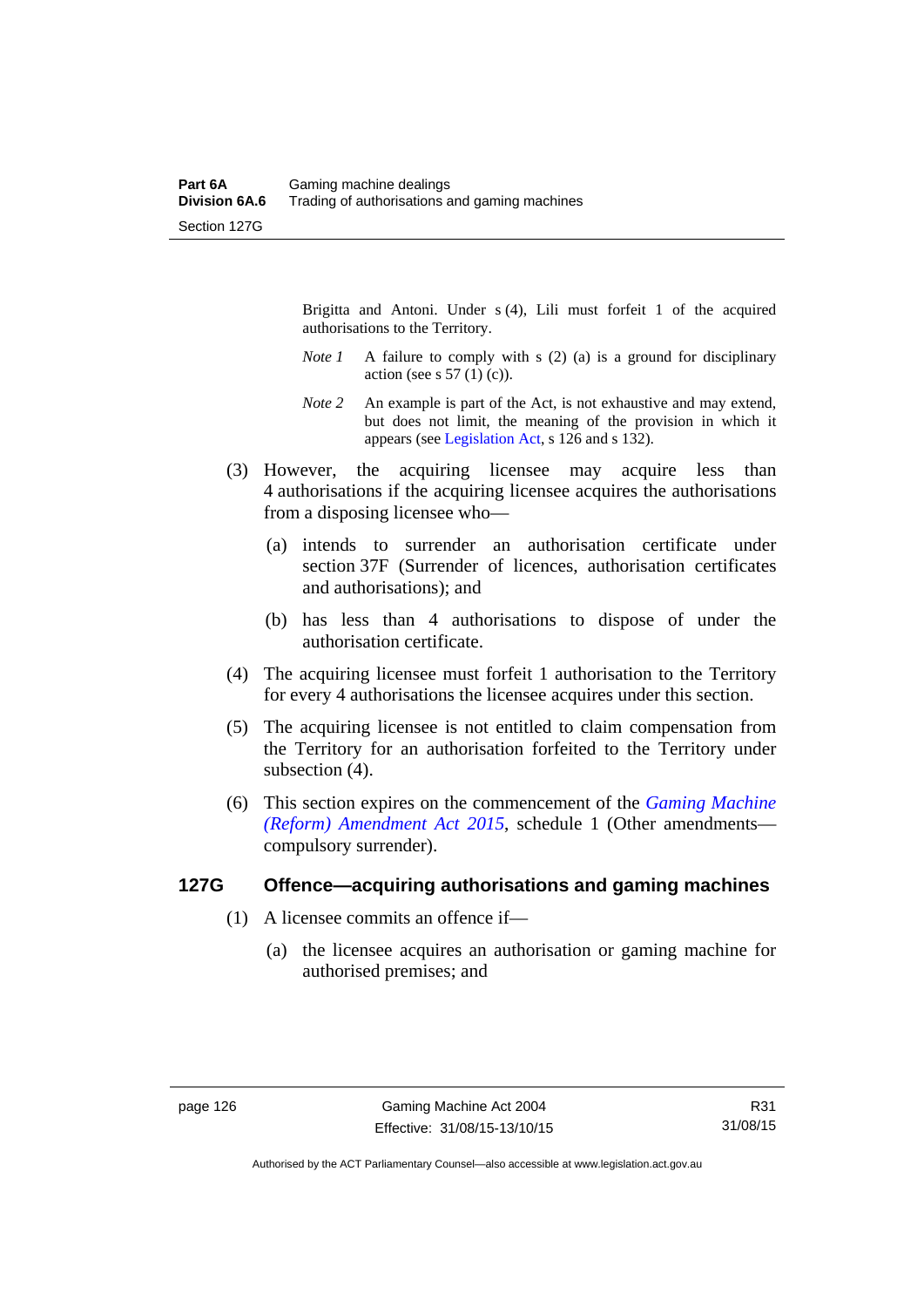Brigitta and Antoni. Under s (4), Lili must forfeit 1 of the acquired authorisations to the Territory.

*Note 1* A failure to comply with s (2) (a) is a ground for disciplinary action (see s 57 (1) (c)).

*Note 2* An example is part of the Act, is not exhaustive and may extend, but does not limit, the meaning of the provision in which it appears (see Legislation Act, s 126 and s 132).

(3) However, the acquiring licensee may acquire less than 4 authorisations if the acquiring licensee acquires the authorisations from a disposing licensee who—

(a) intends to surrender an authorisation certificate under section 37F (Surrender of licences, authorisation certificates and authorisations); and

(b) has less than 4 authorisations to dispose of under the authorisation certificate.

(4) The acquiring licensee must forfeit 1 authorisation to the Territory for every 4 authorisations the licensee acquires under this section.

(5) The acquiring licensee is not entitled to claim compensation from the Territory for an authorisation forfeited to the Territory under subsection (4).

(6) This section expires on the commencement of the *Gaming Machine (Reform) Amendment Act 2015*, schedule 1 (Other amendments—compulsory surrender).

### 127G Offence—acquiring authorisations and gaming machines

(1) A licensee commits an offence if—

(a) the licensee acquires an authorisation or gaming machine for authorised premises; and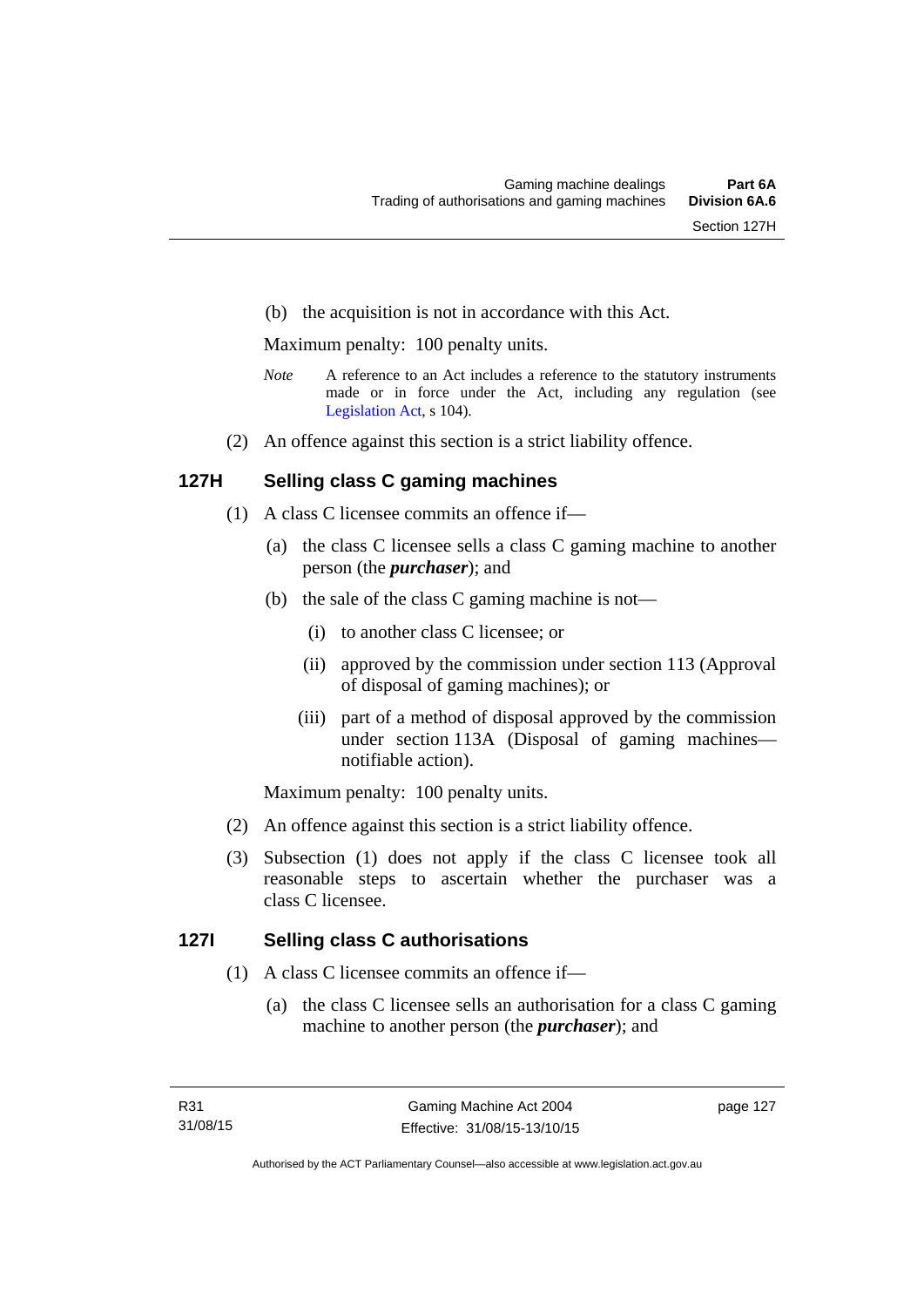(b) the acquisition is not in accordance with this Act.

Maximum penalty: 100 penalty units.

*Note* A reference to an Act includes a reference to the statutory instruments made or in force under the Act, including any regulation (see Legislation Act, s 104).

(2) An offence against this section is a strict liability offence.

## 127H Selling class C gaming machines

(1) A class C licensee commits an offence if—

(a) the class C licensee sells a class C gaming machine to another person (the ***purchaser***); and

(b) the sale of the class C gaming machine is not—

(i) to another class C licensee; or

(ii) approved by the commission under section 113 (Approval of disposal of gaming machines); or

(iii) part of a method of disposal approved by the commission under section 113A (Disposal of gaming machines—notifiable action).

Maximum penalty: 100 penalty units.

(2) An offence against this section is a strict liability offence.

(3) Subsection (1) does not apply if the class C licensee took all reasonable steps to ascertain whether the purchaser was a class C licensee.

## 127I Selling class C authorisations

(1) A class C licensee commits an offence if—

(a) the class C licensee sells an authorisation for a class C gaming machine to another person (the ***purchaser***); and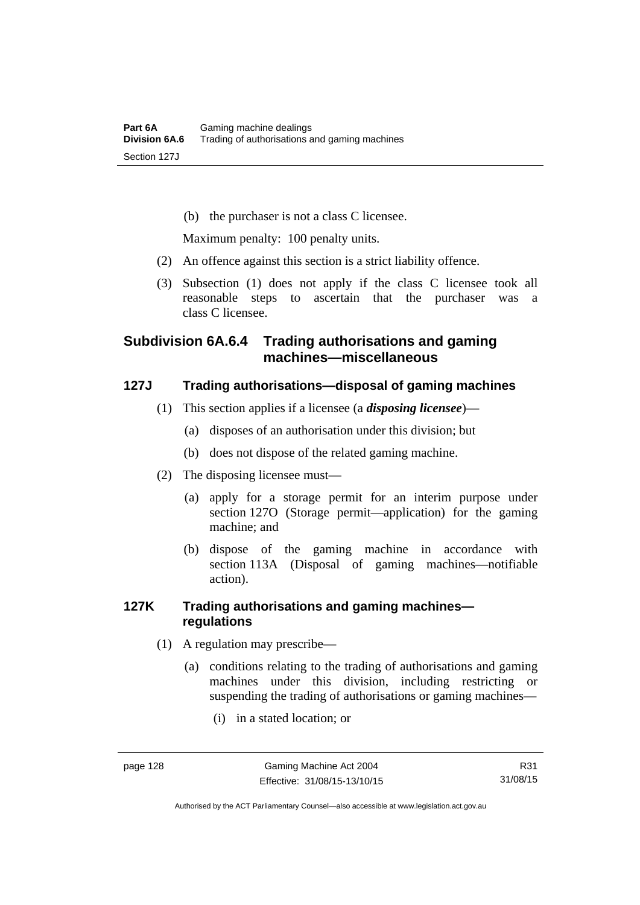(b) the purchaser is not a class C licensee.

Maximum penalty: 100 penalty units.

(2) An offence against this section is a strict liability offence.

(3) Subsection (1) does not apply if the class C licensee took all reasonable steps to ascertain that the purchaser was a class C licensee.

### Subdivision 6A.6.4 Trading authorisations and gaming machines—miscellaneous

#### 127J Trading authorisations—disposal of gaming machines

(1) This section applies if a licensee (a ***disposing licensee***)—

(a) disposes of an authorisation under this division; but

(b) does not dispose of the related gaming machine.

(2) The disposing licensee must—

(a) apply for a storage permit for an interim purpose under section 127O (Storage permit—application) for the gaming machine; and

(b) dispose of the gaming machine in accordance with section 113A (Disposal of gaming machines—notifiable action).

#### 127K Trading authorisations and gaming machines—regulations

(1) A regulation may prescribe—

(a) conditions relating to the trading of authorisations and gaming machines under this division, including restricting or suspending the trading of authorisations or gaming machines—

(i) in a stated location; or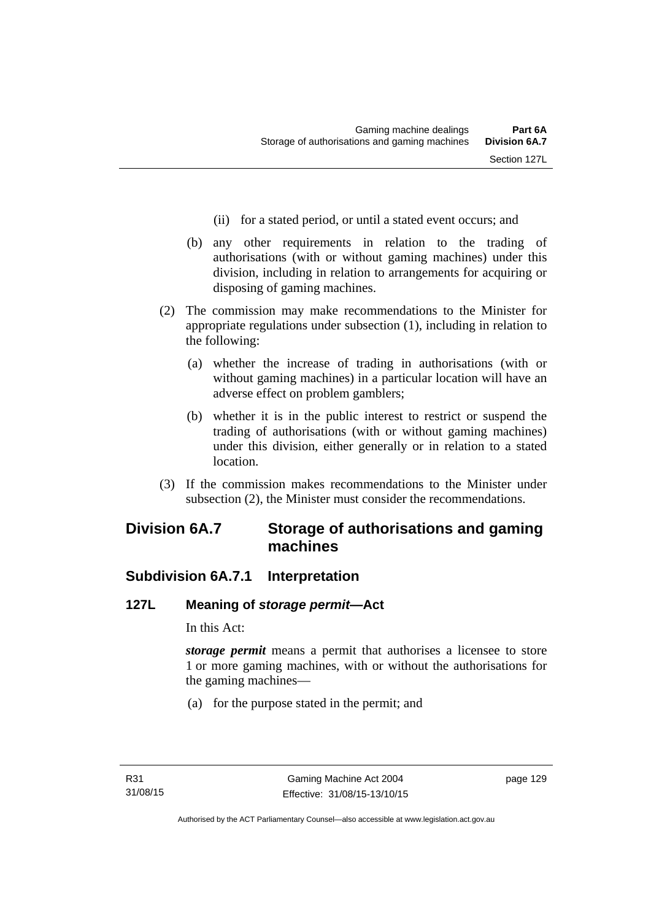(ii) for a stated period, or until a stated event occurs; and

(b) any other requirements in relation to the trading of authorisations (with or without gaming machines) under this division, including in relation to arrangements for acquiring or disposing of gaming machines.

(2) The commission may make recommendations to the Minister for appropriate regulations under subsection (1), including in relation to the following:

(a) whether the increase of trading in authorisations (with or without gaming machines) in a particular location will have an adverse effect on problem gamblers;

(b) whether it is in the public interest to restrict or suspend the trading of authorisations (with or without gaming machines) under this division, either generally or in relation to a stated location.

(3) If the commission makes recommendations to the Minister under subsection (2), the Minister must consider the recommendations.

## Division 6A.7 Storage of authorisations and gaming machines

### Subdivision 6A.7.1 Interpretation

#### 127L Meaning of *storage permit*—Act

In this Act:

***storage permit*** means a permit that authorises a licensee to store 1 or more gaming machines, with or without the authorisations for the gaming machines—

(a) for the purpose stated in the permit; and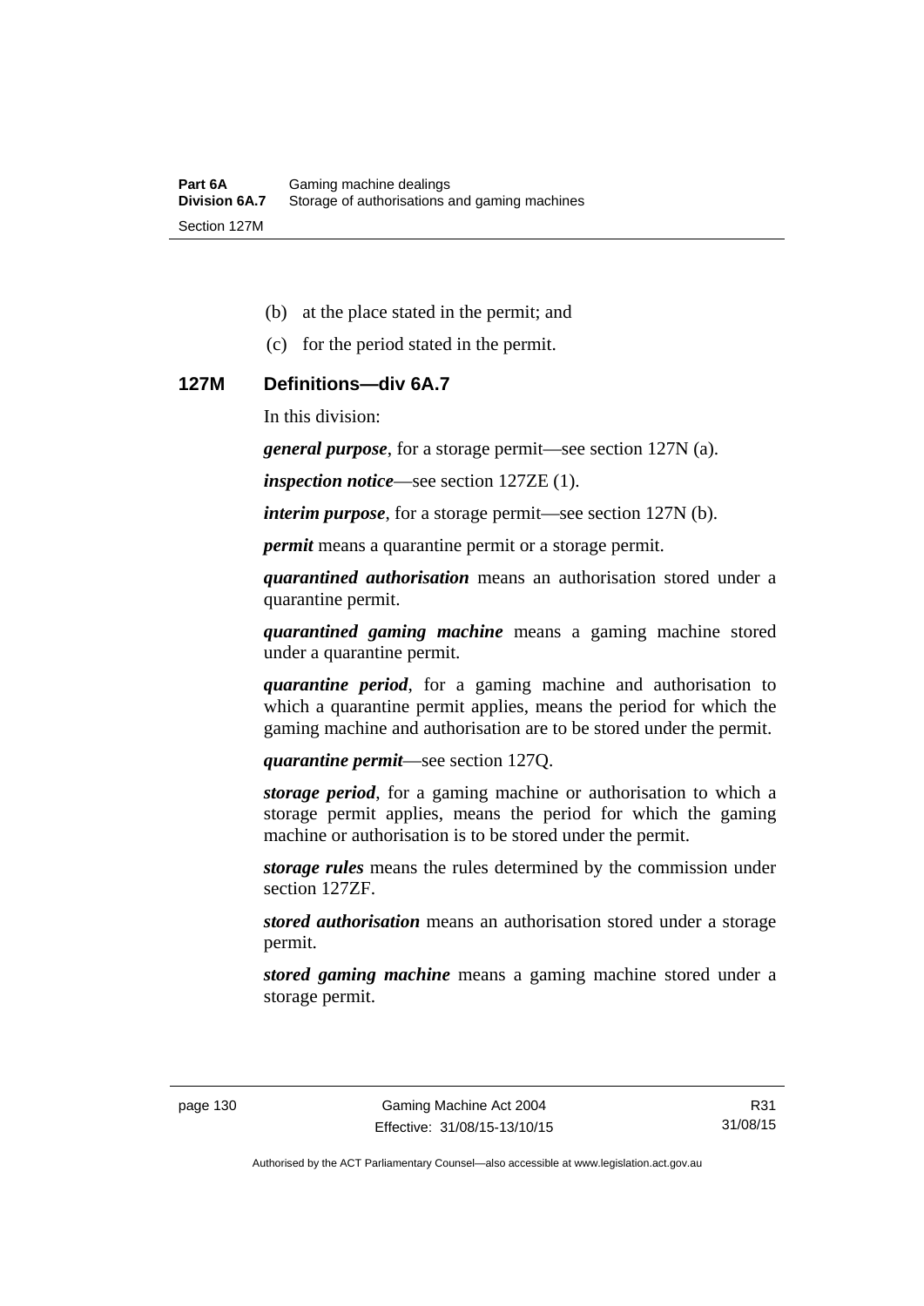(b) at the place stated in the permit; and

(c) for the period stated in the permit.

## 127M Definitions—div 6A.7

In this division:

***general purpose***, for a storage permit—see section 127N (a).

***inspection notice***—see section 127ZE (1).

***interim purpose***, for a storage permit—see section 127N (b).

***permit*** means a quarantine permit or a storage permit.

***quarantined authorisation*** means an authorisation stored under a quarantine permit.

***quarantined gaming machine*** means a gaming machine stored under a quarantine permit.

***quarantine period***, for a gaming machine and authorisation to which a quarantine permit applies, means the period for which the gaming machine and authorisation are to be stored under the permit.

***quarantine permit***—see section 127Q.

***storage period***, for a gaming machine or authorisation to which a storage permit applies, means the period for which the gaming machine or authorisation is to be stored under the permit.

***storage rules*** means the rules determined by the commission under section 127ZF.

***stored authorisation*** means an authorisation stored under a storage permit.

***stored gaming machine*** means a gaming machine stored under a storage permit.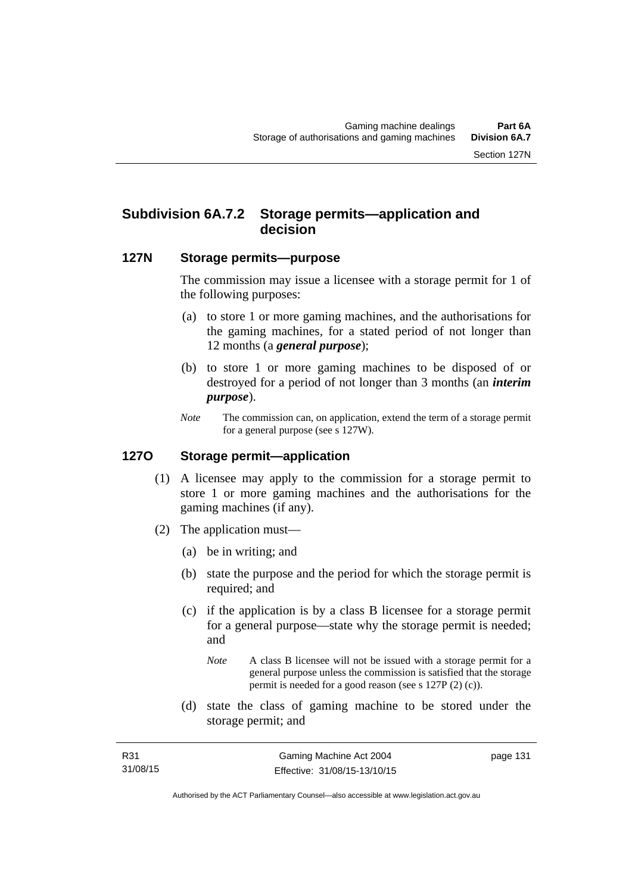## Subdivision 6A.7.2 Storage permits—application and decision

### 127N Storage permits—purpose

The commission may issue a licensee with a storage permit for 1 of the following purposes:

(a) to store 1 or more gaming machines, and the authorisations for the gaming machines, for a stated period of not longer than 12 months (a ***general purpose***);

(b) to store 1 or more gaming machines to be disposed of or destroyed for a period of not longer than 3 months (an ***interim purpose***).

*Note* The commission can, on application, extend the term of a storage permit for a general purpose (see s 127W).

### 127O Storage permit—application

(1) A licensee may apply to the commission for a storage permit to store 1 or more gaming machines and the authorisations for the gaming machines (if any).

(2) The application must—

(a) be in writing; and

(b) state the purpose and the period for which the storage permit is required; and

(c) if the application is by a class B licensee for a storage permit for a general purpose—state why the storage permit is needed; and

*Note* A class B licensee will not be issued with a storage permit for a general purpose unless the commission is satisfied that the storage permit is needed for a good reason (see s 127P (2) (c)).

(d) state the class of gaming machine to be stored under the storage permit; and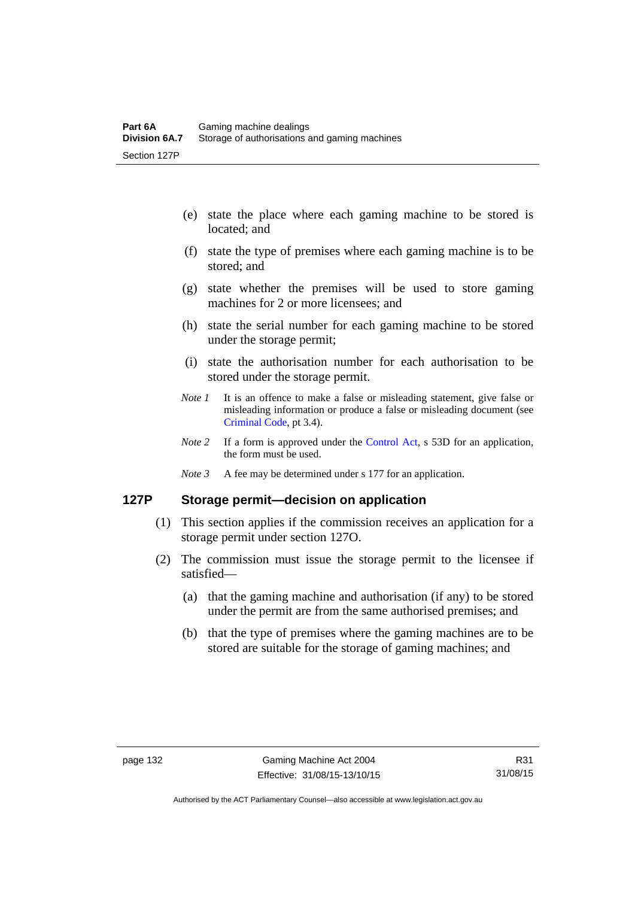(e) state the place where each gaming machine to be stored is located; and

(f) state the type of premises where each gaming machine is to be stored; and

(g) state whether the premises will be used to store gaming machines for 2 or more licensees; and

(h) state the serial number for each gaming machine to be stored under the storage permit;

(i) state the authorisation number for each authorisation to be stored under the storage permit.

*Note 1* It is an offence to make a false or misleading statement, give false or misleading information or produce a false or misleading document (see Criminal Code, pt 3.4).

*Note 2* If a form is approved under the Control Act, s 53D for an application, the form must be used.

*Note 3* A fee may be determined under s 177 for an application.

## 127P Storage permit—decision on application

(1) This section applies if the commission receives an application for a storage permit under section 127O.

(2) The commission must issue the storage permit to the licensee if satisfied—

(a) that the gaming machine and authorisation (if any) to be stored under the permit are from the same authorised premises; and

(b) that the type of premises where the gaming machines are to be stored are suitable for the storage of gaming machines; and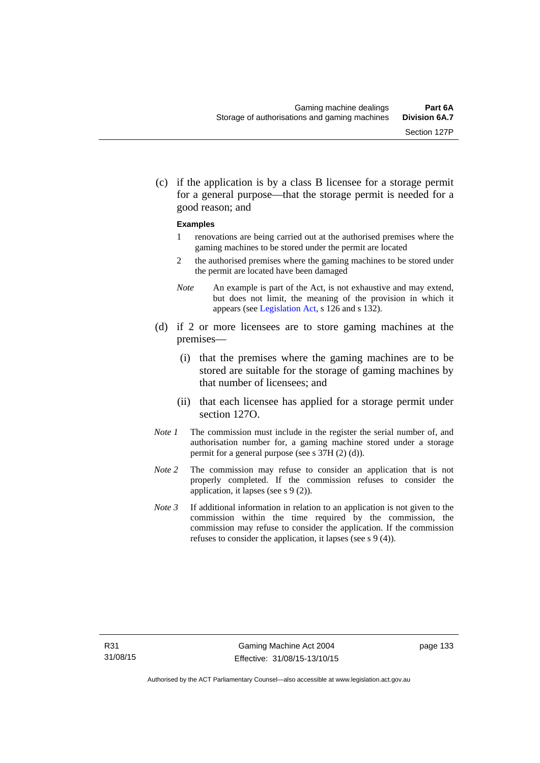(c) if the application is by a class B licensee for a storage permit for a general purpose—that the storage permit is needed for a good reason; and

**Examples**

1 renovations are being carried out at the authorised premises where the gaming machines to be stored under the permit are located

2 the authorised premises where the gaming machines to be stored under the permit are located have been damaged

*Note* An example is part of the Act, is not exhaustive and may extend, but does not limit, the meaning of the provision in which it appears (see Legislation Act, s 126 and s 132).

(d) if 2 or more licensees are to store gaming machines at the premises—

(i) that the premises where the gaming machines are to be stored are suitable for the storage of gaming machines by that number of licensees; and

(ii) that each licensee has applied for a storage permit under section 127O.

*Note 1* The commission must include in the register the serial number of, and authorisation number for, a gaming machine stored under a storage permit for a general purpose (see s 37H (2) (d)).

*Note 2* The commission may refuse to consider an application that is not properly completed. If the commission refuses to consider the application, it lapses (see s 9 (2)).

*Note 3* If additional information in relation to an application is not given to the commission within the time required by the commission, the commission may refuse to consider the application. If the commission refuses to consider the application, it lapses (see s 9 (4)).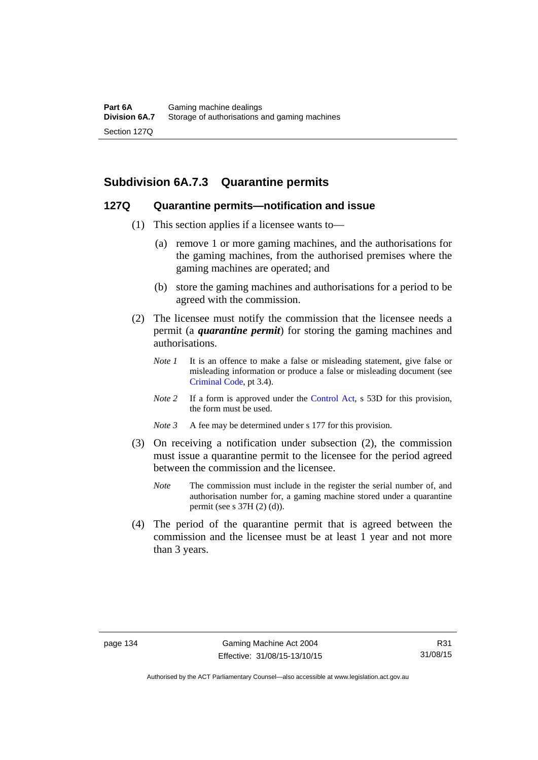## Subdivision 6A.7.3 Quarantine permits

### 127Q Quarantine permits—notification and issue

(1) This section applies if a licensee wants to—

(a) remove 1 or more gaming machines, and the authorisations for the gaming machines, from the authorised premises where the gaming machines are operated; and

(b) store the gaming machines and authorisations for a period to be agreed with the commission.

(2) The licensee must notify the commission that the licensee needs a permit (a ***quarantine permit***) for storing the gaming machines and authorisations.

*Note 1* It is an offence to make a false or misleading statement, give false or misleading information or produce a false or misleading document (see Criminal Code, pt 3.4).

*Note 2* If a form is approved under the Control Act, s 53D for this provision, the form must be used.

*Note 3* A fee may be determined under s 177 for this provision.

(3) On receiving a notification under subsection (2), the commission must issue a quarantine permit to the licensee for the period agreed between the commission and the licensee.

*Note* The commission must include in the register the serial number of, and authorisation number for, a gaming machine stored under a quarantine permit (see s 37H (2) (d)).

(4) The period of the quarantine permit that is agreed between the commission and the licensee must be at least 1 year and not more than 3 years.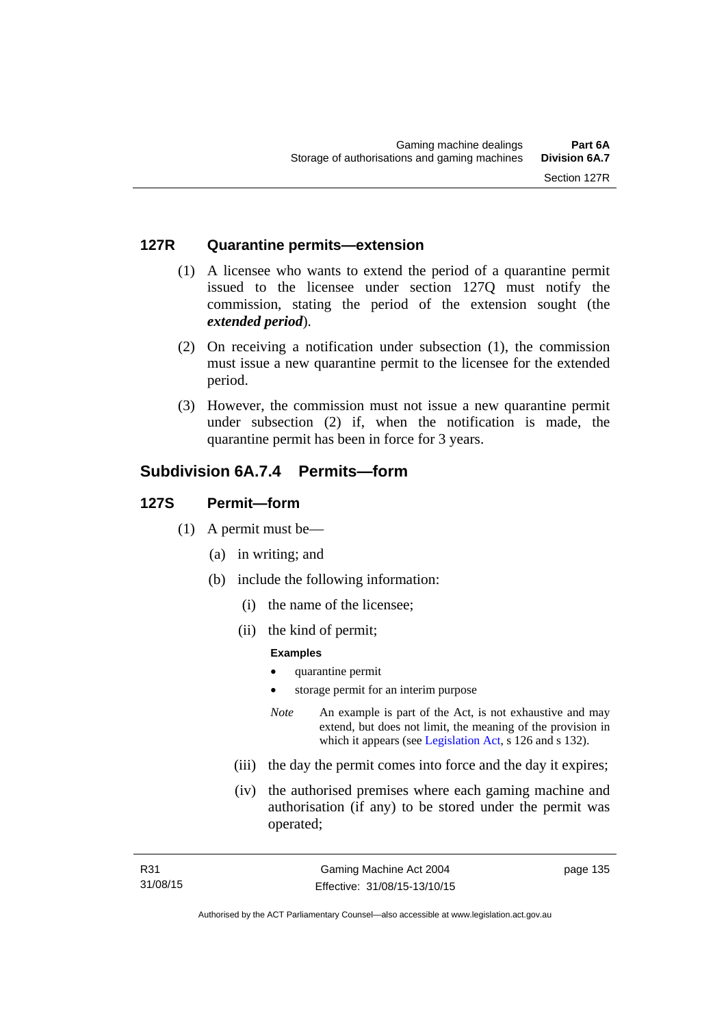### 127R Quarantine permits—extension

(1) A licensee who wants to extend the period of a quarantine permit issued to the licensee under section 127Q must notify the commission, stating the period of the extension sought (the ***extended period***).

(2) On receiving a notification under subsection (1), the commission must issue a new quarantine permit to the licensee for the extended period.

(3) However, the commission must not issue a new quarantine permit under subsection (2) if, when the notification is made, the quarantine permit has been in force for 3 years.

## Subdivision 6A.7.4 Permits—form

### 127S Permit—form

(1) A permit must be—

(a) in writing; and

(b) include the following information:

(i) the name of the licensee;

(ii) the kind of permit;

**Examples**

- quarantine permit
- storage permit for an interim purpose

*Note* An example is part of the Act, is not exhaustive and may extend, but does not limit, the meaning of the provision in which it appears (see Legislation Act, s 126 and s 132).

(iii) the day the permit comes into force and the day it expires;

(iv) the authorised premises where each gaming machine and authorisation (if any) to be stored under the permit was operated;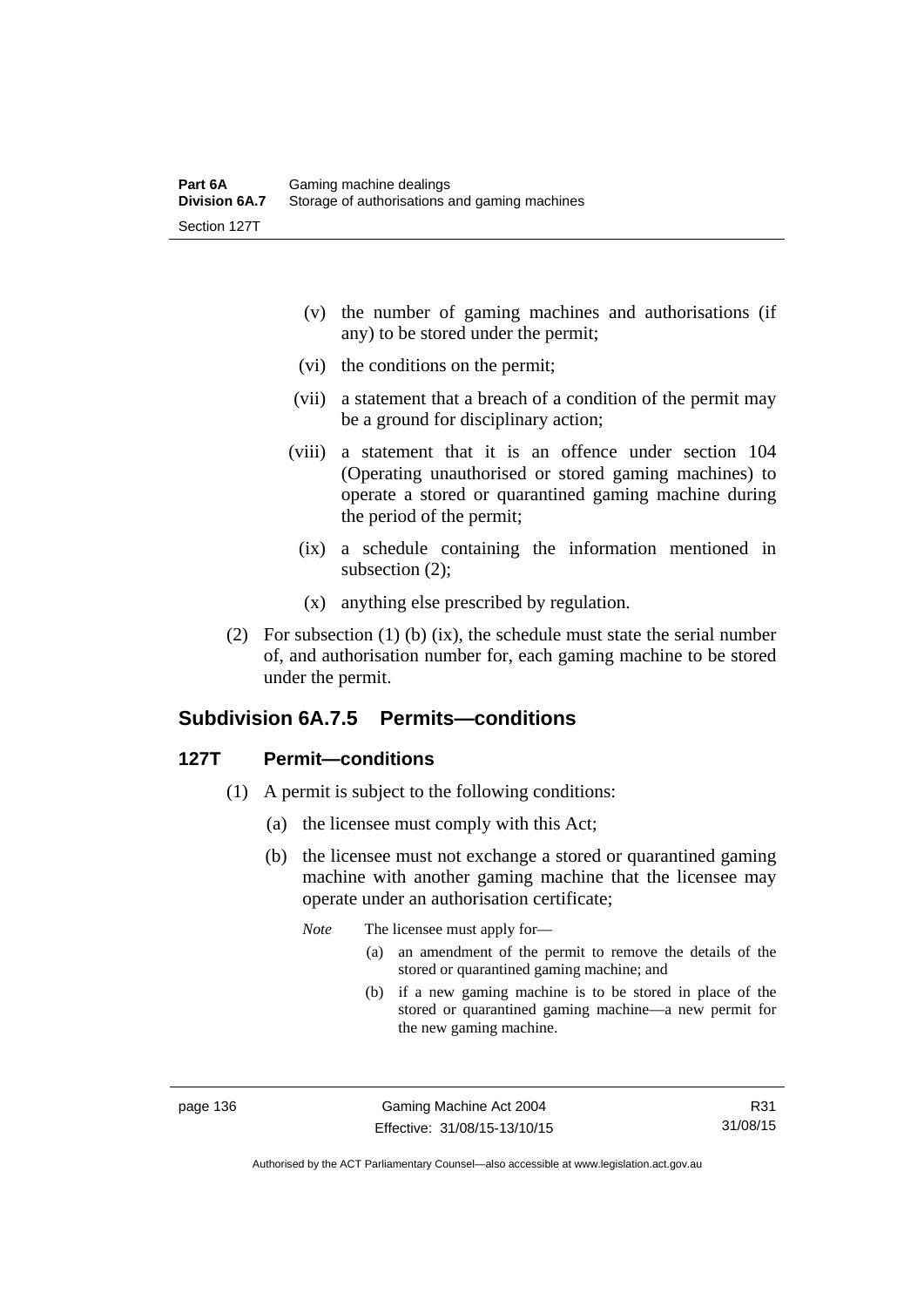(v) the number of gaming machines and authorisations (if any) to be stored under the permit;

(vi) the conditions on the permit;

(vii) a statement that a breach of a condition of the permit may be a ground for disciplinary action;

(viii) a statement that it is an offence under section 104 (Operating unauthorised or stored gaming machines) to operate a stored or quarantined gaming machine during the period of the permit;

(ix) a schedule containing the information mentioned in subsection (2);

(x) anything else prescribed by regulation.

(2) For subsection (1) (b) (ix), the schedule must state the serial number of, and authorisation number for, each gaming machine to be stored under the permit.

## Subdivision 6A.7.5 Permits—conditions

### 127T Permit—conditions

(1) A permit is subject to the following conditions:

(a) the licensee must comply with this Act;

(b) the licensee must not exchange a stored or quarantined gaming machine with another gaming machine that the licensee may operate under an authorisation certificate;

*Note* The licensee must apply for—

(a) an amendment of the permit to remove the details of the stored or quarantined gaming machine; and

(b) if a new gaming machine is to be stored in place of the stored or quarantined gaming machine—a new permit for the new gaming machine.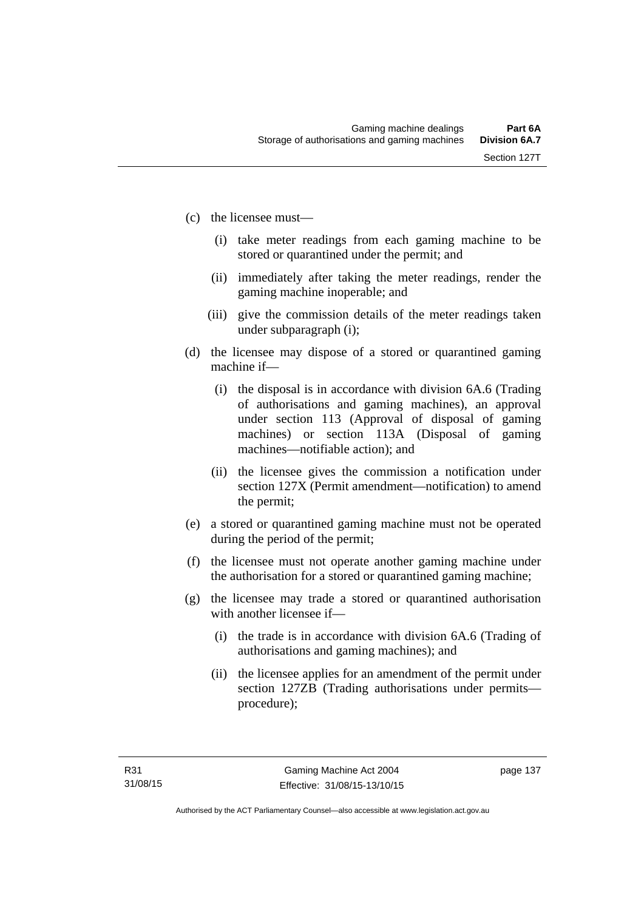(c) the licensee must—

  (i) take meter readings from each gaming machine to be stored or quarantined under the permit; and

  (ii) immediately after taking the meter readings, render the gaming machine inoperable; and

  (iii) give the commission details of the meter readings taken under subparagraph (i);

(d) the licensee may dispose of a stored or quarantined gaming machine if—

  (i) the disposal is in accordance with division 6A.6 (Trading of authorisations and gaming machines), an approval under section 113 (Approval of disposal of gaming machines) or section 113A (Disposal of gaming machines—notifiable action); and

  (ii) the licensee gives the commission a notification under section 127X (Permit amendment—notification) to amend the permit;

(e) a stored or quarantined gaming machine must not be operated during the period of the permit;

(f) the licensee must not operate another gaming machine under the authorisation for a stored or quarantined gaming machine;

(g) the licensee may trade a stored or quarantined authorisation with another licensee if—

  (i) the trade is in accordance with division 6A.6 (Trading of authorisations and gaming machines); and

  (ii) the licensee applies for an amendment of the permit under section 127ZB (Trading authorisations under permits—procedure);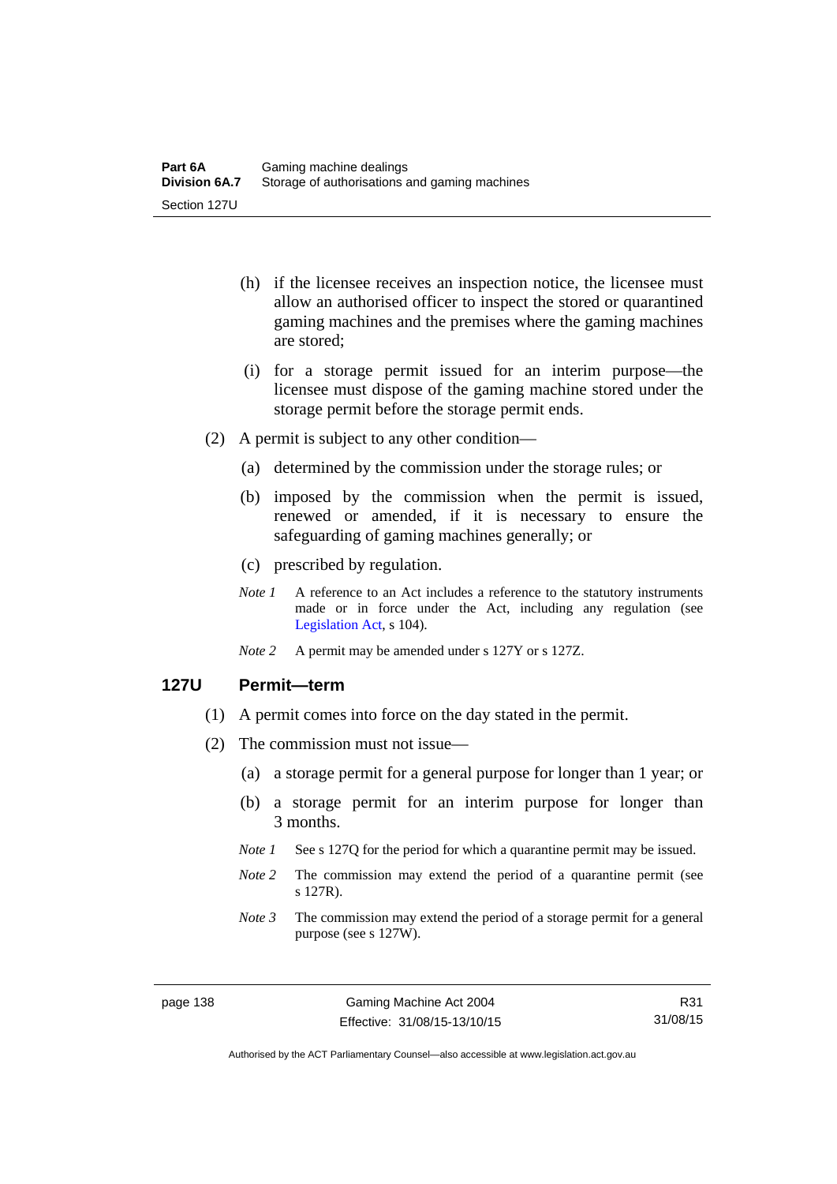(h) if the licensee receives an inspection notice, the licensee must allow an authorised officer to inspect the stored or quarantined gaming machines and the premises where the gaming machines are stored;

(i) for a storage permit issued for an interim purpose—the licensee must dispose of the gaming machine stored under the storage permit before the storage permit ends.

(2) A permit is subject to any other condition—

(a) determined by the commission under the storage rules; or

(b) imposed by the commission when the permit is issued, renewed or amended, if it is necessary to ensure the safeguarding of gaming machines generally; or

(c) prescribed by regulation.

*Note 1* A reference to an Act includes a reference to the statutory instruments made or in force under the Act, including any regulation (see Legislation Act, s 104).

*Note 2* A permit may be amended under s 127Y or s 127Z.

### 127U Permit—term

(1) A permit comes into force on the day stated in the permit.

(2) The commission must not issue—

(a) a storage permit for a general purpose for longer than 1 year; or

(b) a storage permit for an interim purpose for longer than 3 months.

*Note 1* See s 127Q for the period for which a quarantine permit may be issued.

*Note 2* The commission may extend the period of a quarantine permit (see s 127R).

*Note 3* The commission may extend the period of a storage permit for a general purpose (see s 127W).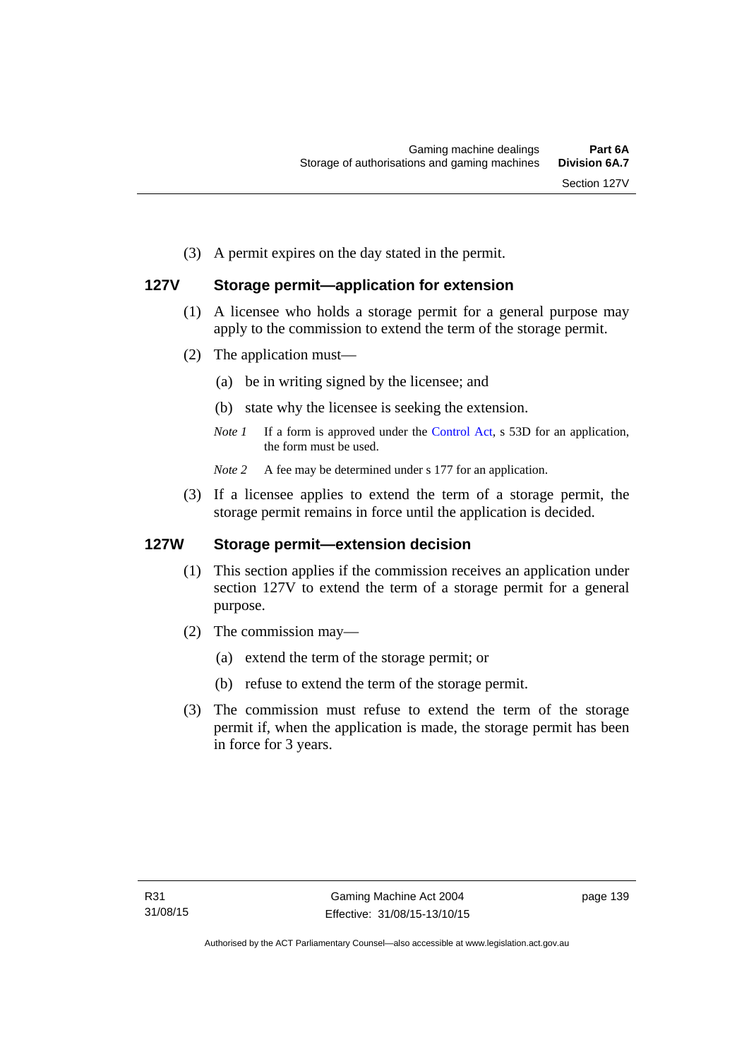(3) A permit expires on the day stated in the permit.

## 127V Storage permit—application for extension

(1) A licensee who holds a storage permit for a general purpose may apply to the commission to extend the term of the storage permit.

(2) The application must—

(a) be in writing signed by the licensee; and

(b) state why the licensee is seeking the extension.

*Note 1* If a form is approved under the Control Act, s 53D for an application, the form must be used.

*Note 2* A fee may be determined under s 177 for an application.

(3) If a licensee applies to extend the term of a storage permit, the storage permit remains in force until the application is decided.

## 127W Storage permit—extension decision

(1) This section applies if the commission receives an application under section 127V to extend the term of a storage permit for a general purpose.

(2) The commission may—

(a) extend the term of the storage permit; or

(b) refuse to extend the term of the storage permit.

(3) The commission must refuse to extend the term of the storage permit if, when the application is made, the storage permit has been in force for 3 years.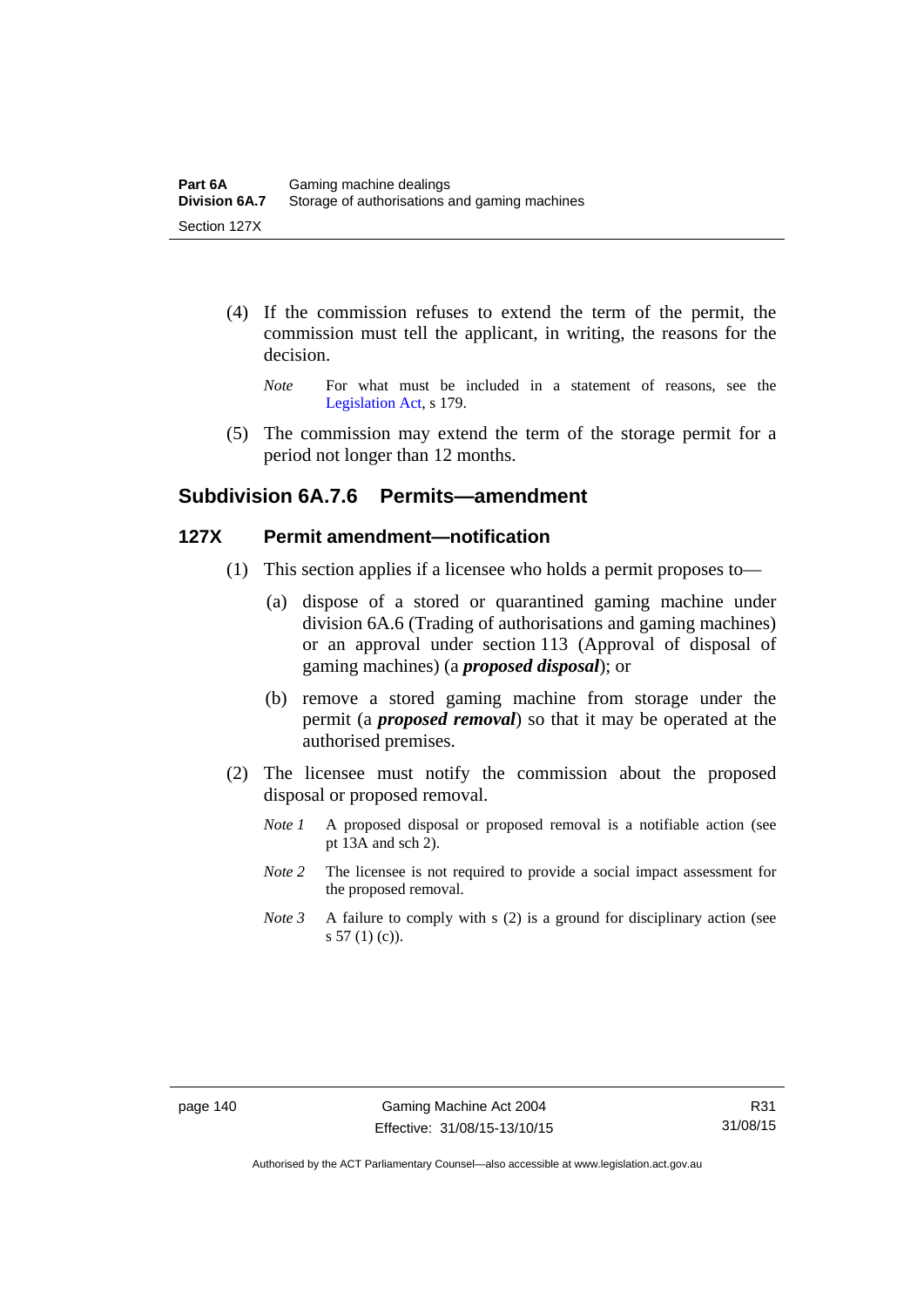(4) If the commission refuses to extend the term of the permit, the commission must tell the applicant, in writing, the reasons for the decision.

*Note* For what must be included in a statement of reasons, see the Legislation Act, s 179.

(5) The commission may extend the term of the storage permit for a period not longer than 12 months.

## Subdivision 6A.7.6 Permits—amendment

### 127X Permit amendment—notification

(1) This section applies if a licensee who holds a permit proposes to—

(a) dispose of a stored or quarantined gaming machine under division 6A.6 (Trading of authorisations and gaming machines) or an approval under section 113 (Approval of disposal of gaming machines) (a ***proposed disposal***); or

(b) remove a stored gaming machine from storage under the permit (a ***proposed removal***) so that it may be operated at the authorised premises.

(2) The licensee must notify the commission about the proposed disposal or proposed removal.

*Note 1* A proposed disposal or proposed removal is a notifiable action (see pt 13A and sch 2).

*Note 2* The licensee is not required to provide a social impact assessment for the proposed removal.

*Note 3* A failure to comply with s (2) is a ground for disciplinary action (see s 57 (1) (c)).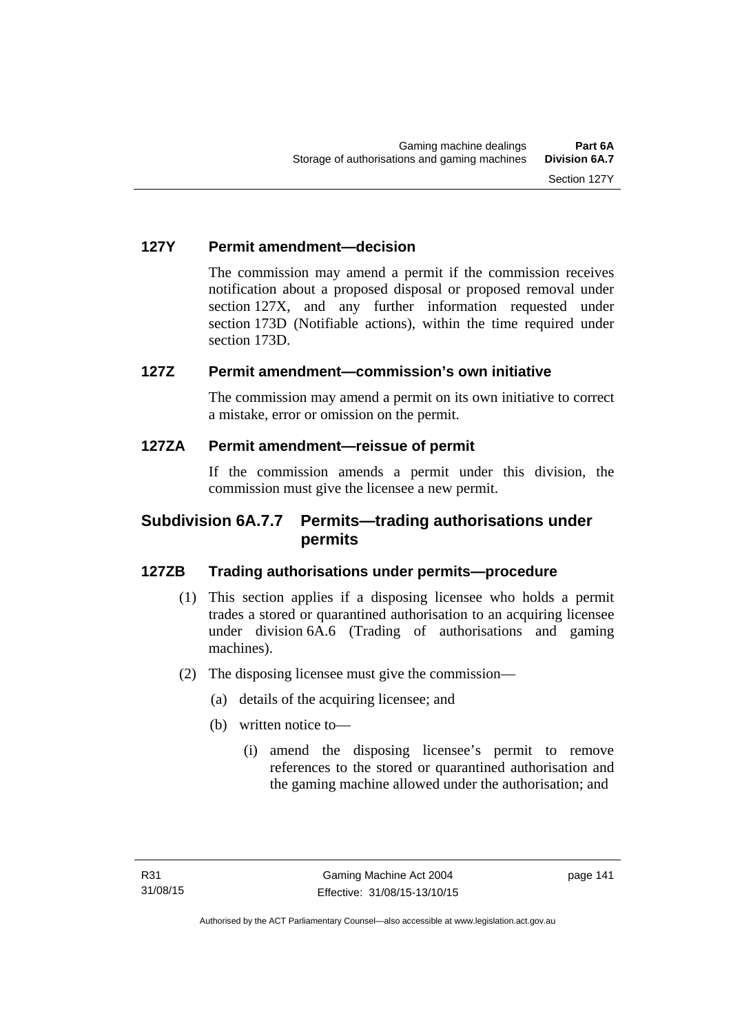### 127Y Permit amendment—decision

The commission may amend a permit if the commission receives notification about a proposed disposal or proposed removal under section 127X, and any further information requested under section 173D (Notifiable actions), within the time required under section 173D.

### 127Z Permit amendment—commission's own initiative

The commission may amend a permit on its own initiative to correct a mistake, error or omission on the permit.

### 127ZA Permit amendment—reissue of permit

If the commission amends a permit under this division, the commission must give the licensee a new permit.

## Subdivision 6A.7.7 Permits—trading authorisations under permits

### 127ZB Trading authorisations under permits—procedure

(1) This section applies if a disposing licensee who holds a permit trades a stored or quarantined authorisation to an acquiring licensee under division 6A.6 (Trading of authorisations and gaming machines).

(2) The disposing licensee must give the commission—

(a) details of the acquiring licensee; and

(b) written notice to—

(i) amend the disposing licensee's permit to remove references to the stored or quarantined authorisation and the gaming machine allowed under the authorisation; and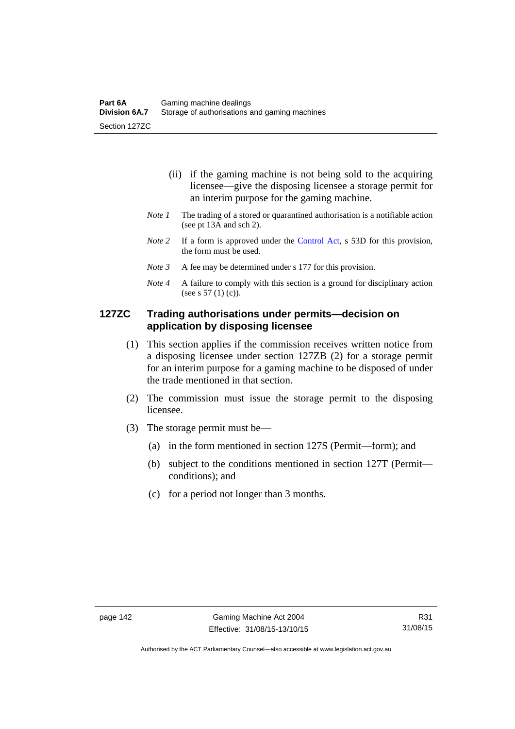(ii) if the gaming machine is not being sold to the acquiring licensee—give the disposing licensee a storage permit for an interim purpose for the gaming machine.

*Note 1* The trading of a stored or quarantined authorisation is a notifiable action (see pt 13A and sch 2).

*Note 2* If a form is approved under the Control Act, s 53D for this provision, the form must be used.

*Note 3* A fee may be determined under s 177 for this provision.

*Note 4* A failure to comply with this section is a ground for disciplinary action (see s 57 (1) (c)).

### 127ZC Trading authorisations under permits—decision on application by disposing licensee

(1) This section applies if the commission receives written notice from a disposing licensee under section 127ZB (2) for a storage permit for an interim purpose for a gaming machine to be disposed of under the trade mentioned in that section.

(2) The commission must issue the storage permit to the disposing licensee.

(3) The storage permit must be—

(a) in the form mentioned in section 127S (Permit—form); and

(b) subject to the conditions mentioned in section 127T (Permit—conditions); and

(c) for a period not longer than 3 months.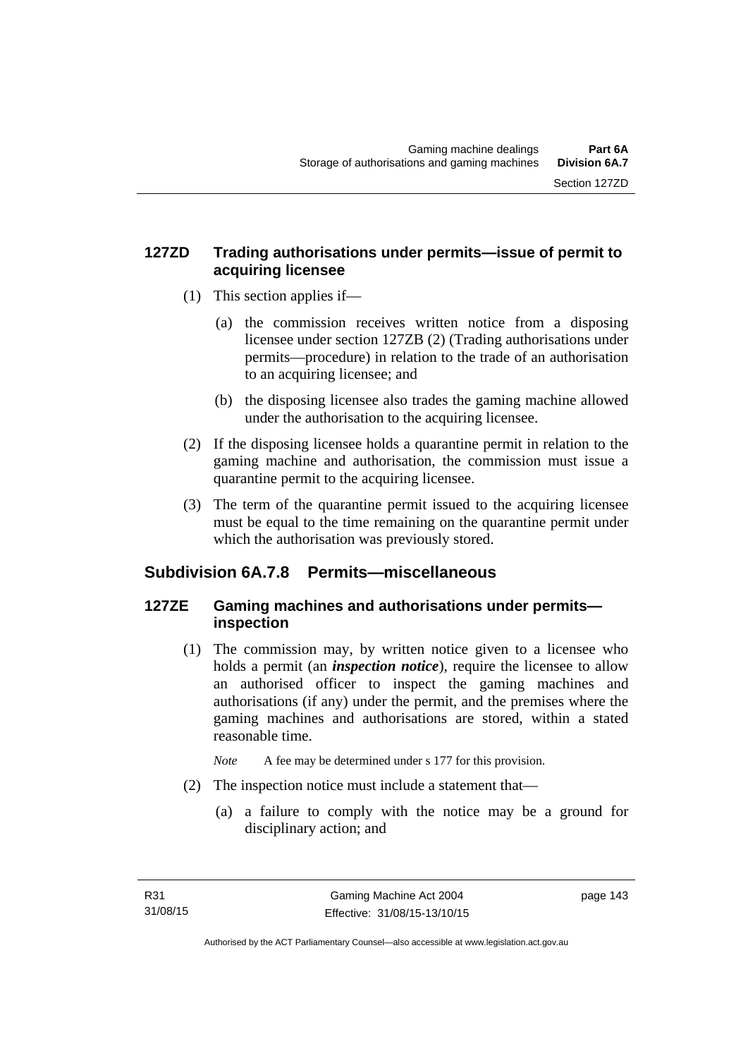### 127ZD Trading authorisations under permits—issue of permit to acquiring licensee

(1) This section applies if—

(a) the commission receives written notice from a disposing licensee under section 127ZB (2) (Trading authorisations under permits—procedure) in relation to the trade of an authorisation to an acquiring licensee; and

(b) the disposing licensee also trades the gaming machine allowed under the authorisation to the acquiring licensee.

(2) If the disposing licensee holds a quarantine permit in relation to the gaming machine and authorisation, the commission must issue a quarantine permit to the acquiring licensee.

(3) The term of the quarantine permit issued to the acquiring licensee must be equal to the time remaining on the quarantine permit under which the authorisation was previously stored.

## Subdivision 6A.7.8 Permits—miscellaneous

### 127ZE Gaming machines and authorisations under permits—inspection

(1) The commission may, by written notice given to a licensee who holds a permit (an ***inspection notice***), require the licensee to allow an authorised officer to inspect the gaming machines and authorisations (if any) under the permit, and the premises where the gaming machines and authorisations are stored, within a stated reasonable time.

*Note* A fee may be determined under s 177 for this provision.

(2) The inspection notice must include a statement that—

(a) a failure to comply with the notice may be a ground for disciplinary action; and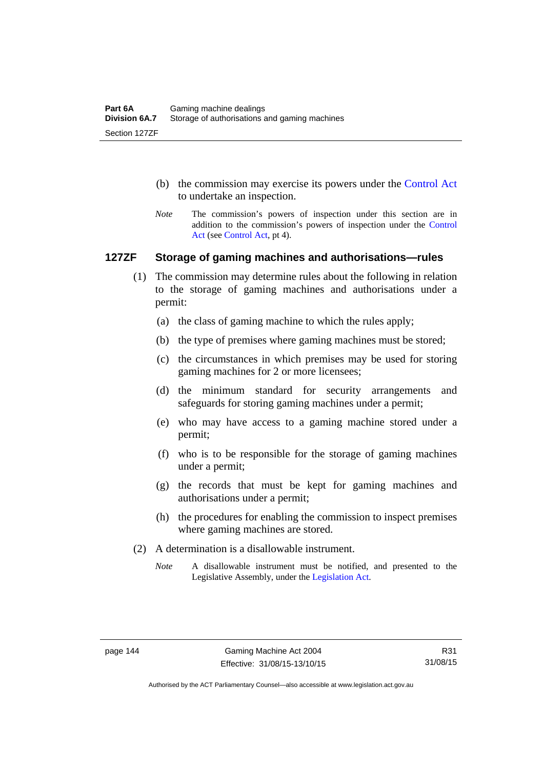(b) the commission may exercise its powers under the Control Act to undertake an inspection.

*Note* The commission's powers of inspection under this section are in addition to the commission's powers of inspection under the Control Act (see Control Act, pt 4).

### 127ZF Storage of gaming machines and authorisations—rules

(1) The commission may determine rules about the following in relation to the storage of gaming machines and authorisations under a permit:

(a) the class of gaming machine to which the rules apply;

(b) the type of premises where gaming machines must be stored;

(c) the circumstances in which premises may be used for storing gaming machines for 2 or more licensees;

(d) the minimum standard for security arrangements and safeguards for storing gaming machines under a permit;

(e) who may have access to a gaming machine stored under a permit;

(f) who is to be responsible for the storage of gaming machines under a permit;

(g) the records that must be kept for gaming machines and authorisations under a permit;

(h) the procedures for enabling the commission to inspect premises where gaming machines are stored.

(2) A determination is a disallowable instrument.

*Note* A disallowable instrument must be notified, and presented to the Legislative Assembly, under the Legislation Act.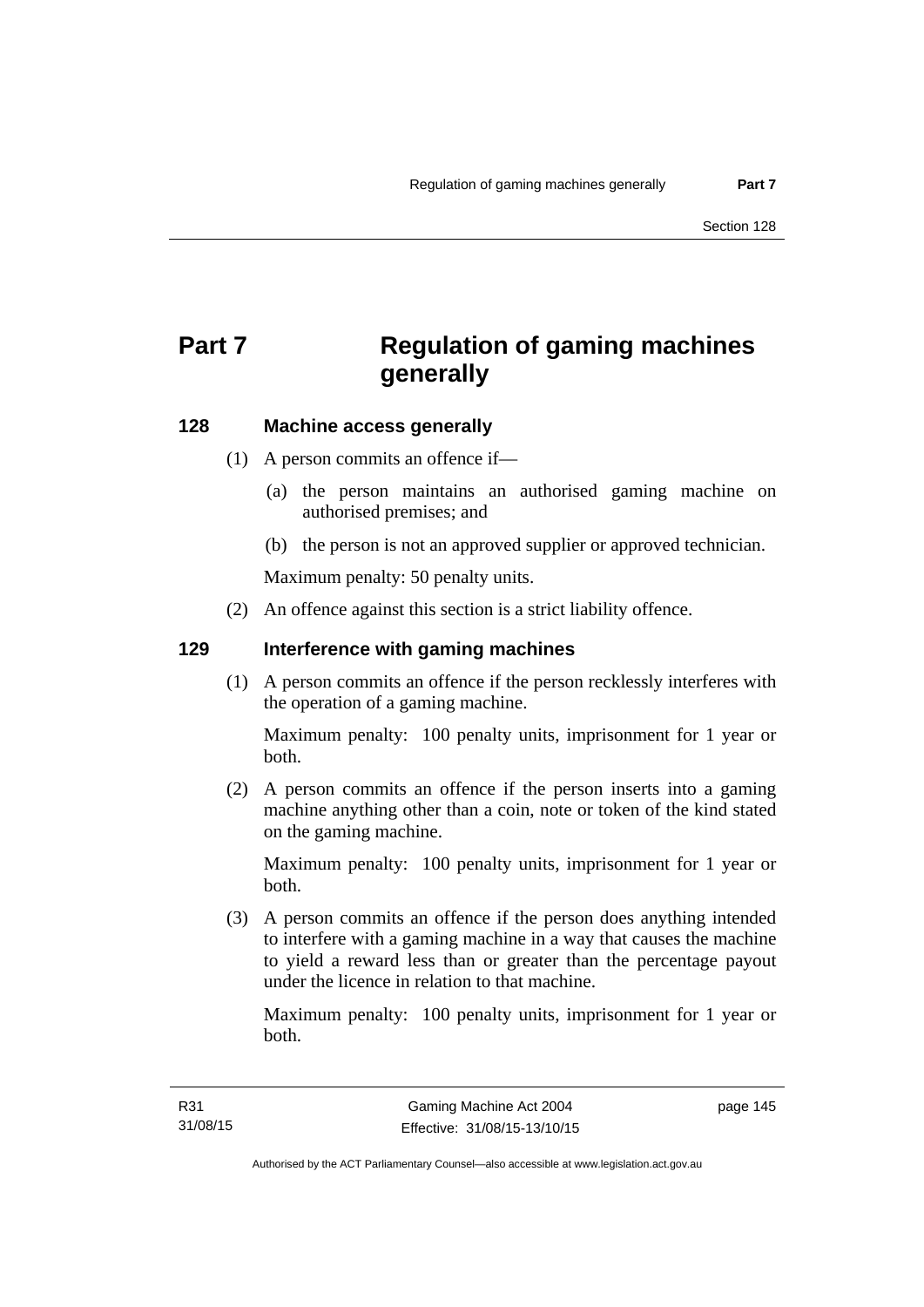# Part 7 Regulation of gaming machines generally

## 128 Machine access generally

(1) A person commits an offence if—

(a) the person maintains an authorised gaming machine on authorised premises; and

(b) the person is not an approved supplier or approved technician.

Maximum penalty: 50 penalty units.

(2) An offence against this section is a strict liability offence.

## 129 Interference with gaming machines

(1) A person commits an offence if the person recklessly interferes with the operation of a gaming machine.

Maximum penalty: 100 penalty units, imprisonment for 1 year or both.

(2) A person commits an offence if the person inserts into a gaming machine anything other than a coin, note or token of the kind stated on the gaming machine.

Maximum penalty: 100 penalty units, imprisonment for 1 year or both.

(3) A person commits an offence if the person does anything intended to interfere with a gaming machine in a way that causes the machine to yield a reward less than or greater than the percentage payout under the licence in relation to that machine.

Maximum penalty: 100 penalty units, imprisonment for 1 year or both.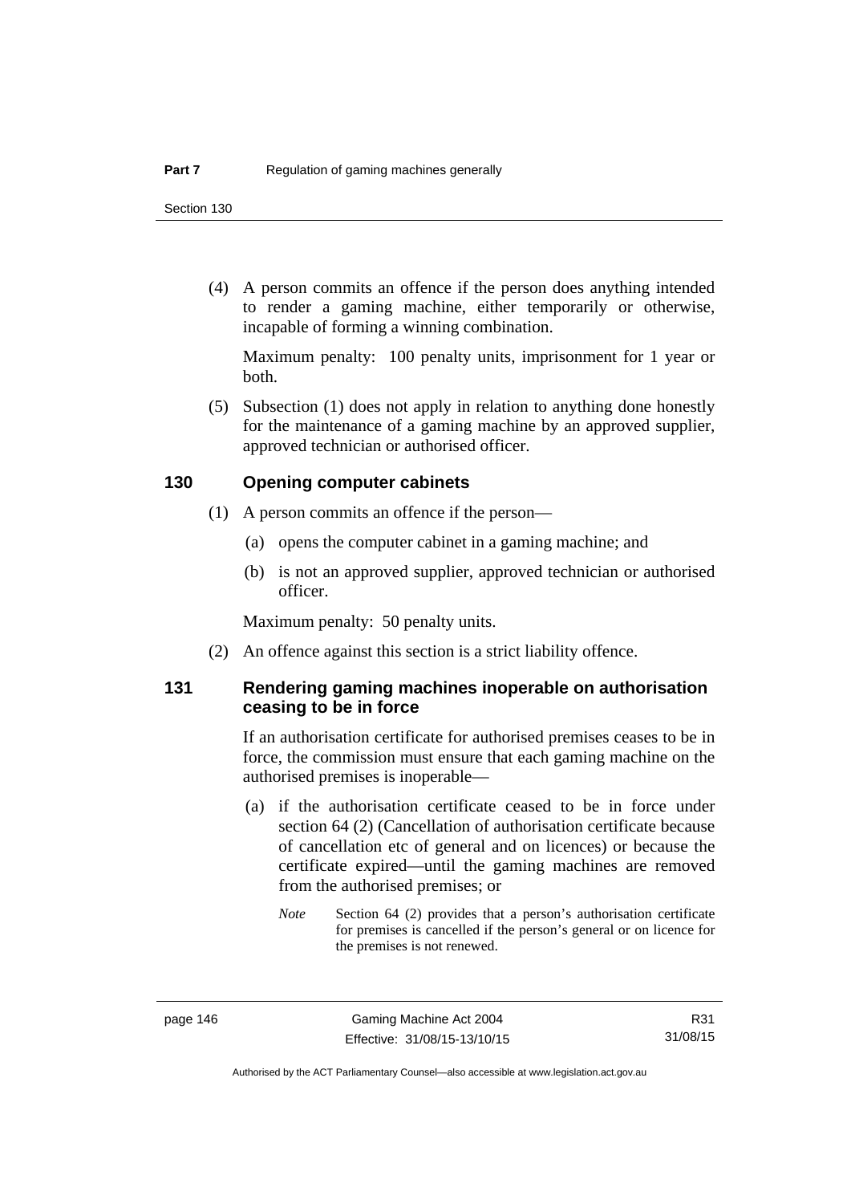(4) A person commits an offence if the person does anything intended to render a gaming machine, either temporarily or otherwise, incapable of forming a winning combination.

Maximum penalty: 100 penalty units, imprisonment for 1 year or both.

(5) Subsection (1) does not apply in relation to anything done honestly for the maintenance of a gaming machine by an approved supplier, approved technician or authorised officer.

## 130 Opening computer cabinets

(1) A person commits an offence if the person—

(a) opens the computer cabinet in a gaming machine; and

(b) is not an approved supplier, approved technician or authorised officer.

Maximum penalty: 50 penalty units.

(2) An offence against this section is a strict liability offence.

## 131 Rendering gaming machines inoperable on authorisation ceasing to be in force

If an authorisation certificate for authorised premises ceases to be in force, the commission must ensure that each gaming machine on the authorised premises is inoperable—

(a) if the authorisation certificate ceased to be in force under section 64 (2) (Cancellation of authorisation certificate because of cancellation etc of general and on licences) or because the certificate expired—until the gaming machines are removed from the authorised premises; or

*Note* Section 64 (2) provides that a person's authorisation certificate for premises is cancelled if the person's general or on licence for the premises is not renewed.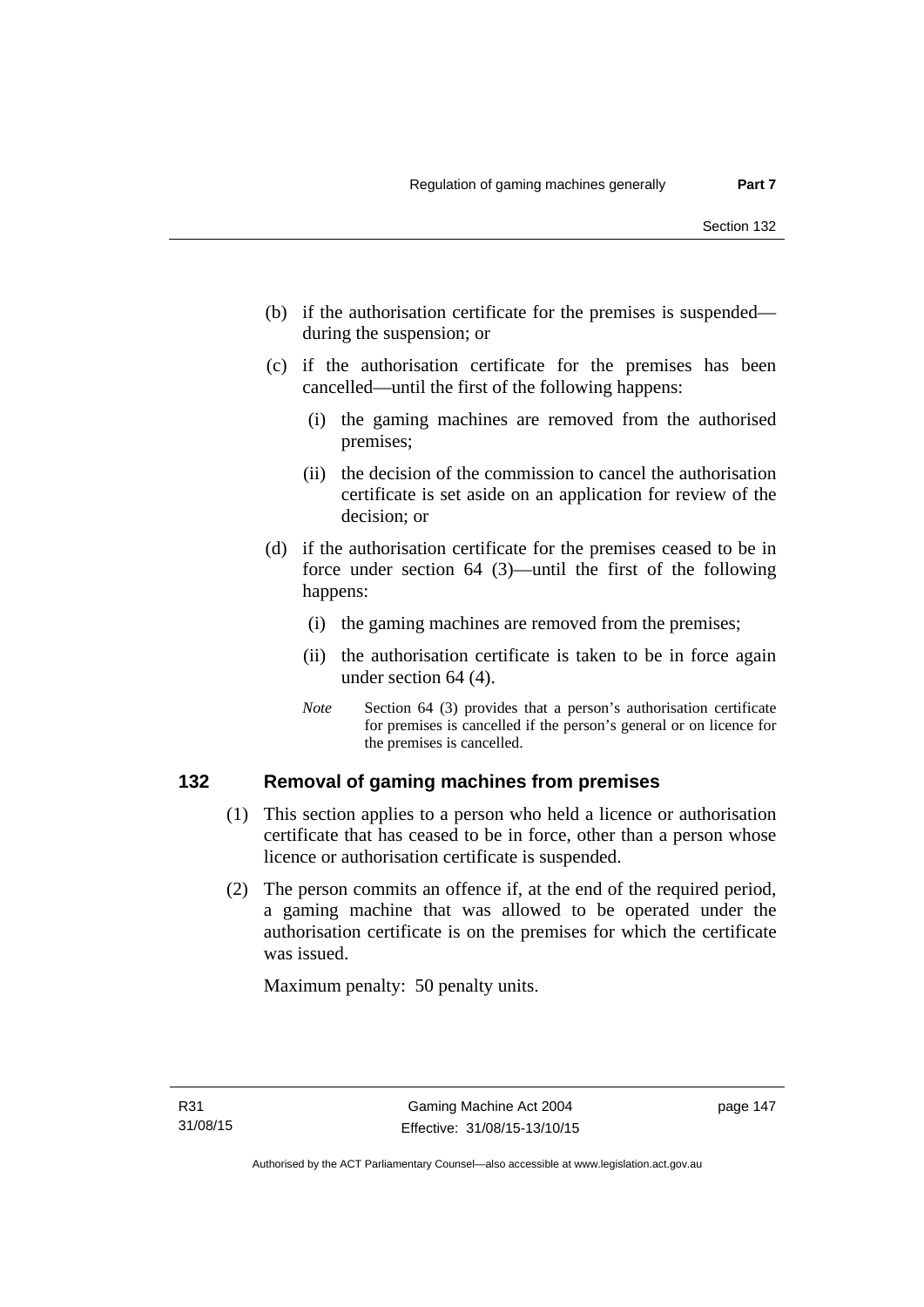(b) if the authorisation certificate for the premises is suspended—during the suspension; or

(c) if the authorisation certificate for the premises has been cancelled—until the first of the following happens:

   (i) the gaming machines are removed from the authorised premises;

   (ii) the decision of the commission to cancel the authorisation certificate is set aside on an application for review of the decision; or

(d) if the authorisation certificate for the premises ceased to be in force under section 64 (3)—until the first of the following happens:

   (i) the gaming machines are removed from the premises;

   (ii) the authorisation certificate is taken to be in force again under section 64 (4).

*Note* Section 64 (3) provides that a person's authorisation certificate for premises is cancelled if the person's general or on licence for the premises is cancelled.

### 132 Removal of gaming machines from premises

(1) This section applies to a person who held a licence or authorisation certificate that has ceased to be in force, other than a person whose licence or authorisation certificate is suspended.

(2) The person commits an offence if, at the end of the required period, a gaming machine that was allowed to be operated under the authorisation certificate is on the premises for which the certificate was issued.

Maximum penalty: 50 penalty units.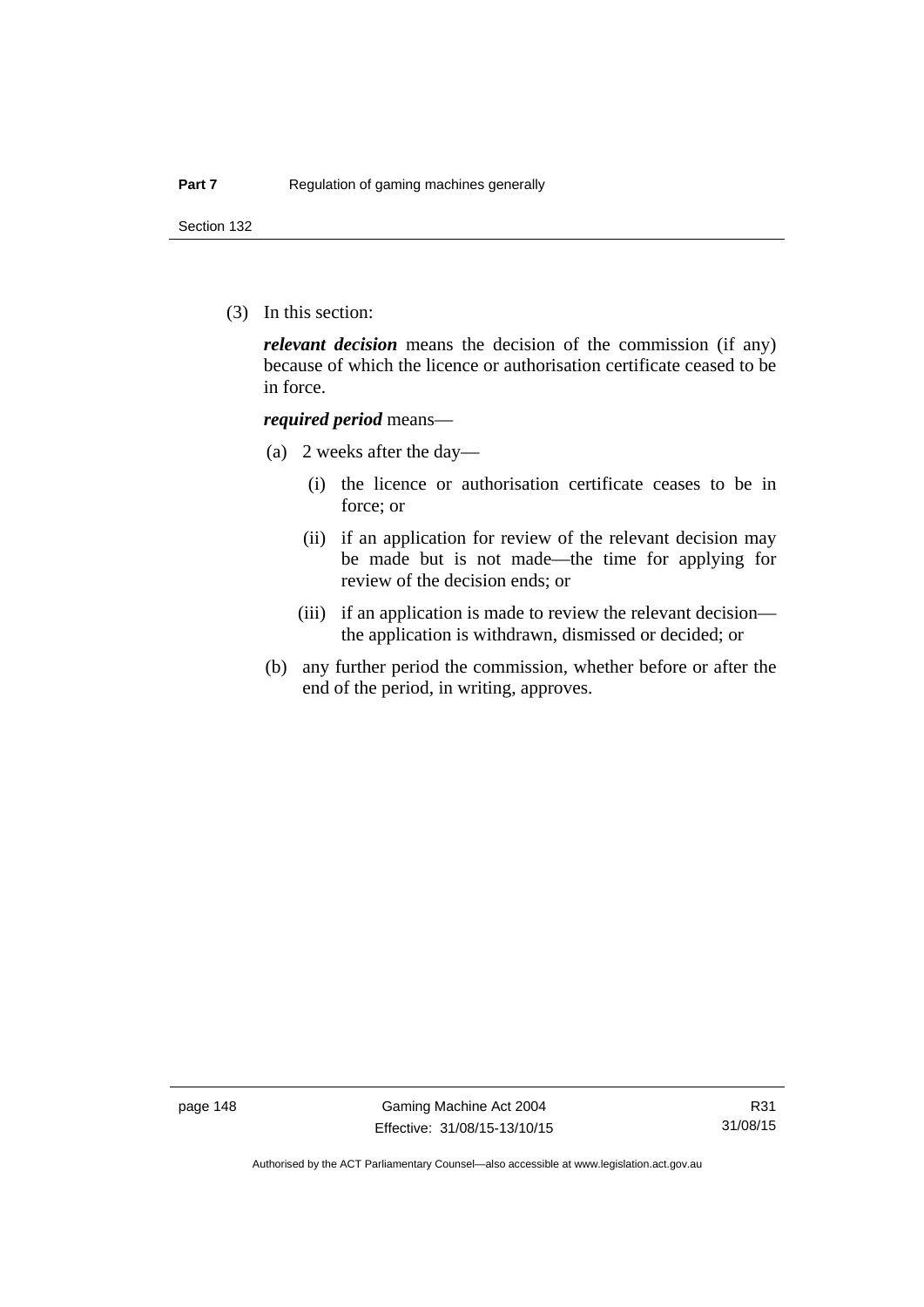(3) In this section:

***relevant decision*** means the decision of the commission (if any) because of which the licence or authorisation certificate ceased to be in force.

***required period*** means—

(a) 2 weeks after the day—

(i) the licence or authorisation certificate ceases to be in force; or

(ii) if an application for review of the relevant decision may be made but is not made—the time for applying for review of the decision ends; or

(iii) if an application is made to review the relevant decision—the application is withdrawn, dismissed or decided; or

(b) any further period the commission, whether before or after the end of the period, in writing, approves.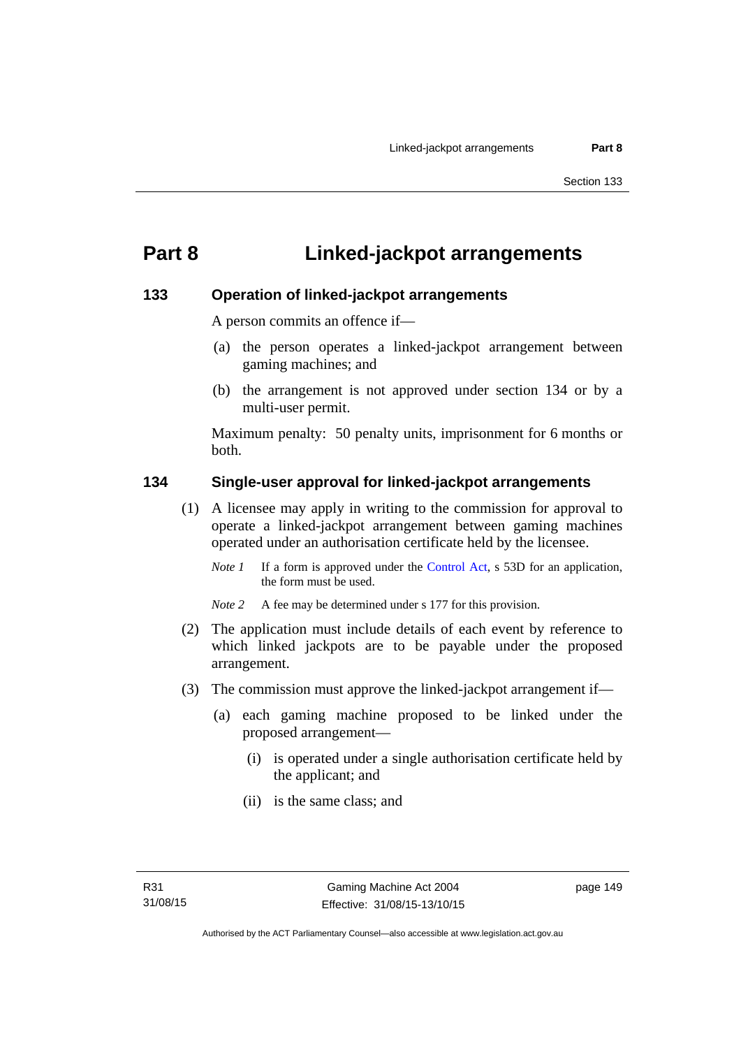# Part 8 Linked-jackpot arrangements

### 133 Operation of linked-jackpot arrangements

A person commits an offence if—

(a) the person operates a linked-jackpot arrangement between gaming machines; and

(b) the arrangement is not approved under section 134 or by a multi-user permit.

Maximum penalty: 50 penalty units, imprisonment for 6 months or both.

### 134 Single-user approval for linked-jackpot arrangements

(1) A licensee may apply in writing to the commission for approval to operate a linked-jackpot arrangement between gaming machines operated under an authorisation certificate held by the licensee.

*Note 1* If a form is approved under the Control Act, s 53D for an application, the form must be used.

*Note 2* A fee may be determined under s 177 for this provision.

(2) The application must include details of each event by reference to which linked jackpots are to be payable under the proposed arrangement.

(3) The commission must approve the linked-jackpot arrangement if—

(a) each gaming machine proposed to be linked under the proposed arrangement—

(i) is operated under a single authorisation certificate held by the applicant; and

(ii) is the same class; and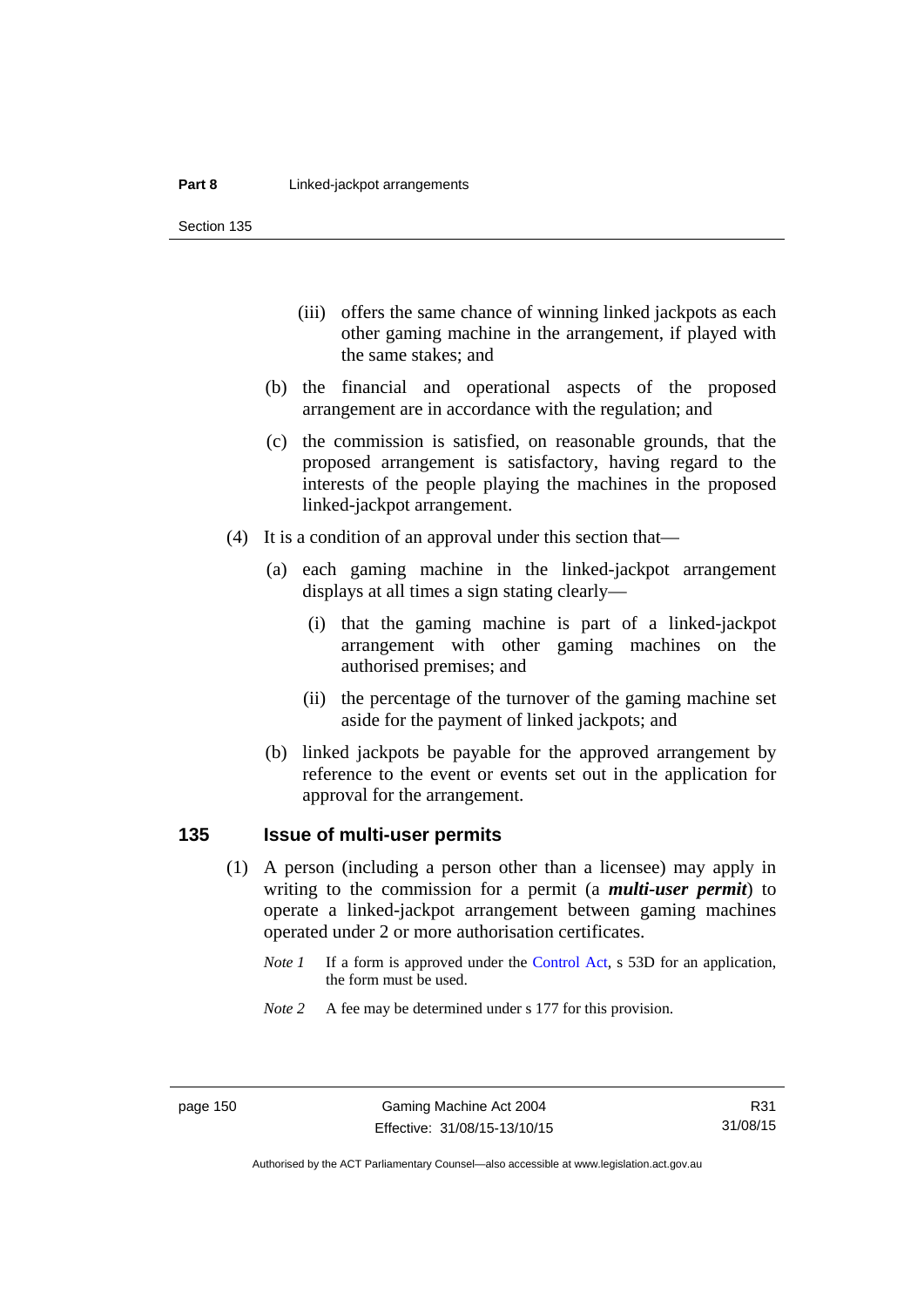(iii) offers the same chance of winning linked jackpots as each other gaming machine in the arrangement, if played with the same stakes; and

(b) the financial and operational aspects of the proposed arrangement are in accordance with the regulation; and

(c) the commission is satisfied, on reasonable grounds, that the proposed arrangement is satisfactory, having regard to the interests of the people playing the machines in the proposed linked-jackpot arrangement.

(4) It is a condition of an approval under this section that—

(a) each gaming machine in the linked-jackpot arrangement displays at all times a sign stating clearly—

(i) that the gaming machine is part of a linked-jackpot arrangement with other gaming machines on the authorised premises; and

(ii) the percentage of the turnover of the gaming machine set aside for the payment of linked jackpots; and

(b) linked jackpots be payable for the approved arrangement by reference to the event or events set out in the application for approval for the arrangement.

## 135 Issue of multi-user permits

(1) A person (including a person other than a licensee) may apply in writing to the commission for a permit (a ***multi-user permit***) to operate a linked-jackpot arrangement between gaming machines operated under 2 or more authorisation certificates.

*Note 1* If a form is approved under the Control Act, s 53D for an application, the form must be used.

*Note 2* A fee may be determined under s 177 for this provision.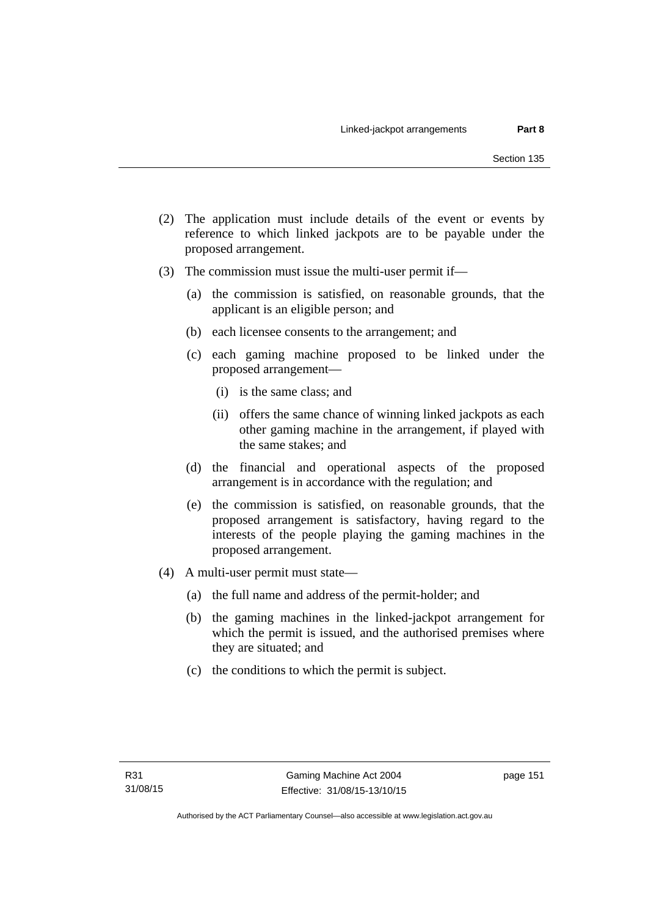(2) The application must include details of the event or events by reference to which linked jackpots are to be payable under the proposed arrangement.

(3) The commission must issue the multi-user permit if—

  (a) the commission is satisfied, on reasonable grounds, that the applicant is an eligible person; and

  (b) each licensee consents to the arrangement; and

  (c) each gaming machine proposed to be linked under the proposed arrangement—

    (i) is the same class; and

    (ii) offers the same chance of winning linked jackpots as each other gaming machine in the arrangement, if played with the same stakes; and

  (d) the financial and operational aspects of the proposed arrangement is in accordance with the regulation; and

  (e) the commission is satisfied, on reasonable grounds, that the proposed arrangement is satisfactory, having regard to the interests of the people playing the gaming machines in the proposed arrangement.

(4) A multi-user permit must state—

  (a) the full name and address of the permit-holder; and

  (b) the gaming machines in the linked-jackpot arrangement for which the permit is issued, and the authorised premises where they are situated; and

  (c) the conditions to which the permit is subject.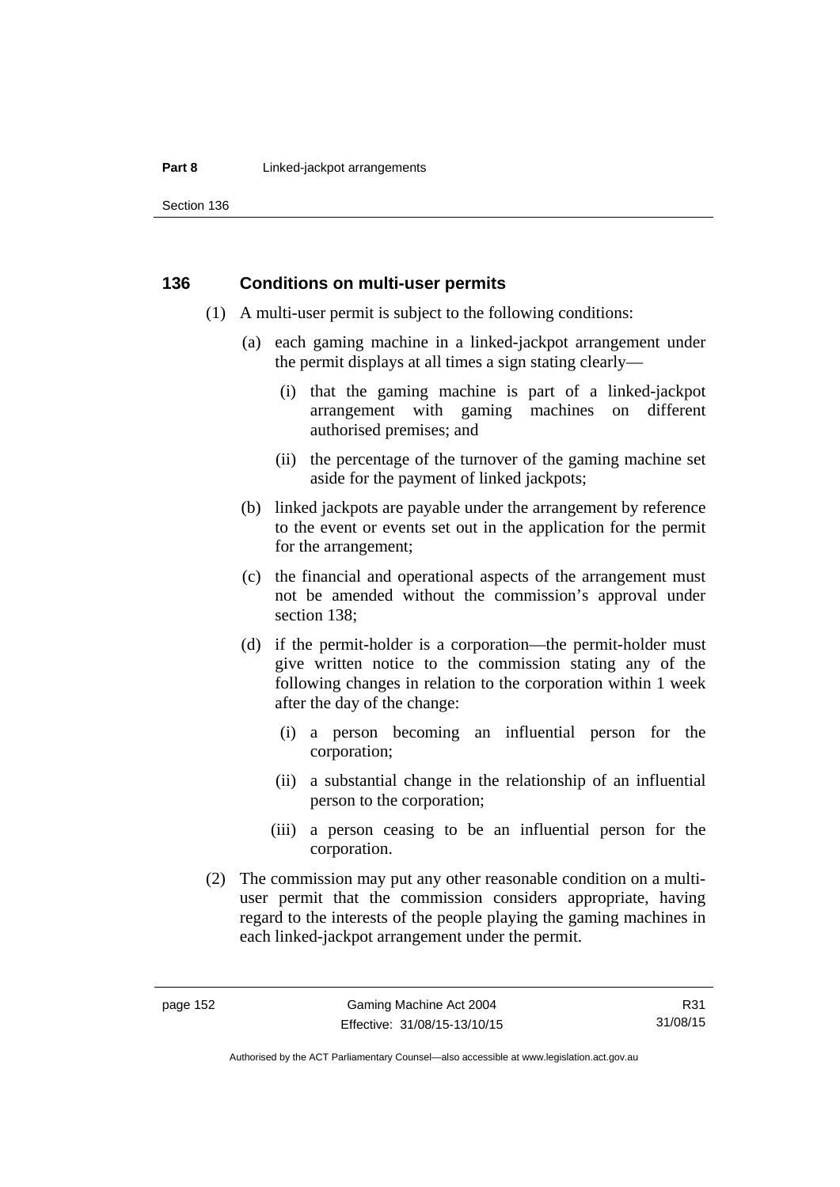### 136 Conditions on multi-user permits

(1) A multi-user permit is subject to the following conditions:

(a) each gaming machine in a linked-jackpot arrangement under the permit displays at all times a sign stating clearly—

(i) that the gaming machine is part of a linked-jackpot arrangement with gaming machines on different authorised premises; and

(ii) the percentage of the turnover of the gaming machine set aside for the payment of linked jackpots;

(b) linked jackpots are payable under the arrangement by reference to the event or events set out in the application for the permit for the arrangement;

(c) the financial and operational aspects of the arrangement must not be amended without the commission's approval under section 138;

(d) if the permit-holder is a corporation—the permit-holder must give written notice to the commission stating any of the following changes in relation to the corporation within 1 week after the day of the change:

(i) a person becoming an influential person for the corporation;

(ii) a substantial change in the relationship of an influential person to the corporation;

(iii) a person ceasing to be an influential person for the corporation.

(2) The commission may put any other reasonable condition on a multi-user permit that the commission considers appropriate, having regard to the interests of the people playing the gaming machines in each linked-jackpot arrangement under the permit.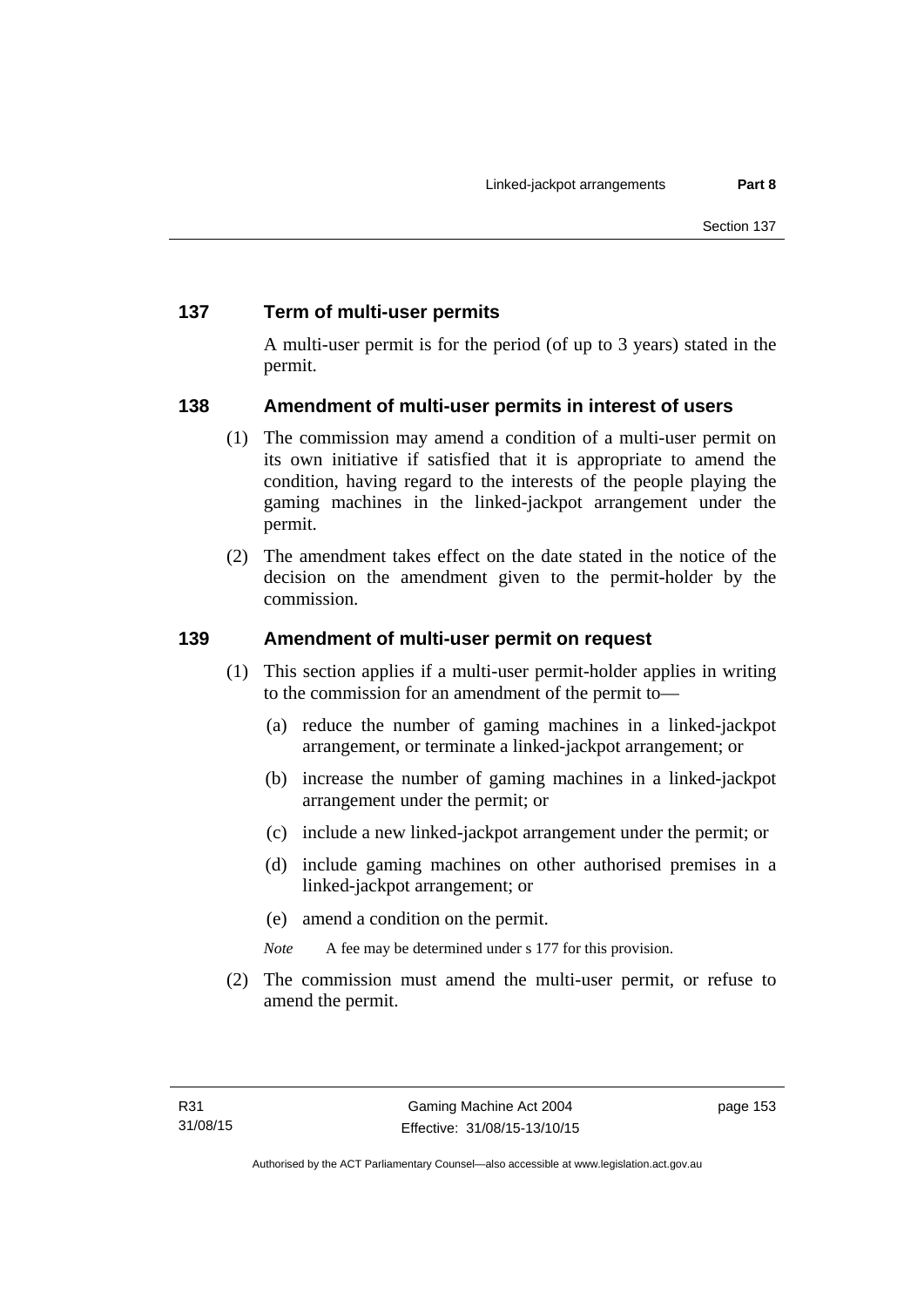## 137 Term of multi-user permits

A multi-user permit is for the period (of up to 3 years) stated in the permit.

## 138 Amendment of multi-user permits in interest of users

(1) The commission may amend a condition of a multi-user permit on its own initiative if satisfied that it is appropriate to amend the condition, having regard to the interests of the people playing the gaming machines in the linked-jackpot arrangement under the permit.

(2) The amendment takes effect on the date stated in the notice of the decision on the amendment given to the permit-holder by the commission.

## 139 Amendment of multi-user permit on request

(1) This section applies if a multi-user permit-holder applies in writing to the commission for an amendment of the permit to—

(a) reduce the number of gaming machines in a linked-jackpot arrangement, or terminate a linked-jackpot arrangement; or

(b) increase the number of gaming machines in a linked-jackpot arrangement under the permit; or

(c) include a new linked-jackpot arrangement under the permit; or

(d) include gaming machines on other authorised premises in a linked-jackpot arrangement; or

(e) amend a condition on the permit.

*Note* A fee may be determined under s 177 for this provision.

(2) The commission must amend the multi-user permit, or refuse to amend the permit.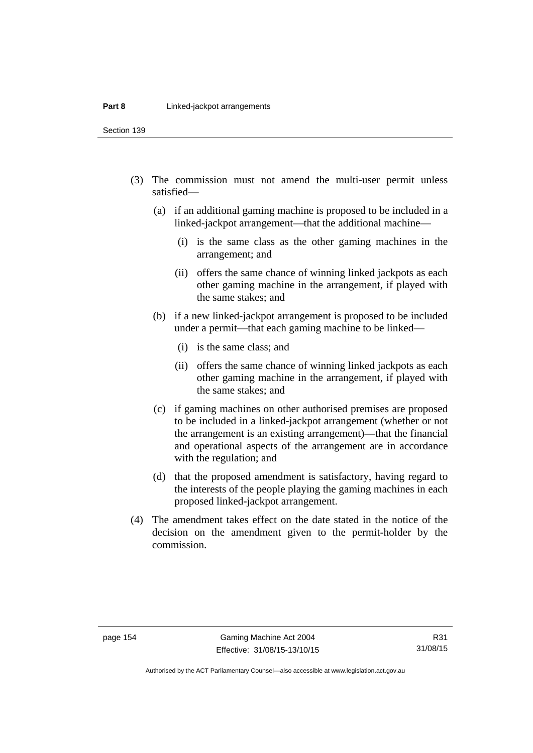(3) The commission must not amend the multi-user permit unless satisfied—

(a) if an additional gaming machine is proposed to be included in a linked-jackpot arrangement—that the additional machine—

(i) is the same class as the other gaming machines in the arrangement; and

(ii) offers the same chance of winning linked jackpots as each other gaming machine in the arrangement, if played with the same stakes; and

(b) if a new linked-jackpot arrangement is proposed to be included under a permit—that each gaming machine to be linked—

(i) is the same class; and

(ii) offers the same chance of winning linked jackpots as each other gaming machine in the arrangement, if played with the same stakes; and

(c) if gaming machines on other authorised premises are proposed to be included in a linked-jackpot arrangement (whether or not the arrangement is an existing arrangement)—that the financial and operational aspects of the arrangement are in accordance with the regulation; and

(d) that the proposed amendment is satisfactory, having regard to the interests of the people playing the gaming machines in each proposed linked-jackpot arrangement.

(4) The amendment takes effect on the date stated in the notice of the decision on the amendment given to the permit-holder by the commission.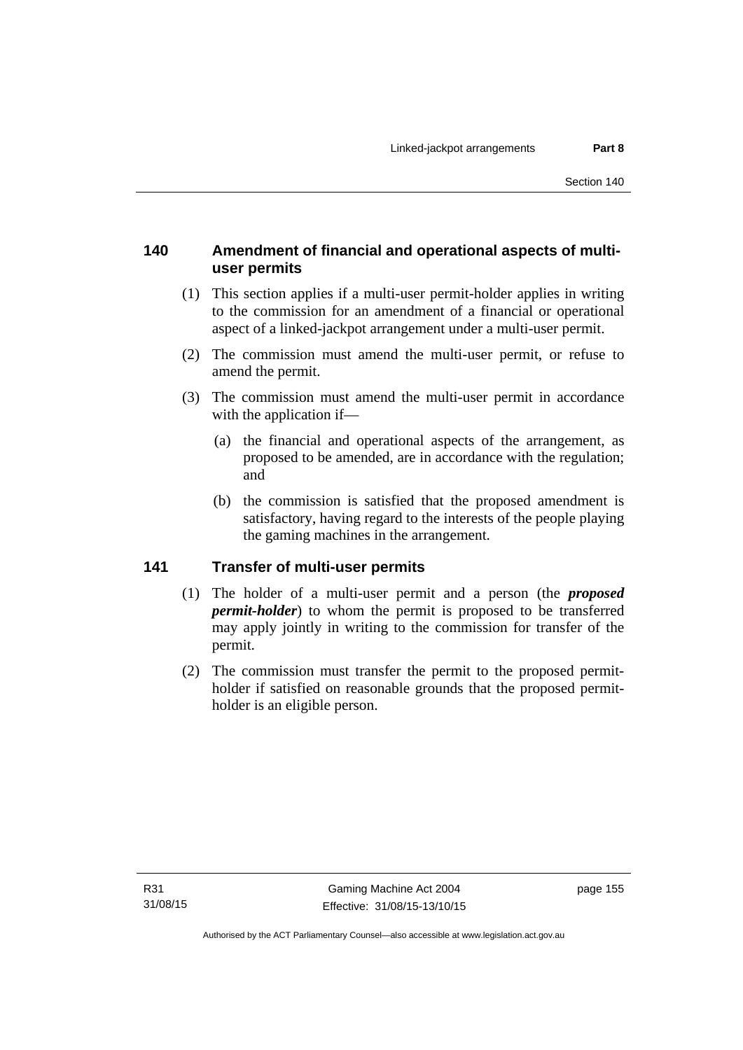### 140 Amendment of financial and operational aspects of multi-user permits

(1) This section applies if a multi-user permit-holder applies in writing to the commission for an amendment of a financial or operational aspect of a linked-jackpot arrangement under a multi-user permit.

(2) The commission must amend the multi-user permit, or refuse to amend the permit.

(3) The commission must amend the multi-user permit in accordance with the application if—

(a) the financial and operational aspects of the arrangement, as proposed to be amended, are in accordance with the regulation; and

(b) the commission is satisfied that the proposed amendment is satisfactory, having regard to the interests of the people playing the gaming machines in the arrangement.

### 141 Transfer of multi-user permits

(1) The holder of a multi-user permit and a person (the ***proposed permit-holder***) to whom the permit is proposed to be transferred may apply jointly in writing to the commission for transfer of the permit.

(2) The commission must transfer the permit to the proposed permit-holder if satisfied on reasonable grounds that the proposed permit-holder is an eligible person.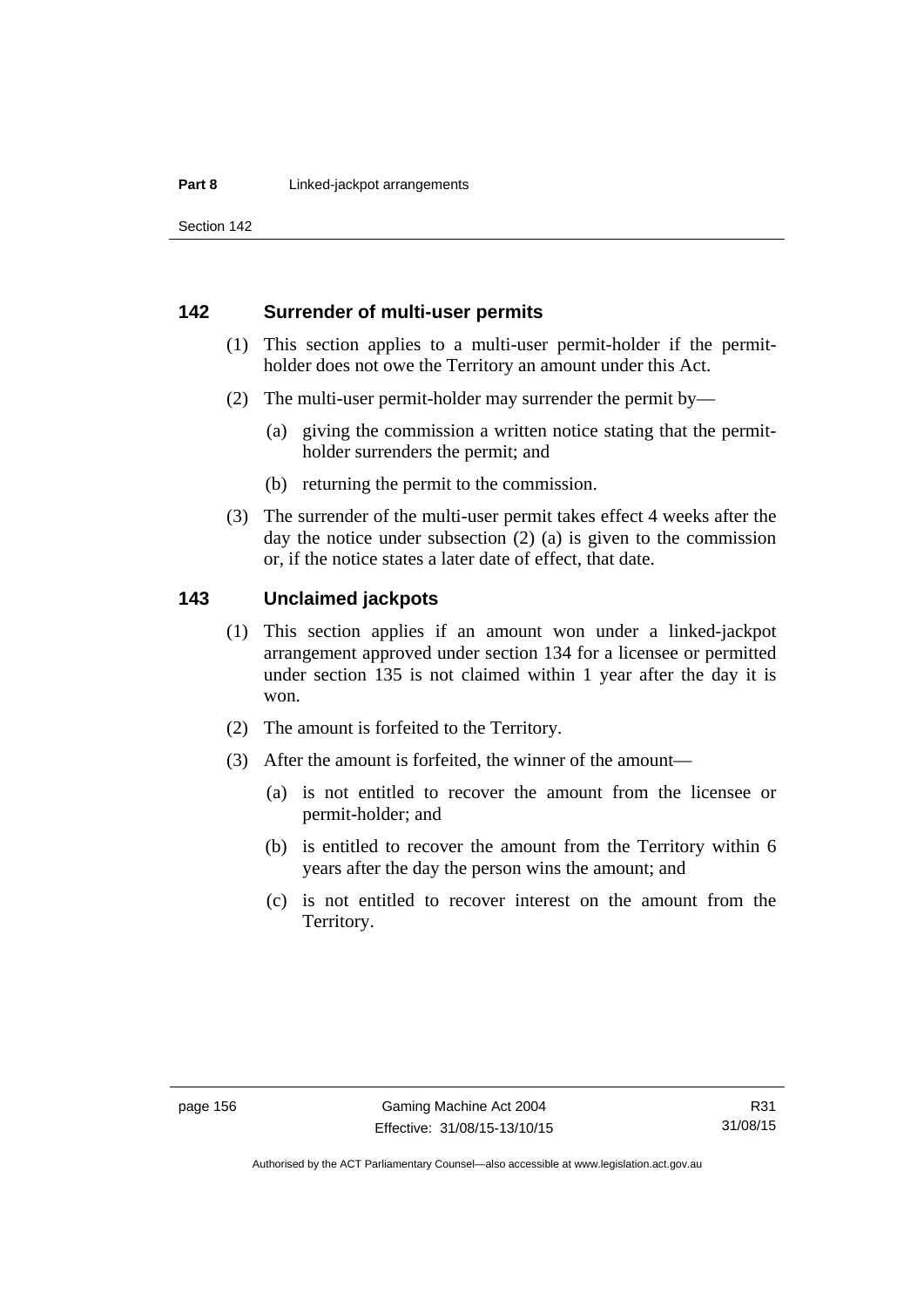## 142 Surrender of multi-user permits

(1) This section applies to a multi-user permit-holder if the permit-holder does not owe the Territory an amount under this Act.

(2) The multi-user permit-holder may surrender the permit by—

(a) giving the commission a written notice stating that the permit-holder surrenders the permit; and

(b) returning the permit to the commission.

(3) The surrender of the multi-user permit takes effect 4 weeks after the day the notice under subsection (2) (a) is given to the commission or, if the notice states a later date of effect, that date.

## 143 Unclaimed jackpots

(1) This section applies if an amount won under a linked-jackpot arrangement approved under section 134 for a licensee or permitted under section 135 is not claimed within 1 year after the day it is won.

(2) The amount is forfeited to the Territory.

(3) After the amount is forfeited, the winner of the amount—

(a) is not entitled to recover the amount from the licensee or permit-holder; and

(b) is entitled to recover the amount from the Territory within 6 years after the day the person wins the amount; and

(c) is not entitled to recover interest on the amount from the Territory.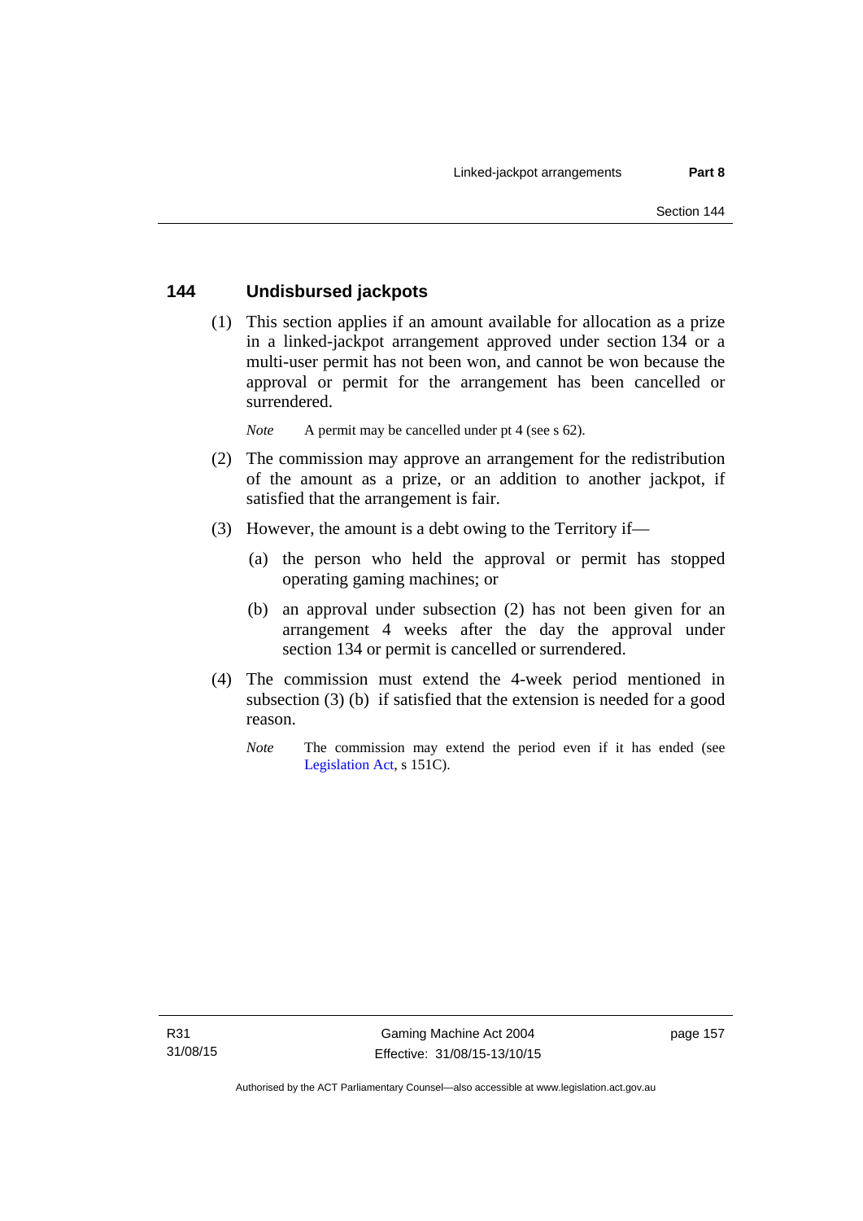## 144 Undisbursed jackpots

(1) This section applies if an amount available for allocation as a prize in a linked-jackpot arrangement approved under section 134 or a multi-user permit has not been won, and cannot be won because the approval or permit for the arrangement has been cancelled or surrendered.

*Note* A permit may be cancelled under pt 4 (see s 62).

(2) The commission may approve an arrangement for the redistribution of the amount as a prize, or an addition to another jackpot, if satisfied that the arrangement is fair.

(3) However, the amount is a debt owing to the Territory if—

(a) the person who held the approval or permit has stopped operating gaming machines; or

(b) an approval under subsection (2) has not been given for an arrangement 4 weeks after the day the approval under section 134 or permit is cancelled or surrendered.

(4) The commission must extend the 4-week period mentioned in subsection (3) (b) if satisfied that the extension is needed for a good reason.

*Note* The commission may extend the period even if it has ended (see Legislation Act, s 151C).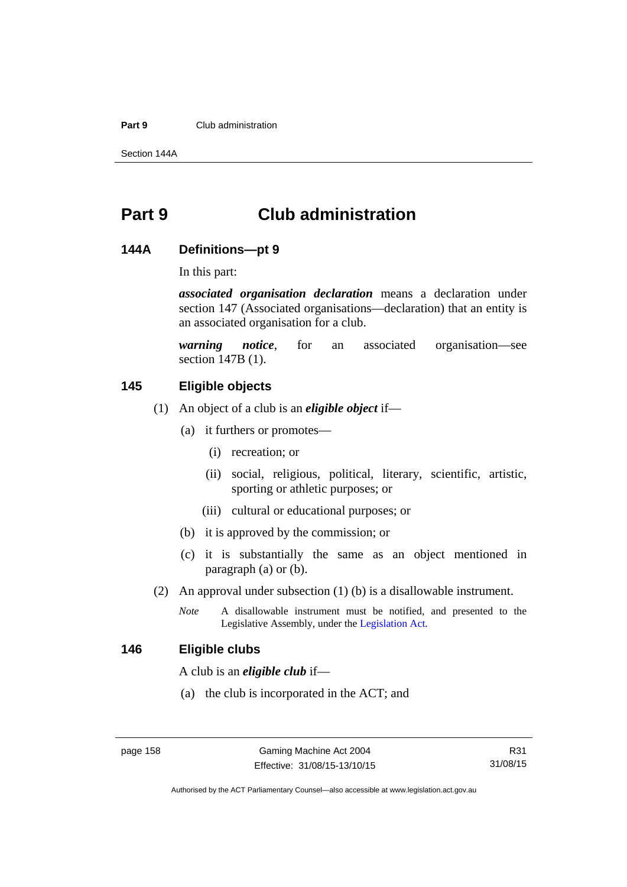# Part 9 Club administration

## 144A Definitions—pt 9

In this part:

***associated organisation declaration*** means a declaration under section 147 (Associated organisations—declaration) that an entity is an associated organisation for a club.

***warning notice***, for an associated organisation—see section 147B (1).

## 145 Eligible objects

(1) An object of a club is an ***eligible object*** if—

(a) it furthers or promotes—

(i) recreation; or

(ii) social, religious, political, literary, scientific, artistic, sporting or athletic purposes; or

(iii) cultural or educational purposes; or

(b) it is approved by the commission; or

(c) it is substantially the same as an object mentioned in paragraph (a) or (b).

(2) An approval under subsection (1) (b) is a disallowable instrument.

*Note* A disallowable instrument must be notified, and presented to the Legislative Assembly, under the Legislation Act.

## 146 Eligible clubs

A club is an ***eligible club*** if—

(a) the club is incorporated in the ACT; and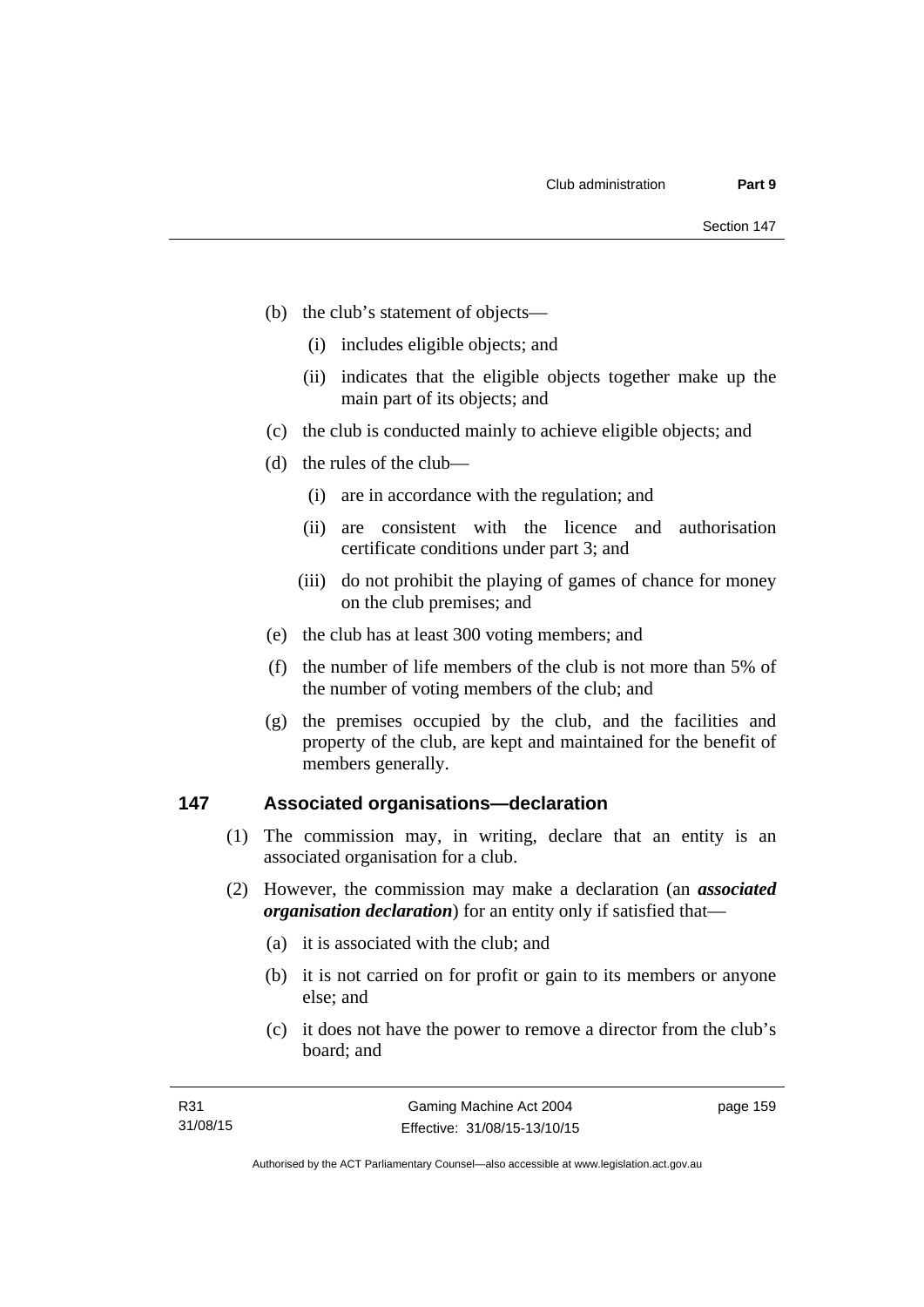(b) the club's statement of objects—

  (i) includes eligible objects; and

  (ii) indicates that the eligible objects together make up the main part of its objects; and

(c) the club is conducted mainly to achieve eligible objects; and

(d) the rules of the club—

  (i) are in accordance with the regulation; and

  (ii) are consistent with the licence and authorisation certificate conditions under part 3; and

  (iii) do not prohibit the playing of games of chance for money on the club premises; and

(e) the club has at least 300 voting members; and

(f) the number of life members of the club is not more than 5% of the number of voting members of the club; and

(g) the premises occupied by the club, and the facilities and property of the club, are kept and maintained for the benefit of members generally.

## 147 Associated organisations—declaration

(1) The commission may, in writing, declare that an entity is an associated organisation for a club.

(2) However, the commission may make a declaration (an ***associated organisation declaration***) for an entity only if satisfied that—

  (a) it is associated with the club; and

  (b) it is not carried on for profit or gain to its members or anyone else; and

  (c) it does not have the power to remove a director from the club's board; and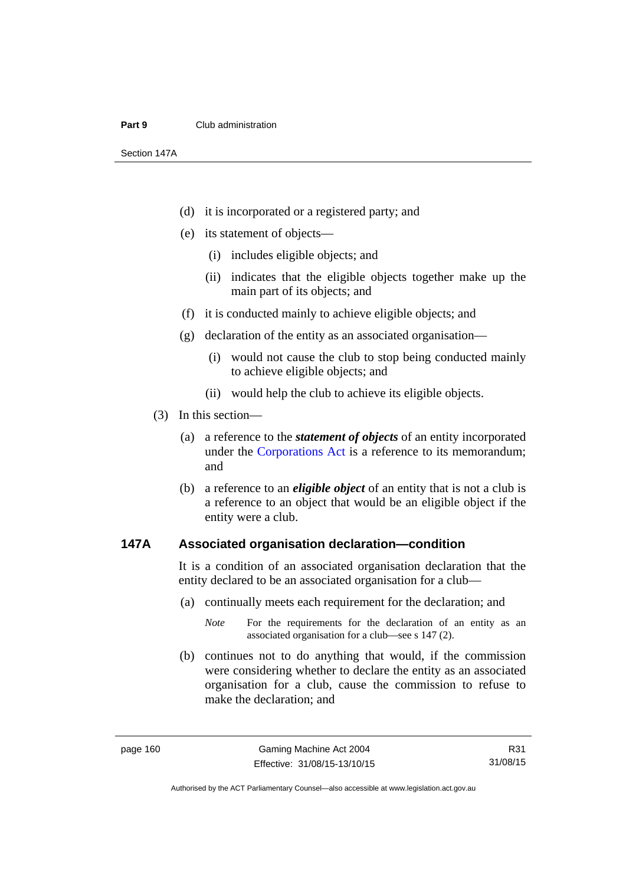(d) it is incorporated or a registered party; and

(e) its statement of objects—

(i) includes eligible objects; and

(ii) indicates that the eligible objects together make up the main part of its objects; and

(f) it is conducted mainly to achieve eligible objects; and

(g) declaration of the entity as an associated organisation—

(i) would not cause the club to stop being conducted mainly to achieve eligible objects; and

(ii) would help the club to achieve its eligible objects.

(3) In this section—

(a) a reference to the ***statement of objects*** of an entity incorporated under the Corporations Act is a reference to its memorandum; and

(b) a reference to an ***eligible object*** of an entity that is not a club is a reference to an object that would be an eligible object if the entity were a club.

### 147A Associated organisation declaration—condition

It is a condition of an associated organisation declaration that the entity declared to be an associated organisation for a club—

(a) continually meets each requirement for the declaration; and

*Note* For the requirements for the declaration of an entity as an associated organisation for a club—see s 147 (2).

(b) continues not to do anything that would, if the commission were considering whether to declare the entity as an associated organisation for a club, cause the commission to refuse to make the declaration; and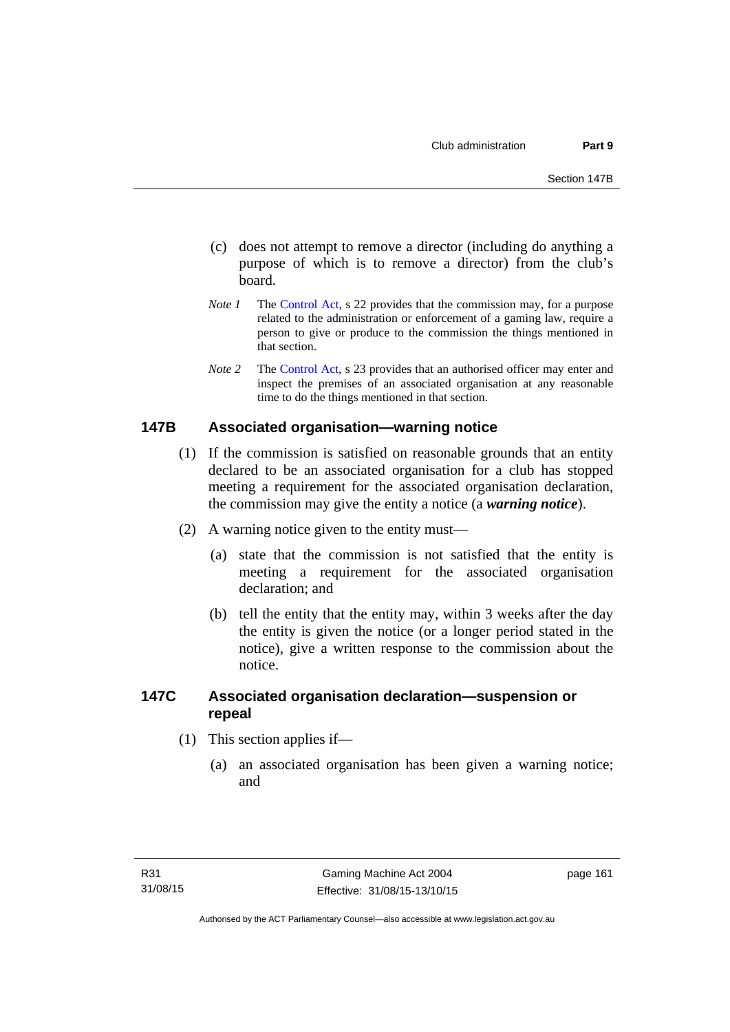(c) does not attempt to remove a director (including do anything a purpose of which is to remove a director) from the club's board.

*Note 1* The Control Act, s 22 provides that the commission may, for a purpose related to the administration or enforcement of a gaming law, require a person to give or produce to the commission the things mentioned in that section.

*Note 2* The Control Act, s 23 provides that an authorised officer may enter and inspect the premises of an associated organisation at any reasonable time to do the things mentioned in that section.

### 147B Associated organisation—warning notice

(1) If the commission is satisfied on reasonable grounds that an entity declared to be an associated organisation for a club has stopped meeting a requirement for the associated organisation declaration, the commission may give the entity a notice (a ***warning notice***).

(2) A warning notice given to the entity must—

(a) state that the commission is not satisfied that the entity is meeting a requirement for the associated organisation declaration; and

(b) tell the entity that the entity may, within 3 weeks after the day the entity is given the notice (or a longer period stated in the notice), give a written response to the commission about the notice.

### 147C Associated organisation declaration—suspension or repeal

(1) This section applies if—

(a) an associated organisation has been given a warning notice; and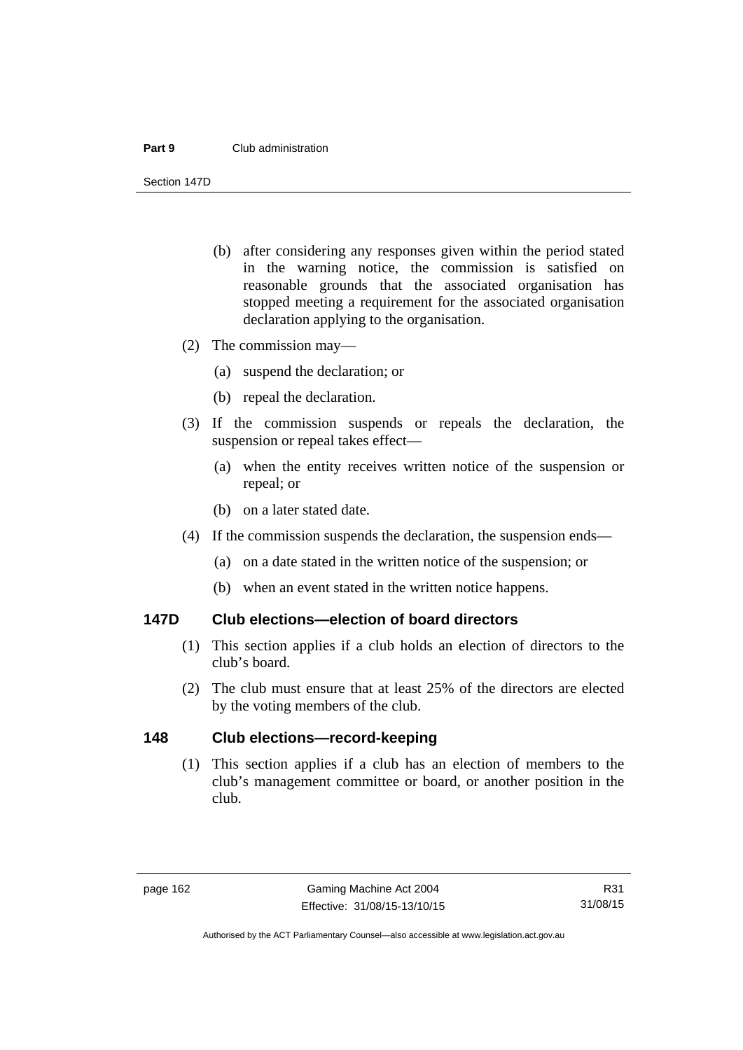(b) after considering any responses given within the period stated in the warning notice, the commission is satisfied on reasonable grounds that the associated organisation has stopped meeting a requirement for the associated organisation declaration applying to the organisation.

(2) The commission may—

(a) suspend the declaration; or

(b) repeal the declaration.

(3) If the commission suspends or repeals the declaration, the suspension or repeal takes effect—

(a) when the entity receives written notice of the suspension or repeal; or

(b) on a later stated date.

(4) If the commission suspends the declaration, the suspension ends—

(a) on a date stated in the written notice of the suspension; or

(b) when an event stated in the written notice happens.

## 147D Club elections—election of board directors

(1) This section applies if a club holds an election of directors to the club's board.

(2) The club must ensure that at least 25% of the directors are elected by the voting members of the club.

## 148 Club elections—record-keeping

(1) This section applies if a club has an election of members to the club's management committee or board, or another position in the club.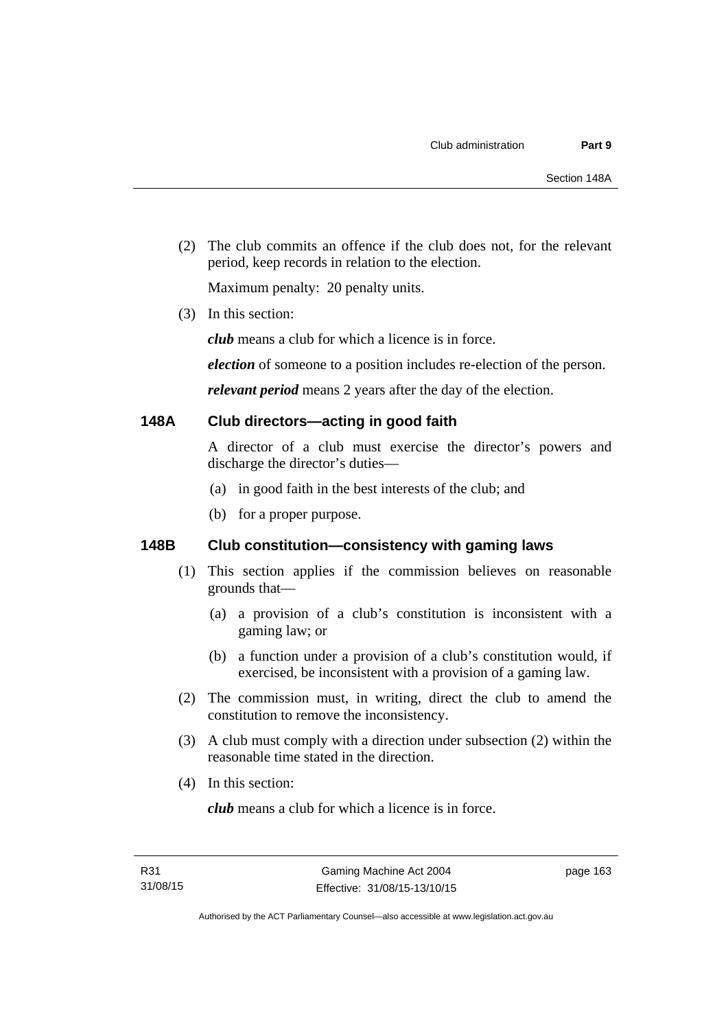(2) The club commits an offence if the club does not, for the relevant period, keep records in relation to the election.

Maximum penalty: 20 penalty units.

(3) In this section:

***club*** means a club for which a licence is in force.

***election*** of someone to a position includes re-election of the person.

***relevant period*** means 2 years after the day of the election.

## 148A Club directors—acting in good faith

A director of a club must exercise the director's powers and discharge the director's duties—

(a) in good faith in the best interests of the club; and

(b) for a proper purpose.

## 148B Club constitution—consistency with gaming laws

(1) This section applies if the commission believes on reasonable grounds that—

(a) a provision of a club's constitution is inconsistent with a gaming law; or

(b) a function under a provision of a club's constitution would, if exercised, be inconsistent with a provision of a gaming law.

(2) The commission must, in writing, direct the club to amend the constitution to remove the inconsistency.

(3) A club must comply with a direction under subsection (2) within the reasonable time stated in the direction.

(4) In this section:

***club*** means a club for which a licence is in force.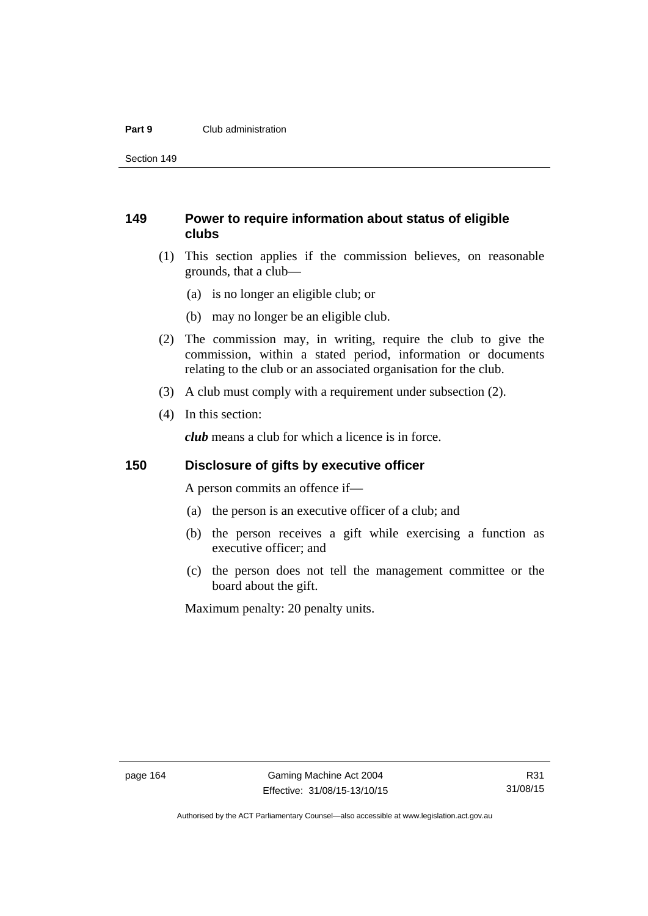## 149 Power to require information about status of eligible clubs

(1) This section applies if the commission believes, on reasonable grounds, that a club—

(a) is no longer an eligible club; or

(b) may no longer be an eligible club.

(2) The commission may, in writing, require the club to give the commission, within a stated period, information or documents relating to the club or an associated organisation for the club.

(3) A club must comply with a requirement under subsection (2).

(4) In this section:

***club*** means a club for which a licence is in force.

## 150 Disclosure of gifts by executive officer

A person commits an offence if—

(a) the person is an executive officer of a club; and

(b) the person receives a gift while exercising a function as executive officer; and

(c) the person does not tell the management committee or the board about the gift.

Maximum penalty: 20 penalty units.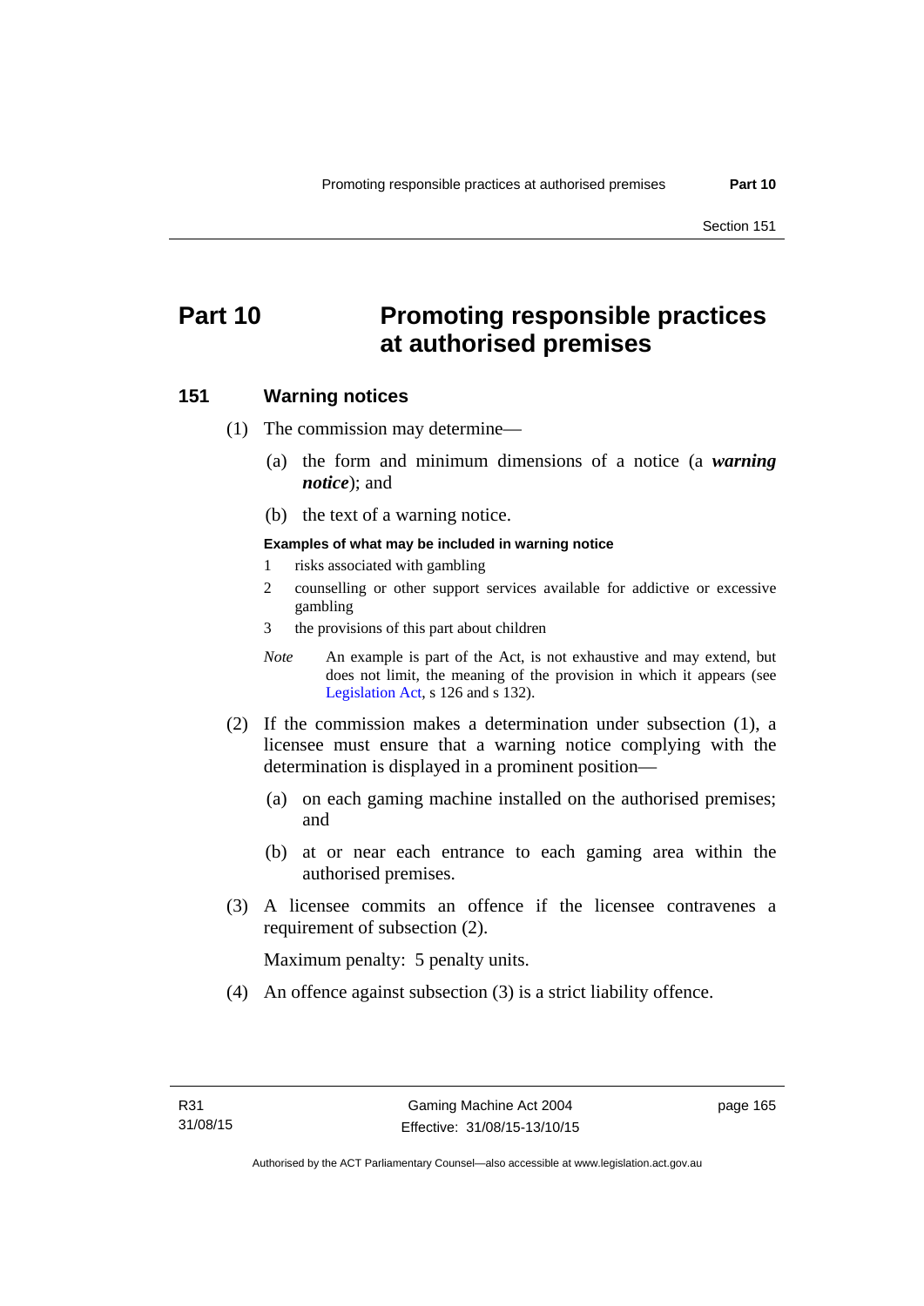# Part 10 Promoting responsible practices at authorised premises

## 151 Warning notices

(1) The commission may determine—

(a) the form and minimum dimensions of a notice (a ***warning notice***); and

(b) the text of a warning notice.

**Examples of what may be included in warning notice**

1 risks associated with gambling

2 counselling or other support services available for addictive or excessive gambling

3 the provisions of this part about children

*Note* An example is part of the Act, is not exhaustive and may extend, but does not limit, the meaning of the provision in which it appears (see Legislation Act, s 126 and s 132).

(2) If the commission makes a determination under subsection (1), a licensee must ensure that a warning notice complying with the determination is displayed in a prominent position—

(a) on each gaming machine installed on the authorised premises; and

(b) at or near each entrance to each gaming area within the authorised premises.

(3) A licensee commits an offence if the licensee contravenes a requirement of subsection (2).

Maximum penalty: 5 penalty units.

(4) An offence against subsection (3) is a strict liability offence.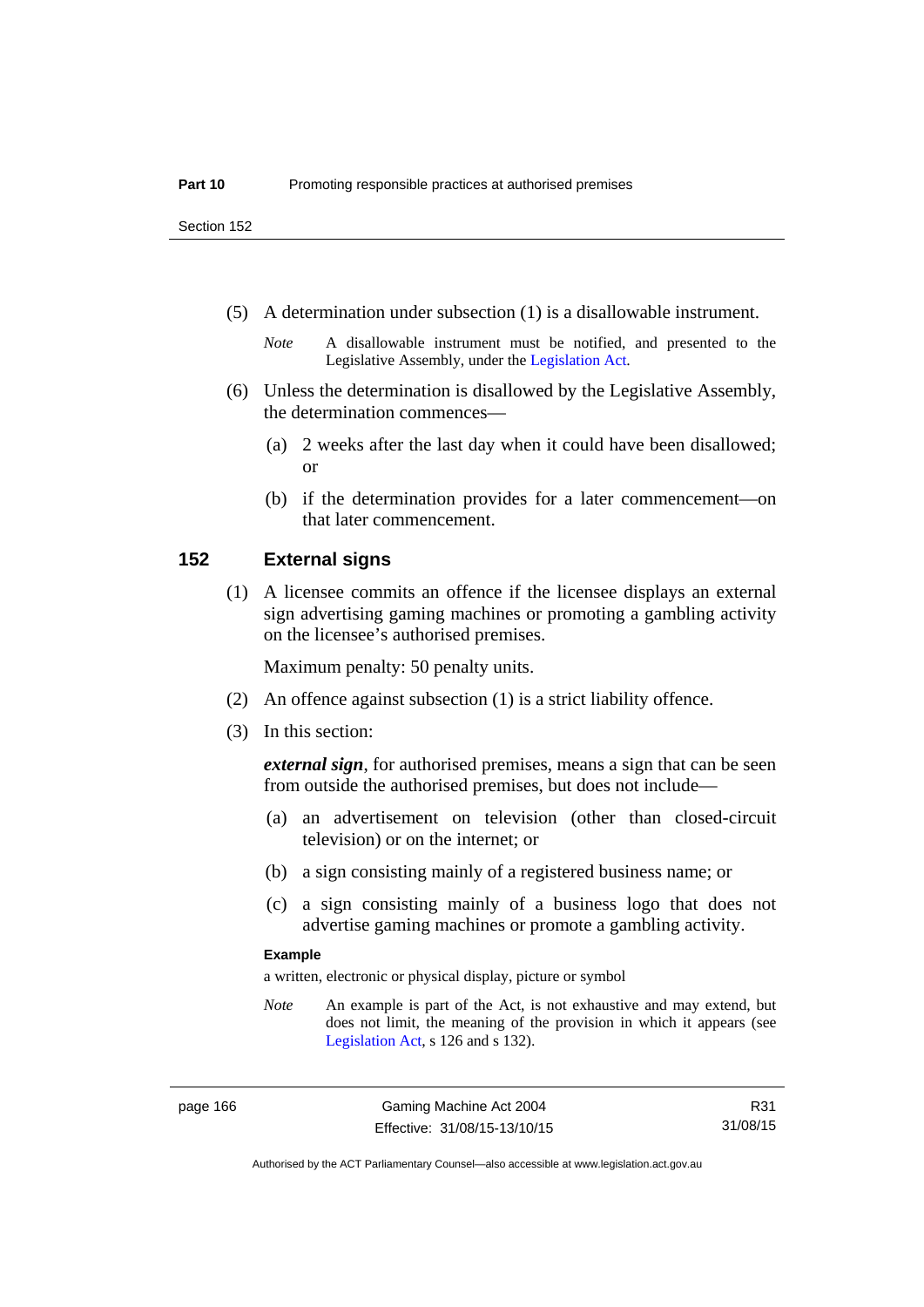(5) A determination under subsection (1) is a disallowable instrument.

*Note* A disallowable instrument must be notified, and presented to the Legislative Assembly, under the Legislation Act.

(6) Unless the determination is disallowed by the Legislative Assembly, the determination commences—

(a) 2 weeks after the last day when it could have been disallowed; or

(b) if the determination provides for a later commencement—on that later commencement.

## 152 External signs

(1) A licensee commits an offence if the licensee displays an external sign advertising gaming machines or promoting a gambling activity on the licensee's authorised premises.

Maximum penalty: 50 penalty units.

(2) An offence against subsection (1) is a strict liability offence.

(3) In this section:

***external sign***, for authorised premises, means a sign that can be seen from outside the authorised premises, but does not include—

(a) an advertisement on television (other than closed-circuit television) or on the internet; or

(b) a sign consisting mainly of a registered business name; or

(c) a sign consisting mainly of a business logo that does not advertise gaming machines or promote a gambling activity.

**Example**

a written, electronic or physical display, picture or symbol

*Note* An example is part of the Act, is not exhaustive and may extend, but does not limit, the meaning of the provision in which it appears (see Legislation Act, s 126 and s 132).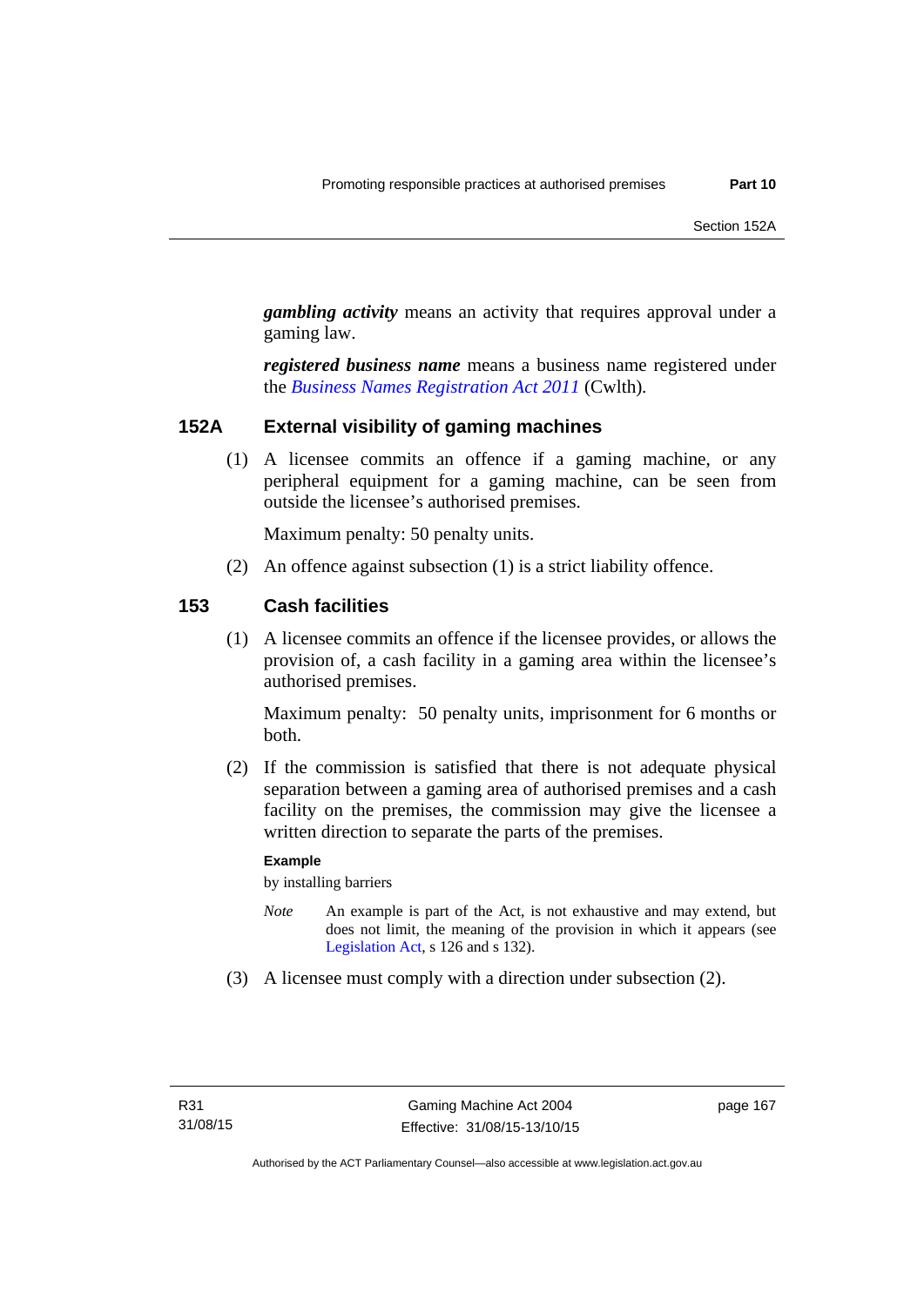***gambling activity*** means an activity that requires approval under a gaming law.

***registered business name*** means a business name registered under the *Business Names Registration Act 2011* (Cwlth).

### 152A External visibility of gaming machines

(1) A licensee commits an offence if a gaming machine, or any peripheral equipment for a gaming machine, can be seen from outside the licensee's authorised premises.

Maximum penalty: 50 penalty units.

(2) An offence against subsection (1) is a strict liability offence.

### 153 Cash facilities

(1) A licensee commits an offence if the licensee provides, or allows the provision of, a cash facility in a gaming area within the licensee's authorised premises.

Maximum penalty: 50 penalty units, imprisonment for 6 months or both.

(2) If the commission is satisfied that there is not adequate physical separation between a gaming area of authorised premises and a cash facility on the premises, the commission may give the licensee a written direction to separate the parts of the premises.

**Example**

by installing barriers

*Note* An example is part of the Act, is not exhaustive and may extend, but does not limit, the meaning of the provision in which it appears (see Legislation Act, s 126 and s 132).

(3) A licensee must comply with a direction under subsection (2).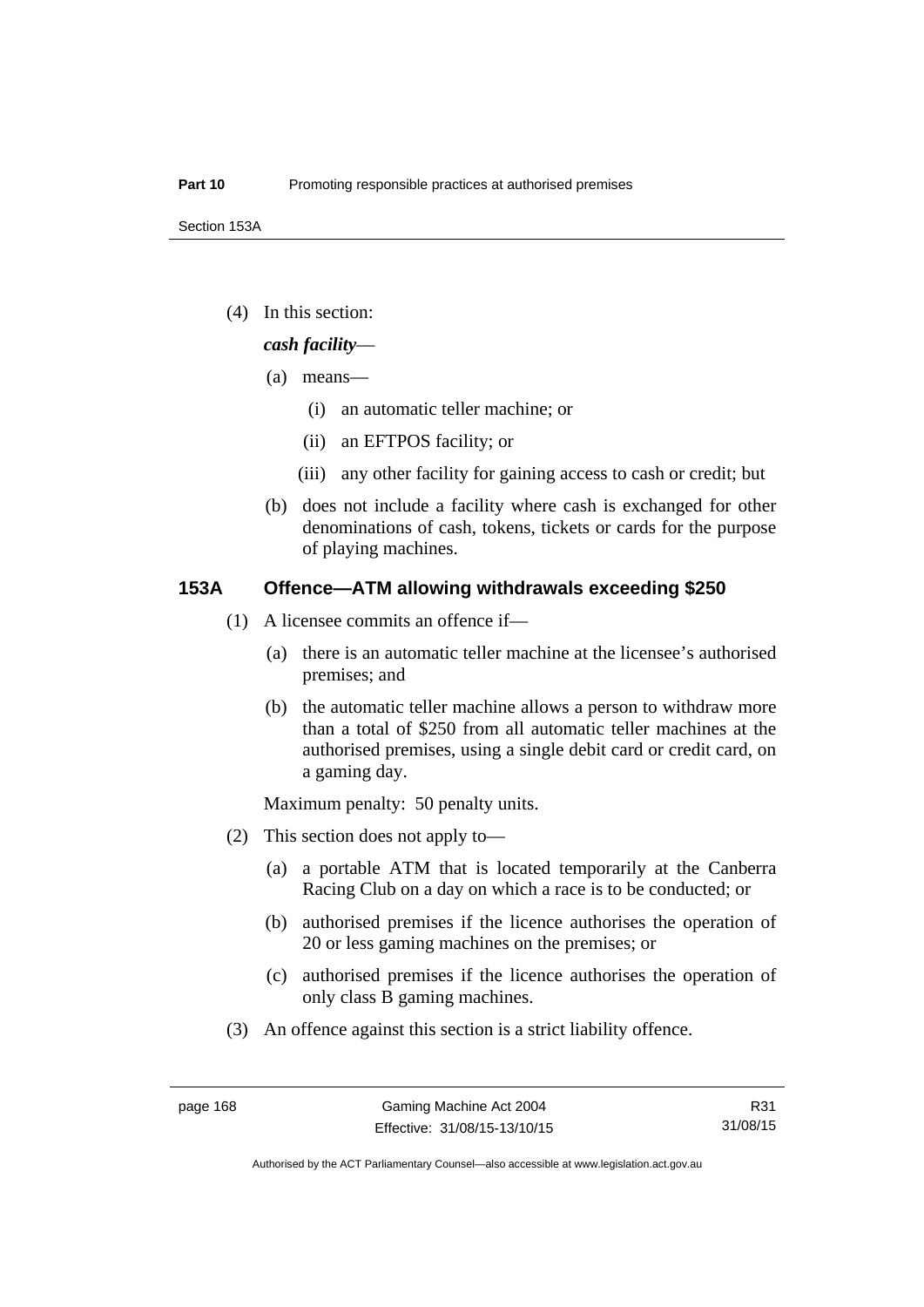(4) In this section:

***cash facility***—

(a) means—

(i) an automatic teller machine; or

(ii) an EFTPOS facility; or

(iii) any other facility for gaining access to cash or credit; but

(b) does not include a facility where cash is exchanged for other denominations of cash, tokens, tickets or cards for the purpose of playing machines.

## 153A Offence—ATM allowing withdrawals exceeding $250

(1) A licensee commits an offence if—

(a) there is an automatic teller machine at the licensee's authorised premises; and

(b) the automatic teller machine allows a person to withdraw more than a total of $250 from all automatic teller machines at the authorised premises, using a single debit card or credit card, on a gaming day.

Maximum penalty: 50 penalty units.

(2) This section does not apply to—

(a) a portable ATM that is located temporarily at the Canberra Racing Club on a day on which a race is to be conducted; or

(b) authorised premises if the licence authorises the operation of 20 or less gaming machines on the premises; or

(c) authorised premises if the licence authorises the operation of only class B gaming machines.

(3) An offence against this section is a strict liability offence.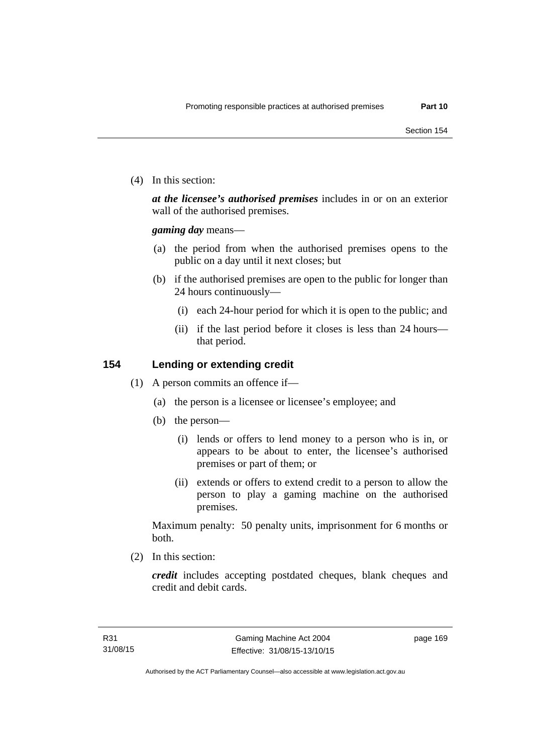(4) In this section:

***at the licensee's authorised premises*** includes in or on an exterior wall of the authorised premises.

***gaming day*** means—

(a) the period from when the authorised premises opens to the public on a day until it next closes; but

(b) if the authorised premises are open to the public for longer than 24 hours continuously—

(i) each 24-hour period for which it is open to the public; and

(ii) if the last period before it closes is less than 24 hours—that period.

## 154 Lending or extending credit

(1) A person commits an offence if—

(a) the person is a licensee or licensee's employee; and

(b) the person—

(i) lends or offers to lend money to a person who is in, or appears to be about to enter, the licensee's authorised premises or part of them; or

(ii) extends or offers to extend credit to a person to allow the person to play a gaming machine on the authorised premises.

Maximum penalty: 50 penalty units, imprisonment for 6 months or both.

(2) In this section:

***credit*** includes accepting postdated cheques, blank cheques and credit and debit cards.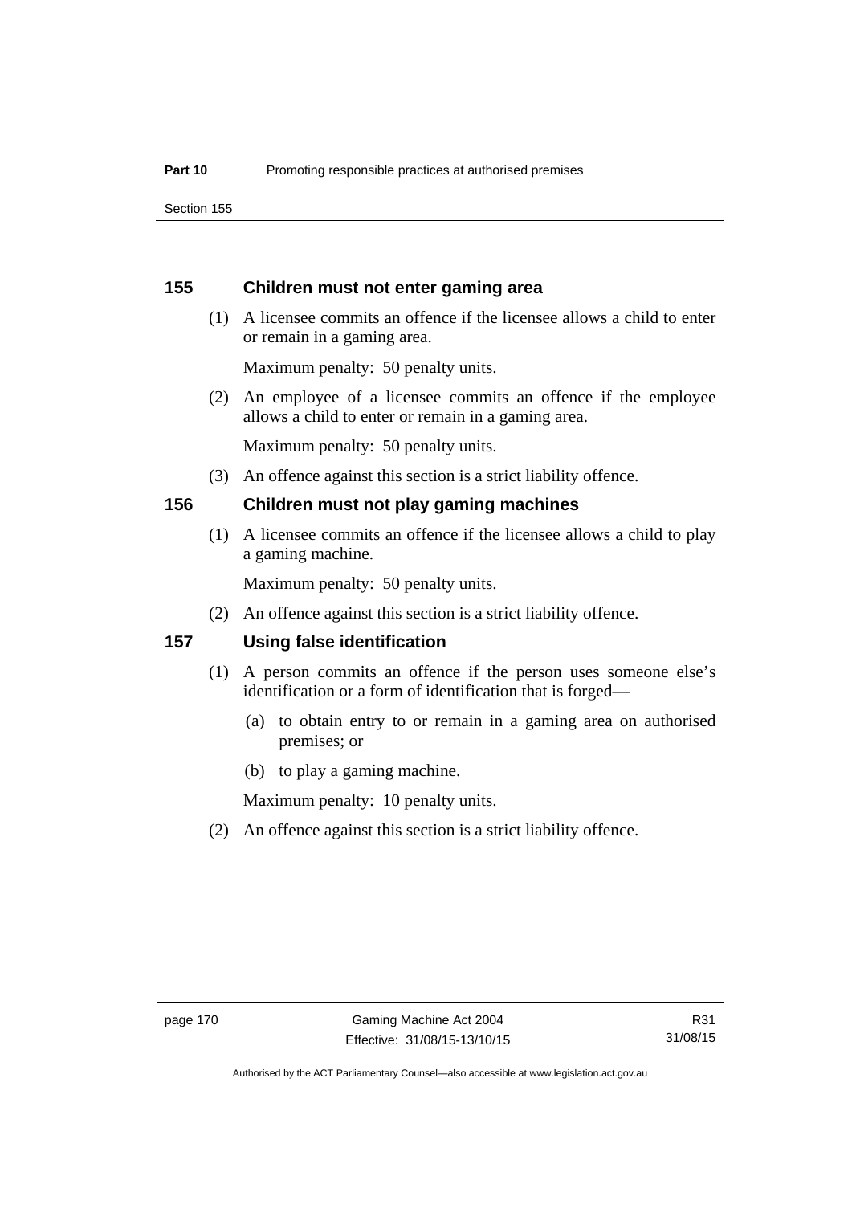### 155 Children must not enter gaming area

(1) A licensee commits an offence if the licensee allows a child to enter or remain in a gaming area.

Maximum penalty: 50 penalty units.

(2) An employee of a licensee commits an offence if the employee allows a child to enter or remain in a gaming area.

Maximum penalty: 50 penalty units.

(3) An offence against this section is a strict liability offence.

### 156 Children must not play gaming machines

(1) A licensee commits an offence if the licensee allows a child to play a gaming machine.

Maximum penalty: 50 penalty units.

(2) An offence against this section is a strict liability offence.

### 157 Using false identification

(1) A person commits an offence if the person uses someone else's identification or a form of identification that is forged—

(a) to obtain entry to or remain in a gaming area on authorised premises; or

(b) to play a gaming machine.

Maximum penalty: 10 penalty units.

(2) An offence against this section is a strict liability offence.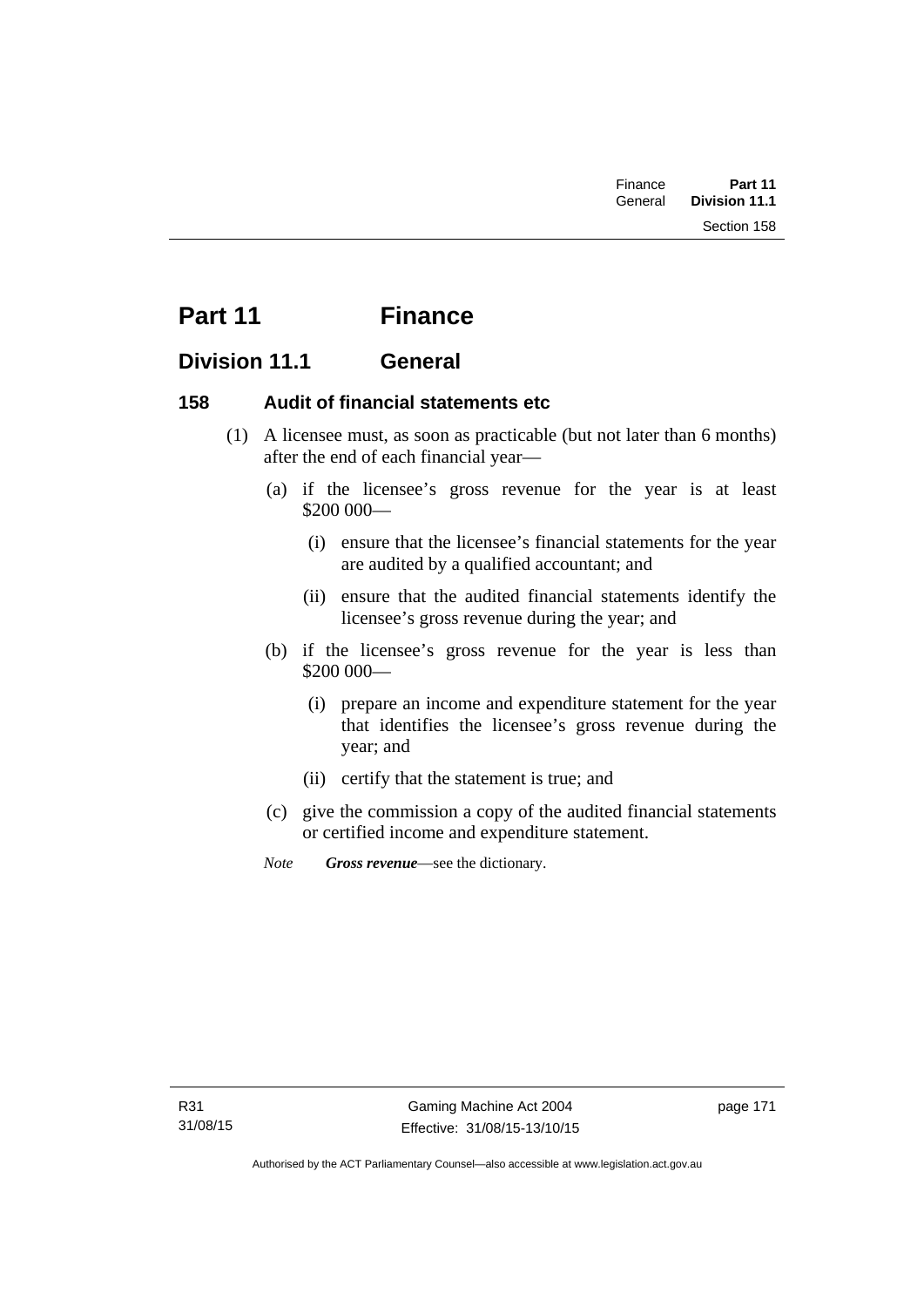# Part 11 Finance

## Division 11.1 General

### 158 Audit of financial statements etc

(1) A licensee must, as soon as practicable (but not later than 6 months) after the end of each financial year—

(a) if the licensee's gross revenue for the year is at least $200 000—

(i) ensure that the licensee's financial statements for the year are audited by a qualified accountant; and

(ii) ensure that the audited financial statements identify the licensee's gross revenue during the year; and

(b) if the licensee's gross revenue for the year is less than $200 000—

(i) prepare an income and expenditure statement for the year that identifies the licensee's gross revenue during the year; and

(ii) certify that the statement is true; and

(c) give the commission a copy of the audited financial statements or certified income and expenditure statement.

*Note* ***Gross revenue***—see the dictionary.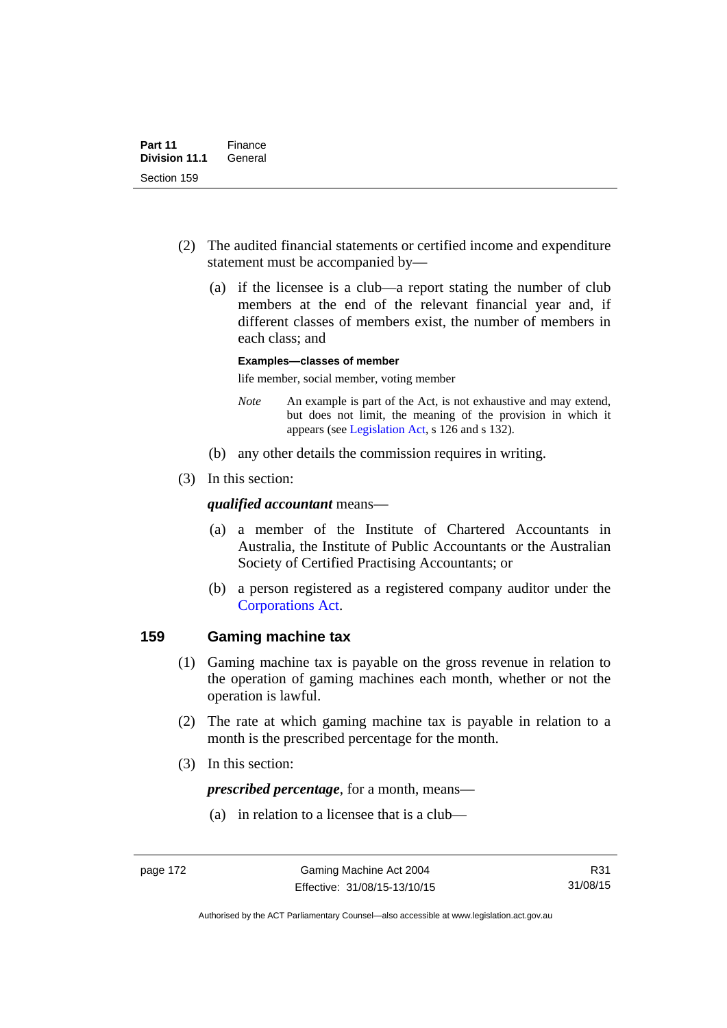(2) The audited financial statements or certified income and expenditure statement must be accompanied by—

(a) if the licensee is a club—a report stating the number of club members at the end of the relevant financial year and, if different classes of members exist, the number of members in each class; and

**Examples—classes of member**

life member, social member, voting member

*Note* An example is part of the Act, is not exhaustive and may extend, but does not limit, the meaning of the provision in which it appears (see Legislation Act, s 126 and s 132).

(b) any other details the commission requires in writing.

(3) In this section:

***qualified accountant*** means—

(a) a member of the Institute of Chartered Accountants in Australia, the Institute of Public Accountants or the Australian Society of Certified Practising Accountants; or

(b) a person registered as a registered company auditor under the Corporations Act.

## 159 Gaming machine tax

(1) Gaming machine tax is payable on the gross revenue in relation to the operation of gaming machines each month, whether or not the operation is lawful.

(2) The rate at which gaming machine tax is payable in relation to a month is the prescribed percentage for the month.

(3) In this section:

***prescribed percentage***, for a month, means—

(a) in relation to a licensee that is a club—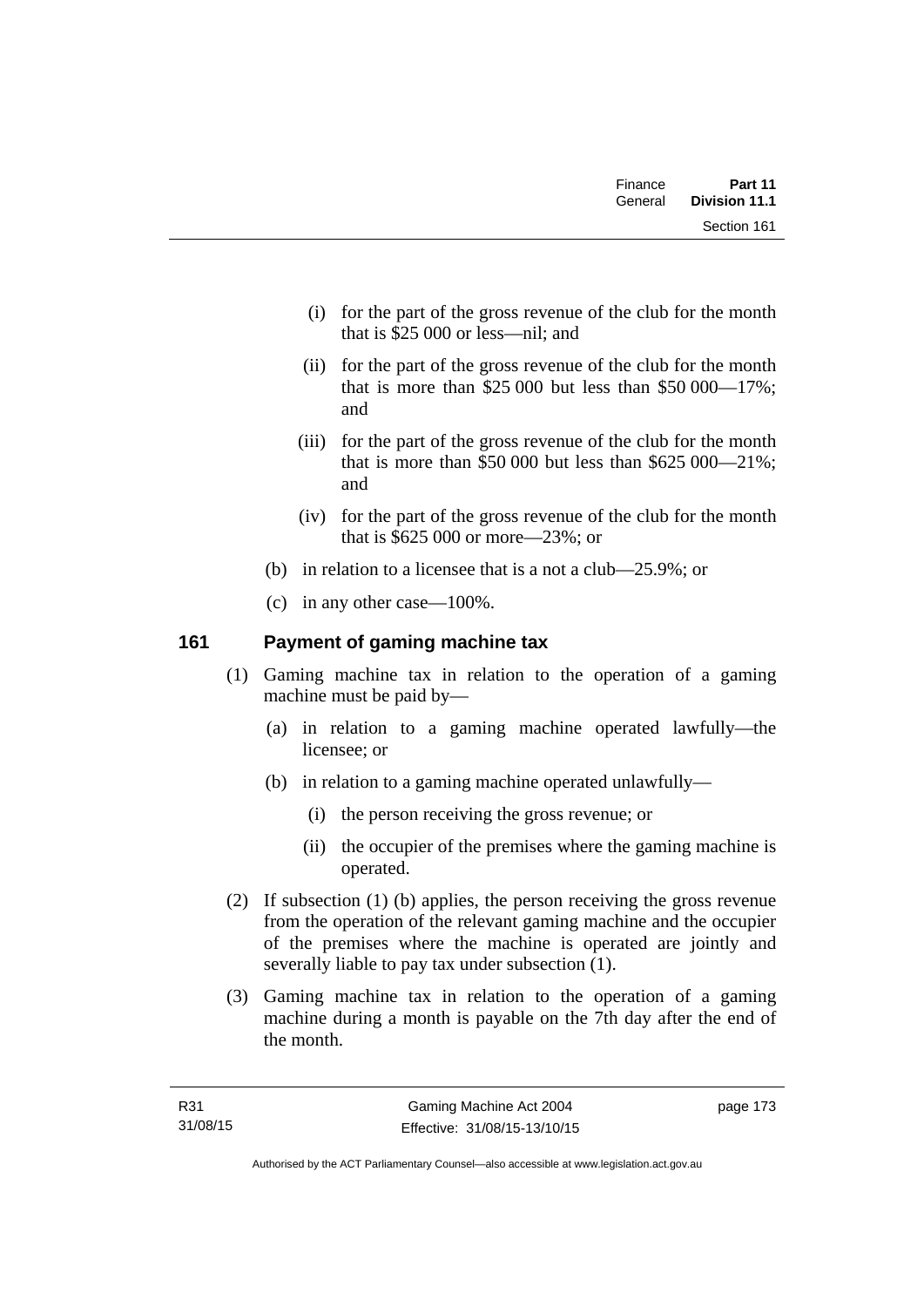(i) for the part of the gross revenue of the club for the month that is $25 000 or less—nil; and

(ii) for the part of the gross revenue of the club for the month that is more than $25 000 but less than $50 000—17%; and

(iii) for the part of the gross revenue of the club for the month that is more than $50 000 but less than $625 000—21%; and

(iv) for the part of the gross revenue of the club for the month that is $625 000 or more—23%; or

(b) in relation to a licensee that is a not a club—25.9%; or

(c) in any other case—100%.

## 161 Payment of gaming machine tax

(1) Gaming machine tax in relation to the operation of a gaming machine must be paid by—

(a) in relation to a gaming machine operated lawfully—the licensee; or

(b) in relation to a gaming machine operated unlawfully—

(i) the person receiving the gross revenue; or

(ii) the occupier of the premises where the gaming machine is operated.

(2) If subsection (1) (b) applies, the person receiving the gross revenue from the operation of the relevant gaming machine and the occupier of the premises where the machine is operated are jointly and severally liable to pay tax under subsection (1).

(3) Gaming machine tax in relation to the operation of a gaming machine during a month is payable on the 7th day after the end of the month.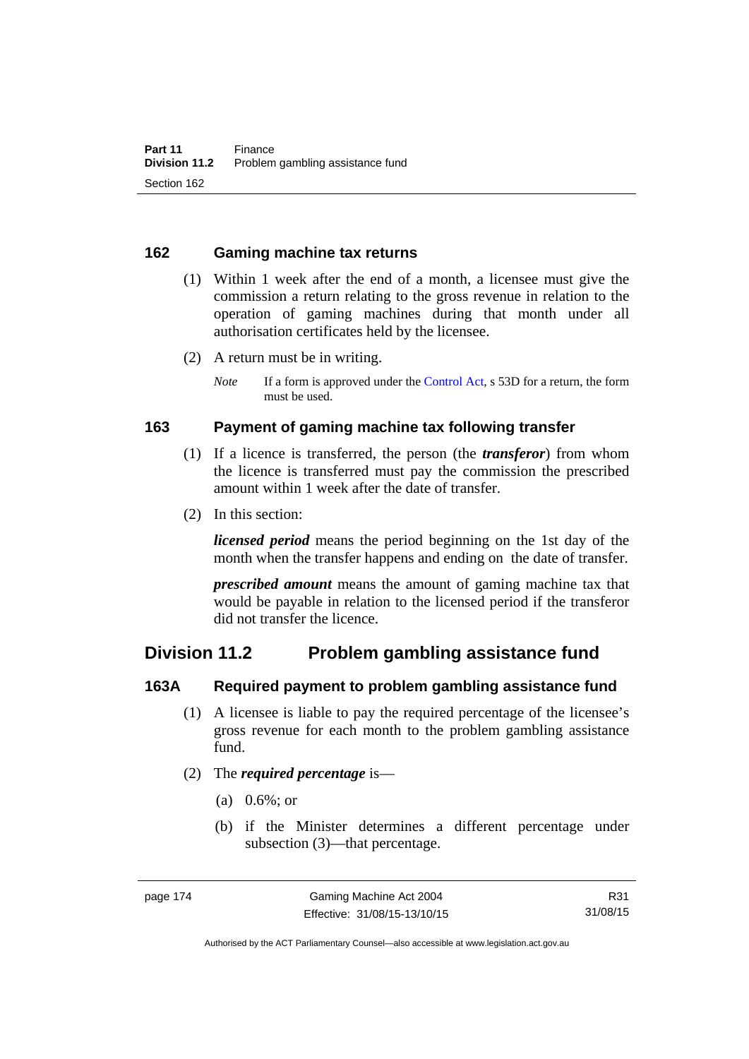## 162 Gaming machine tax returns

(1) Within 1 week after the end of a month, a licensee must give the commission a return relating to the gross revenue in relation to the operation of gaming machines during that month under all authorisation certificates held by the licensee.

(2) A return must be in writing.

*Note* If a form is approved under the Control Act, s 53D for a return, the form must be used.

## 163 Payment of gaming machine tax following transfer

(1) If a licence is transferred, the person (the ***transferor***) from whom the licence is transferred must pay the commission the prescribed amount within 1 week after the date of transfer.

(2) In this section:

***licensed period*** means the period beginning on the 1st day of the month when the transfer happens and ending on the date of transfer.

***prescribed amount*** means the amount of gaming machine tax that would be payable in relation to the licensed period if the transferor did not transfer the licence.

# Division 11.2 Problem gambling assistance fund

## 163A Required payment to problem gambling assistance fund

(1) A licensee is liable to pay the required percentage of the licensee's gross revenue for each month to the problem gambling assistance fund.

(2) The ***required percentage*** is—

(a) 0.6%; or

(b) if the Minister determines a different percentage under subsection (3)—that percentage.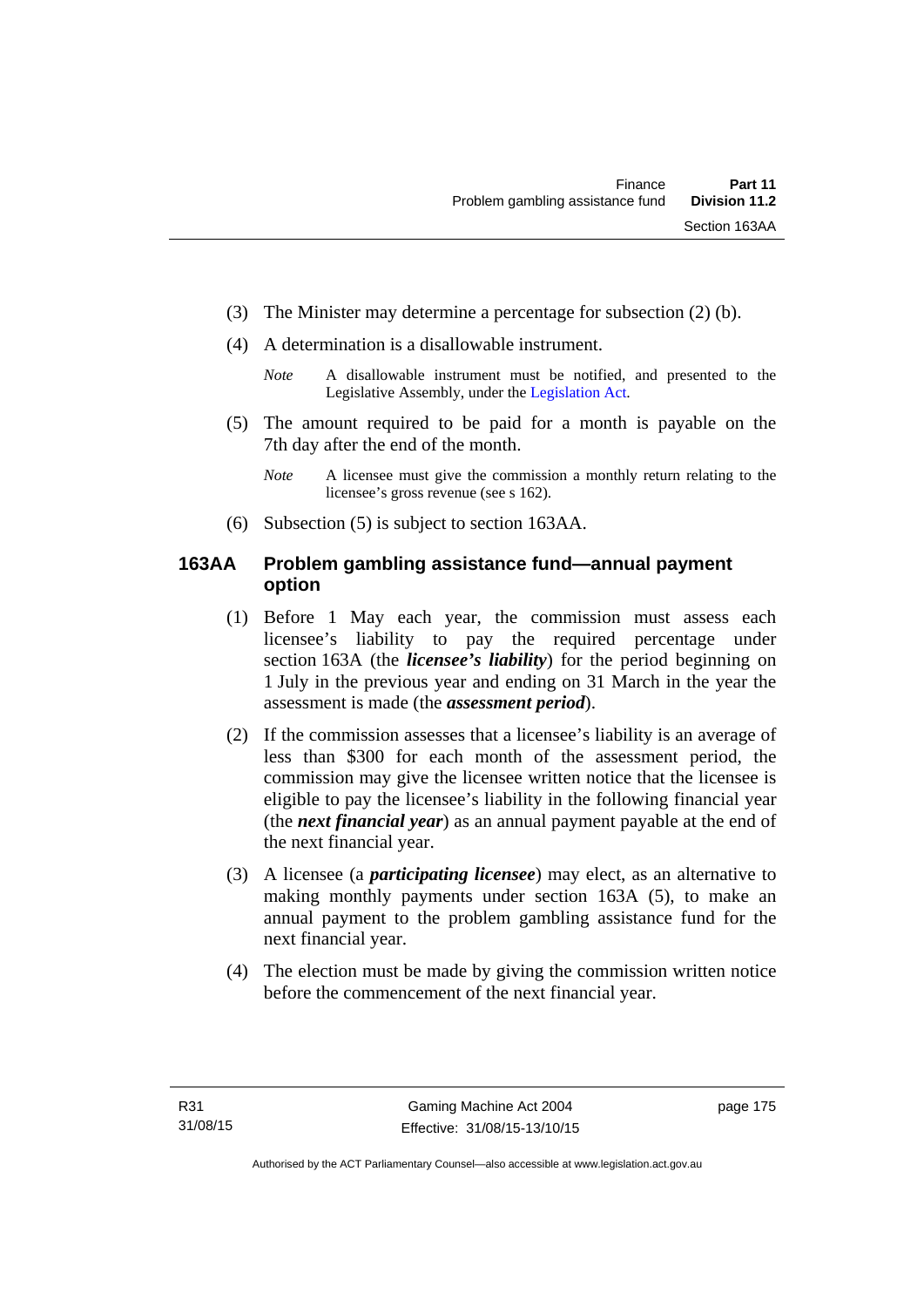(3) The Minister may determine a percentage for subsection (2) (b).

(4) A determination is a disallowable instrument.

*Note* A disallowable instrument must be notified, and presented to the Legislative Assembly, under the Legislation Act.

(5) The amount required to be paid for a month is payable on the 7th day after the end of the month.

*Note* A licensee must give the commission a monthly return relating to the licensee's gross revenue (see s 162).

(6) Subsection (5) is subject to section 163AA.

### 163AA Problem gambling assistance fund—annual payment option

(1) Before 1 May each year, the commission must assess each licensee's liability to pay the required percentage under section 163A (the ***licensee's liability***) for the period beginning on 1 July in the previous year and ending on 31 March in the year the assessment is made (the ***assessment period***).

(2) If the commission assesses that a licensee's liability is an average of less than $300 for each month of the assessment period, the commission may give the licensee written notice that the licensee is eligible to pay the licensee's liability in the following financial year (the ***next financial year***) as an annual payment payable at the end of the next financial year.

(3) A licensee (a ***participating licensee***) may elect, as an alternative to making monthly payments under section 163A (5), to make an annual payment to the problem gambling assistance fund for the next financial year.

(4) The election must be made by giving the commission written notice before the commencement of the next financial year.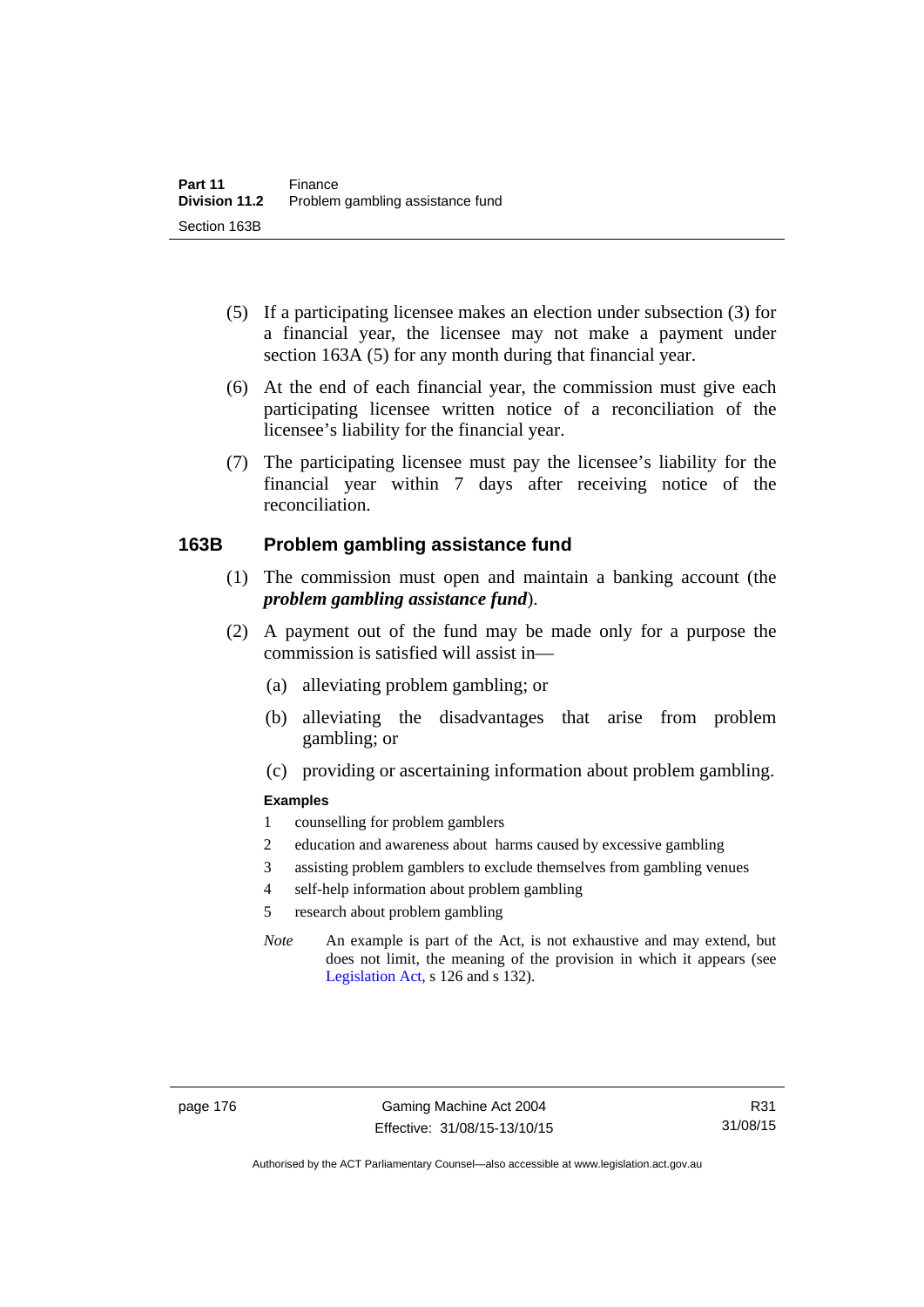(5) If a participating licensee makes an election under subsection (3) for a financial year, the licensee may not make a payment under section 163A (5) for any month during that financial year.

(6) At the end of each financial year, the commission must give each participating licensee written notice of a reconciliation of the licensee's liability for the financial year.

(7) The participating licensee must pay the licensee's liability for the financial year within 7 days after receiving notice of the reconciliation.

### 163B Problem gambling assistance fund

(1) The commission must open and maintain a banking account (the ***problem gambling assistance fund***).

(2) A payment out of the fund may be made only for a purpose the commission is satisfied will assist in—

(a) alleviating problem gambling; or

(b) alleviating the disadvantages that arise from problem gambling; or

(c) providing or ascertaining information about problem gambling.

**Examples**

1 counselling for problem gamblers

2 education and awareness about harms caused by excessive gambling

3 assisting problem gamblers to exclude themselves from gambling venues

4 self-help information about problem gambling

5 research about problem gambling

*Note* An example is part of the Act, is not exhaustive and may extend, but does not limit, the meaning of the provision in which it appears (see Legislation Act, s 126 and s 132).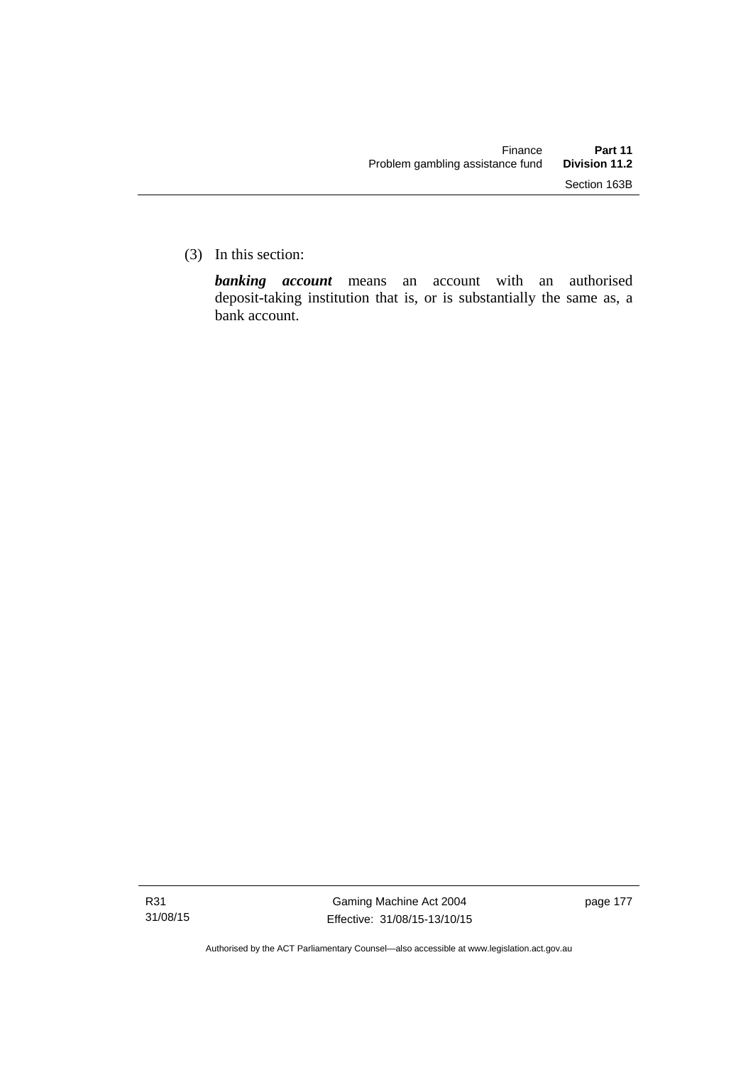(3) In this section:

***banking account*** means an account with an authorised deposit-taking institution that is, or is substantially the same as, a bank account.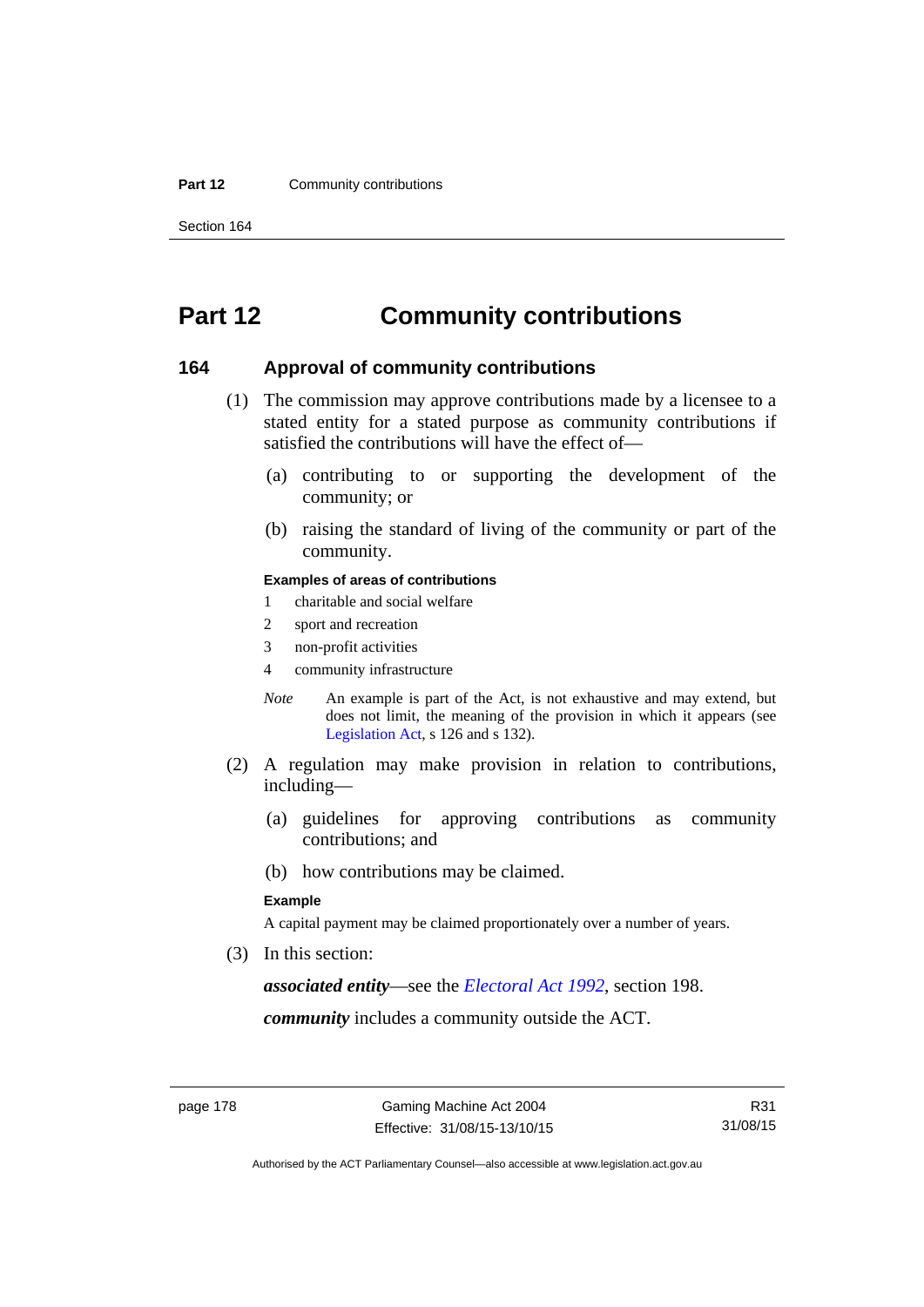# Part 12 Community contributions

## 164 Approval of community contributions

(1) The commission may approve contributions made by a licensee to a stated entity for a stated purpose as community contributions if satisfied the contributions will have the effect of—

(a) contributing to or supporting the development of the community; or

(b) raising the standard of living of the community or part of the community.

**Examples of areas of contributions**

1 charitable and social welfare

2 sport and recreation

3 non-profit activities

4 community infrastructure

*Note* An example is part of the Act, is not exhaustive and may extend, but does not limit, the meaning of the provision in which it appears (see Legislation Act, s 126 and s 132).

(2) A regulation may make provision in relation to contributions, including—

(a) guidelines for approving contributions as community contributions; and

(b) how contributions may be claimed.

**Example**

A capital payment may be claimed proportionately over a number of years.

(3) In this section:

***associated entity***—see the *Electoral Act 1992*, section 198.

***community*** includes a community outside the ACT.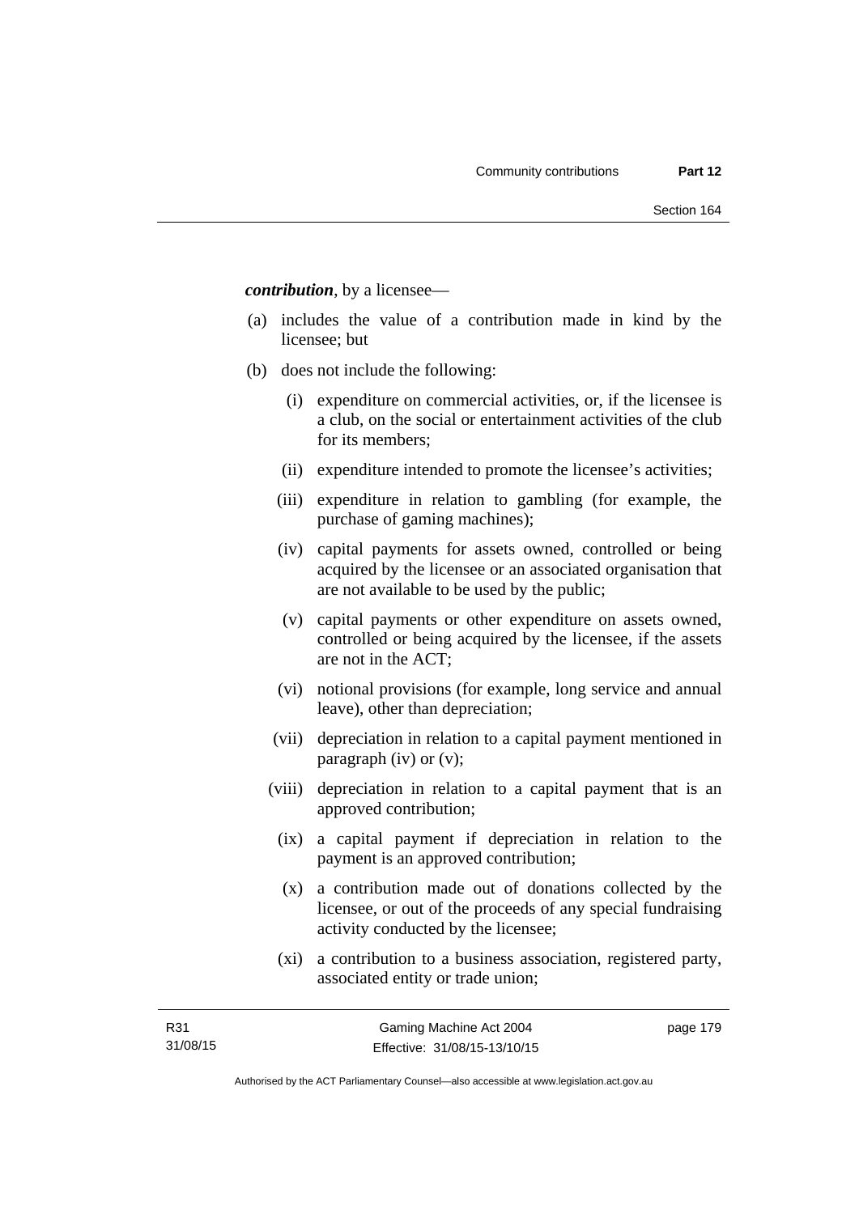***contribution***, by a licensee—

(a) includes the value of a contribution made in kind by the licensee; but

(b) does not include the following:

  (i) expenditure on commercial activities, or, if the licensee is a club, on the social or entertainment activities of the club for its members;

  (ii) expenditure intended to promote the licensee's activities;

  (iii) expenditure in relation to gambling (for example, the purchase of gaming machines);

  (iv) capital payments for assets owned, controlled or being acquired by the licensee or an associated organisation that are not available to be used by the public;

  (v) capital payments or other expenditure on assets owned, controlled or being acquired by the licensee, if the assets are not in the ACT;

  (vi) notional provisions (for example, long service and annual leave), other than depreciation;

  (vii) depreciation in relation to a capital payment mentioned in paragraph (iv) or (v);

  (viii) depreciation in relation to a capital payment that is an approved contribution;

  (ix) a capital payment if depreciation in relation to the payment is an approved contribution;

  (x) a contribution made out of donations collected by the licensee, or out of the proceeds of any special fundraising activity conducted by the licensee;

  (xi) a contribution to a business association, registered party, associated entity or trade union;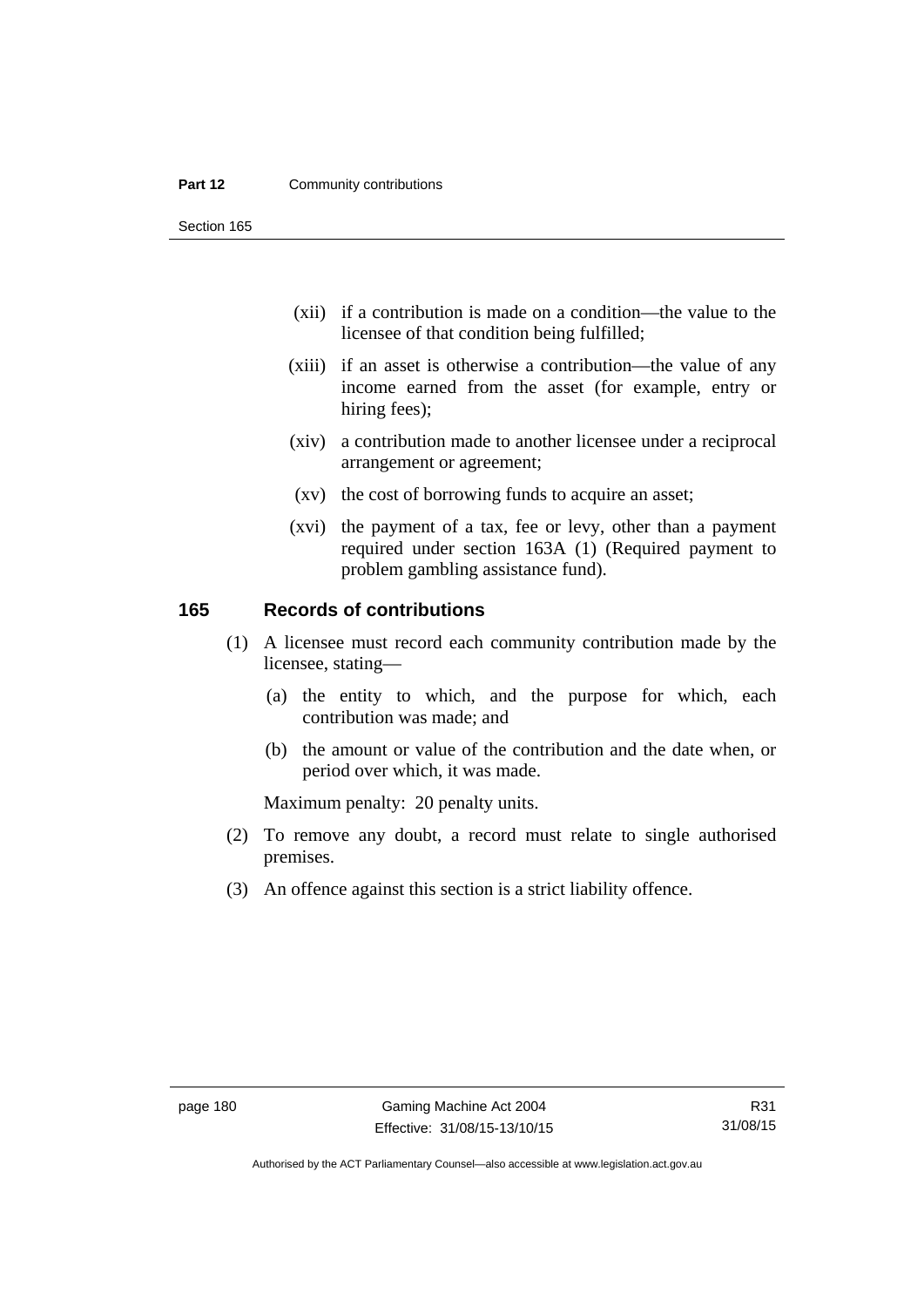(xii) if a contribution is made on a condition—the value to the licensee of that condition being fulfilled;

(xiii) if an asset is otherwise a contribution—the value of any income earned from the asset (for example, entry or hiring fees);

(xiv) a contribution made to another licensee under a reciprocal arrangement or agreement;

(xv) the cost of borrowing funds to acquire an asset;

(xvi) the payment of a tax, fee or levy, other than a payment required under section 163A (1) (Required payment to problem gambling assistance fund).

## 165 Records of contributions

(1) A licensee must record each community contribution made by the licensee, stating—

(a) the entity to which, and the purpose for which, each contribution was made; and

(b) the amount or value of the contribution and the date when, or period over which, it was made.

Maximum penalty: 20 penalty units.

(2) To remove any doubt, a record must relate to single authorised premises.

(3) An offence against this section is a strict liability offence.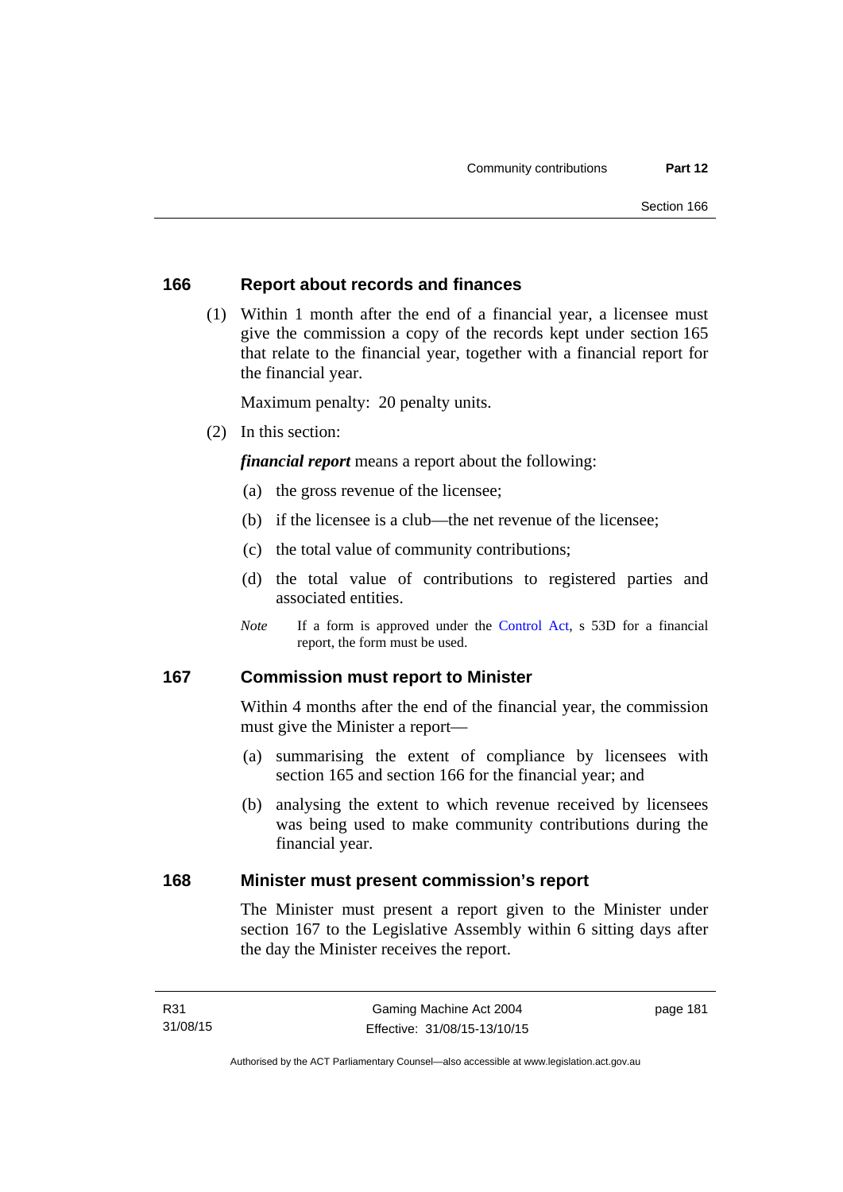## 166 Report about records and finances

(1) Within 1 month after the end of a financial year, a licensee must give the commission a copy of the records kept under section 165 that relate to the financial year, together with a financial report for the financial year.

Maximum penalty: 20 penalty units.

(2) In this section:

***financial report*** means a report about the following:

(a) the gross revenue of the licensee;

(b) if the licensee is a club—the net revenue of the licensee;

(c) the total value of community contributions;

(d) the total value of contributions to registered parties and associated entities.

*Note* If a form is approved under the Control Act, s 53D for a financial report, the form must be used.

## 167 Commission must report to Minister

Within 4 months after the end of the financial year, the commission must give the Minister a report—

(a) summarising the extent of compliance by licensees with section 165 and section 166 for the financial year; and

(b) analysing the extent to which revenue received by licensees was being used to make community contributions during the financial year.

## 168 Minister must present commission's report

The Minister must present a report given to the Minister under section 167 to the Legislative Assembly within 6 sitting days after the day the Minister receives the report.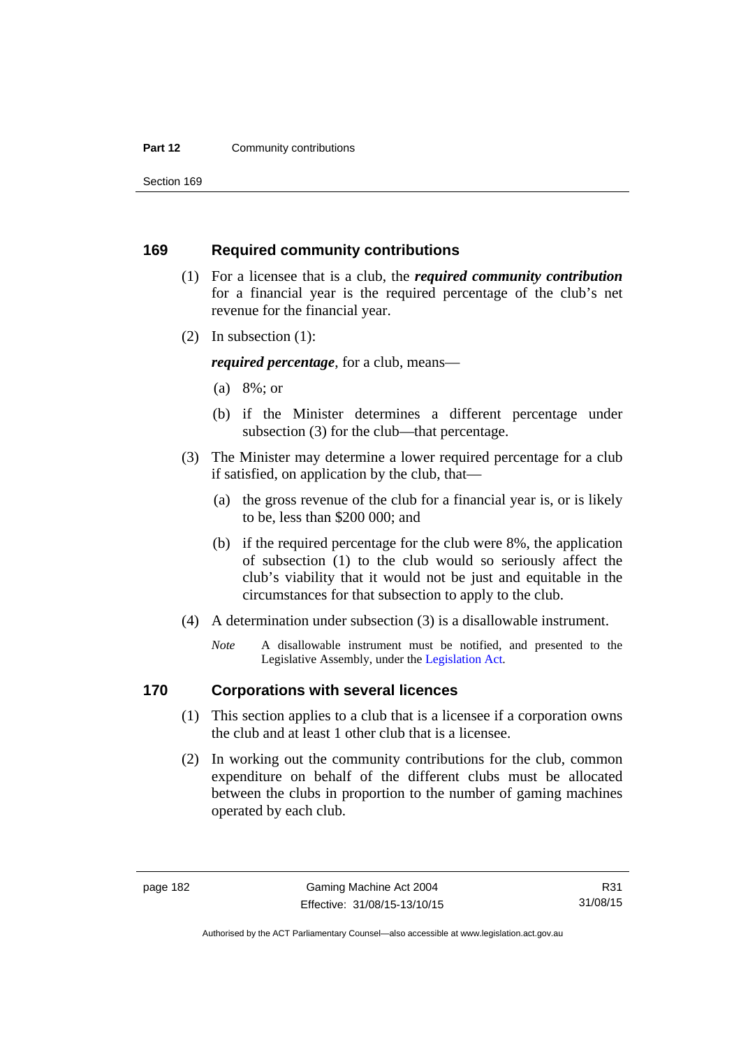## 169 Required community contributions

(1) For a licensee that is a club, the ***required community contribution*** for a financial year is the required percentage of the club's net revenue for the financial year.

(2) In subsection (1):

***required percentage***, for a club, means—

(a) 8%; or

(b) if the Minister determines a different percentage under subsection (3) for the club—that percentage.

(3) The Minister may determine a lower required percentage for a club if satisfied, on application by the club, that—

(a) the gross revenue of the club for a financial year is, or is likely to be, less than $200 000; and

(b) if the required percentage for the club were 8%, the application of subsection (1) to the club would so seriously affect the club's viability that it would not be just and equitable in the circumstances for that subsection to apply to the club.

(4) A determination under subsection (3) is a disallowable instrument.

*Note* A disallowable instrument must be notified, and presented to the Legislative Assembly, under the Legislation Act.

## 170 Corporations with several licences

(1) This section applies to a club that is a licensee if a corporation owns the club and at least 1 other club that is a licensee.

(2) In working out the community contributions for the club, common expenditure on behalf of the different clubs must be allocated between the clubs in proportion to the number of gaming machines operated by each club.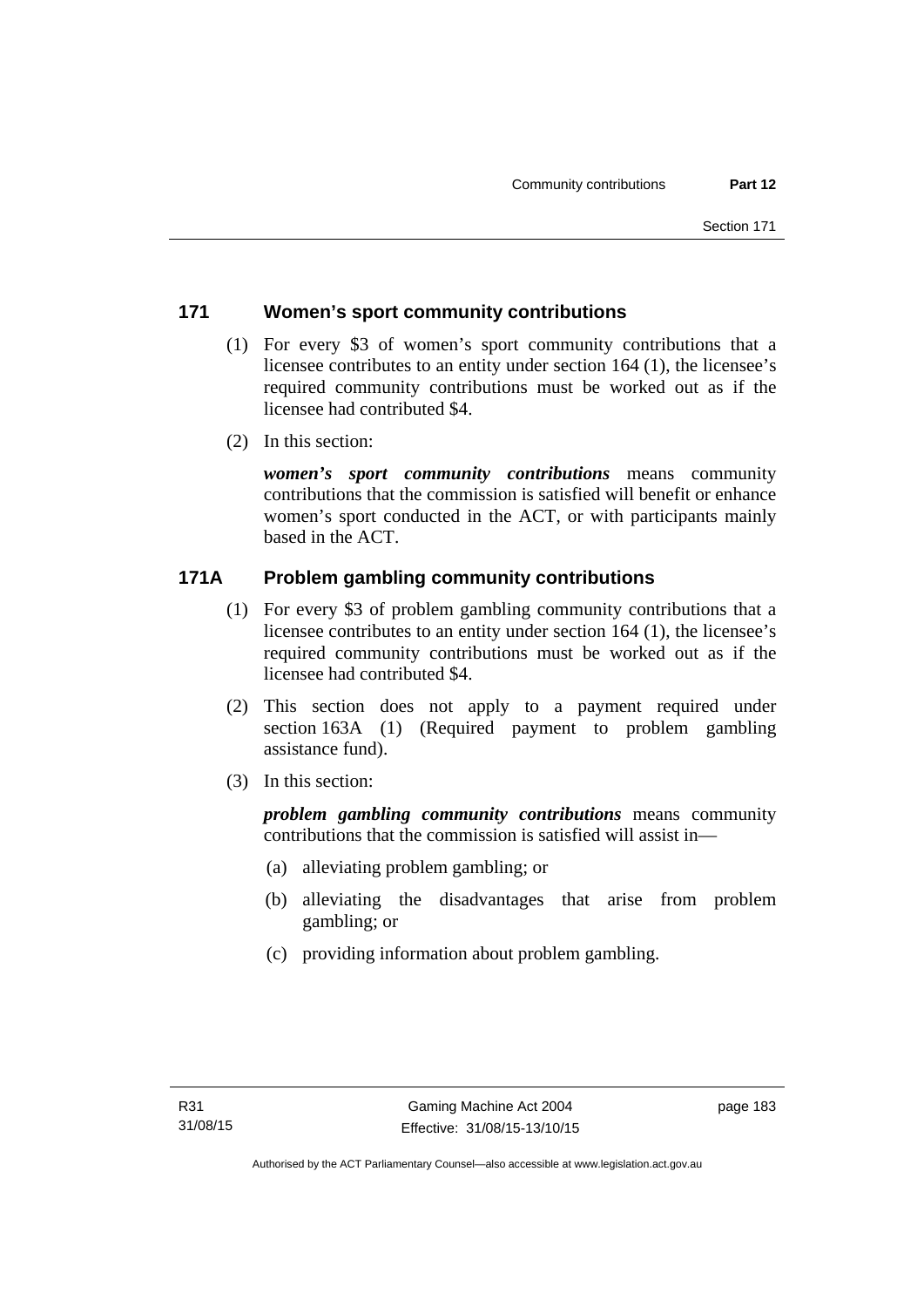## 171 Women's sport community contributions

(1) For every $3 of women's sport community contributions that a licensee contributes to an entity under section 164 (1), the licensee's required community contributions must be worked out as if the licensee had contributed $4.

(2) In this section:

***women's sport community contributions*** means community contributions that the commission is satisfied will benefit or enhance women's sport conducted in the ACT, or with participants mainly based in the ACT.

## 171A Problem gambling community contributions

(1) For every $3 of problem gambling community contributions that a licensee contributes to an entity under section 164 (1), the licensee's required community contributions must be worked out as if the licensee had contributed $4.

(2) This section does not apply to a payment required under section 163A (1) (Required payment to problem gambling assistance fund).

(3) In this section:

***problem gambling community contributions*** means community contributions that the commission is satisfied will assist in—

(a) alleviating problem gambling; or

(b) alleviating the disadvantages that arise from problem gambling; or

(c) providing information about problem gambling.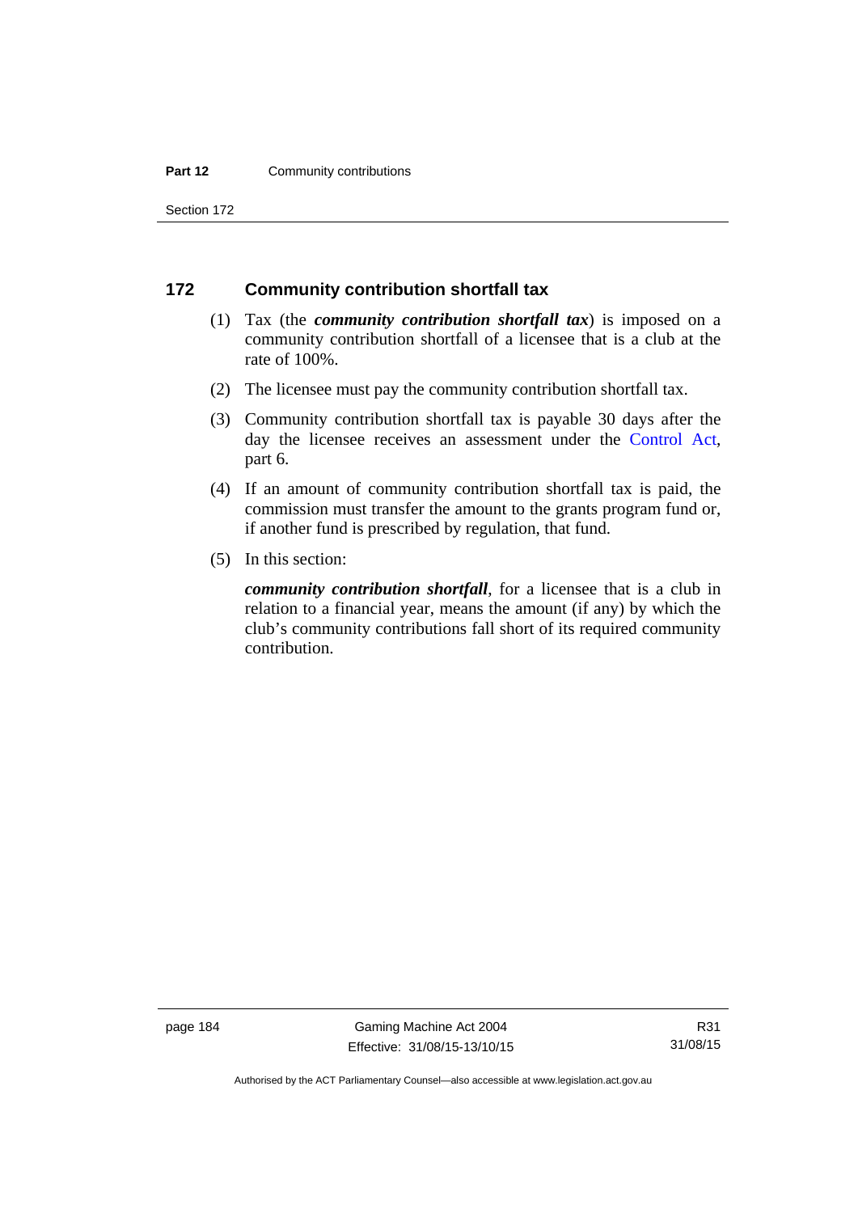## 172 Community contribution shortfall tax

(1) Tax (the ***community contribution shortfall tax***) is imposed on a community contribution shortfall of a licensee that is a club at the rate of 100%.

(2) The licensee must pay the community contribution shortfall tax.

(3) Community contribution shortfall tax is payable 30 days after the day the licensee receives an assessment under the Control Act, part 6.

(4) If an amount of community contribution shortfall tax is paid, the commission must transfer the amount to the grants program fund or, if another fund is prescribed by regulation, that fund.

(5) In this section:

***community contribution shortfall***, for a licensee that is a club in relation to a financial year, means the amount (if any) by which the club's community contributions fall short of its required community contribution.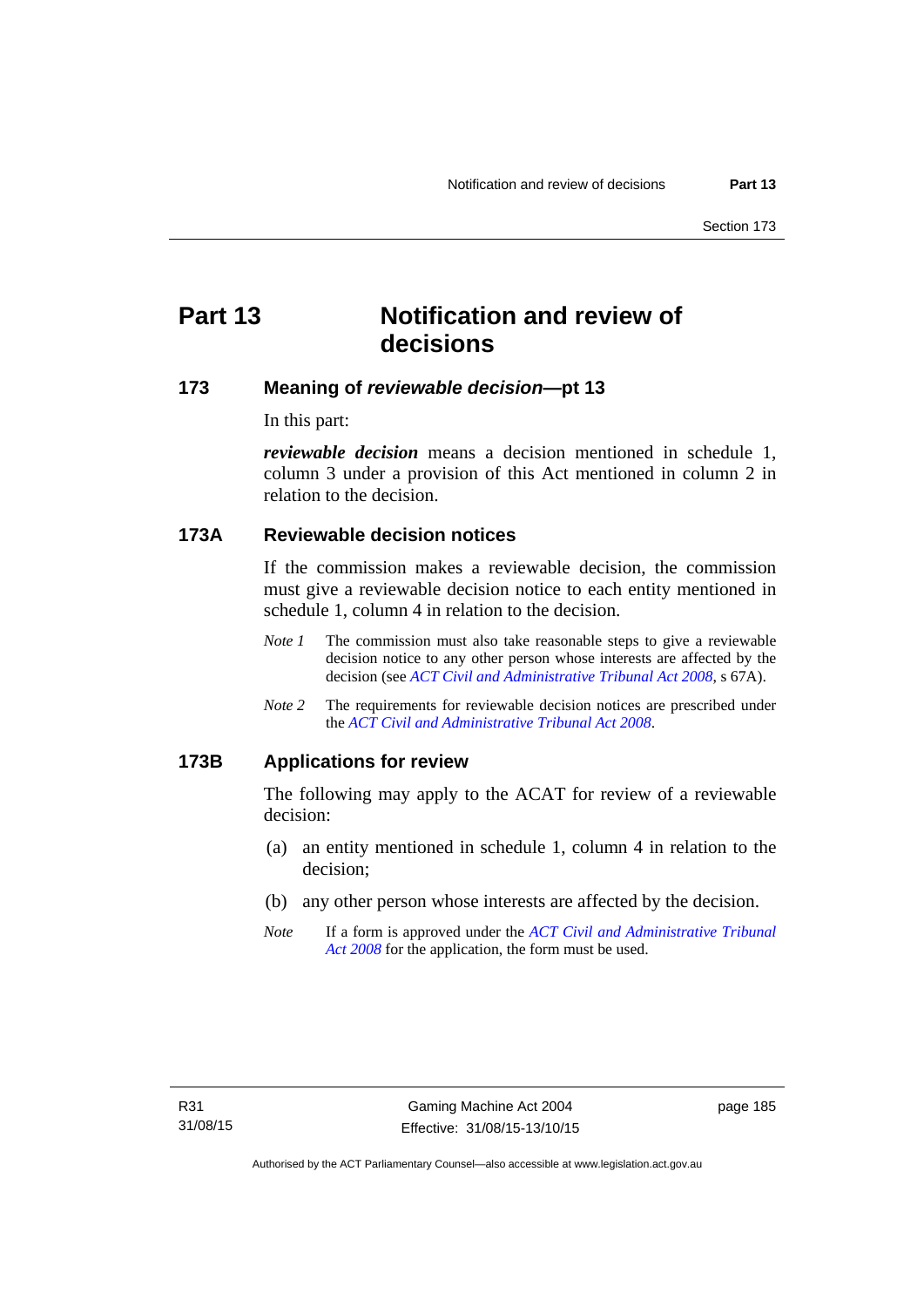# Part 13 Notification and review of decisions

## 173 Meaning of *reviewable decision*—pt 13

In this part:

***reviewable decision*** means a decision mentioned in schedule 1, column 3 under a provision of this Act mentioned in column 2 in relation to the decision.

## 173A Reviewable decision notices

If the commission makes a reviewable decision, the commission must give a reviewable decision notice to each entity mentioned in schedule 1, column 4 in relation to the decision.

*Note 1* The commission must also take reasonable steps to give a reviewable decision notice to any other person whose interests are affected by the decision (see *ACT Civil and Administrative Tribunal Act 2008*, s 67A).

*Note 2* The requirements for reviewable decision notices are prescribed under the *ACT Civil and Administrative Tribunal Act 2008*.

## 173B Applications for review

The following may apply to the ACAT for review of a reviewable decision:

(a) an entity mentioned in schedule 1, column 4 in relation to the decision;

(b) any other person whose interests are affected by the decision.

*Note* If a form is approved under the *ACT Civil and Administrative Tribunal Act 2008* for the application, the form must be used.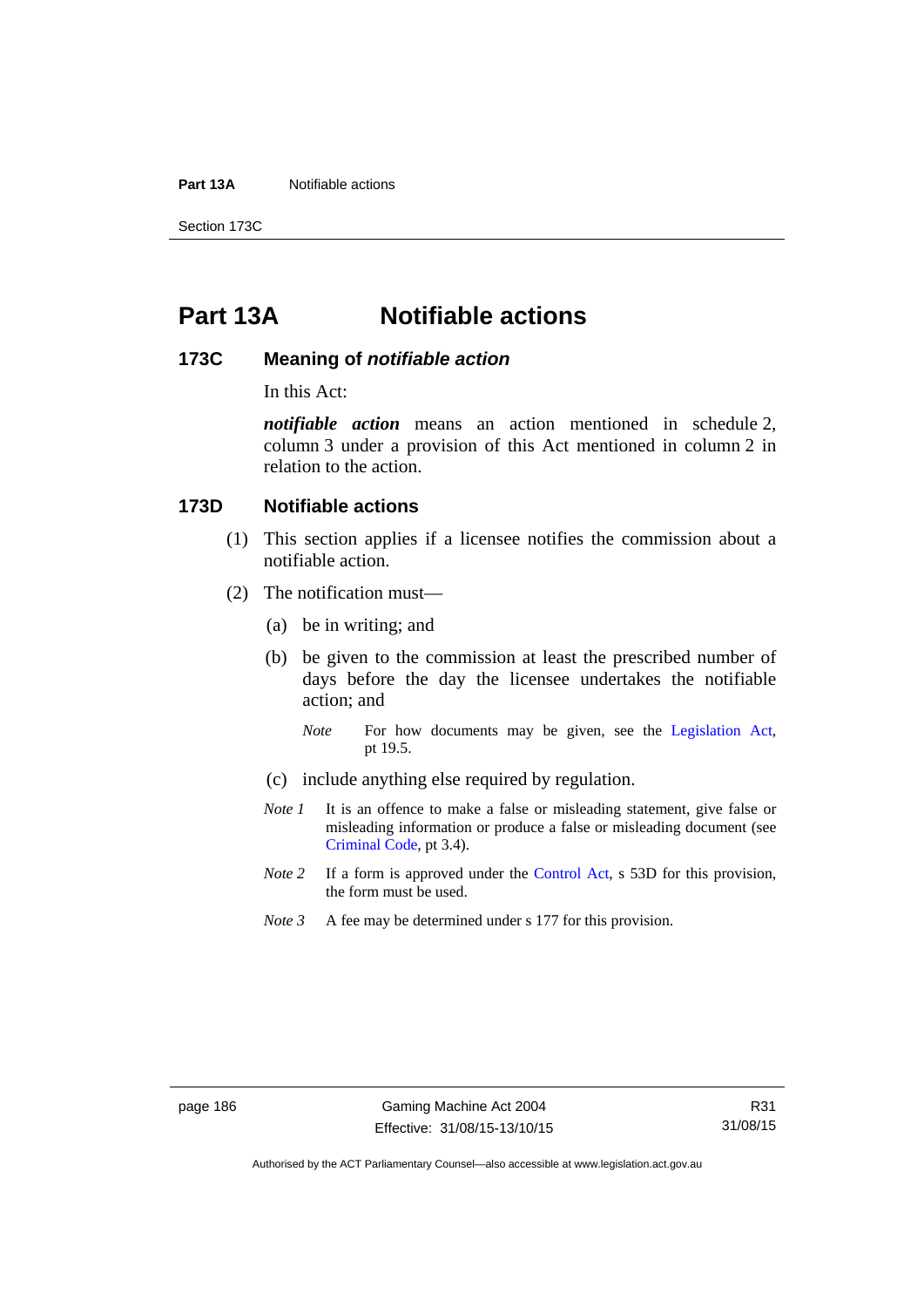# Part 13A Notifiable actions

## 173C Meaning of *notifiable action*

In this Act:

***notifiable action*** means an action mentioned in schedule 2, column 3 under a provision of this Act mentioned in column 2 in relation to the action.

## 173D Notifiable actions

(1) This section applies if a licensee notifies the commission about a notifiable action.

(2) The notification must—

(a) be in writing; and

(b) be given to the commission at least the prescribed number of days before the day the licensee undertakes the notifiable action; and

*Note* For how documents may be given, see the Legislation Act, pt 19.5.

(c) include anything else required by regulation.

*Note 1* It is an offence to make a false or misleading statement, give false or misleading information or produce a false or misleading document (see Criminal Code, pt 3.4).

*Note 2* If a form is approved under the Control Act, s 53D for this provision, the form must be used.

*Note 3* A fee may be determined under s 177 for this provision.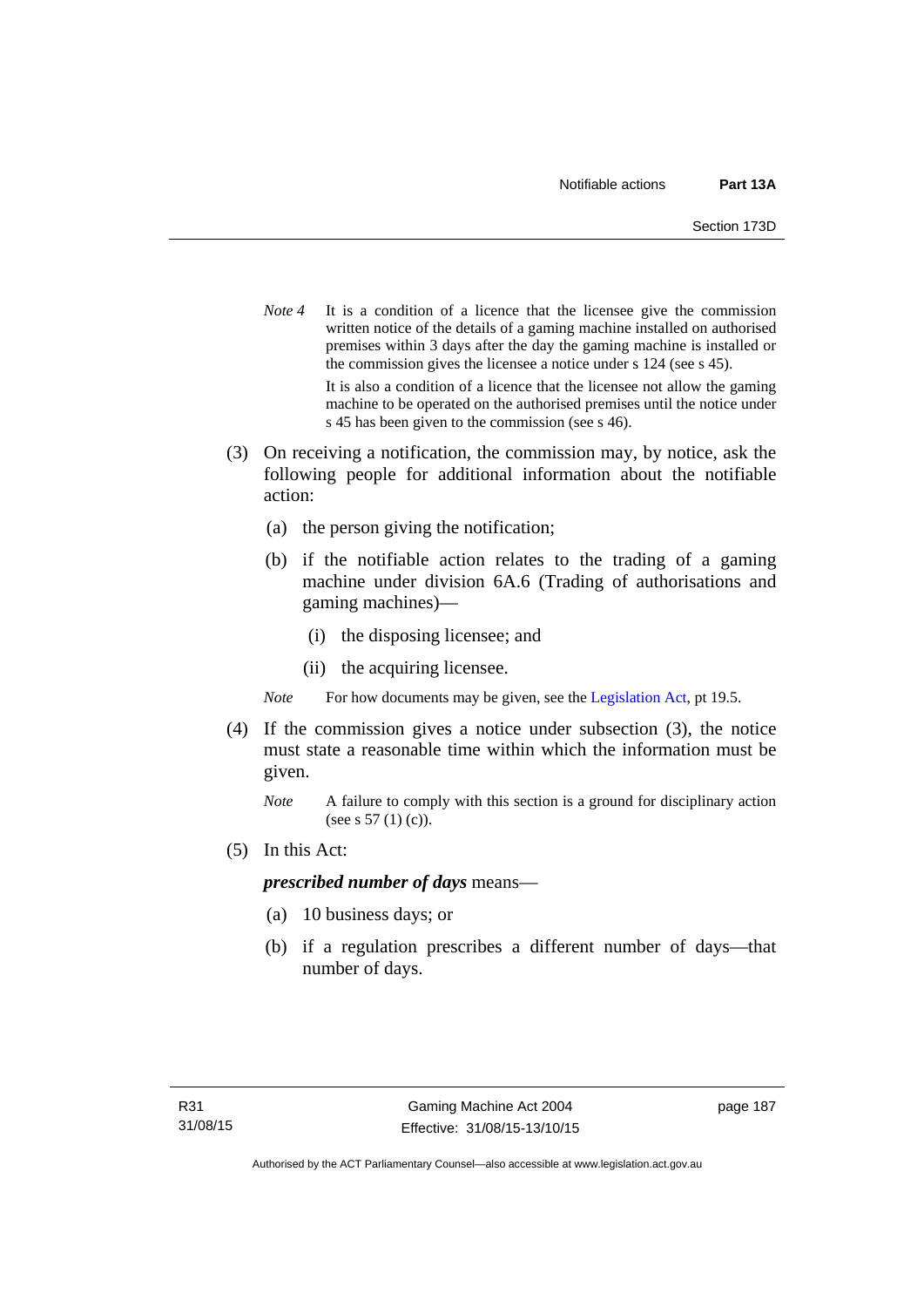*Note 4* It is a condition of a licence that the licensee give the commission written notice of the details of a gaming machine installed on authorised premises within 3 days after the day the gaming machine is installed or the commission gives the licensee a notice under s 124 (see s 45).

It is also a condition of a licence that the licensee not allow the gaming machine to be operated on the authorised premises until the notice under s 45 has been given to the commission (see s 46).

(3) On receiving a notification, the commission may, by notice, ask the following people for additional information about the notifiable action:

(a) the person giving the notification;

(b) if the notifiable action relates to the trading of a gaming machine under division 6A.6 (Trading of authorisations and gaming machines)—

(i) the disposing licensee; and

(ii) the acquiring licensee.

*Note* For how documents may be given, see the Legislation Act, pt 19.5.

(4) If the commission gives a notice under subsection (3), the notice must state a reasonable time within which the information must be given.

*Note* A failure to comply with this section is a ground for disciplinary action (see s 57 (1) (c)).

(5) In this Act:

***prescribed number of days*** means—

(a) 10 business days; or

(b) if a regulation prescribes a different number of days—that number of days.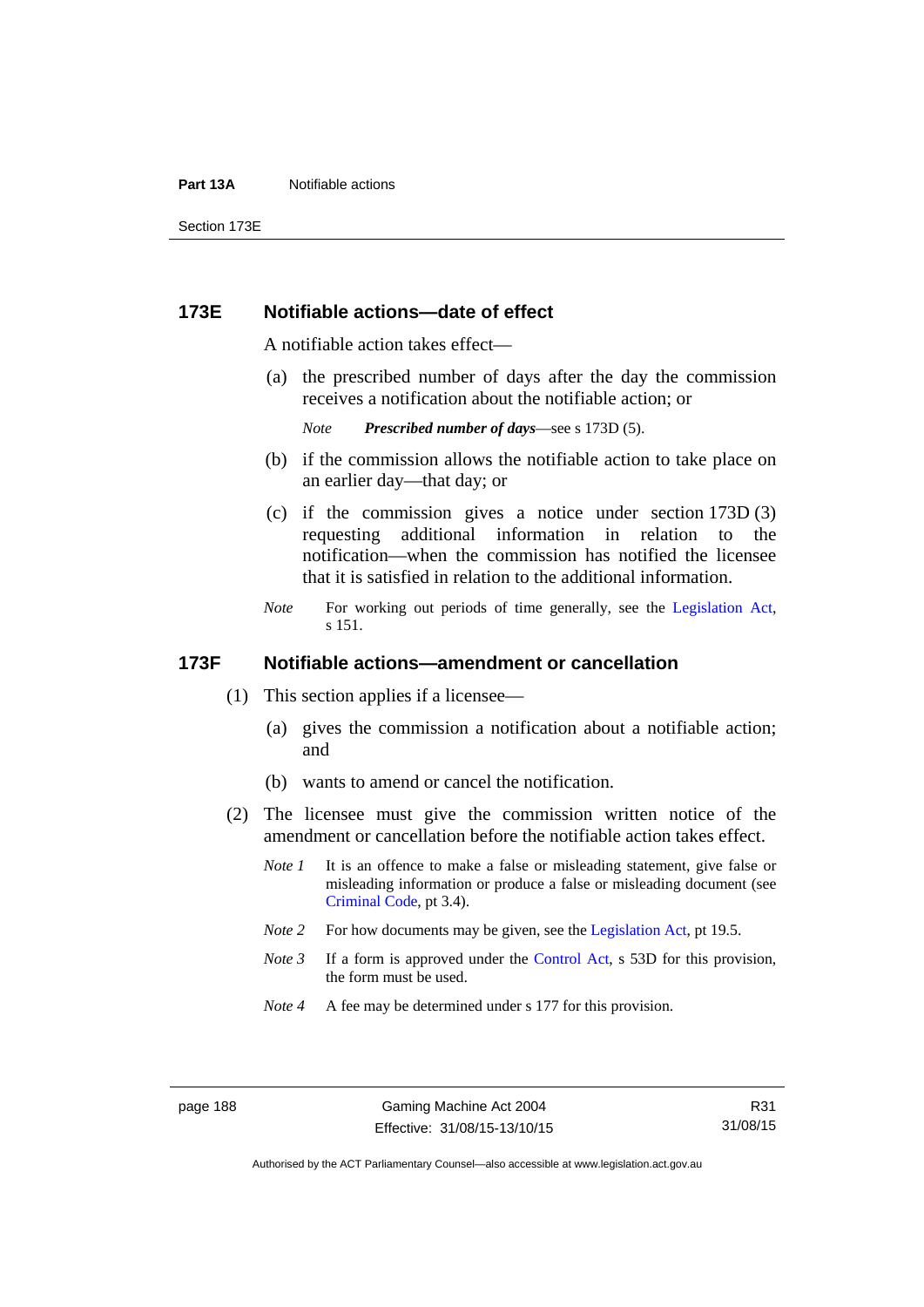## 173E Notifiable actions—date of effect

A notifiable action takes effect—

(a) the prescribed number of days after the day the commission receives a notification about the notifiable action; or

*Note* ***Prescribed number of days***—see s 173D (5).

(b) if the commission allows the notifiable action to take place on an earlier day—that day; or

(c) if the commission gives a notice under section 173D (3) requesting additional information in relation to the notification—when the commission has notified the licensee that it is satisfied in relation to the additional information.

*Note* For working out periods of time generally, see the Legislation Act, s 151.

## 173F Notifiable actions—amendment or cancellation

(1) This section applies if a licensee—

(a) gives the commission a notification about a notifiable action; and

(b) wants to amend or cancel the notification.

(2) The licensee must give the commission written notice of the amendment or cancellation before the notifiable action takes effect.

*Note 1* It is an offence to make a false or misleading statement, give false or misleading information or produce a false or misleading document (see Criminal Code, pt 3.4).

*Note 2* For how documents may be given, see the Legislation Act, pt 19.5.

*Note 3* If a form is approved under the Control Act, s 53D for this provision, the form must be used.

*Note 4* A fee may be determined under s 177 for this provision.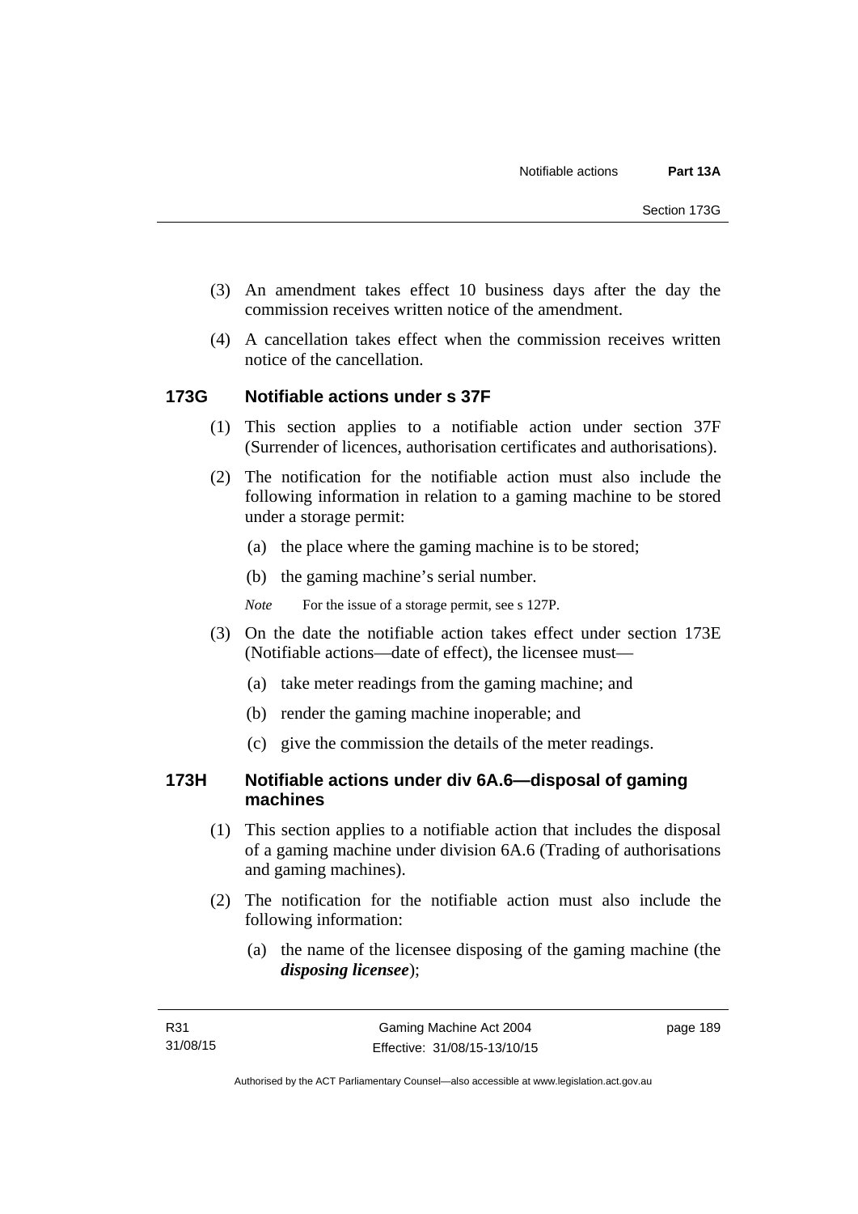(3) An amendment takes effect 10 business days after the day the commission receives written notice of the amendment.

(4) A cancellation takes effect when the commission receives written notice of the cancellation.

### 173G Notifiable actions under s 37F

(1) This section applies to a notifiable action under section 37F (Surrender of licences, authorisation certificates and authorisations).

(2) The notification for the notifiable action must also include the following information in relation to a gaming machine to be stored under a storage permit:

(a) the place where the gaming machine is to be stored;

(b) the gaming machine's serial number.

*Note* For the issue of a storage permit, see s 127P.

(3) On the date the notifiable action takes effect under section 173E (Notifiable actions—date of effect), the licensee must—

(a) take meter readings from the gaming machine; and

(b) render the gaming machine inoperable; and

(c) give the commission the details of the meter readings.

### 173H Notifiable actions under div 6A.6—disposal of gaming machines

(1) This section applies to a notifiable action that includes the disposal of a gaming machine under division 6A.6 (Trading of authorisations and gaming machines).

(2) The notification for the notifiable action must also include the following information:

(a) the name of the licensee disposing of the gaming machine (the ***disposing licensee***);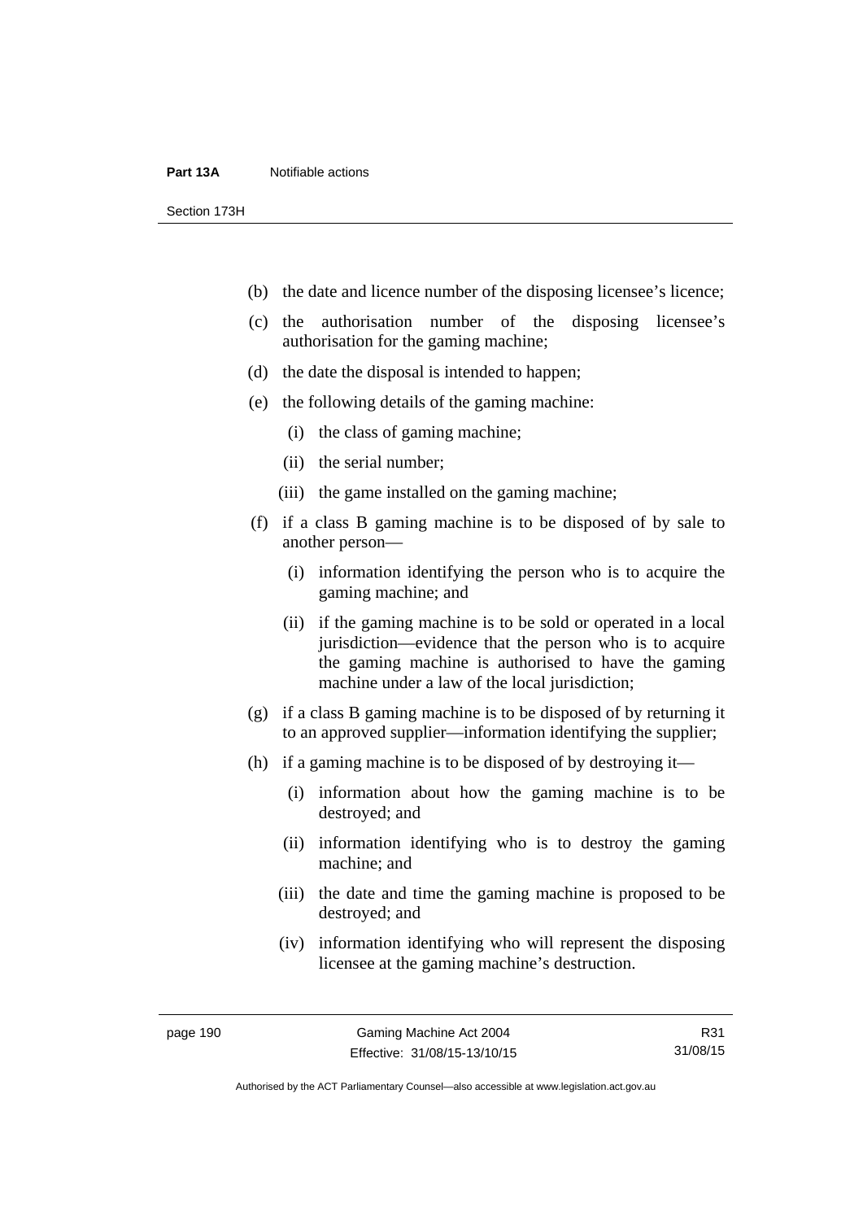(b) the date and licence number of the disposing licensee's licence;

(c) the authorisation number of the disposing licensee's authorisation for the gaming machine;

(d) the date the disposal is intended to happen;

(e) the following details of the gaming machine:

   (i) the class of gaming machine;

   (ii) the serial number;

   (iii) the game installed on the gaming machine;

(f) if a class B gaming machine is to be disposed of by sale to another person—

   (i) information identifying the person who is to acquire the gaming machine; and

   (ii) if the gaming machine is to be sold or operated in a local jurisdiction—evidence that the person who is to acquire the gaming machine is authorised to have the gaming machine under a law of the local jurisdiction;

(g) if a class B gaming machine is to be disposed of by returning it to an approved supplier—information identifying the supplier;

(h) if a gaming machine is to be disposed of by destroying it—

   (i) information about how the gaming machine is to be destroyed; and

   (ii) information identifying who is to destroy the gaming machine; and

   (iii) the date and time the gaming machine is proposed to be destroyed; and

   (iv) information identifying who will represent the disposing licensee at the gaming machine's destruction.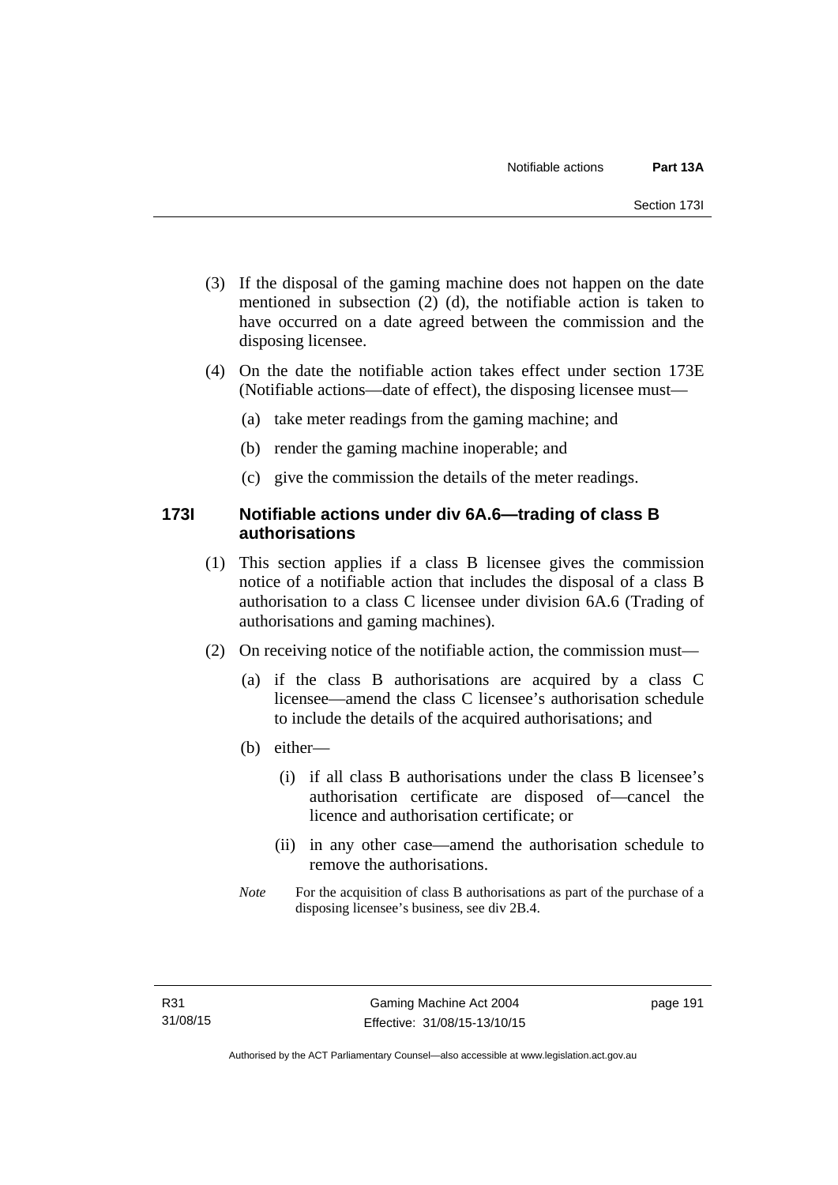(3) If the disposal of the gaming machine does not happen on the date mentioned in subsection (2) (d), the notifiable action is taken to have occurred on a date agreed between the commission and the disposing licensee.

(4) On the date the notifiable action takes effect under section 173E (Notifiable actions—date of effect), the disposing licensee must—

(a) take meter readings from the gaming machine; and

(b) render the gaming machine inoperable; and

(c) give the commission the details of the meter readings.

### 173I Notifiable actions under div 6A.6—trading of class B authorisations

(1) This section applies if a class B licensee gives the commission notice of a notifiable action that includes the disposal of a class B authorisation to a class C licensee under division 6A.6 (Trading of authorisations and gaming machines).

(2) On receiving notice of the notifiable action, the commission must—

(a) if the class B authorisations are acquired by a class C licensee—amend the class C licensee's authorisation schedule to include the details of the acquired authorisations; and

(b) either—

(i) if all class B authorisations under the class B licensee's authorisation certificate are disposed of—cancel the licence and authorisation certificate; or

(ii) in any other case—amend the authorisation schedule to remove the authorisations.

*Note* For the acquisition of class B authorisations as part of the purchase of a disposing licensee's business, see div 2B.4.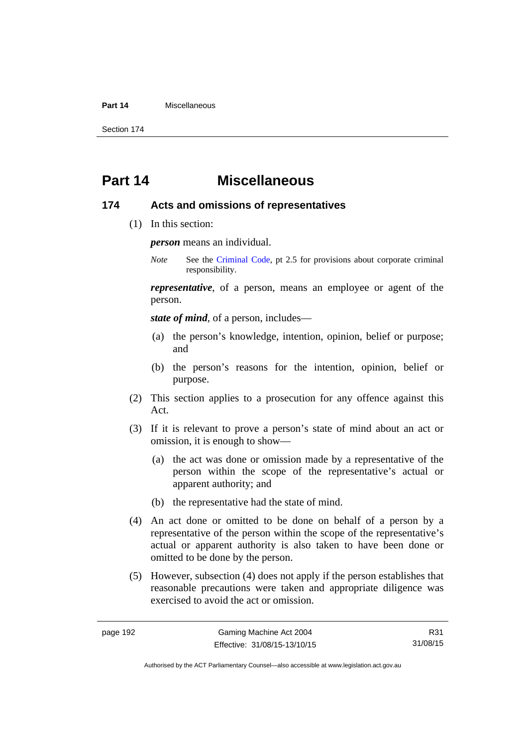# Part 14 Miscellaneous

## 174 Acts and omissions of representatives

(1) In this section:

***person*** means an individual.

*Note* See the Criminal Code, pt 2.5 for provisions about corporate criminal responsibility.

***representative***, of a person, means an employee or agent of the person.

***state of mind***, of a person, includes—

(a) the person's knowledge, intention, opinion, belief or purpose; and

(b) the person's reasons for the intention, opinion, belief or purpose.

(2) This section applies to a prosecution for any offence against this Act.

(3) If it is relevant to prove a person's state of mind about an act or omission, it is enough to show—

(a) the act was done or omission made by a representative of the person within the scope of the representative's actual or apparent authority; and

(b) the representative had the state of mind.

(4) An act done or omitted to be done on behalf of a person by a representative of the person within the scope of the representative's actual or apparent authority is also taken to have been done or omitted to be done by the person.

(5) However, subsection (4) does not apply if the person establishes that reasonable precautions were taken and appropriate diligence was exercised to avoid the act or omission.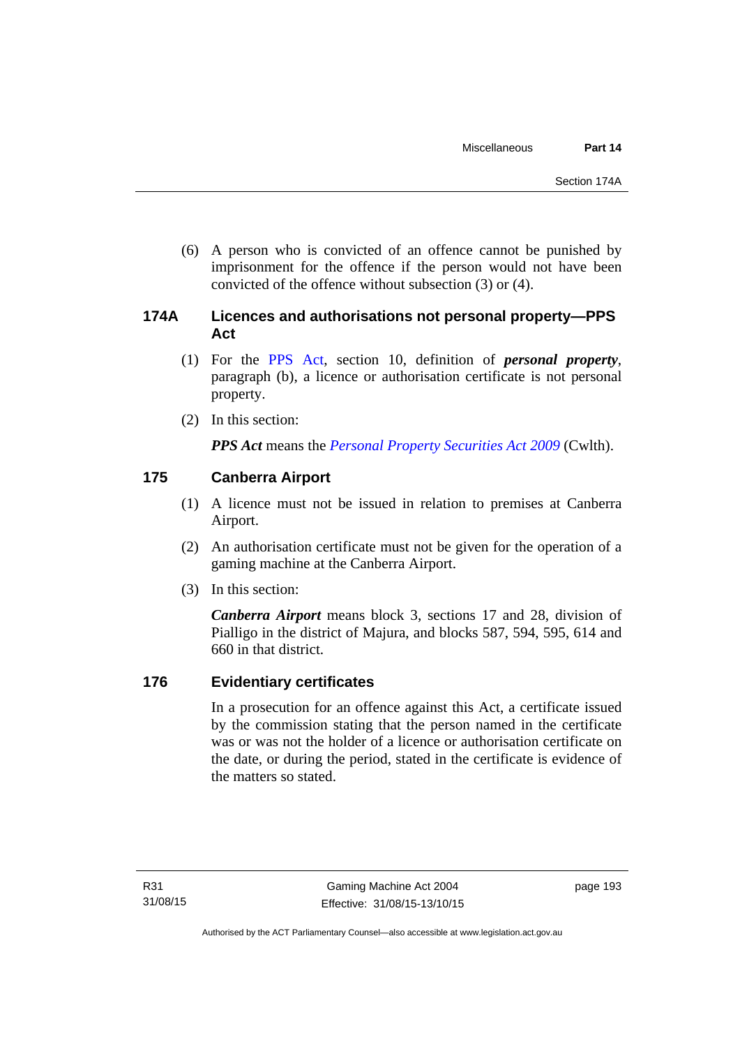(6) A person who is convicted of an offence cannot be punished by imprisonment for the offence if the person would not have been convicted of the offence without subsection (3) or (4).

### 174A Licences and authorisations not personal property—PPS Act

(1) For the PPS Act, section 10, definition of ***personal property***, paragraph (b), a licence or authorisation certificate is not personal property.

(2) In this section:

***PPS Act*** means the *Personal Property Securities Act 2009* (Cwlth).

### 175 Canberra Airport

(1) A licence must not be issued in relation to premises at Canberra Airport.

(2) An authorisation certificate must not be given for the operation of a gaming machine at the Canberra Airport.

(3) In this section:

***Canberra Airport*** means block 3, sections 17 and 28, division of Pialligo in the district of Majura, and blocks 587, 594, 595, 614 and 660 in that district.

### 176 Evidentiary certificates

In a prosecution for an offence against this Act, a certificate issued by the commission stating that the person named in the certificate was or was not the holder of a licence or authorisation certificate on the date, or during the period, stated in the certificate is evidence of the matters so stated.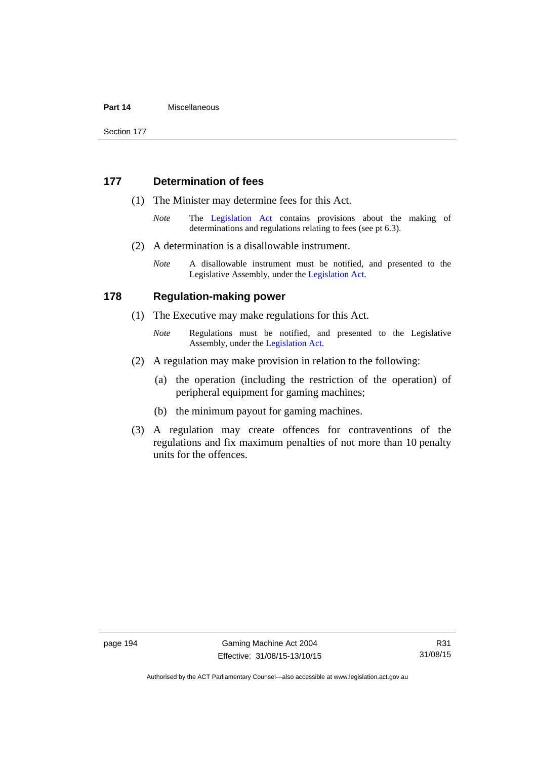## 177 Determination of fees

(1) The Minister may determine fees for this Act.

*Note* The Legislation Act contains provisions about the making of determinations and regulations relating to fees (see pt 6.3).

(2) A determination is a disallowable instrument.

*Note* A disallowable instrument must be notified, and presented to the Legislative Assembly, under the Legislation Act.

## 178 Regulation-making power

(1) The Executive may make regulations for this Act.

*Note* Regulations must be notified, and presented to the Legislative Assembly, under the Legislation Act.

(2) A regulation may make provision in relation to the following:

(a) the operation (including the restriction of the operation) of peripheral equipment for gaming machines;

(b) the minimum payout for gaming machines.

(3) A regulation may create offences for contraventions of the regulations and fix maximum penalties of not more than 10 penalty units for the offences.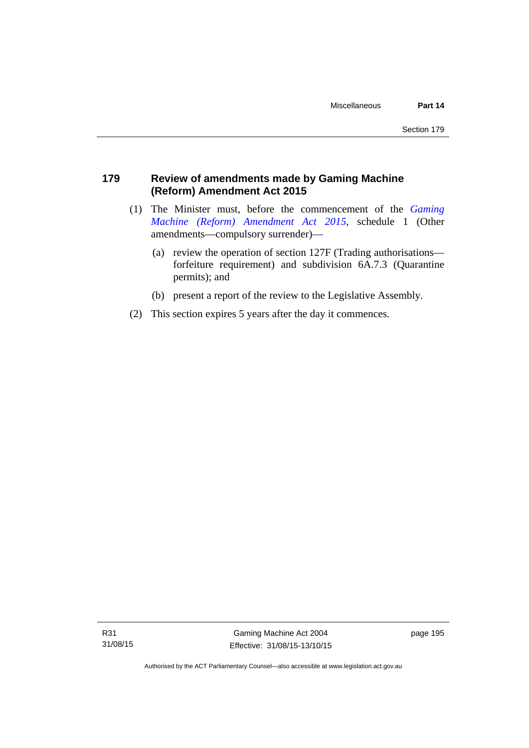## 179 Review of amendments made by Gaming Machine (Reform) Amendment Act 2015

(1) The Minister must, before the commencement of the *Gaming Machine (Reform) Amendment Act 2015*, schedule 1 (Other amendments—compulsory surrender)—

(a) review the operation of section 127F (Trading authorisations—forfeiture requirement) and subdivision 6A.7.3 (Quarantine permits); and

(b) present a report of the review to the Legislative Assembly.

(2) This section expires 5 years after the day it commences.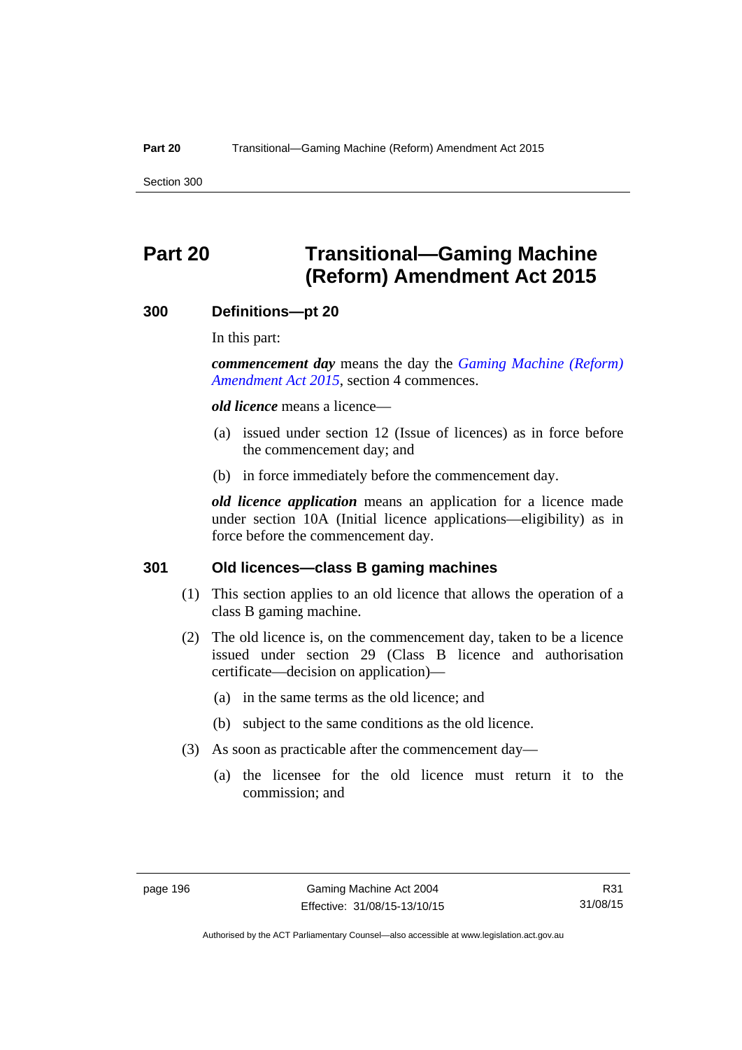# Part 20 Transitional—Gaming Machine (Reform) Amendment Act 2015

## 300 Definitions—pt 20

In this part:

***commencement day*** means the day the *Gaming Machine (Reform) Amendment Act 2015*, section 4 commences.

***old licence*** means a licence—

(a) issued under section 12 (Issue of licences) as in force before the commencement day; and

(b) in force immediately before the commencement day.

***old licence application*** means an application for a licence made under section 10A (Initial licence applications—eligibility) as in force before the commencement day.

## 301 Old licences—class B gaming machines

(1) This section applies to an old licence that allows the operation of a class B gaming machine.

(2) The old licence is, on the commencement day, taken to be a licence issued under section 29 (Class B licence and authorisation certificate—decision on application)—

(a) in the same terms as the old licence; and

(b) subject to the same conditions as the old licence.

(3) As soon as practicable after the commencement day—

(a) the licensee for the old licence must return it to the commission; and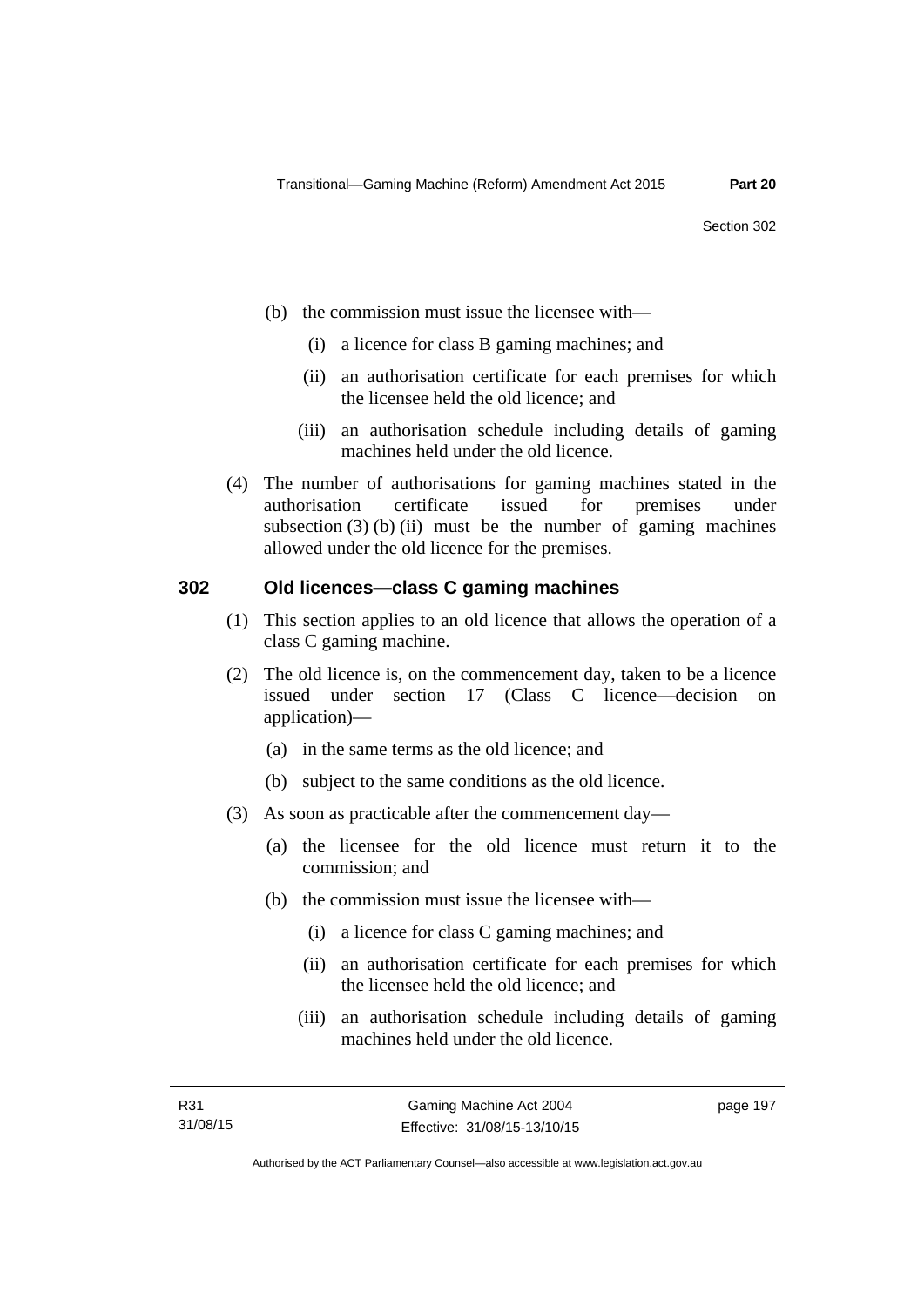(b) the commission must issue the licensee with—

(i) a licence for class B gaming machines; and

(ii) an authorisation certificate for each premises for which the licensee held the old licence; and

(iii) an authorisation schedule including details of gaming machines held under the old licence.

(4) The number of authorisations for gaming machines stated in the authorisation certificate issued for premises under subsection (3) (b) (ii) must be the number of gaming machines allowed under the old licence for the premises.

## 302 Old licences—class C gaming machines

(1) This section applies to an old licence that allows the operation of a class C gaming machine.

(2) The old licence is, on the commencement day, taken to be a licence issued under section 17 (Class C licence—decision on application)—

(a) in the same terms as the old licence; and

(b) subject to the same conditions as the old licence.

(3) As soon as practicable after the commencement day—

(a) the licensee for the old licence must return it to the commission; and

(b) the commission must issue the licensee with—

(i) a licence for class C gaming machines; and

(ii) an authorisation certificate for each premises for which the licensee held the old licence; and

(iii) an authorisation schedule including details of gaming machines held under the old licence.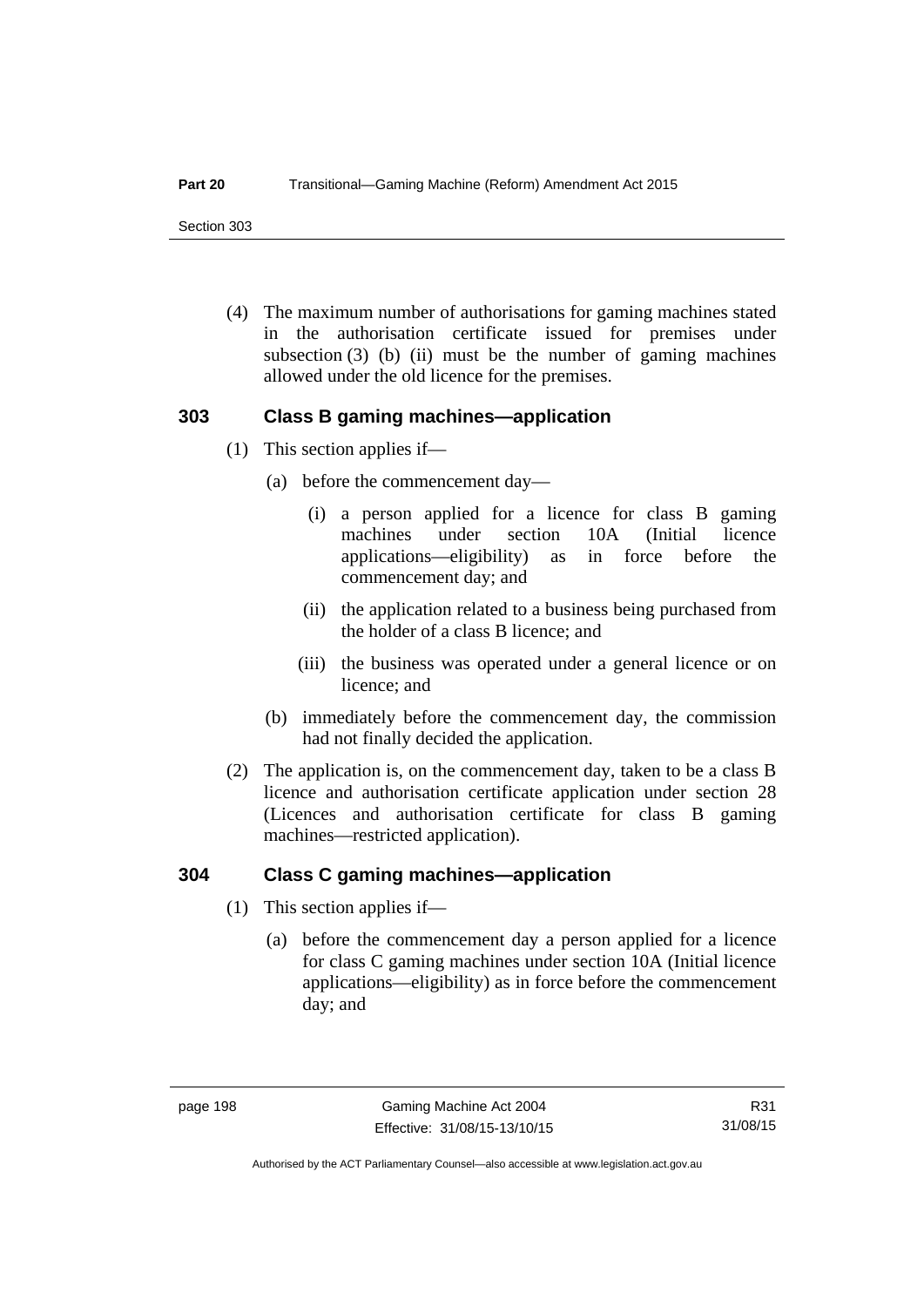(4) The maximum number of authorisations for gaming machines stated in the authorisation certificate issued for premises under subsection (3) (b) (ii) must be the number of gaming machines allowed under the old licence for the premises.

## 303 Class B gaming machines—application

(1) This section applies if—

(a) before the commencement day—

(i) a person applied for a licence for class B gaming machines under section 10A (Initial licence applications—eligibility) as in force before the commencement day; and

(ii) the application related to a business being purchased from the holder of a class B licence; and

(iii) the business was operated under a general licence or on licence; and

(b) immediately before the commencement day, the commission had not finally decided the application.

(2) The application is, on the commencement day, taken to be a class B licence and authorisation certificate application under section 28 (Licences and authorisation certificate for class B gaming machines—restricted application).

## 304 Class C gaming machines—application

(1) This section applies if—

(a) before the commencement day a person applied for a licence for class C gaming machines under section 10A (Initial licence applications—eligibility) as in force before the commencement day; and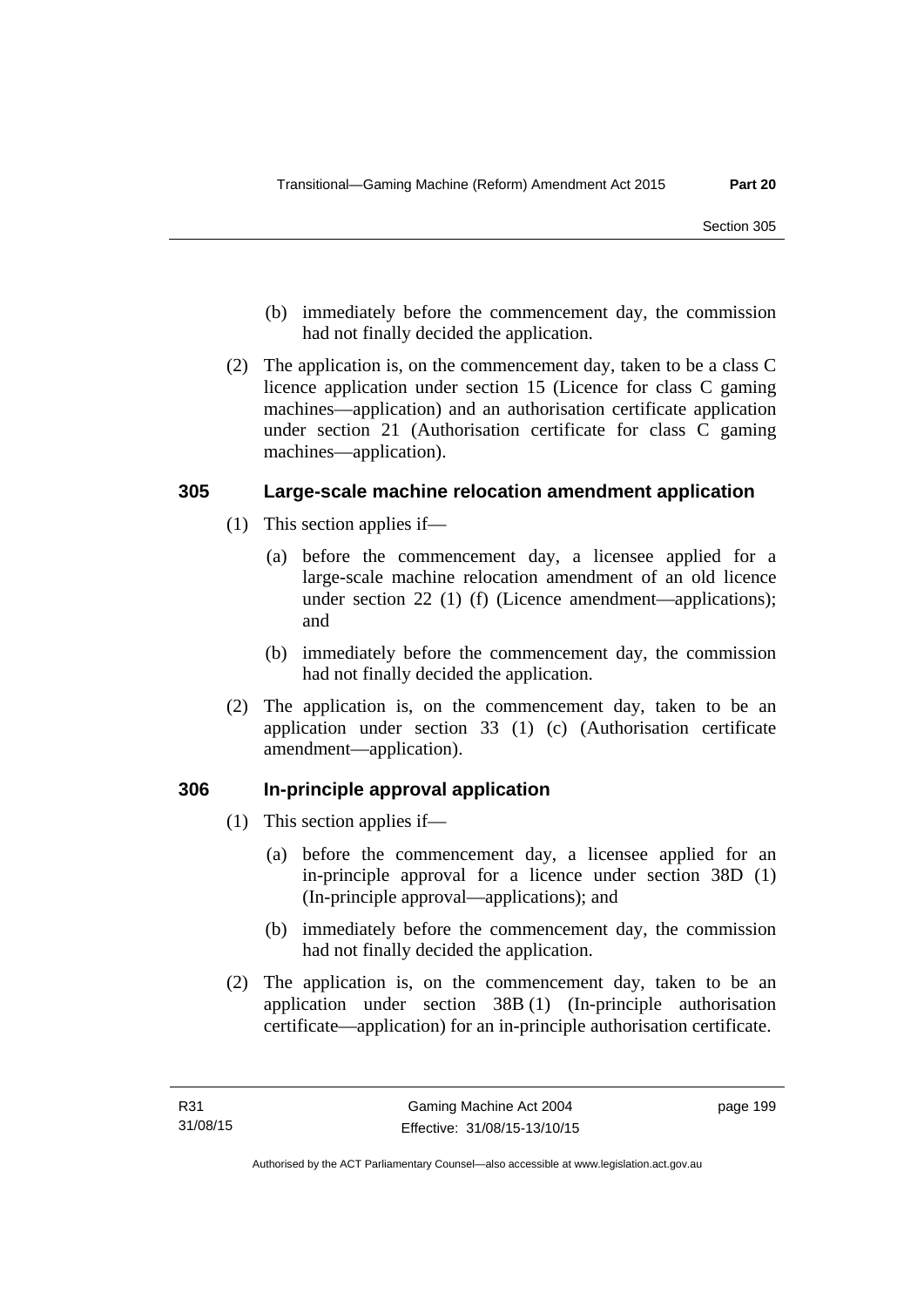(b) immediately before the commencement day, the commission had not finally decided the application.

(2) The application is, on the commencement day, taken to be a class C licence application under section 15 (Licence for class C gaming machines—application) and an authorisation certificate application under section 21 (Authorisation certificate for class C gaming machines—application).

### 305 Large-scale machine relocation amendment application

(1) This section applies if—

(a) before the commencement day, a licensee applied for a large-scale machine relocation amendment of an old licence under section 22 (1) (f) (Licence amendment—applications); and

(b) immediately before the commencement day, the commission had not finally decided the application.

(2) The application is, on the commencement day, taken to be an application under section 33 (1) (c) (Authorisation certificate amendment—application).

### 306 In-principle approval application

(1) This section applies if—

(a) before the commencement day, a licensee applied for an in-principle approval for a licence under section 38D (1) (In-principle approval—applications); and

(b) immediately before the commencement day, the commission had not finally decided the application.

(2) The application is, on the commencement day, taken to be an application under section 38B (1) (In-principle authorisation certificate—application) for an in-principle authorisation certificate.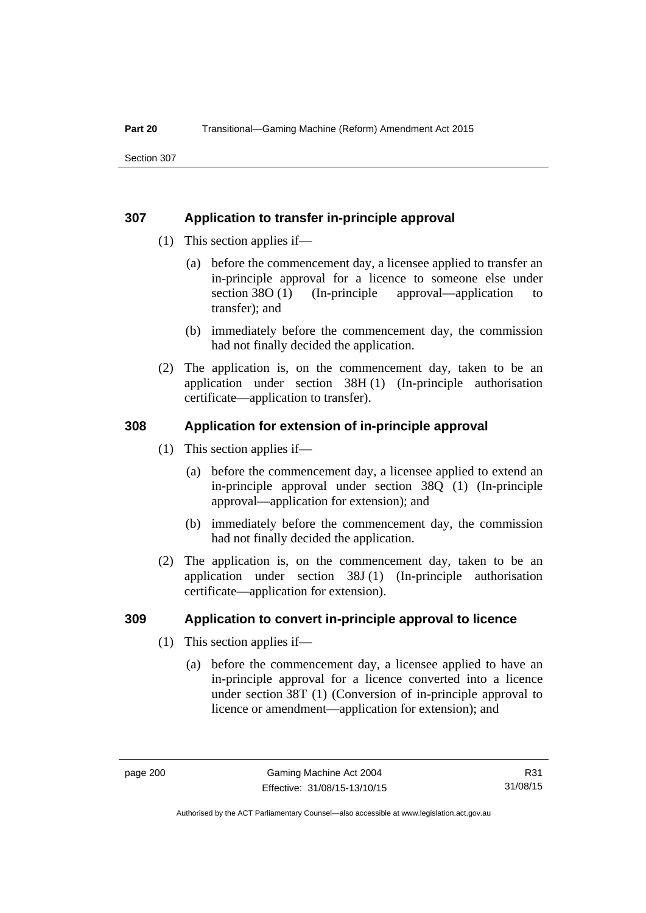### 307 Application to transfer in-principle approval

(1) This section applies if—

(a) before the commencement day, a licensee applied to transfer an in-principle approval for a licence to someone else under section 38O (1) (In-principle approval—application to transfer); and

(b) immediately before the commencement day, the commission had not finally decided the application.

(2) The application is, on the commencement day, taken to be an application under section 38H (1) (In-principle authorisation certificate—application to transfer).

### 308 Application for extension of in-principle approval

(1) This section applies if—

(a) before the commencement day, a licensee applied to extend an in-principle approval under section 38Q (1) (In-principle approval—application for extension); and

(b) immediately before the commencement day, the commission had not finally decided the application.

(2) The application is, on the commencement day, taken to be an application under section 38J (1) (In-principle authorisation certificate—application for extension).

### 309 Application to convert in-principle approval to licence

(1) This section applies if—

(a) before the commencement day, a licensee applied to have an in-principle approval for a licence converted into a licence under section 38T (1) (Conversion of in-principle approval to licence or amendment—application for extension); and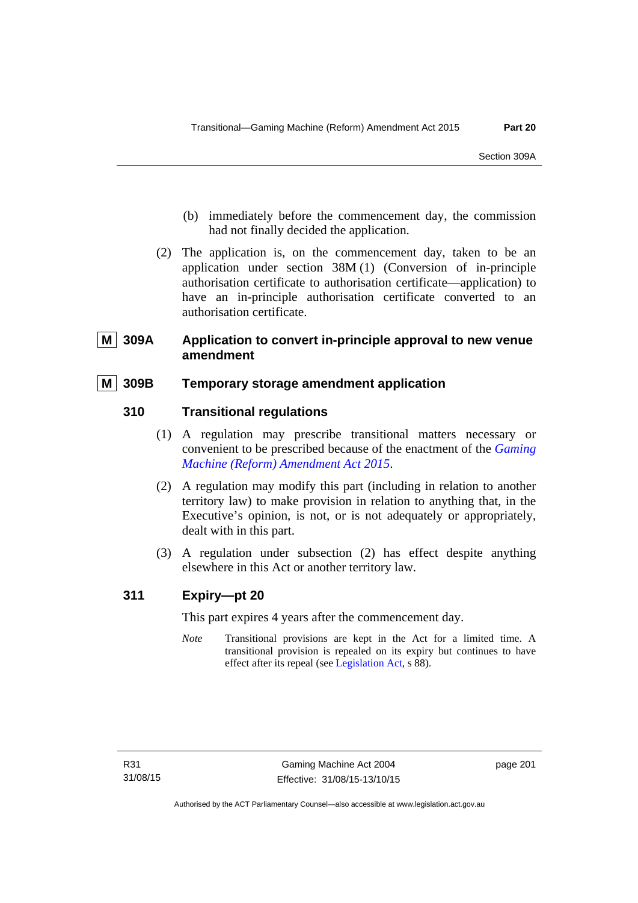(b) immediately before the commencement day, the commission had not finally decided the application.

(2) The application is, on the commencement day, taken to be an application under section 38M (1) (Conversion of in-principle authorisation certificate to authorisation certificate—application) to have an in-principle authorisation certificate converted to an authorisation certificate.

### M 309A Application to convert in-principle approval to new venue amendment

### M 309B Temporary storage amendment application

### 310 Transitional regulations

(1) A regulation may prescribe transitional matters necessary or convenient to be prescribed because of the enactment of the *Gaming Machine (Reform) Amendment Act 2015*.

(2) A regulation may modify this part (including in relation to another territory law) to make provision in relation to anything that, in the Executive's opinion, is not, or is not adequately or appropriately, dealt with in this part.

(3) A regulation under subsection (2) has effect despite anything elsewhere in this Act or another territory law.

### 311 Expiry—pt 20

This part expires 4 years after the commencement day.

*Note* Transitional provisions are kept in the Act for a limited time. A transitional provision is repealed on its expiry but continues to have effect after its repeal (see Legislation Act, s 88).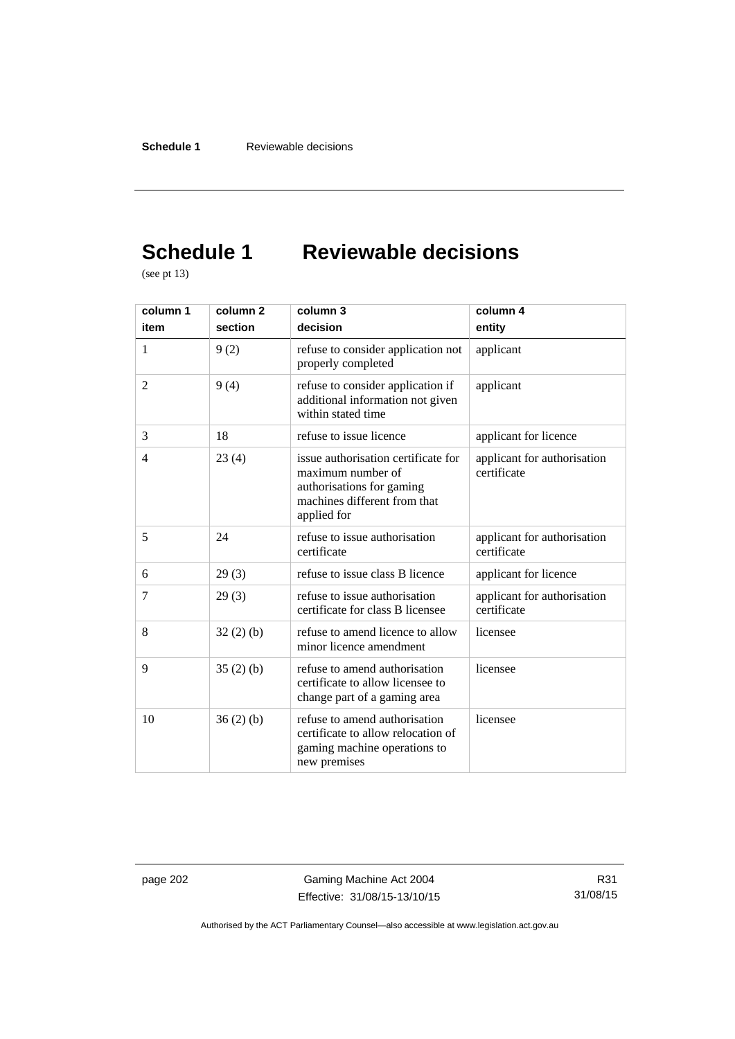# Schedule 1 Reviewable decisions

(see pt 13)

| column 1<br>item | column 2<br>section | column 3<br>decision | column 4<br>entity |
|---|---|---|---|
| 1 | 9 (2) | refuse to consider application not properly completed | applicant |
| 2 | 9 (4) | refuse to consider application if additional information not given within stated time | applicant |
| 3 | 18 | refuse to issue licence | applicant for licence |
| 4 | 23 (4) | issue authorisation certificate for maximum number of authorisations for gaming machines different from that applied for | applicant for authorisation certificate |
| 5 | 24 | refuse to issue authorisation certificate | applicant for authorisation certificate |
| 6 | 29 (3) | refuse to issue class B licence | applicant for licence |
| 7 | 29 (3) | refuse to issue authorisation certificate for class B licensee | applicant for authorisation certificate |
| 8 | 32 (2) (b) | refuse to amend licence to allow minor licence amendment | licensee |
| 9 | 35 (2) (b) | refuse to amend authorisation certificate to allow licensee to change part of a gaming area | licensee |
| 10 | 36 (2) (b) | refuse to amend authorisation certificate to allow relocation of gaming machine operations to new premises | licensee |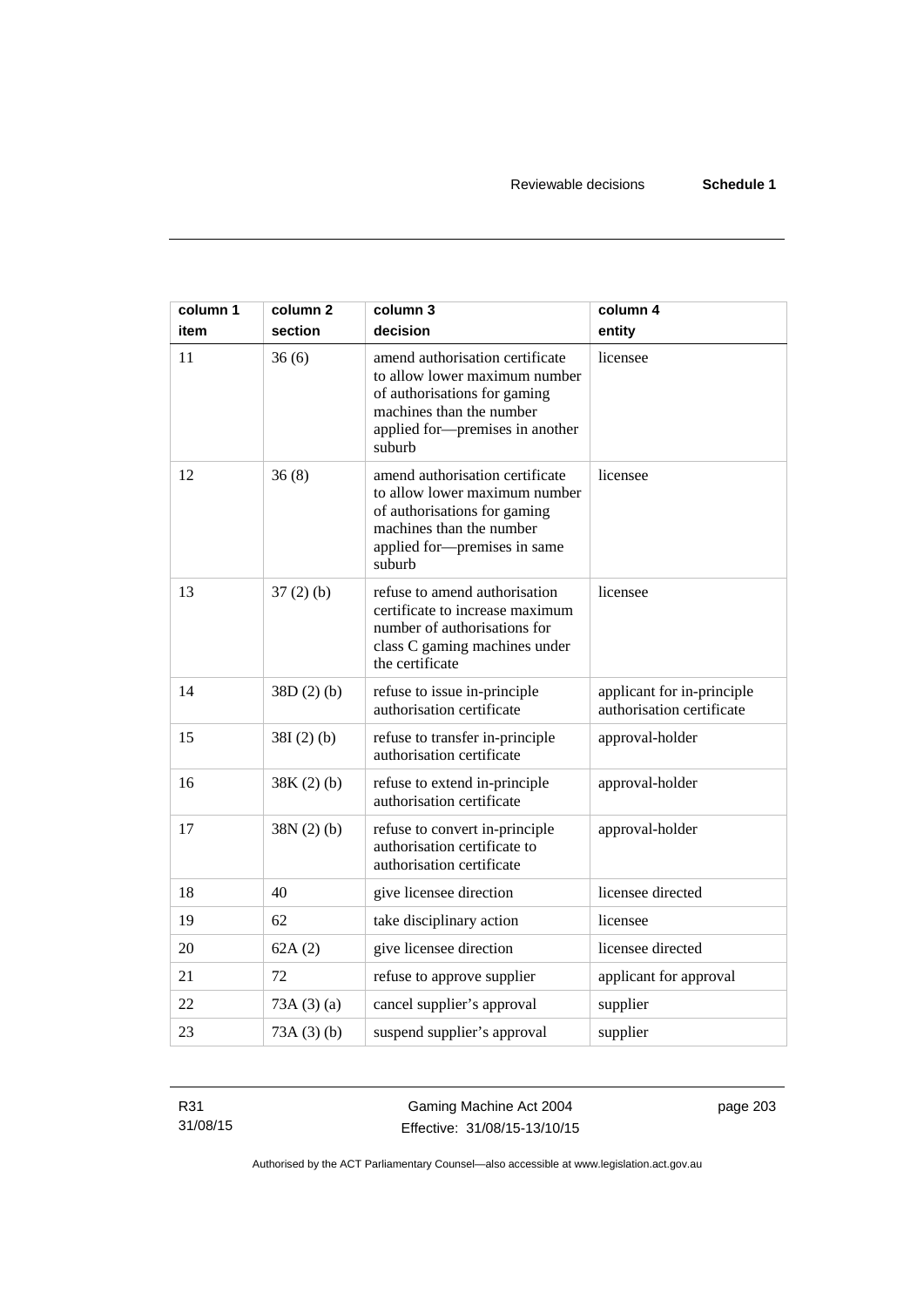| column 1 item | column 2 section | column 3 decision | column 4 entity |
|---|---|---|---|
| 11 | 36 (6) | amend authorisation certificate to allow lower maximum number of authorisations for gaming machines than the number applied for—premises in another suburb | licensee |
| 12 | 36 (8) | amend authorisation certificate to allow lower maximum number of authorisations for gaming machines than the number applied for—premises in same suburb | licensee |
| 13 | 37 (2) (b) | refuse to amend authorisation certificate to increase maximum number of authorisations for class C gaming machines under the certificate | licensee |
| 14 | 38D (2) (b) | refuse to issue in-principle authorisation certificate | applicant for in-principle authorisation certificate |
| 15 | 38I (2) (b) | refuse to transfer in-principle authorisation certificate | approval-holder |
| 16 | 38K (2) (b) | refuse to extend in-principle authorisation certificate | approval-holder |
| 17 | 38N (2) (b) | refuse to convert in-principle authorisation certificate to authorisation certificate | approval-holder |
| 18 | 40 | give licensee direction | licensee directed |
| 19 | 62 | take disciplinary action | licensee |
| 20 | 62A (2) | give licensee direction | licensee directed |
| 21 | 72 | refuse to approve supplier | applicant for approval |
| 22 | 73A (3) (a) | cancel supplier's approval | supplier |
| 23 | 73A (3) (b) | suspend supplier's approval | supplier |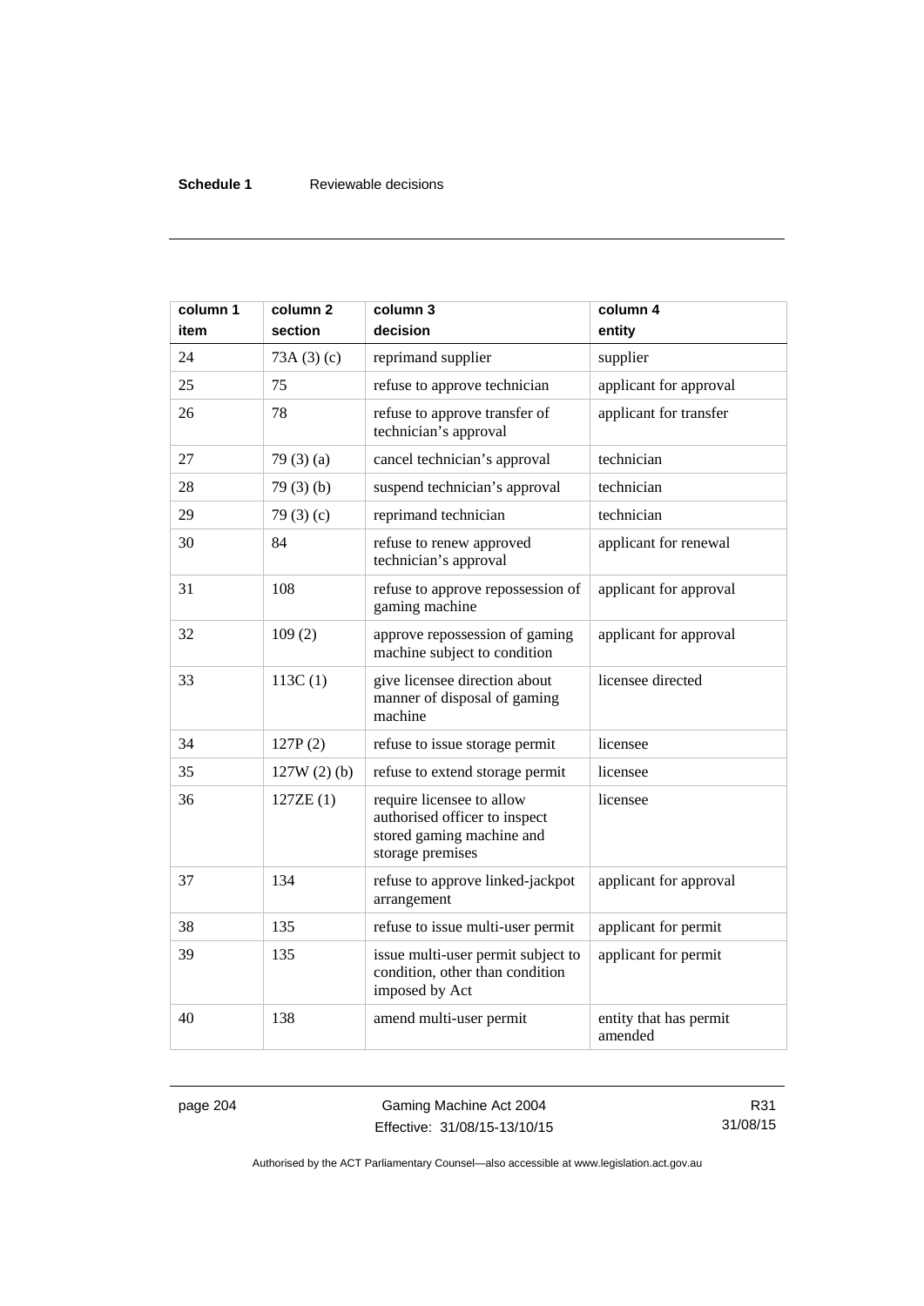| column 1 item | column 2 section | column 3 decision | column 4 entity |
| --- | --- | --- | --- |
| 24 | 73A (3) (c) | reprimand supplier | supplier |
| 25 | 75 | refuse to approve technician | applicant for approval |
| 26 | 78 | refuse to approve transfer of technician's approval | applicant for transfer |
| 27 | 79 (3) (a) | cancel technician's approval | technician |
| 28 | 79 (3) (b) | suspend technician's approval | technician |
| 29 | 79 (3) (c) | reprimand technician | technician |
| 30 | 84 | refuse to renew approved technician's approval | applicant for renewal |
| 31 | 108 | refuse to approve repossession of gaming machine | applicant for approval |
| 32 | 109 (2) | approve repossession of gaming machine subject to condition | applicant for approval |
| 33 | 113C (1) | give licensee direction about manner of disposal of gaming machine | licensee directed |
| 34 | 127P (2) | refuse to issue storage permit | licensee |
| 35 | 127W (2) (b) | refuse to extend storage permit | licensee |
| 36 | 127ZE (1) | require licensee to allow authorised officer to inspect stored gaming machine and storage premises | licensee |
| 37 | 134 | refuse to approve linked-jackpot arrangement | applicant for approval |
| 38 | 135 | refuse to issue multi-user permit | applicant for permit |
| 39 | 135 | issue multi-user permit subject to condition, other than condition imposed by Act | applicant for permit |
| 40 | 138 | amend multi-user permit | entity that has permit amended |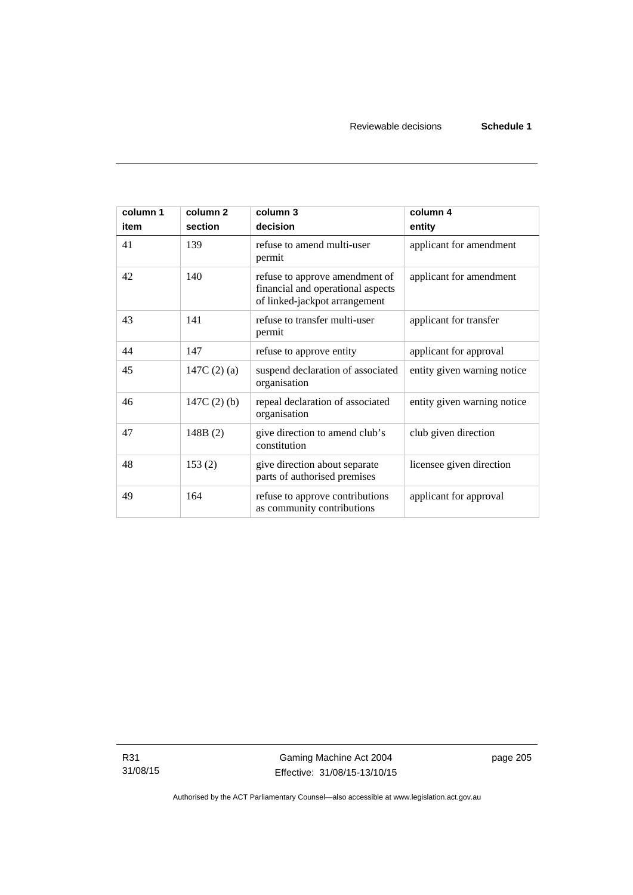| column 1<br>item | column 2<br>section | column 3<br>decision | column 4<br>entity |
|---|---|---|---|
| 41 | 139 | refuse to amend multi-user permit | applicant for amendment |
| 42 | 140 | refuse to approve amendment of financial and operational aspects of linked-jackpot arrangement | applicant for amendment |
| 43 | 141 | refuse to transfer multi-user permit | applicant for transfer |
| 44 | 147 | refuse to approve entity | applicant for approval |
| 45 | 147C (2) (a) | suspend declaration of associated organisation | entity given warning notice |
| 46 | 147C (2) (b) | repeal declaration of associated organisation | entity given warning notice |
| 47 | 148B (2) | give direction to amend club's constitution | club given direction |
| 48 | 153 (2) | give direction about separate parts of authorised premises | licensee given direction |
| 49 | 164 | refuse to approve contributions as community contributions | applicant for approval |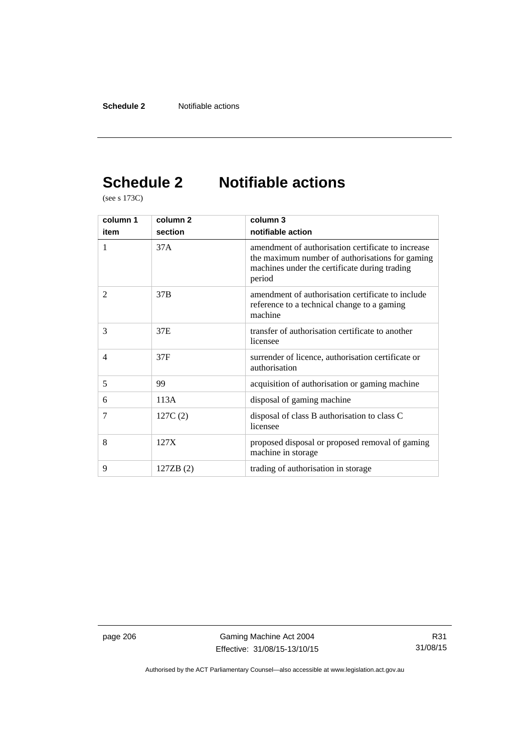# Schedule 2 Notifiable actions

(see s 173C)

| column 1<br>item | column 2<br>section | column 3<br>notifiable action |
|---|---|---|
| 1 | 37A | amendment of authorisation certificate to increase the maximum number of authorisations for gaming machines under the certificate during trading period |
| 2 | 37B | amendment of authorisation certificate to include reference to a technical change to a gaming machine |
| 3 | 37E | transfer of authorisation certificate to another licensee |
| 4 | 37F | surrender of licence, authorisation certificate or authorisation |
| 5 | 99 | acquisition of authorisation or gaming machine |
| 6 | 113A | disposal of gaming machine |
| 7 | 127C (2) | disposal of class B authorisation to class C licensee |
| 8 | 127X | proposed disposal or proposed removal of gaming machine in storage |
| 9 | 127ZB (2) | trading of authorisation in storage |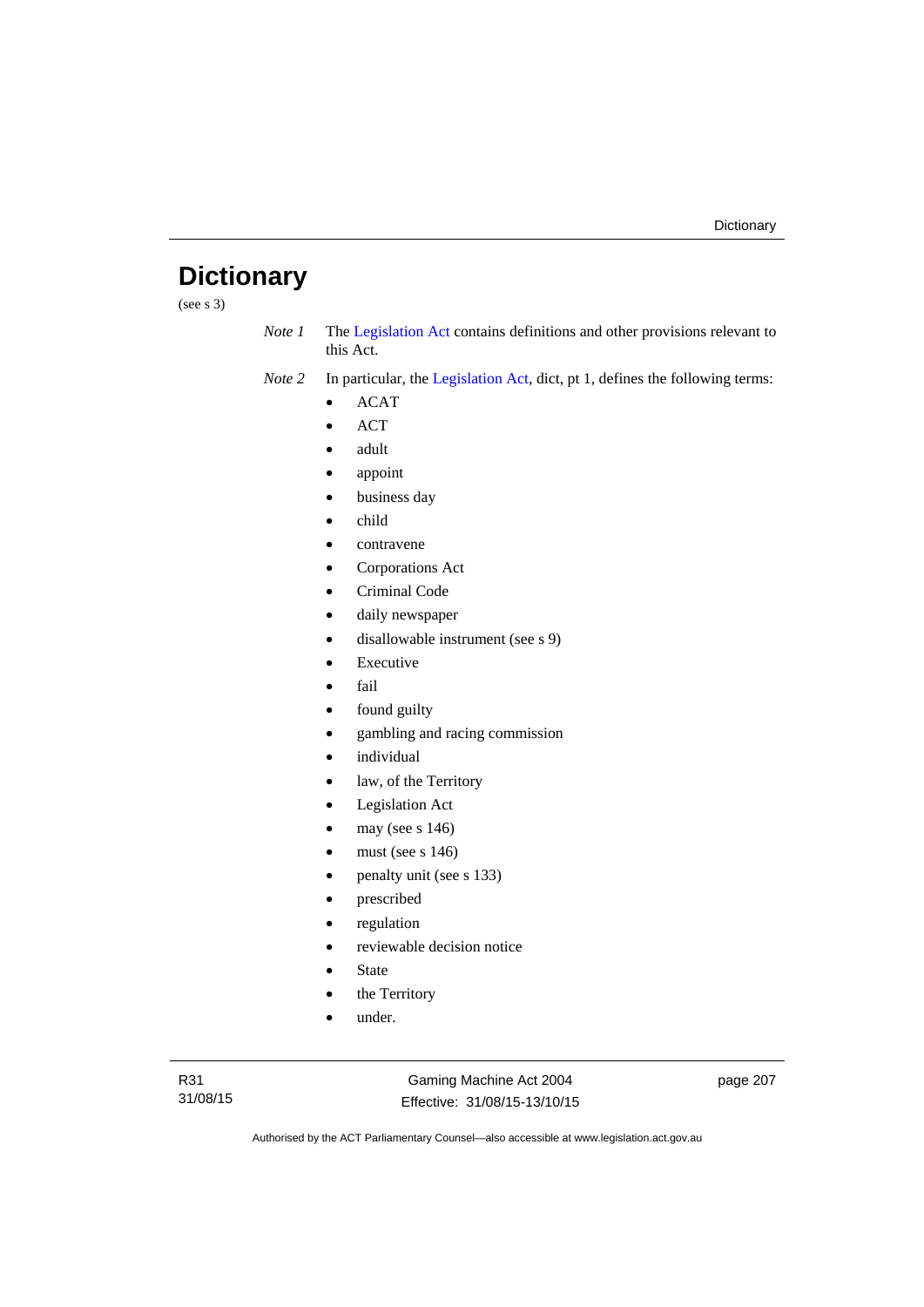# Dictionary

(see s 3)

*Note 1* The Legislation Act contains definitions and other provisions relevant to this Act.

*Note 2* In particular, the Legislation Act, dict, pt 1, defines the following terms:

- ACAT
- ACT
- adult
- appoint
- business day
- child
- contravene
- Corporations Act
- Criminal Code
- daily newspaper
- disallowable instrument (see s 9)
- Executive
- fail
- found guilty
- gambling and racing commission
- individual
- law, of the Territory
- Legislation Act
- may (see s 146)
- must (see s 146)
- penalty unit (see s 133)
- prescribed
- regulation
- reviewable decision notice
- State
- the Territory
- under.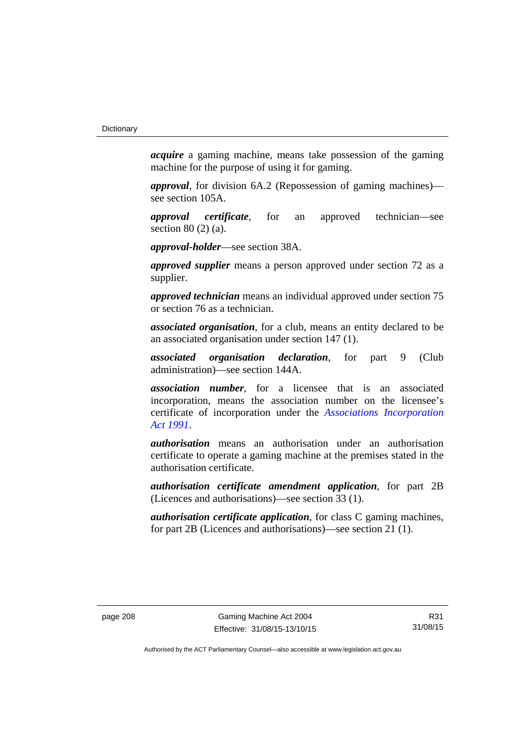***acquire*** a gaming machine, means take possession of the gaming machine for the purpose of using it for gaming.

***approval***, for division 6A.2 (Repossession of gaming machines)—see section 105A.

***approval certificate***, for an approved technician—see section 80 (2) (a).

***approval-holder***—see section 38A.

***approved supplier*** means a person approved under section 72 as a supplier.

***approved technician*** means an individual approved under section 75 or section 76 as a technician.

***associated organisation***, for a club, means an entity declared to be an associated organisation under section 147 (1).

***associated organisation declaration***, for part 9 (Club administration)—see section 144A.

***association number***, for a licensee that is an associated incorporation, means the association number on the licensee's certificate of incorporation under the *Associations Incorporation Act 1991*.

***authorisation*** means an authorisation under an authorisation certificate to operate a gaming machine at the premises stated in the authorisation certificate.

***authorisation certificate amendment application***, for part 2B (Licences and authorisations)—see section 33 (1).

***authorisation certificate application***, for class C gaming machines, for part 2B (Licences and authorisations)—see section 21 (1).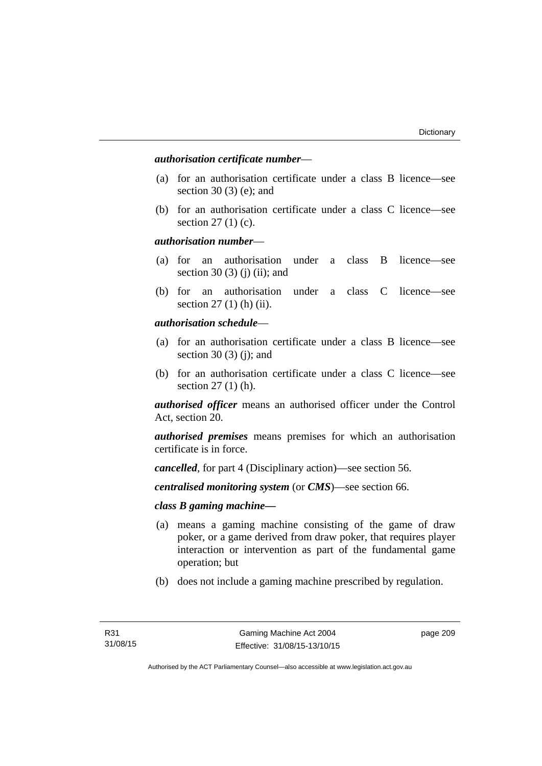***authorisation certificate number***—

(a) for an authorisation certificate under a class B licence—see section 30 (3) (e); and

(b) for an authorisation certificate under a class C licence—see section 27 (1) (c).

***authorisation number***—

(a) for an authorisation under a class B licence—see section 30 (3) (j) (ii); and

(b) for an authorisation under a class C licence—see section 27 (1) (h) (ii).

***authorisation schedule***—

(a) for an authorisation certificate under a class B licence—see section 30 (3) (j); and

(b) for an authorisation certificate under a class C licence—see section 27 (1) (h).

***authorised officer*** means an authorised officer under the Control Act, section 20.

***authorised premises*** means premises for which an authorisation certificate is in force.

***cancelled***, for part 4 (Disciplinary action)—see section 56.

***centralised monitoring system*** (or ***CMS***)—see section 66.

***class B gaming machine—***

(a) means a gaming machine consisting of the game of draw poker, or a game derived from draw poker, that requires player interaction or intervention as part of the fundamental game operation; but

(b) does not include a gaming machine prescribed by regulation.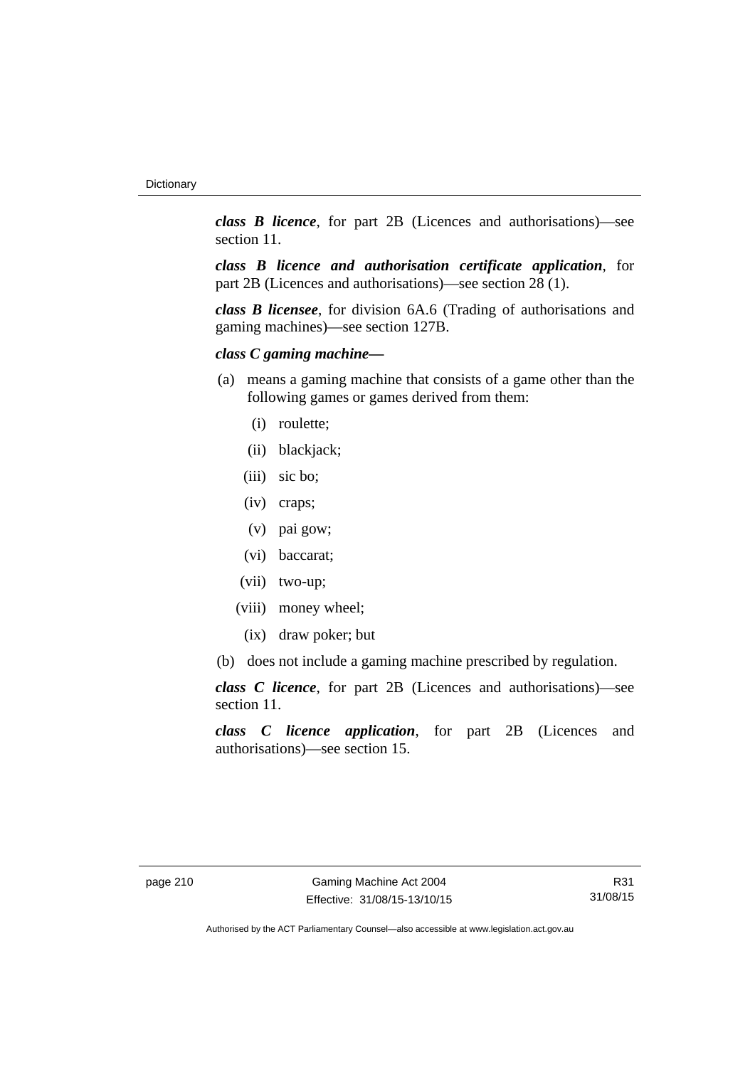***class B licence***, for part 2B (Licences and authorisations)—see section 11.

***class B licence and authorisation certificate application***, for part 2B (Licences and authorisations)—see section 28 (1).

***class B licensee***, for division 6A.6 (Trading of authorisations and gaming machines)—see section 127B.

***class C gaming machine***—

(a) means a gaming machine that consists of a game other than the following games or games derived from them:

  (i) roulette;

  (ii) blackjack;

  (iii) sic bo;

  (iv) craps;

  (v) pai gow;

  (vi) baccarat;

  (vii) two-up;

  (viii) money wheel;

  (ix) draw poker; but

(b) does not include a gaming machine prescribed by regulation.

***class C licence***, for part 2B (Licences and authorisations)—see section 11.

***class C licence application***, for part 2B (Licences and authorisations)—see section 15.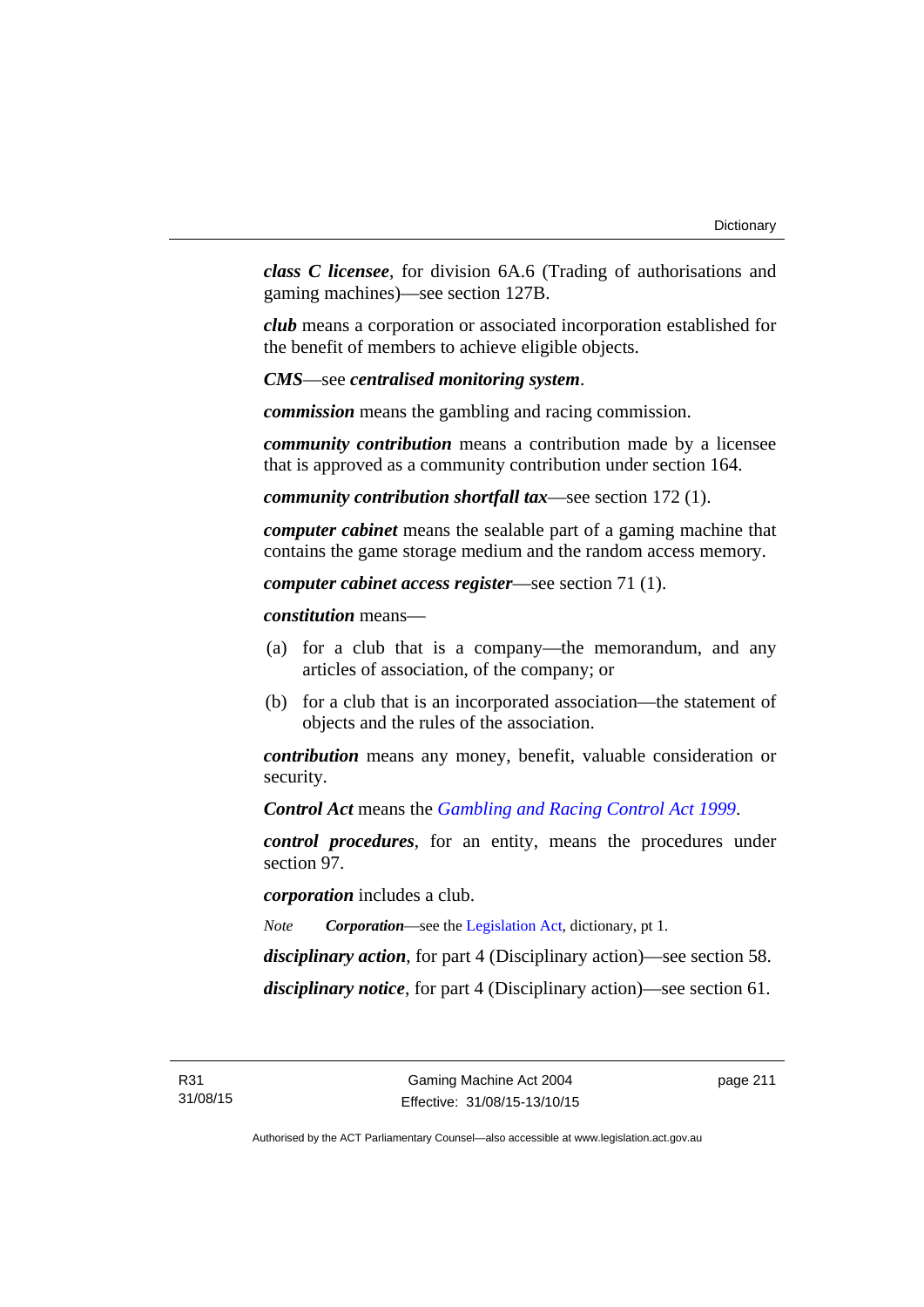***class C licensee***, for division 6A.6 (Trading of authorisations and gaming machines)—see section 127B.

***club*** means a corporation or associated incorporation established for the benefit of members to achieve eligible objects.

***CMS***—see ***centralised monitoring system***.

***commission*** means the gambling and racing commission.

***community contribution*** means a contribution made by a licensee that is approved as a community contribution under section 164.

***community contribution shortfall tax***—see section 172 (1).

***computer cabinet*** means the sealable part of a gaming machine that contains the game storage medium and the random access memory.

***computer cabinet access register***—see section 71 (1).

***constitution*** means—

(a) for a club that is a company—the memorandum, and any articles of association, of the company; or

(b) for a club that is an incorporated association—the statement of objects and the rules of the association.

***contribution*** means any money, benefit, valuable consideration or security.

***Control Act*** means the *Gambling and Racing Control Act 1999*.

***control procedures***, for an entity, means the procedures under section 97.

***corporation*** includes a club.

*Note* ***Corporation***—see the Legislation Act, dictionary, pt 1.

***disciplinary action***, for part 4 (Disciplinary action)—see section 58.

***disciplinary notice***, for part 4 (Disciplinary action)—see section 61.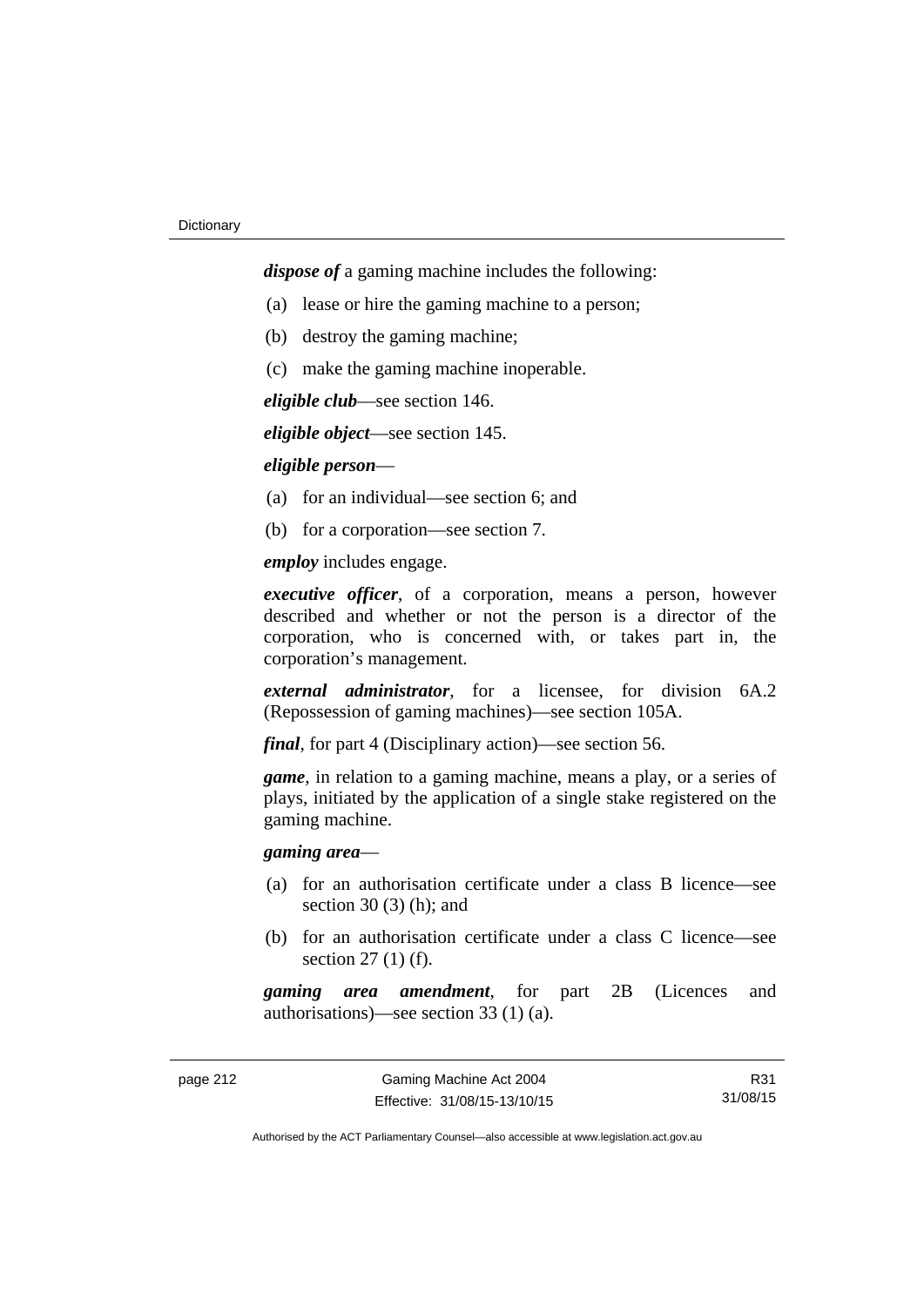***dispose of*** a gaming machine includes the following:

(a) lease or hire the gaming machine to a person;

(b) destroy the gaming machine;

(c) make the gaming machine inoperable.

***eligible club***—see section 146.

***eligible object***—see section 145.

***eligible person***—

(a) for an individual—see section 6; and

(b) for a corporation—see section 7.

***employ*** includes engage.

***executive officer***, of a corporation, means a person, however described and whether or not the person is a director of the corporation, who is concerned with, or takes part in, the corporation's management.

***external administrator***, for a licensee, for division 6A.2 (Repossession of gaming machines)—see section 105A.

***final***, for part 4 (Disciplinary action)—see section 56.

***game***, in relation to a gaming machine, means a play, or a series of plays, initiated by the application of a single stake registered on the gaming machine.

***gaming area***—

(a) for an authorisation certificate under a class B licence—see section 30 (3) (h); and

(b) for an authorisation certificate under a class C licence—see section 27 (1) (f).

***gaming area amendment***, for part 2B (Licences and authorisations)—see section 33 (1) (a).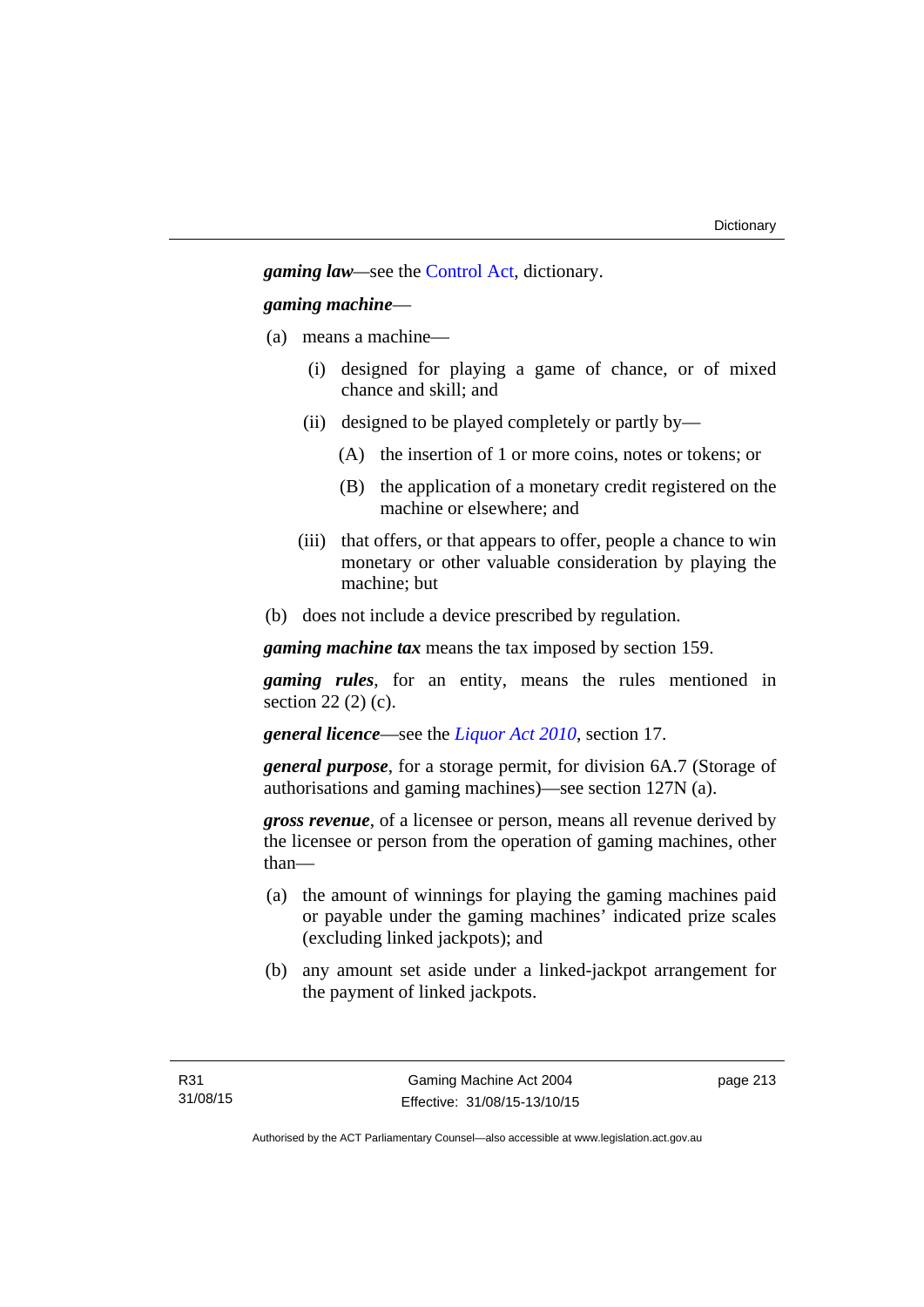***gaming law***—see the Control Act, dictionary.

***gaming machine***—

(a) means a machine—

(i) designed for playing a game of chance, or of mixed chance and skill; and

(ii) designed to be played completely or partly by—

(A) the insertion of 1 or more coins, notes or tokens; or

(B) the application of a monetary credit registered on the machine or elsewhere; and

(iii) that offers, or that appears to offer, people a chance to win monetary or other valuable consideration by playing the machine; but

(b) does not include a device prescribed by regulation.

***gaming machine tax*** means the tax imposed by section 159.

***gaming rules***, for an entity, means the rules mentioned in section 22 (2) (c).

***general licence***—see the *Liquor Act 2010*, section 17.

***general purpose***, for a storage permit, for division 6A.7 (Storage of authorisations and gaming machines)—see section 127N (a).

***gross revenue***, of a licensee or person, means all revenue derived by the licensee or person from the operation of gaming machines, other than—

(a) the amount of winnings for playing the gaming machines paid or payable under the gaming machines' indicated prize scales (excluding linked jackpots); and

(b) any amount set aside under a linked-jackpot arrangement for the payment of linked jackpots.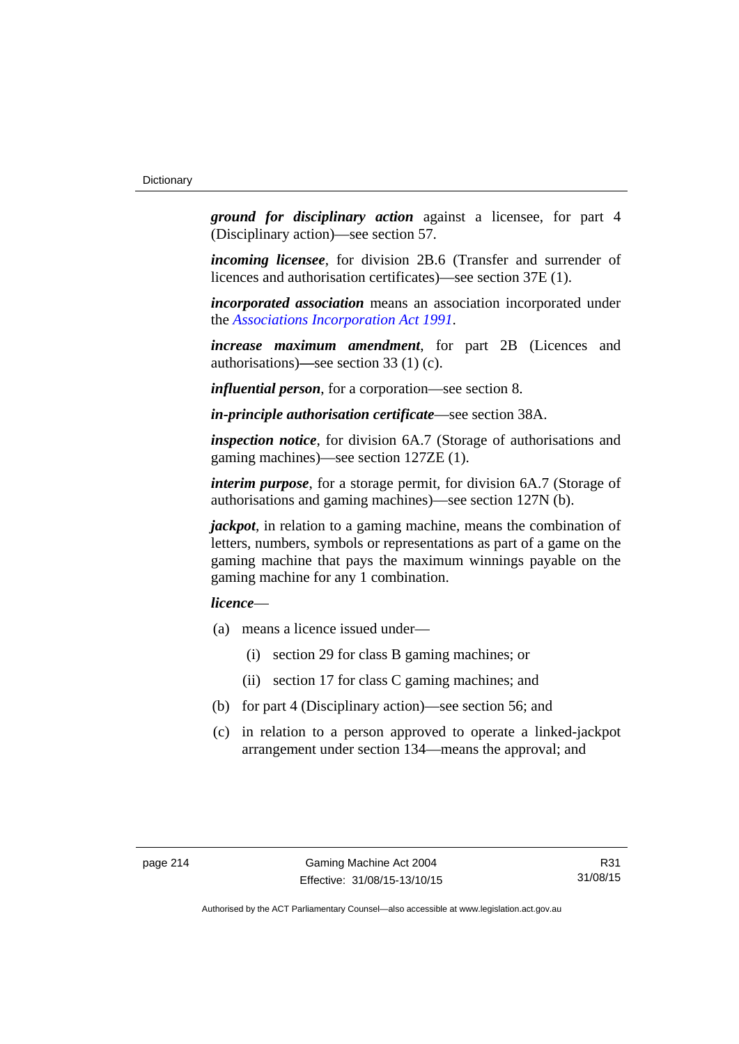***ground for disciplinary action*** against a licensee, for part 4 (Disciplinary action)—see section 57.

***incoming licensee***, for division 2B.6 (Transfer and surrender of licences and authorisation certificates)—see section 37E (1).

***incorporated association*** means an association incorporated under the *Associations Incorporation Act 1991*.

***increase maximum amendment***, for part 2B (Licences and authorisations)—see section 33 (1) (c).

***influential person***, for a corporation—see section 8.

***in-principle authorisation certificate***—see section 38A.

***inspection notice***, for division 6A.7 (Storage of authorisations and gaming machines)—see section 127ZE (1).

***interim purpose***, for a storage permit, for division 6A.7 (Storage of authorisations and gaming machines)—see section 127N (b).

***jackpot***, in relation to a gaming machine, means the combination of letters, numbers, symbols or representations as part of a game on the gaming machine that pays the maximum winnings payable on the gaming machine for any 1 combination.

***licence***—

(a) means a licence issued under—

  (i) section 29 for class B gaming machines; or

  (ii) section 17 for class C gaming machines; and

(b) for part 4 (Disciplinary action)—see section 56; and

(c) in relation to a person approved to operate a linked-jackpot arrangement under section 134—means the approval; and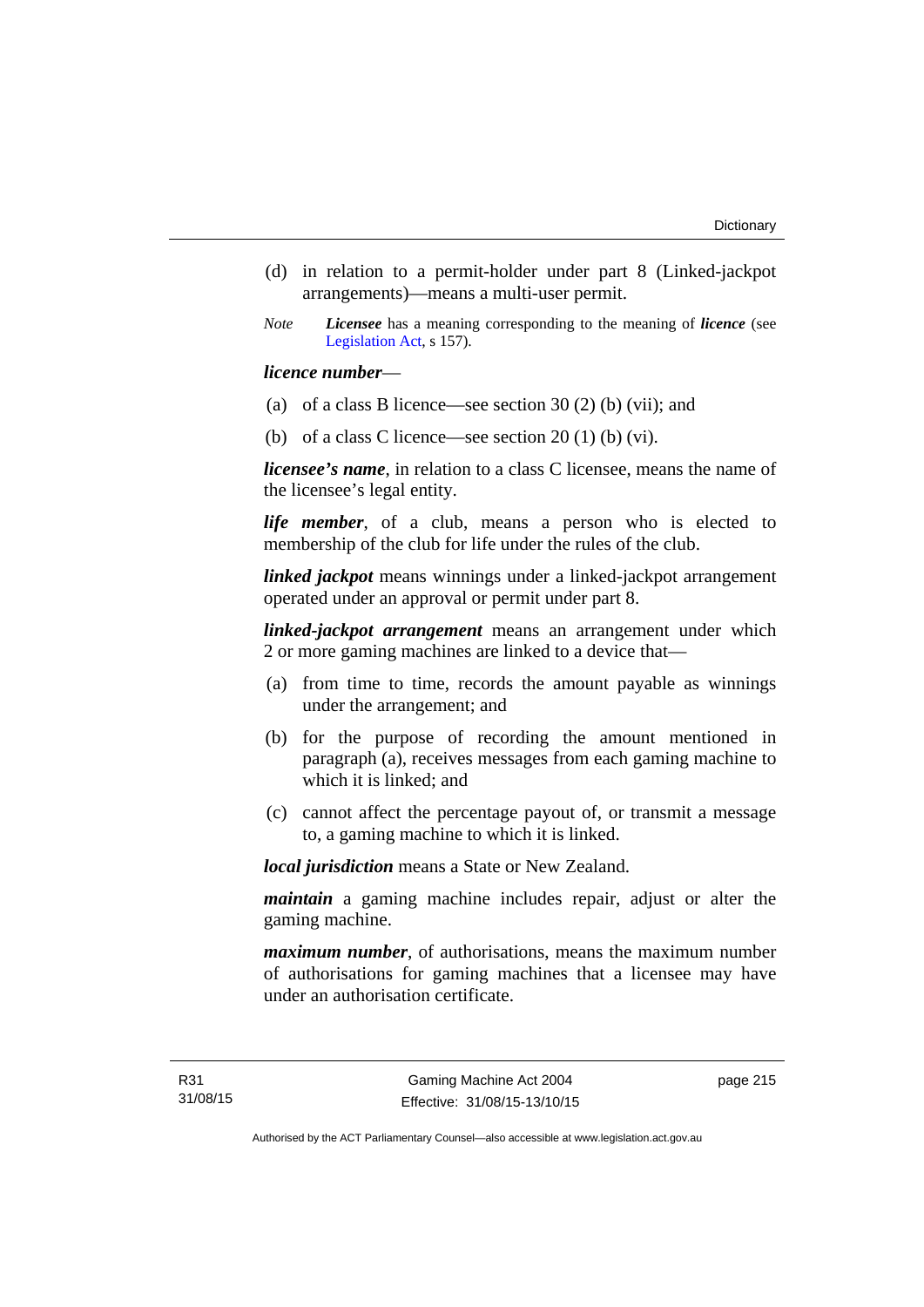(d) in relation to a permit-holder under part 8 (Linked-jackpot arrangements)—means a multi-user permit.

*Note* ***Licensee*** has a meaning corresponding to the meaning of ***licence*** (see Legislation Act, s 157).

***licence number***—

(a) of a class B licence—see section 30 (2) (b) (vii); and

(b) of a class C licence—see section 20 (1) (b) (vi).

***licensee's name***, in relation to a class C licensee, means the name of the licensee's legal entity.

***life member***, of a club, means a person who is elected to membership of the club for life under the rules of the club.

***linked jackpot*** means winnings under a linked-jackpot arrangement operated under an approval or permit under part 8.

***linked-jackpot arrangement*** means an arrangement under which 2 or more gaming machines are linked to a device that—

(a) from time to time, records the amount payable as winnings under the arrangement; and

(b) for the purpose of recording the amount mentioned in paragraph (a), receives messages from each gaming machine to which it is linked; and

(c) cannot affect the percentage payout of, or transmit a message to, a gaming machine to which it is linked.

***local jurisdiction*** means a State or New Zealand.

***maintain*** a gaming machine includes repair, adjust or alter the gaming machine.

***maximum number***, of authorisations, means the maximum number of authorisations for gaming machines that a licensee may have under an authorisation certificate.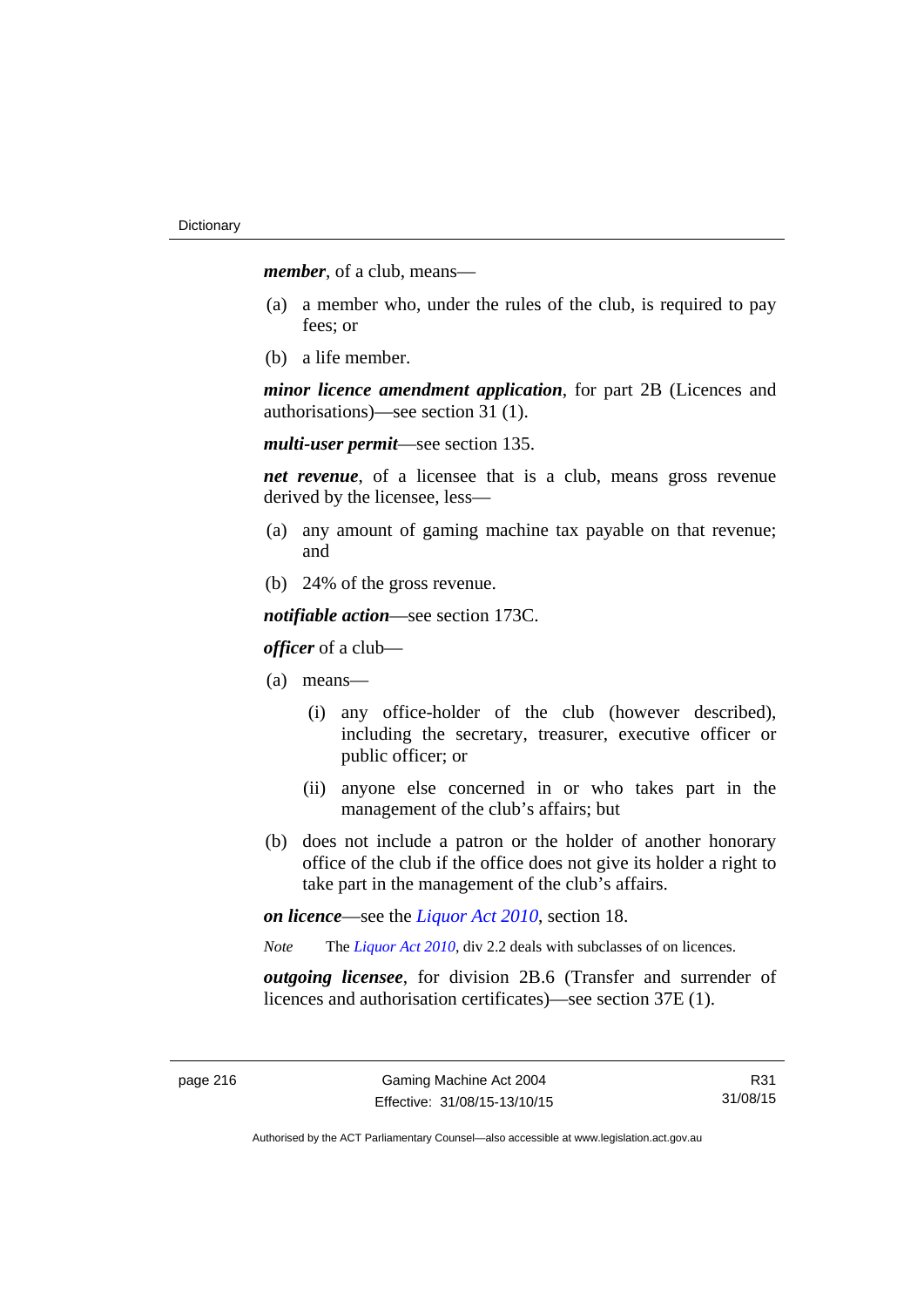***member***, of a club, means—

(a) a member who, under the rules of the club, is required to pay fees; or

(b) a life member.

***minor licence amendment application***, for part 2B (Licences and authorisations)—see section 31 (1).

***multi-user permit***—see section 135.

***net revenue***, of a licensee that is a club, means gross revenue derived by the licensee, less—

(a) any amount of gaming machine tax payable on that revenue; and

(b) 24% of the gross revenue.

***notifiable action***—see section 173C.

***officer*** of a club—

(a) means—

(i) any office-holder of the club (however described), including the secretary, treasurer, executive officer or public officer; or

(ii) anyone else concerned in or who takes part in the management of the club's affairs; but

(b) does not include a patron or the holder of another honorary office of the club if the office does not give its holder a right to take part in the management of the club's affairs.

***on licence***—see the *Liquor Act 2010*, section 18.

*Note* The *Liquor Act 2010*, div 2.2 deals with subclasses of on licences.

***outgoing licensee***, for division 2B.6 (Transfer and surrender of licences and authorisation certificates)—see section 37E (1).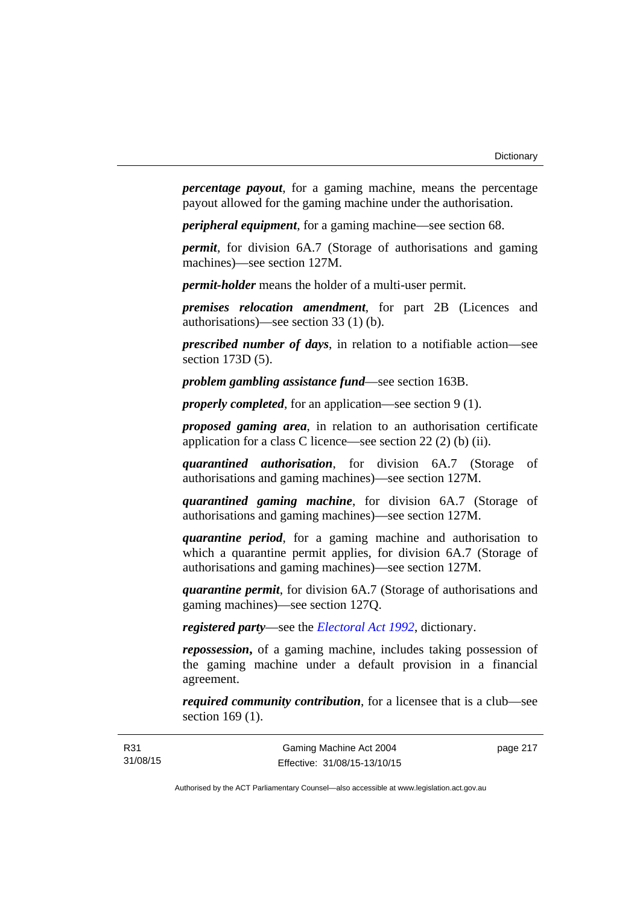***percentage payout***, for a gaming machine, means the percentage payout allowed for the gaming machine under the authorisation.

***peripheral equipment***, for a gaming machine—see section 68.

***permit***, for division 6A.7 (Storage of authorisations and gaming machines)—see section 127M.

***permit-holder*** means the holder of a multi-user permit.

***premises relocation amendment***, for part 2B (Licences and authorisations)—see section 33 (1) (b).

***prescribed number of days***, in relation to a notifiable action—see section 173D (5).

***problem gambling assistance fund***—see section 163B.

***properly completed***, for an application—see section 9 (1).

***proposed gaming area***, in relation to an authorisation certificate application for a class C licence—see section 22 (2) (b) (ii).

***quarantined authorisation***, for division 6A.7 (Storage of authorisations and gaming machines)—see section 127M.

***quarantined gaming machine***, for division 6A.7 (Storage of authorisations and gaming machines)—see section 127M.

***quarantine period***, for a gaming machine and authorisation to which a quarantine permit applies, for division 6A.7 (Storage of authorisations and gaming machines)—see section 127M.

***quarantine permit***, for division 6A.7 (Storage of authorisations and gaming machines)—see section 127Q.

***registered party***—see the *Electoral Act 1992*, dictionary.

***repossession*****,** of a gaming machine, includes taking possession of the gaming machine under a default provision in a financial agreement.

***required community contribution***, for a licensee that is a club—see section 169 (1).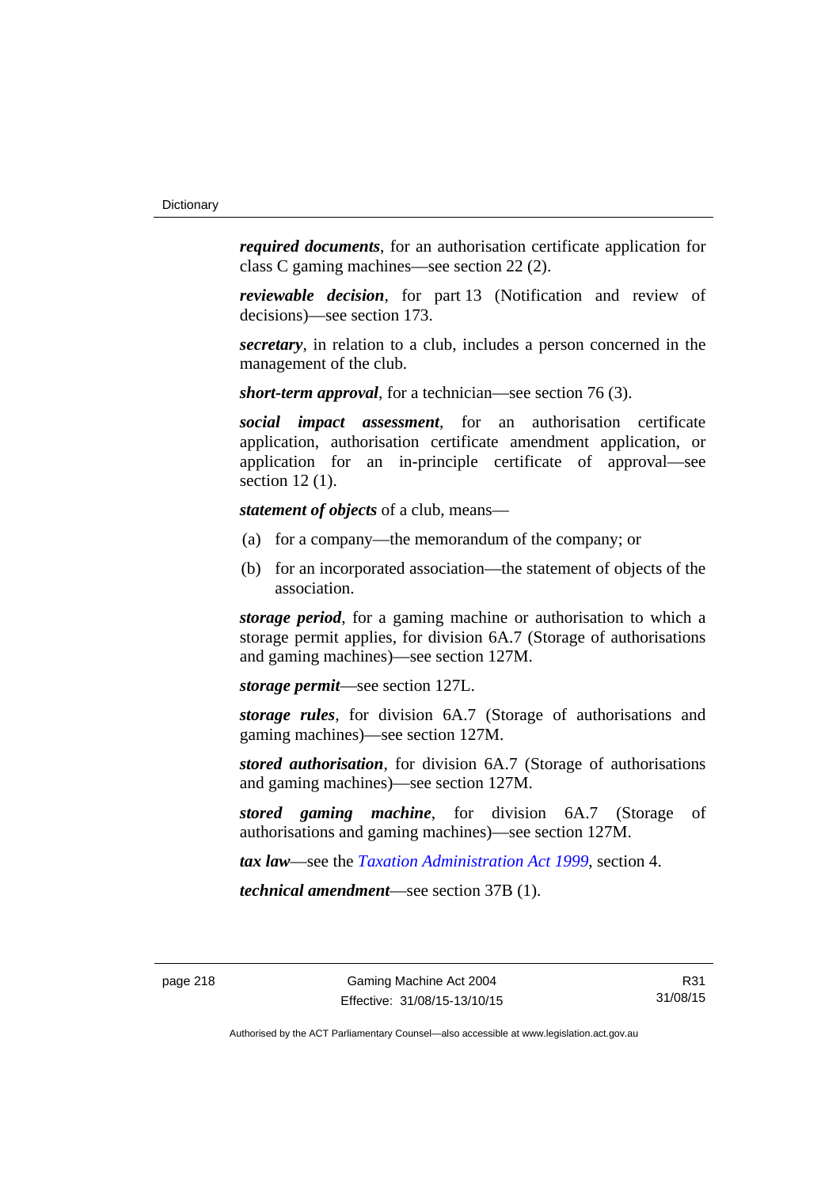***required documents***, for an authorisation certificate application for class C gaming machines—see section 22 (2).

***reviewable decision***, for part 13 (Notification and review of decisions)—see section 173.

***secretary***, in relation to a club, includes a person concerned in the management of the club.

***short-term approval***, for a technician—see section 76 (3).

***social impact assessment***, for an authorisation certificate application, authorisation certificate amendment application, or application for an in-principle certificate of approval—see section 12 (1).

***statement of objects*** of a club, means—

(a) for a company—the memorandum of the company; or

(b) for an incorporated association—the statement of objects of the association.

***storage period***, for a gaming machine or authorisation to which a storage permit applies, for division 6A.7 (Storage of authorisations and gaming machines)—see section 127M.

***storage permit***—see section 127L.

***storage rules***, for division 6A.7 (Storage of authorisations and gaming machines)—see section 127M.

***stored authorisation***, for division 6A.7 (Storage of authorisations and gaming machines)—see section 127M.

***stored gaming machine***, for division 6A.7 (Storage of authorisations and gaming machines)—see section 127M.

***tax law***—see the *Taxation Administration Act 1999*, section 4.

***technical amendment***—see section 37B (1).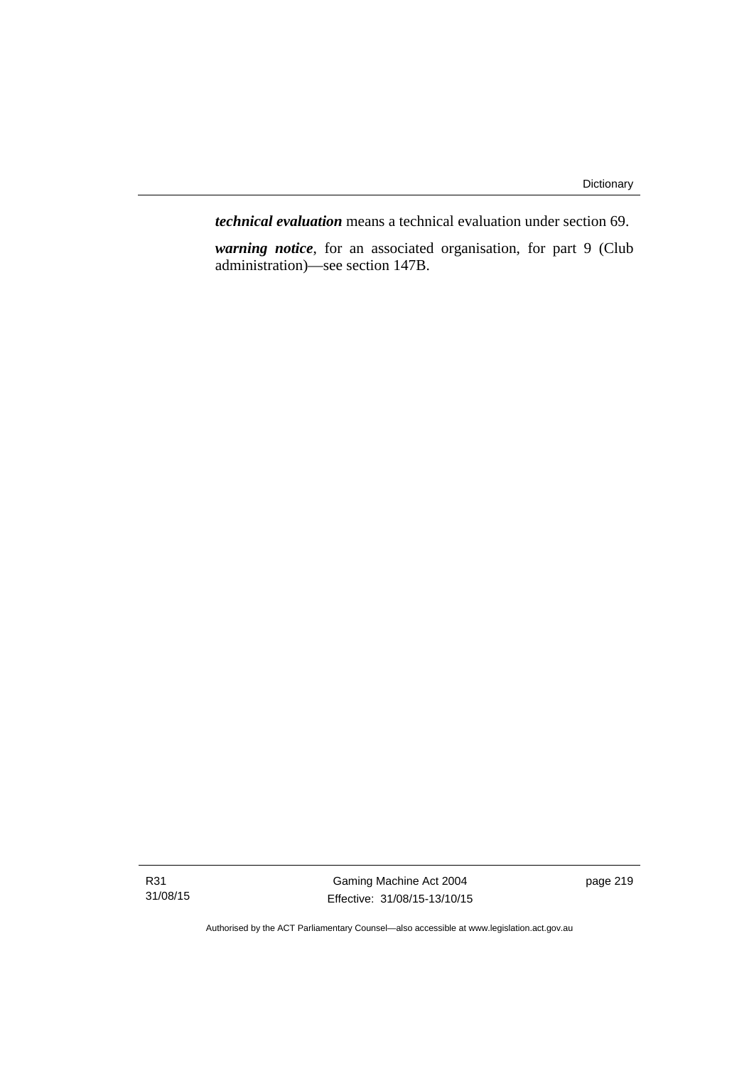***technical evaluation*** means a technical evaluation under section 69.

***warning notice***, for an associated organisation, for part 9 (Club administration)—see section 147B.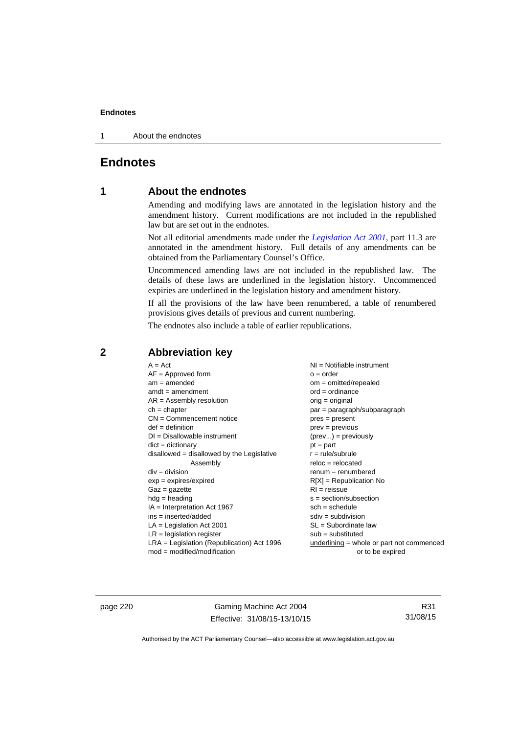# Endnotes

## 1 About the endnotes

Amending and modifying laws are annotated in the legislation history and the amendment history. Current modifications are not included in the republished law but are set out in the endnotes.

Not all editorial amendments made under the *Legislation Act 2001*, part 11.3 are annotated in the amendment history. Full details of any amendments can be obtained from the Parliamentary Counsel's Office.

Uncommenced amending laws are not included in the republished law. The details of these laws are underlined in the legislation history. Uncommenced expiries are underlined in the legislation history and amendment history.

If all the provisions of the law have been renumbered, a table of renumbered provisions gives details of previous and current numbering.

The endnotes also include a table of earlier republications.

## 2 Abbreviation key

A = Act
AF = Approved form
am = amended
amdt = amendment
AR = Assembly resolution
ch = chapter
CN = Commencement notice
def = definition
DI = Disallowable instrument
dict = dictionary
disallowed = disallowed by the Legislative Assembly
div = division
exp = expires/expired
Gaz = gazette
hdg = heading
IA = Interpretation Act 1967
ins = inserted/added
LA = Legislation Act 2001
LR = legislation register
LRA = Legislation (Republication) Act 1996
mod = modified/modification
NI = Notifiable instrument
o = order
om = omitted/repealed
ord = ordinance
orig = original
par = paragraph/subparagraph
pres = present
prev = previous
(prev...) = previously
pt = part
r = rule/subrule
reloc = relocated
renum = renumbered
R[X] = Republication No
RI = reissue
s = section/subsection
sch = schedule
sdiv = subdivision
SL = Subordinate law
sub = substituted
underlining = whole or part not commenced or to be expired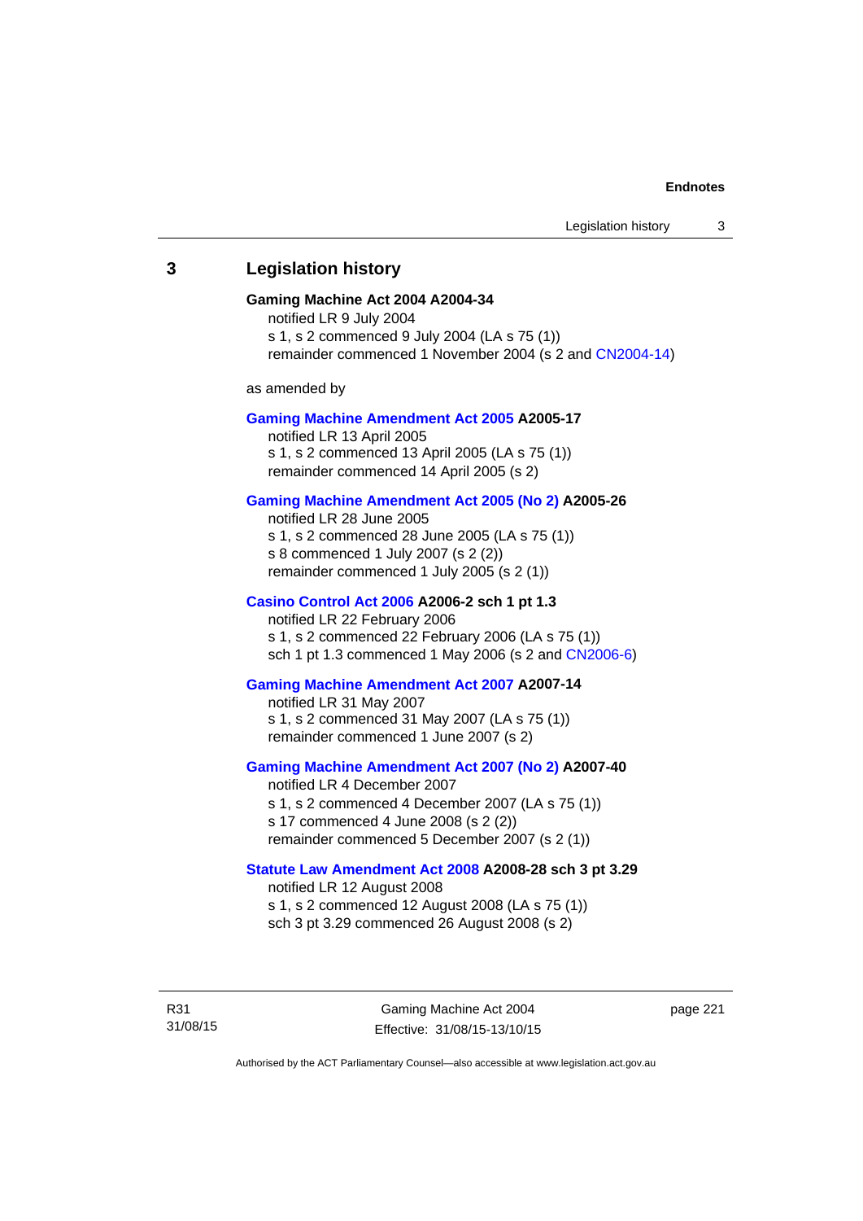## 3 Legislation history

**Gaming Machine Act 2004 A2004-34**

notified LR 9 July 2004

s 1, s 2 commenced 9 July 2004 (LA s 75 (1))

remainder commenced 1 November 2004 (s 2 and CN2004-14)

as amended by

**Gaming Machine Amendment Act 2005 A2005-17**

notified LR 13 April 2005

s 1, s 2 commenced 13 April 2005 (LA s 75 (1))

remainder commenced 14 April 2005 (s 2)

**Gaming Machine Amendment Act 2005 (No 2) A2005-26**

notified LR 28 June 2005

s 1, s 2 commenced 28 June 2005 (LA s 75 (1))

s 8 commenced 1 July 2007 (s 2 (2))

remainder commenced 1 July 2005 (s 2 (1))

**Casino Control Act 2006 A2006-2 sch 1 pt 1.3**

notified LR 22 February 2006

s 1, s 2 commenced 22 February 2006 (LA s 75 (1))

sch 1 pt 1.3 commenced 1 May 2006 (s 2 and CN2006-6)

**Gaming Machine Amendment Act 2007 A2007-14**

notified LR 31 May 2007

s 1, s 2 commenced 31 May 2007 (LA s 75 (1))

remainder commenced 1 June 2007 (s 2)

**Gaming Machine Amendment Act 2007 (No 2) A2007-40**

notified LR 4 December 2007

s 1, s 2 commenced 4 December 2007 (LA s 75 (1))

s 17 commenced 4 June 2008 (s 2 (2))

remainder commenced 5 December 2007 (s 2 (1))

**Statute Law Amendment Act 2008 A2008-28 sch 3 pt 3.29**

notified LR 12 August 2008

s 1, s 2 commenced 12 August 2008 (LA s 75 (1))

sch 3 pt 3.29 commenced 26 August 2008 (s 2)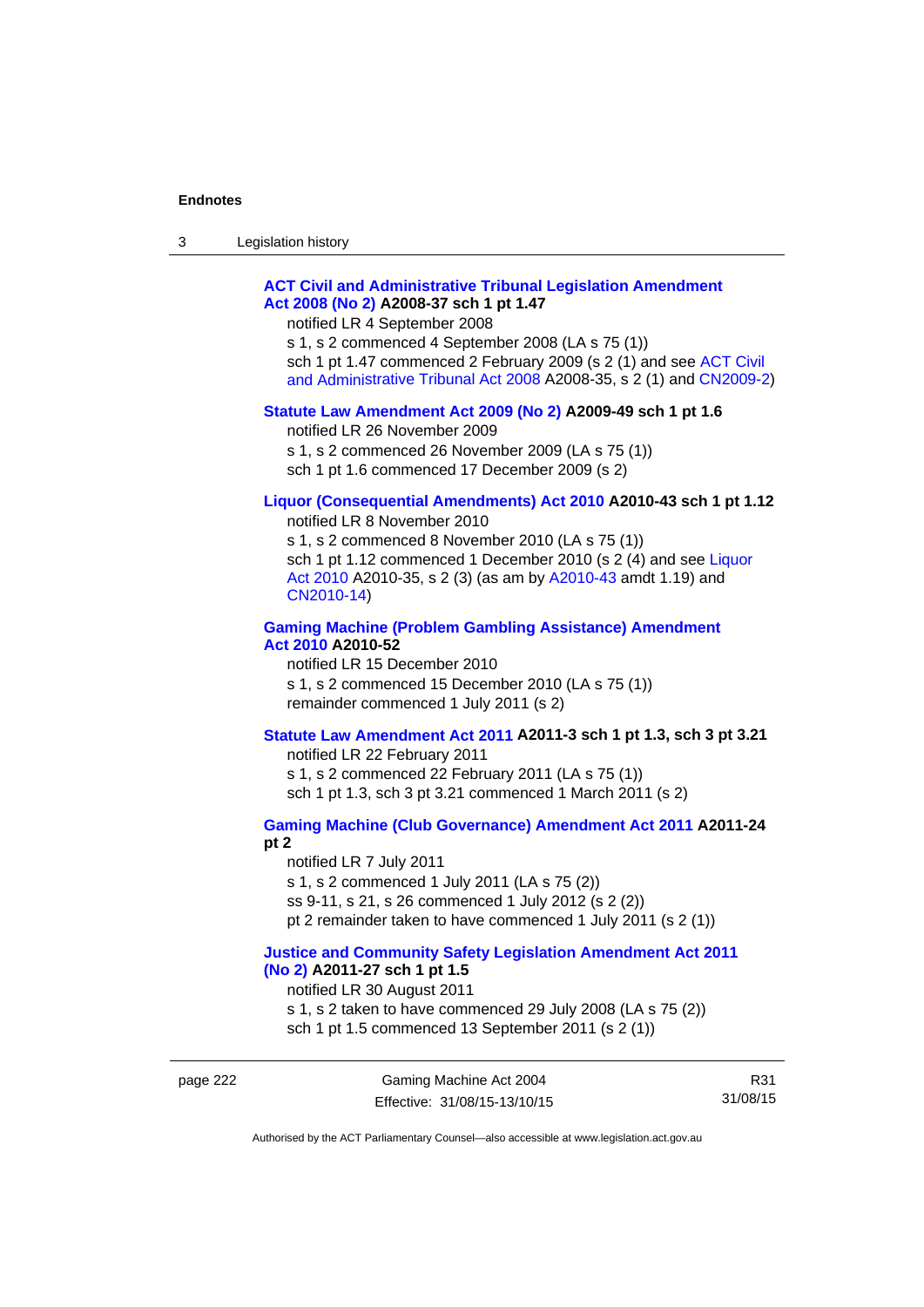**ACT Civil and Administrative Tribunal Legislation Amendment Act 2008 (No 2) A2008-37 sch 1 pt 1.47**

notified LR 4 September 2008

s 1, s 2 commenced 4 September 2008 (LA s 75 (1))

sch 1 pt 1.47 commenced 2 February 2009 (s 2 (1) and see ACT Civil and Administrative Tribunal Act 2008 A2008-35, s 2 (1) and CN2009-2)

**Statute Law Amendment Act 2009 (No 2) A2009-49 sch 1 pt 1.6**

notified LR 26 November 2009

s 1, s 2 commenced 26 November 2009 (LA s 75 (1))

sch 1 pt 1.6 commenced 17 December 2009 (s 2)

**Liquor (Consequential Amendments) Act 2010 A2010-43 sch 1 pt 1.12**

notified LR 8 November 2010

s 1, s 2 commenced 8 November 2010 (LA s 75 (1))

sch 1 pt 1.12 commenced 1 December 2010 (s 2 (4) and see Liquor Act 2010 A2010-35, s 2 (3) (as am by A2010-43 amdt 1.19) and CN2010-14)

**Gaming Machine (Problem Gambling Assistance) Amendment Act 2010 A2010-52**

notified LR 15 December 2010

s 1, s 2 commenced 15 December 2010 (LA s 75 (1))

remainder commenced 1 July 2011 (s 2)

**Statute Law Amendment Act 2011 A2011-3 sch 1 pt 1.3, sch 3 pt 3.21**

notified LR 22 February 2011

s 1, s 2 commenced 22 February 2011 (LA s 75 (1))

sch 1 pt 1.3, sch 3 pt 3.21 commenced 1 March 2011 (s 2)

**Gaming Machine (Club Governance) Amendment Act 2011 A2011-24 pt 2**

notified LR 7 July 2011

s 1, s 2 commenced 1 July 2011 (LA s 75 (2))

ss 9-11, s 21, s 26 commenced 1 July 2012 (s 2 (2))

pt 2 remainder taken to have commenced 1 July 2011 (s 2 (1))

**Justice and Community Safety Legislation Amendment Act 2011 (No 2) A2011-27 sch 1 pt 1.5**

notified LR 30 August 2011

s 1, s 2 taken to have commenced 29 July 2008 (LA s 75 (2))

sch 1 pt 1.5 commenced 13 September 2011 (s 2 (1))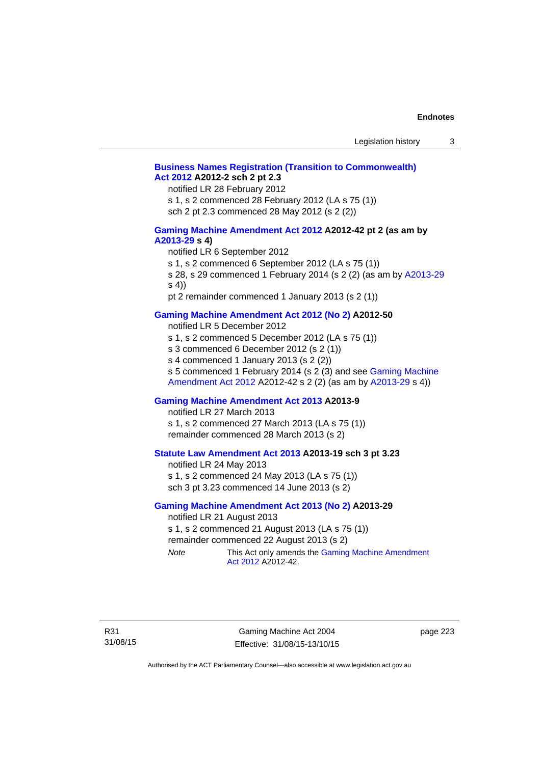**Business Names Registration (Transition to Commonwealth) Act 2012 A2012-2 sch 2 pt 2.3**

notified LR 28 February 2012

s 1, s 2 commenced 28 February 2012 (LA s 75 (1))

sch 2 pt 2.3 commenced 28 May 2012 (s 2 (2))

**Gaming Machine Amendment Act 2012 A2012-42 pt 2 (as am by A2013-29 s 4)**

notified LR 6 September 2012

s 1, s 2 commenced 6 September 2012 (LA s 75 (1))

s 28, s 29 commenced 1 February 2014 (s 2 (2) (as am by A2013-29 s 4))

pt 2 remainder commenced 1 January 2013 (s 2 (1))

**Gaming Machine Amendment Act 2012 (No 2) A2012-50**

notified LR 5 December 2012

s 1, s 2 commenced 5 December 2012 (LA s 75 (1))

s 3 commenced 6 December 2012 (s 2 (1))

s 4 commenced 1 January 2013 (s 2 (2))

s 5 commenced 1 February 2014 (s 2 (3) and see Gaming Machine Amendment Act 2012 A2012-42 s 2 (2) (as am by A2013-29 s 4))

**Gaming Machine Amendment Act 2013 A2013-9**

notified LR 27 March 2013

s 1, s 2 commenced 27 March 2013 (LA s 75 (1))

remainder commenced 28 March 2013 (s 2)

**Statute Law Amendment Act 2013 A2013-19 sch 3 pt 3.23**

notified LR 24 May 2013

s 1, s 2 commenced 24 May 2013 (LA s 75 (1))

sch 3 pt 3.23 commenced 14 June 2013 (s 2)

**Gaming Machine Amendment Act 2013 (No 2) A2013-29**

notified LR 21 August 2013

s 1, s 2 commenced 21 August 2013 (LA s 75 (1))

remainder commenced 22 August 2013 (s 2)

*Note* This Act only amends the Gaming Machine Amendment Act 2012 A2012-42.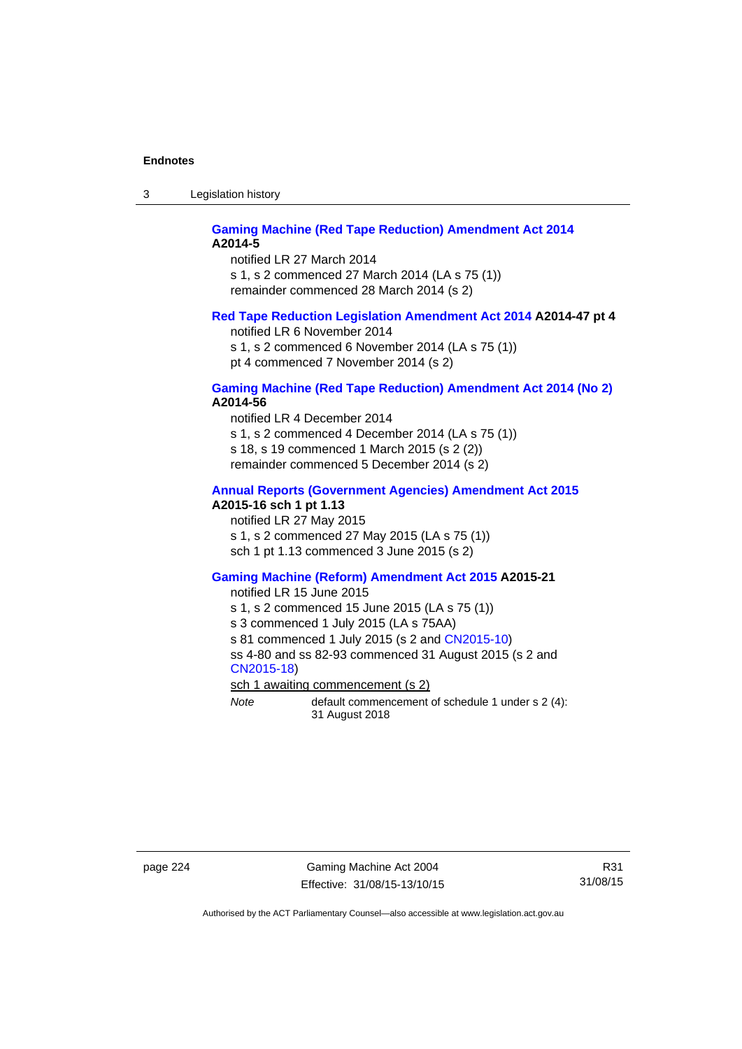**Gaming Machine (Red Tape Reduction) Amendment Act 2014 A2014-5**

notified LR 27 March 2014

s 1, s 2 commenced 27 March 2014 (LA s 75 (1))

remainder commenced 28 March 2014 (s 2)

**Red Tape Reduction Legislation Amendment Act 2014 A2014-47 pt 4**

notified LR 6 November 2014

s 1, s 2 commenced 6 November 2014 (LA s 75 (1))

pt 4 commenced 7 November 2014 (s 2)

**Gaming Machine (Red Tape Reduction) Amendment Act 2014 (No 2) A2014-56**

notified LR 4 December 2014

s 1, s 2 commenced 4 December 2014 (LA s 75 (1))

s 18, s 19 commenced 1 March 2015 (s 2 (2))

remainder commenced 5 December 2014 (s 2)

**Annual Reports (Government Agencies) Amendment Act 2015 A2015-16 sch 1 pt 1.13**

notified LR 27 May 2015

s 1, s 2 commenced 27 May 2015 (LA s 75 (1))

sch 1 pt 1.13 commenced 3 June 2015 (s 2)

**Gaming Machine (Reform) Amendment Act 2015 A2015-21**

notified LR 15 June 2015

s 1, s 2 commenced 15 June 2015 (LA s 75 (1))

s 3 commenced 1 July 2015 (LA s 75AA)

s 81 commenced 1 July 2015 (s 2 and CN2015-10)

ss 4-80 and ss 82-93 commenced 31 August 2015 (s 2 and CN2015-18)

sch 1 awaiting commencement (s 2)

*Note* default commencement of schedule 1 under s 2 (4): 31 August 2018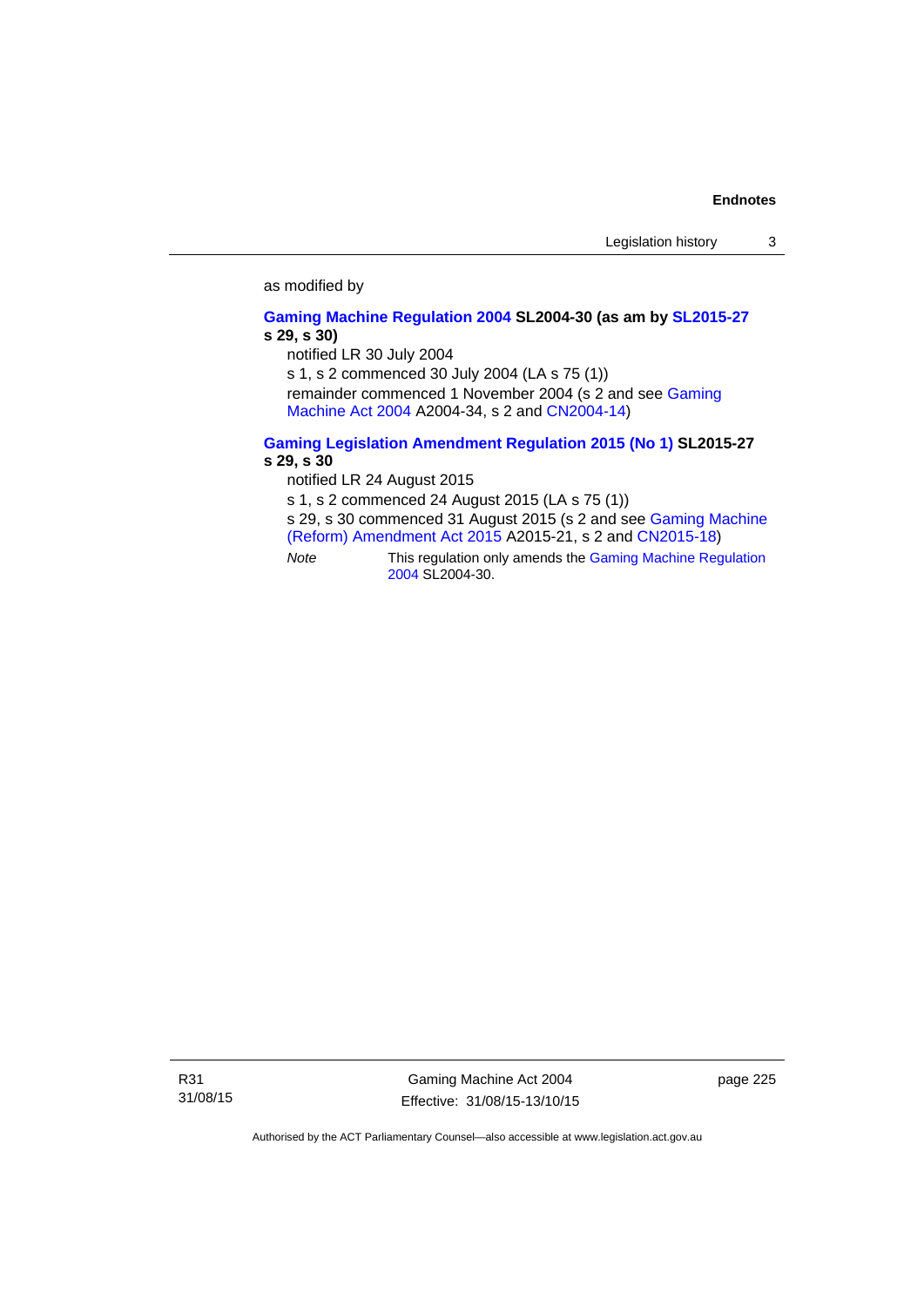as modified by

**Gaming Machine Regulation 2004 SL2004-30 (as am by SL2015-27 s 29, s 30)**

notified LR 30 July 2004

s 1, s 2 commenced 30 July 2004 (LA s 75 (1))

remainder commenced 1 November 2004 (s 2 and see Gaming Machine Act 2004 A2004-34, s 2 and CN2004-14)

**Gaming Legislation Amendment Regulation 2015 (No 1) SL2015-27 s 29, s 30**

notified LR 24 August 2015

s 1, s 2 commenced 24 August 2015 (LA s 75 (1))

s 29, s 30 commenced 31 August 2015 (s 2 and see Gaming Machine (Reform) Amendment Act 2015 A2015-21, s 2 and CN2015-18)

*Note* This regulation only amends the Gaming Machine Regulation 2004 SL2004-30.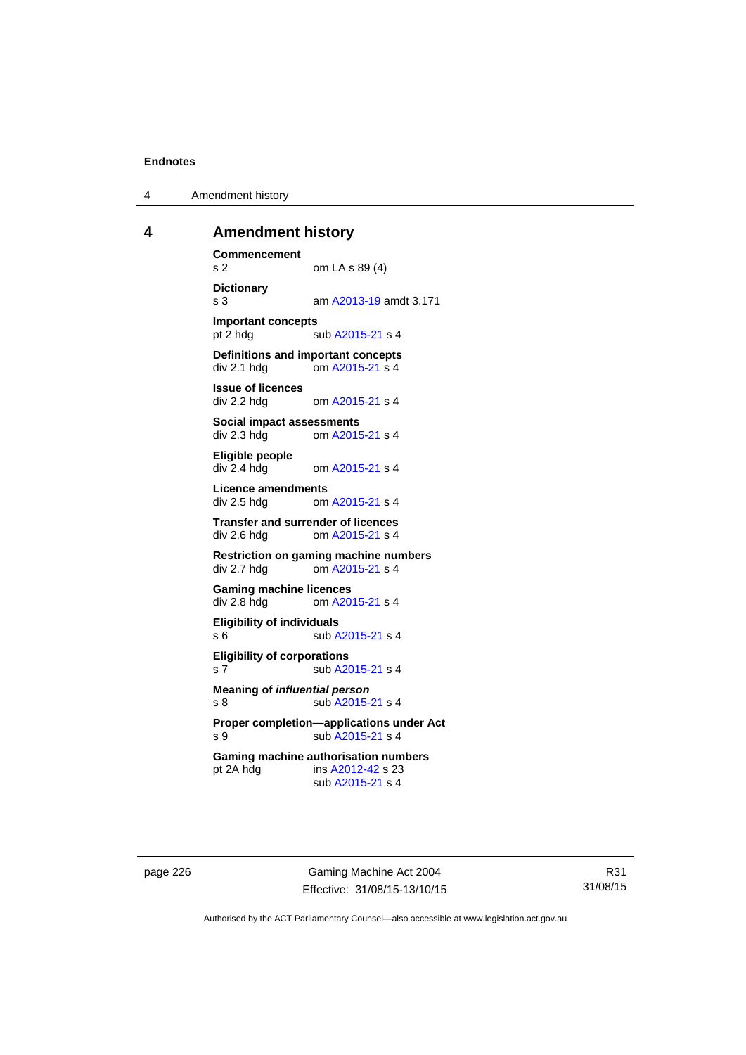# 4 Amendment history

**Commencement**
s 2 om LA s 89 (4)

**Dictionary**
s 3 am A2013-19 amdt 3.171

**Important concepts**
pt 2 hdg sub A2015-21 s 4

**Definitions and important concepts**
div 2.1 hdg om A2015-21 s 4

**Issue of licences**
div 2.2 hdg om A2015-21 s 4

**Social impact assessments**
div 2.3 hdg om A2015-21 s 4

**Eligible people**
div 2.4 hdg om A2015-21 s 4

**Licence amendments**
div 2.5 hdg om A2015-21 s 4

**Transfer and surrender of licences**
div 2.6 hdg om A2015-21 s 4

**Restriction on gaming machine numbers**
div 2.7 hdg om A2015-21 s 4

**Gaming machine licences**
div 2.8 hdg om A2015-21 s 4

**Eligibility of individuals**
s 6 sub A2015-21 s 4

**Eligibility of corporations**
s 7 sub A2015-21 s 4

**Meaning of *influential person***
s 8 sub A2015-21 s 4

**Proper completion—applications under Act**
s 9 sub A2015-21 s 4

**Gaming machine authorisation numbers**
pt 2A hdg ins A2012-42 s 23
sub A2015-21 s 4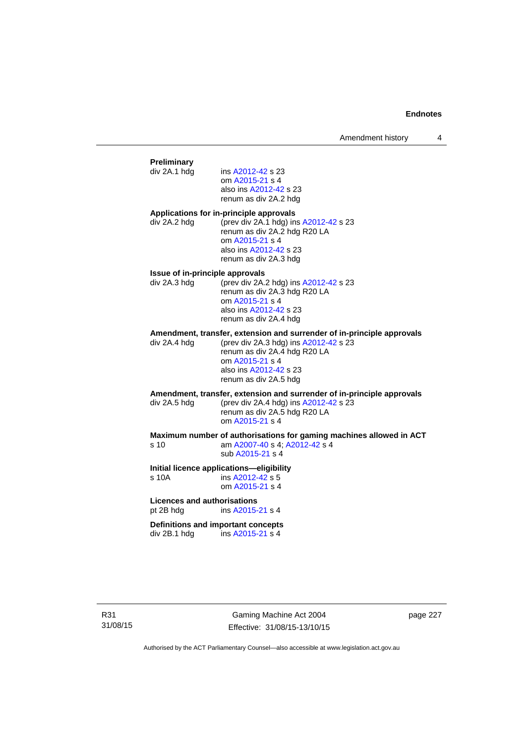**Preliminary**

div 2A.1 hdg — ins A2012-42 s 23
om A2015-21 s 4
also ins A2012-42 s 23
renum as div 2A.2 hdg

**Applications for in-principle approvals**

div 2A.2 hdg — (prev div 2A.1 hdg) ins A2012-42 s 23
renum as div 2A.2 hdg R20 LA
om A2015-21 s 4
also ins A2012-42 s 23
renum as div 2A.3 hdg

**Issue of in-principle approvals**

div 2A.3 hdg — (prev div 2A.2 hdg) ins A2012-42 s 23
renum as div 2A.3 hdg R20 LA
om A2015-21 s 4
also ins A2012-42 s 23
renum as div 2A.4 hdg

**Amendment, transfer, extension and surrender of in-principle approvals**

div 2A.4 hdg — (prev div 2A.3 hdg) ins A2012-42 s 23
renum as div 2A.4 hdg R20 LA
om A2015-21 s 4
also ins A2012-42 s 23
renum as div 2A.5 hdg

**Amendment, transfer, extension and surrender of in-principle approvals**

div 2A.5 hdg — (prev div 2A.4 hdg) ins A2012-42 s 23
renum as div 2A.5 hdg R20 LA
om A2015-21 s 4

**Maximum number of authorisations for gaming machines allowed in ACT**

s 10 — am A2007-40 s 4; A2012-42 s 4
sub A2015-21 s 4

**Initial licence applications—eligibility**

s 10A — ins A2012-42 s 5
om A2015-21 s 4

**Licences and authorisations**

pt 2B hdg — ins A2015-21 s 4

**Definitions and important concepts**

div 2B.1 hdg — ins A2015-21 s 4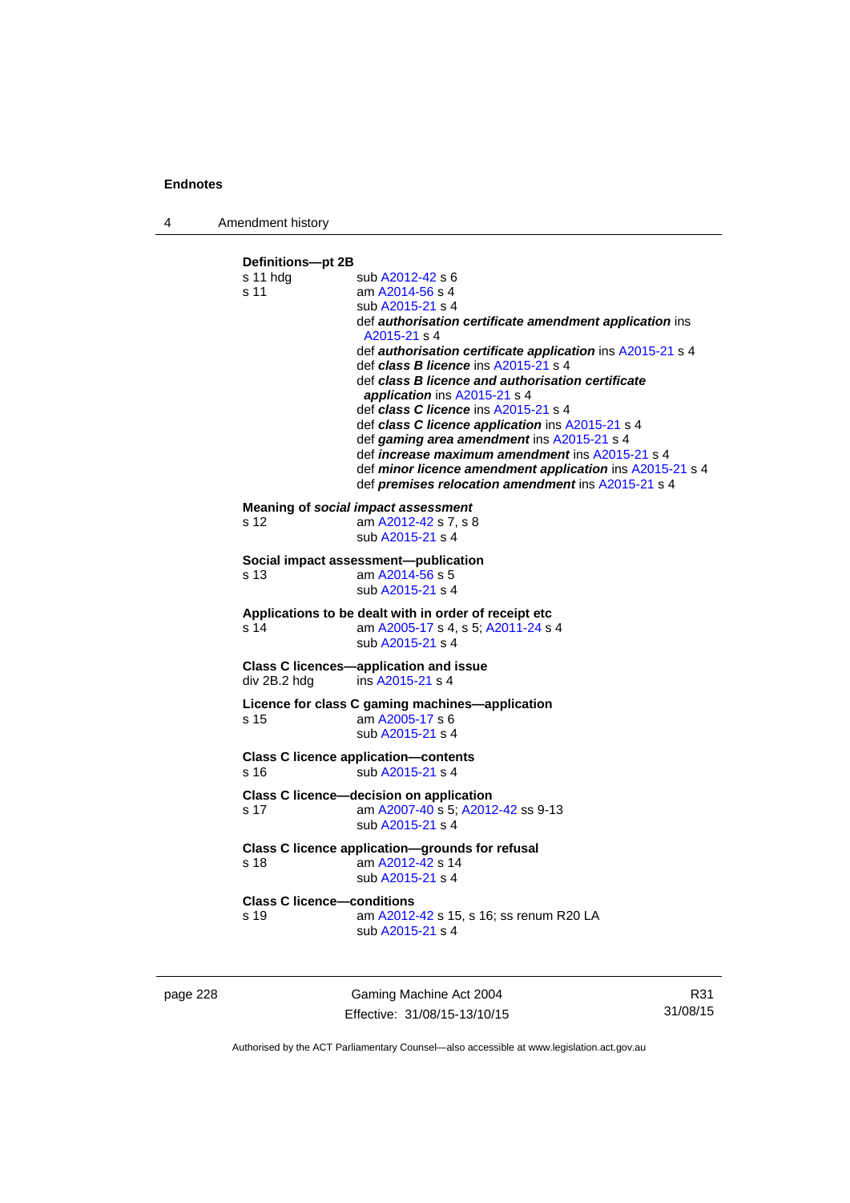**Definitions—pt 2B**

s 11 hdg sub A2012-42 s 6

s 11 am A2014-56 s 4
sub A2015-21 s 4
def ***authorisation certificate amendment application*** ins A2015-21 s 4
def ***authorisation certificate application*** ins A2015-21 s 4
def ***class B licence*** ins A2015-21 s 4
def ***class B licence and authorisation certificate application*** ins A2015-21 s 4
def ***class C licence*** ins A2015-21 s 4
def ***class C licence application*** ins A2015-21 s 4
def ***gaming area amendment*** ins A2015-21 s 4
def ***increase maximum amendment*** ins A2015-21 s 4
def ***minor licence amendment application*** ins A2015-21 s 4
def ***premises relocation amendment*** ins A2015-21 s 4

**Meaning of *social impact assessment***

s 12 am A2012-42 s 7, s 8
sub A2015-21 s 4

**Social impact assessment—publication**

s 13 am A2014-56 s 5
sub A2015-21 s 4

**Applications to be dealt with in order of receipt etc**

s 14 am A2005-17 s 4, s 5; A2011-24 s 4
sub A2015-21 s 4

**Class C licences—application and issue**

div 2B.2 hdg ins A2015-21 s 4

**Licence for class C gaming machines—application**

s 15 am A2005-17 s 6
sub A2015-21 s 4

**Class C licence application—contents**

s 16 sub A2015-21 s 4

**Class C licence—decision on application**

s 17 am A2007-40 s 5; A2012-42 ss 9-13
sub A2015-21 s 4

**Class C licence application—grounds for refusal**

s 18 am A2012-42 s 14
sub A2015-21 s 4

**Class C licence—conditions**

s 19 am A2012-42 s 15, s 16; ss renum R20 LA
sub A2015-21 s 4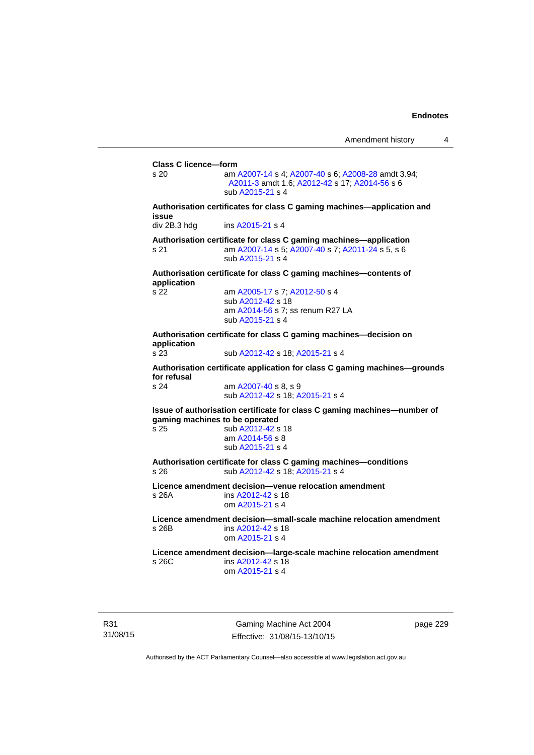**Class C licence—form**

s 20 am A2007-14 s 4; A2007-40 s 6; A2008-28 amdt 3.94; A2011-3 amdt 1.6; A2012-42 s 17; A2014-56 s 6
sub A2015-21 s 4

**Authorisation certificates for class C gaming machines—application and issue**

div 2B.3 hdg ins A2015-21 s 4

**Authorisation certificate for class C gaming machines—application**

s 21 am A2007-14 s 5; A2007-40 s 7; A2011-24 s 5, s 6
sub A2015-21 s 4

**Authorisation certificate for class C gaming machines—contents of application**

s 22 am A2005-17 s 7; A2012-50 s 4
sub A2012-42 s 18
am A2014-56 s 7; ss renum R27 LA
sub A2015-21 s 4

**Authorisation certificate for class C gaming machines—decision on application**

s 23 sub A2012-42 s 18; A2015-21 s 4

**Authorisation certificate application for class C gaming machines—grounds for refusal**

s 24 am A2007-40 s 8, s 9
sub A2012-42 s 18; A2015-21 s 4

**Issue of authorisation certificate for class C gaming machines—number of gaming machines to be operated**

s 25 sub A2012-42 s 18
am A2014-56 s 8
sub A2015-21 s 4

**Authorisation certificate for class C gaming machines—conditions**

s 26 sub A2012-42 s 18; A2015-21 s 4

**Licence amendment decision—venue relocation amendment**

s 26A ins A2012-42 s 18
om A2015-21 s 4

**Licence amendment decision—small-scale machine relocation amendment**

s 26B ins A2012-42 s 18
om A2015-21 s 4

**Licence amendment decision—large-scale machine relocation amendment**

s 26C ins A2012-42 s 18
om A2015-21 s 4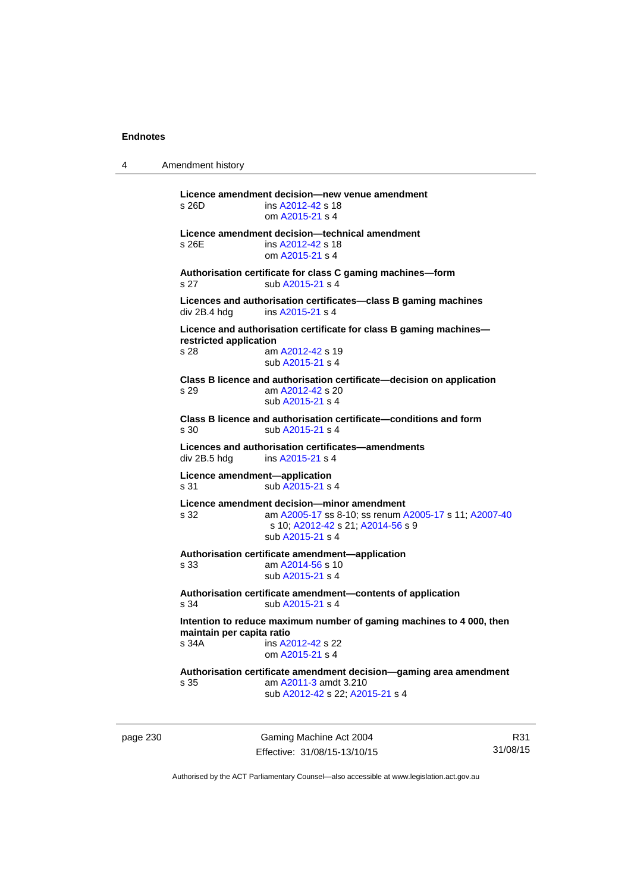**Licence amendment decision—new venue amendment**
s 26D ins A2012-42 s 18
om A2015-21 s 4

**Licence amendment decision—technical amendment**
s 26E ins A2012-42 s 18
om A2015-21 s 4

**Authorisation certificate for class C gaming machines—form**
s 27 sub A2015-21 s 4

**Licences and authorisation certificates—class B gaming machines**
div 2B.4 hdg ins A2015-21 s 4

**Licence and authorisation certificate for class B gaming machines—restricted application**
s 28 am A2012-42 s 19
sub A2015-21 s 4

**Class B licence and authorisation certificate—decision on application**
s 29 am A2012-42 s 20
sub A2015-21 s 4

**Class B licence and authorisation certificate—conditions and form**
s 30 sub A2015-21 s 4

**Licences and authorisation certificates—amendments**
div 2B.5 hdg ins A2015-21 s 4

**Licence amendment—application**
s 31 sub A2015-21 s 4

**Licence amendment decision—minor amendment**
s 32 am A2005-17 ss 8-10; ss renum A2005-17 s 11; A2007-40 s 10; A2012-42 s 21; A2014-56 s 9
sub A2015-21 s 4

**Authorisation certificate amendment—application**
s 33 am A2014-56 s 10
sub A2015-21 s 4

**Authorisation certificate amendment—contents of application**
s 34 sub A2015-21 s 4

**Intention to reduce maximum number of gaming machines to 4 000, then maintain per capita ratio**
s 34A ins A2012-42 s 22
om A2015-21 s 4

**Authorisation certificate amendment decision—gaming area amendment**
s 35 am A2011-3 amdt 3.210
sub A2012-42 s 22; A2015-21 s 4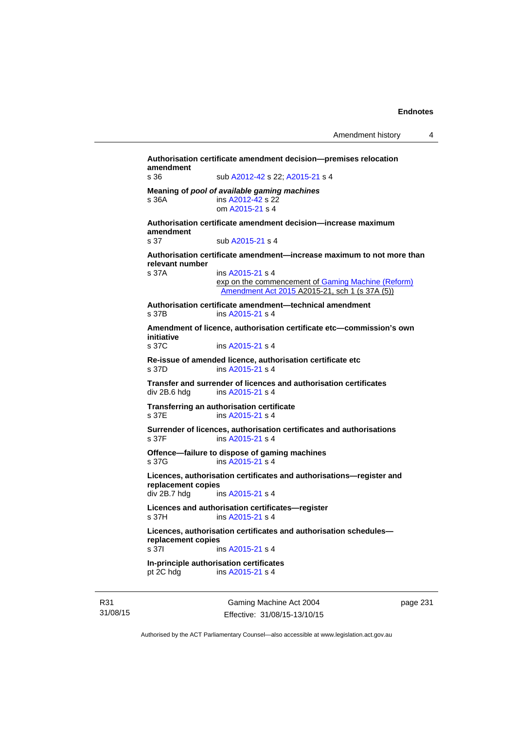**Authorisation certificate amendment decision—premises relocation amendment**
s 36 sub A2012-42 s 22; A2015-21 s 4

**Meaning of *pool of available gaming machines***
s 36A ins A2012-42 s 22
om A2015-21 s 4

**Authorisation certificate amendment decision—increase maximum amendment**
s 37 sub A2015-21 s 4

**Authorisation certificate amendment—increase maximum to not more than relevant number**
s 37A ins A2015-21 s 4
exp on the commencement of Gaming Machine (Reform) Amendment Act 2015 A2015-21, sch 1 (s 37A (5))

**Authorisation certificate amendment—technical amendment**
s 37B ins A2015-21 s 4

**Amendment of licence, authorisation certificate etc—commission's own initiative**
s 37C ins A2015-21 s 4

**Re-issue of amended licence, authorisation certificate etc**
s 37D ins A2015-21 s 4

**Transfer and surrender of licences and authorisation certificates**
div 2B.6 hdg ins A2015-21 s 4

**Transferring an authorisation certificate**
s 37E ins A2015-21 s 4

**Surrender of licences, authorisation certificates and authorisations**
s 37F ins A2015-21 s 4

**Offence—failure to dispose of gaming machines**
s 37G ins A2015-21 s 4

**Licences, authorisation certificates and authorisations—register and replacement copies**
div 2B.7 hdg ins A2015-21 s 4

**Licences and authorisation certificates—register**
s 37H ins A2015-21 s 4

**Licences, authorisation certificates and authorisation schedules—replacement copies**
s 37I ins A2015-21 s 4

**In-principle authorisation certificates**
pt 2C hdg ins A2015-21 s 4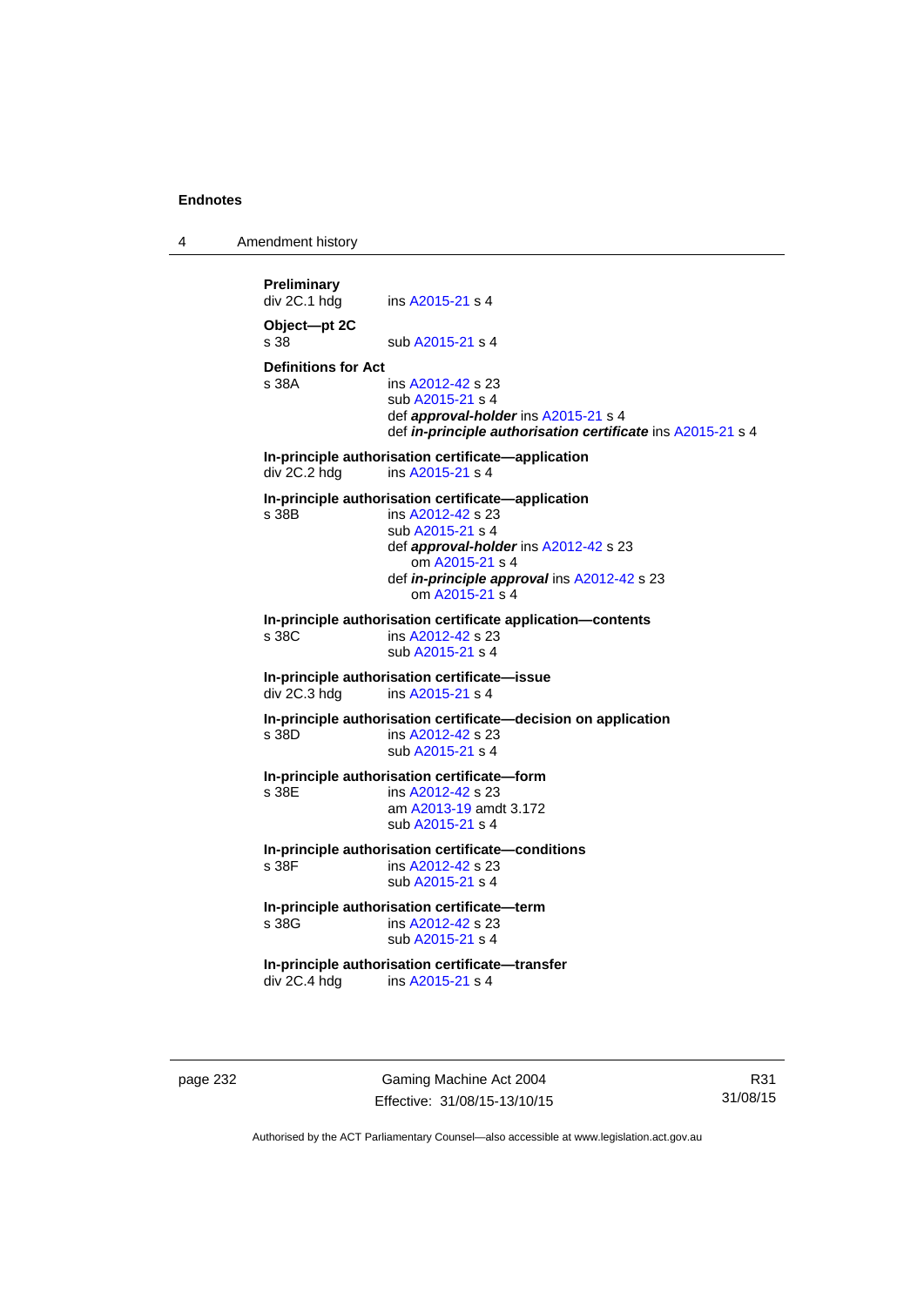**Preliminary**
div 2C.1 hdg ins A2015-21 s 4

**Object—pt 2C**
s 38 sub A2015-21 s 4

**Definitions for Act**
s 38A ins A2012-42 s 23
sub A2015-21 s 4
def ***approval-holder*** ins A2015-21 s 4
def ***in-principle authorisation certificate*** ins A2015-21 s 4

**In-principle authorisation certificate—application**
div 2C.2 hdg ins A2015-21 s 4

**In-principle authorisation certificate—application**
s 38B ins A2012-42 s 23
sub A2015-21 s 4
def ***approval-holder*** ins A2012-42 s 23
om A2015-21 s 4
def ***in-principle approval*** ins A2012-42 s 23
om A2015-21 s 4

**In-principle authorisation certificate application—contents**
s 38C ins A2012-42 s 23
sub A2015-21 s 4

**In-principle authorisation certificate—issue**
div 2C.3 hdg ins A2015-21 s 4

**In-principle authorisation certificate—decision on application**
s 38D ins A2012-42 s 23
sub A2015-21 s 4

**In-principle authorisation certificate—form**
s 38E ins A2012-42 s 23
am A2013-19 amdt 3.172
sub A2015-21 s 4

**In-principle authorisation certificate—conditions**
s 38F ins A2012-42 s 23
sub A2015-21 s 4

**In-principle authorisation certificate—term**
s 38G ins A2012-42 s 23
sub A2015-21 s 4

**In-principle authorisation certificate—transfer**
div 2C.4 hdg ins A2015-21 s 4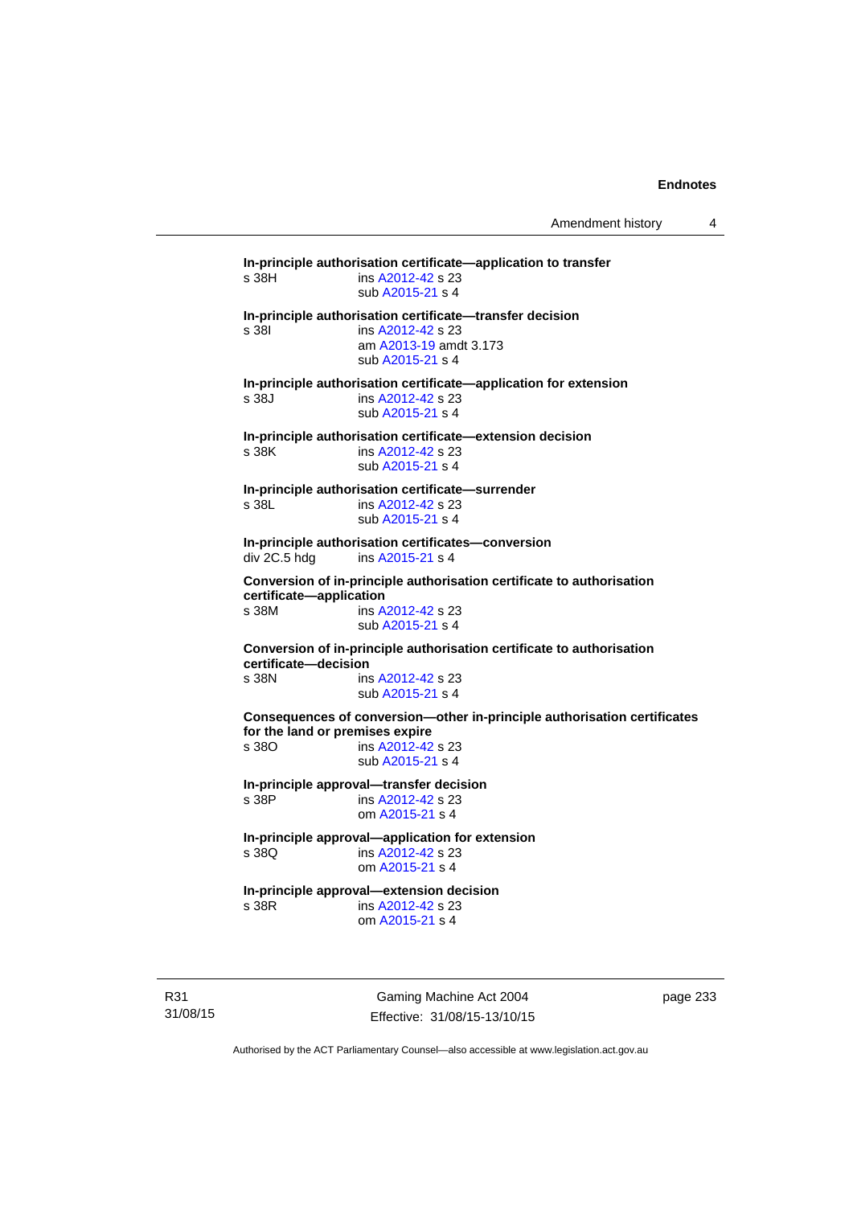**In-principle authorisation certificate—application to transfer**

s 38H ins A2012-42 s 23
sub A2015-21 s 4

**In-principle authorisation certificate—transfer decision**

s 38I ins A2012-42 s 23
am A2013-19 amdt 3.173
sub A2015-21 s 4

**In-principle authorisation certificate—application for extension**

s 38J ins A2012-42 s 23
sub A2015-21 s 4

**In-principle authorisation certificate—extension decision**

s 38K ins A2012-42 s 23
sub A2015-21 s 4

**In-principle authorisation certificate—surrender**

s 38L ins A2012-42 s 23
sub A2015-21 s 4

**In-principle authorisation certificates—conversion**

div 2C.5 hdg ins A2015-21 s 4

**Conversion of in-principle authorisation certificate to authorisation certificate—application**

s 38M ins A2012-42 s 23
sub A2015-21 s 4

**Conversion of in-principle authorisation certificate to authorisation certificate—decision**

s 38N ins A2012-42 s 23
sub A2015-21 s 4

**Consequences of conversion—other in-principle authorisation certificates for the land or premises expire**

s 38O ins A2012-42 s 23
sub A2015-21 s 4

**In-principle approval—transfer decision**

s 38P ins A2012-42 s 23
om A2015-21 s 4

**In-principle approval—application for extension**

s 38Q ins A2012-42 s 23
om A2015-21 s 4

**In-principle approval—extension decision**

s 38R ins A2012-42 s 23
om A2015-21 s 4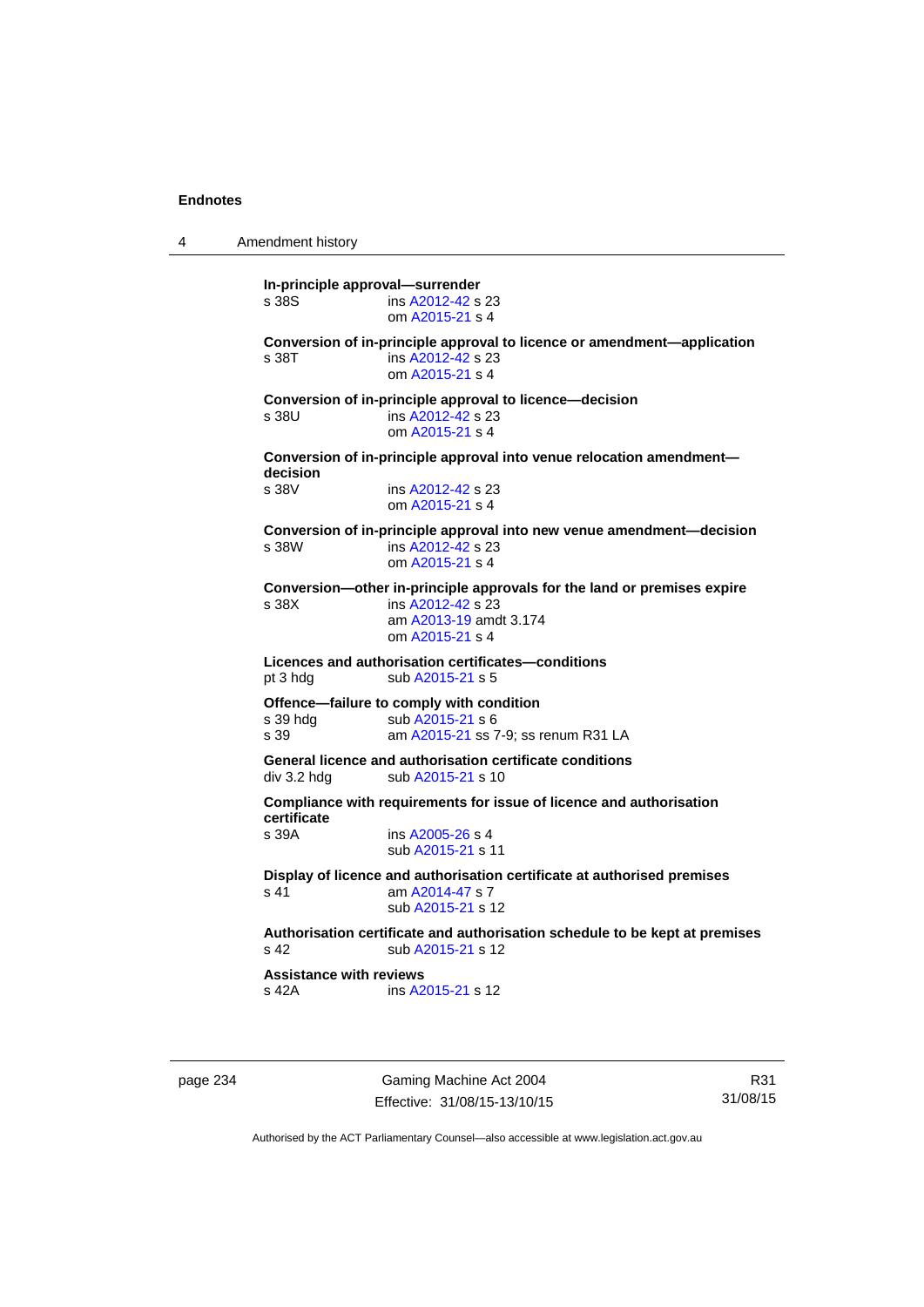**In-principle approval—surrender**

s 38S ins A2012-42 s 23
om A2015-21 s 4

**Conversion of in-principle approval to licence or amendment—application**

s 38T ins A2012-42 s 23
om A2015-21 s 4

**Conversion of in-principle approval to licence—decision**

s 38U ins A2012-42 s 23
om A2015-21 s 4

**Conversion of in-principle approval into venue relocation amendment—decision**

s 38V ins A2012-42 s 23
om A2015-21 s 4

**Conversion of in-principle approval into new venue amendment—decision**

s 38W ins A2012-42 s 23
om A2015-21 s 4

**Conversion—other in-principle approvals for the land or premises expire**

s 38X ins A2012-42 s 23
am A2013-19 amdt 3.174
om A2015-21 s 4

**Licences and authorisation certificates—conditions**

pt 3 hdg sub A2015-21 s 5

**Offence—failure to comply with condition**

s 39 hdg sub A2015-21 s 6
s 39 am A2015-21 ss 7-9; ss renum R31 LA

**General licence and authorisation certificate conditions**

div 3.2 hdg sub A2015-21 s 10

**Compliance with requirements for issue of licence and authorisation certificate**

s 39A ins A2005-26 s 4
sub A2015-21 s 11

**Display of licence and authorisation certificate at authorised premises**

s 41 am A2014-47 s 7
sub A2015-21 s 12

**Authorisation certificate and authorisation schedule to be kept at premises**

s 42 sub A2015-21 s 12

**Assistance with reviews**

s 42A ins A2015-21 s 12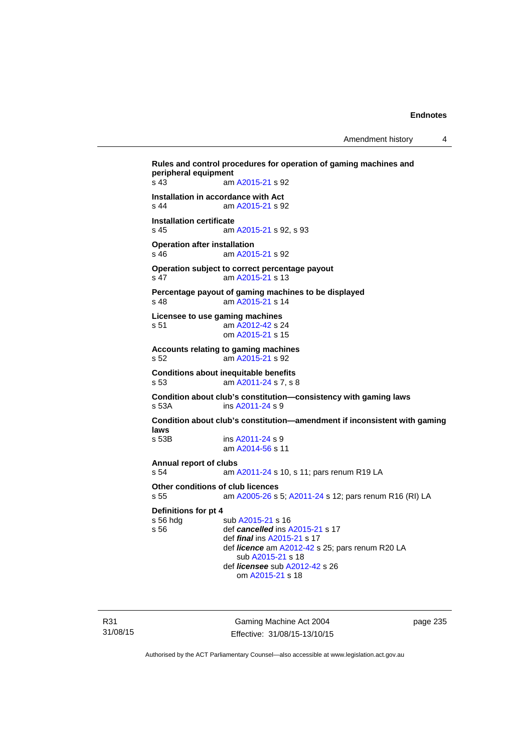**Rules and control procedures for operation of gaming machines and peripheral equipment**
s 43 am A2015-21 s 92

**Installation in accordance with Act**
s 44 am A2015-21 s 92

**Installation certificate**
s 45 am A2015-21 s 92, s 93

**Operation after installation**
s 46 am A2015-21 s 92

**Operation subject to correct percentage payout**
s 47 am A2015-21 s 13

**Percentage payout of gaming machines to be displayed**
s 48 am A2015-21 s 14

**Licensee to use gaming machines**
s 51 am A2012-42 s 24
om A2015-21 s 15

**Accounts relating to gaming machines**
s 52 am A2015-21 s 92

**Conditions about inequitable benefits**
s 53 am A2011-24 s 7, s 8

**Condition about club's constitution—consistency with gaming laws**
s 53A ins A2011-24 s 9

**Condition about club's constitution—amendment if inconsistent with gaming laws**
s 53B ins A2011-24 s 9
am A2014-56 s 11

**Annual report of clubs**
s 54 am A2011-24 s 10, s 11; pars renum R19 LA

**Other conditions of club licences**
s 55 am A2005-26 s 5; A2011-24 s 12; pars renum R16 (RI) LA

**Definitions for pt 4**
s 56 hdg sub A2015-21 s 16
s 56 def ***cancelled*** ins A2015-21 s 17
def ***final*** ins A2015-21 s 17
def ***licence*** am A2012-42 s 25; pars renum R20 LA
sub A2015-21 s 18
def ***licensee*** sub A2012-42 s 26
om A2015-21 s 18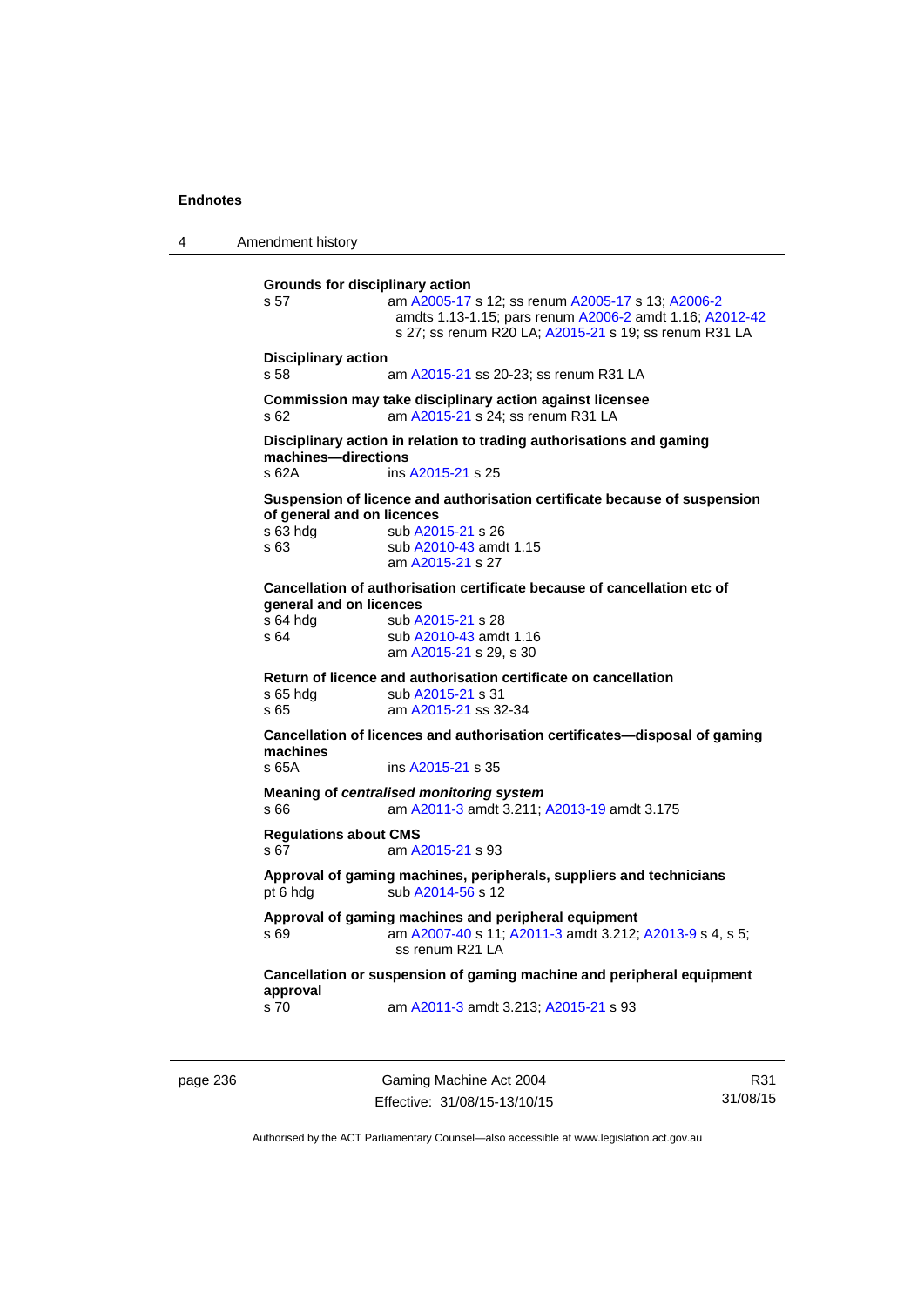**Grounds for disciplinary action**

s 57 — am A2005-17 s 12; ss renum A2005-17 s 13; A2006-2 amdts 1.13-1.15; pars renum A2006-2 amdt 1.16; A2012-42 s 27; ss renum R20 LA; A2015-21 s 19; ss renum R31 LA

**Disciplinary action**

s 58 — am A2015-21 ss 20-23; ss renum R31 LA

**Commission may take disciplinary action against licensee**

s 62 — am A2015-21 s 24; ss renum R31 LA

**Disciplinary action in relation to trading authorisations and gaming machines—directions**

s 62A — ins A2015-21 s 25

**Suspension of licence and authorisation certificate because of suspension of general and on licences**

s 63 hdg — sub A2015-21 s 26

s 63 — sub A2010-43 amdt 1.15; am A2015-21 s 27

**Cancellation of authorisation certificate because of cancellation etc of general and on licences**

s 64 hdg — sub A2015-21 s 28

s 64 — sub A2010-43 amdt 1.16; am A2015-21 s 29, s 30

**Return of licence and authorisation certificate on cancellation**

s 65 hdg — sub A2015-21 s 31

s 65 — am A2015-21 ss 32-34

**Cancellation of licences and authorisation certificates—disposal of gaming machines**

s 65A — ins A2015-21 s 35

**Meaning of *centralised monitoring system***

s 66 — am A2011-3 amdt 3.211; A2013-19 amdt 3.175

**Regulations about CMS**

s 67 — am A2015-21 s 93

**Approval of gaming machines, peripherals, suppliers and technicians**

pt 6 hdg — sub A2014-56 s 12

**Approval of gaming machines and peripheral equipment**

s 69 — am A2007-40 s 11; A2011-3 amdt 3.212; A2013-9 s 4, s 5; ss renum R21 LA

**Cancellation or suspension of gaming machine and peripheral equipment approval**

s 70 — am A2011-3 amdt 3.213; A2015-21 s 93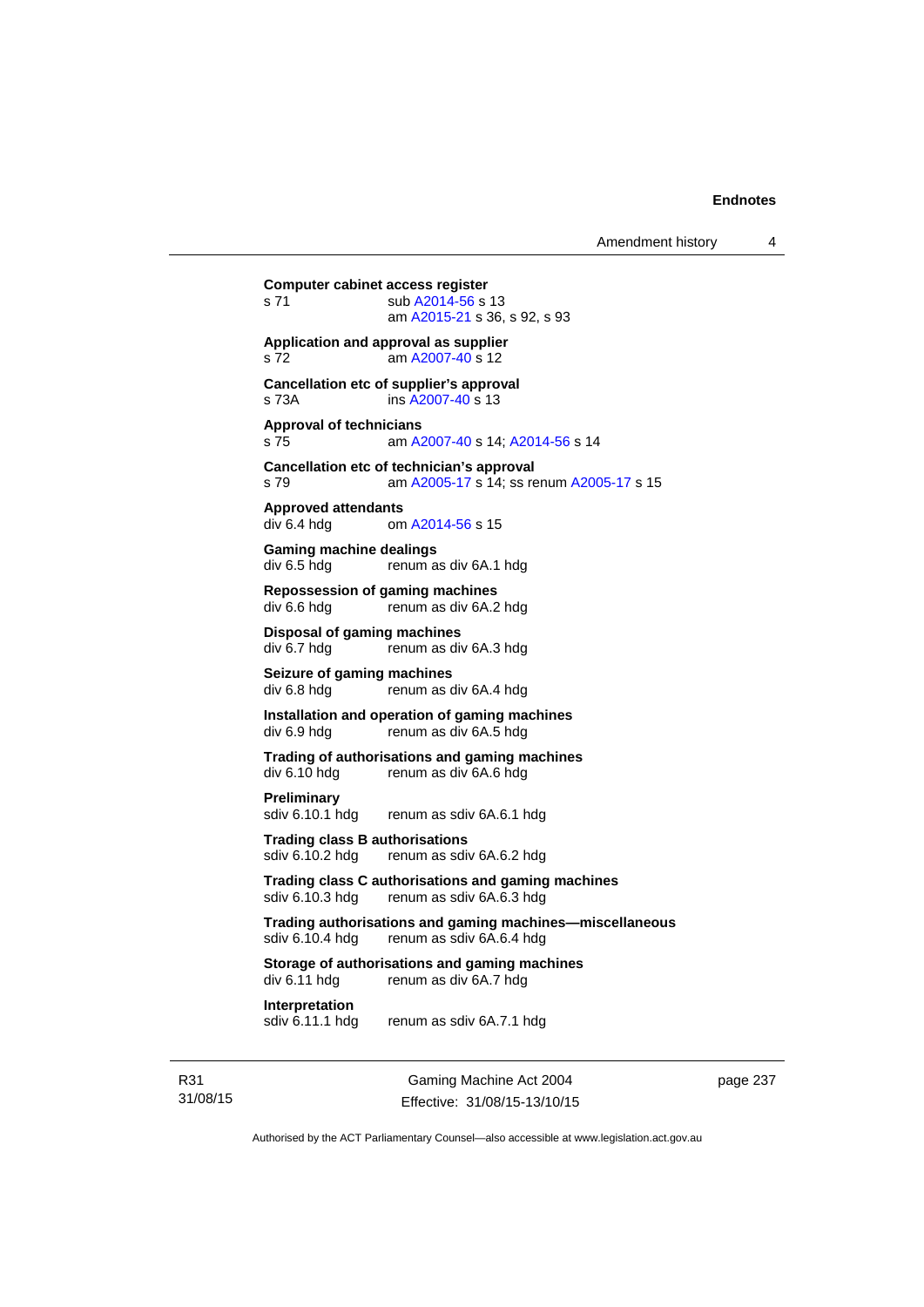**Computer cabinet access register**
s 71 sub A2014-56 s 13
am A2015-21 s 36, s 92, s 93

**Application and approval as supplier**
s 72 am A2007-40 s 12

**Cancellation etc of supplier's approval**
s 73A ins A2007-40 s 13

**Approval of technicians**
s 75 am A2007-40 s 14; A2014-56 s 14

**Cancellation etc of technician's approval**
s 79 am A2005-17 s 14; ss renum A2005-17 s 15

**Approved attendants**
div 6.4 hdg om A2014-56 s 15

**Gaming machine dealings**
div 6.5 hdg renum as div 6A.1 hdg

**Repossession of gaming machines**
div 6.6 hdg renum as div 6A.2 hdg

**Disposal of gaming machines**
div 6.7 hdg renum as div 6A.3 hdg

**Seizure of gaming machines**
div 6.8 hdg renum as div 6A.4 hdg

**Installation and operation of gaming machines**
div 6.9 hdg renum as div 6A.5 hdg

**Trading of authorisations and gaming machines**
div 6.10 hdg renum as div 6A.6 hdg

**Preliminary**
sdiv 6.10.1 hdg renum as sdiv 6A.6.1 hdg

**Trading class B authorisations**
sdiv 6.10.2 hdg renum as sdiv 6A.6.2 hdg

**Trading class C authorisations and gaming machines**
sdiv 6.10.3 hdg renum as sdiv 6A.6.3 hdg

**Trading authorisations and gaming machines—miscellaneous**
sdiv 6.10.4 hdg renum as sdiv 6A.6.4 hdg

**Storage of authorisations and gaming machines**
div 6.11 hdg renum as div 6A.7 hdg

**Interpretation**
sdiv 6.11.1 hdg renum as sdiv 6A.7.1 hdg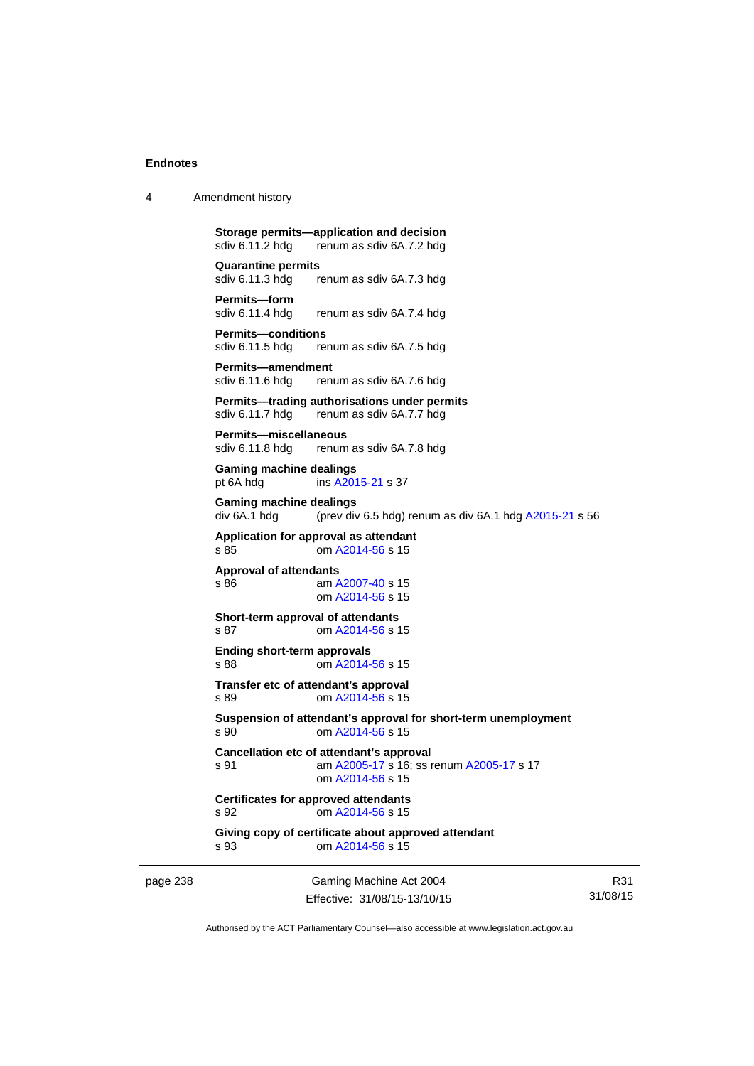**Storage permits—application and decision**
sdiv 6.11.2 hdg renum as sdiv 6A.7.2 hdg

**Quarantine permits**
sdiv 6.11.3 hdg renum as sdiv 6A.7.3 hdg

**Permits—form**
sdiv 6.11.4 hdg renum as sdiv 6A.7.4 hdg

**Permits—conditions**
sdiv 6.11.5 hdg renum as sdiv 6A.7.5 hdg

**Permits—amendment**
sdiv 6.11.6 hdg renum as sdiv 6A.7.6 hdg

**Permits—trading authorisations under permits**
sdiv 6.11.7 hdg renum as sdiv 6A.7.7 hdg

**Permits—miscellaneous**
sdiv 6.11.8 hdg renum as sdiv 6A.7.8 hdg

**Gaming machine dealings**
pt 6A hdg ins A2015-21 s 37

**Gaming machine dealings**
div 6A.1 hdg (prev div 6.5 hdg) renum as div 6A.1 hdg A2015-21 s 56

**Application for approval as attendant**
s 85 om A2014-56 s 15

**Approval of attendants**
s 86 am A2007-40 s 15
om A2014-56 s 15

**Short-term approval of attendants**
s 87 om A2014-56 s 15

**Ending short-term approvals**
s 88 om A2014-56 s 15

**Transfer etc of attendant's approval**
s 89 om A2014-56 s 15

**Suspension of attendant's approval for short-term unemployment**
s 90 om A2014-56 s 15

**Cancellation etc of attendant's approval**
s 91 am A2005-17 s 16; ss renum A2005-17 s 17
om A2014-56 s 15

**Certificates for approved attendants**
s 92 om A2014-56 s 15

**Giving copy of certificate about approved attendant**
s 93 om A2014-56 s 15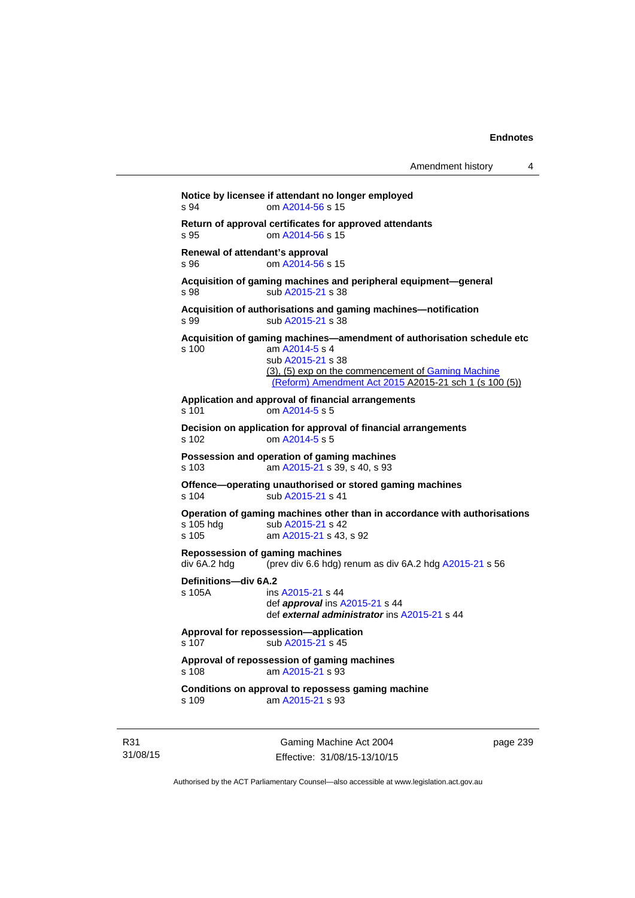**Notice by licensee if attendant no longer employed**

s 94 om A2014-56 s 15

**Return of approval certificates for approved attendants**

s 95 om A2014-56 s 15

**Renewal of attendant's approval**

s 96 om A2014-56 s 15

**Acquisition of gaming machines and peripheral equipment—general**

s 98 sub A2015-21 s 38

**Acquisition of authorisations and gaming machines—notification**

s 99 sub A2015-21 s 38

**Acquisition of gaming machines—amendment of authorisation schedule etc**

s 100 am A2014-5 s 4
sub A2015-21 s 38
(3), (5) exp on the commencement of Gaming Machine (Reform) Amendment Act 2015 A2015-21 sch 1 (s 100 (5))

**Application and approval of financial arrangements**

s 101 om A2014-5 s 5

**Decision on application for approval of financial arrangements**

s 102 om A2014-5 s 5

**Possession and operation of gaming machines**

s 103 am A2015-21 s 39, s 40, s 93

**Offence—operating unauthorised or stored gaming machines**

s 104 sub A2015-21 s 41

**Operation of gaming machines other than in accordance with authorisations**

s 105 hdg sub A2015-21 s 42
s 105 am A2015-21 s 43, s 92

**Repossession of gaming machines**

div 6A.2 hdg (prev div 6.6 hdg) renum as div 6A.2 hdg A2015-21 s 56

**Definitions—div 6A.2**

s 105A ins A2015-21 s 44
def ***approval*** ins A2015-21 s 44
def ***external administrator*** ins A2015-21 s 44

**Approval for repossession—application**

s 107 sub A2015-21 s 45

**Approval of repossession of gaming machines**

s 108 am A2015-21 s 93

**Conditions on approval to repossess gaming machine**

s 109 am A2015-21 s 93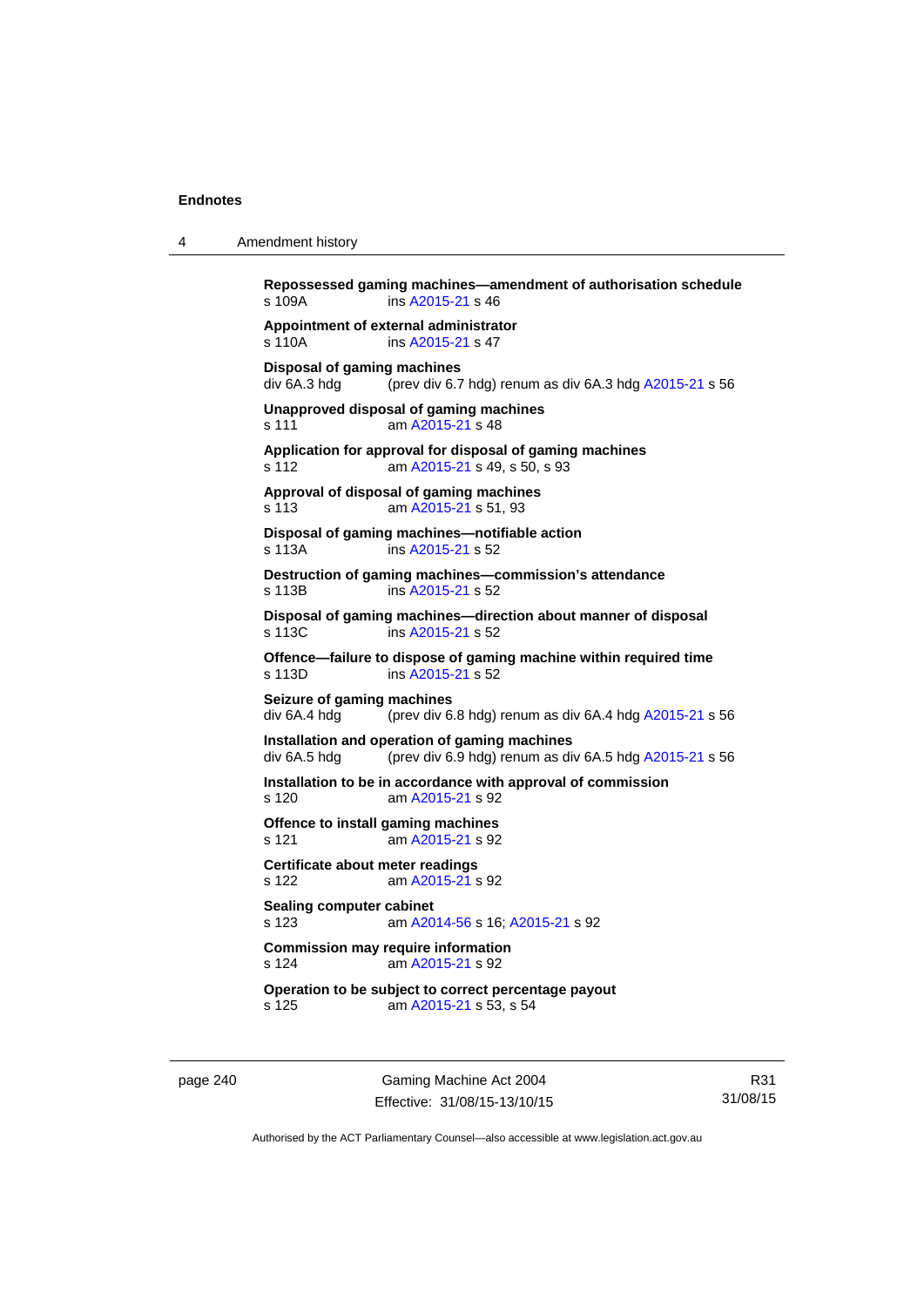**Repossessed gaming machines—amendment of authorisation schedule**
s 109A ins A2015-21 s 46

**Appointment of external administrator**
s 110A ins A2015-21 s 47

**Disposal of gaming machines**
div 6A.3 hdg (prev div 6.7 hdg) renum as div 6A.3 hdg A2015-21 s 56

**Unapproved disposal of gaming machines**
s 111 am A2015-21 s 48

**Application for approval for disposal of gaming machines**
s 112 am A2015-21 s 49, s 50, s 93

**Approval of disposal of gaming machines**
s 113 am A2015-21 s 51, 93

**Disposal of gaming machines—notifiable action**
s 113A ins A2015-21 s 52

**Destruction of gaming machines—commission's attendance**
s 113B ins A2015-21 s 52

**Disposal of gaming machines—direction about manner of disposal**
s 113C ins A2015-21 s 52

**Offence—failure to dispose of gaming machine within required time**
s 113D ins A2015-21 s 52

**Seizure of gaming machines**
div 6A.4 hdg (prev div 6.8 hdg) renum as div 6A.4 hdg A2015-21 s 56

**Installation and operation of gaming machines**
div 6A.5 hdg (prev div 6.9 hdg) renum as div 6A.5 hdg A2015-21 s 56

**Installation to be in accordance with approval of commission**
s 120 am A2015-21 s 92

**Offence to install gaming machines**
s 121 am A2015-21 s 92

**Certificate about meter readings**
s 122 am A2015-21 s 92

**Sealing computer cabinet**
s 123 am A2014-56 s 16; A2015-21 s 92

**Commission may require information**
s 124 am A2015-21 s 92

**Operation to be subject to correct percentage payout**
s 125 am A2015-21 s 53, s 54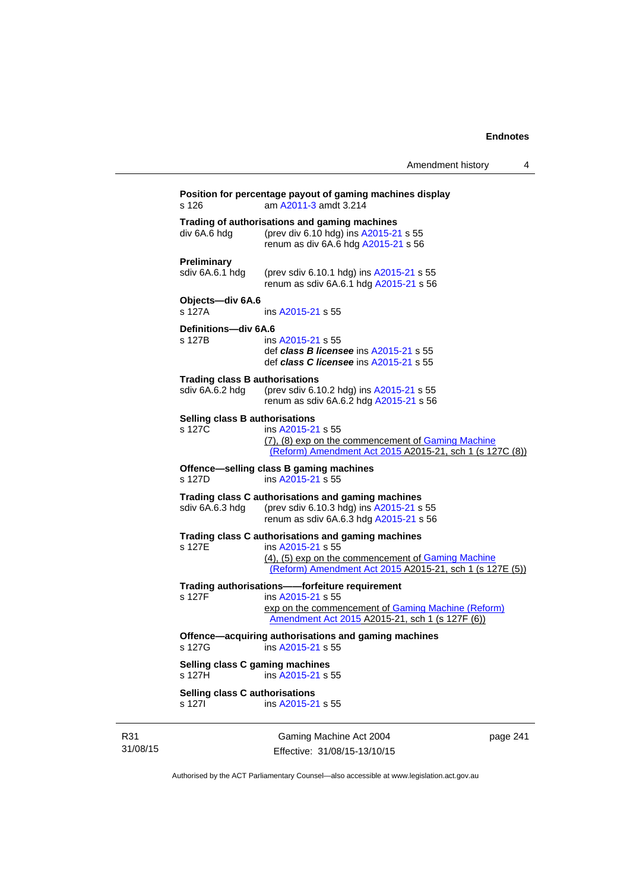**Position for percentage payout of gaming machines display**
s 126 am A2011-3 amdt 3.214

**Trading of authorisations and gaming machines**
div 6A.6 hdg (prev div 6.10 hdg) ins A2015-21 s 55
renum as div 6A.6 hdg A2015-21 s 56

**Preliminary**
sdiv 6A.6.1 hdg (prev sdiv 6.10.1 hdg) ins A2015-21 s 55
renum as sdiv 6A.6.1 hdg A2015-21 s 56

**Objects—div 6A.6**
s 127A ins A2015-21 s 55

**Definitions—div 6A.6**
s 127B ins A2015-21 s 55
def ***class B licensee*** ins A2015-21 s 55
def ***class C licensee*** ins A2015-21 s 55

**Trading class B authorisations**
sdiv 6A.6.2 hdg (prev sdiv 6.10.2 hdg) ins A2015-21 s 55
renum as sdiv 6A.6.2 hdg A2015-21 s 56

**Selling class B authorisations**
s 127C ins A2015-21 s 55
(7), (8) exp on the commencement of Gaming Machine (Reform) Amendment Act 2015 A2015-21, sch 1 (s 127C (8))

**Offence—selling class B gaming machines**
s 127D ins A2015-21 s 55

**Trading class C authorisations and gaming machines**
sdiv 6A.6.3 hdg (prev sdiv 6.10.3 hdg) ins A2015-21 s 55
renum as sdiv 6A.6.3 hdg A2015-21 s 56

**Trading class C authorisations and gaming machines**
s 127E ins A2015-21 s 55
(4), (5) exp on the commencement of Gaming Machine (Reform) Amendment Act 2015 A2015-21, sch 1 (s 127E (5))

**Trading authorisations——forfeiture requirement**
s 127F ins A2015-21 s 55
exp on the commencement of Gaming Machine (Reform) Amendment Act 2015 A2015-21, sch 1 (s 127F (6))

**Offence—acquiring authorisations and gaming machines**
s 127G ins A2015-21 s 55

**Selling class C gaming machines**
s 127H ins A2015-21 s 55

**Selling class C authorisations**
s 127I ins A2015-21 s 55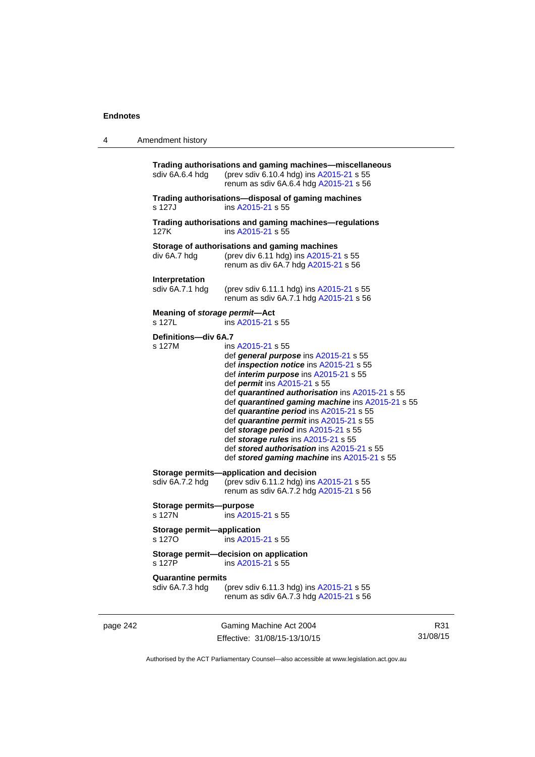**Trading authorisations and gaming machines—miscellaneous**
sdiv 6A.6.4 hdg (prev sdiv 6.10.4 hdg) ins A2015-21 s 55
renum as sdiv 6A.6.4 hdg A2015-21 s 56

**Trading authorisations—disposal of gaming machines**
s 127J ins A2015-21 s 55

**Trading authorisations and gaming machines—regulations**
127K ins A2015-21 s 55

**Storage of authorisations and gaming machines**
div 6A.7 hdg (prev div 6.11 hdg) ins A2015-21 s 55
renum as div 6A.7 hdg A2015-21 s 56

**Interpretation**
sdiv 6A.7.1 hdg (prev sdiv 6.11.1 hdg) ins A2015-21 s 55
renum as sdiv 6A.7.1 hdg A2015-21 s 56

**Meaning of *storage permit*—Act**
s 127L ins A2015-21 s 55

**Definitions—div 6A.7**
s 127M ins A2015-21 s 55
def ***general purpose*** ins A2015-21 s 55
def ***inspection notice*** ins A2015-21 s 55
def ***interim purpose*** ins A2015-21 s 55
def ***permit*** ins A2015-21 s 55
def ***quarantined authorisation*** ins A2015-21 s 55
def ***quarantined gaming machine*** ins A2015-21 s 55
def ***quarantine period*** ins A2015-21 s 55
def ***quarantine permit*** ins A2015-21 s 55
def ***storage period*** ins A2015-21 s 55
def ***storage rules*** ins A2015-21 s 55
def ***stored authorisation*** ins A2015-21 s 55
def ***stored gaming machine*** ins A2015-21 s 55

**Storage permits—application and decision**
sdiv 6A.7.2 hdg (prev sdiv 6.11.2 hdg) ins A2015-21 s 55
renum as sdiv 6A.7.2 hdg A2015-21 s 56

**Storage permits—purpose**
s 127N ins A2015-21 s 55

**Storage permit—application**
s 127O ins A2015-21 s 55

**Storage permit—decision on application**
s 127P ins A2015-21 s 55

**Quarantine permits**
sdiv 6A.7.3 hdg (prev sdiv 6.11.3 hdg) ins A2015-21 s 55
renum as sdiv 6A.7.3 hdg A2015-21 s 56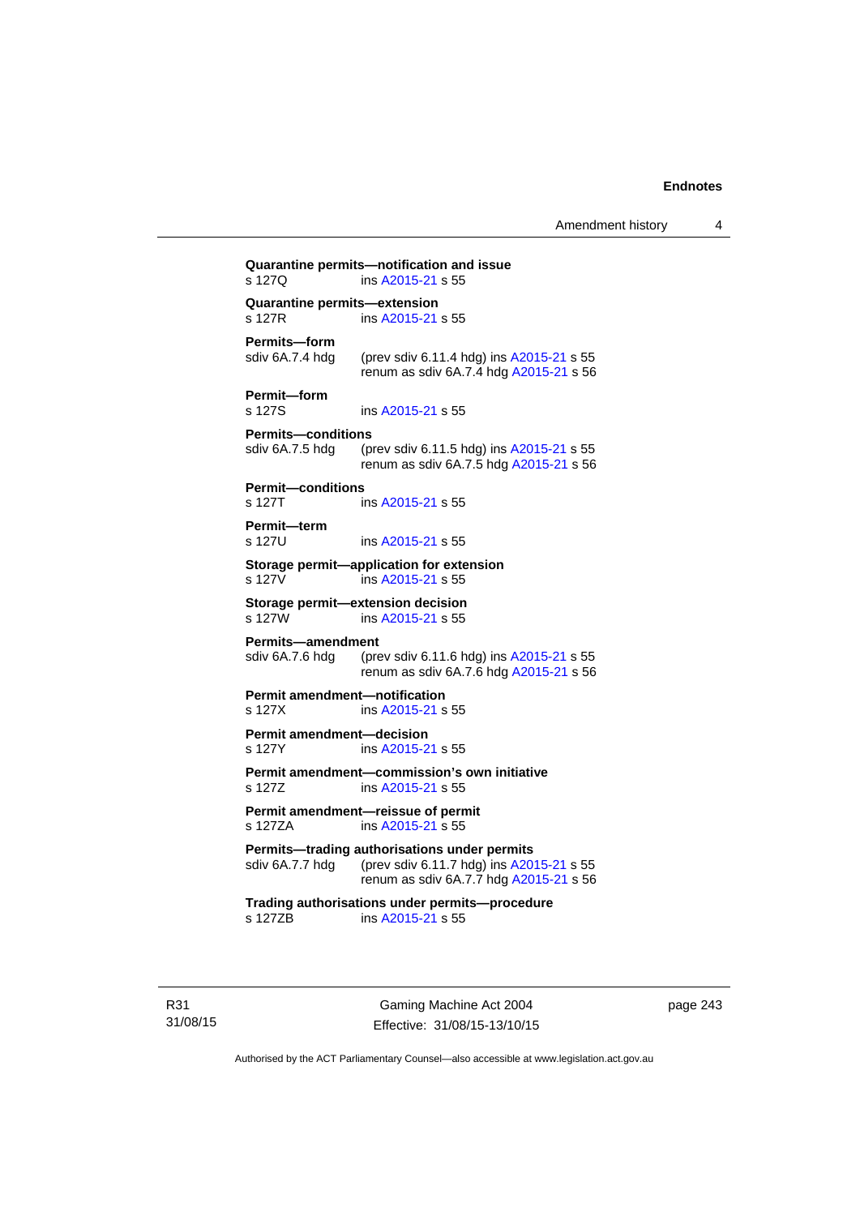**Quarantine permits—notification and issue**
s 127Q ins A2015-21 s 55

**Quarantine permits—extension**
s 127R ins A2015-21 s 55

**Permits—form**
sdiv 6A.7.4 hdg (prev sdiv 6.11.4 hdg) ins A2015-21 s 55
renum as sdiv 6A.7.4 hdg A2015-21 s 56

**Permit—form**
s 127S ins A2015-21 s 55

**Permits—conditions**
sdiv 6A.7.5 hdg (prev sdiv 6.11.5 hdg) ins A2015-21 s 55
renum as sdiv 6A.7.5 hdg A2015-21 s 56

**Permit—conditions**
s 127T ins A2015-21 s 55

**Permit—term**
s 127U ins A2015-21 s 55

**Storage permit—application for extension**
s 127V ins A2015-21 s 55

**Storage permit—extension decision**
s 127W ins A2015-21 s 55

**Permits—amendment**
sdiv 6A.7.6 hdg (prev sdiv 6.11.6 hdg) ins A2015-21 s 55
renum as sdiv 6A.7.6 hdg A2015-21 s 56

**Permit amendment—notification**
s 127X ins A2015-21 s 55

**Permit amendment—decision**
s 127Y ins A2015-21 s 55

**Permit amendment—commission's own initiative**
s 127Z ins A2015-21 s 55

**Permit amendment—reissue of permit**
s 127ZA ins A2015-21 s 55

**Permits—trading authorisations under permits**
sdiv 6A.7.7 hdg (prev sdiv 6.11.7 hdg) ins A2015-21 s 55
renum as sdiv 6A.7.7 hdg A2015-21 s 56

**Trading authorisations under permits—procedure**
s 127ZB ins A2015-21 s 55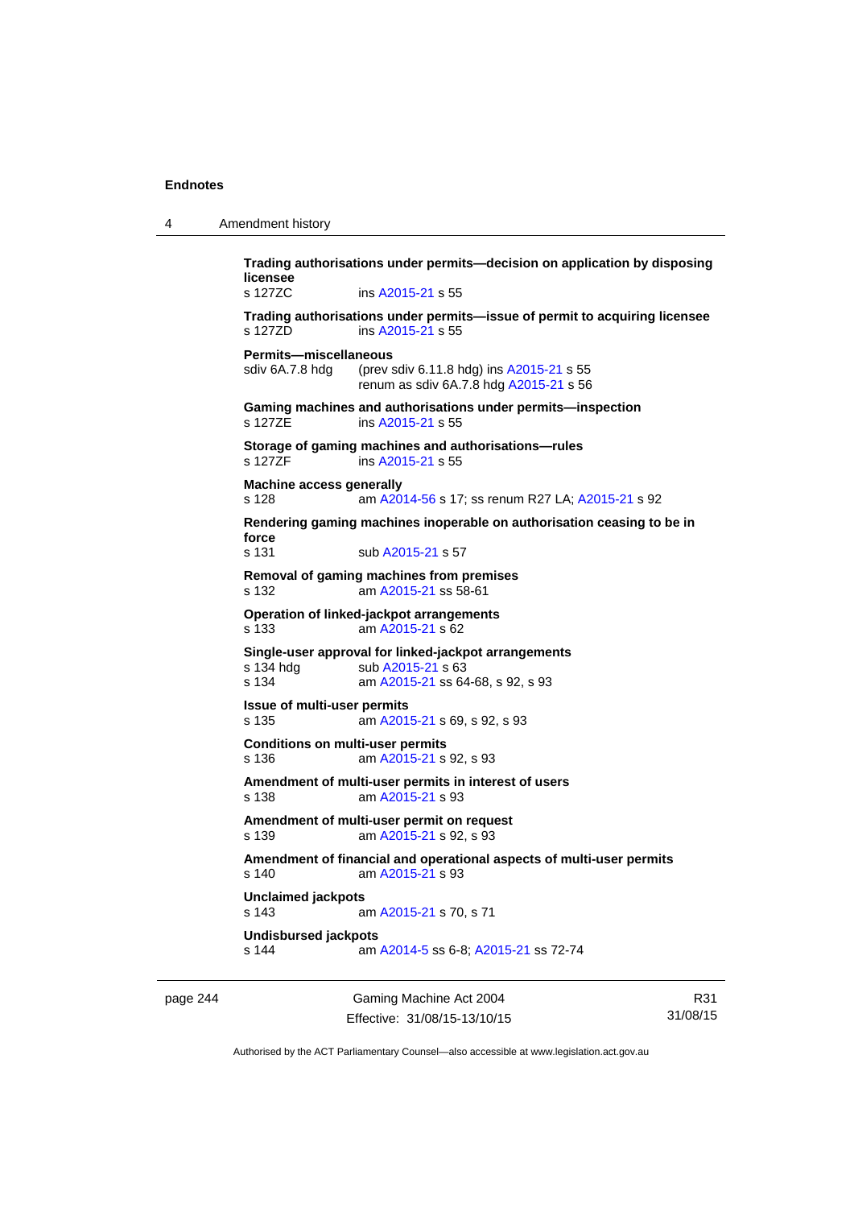**Trading authorisations under permits—decision on application by disposing licensee**
s 127ZC ins A2015-21 s 55

**Trading authorisations under permits—issue of permit to acquiring licensee**
s 127ZD ins A2015-21 s 55

**Permits—miscellaneous**
sdiv 6A.7.8 hdg (prev sdiv 6.11.8 hdg) ins A2015-21 s 55
renum as sdiv 6A.7.8 hdg A2015-21 s 56

**Gaming machines and authorisations under permits—inspection**
s 127ZE ins A2015-21 s 55

**Storage of gaming machines and authorisations—rules**
s 127ZF ins A2015-21 s 55

**Machine access generally**
s 128 am A2014-56 s 17; ss renum R27 LA; A2015-21 s 92

**Rendering gaming machines inoperable on authorisation ceasing to be in force**
s 131 sub A2015-21 s 57

**Removal of gaming machines from premises**
s 132 am A2015-21 ss 58-61

**Operation of linked-jackpot arrangements**
s 133 am A2015-21 s 62

**Single-user approval for linked-jackpot arrangements**
s 134 hdg sub A2015-21 s 63
s 134 am A2015-21 ss 64-68, s 92, s 93

**Issue of multi-user permits**
s 135 am A2015-21 s 69, s 92, s 93

**Conditions on multi-user permits**
s 136 am A2015-21 s 92, s 93

**Amendment of multi-user permits in interest of users**
s 138 am A2015-21 s 93

**Amendment of multi-user permit on request**
s 139 am A2015-21 s 92, s 93

**Amendment of financial and operational aspects of multi-user permits**
s 140 am A2015-21 s 93

**Unclaimed jackpots**
s 143 am A2015-21 s 70, s 71

**Undisbursed jackpots**
s 144 am A2014-5 ss 6-8; A2015-21 ss 72-74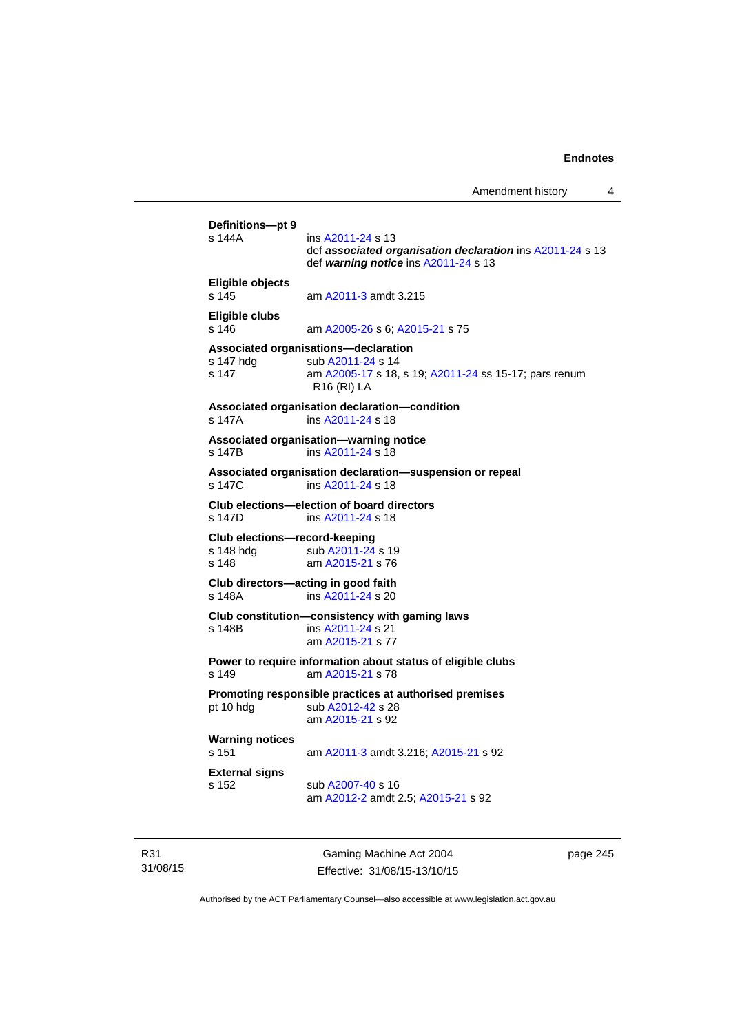**Definitions—pt 9**
s 144A ins A2011-24 s 13
def ***associated organisation declaration*** ins A2011-24 s 13
def ***warning notice*** ins A2011-24 s 13

**Eligible objects**
s 145 am A2011-3 amdt 3.215

**Eligible clubs**
s 146 am A2005-26 s 6; A2015-21 s 75

**Associated organisations—declaration**
s 147 hdg sub A2011-24 s 14
s 147 am A2005-17 s 18, s 19; A2011-24 ss 15-17; pars renum R16 (RI) LA

**Associated organisation declaration—condition**
s 147A ins A2011-24 s 18

**Associated organisation—warning notice**
s 147B ins A2011-24 s 18

**Associated organisation declaration—suspension or repeal**
s 147C ins A2011-24 s 18

**Club elections—election of board directors**
s 147D ins A2011-24 s 18

**Club elections—record-keeping**
s 148 hdg sub A2011-24 s 19
s 148 am A2015-21 s 76

**Club directors—acting in good faith**
s 148A ins A2011-24 s 20

**Club constitution—consistency with gaming laws**
s 148B ins A2011-24 s 21
am A2015-21 s 77

**Power to require information about status of eligible clubs**
s 149 am A2015-21 s 78

**Promoting responsible practices at authorised premises**
pt 10 hdg sub A2012-42 s 28
am A2015-21 s 92

**Warning notices**
s 151 am A2011-3 amdt 3.216; A2015-21 s 92

**External signs**
s 152 sub A2007-40 s 16
am A2012-2 amdt 2.5; A2015-21 s 92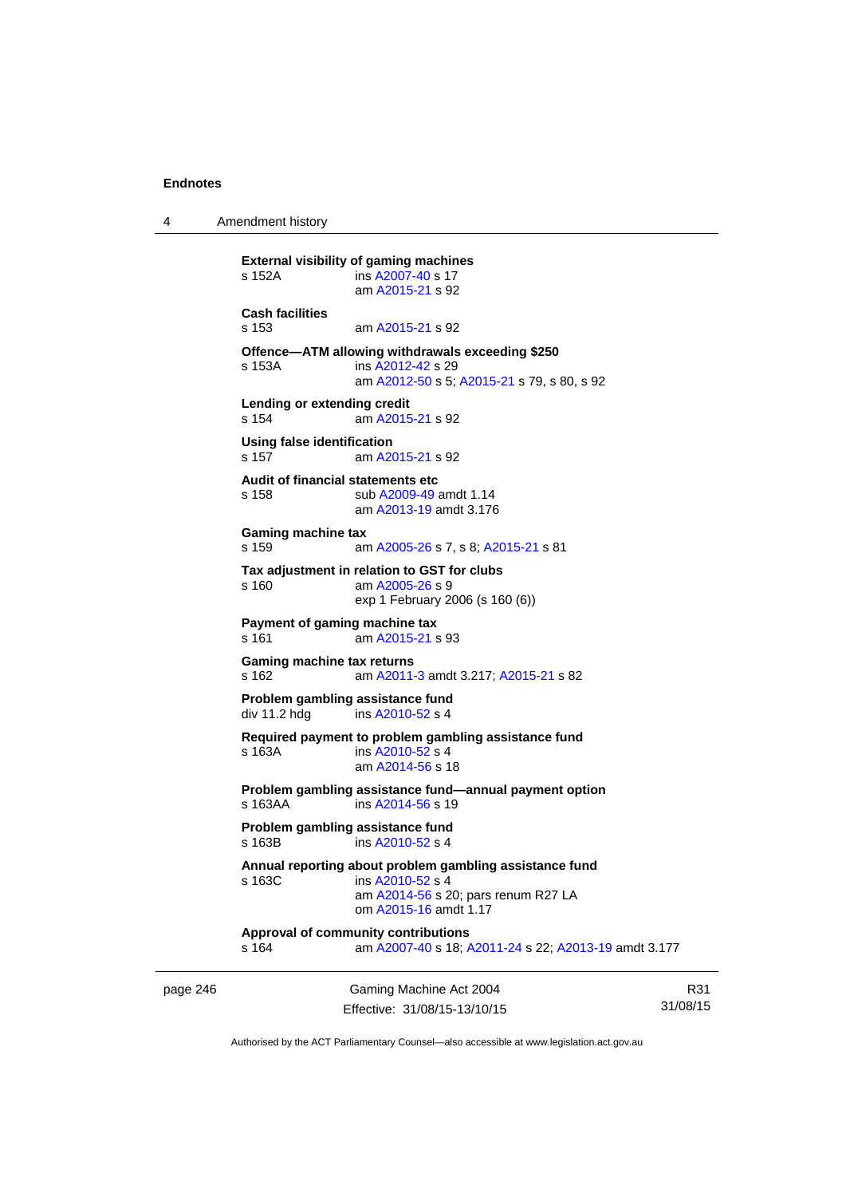**External visibility of gaming machines**
s 152A ins A2007-40 s 17
am A2015-21 s 92

**Cash facilities**
s 153 am A2015-21 s 92

**Offence—ATM allowing withdrawals exceeding $250**
s 153A ins A2012-42 s 29
am A2012-50 s 5; A2015-21 s 79, s 80, s 92

**Lending or extending credit**
s 154 am A2015-21 s 92

**Using false identification**
s 157 am A2015-21 s 92

**Audit of financial statements etc**
s 158 sub A2009-49 amdt 1.14
am A2013-19 amdt 3.176

**Gaming machine tax**
s 159 am A2005-26 s 7, s 8; A2015-21 s 81

**Tax adjustment in relation to GST for clubs**
s 160 am A2005-26 s 9
exp 1 February 2006 (s 160 (6))

**Payment of gaming machine tax**
s 161 am A2015-21 s 93

**Gaming machine tax returns**
s 162 am A2011-3 amdt 3.217; A2015-21 s 82

**Problem gambling assistance fund**
div 11.2 hdg ins A2010-52 s 4

**Required payment to problem gambling assistance fund**
s 163A ins A2010-52 s 4
am A2014-56 s 18

**Problem gambling assistance fund—annual payment option**
s 163AA ins A2014-56 s 19

**Problem gambling assistance fund**
s 163B ins A2010-52 s 4

**Annual reporting about problem gambling assistance fund**
s 163C ins A2010-52 s 4
am A2014-56 s 20; pars renum R27 LA
om A2015-16 amdt 1.17

**Approval of community contributions**
s 164 am A2007-40 s 18; A2011-24 s 22; A2013-19 amdt 3.177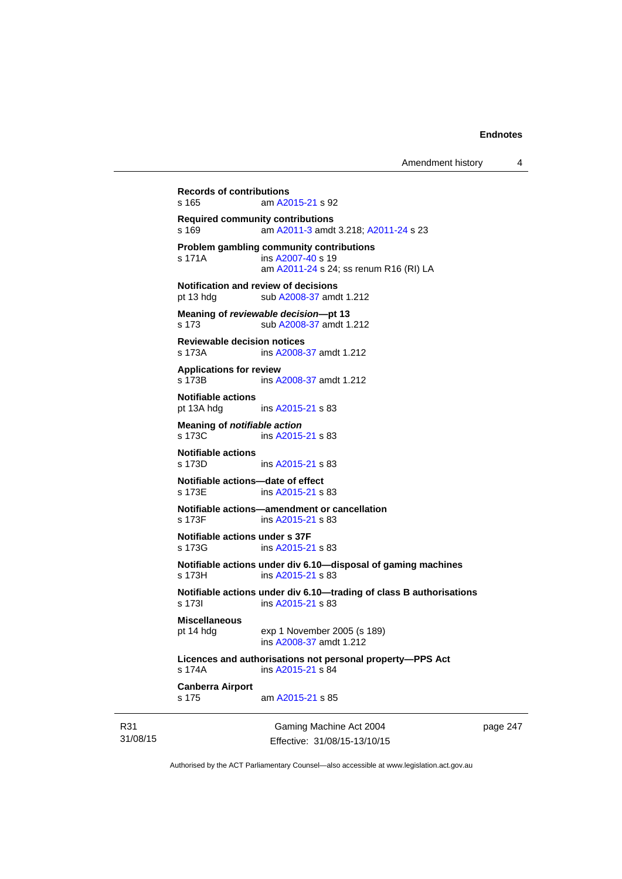**Records of contributions**
s 165 am A2015-21 s 92

**Required community contributions**
s 169 am A2011-3 amdt 3.218; A2011-24 s 23

**Problem gambling community contributions**
s 171A ins A2007-40 s 19
am A2011-24 s 24; ss renum R16 (RI) LA

**Notification and review of decisions**
pt 13 hdg sub A2008-37 amdt 1.212

**Meaning of *reviewable decision*—pt 13**
s 173 sub A2008-37 amdt 1.212

**Reviewable decision notices**
s 173A ins A2008-37 amdt 1.212

**Applications for review**
s 173B ins A2008-37 amdt 1.212

**Notifiable actions**
pt 13A hdg ins A2015-21 s 83

**Meaning of *notifiable action***
s 173C ins A2015-21 s 83

**Notifiable actions**
s 173D ins A2015-21 s 83

**Notifiable actions—date of effect**
s 173E ins A2015-21 s 83

**Notifiable actions—amendment or cancellation**
s 173F ins A2015-21 s 83

**Notifiable actions under s 37F**
s 173G ins A2015-21 s 83

**Notifiable actions under div 6.10—disposal of gaming machines**
s 173H ins A2015-21 s 83

**Notifiable actions under div 6.10—trading of class B authorisations**
s 173I ins A2015-21 s 83

**Miscellaneous**
pt 14 hdg exp 1 November 2005 (s 189)
ins A2008-37 amdt 1.212

**Licences and authorisations not personal property—PPS Act**
s 174A ins A2015-21 s 84

**Canberra Airport**
s 175 am A2015-21 s 85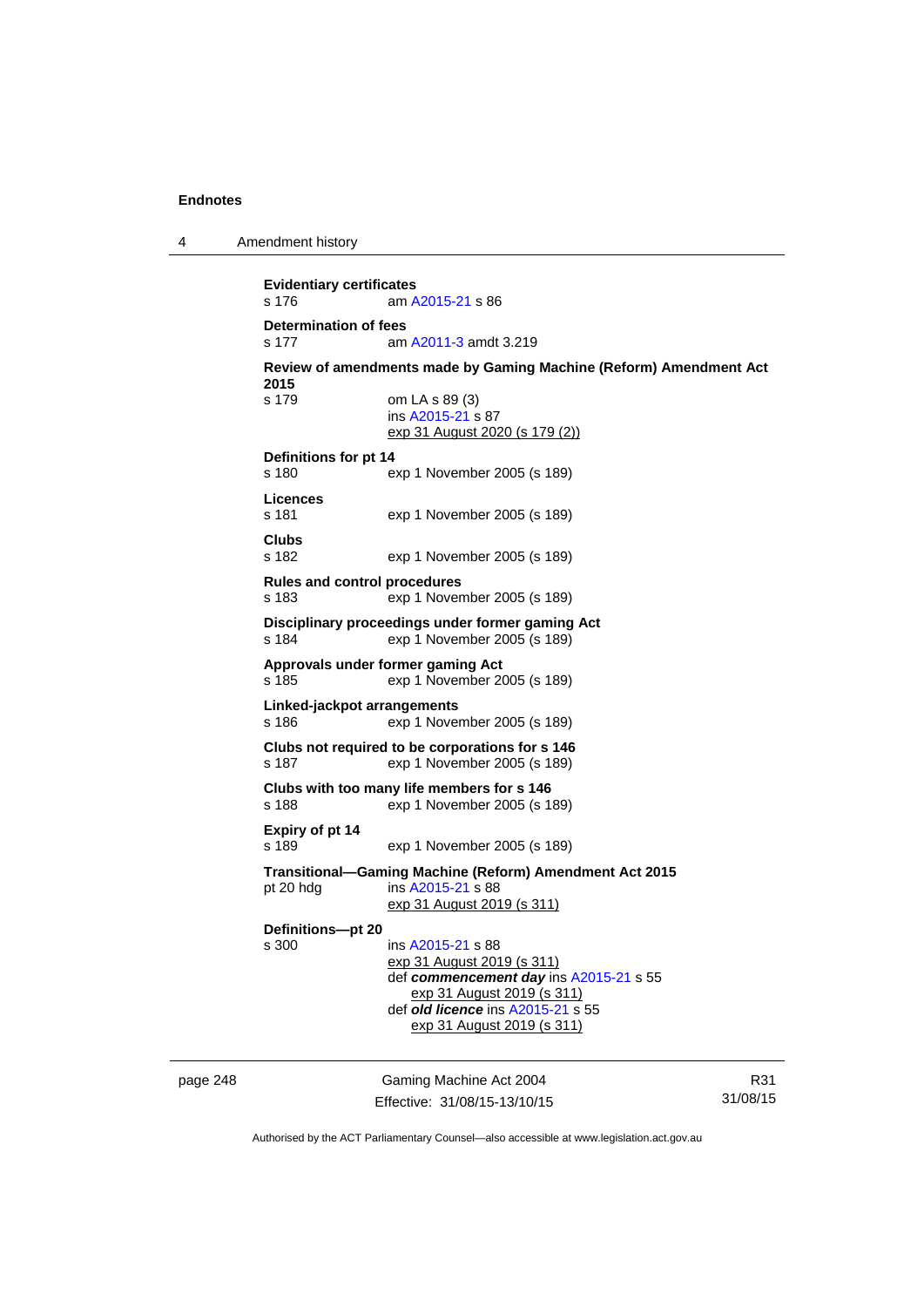**Evidentiary certificates**
s 176 am A2015-21 s 86

**Determination of fees**
s 177 am A2011-3 amdt 3.219

**Review of amendments made by Gaming Machine (Reform) Amendment Act 2015**
s 179 om LA s 89 (3)
ins A2015-21 s 87
exp 31 August 2020 (s 179 (2))

**Definitions for pt 14**
s 180 exp 1 November 2005 (s 189)

**Licences**
s 181 exp 1 November 2005 (s 189)

**Clubs**
s 182 exp 1 November 2005 (s 189)

**Rules and control procedures**
s 183 exp 1 November 2005 (s 189)

**Disciplinary proceedings under former gaming Act**
s 184 exp 1 November 2005 (s 189)

**Approvals under former gaming Act**
s 185 exp 1 November 2005 (s 189)

**Linked-jackpot arrangements**
s 186 exp 1 November 2005 (s 189)

**Clubs not required to be corporations for s 146**
s 187 exp 1 November 2005 (s 189)

**Clubs with too many life members for s 146**
s 188 exp 1 November 2005 (s 189)

**Expiry of pt 14**
s 189 exp 1 November 2005 (s 189)

**Transitional—Gaming Machine (Reform) Amendment Act 2015**
pt 20 hdg ins A2015-21 s 88
exp 31 August 2019 (s 311)

**Definitions—pt 20**
s 300 ins A2015-21 s 88
exp 31 August 2019 (s 311)
def ***commencement day*** ins A2015-21 s 55
exp 31 August 2019 (s 311)
def ***old licence*** ins A2015-21 s 55
exp 31 August 2019 (s 311)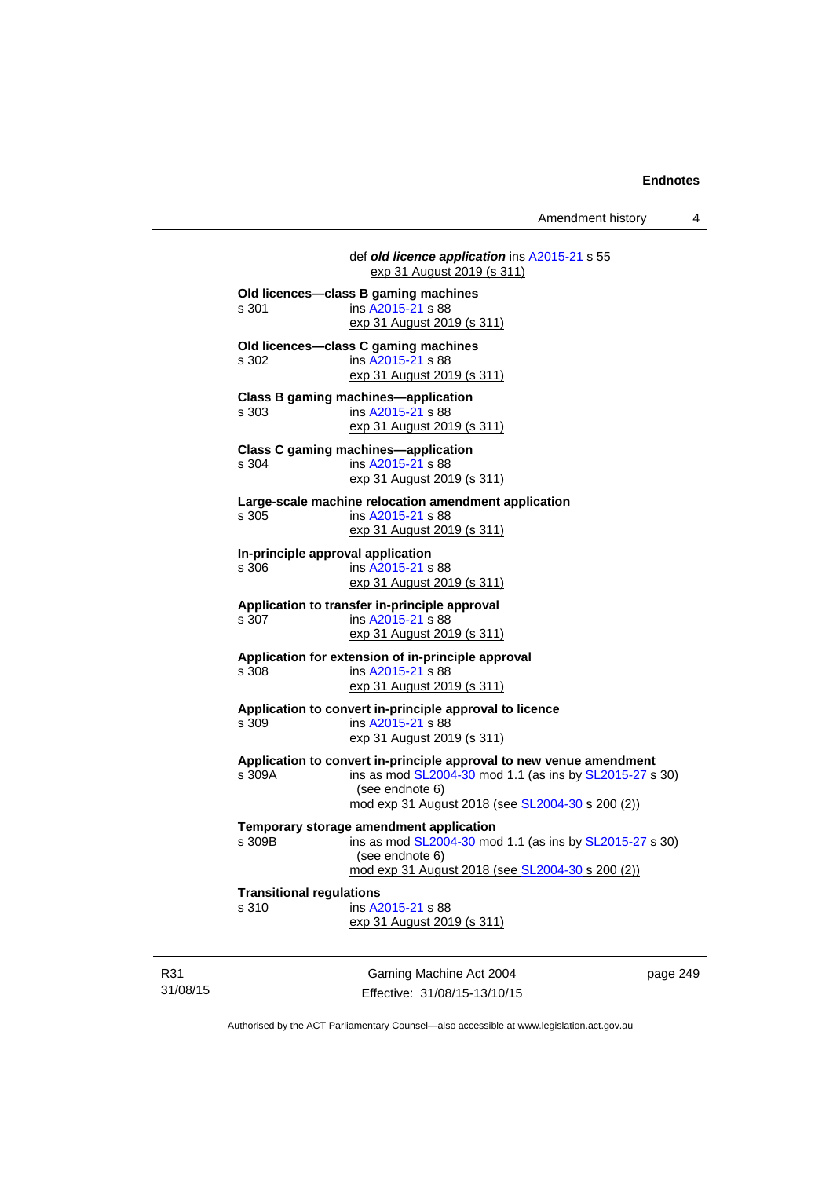def ***old licence application*** ins A2015-21 s 55
exp 31 August 2019 (s 311)

**Old licences—class B gaming machines**
s 301 ins A2015-21 s 88
exp 31 August 2019 (s 311)

**Old licences—class C gaming machines**
s 302 ins A2015-21 s 88
exp 31 August 2019 (s 311)

**Class B gaming machines—application**
s 303 ins A2015-21 s 88
exp 31 August 2019 (s 311)

**Class C gaming machines—application**
s 304 ins A2015-21 s 88
exp 31 August 2019 (s 311)

**Large-scale machine relocation amendment application**
s 305 ins A2015-21 s 88
exp 31 August 2019 (s 311)

**In-principle approval application**
s 306 ins A2015-21 s 88
exp 31 August 2019 (s 311)

**Application to transfer in-principle approval**
s 307 ins A2015-21 s 88
exp 31 August 2019 (s 311)

**Application for extension of in-principle approval**
s 308 ins A2015-21 s 88
exp 31 August 2019 (s 311)

**Application to convert in-principle approval to licence**
s 309 ins A2015-21 s 88
exp 31 August 2019 (s 311)

**Application to convert in-principle approval to new venue amendment**
s 309A ins as mod SL2004-30 mod 1.1 (as ins by SL2015-27 s 30)
(see endnote 6)
mod exp 31 August 2018 (see SL2004-30 s 200 (2))

**Temporary storage amendment application**
s 309B ins as mod SL2004-30 mod 1.1 (as ins by SL2015-27 s 30)
(see endnote 6)
mod exp 31 August 2018 (see SL2004-30 s 200 (2))

**Transitional regulations**
s 310 ins A2015-21 s 88
exp 31 August 2019 (s 311)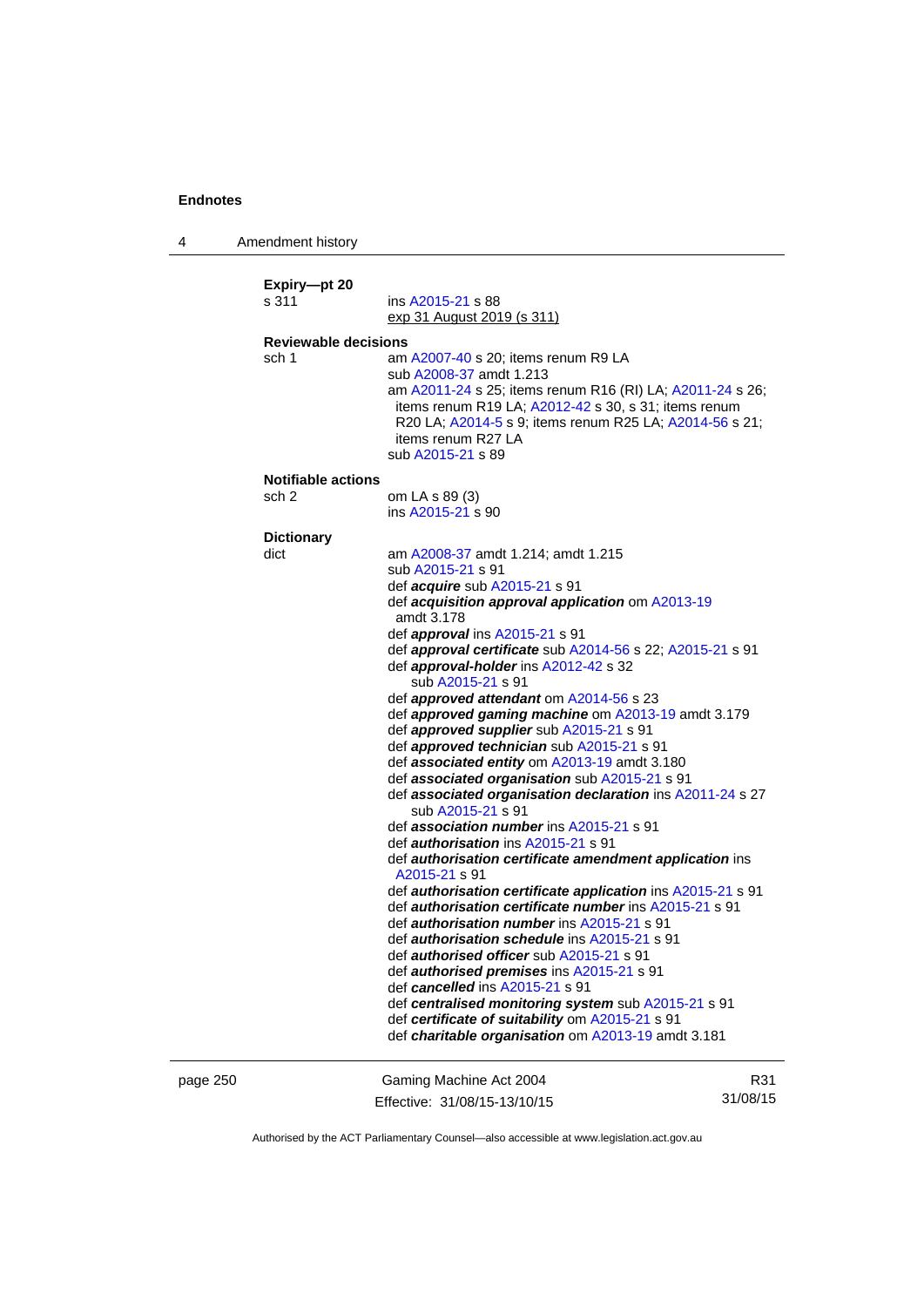**Expiry—pt 20**

s 311 ins A2015-21 s 88
exp 31 August 2019 (s 311)

**Reviewable decisions**

sch 1 am A2007-40 s 20; items renum R9 LA
sub A2008-37 amdt 1.213
am A2011-24 s 25; items renum R16 (RI) LA; A2011-24 s 26; items renum R19 LA; A2012-42 s 30, s 31; items renum R20 LA; A2014-5 s 9; items renum R25 LA; A2014-56 s 21; items renum R27 LA
sub A2015-21 s 89

**Notifiable actions**

sch 2 om LA s 89 (3)
ins A2015-21 s 90

**Dictionary**

dict am A2008-37 amdt 1.214; amdt 1.215
sub A2015-21 s 91
def ***acquire*** sub A2015-21 s 91
def ***acquisition approval application*** om A2013-19 amdt 3.178
def ***approval*** ins A2015-21 s 91
def ***approval certificate*** sub A2014-56 s 22; A2015-21 s 91
def ***approval-holder*** ins A2012-42 s 32
sub A2015-21 s 91
def ***approved attendant*** om A2014-56 s 23
def ***approved gaming machine*** om A2013-19 amdt 3.179
def ***approved supplier*** sub A2015-21 s 91
def ***approved technician*** sub A2015-21 s 91
def ***associated entity*** om A2013-19 amdt 3.180
def ***associated organisation*** sub A2015-21 s 91
def ***associated organisation declaration*** ins A2011-24 s 27
sub A2015-21 s 91
def ***association number*** ins A2015-21 s 91
def ***authorisation*** ins A2015-21 s 91
def ***authorisation certificate amendment application*** ins A2015-21 s 91
def ***authorisation certificate application*** ins A2015-21 s 91
def ***authorisation certificate number*** ins A2015-21 s 91
def ***authorisation number*** ins A2015-21 s 91
def ***authorisation schedule*** ins A2015-21 s 91
def ***authorised officer*** sub A2015-21 s 91
def ***authorised premises*** ins A2015-21 s 91
def ***cancelled*** ins A2015-21 s 91
def ***centralised monitoring system*** sub A2015-21 s 91
def ***certificate of suitability*** om A2015-21 s 91
def ***charitable organisation*** om A2013-19 amdt 3.181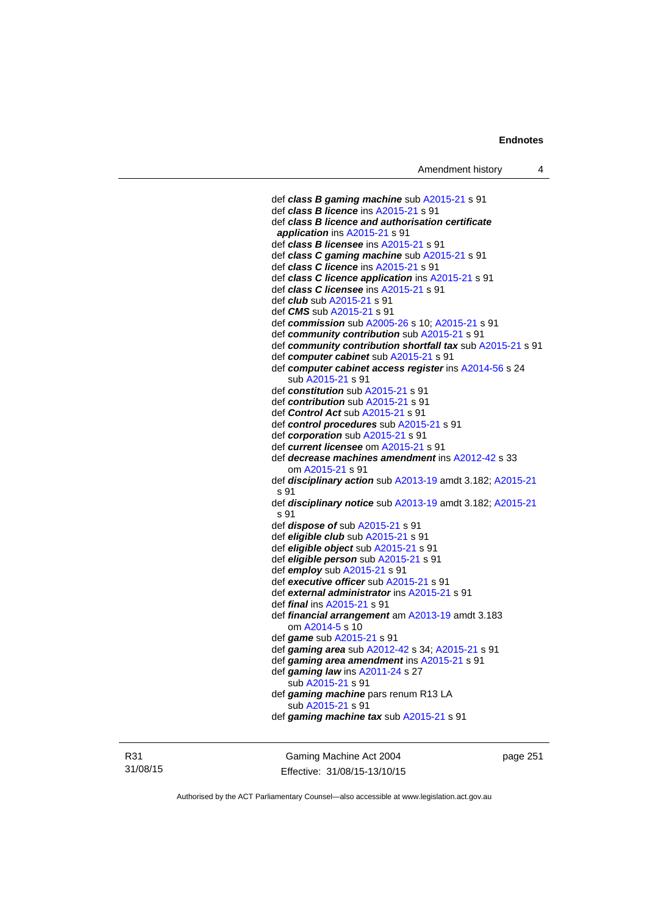def ***class B gaming machine*** sub A2015-21 s 91
def ***class B licence*** ins A2015-21 s 91
def ***class B licence and authorisation certificate application*** ins A2015-21 s 91
def ***class B licensee*** ins A2015-21 s 91
def ***class C gaming machine*** sub A2015-21 s 91
def ***class C licence*** ins A2015-21 s 91
def ***class C licence application*** ins A2015-21 s 91
def ***class C licensee*** ins A2015-21 s 91
def ***club*** sub A2015-21 s 91
def ***CMS*** sub A2015-21 s 91
def ***commission*** sub A2005-26 s 10; A2015-21 s 91
def ***community contribution*** sub A2015-21 s 91
def ***community contribution shortfall tax*** sub A2015-21 s 91
def ***computer cabinet*** sub A2015-21 s 91
def ***computer cabinet access register*** ins A2014-56 s 24
sub A2015-21 s 91
def ***constitution*** sub A2015-21 s 91
def ***contribution*** sub A2015-21 s 91
def ***Control Act*** sub A2015-21 s 91
def ***control procedures*** sub A2015-21 s 91
def ***corporation*** sub A2015-21 s 91
def ***current licensee*** om A2015-21 s 91
def ***decrease machines amendment*** ins A2012-42 s 33
om A2015-21 s 91
def ***disciplinary action*** sub A2013-19 amdt 3.182; A2015-21 s 91
def ***disciplinary notice*** sub A2013-19 amdt 3.182; A2015-21 s 91
def ***dispose of*** sub A2015-21 s 91
def ***eligible club*** sub A2015-21 s 91
def ***eligible object*** sub A2015-21 s 91
def ***eligible person*** sub A2015-21 s 91
def ***employ*** sub A2015-21 s 91
def ***executive officer*** sub A2015-21 s 91
def ***external administrator*** ins A2015-21 s 91
def ***final*** ins A2015-21 s 91
def ***financial arrangement*** am A2013-19 amdt 3.183
om A2014-5 s 10
def ***game*** sub A2015-21 s 91
def ***gaming area*** sub A2012-42 s 34; A2015-21 s 91
def ***gaming area amendment*** ins A2015-21 s 91
def ***gaming law*** ins A2011-24 s 27
sub A2015-21 s 91
def ***gaming machine*** pars renum R13 LA
sub A2015-21 s 91
def ***gaming machine tax*** sub A2015-21 s 91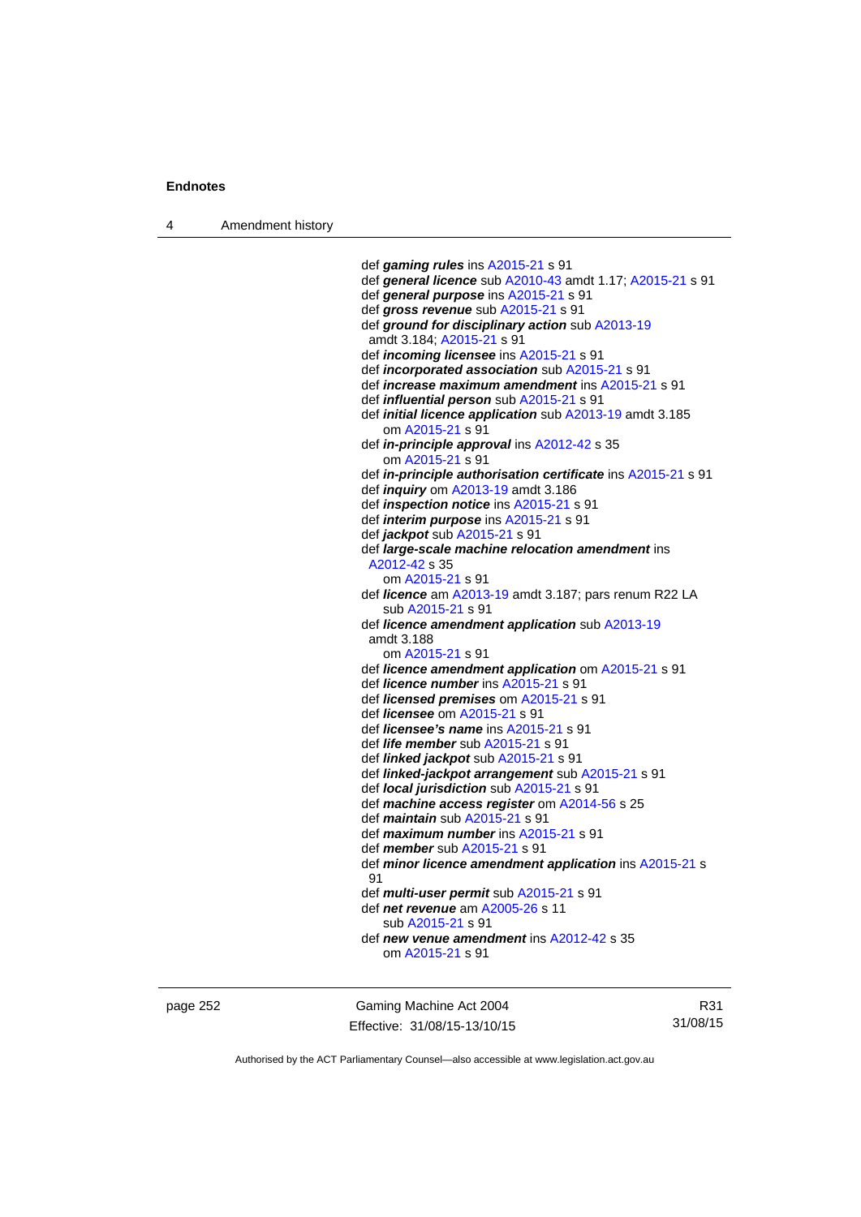def ***gaming rules*** ins A2015-21 s 91
def ***general licence*** sub A2010-43 amdt 1.17; A2015-21 s 91
def ***general purpose*** ins A2015-21 s 91
def ***gross revenue*** sub A2015-21 s 91
def ***ground for disciplinary action*** sub A2013-19 amdt 3.184; A2015-21 s 91
def ***incoming licensee*** ins A2015-21 s 91
def ***incorporated association*** sub A2015-21 s 91
def ***increase maximum amendment*** ins A2015-21 s 91
def ***influential person*** sub A2015-21 s 91
def ***initial licence application*** sub A2013-19 amdt 3.185
om A2015-21 s 91
def ***in-principle approval*** ins A2012-42 s 35
om A2015-21 s 91
def ***in-principle authorisation certificate*** ins A2015-21 s 91
def ***inquiry*** om A2013-19 amdt 3.186
def ***inspection notice*** ins A2015-21 s 91
def ***interim purpose*** ins A2015-21 s 91
def ***jackpot*** sub A2015-21 s 91
def ***large-scale machine relocation amendment*** ins A2012-42 s 35
om A2015-21 s 91
def ***licence*** am A2013-19 amdt 3.187; pars renum R22 LA
sub A2015-21 s 91
def ***licence amendment application*** sub A2013-19 amdt 3.188
om A2015-21 s 91
def ***licence amendment application*** om A2015-21 s 91
def ***licence number*** ins A2015-21 s 91
def ***licensed premises*** om A2015-21 s 91
def ***licensee*** om A2015-21 s 91
def ***licensee's name*** ins A2015-21 s 91
def ***life member*** sub A2015-21 s 91
def ***linked jackpot*** sub A2015-21 s 91
def ***linked-jackpot arrangement*** sub A2015-21 s 91
def ***local jurisdiction*** sub A2015-21 s 91
def ***machine access register*** om A2014-56 s 25
def ***maintain*** sub A2015-21 s 91
def ***maximum number*** ins A2015-21 s 91
def ***member*** sub A2015-21 s 91
def ***minor licence amendment application*** ins A2015-21 s 91
def ***multi-user permit*** sub A2015-21 s 91
def ***net revenue*** am A2005-26 s 11
sub A2015-21 s 91
def ***new venue amendment*** ins A2012-42 s 35
om A2015-21 s 91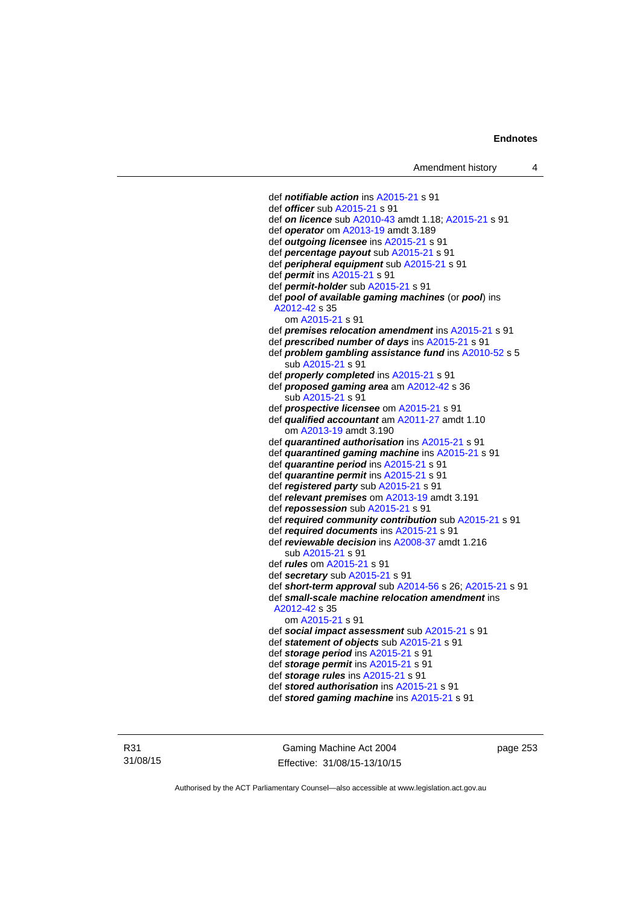def ***notifiable action*** ins A2015-21 s 91
def ***officer*** sub A2015-21 s 91
def ***on licence*** sub A2010-43 amdt 1.18; A2015-21 s 91
def ***operator*** om A2013-19 amdt 3.189
def ***outgoing licensee*** ins A2015-21 s 91
def ***percentage payout*** sub A2015-21 s 91
def ***peripheral equipment*** sub A2015-21 s 91
def ***permit*** ins A2015-21 s 91
def ***permit-holder*** sub A2015-21 s 91
def ***pool of available gaming machines*** (or ***pool***) ins A2012-42 s 35
om A2015-21 s 91
def ***premises relocation amendment*** ins A2015-21 s 91
def ***prescribed number of days*** ins A2015-21 s 91
def ***problem gambling assistance fund*** ins A2010-52 s 5
sub A2015-21 s 91
def ***properly completed*** ins A2015-21 s 91
def ***proposed gaming area*** am A2012-42 s 36
sub A2015-21 s 91
def ***prospective licensee*** om A2015-21 s 91
def ***qualified accountant*** am A2011-27 amdt 1.10
om A2013-19 amdt 3.190
def ***quarantined authorisation*** ins A2015-21 s 91
def ***quarantined gaming machine*** ins A2015-21 s 91
def ***quarantine period*** ins A2015-21 s 91
def ***quarantine permit*** ins A2015-21 s 91
def ***registered party*** sub A2015-21 s 91
def ***relevant premises*** om A2013-19 amdt 3.191
def ***repossession*** sub A2015-21 s 91
def ***required community contribution*** sub A2015-21 s 91
def ***required documents*** ins A2015-21 s 91
def ***reviewable decision*** ins A2008-37 amdt 1.216
sub A2015-21 s 91
def ***rules*** om A2015-21 s 91
def ***secretary*** sub A2015-21 s 91
def ***short-term approval*** sub A2014-56 s 26; A2015-21 s 91
def ***small-scale machine relocation amendment*** ins A2012-42 s 35
om A2015-21 s 91
def ***social impact assessment*** sub A2015-21 s 91
def ***statement of objects*** sub A2015-21 s 91
def ***storage period*** ins A2015-21 s 91
def ***storage permit*** ins A2015-21 s 91
def ***storage rules*** ins A2015-21 s 91
def ***stored authorisation*** ins A2015-21 s 91
def ***stored gaming machine*** ins A2015-21 s 91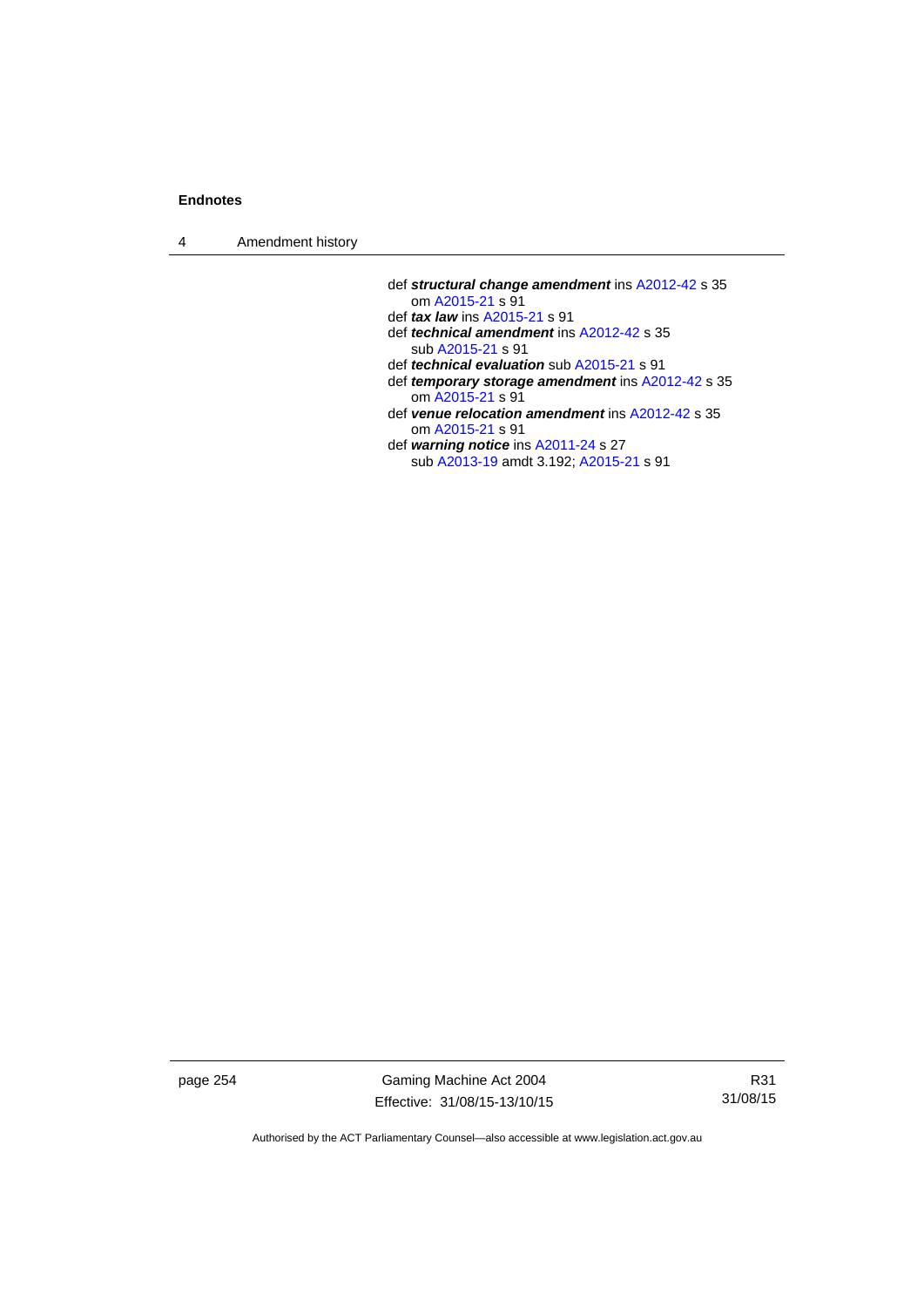def ***structural change amendment*** ins A2012-42 s 35
om A2015-21 s 91

def ***tax law*** ins A2015-21 s 91

def ***technical amendment*** ins A2012-42 s 35
sub A2015-21 s 91

def ***technical evaluation*** sub A2015-21 s 91

def ***temporary storage amendment*** ins A2012-42 s 35
om A2015-21 s 91

def ***venue relocation amendment*** ins A2012-42 s 35
om A2015-21 s 91

def ***warning notice*** ins A2011-24 s 27
sub A2013-19 amdt 3.192; A2015-21 s 91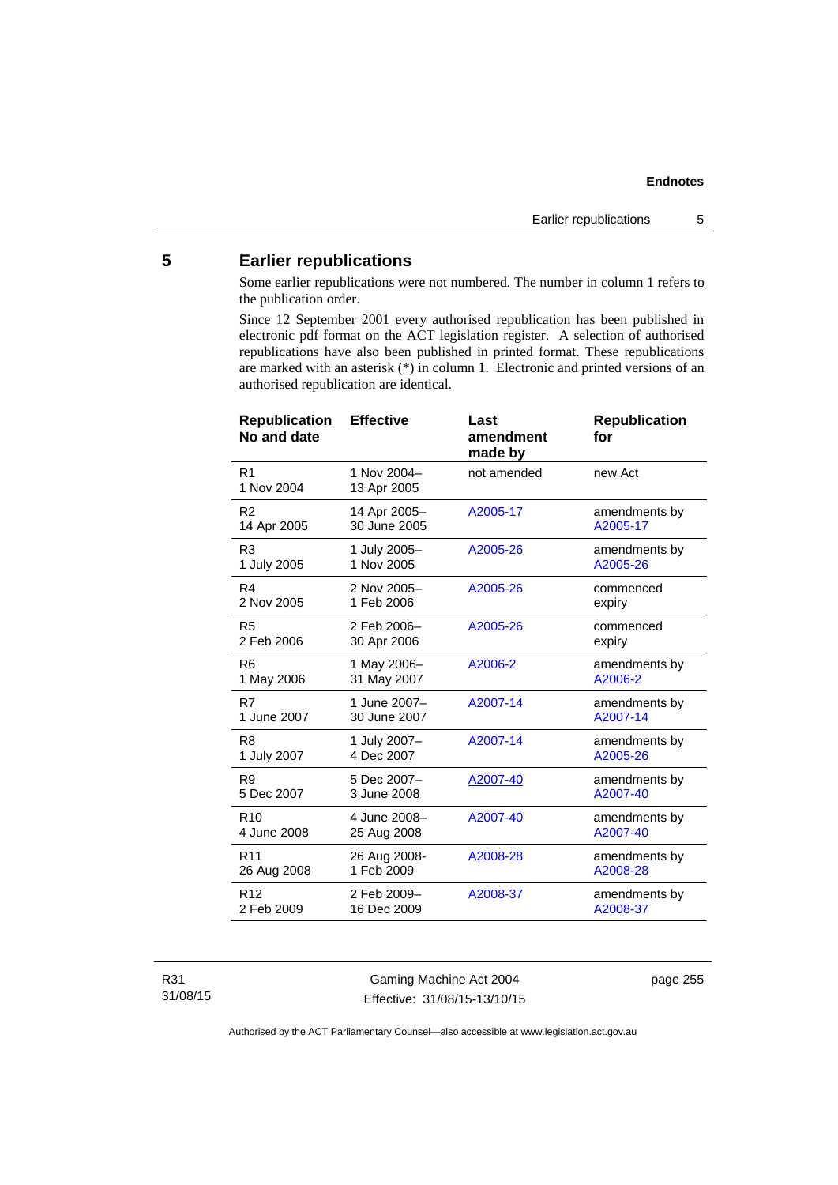## 5 Earlier republications

Some earlier republications were not numbered. The number in column 1 refers to the publication order.

Since 12 September 2001 every authorised republication has been published in electronic pdf format on the ACT legislation register. A selection of authorised republications have also been published in printed format. These republications are marked with an asterisk (*) in column 1. Electronic and printed versions of an authorised republication are identical.

| Republication No and date | Effective | Last amendment made by | Republication for |
|---|---|---|---|
| R1<br>1 Nov 2004 | 1 Nov 2004–<br>13 Apr 2005 | not amended | new Act |
| R2<br>14 Apr 2005 | 14 Apr 2005–<br>30 June 2005 | A2005-17 | amendments by A2005-17 |
| R3<br>1 July 2005 | 1 July 2005–<br>1 Nov 2005 | A2005-26 | amendments by A2005-26 |
| R4<br>2 Nov 2005 | 2 Nov 2005–<br>1 Feb 2006 | A2005-26 | commenced expiry |
| R5<br>2 Feb 2006 | 2 Feb 2006–<br>30 Apr 2006 | A2005-26 | commenced expiry |
| R6<br>1 May 2006 | 1 May 2006–<br>31 May 2007 | A2006-2 | amendments by A2006-2 |
| R7<br>1 June 2007 | 1 June 2007–<br>30 June 2007 | A2007-14 | amendments by A2007-14 |
| R8<br>1 July 2007 | 1 July 2007–<br>4 Dec 2007 | A2007-14 | amendments by A2005-26 |
| R9<br>5 Dec 2007 | 5 Dec 2007–<br>3 June 2008 | A2007-40 | amendments by A2007-40 |
| R10<br>4 June 2008 | 4 June 2008–<br>25 Aug 2008 | A2007-40 | amendments by A2007-40 |
| R11<br>26 Aug 2008 | 26 Aug 2008-<br>1 Feb 2009 | A2008-28 | amendments by A2008-28 |
| R12<br>2 Feb 2009 | 2 Feb 2009–<br>16 Dec 2009 | A2008-37 | amendments by A2008-37 |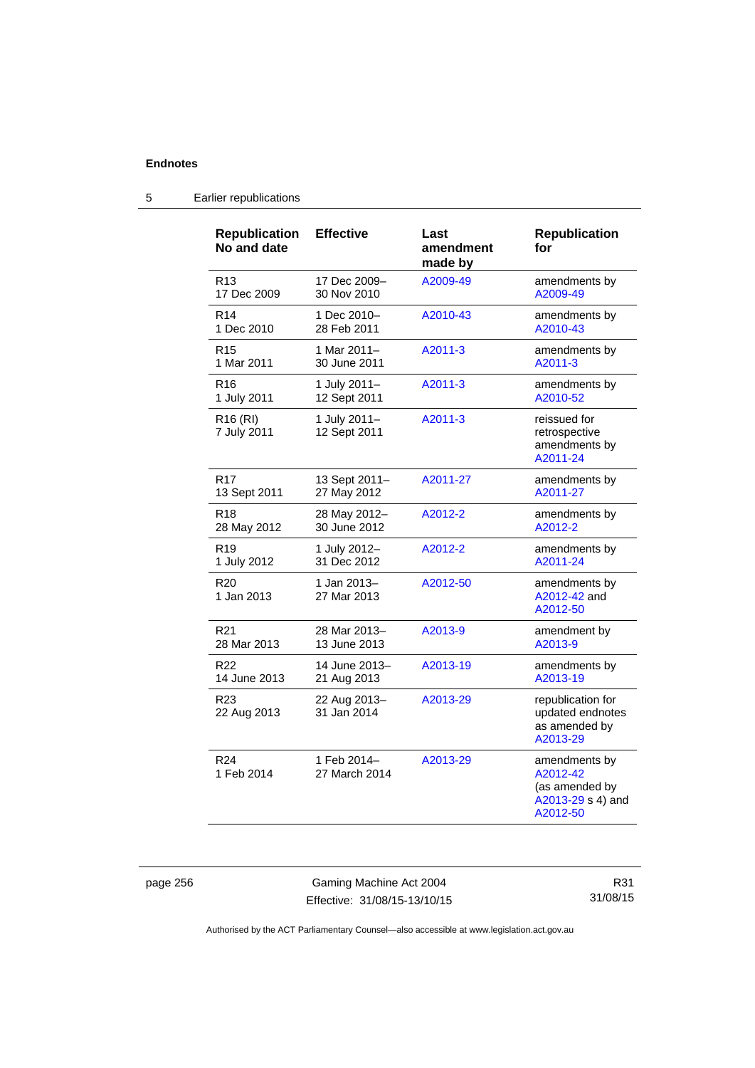## 5 Earlier republications

| Republication No and date | Effective | Last amendment made by | Republication for |
|---|---|---|---|
| R13 17 Dec 2009 | 17 Dec 2009–30 Nov 2010 | A2009-49 | amendments by A2009-49 |
| R14 1 Dec 2010 | 1 Dec 2010–28 Feb 2011 | A2010-43 | amendments by A2010-43 |
| R15 1 Mar 2011 | 1 Mar 2011–30 June 2011 | A2011-3 | amendments by A2011-3 |
| R16 1 July 2011 | 1 July 2011–12 Sept 2011 | A2011-3 | amendments by A2010-52 |
| R16 (RI) 7 July 2011 | 1 July 2011–12 Sept 2011 | A2011-3 | reissued for retrospective amendments by A2011-24 |
| R17 13 Sept 2011 | 13 Sept 2011–27 May 2012 | A2011-27 | amendments by A2011-27 |
| R18 28 May 2012 | 28 May 2012–30 June 2012 | A2012-2 | amendments by A2012-2 |
| R19 1 July 2012 | 1 July 2012–31 Dec 2012 | A2012-2 | amendments by A2011-24 |
| R20 1 Jan 2013 | 1 Jan 2013–27 Mar 2013 | A2012-50 | amendments by A2012-42 and A2012-50 |
| R21 28 Mar 2013 | 28 Mar 2013–13 June 2013 | A2013-9 | amendment by A2013-9 |
| R22 14 June 2013 | 14 June 2013–21 Aug 2013 | A2013-19 | amendments by A2013-19 |
| R23 22 Aug 2013 | 22 Aug 2013–31 Jan 2014 | A2013-29 | republication for updated endnotes as amended by A2013-29 |
| R24 1 Feb 2014 | 1 Feb 2014–27 March 2014 | A2013-29 | amendments by A2012-42 (as amended by A2013-29 s 4) and A2012-50 |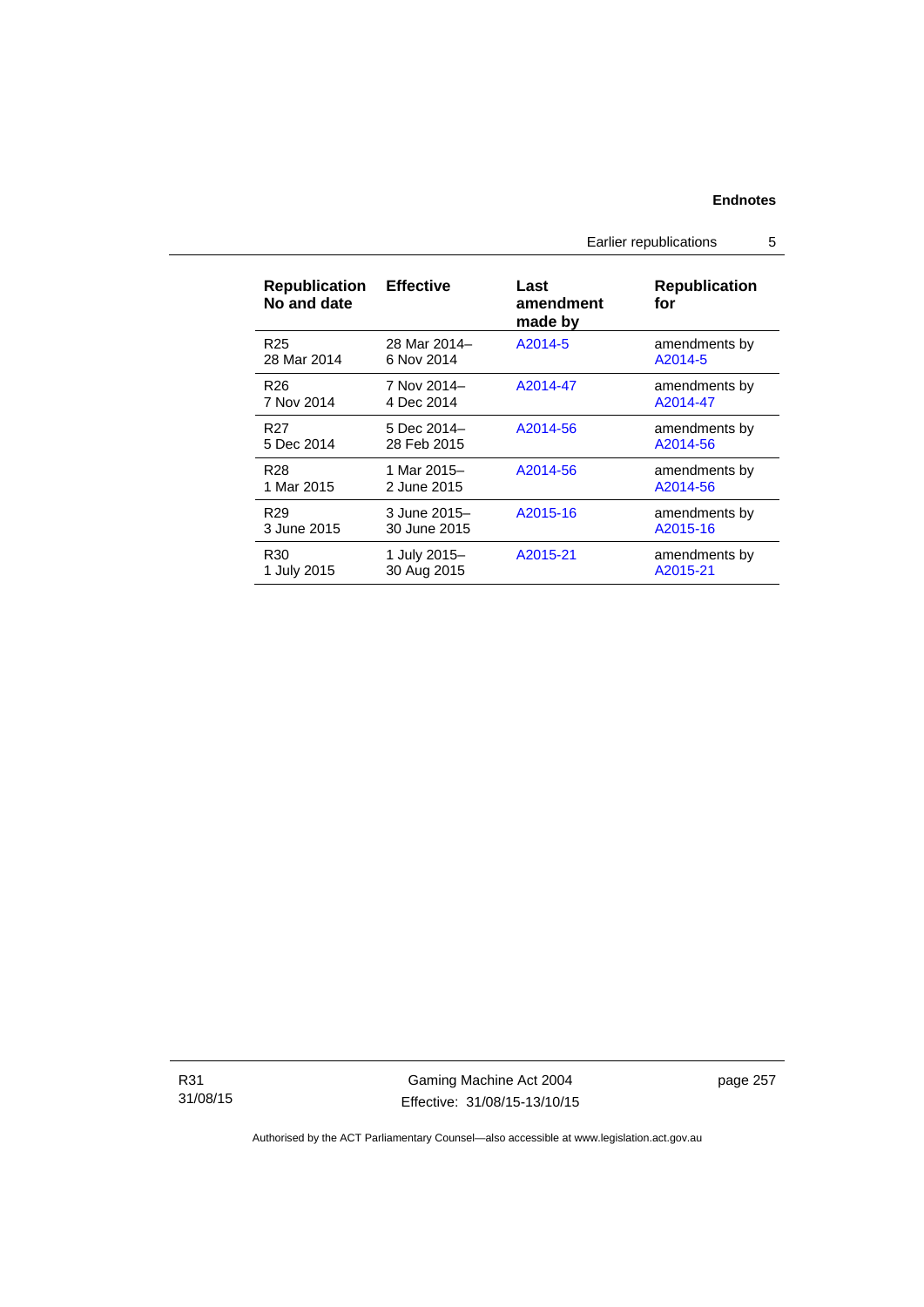| Republication No and date | Effective | Last amendment made by | Republication for |
|---|---|---|---|
| R25 28 Mar 2014 | 28 Mar 2014– 6 Nov 2014 | A2014-5 | amendments by A2014-5 |
| R26 7 Nov 2014 | 7 Nov 2014– 4 Dec 2014 | A2014-47 | amendments by A2014-47 |
| R27 5 Dec 2014 | 5 Dec 2014– 28 Feb 2015 | A2014-56 | amendments by A2014-56 |
| R28 1 Mar 2015 | 1 Mar 2015– 2 June 2015 | A2014-56 | amendments by A2014-56 |
| R29 3 June 2015 | 3 June 2015– 30 June 2015 | A2015-16 | amendments by A2015-16 |
| R30 1 July 2015 | 1 July 2015– 30 Aug 2015 | A2015-21 | amendments by A2015-21 |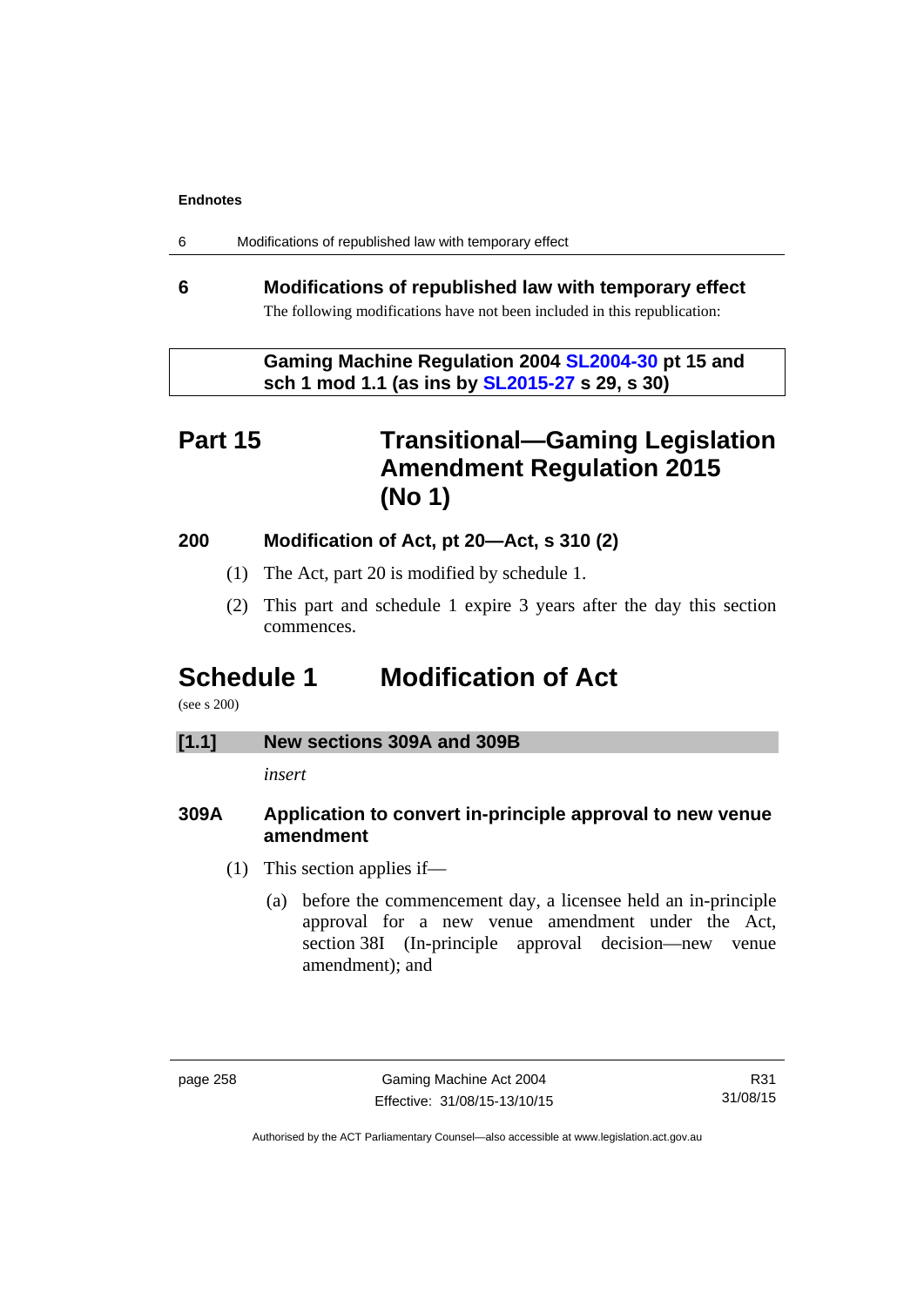## 6 Modifications of republished law with temporary effect

The following modifications have not been included in this republication:

**Gaming Machine Regulation 2004 SL2004-30 pt 15 and sch 1 mod 1.1 (as ins by SL2015-27 s 29, s 30)**

# Part 15 Transitional—Gaming Legislation Amendment Regulation 2015 (No 1)

### 200 Modification of Act, pt 20—Act, s 310 (2)

(1) The Act, part 20 is modified by schedule 1.

(2) This part and schedule 1 expire 3 years after the day this section commences.

# Schedule 1 Modification of Act

(see s 200)

**[1.1] New sections 309A and 309B**

*insert*

### 309A Application to convert in-principle approval to new venue amendment

(1) This section applies if—

(a) before the commencement day, a licensee held an in-principle approval for a new venue amendment under the Act, section 38I (In-principle approval decision—new venue amendment); and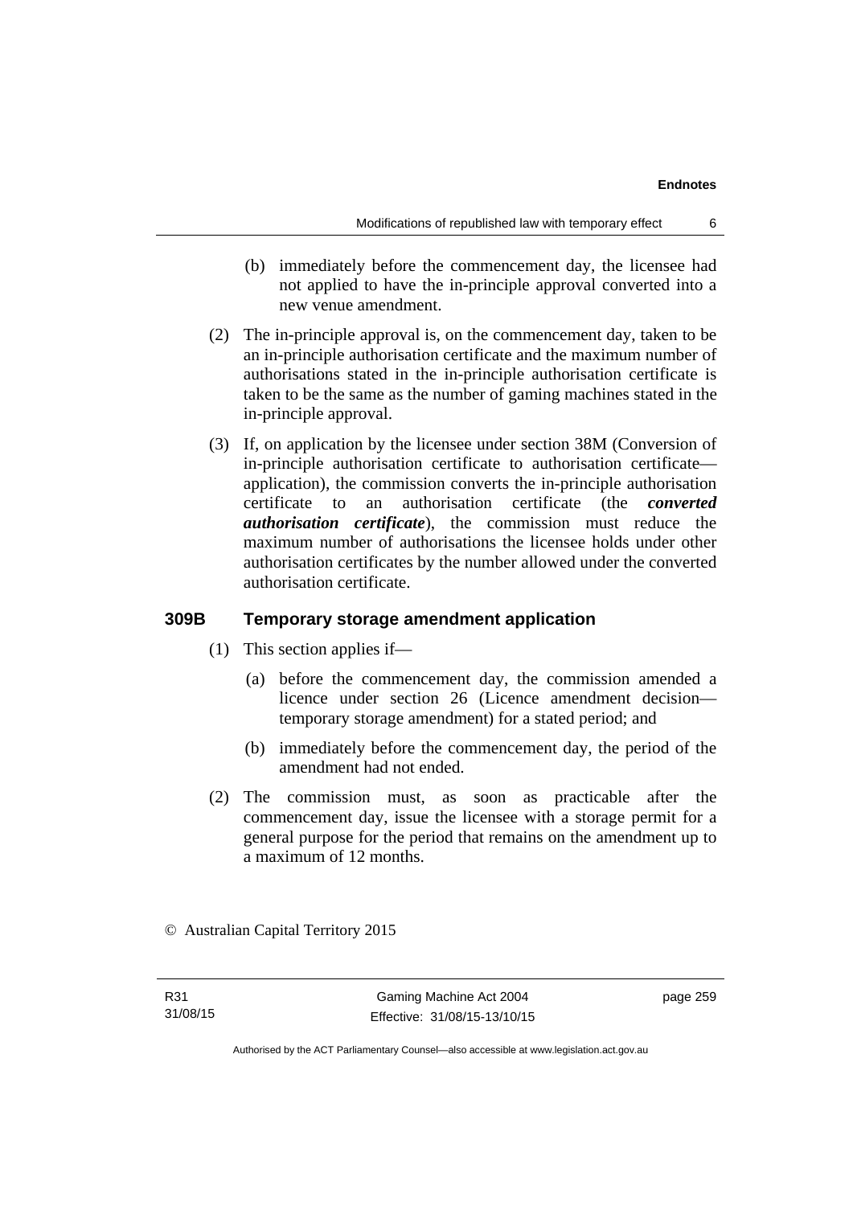(b) immediately before the commencement day, the licensee had not applied to have the in-principle approval converted into a new venue amendment.

(2) The in-principle approval is, on the commencement day, taken to be an in-principle authorisation certificate and the maximum number of authorisations stated in the in-principle authorisation certificate is taken to be the same as the number of gaming machines stated in the in-principle approval.

(3) If, on application by the licensee under section 38M (Conversion of in-principle authorisation certificate to authorisation certificate—application), the commission converts the in-principle authorisation certificate to an authorisation certificate (the ***converted authorisation certificate***), the commission must reduce the maximum number of authorisations the licensee holds under other authorisation certificates by the number allowed under the converted authorisation certificate.

### 309B Temporary storage amendment application

(1) This section applies if—

(a) before the commencement day, the commission amended a licence under section 26 (Licence amendment decision—temporary storage amendment) for a stated period; and

(b) immediately before the commencement day, the period of the amendment had not ended.

(2) The commission must, as soon as practicable after the commencement day, issue the licensee with a storage permit for a general purpose for the period that remains on the amendment up to a maximum of 12 months.

© Australian Capital Territory 2015